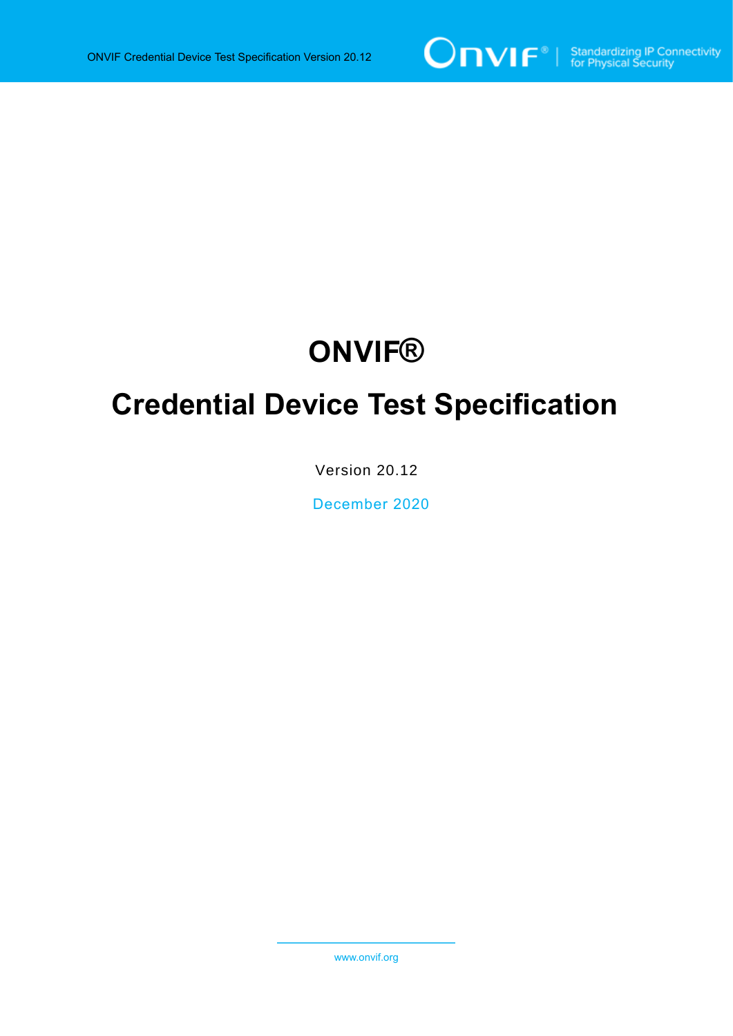# ONVIF®

# Credential Device Test Specification

Version 20.12

December 2020

www.onvif.org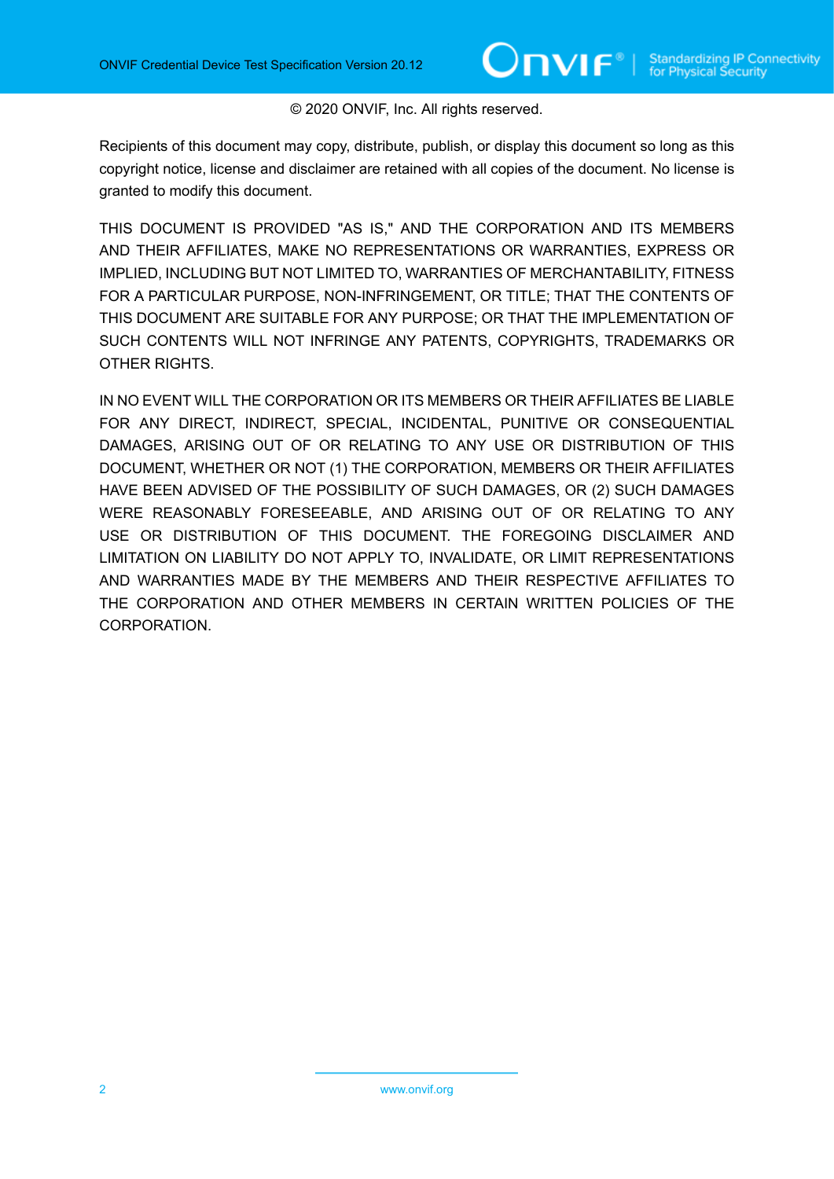© 2020 ONVIF, Inc. All rights reserved.

Recipients of this document may copy, distribute, publish, or display this document so long as this copyright notice, license and disclaimer are retained with all copies of the document. No license is granted to modify this document.

THIS DOCUMENT IS PROVIDED "AS IS," AND THE CORPORATION AND ITS MEMBERS AND THEIR AFFILIATES, MAKE NO REPRESENTATIONS OR WARRANTIES, EXPRESS OR IMPLIED, INCLUDING BUT NOT LIMITED TO, WARRANTIES OF MERCHANTABILITY, FITNESS FOR A PARTICULAR PURPOSE, NON-INFRINGEMENT, OR TITLE; THAT THE CONTENTS OF THIS DOCUMENT ARE SUITABLE FOR ANY PURPOSE; OR THAT THE IMPLEMENTATION OF SUCH CONTENTS WILL NOT INFRINGE ANY PATENTS, COPYRIGHTS, TRADEMARKS OR OTHER RIGHTS.

IN NO EVENT WILL THE CORPORATION OR ITS MEMBERS OR THEIR AFFILIATES BE LIABLE FOR ANY DIRECT, INDIRECT, SPECIAL, INCIDENTAL, PUNITIVE OR CONSEQUENTIAL DAMAGES, ARISING OUT OF OR RELATING TO ANY USE OR DISTRIBUTION OF THIS DOCUMENT, WHETHER OR NOT (1) THE CORPORATION, MEMBERS OR THEIR AFFILIATES HAVE BEEN ADVISED OF THE POSSIBILITY OF SUCH DAMAGES, OR (2) SUCH DAMAGES WERE REASONABLY FORESEEABLE, AND ARISING OUT OF OR RELATING TO ANY USE OR DISTRIBUTION OF THIS DOCUMENT. THE FOREGOING DISCLAIMER AND LIMITATION ON LIABILITY DO NOT APPLY TO, INVALIDATE, OR LIMIT REPRESENTATIONS AND WARRANTIES MADE BY THE MEMBERS AND THEIR RESPECTIVE AFFILIATES TO THE CORPORATION AND OTHER MEMBERS IN CERTAIN WRITTEN POLICIES OF THE CORPORATION.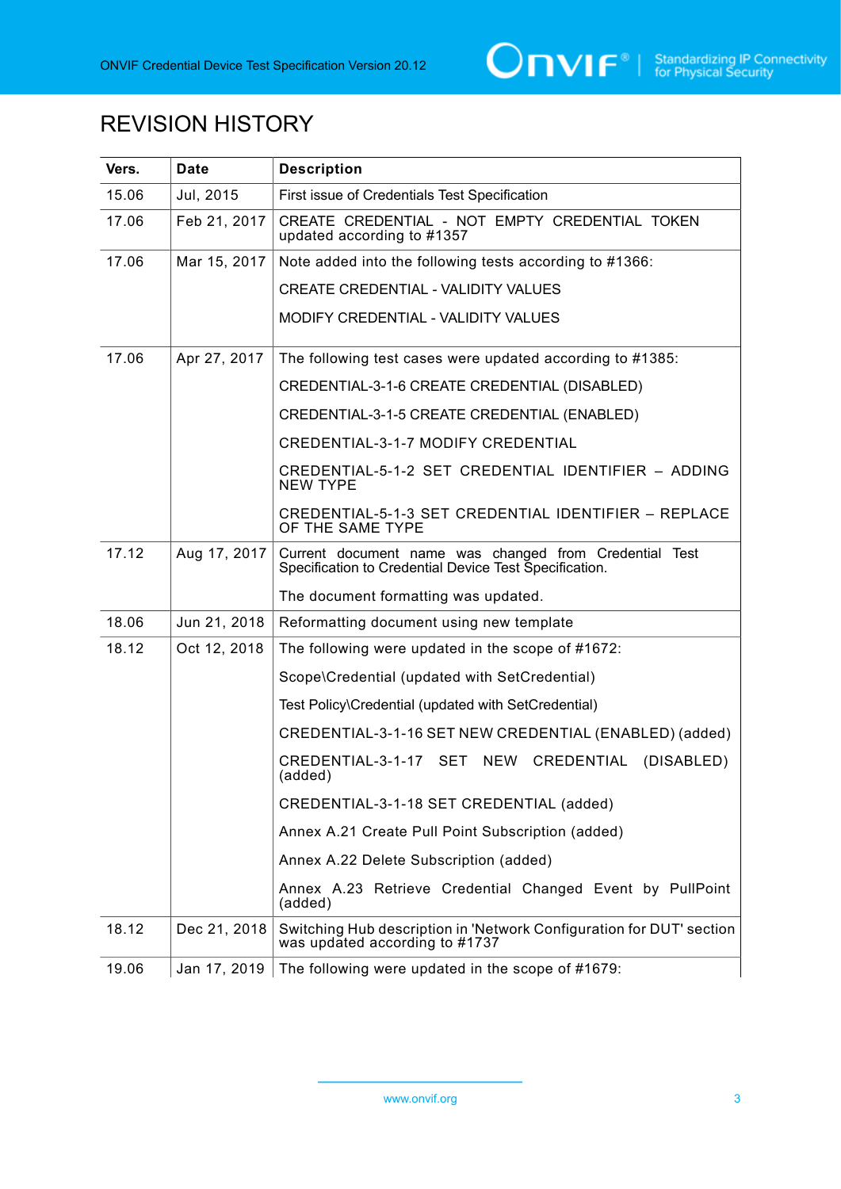# REVISION HISTORY

| Vers. | Date | Description |
|---|---|---|
| 15.06 | Jul, 2015 | First issue of Credentials Test Specification |
| 17.06 | Feb 21, 2017 | CREATE CREDENTIAL - NOT EMPTY CREDENTIAL TOKEN updated according to #1357 |
| 17.06 | Mar 15, 2017 | Note added into the following tests according to #1366:<br><br>CREATE CREDENTIAL - VALIDITY VALUES<br><br>MODIFY CREDENTIAL - VALIDITY VALUES |
| 17.06 | Apr 27, 2017 | The following test cases were updated according to #1385:<br><br>CREDENTIAL-3-1-6 CREATE CREDENTIAL (DISABLED)<br><br>CREDENTIAL-3-1-5 CREATE CREDENTIAL (ENABLED)<br><br>CREDENTIAL-3-1-7 MODIFY CREDENTIAL<br><br>CREDENTIAL-5-1-2 SET CREDENTIAL IDENTIFIER – ADDING NEW TYPE<br><br>CREDENTIAL-5-1-3 SET CREDENTIAL IDENTIFIER – REPLACE OF THE SAME TYPE |
| 17.12 | Aug 17, 2017 | Current document name was changed from Credential Test Specification to Credential Device Test Specification.<br><br>The document formatting was updated. |
| 18.06 | Jun 21, 2018 | Reformatting document using new template |
| 18.12 | Oct 12, 2018 | The following were updated in the scope of #1672:<br><br>Scope\Credential (updated with SetCredential)<br><br>Test Policy\Credential (updated with SetCredential)<br><br>CREDENTIAL-3-1-16 SET NEW CREDENTIAL (ENABLED) (added)<br><br>CREDENTIAL-3-1-17 SET NEW CREDENTIAL (DISABLED) (added)<br><br>CREDENTIAL-3-1-18 SET CREDENTIAL (added)<br><br>Annex A.21 Create Pull Point Subscription (added)<br><br>Annex A.22 Delete Subscription (added)<br><br>Annex A.23 Retrieve Credential Changed Event by PullPoint (added) |
| 18.12 | Dec 21, 2018 | Switching Hub description in 'Network Configuration for DUT' section was updated according to #1737 |
| 19.06 | Jan 17, 2019 | The following were updated in the scope of #1679: |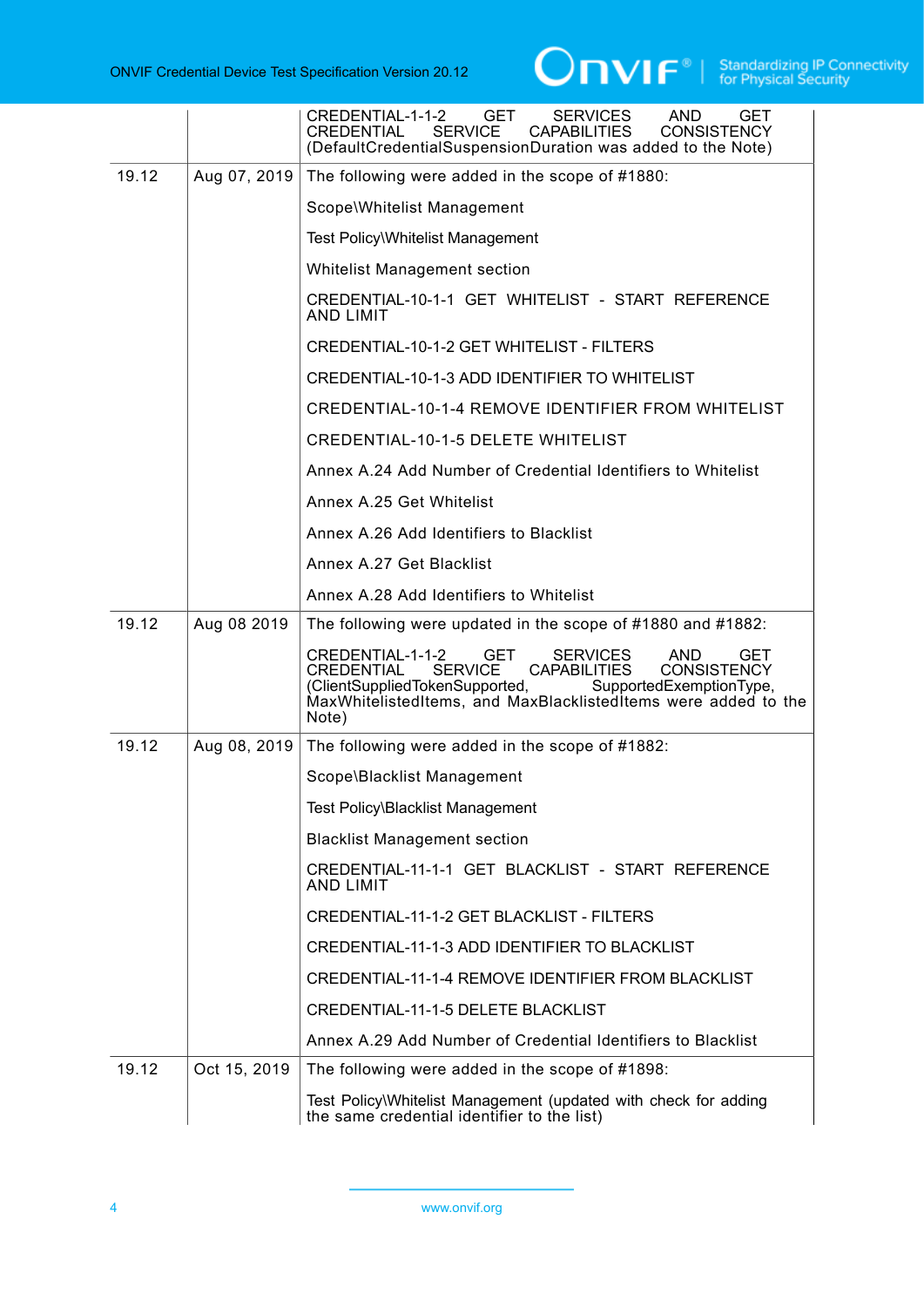| | | |
|---|---|---|
| | | CREDENTIAL-1-1-2 GET SERVICES AND GET CREDENTIAL SERVICE CAPABILITIES CONSISTENCY (DefaultCredentialSuspensionDuration was added to the Note) |
| 19.12 | Aug 07, 2019 | The following were added in the scope of #1880:<br><br>Scope\Whitelist Management<br><br>Test Policy\Whitelist Management<br><br>Whitelist Management section<br><br>CREDENTIAL-10-1-1 GET WHITELIST - START REFERENCE AND LIMIT<br><br>CREDENTIAL-10-1-2 GET WHITELIST - FILTERS<br><br>CREDENTIAL-10-1-3 ADD IDENTIFIER TO WHITELIST<br><br>CREDENTIAL-10-1-4 REMOVE IDENTIFIER FROM WHITELIST<br><br>CREDENTIAL-10-1-5 DELETE WHITELIST<br><br>Annex A.24 Add Number of Credential Identifiers to Whitelist<br><br>Annex A.25 Get Whitelist<br><br>Annex A.26 Add Identifiers to Blacklist<br><br>Annex A.27 Get Blacklist<br><br>Annex A.28 Add Identifiers to Whitelist |
| 19.12 | Aug 08 2019 | The following were updated in the scope of #1880 and #1882:<br><br>CREDENTIAL-1-1-2 GET SERVICES AND GET CREDENTIAL SERVICE CAPABILITIES CONSISTENCY (ClientSuppliedTokenSupported, SupportedExemptionType, MaxWhitelistedItems, and MaxBlacklistedItems were added to the Note) |
| 19.12 | Aug 08, 2019 | The following were added in the scope of #1882:<br><br>Scope\Blacklist Management<br><br>Test Policy\Blacklist Management<br><br>Blacklist Management section<br><br>CREDENTIAL-11-1-1 GET BLACKLIST - START REFERENCE AND LIMIT<br><br>CREDENTIAL-11-1-2 GET BLACKLIST - FILTERS<br><br>CREDENTIAL-11-1-3 ADD IDENTIFIER TO BLACKLIST<br><br>CREDENTIAL-11-1-4 REMOVE IDENTIFIER FROM BLACKLIST<br><br>CREDENTIAL-11-1-5 DELETE BLACKLIST<br><br>Annex A.29 Add Number of Credential Identifiers to Blacklist |
| 19.12 | Oct 15, 2019 | The following were added in the scope of #1898:<br><br>Test Policy\Whitelist Management (updated with check for adding the same credential identifier to the list) |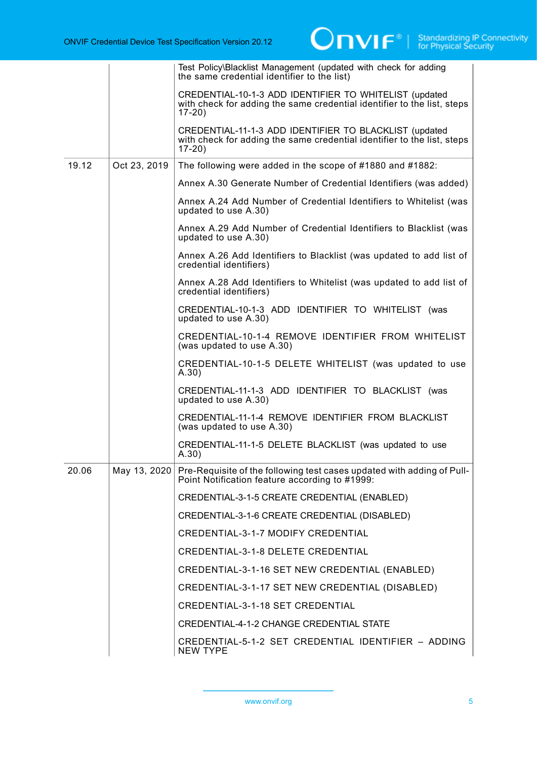| | | |
|---|---|---|
| | | Test Policy\Blacklist Management (updated with check for adding the same credential identifier to the list)<br><br>CREDENTIAL-10-1-3 ADD IDENTIFIER TO WHITELIST (updated with check for adding the same credential identifier to the list, steps 17-20)<br><br>CREDENTIAL-11-1-3 ADD IDENTIFIER TO BLACKLIST (updated with check for adding the same credential identifier to the list, steps 17-20) |
| 19.12 | Oct 23, 2019 | The following were added in the scope of #1880 and #1882:<br><br>Annex A.30 Generate Number of Credential Identifiers (was added)<br><br>Annex A.24 Add Number of Credential Identifiers to Whitelist (was updated to use A.30)<br><br>Annex A.29 Add Number of Credential Identifiers to Blacklist (was updated to use A.30)<br><br>Annex A.26 Add Identifiers to Blacklist (was updated to add list of credential identifiers)<br><br>Annex A.28 Add Identifiers to Whitelist (was updated to add list of credential identifiers)<br><br>CREDENTIAL-10-1-3 ADD IDENTIFIER TO WHITELIST (was updated to use A.30)<br><br>CREDENTIAL-10-1-4 REMOVE IDENTIFIER FROM WHITELIST (was updated to use A.30)<br><br>CREDENTIAL-10-1-5 DELETE WHITELIST (was updated to use A.30)<br><br>CREDENTIAL-11-1-3 ADD IDENTIFIER TO BLACKLIST (was updated to use A.30)<br><br>CREDENTIAL-11-1-4 REMOVE IDENTIFIER FROM BLACKLIST (was updated to use A.30)<br><br>CREDENTIAL-11-1-5 DELETE BLACKLIST (was updated to use A.30) |
| 20.06 | May 13, 2020 | Pre-Requisite of the following test cases updated with adding of Pull-Point Notification feature according to #1999:<br><br>CREDENTIAL-3-1-5 CREATE CREDENTIAL (ENABLED)<br><br>CREDENTIAL-3-1-6 CREATE CREDENTIAL (DISABLED)<br><br>CREDENTIAL-3-1-7 MODIFY CREDENTIAL<br><br>CREDENTIAL-3-1-8 DELETE CREDENTIAL<br><br>CREDENTIAL-3-1-16 SET NEW CREDENTIAL (ENABLED)<br><br>CREDENTIAL-3-1-17 SET NEW CREDENTIAL (DISABLED)<br><br>CREDENTIAL-3-1-18 SET CREDENTIAL<br><br>CREDENTIAL-4-1-2 CHANGE CREDENTIAL STATE<br><br>CREDENTIAL-5-1-2 SET CREDENTIAL IDENTIFIER – ADDING NEW TYPE |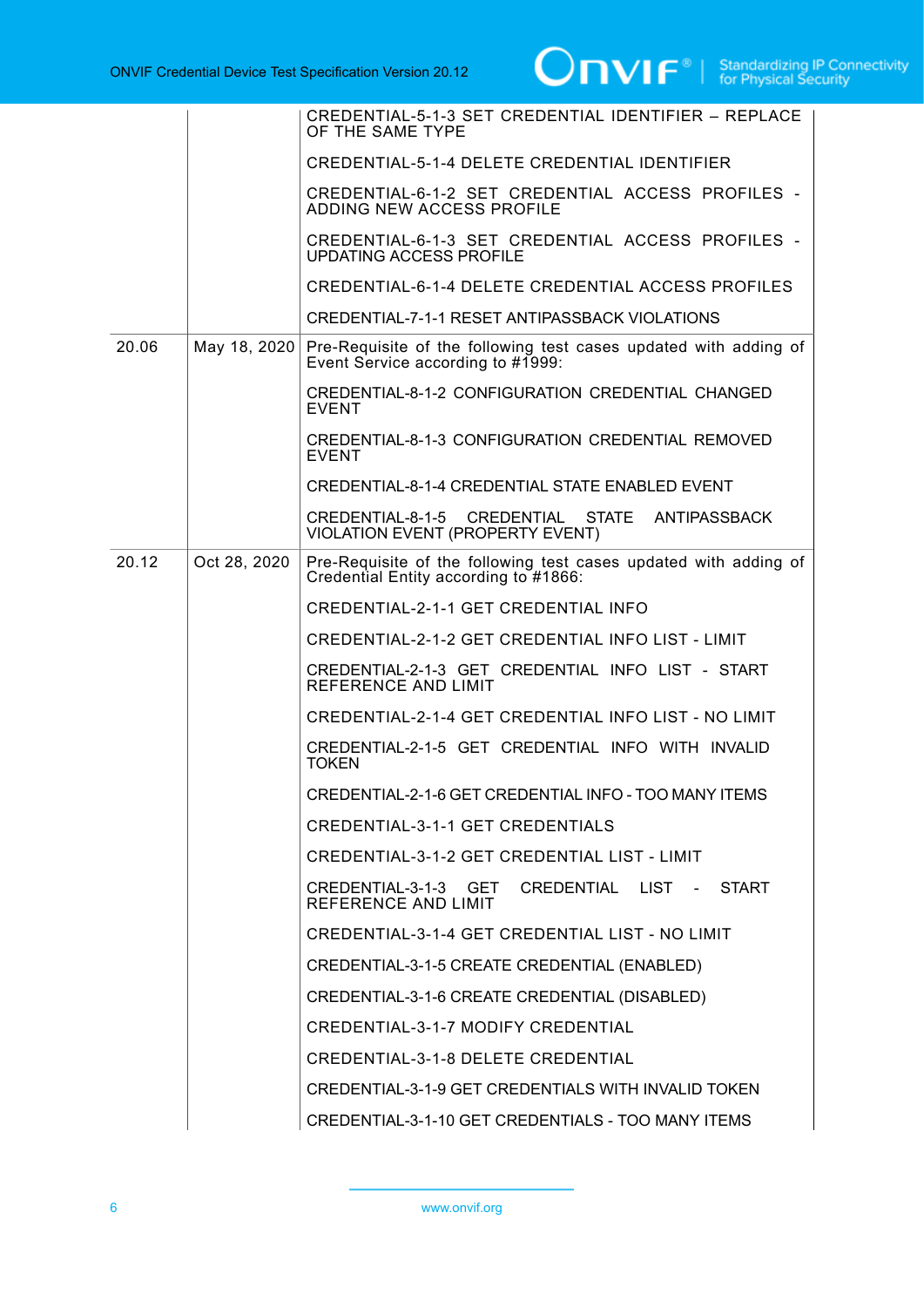| | | |
|---|---|---|
| | | CREDENTIAL-5-1-3 SET CREDENTIAL IDENTIFIER – REPLACE OF THE SAME TYPE<br><br>CREDENTIAL-5-1-4 DELETE CREDENTIAL IDENTIFIER<br><br>CREDENTIAL-6-1-2 SET CREDENTIAL ACCESS PROFILES - ADDING NEW ACCESS PROFILE<br><br>CREDENTIAL-6-1-3 SET CREDENTIAL ACCESS PROFILES - UPDATING ACCESS PROFILE<br><br>CREDENTIAL-6-1-4 DELETE CREDENTIAL ACCESS PROFILES<br><br>CREDENTIAL-7-1-1 RESET ANTIPASSBACK VIOLATIONS |
| 20.06 | May 18, 2020 | Pre-Requisite of the following test cases updated with adding of Event Service according to #1999:<br><br>CREDENTIAL-8-1-2 CONFIGURATION CREDENTIAL CHANGED EVENT<br><br>CREDENTIAL-8-1-3 CONFIGURATION CREDENTIAL REMOVED EVENT<br><br>CREDENTIAL-8-1-4 CREDENTIAL STATE ENABLED EVENT<br><br>CREDENTIAL-8-1-5 CREDENTIAL STATE ANTIPASSBACK VIOLATION EVENT (PROPERTY EVENT) |
| 20.12 | Oct 28, 2020 | Pre-Requisite of the following test cases updated with adding of Credential Entity according to #1866:<br><br>CREDENTIAL-2-1-1 GET CREDENTIAL INFO<br><br>CREDENTIAL-2-1-2 GET CREDENTIAL INFO LIST - LIMIT<br><br>CREDENTIAL-2-1-3 GET CREDENTIAL INFO LIST - START REFERENCE AND LIMIT<br><br>CREDENTIAL-2-1-4 GET CREDENTIAL INFO LIST - NO LIMIT<br><br>CREDENTIAL-2-1-5 GET CREDENTIAL INFO WITH INVALID TOKEN<br><br>CREDENTIAL-2-1-6 GET CREDENTIAL INFO - TOO MANY ITEMS<br><br>CREDENTIAL-3-1-1 GET CREDENTIALS<br><br>CREDENTIAL-3-1-2 GET CREDENTIAL LIST - LIMIT<br><br>CREDENTIAL-3-1-3 GET CREDENTIAL LIST - START REFERENCE AND LIMIT<br><br>CREDENTIAL-3-1-4 GET CREDENTIAL LIST - NO LIMIT<br><br>CREDENTIAL-3-1-5 CREATE CREDENTIAL (ENABLED)<br><br>CREDENTIAL-3-1-6 CREATE CREDENTIAL (DISABLED)<br><br>CREDENTIAL-3-1-7 MODIFY CREDENTIAL<br><br>CREDENTIAL-3-1-8 DELETE CREDENTIAL<br><br>CREDENTIAL-3-1-9 GET CREDENTIALS WITH INVALID TOKEN<br><br>CREDENTIAL-3-1-10 GET CREDENTIALS - TOO MANY ITEMS |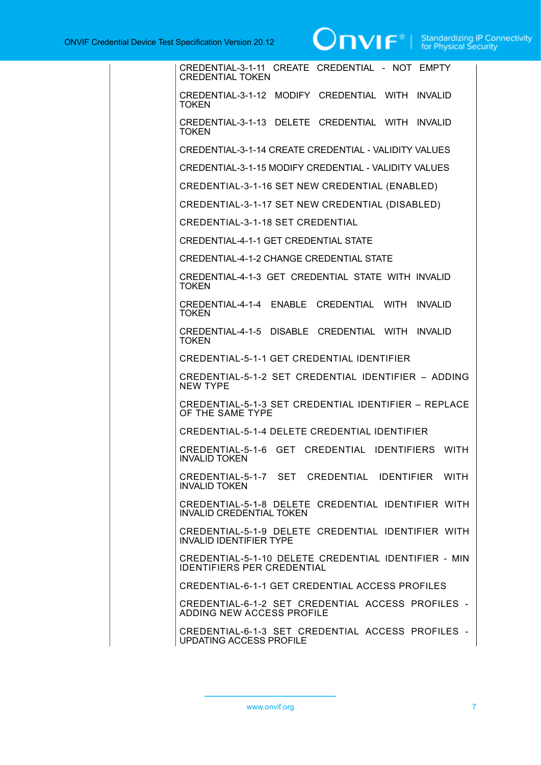CREDENTIAL-3-1-11 CREATE CREDENTIAL - NOT EMPTY CREDENTIAL TOKEN

CREDENTIAL-3-1-12 MODIFY CREDENTIAL WITH INVALID TOKEN

CREDENTIAL-3-1-13 DELETE CREDENTIAL WITH INVALID TOKEN

CREDENTIAL-3-1-14 CREATE CREDENTIAL - VALIDITY VALUES

CREDENTIAL-3-1-15 MODIFY CREDENTIAL - VALIDITY VALUES

CREDENTIAL-3-1-16 SET NEW CREDENTIAL (ENABLED)

CREDENTIAL-3-1-17 SET NEW CREDENTIAL (DISABLED)

CREDENTIAL-3-1-18 SET CREDENTIAL

CREDENTIAL-4-1-1 GET CREDENTIAL STATE

CREDENTIAL-4-1-2 CHANGE CREDENTIAL STATE

CREDENTIAL-4-1-3 GET CREDENTIAL STATE WITH INVALID TOKEN

CREDENTIAL-4-1-4 ENABLE CREDENTIAL WITH INVALID TOKEN

CREDENTIAL-4-1-5 DISABLE CREDENTIAL WITH INVALID TOKEN

CREDENTIAL-5-1-1 GET CREDENTIAL IDENTIFIER

CREDENTIAL-5-1-2 SET CREDENTIAL IDENTIFIER – ADDING NEW TYPE

CREDENTIAL-5-1-3 SET CREDENTIAL IDENTIFIER – REPLACE OF THE SAME TYPE

CREDENTIAL-5-1-4 DELETE CREDENTIAL IDENTIFIER

CREDENTIAL-5-1-6 GET CREDENTIAL IDENTIFIERS WITH INVALID TOKEN

CREDENTIAL-5-1-7 SET CREDENTIAL IDENTIFIER WITH INVALID TOKEN

CREDENTIAL-5-1-8 DELETE CREDENTIAL IDENTIFIER WITH INVALID CREDENTIAL TOKEN

CREDENTIAL-5-1-9 DELETE CREDENTIAL IDENTIFIER WITH INVALID IDENTIFIER TYPE

CREDENTIAL-5-1-10 DELETE CREDENTIAL IDENTIFIER - MIN IDENTIFIERS PER CREDENTIAL

CREDENTIAL-6-1-1 GET CREDENTIAL ACCESS PROFILES

CREDENTIAL-6-1-2 SET CREDENTIAL ACCESS PROFILES - ADDING NEW ACCESS PROFILE

CREDENTIAL-6-1-3 SET CREDENTIAL ACCESS PROFILES - UPDATING ACCESS PROFILE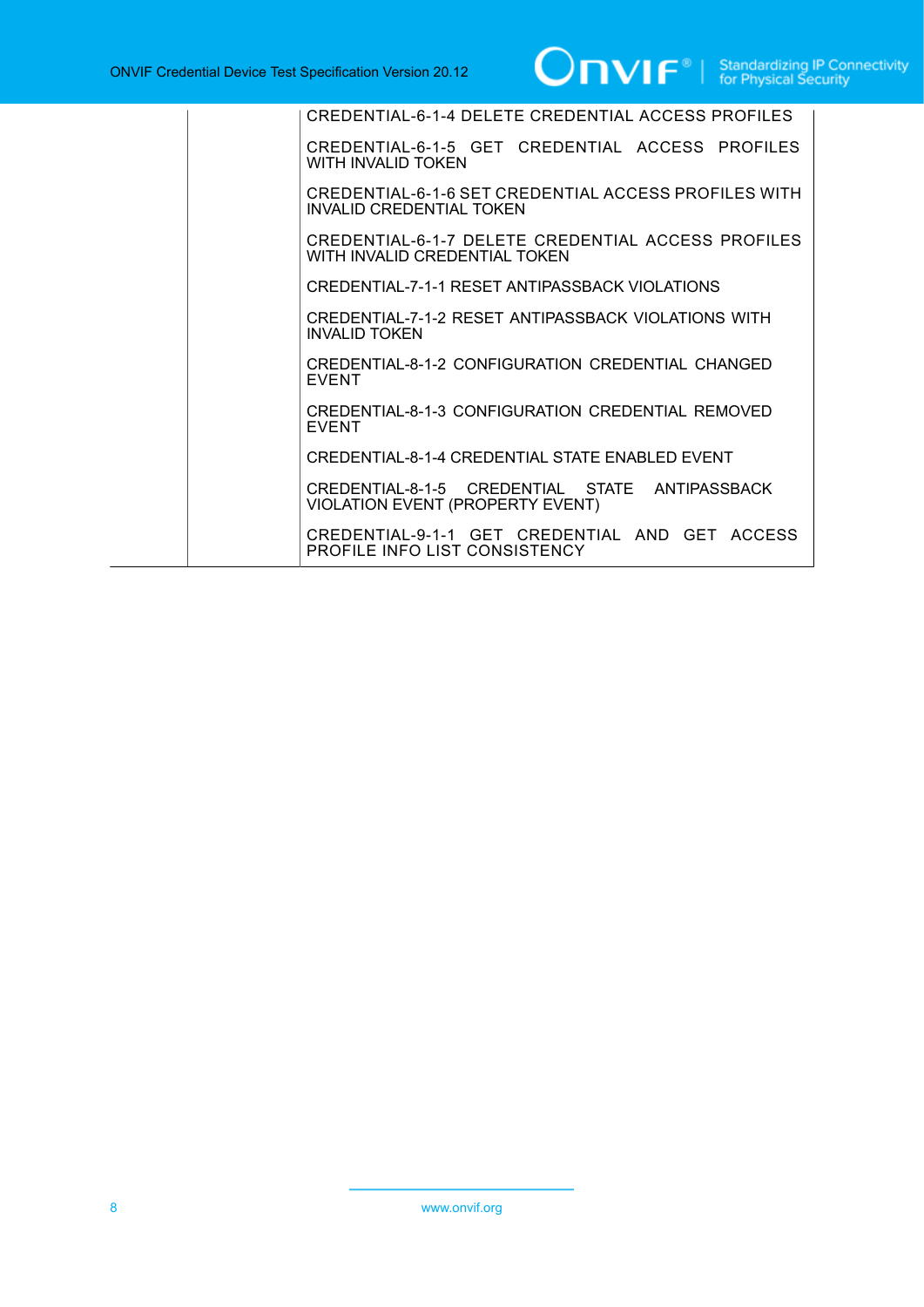| | | |
|---|---|---|
| | | CREDENTIAL-6-1-4 DELETE CREDENTIAL ACCESS PROFILES |
| | | CREDENTIAL-6-1-5 GET CREDENTIAL ACCESS PROFILES WITH INVALID TOKEN |
| | | CREDENTIAL-6-1-6 SET CREDENTIAL ACCESS PROFILES WITH INVALID CREDENTIAL TOKEN |
| | | CREDENTIAL-6-1-7 DELETE CREDENTIAL ACCESS PROFILES WITH INVALID CREDENTIAL TOKEN |
| | | CREDENTIAL-7-1-1 RESET ANTIPASSBACK VIOLATIONS |
| | | CREDENTIAL-7-1-2 RESET ANTIPASSBACK VIOLATIONS WITH INVALID TOKEN |
| | | CREDENTIAL-8-1-2 CONFIGURATION CREDENTIAL CHANGED EVENT |
| | | CREDENTIAL-8-1-3 CONFIGURATION CREDENTIAL REMOVED EVENT |
| | | CREDENTIAL-8-1-4 CREDENTIAL STATE ENABLED EVENT |
| | | CREDENTIAL-8-1-5 CREDENTIAL STATE ANTIPASSBACK VIOLATION EVENT (PROPERTY EVENT) |
| | | CREDENTIAL-9-1-1 GET CREDENTIAL AND GET ACCESS PROFILE INFO LIST CONSISTENCY |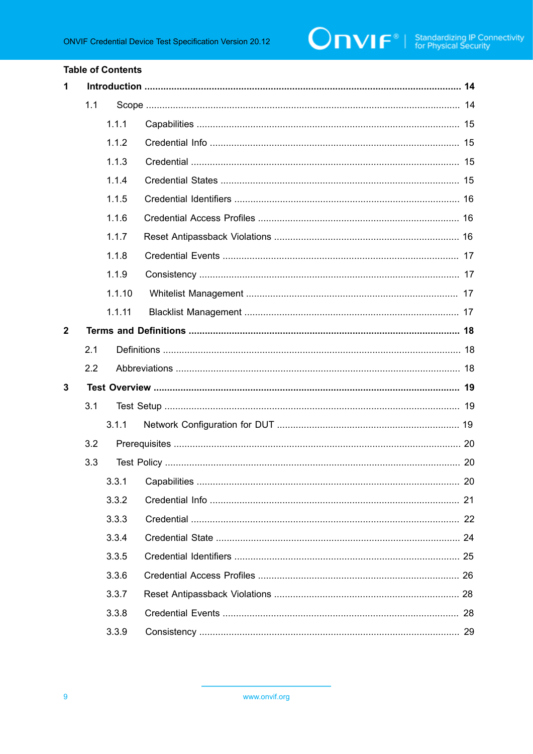**Table of Contents**

**1 Introduction .................................................................................................................. 14**

1.1 Scope .................................................................................................................. 14

1.1.1 Capabilities ................................................................................................ 15

1.1.2 Credential Info ........................................................................................... 15

1.1.3 Credential .................................................................................................. 15

1.1.4 Credential States ....................................................................................... 15

1.1.5 Credential Identifiers .................................................................................. 16

1.1.6 Credential Access Profiles ......................................................................... 16

1.1.7 Reset Antipassback Violations ................................................................... 16

1.1.8 Credential Events ...................................................................................... 17

1.1.9 Consistency ............................................................................................... 17

1.1.10 Whitelist Management ............................................................................. 17

1.1.11 Blacklist Management .............................................................................. 17

**2 Terms and Definitions .................................................................................................. 18**

2.1 Definitions ............................................................................................................ 18

2.2 Abbreviations ....................................................................................................... 18

**3 Test Overview ............................................................................................................... 19**

3.1 Test Setup ............................................................................................................ 19

3.1.1 Network Configuration for DUT .................................................................. 19

3.2 Prerequisites ........................................................................................................ 20

3.3 Test Policy ............................................................................................................ 20

3.3.1 Capabilities ................................................................................................ 20

3.3.2 Credential Info ........................................................................................... 21

3.3.3 Credential .................................................................................................. 22

3.3.4 Credential State ......................................................................................... 24

3.3.5 Credential Identifiers .................................................................................. 25

3.3.6 Credential Access Profiles ......................................................................... 26

3.3.7 Reset Antipassback Violations ................................................................... 28

3.3.8 Credential Events ...................................................................................... 28

3.3.9 Consistency ............................................................................................... 29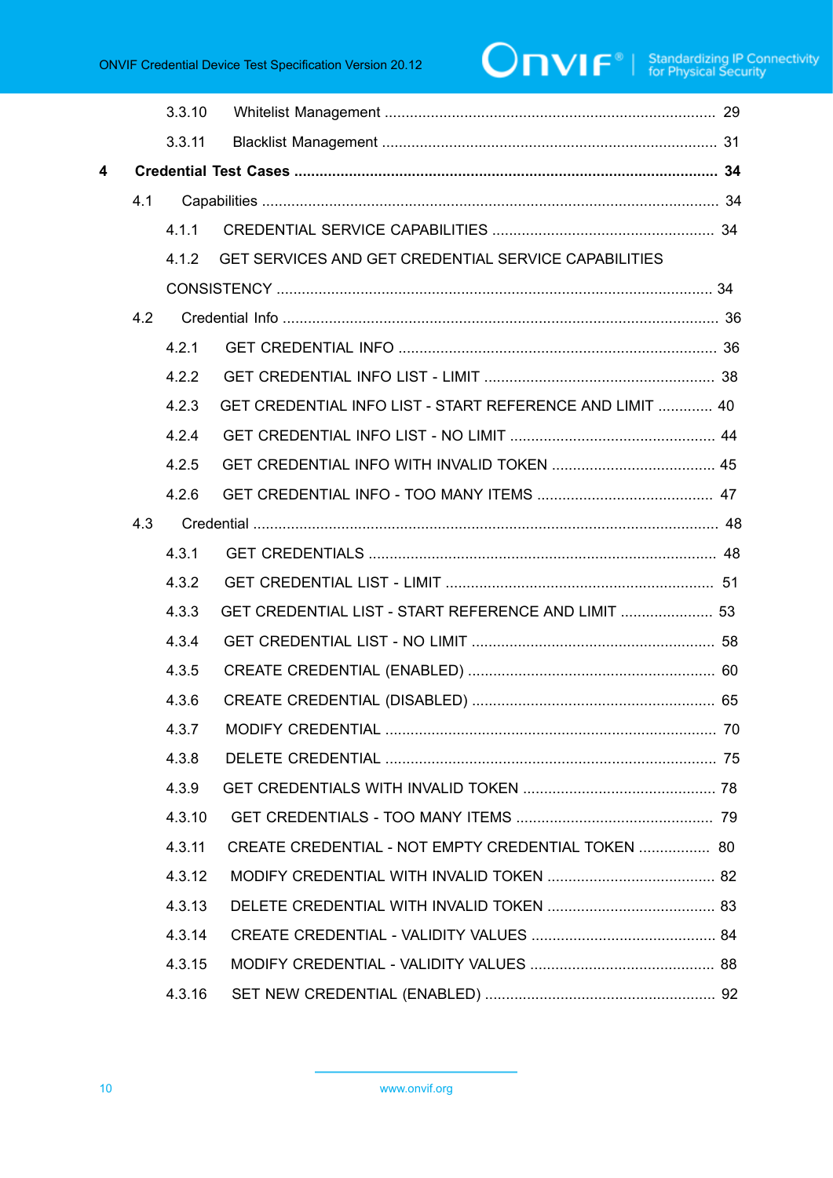3.3.10 Whitelist Management ............................................................................ 29

3.3.11 Blacklist Management ............................................................................ 31

**4 Credential Test Cases ...................................................................................... 34**

4.1 Capabilities ........................................................................................................ 34

4.1.1 CREDENTIAL SERVICE CAPABILITIES .................................................... 34

4.1.2 GET SERVICES AND GET CREDENTIAL SERVICE CAPABILITIES CONSISTENCY ........................................................................................................ 34

4.2 Credential Info ...................................................................................................... 36

4.2.1 GET CREDENTIAL INFO ........................................................................... 36

4.2.2 GET CREDENTIAL INFO LIST - LIMIT ...................................................... 38

4.2.3 GET CREDENTIAL INFO LIST - START REFERENCE AND LIMIT ............. 40

4.2.4 GET CREDENTIAL INFO LIST - NO LIMIT ................................................ 44

4.2.5 GET CREDENTIAL INFO WITH INVALID TOKEN ....................................... 45

4.2.6 GET CREDENTIAL INFO - TOO MANY ITEMS .......................................... 47

4.3 Credential ............................................................................................................ 48

4.3.1 GET CREDENTIALS .................................................................................. 48

4.3.2 GET CREDENTIAL LIST - LIMIT ............................................................... 51

4.3.3 GET CREDENTIAL LIST - START REFERENCE AND LIMIT ...................... 53

4.3.4 GET CREDENTIAL LIST - NO LIMIT ......................................................... 58

4.3.5 CREATE CREDENTIAL (ENABLED) .......................................................... 60

4.3.6 CREATE CREDENTIAL (DISABLED) ......................................................... 65

4.3.7 MODIFY CREDENTIAL .............................................................................. 70

4.3.8 DELETE CREDENTIAL .............................................................................. 75

4.3.9 GET CREDENTIALS WITH INVALID TOKEN ............................................. 78

4.3.10 GET CREDENTIALS - TOO MANY ITEMS ............................................... 79

4.3.11 CREATE CREDENTIAL - NOT EMPTY CREDENTIAL TOKEN ................. 80

4.3.12 MODIFY CREDENTIAL WITH INVALID TOKEN ........................................ 82

4.3.13 DELETE CREDENTIAL WITH INVALID TOKEN ........................................ 83

4.3.14 CREATE CREDENTIAL - VALIDITY VALUES ............................................ 84

4.3.15 MODIFY CREDENTIAL - VALIDITY VALUES ............................................ 88

4.3.16 SET NEW CREDENTIAL (ENABLED) ....................................................... 92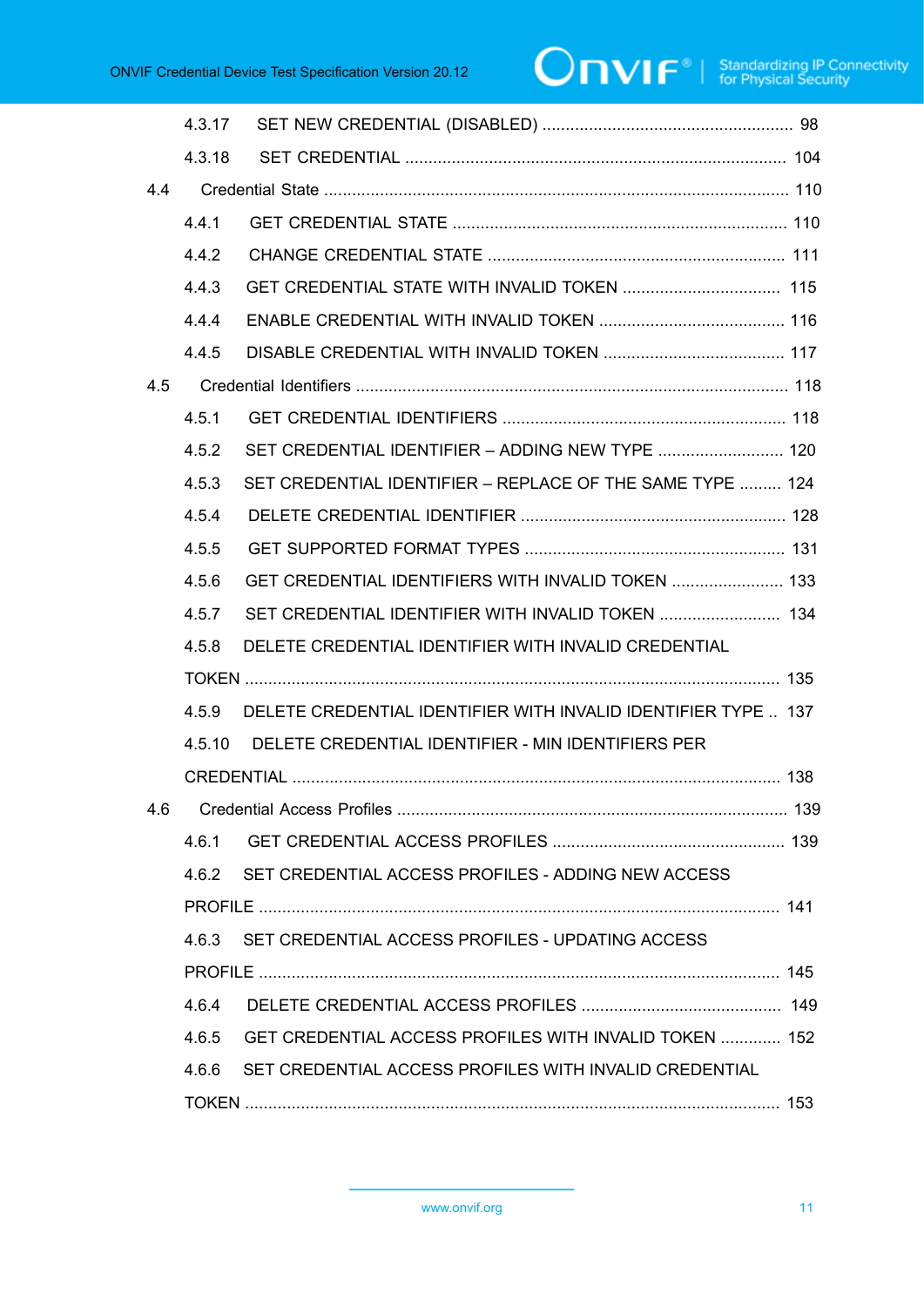4.3.17 SET NEW CREDENTIAL (DISABLED) ..................................................... 98

4.3.18 SET CREDENTIAL ................................................................................. 104

4.4 Credential State .................................................................................................. 110

4.4.1 GET CREDENTIAL STATE ....................................................................... 110

4.4.2 CHANGE CREDENTIAL STATE ................................................................ 111

4.4.3 GET CREDENTIAL STATE WITH INVALID TOKEN .................................. 115

4.4.4 ENABLE CREDENTIAL WITH INVALID TOKEN ........................................ 116

4.4.5 DISABLE CREDENTIAL WITH INVALID TOKEN ....................................... 117

4.5 Credential Identifiers ............................................................................................ 118

4.5.1 GET CREDENTIAL IDENTIFIERS ............................................................. 118

4.5.2 SET CREDENTIAL IDENTIFIER – ADDING NEW TYPE ........................... 120

4.5.3 SET CREDENTIAL IDENTIFIER – REPLACE OF THE SAME TYPE ......... 124

4.5.4 DELETE CREDENTIAL IDENTIFIER ......................................................... 128

4.5.5 GET SUPPORTED FORMAT TYPES ........................................................ 131

4.5.6 GET CREDENTIAL IDENTIFIERS WITH INVALID TOKEN ........................ 133

4.5.7 SET CREDENTIAL IDENTIFIER WITH INVALID TOKEN .......................... 134

4.5.8 DELETE CREDENTIAL IDENTIFIER WITH INVALID CREDENTIAL TOKEN .................................................................................................................. 135

4.5.9 DELETE CREDENTIAL IDENTIFIER WITH INVALID IDENTIFIER TYPE .. 137

4.5.10 DELETE CREDENTIAL IDENTIFIER - MIN IDENTIFIERS PER CREDENTIAL ........................................................................................................ 138

4.6 Credential Access Profiles ................................................................................... 139

4.6.1 GET CREDENTIAL ACCESS PROFILES .................................................. 139

4.6.2 SET CREDENTIAL ACCESS PROFILES - ADDING NEW ACCESS PROFILE ............................................................................................................... 141

4.6.3 SET CREDENTIAL ACCESS PROFILES - UPDATING ACCESS PROFILE ............................................................................................................... 145

4.6.4 DELETE CREDENTIAL ACCESS PROFILES ........................................... 149

4.6.5 GET CREDENTIAL ACCESS PROFILES WITH INVALID TOKEN ............. 152

4.6.6 SET CREDENTIAL ACCESS PROFILES WITH INVALID CREDENTIAL TOKEN .................................................................................................................. 153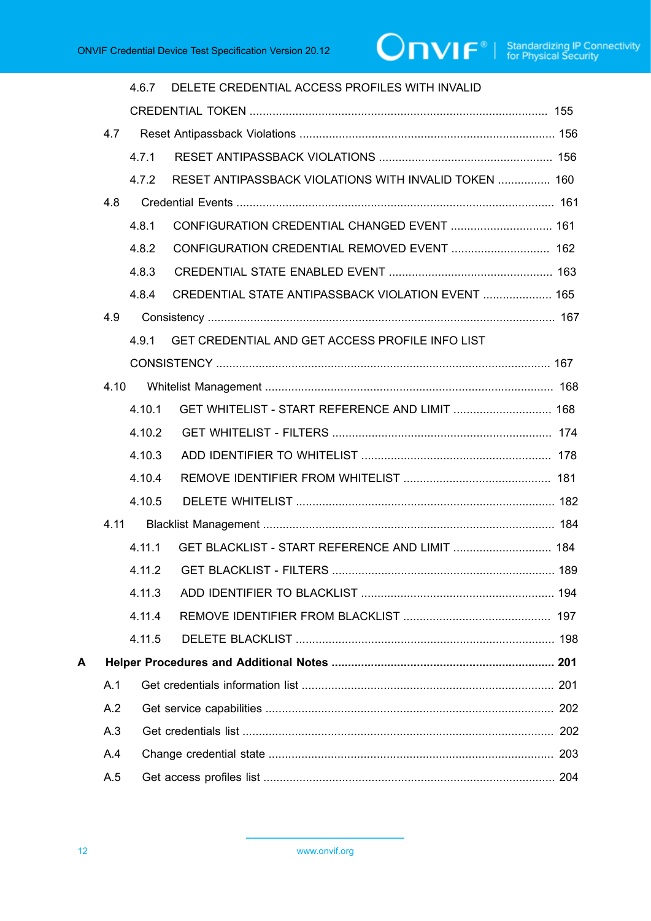4.6.7 DELETE CREDENTIAL ACCESS PROFILES WITH INVALID CREDENTIAL TOKEN .......... 155

4.7 Reset Antipassback Violations .......... 156

4.7.1 RESET ANTIPASSBACK VIOLATIONS .......... 156

4.7.2 RESET ANTIPASSBACK VIOLATIONS WITH INVALID TOKEN .......... 160

4.8 Credential Events .......... 161

4.8.1 CONFIGURATION CREDENTIAL CHANGED EVENT .......... 161

4.8.2 CONFIGURATION CREDENTIAL REMOVED EVENT .......... 162

4.8.3 CREDENTIAL STATE ENABLED EVENT .......... 163

4.8.4 CREDENTIAL STATE ANTIPASSBACK VIOLATION EVENT .......... 165

4.9 Consistency .......... 167

4.9.1 GET CREDENTIAL AND GET ACCESS PROFILE INFO LIST CONSISTENCY .......... 167

4.10 Whitelist Management .......... 168

4.10.1 GET WHITELIST - START REFERENCE AND LIMIT .......... 168

4.10.2 GET WHITELIST - FILTERS .......... 174

4.10.3 ADD IDENTIFIER TO WHITELIST .......... 178

4.10.4 REMOVE IDENTIFIER FROM WHITELIST .......... 181

4.10.5 DELETE WHITELIST .......... 182

4.11 Blacklist Management .......... 184

4.11.1 GET BLACKLIST - START REFERENCE AND LIMIT .......... 184

4.11.2 GET BLACKLIST - FILTERS .......... 189

4.11.3 ADD IDENTIFIER TO BLACKLIST .......... 194

4.11.4 REMOVE IDENTIFIER FROM BLACKLIST .......... 197

4.11.5 DELETE BLACKLIST .......... 198

**A Helper Procedures and Additional Notes .......... 201**

A.1 Get credentials information list .......... 201

A.2 Get service capabilities .......... 202

A.3 Get credentials list .......... 202

A.4 Change credential state .......... 203

A.5 Get access profiles list .......... 204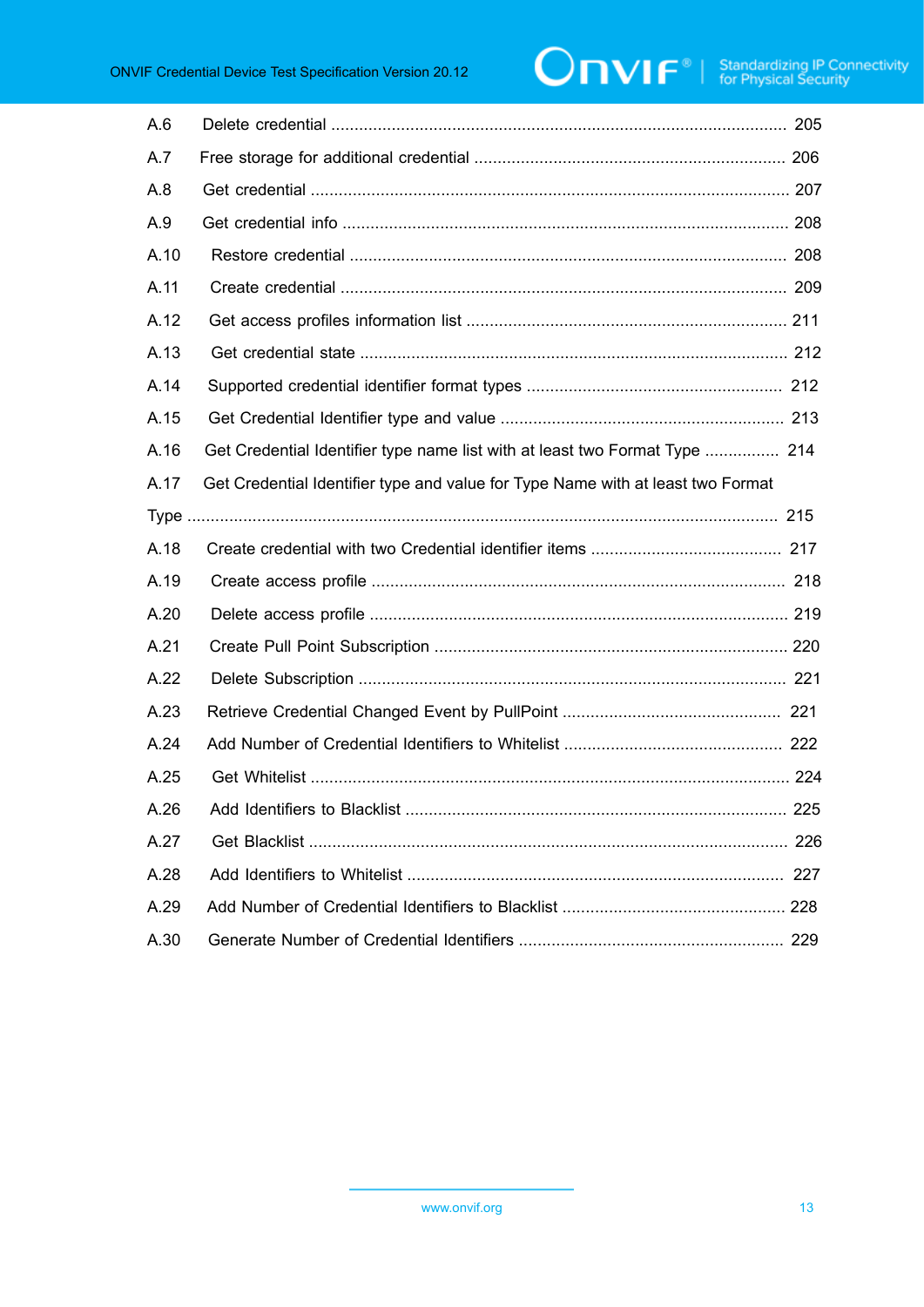A.6 Delete credential ................................................................................................ 205

A.7 Free storage for additional credential .................................................................. 206

A.8 Get credential ...................................................................................................... 207

A.9 Get credential info ............................................................................................... 208

A.10 Restore credential ............................................................................................. 208

A.11 Create credential ............................................................................................... 209

A.12 Get access profiles information list .................................................................... 211

A.13 Get credential state ........................................................................................... 212

A.14 Supported credential identifier format types ...................................................... 212

A.15 Get Credential Identifier type and value ............................................................ 213

A.16 Get Credential Identifier type name list with at least two Format Type ................ 214

A.17 Get Credential Identifier type and value for Type Name with at least two Format Type ............................................................................................................................. 215

A.18 Create credential with two Credential identifier items ......................................... 217

A.19 Create access profile ........................................................................................ 218

A.20 Delete access profile ......................................................................................... 219

A.21 Create Pull Point Subscription ........................................................................... 220

A.22 Delete Subscription ........................................................................................... 221

A.23 Retrieve Credential Changed Event by PullPoint ............................................... 221

A.24 Add Number of Credential Identifiers to Whitelist .............................................. 222

A.25 Get Whitelist ...................................................................................................... 224

A.26 Add Identifiers to Blacklist ................................................................................. 225

A.27 Get Blacklist ...................................................................................................... 226

A.28 Add Identifiers to Whitelist ................................................................................ 227

A.29 Add Number of Credential Identifiers to Blacklist ............................................... 228

A.30 Generate Number of Credential Identifiers ........................................................ 229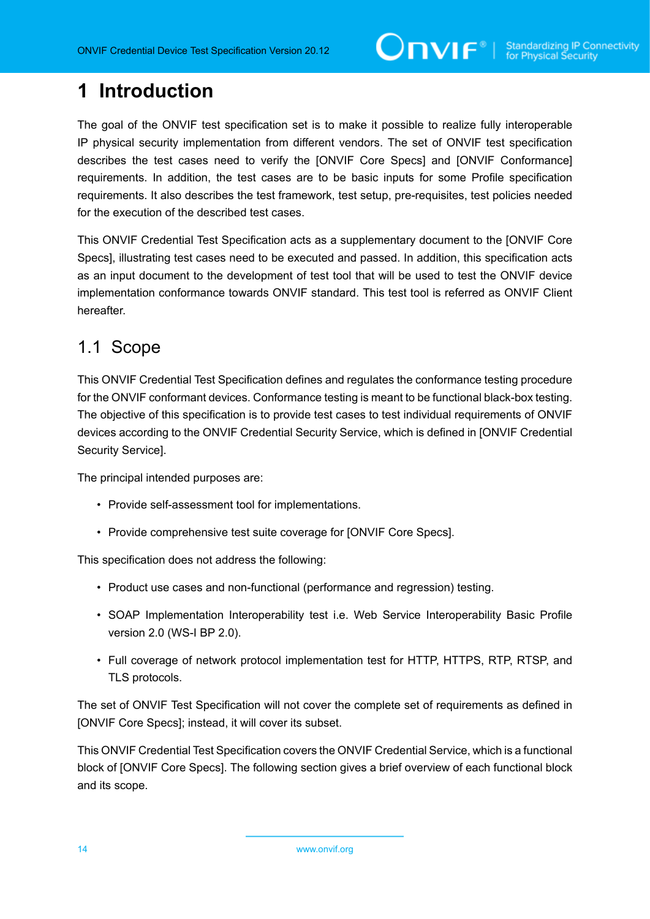# 1 Introduction

The goal of the ONVIF test specification set is to make it possible to realize fully interoperable IP physical security implementation from different vendors. The set of ONVIF test specification describes the test cases need to verify the [ONVIF Core Specs] and [ONVIF Conformance] requirements. In addition, the test cases are to be basic inputs for some Profile specification requirements. It also describes the test framework, test setup, pre-requisites, test policies needed for the execution of the described test cases.

This ONVIF Credential Test Specification acts as a supplementary document to the [ONVIF Core Specs], illustrating test cases need to be executed and passed. In addition, this specification acts as an input document to the development of test tool that will be used to test the ONVIF device implementation conformance towards ONVIF standard. This test tool is referred as ONVIF Client hereafter.

## 1.1 Scope

This ONVIF Credential Test Specification defines and regulates the conformance testing procedure for the ONVIF conformant devices. Conformance testing is meant to be functional black-box testing. The objective of this specification is to provide test cases to test individual requirements of ONVIF devices according to the ONVIF Credential Security Service, which is defined in [ONVIF Credential Security Service].

The principal intended purposes are:

- Provide self-assessment tool for implementations.
- Provide comprehensive test suite coverage for [ONVIF Core Specs].

This specification does not address the following:

- Product use cases and non-functional (performance and regression) testing.
- SOAP Implementation Interoperability test i.e. Web Service Interoperability Basic Profile version 2.0 (WS-I BP 2.0).
- Full coverage of network protocol implementation test for HTTP, HTTPS, RTP, RTSP, and TLS protocols.

The set of ONVIF Test Specification will not cover the complete set of requirements as defined in [ONVIF Core Specs]; instead, it will cover its subset.

This ONVIF Credential Test Specification covers the ONVIF Credential Service, which is a functional block of [ONVIF Core Specs]. The following section gives a brief overview of each functional block and its scope.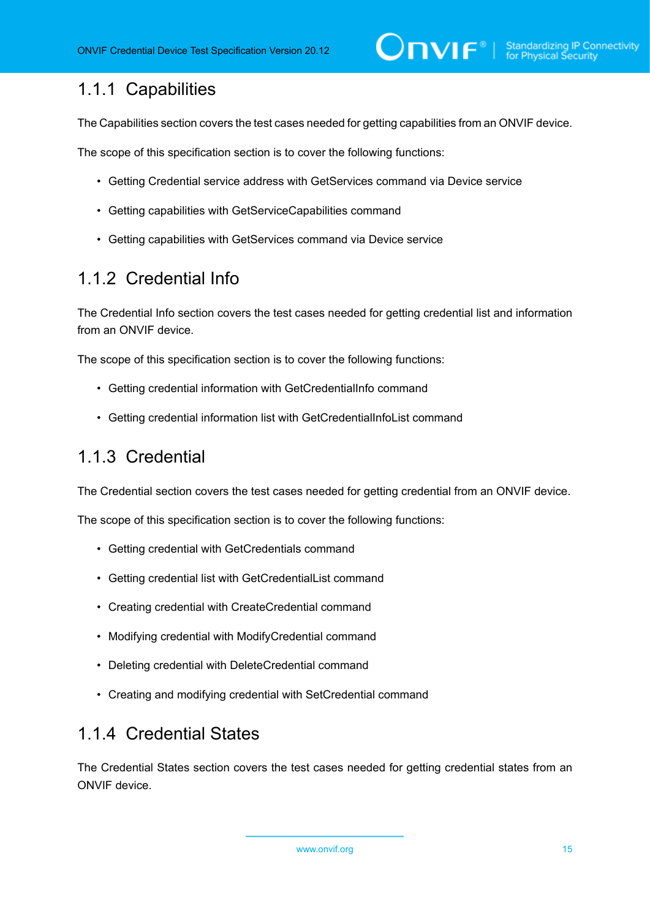### 1.1.1 Capabilities

The Capabilities section covers the test cases needed for getting capabilities from an ONVIF device.

The scope of this specification section is to cover the following functions:

- Getting Credential service address with GetServices command via Device service
- Getting capabilities with GetServiceCapabilities command
- Getting capabilities with GetServices command via Device service

### 1.1.2 Credential Info

The Credential Info section covers the test cases needed for getting credential list and information from an ONVIF device.

The scope of this specification section is to cover the following functions:

- Getting credential information with GetCredentialInfo command
- Getting credential information list with GetCredentialInfoList command

### 1.1.3 Credential

The Credential section covers the test cases needed for getting credential from an ONVIF device.

The scope of this specification section is to cover the following functions:

- Getting credential with GetCredentials command
- Getting credential list with GetCredentialList command
- Creating credential with CreateCredential command
- Modifying credential with ModifyCredential command
- Deleting credential with DeleteCredential command
- Creating and modifying credential with SetCredential command

### 1.1.4 Credential States

The Credential States section covers the test cases needed for getting credential states from an ONVIF device.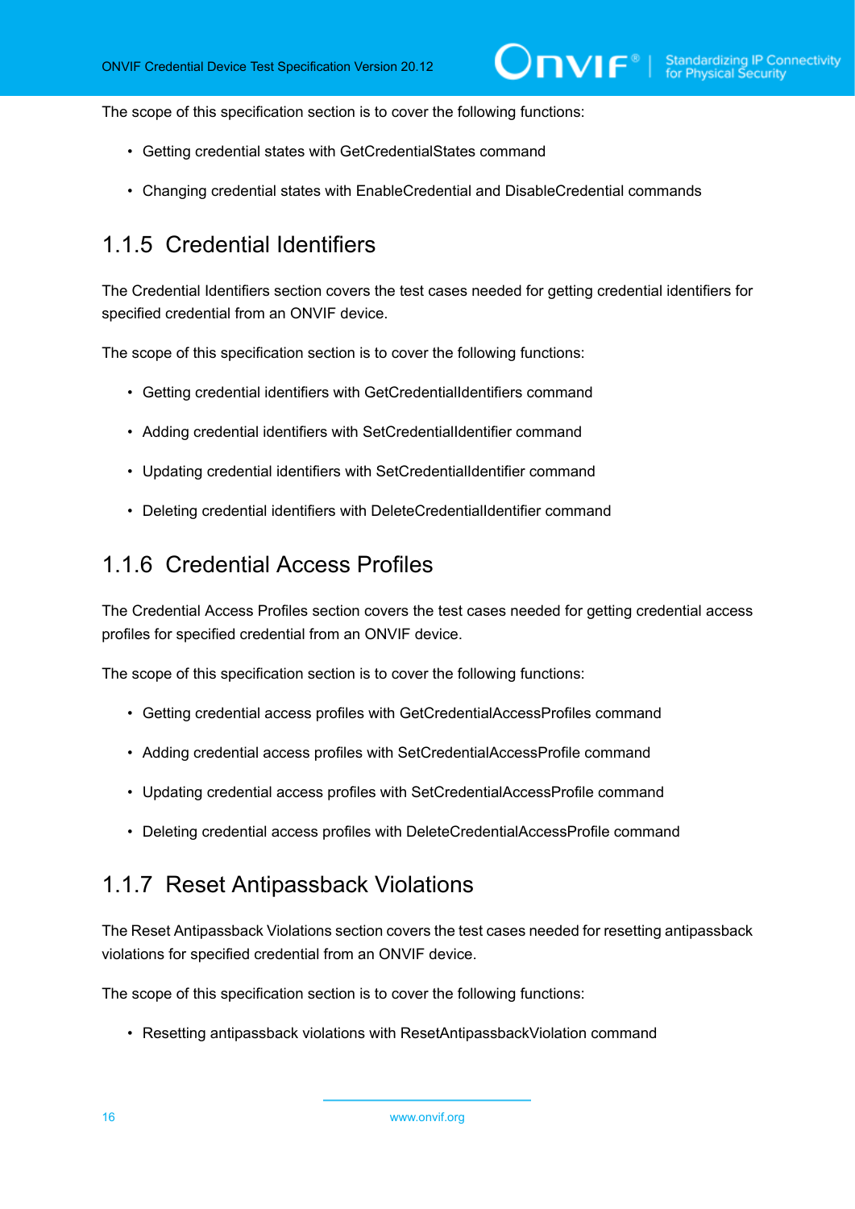The scope of this specification section is to cover the following functions:

- Getting credential states with GetCredentialStates command
- Changing credential states with EnableCredential and DisableCredential commands

### 1.1.5 Credential Identifiers

The Credential Identifiers section covers the test cases needed for getting credential identifiers for specified credential from an ONVIF device.

The scope of this specification section is to cover the following functions:

- Getting credential identifiers with GetCredentialIdentifiers command
- Adding credential identifiers with SetCredentialIdentifier command
- Updating credential identifiers with SetCredentialIdentifier command
- Deleting credential identifiers with DeleteCredentialIdentifier command

### 1.1.6 Credential Access Profiles

The Credential Access Profiles section covers the test cases needed for getting credential access profiles for specified credential from an ONVIF device.

The scope of this specification section is to cover the following functions:

- Getting credential access profiles with GetCredentialAccessProfiles command
- Adding credential access profiles with SetCredentialAccessProfile command
- Updating credential access profiles with SetCredentialAccessProfile command
- Deleting credential access profiles with DeleteCredentialAccessProfile command

### 1.1.7 Reset Antipassback Violations

The Reset Antipassback Violations section covers the test cases needed for resetting antipassback violations for specified credential from an ONVIF device.

The scope of this specification section is to cover the following functions:

- Resetting antipassback violations with ResetAntipassbackViolation command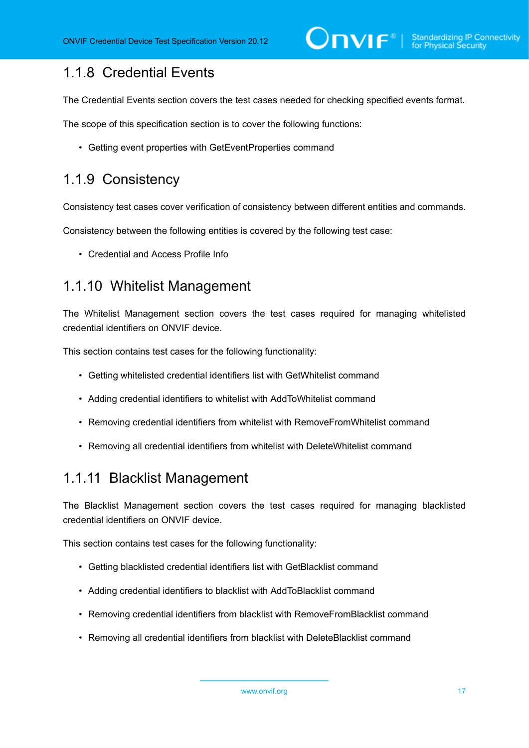### 1.1.8 Credential Events

The Credential Events section covers the test cases needed for checking specified events format.

The scope of this specification section is to cover the following functions:

- Getting event properties with GetEventProperties command

### 1.1.9 Consistency

Consistency test cases cover verification of consistency between different entities and commands.

Consistency between the following entities is covered by the following test case:

- Credential and Access Profile Info

### 1.1.10 Whitelist Management

The Whitelist Management section covers the test cases required for managing whitelisted credential identifiers on ONVIF device.

This section contains test cases for the following functionality:

- Getting whitelisted credential identifiers list with GetWhitelist command
- Adding credential identifiers to whitelist with AddToWhitelist command
- Removing credential identifiers from whitelist with RemoveFromWhitelist command
- Removing all credential identifiers from whitelist with DeleteWhitelist command

### 1.1.11 Blacklist Management

The Blacklist Management section covers the test cases required for managing blacklisted credential identifiers on ONVIF device.

This section contains test cases for the following functionality:

- Getting blacklisted credential identifiers list with GetBlacklist command
- Adding credential identifiers to blacklist with AddToBlacklist command
- Removing credential identifiers from blacklist with RemoveFromBlacklist command
- Removing all credential identifiers from blacklist with DeleteBlacklist command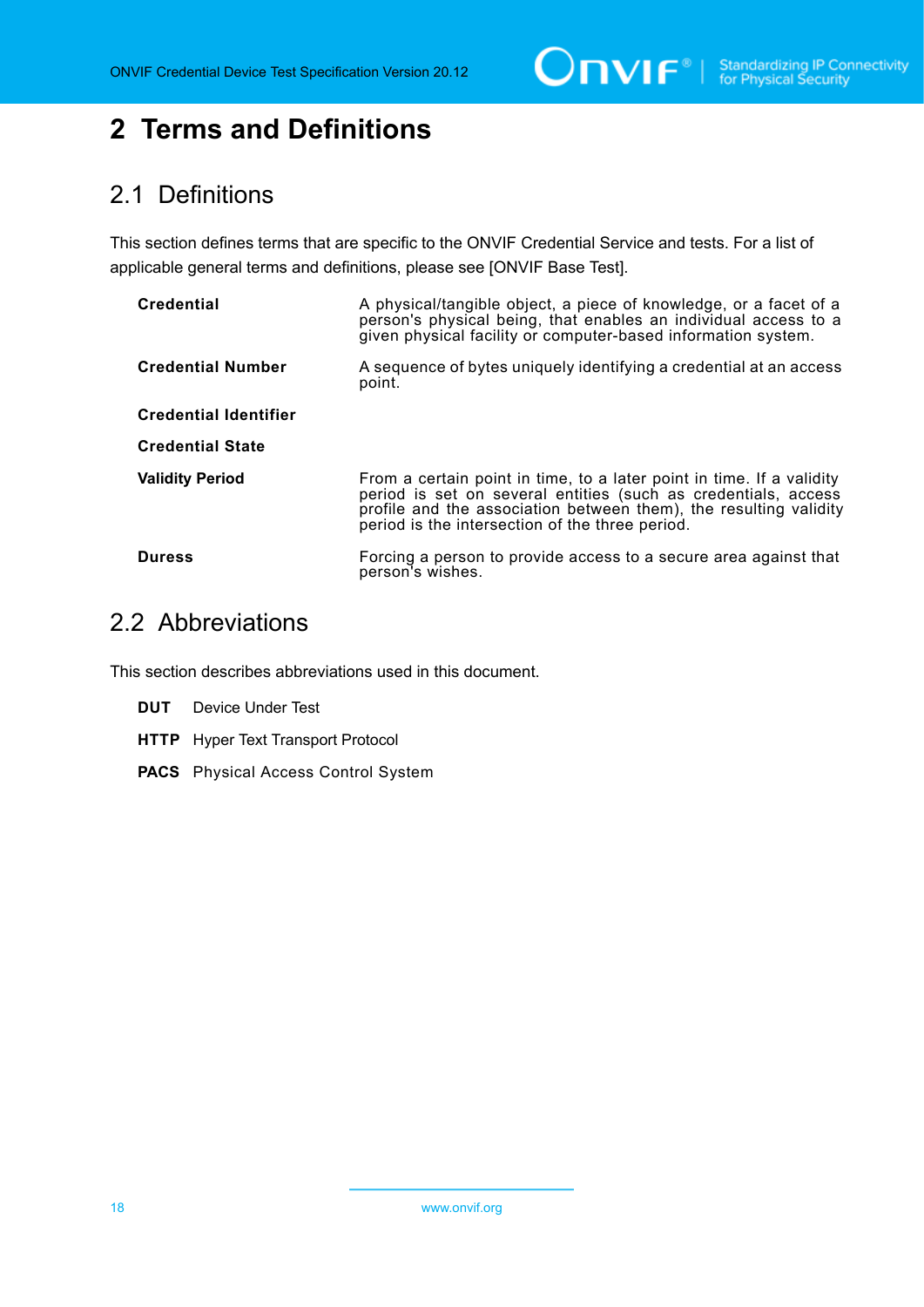# 2 Terms and Definitions

## 2.1 Definitions

This section defines terms that are specific to the ONVIF Credential Service and tests. For a list of applicable general terms and definitions, please see [ONVIF Base Test].

| | |
|---|---|
| **Credential** | A physical/tangible object, a piece of knowledge, or a facet of a person's physical being, that enables an individual access to a given physical facility or computer-based information system. |
| **Credential Number** | A sequence of bytes uniquely identifying a credential at an access point. |
| **Credential Identifier** | |
| **Credential State** | |
| **Validity Period** | From a certain point in time, to a later point in time. If a validity period is set on several entities (such as credentials, access profile and the association between them), the resulting validity period is the intersection of the three period. |
| **Duress** | Forcing a person to provide access to a secure area against that person's wishes. |

## 2.2 Abbreviations

This section describes abbreviations used in this document.

**DUT** Device Under Test

**HTTP** Hyper Text Transport Protocol

**PACS** Physical Access Control System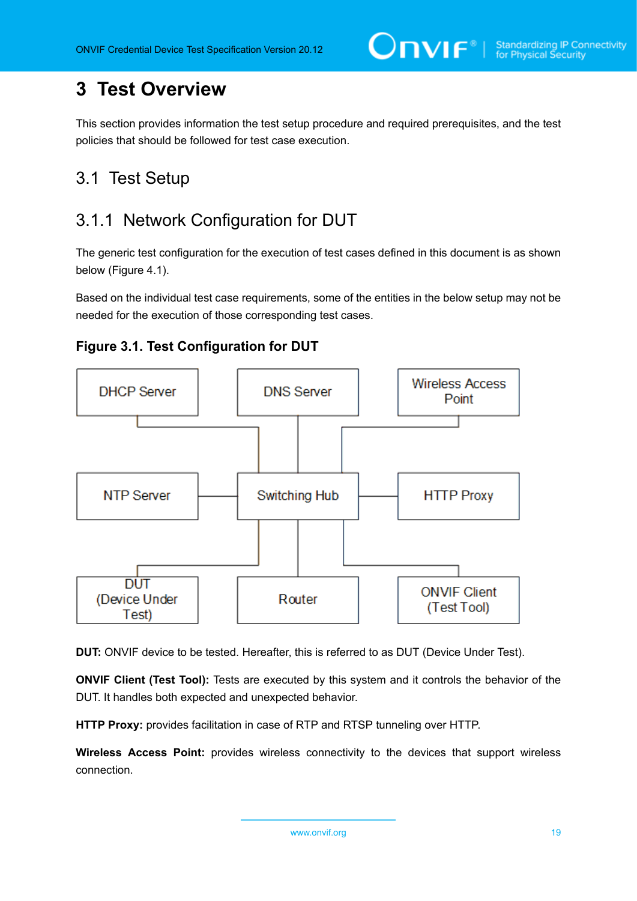# 3 Test Overview

This section provides information the test setup procedure and required prerequisites, and the test policies that should be followed for test case execution.

## 3.1 Test Setup

### 3.1.1 Network Configuration for DUT

The generic test configuration for the execution of test cases defined in this document is as shown below (Figure 4.1).

Based on the individual test case requirements, some of the entities in the below setup may not be needed for the execution of those corresponding test cases.

**Figure 3.1. Test Configuration for DUT**

DHCP Server, DNS Server, Wireless Access Point, NTP Server, Switching Hub, HTTP Proxy, DUT (Device Under Test), Router, ONVIF Client (Test Tool)

**DUT:** ONVIF device to be tested. Hereafter, this is referred to as DUT (Device Under Test).

**ONVIF Client (Test Tool):** Tests are executed by this system and it controls the behavior of the DUT. It handles both expected and unexpected behavior.

**HTTP Proxy:** provides facilitation in case of RTP and RTSP tunneling over HTTP.

**Wireless Access Point:** provides wireless connectivity to the devices that support wireless connection.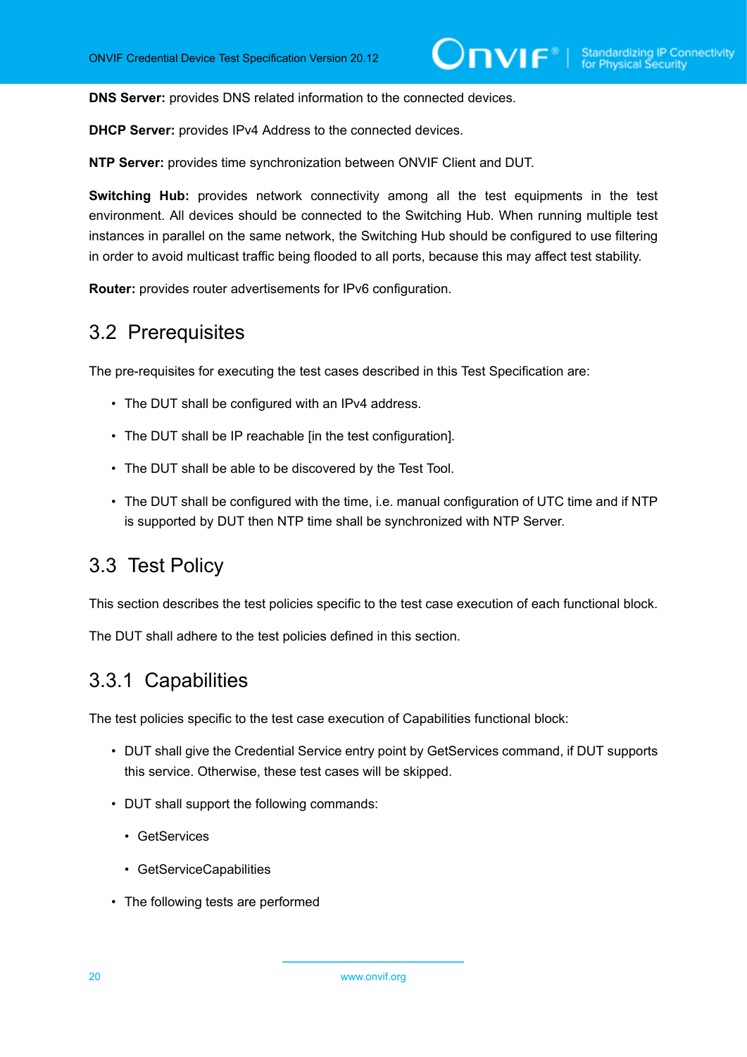**DNS Server:** provides DNS related information to the connected devices.

**DHCP Server:** provides IPv4 Address to the connected devices.

**NTP Server:** provides time synchronization between ONVIF Client and DUT.

**Switching Hub:** provides network connectivity among all the test equipments in the test environment. All devices should be connected to the Switching Hub. When running multiple test instances in parallel on the same network, the Switching Hub should be configured to use filtering in order to avoid multicast traffic being flooded to all ports, because this may affect test stability.

**Router:** provides router advertisements for IPv6 configuration.

## 3.2 Prerequisites

The pre-requisites for executing the test cases described in this Test Specification are:

- The DUT shall be configured with an IPv4 address.
- The DUT shall be IP reachable [in the test configuration].
- The DUT shall be able to be discovered by the Test Tool.
- The DUT shall be configured with the time, i.e. manual configuration of UTC time and if NTP is supported by DUT then NTP time shall be synchronized with NTP Server.

## 3.3 Test Policy

This section describes the test policies specific to the test case execution of each functional block.

The DUT shall adhere to the test policies defined in this section.

### 3.3.1 Capabilities

The test policies specific to the test case execution of Capabilities functional block:

- DUT shall give the Credential Service entry point by GetServices command, if DUT supports this service. Otherwise, these test cases will be skipped.
- DUT shall support the following commands:
  - GetServices
  - GetServiceCapabilities
- The following tests are performed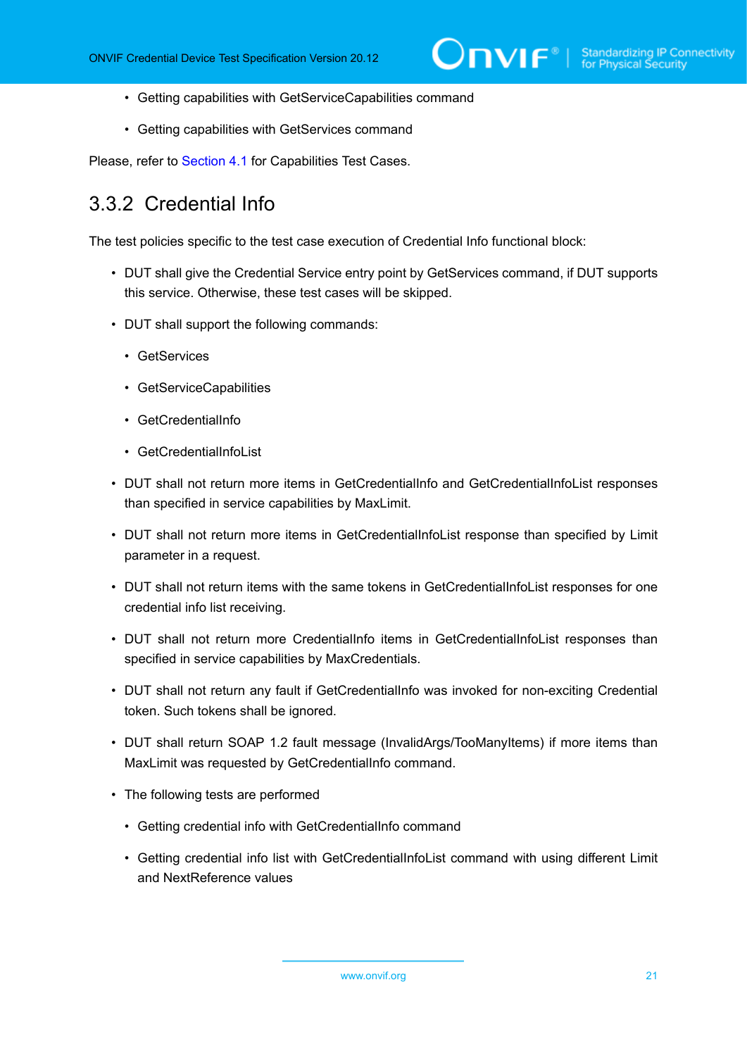- Getting capabilities with GetServiceCapabilities command
- Getting capabilities with GetServices command

Please, refer to Section 4.1 for Capabilities Test Cases.

### 3.3.2 Credential Info

The test policies specific to the test case execution of Credential Info functional block:

- DUT shall give the Credential Service entry point by GetServices command, if DUT supports this service. Otherwise, these test cases will be skipped.
- DUT shall support the following commands:
  - GetServices
  - GetServiceCapabilities
  - GetCredentialInfo
  - GetCredentialInfoList
- DUT shall not return more items in GetCredentialInfo and GetCredentialInfoList responses than specified in service capabilities by MaxLimit.
- DUT shall not return more items in GetCredentialInfoList response than specified by Limit parameter in a request.
- DUT shall not return items with the same tokens in GetCredentialInfoList responses for one credential info list receiving.
- DUT shall not return more CredentialInfo items in GetCredentialInfoList responses than specified in service capabilities by MaxCredentials.
- DUT shall not return any fault if GetCredentialInfo was invoked for non-exciting Credential token. Such tokens shall be ignored.
- DUT shall return SOAP 1.2 fault message (InvalidArgs/TooManyItems) if more items than MaxLimit was requested by GetCredentialInfo command.
- The following tests are performed
  - Getting credential info with GetCredentialInfo command
  - Getting credential info list with GetCredentialInfoList command with using different Limit and NextReference values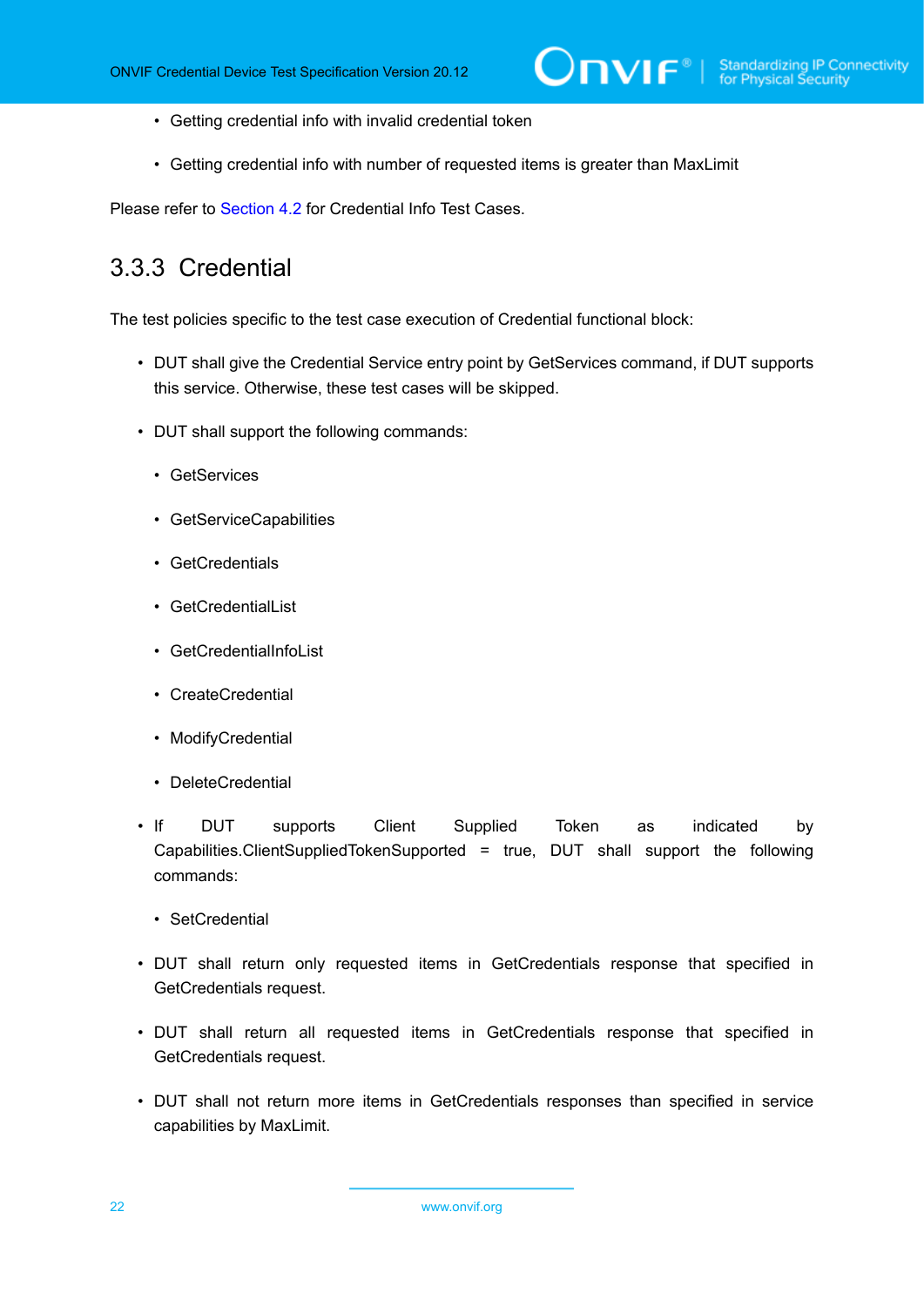- Getting credential info with invalid credential token
- Getting credential info with number of requested items is greater than MaxLimit

Please refer to Section 4.2 for Credential Info Test Cases.

### 3.3.3 Credential

The test policies specific to the test case execution of Credential functional block:

- DUT shall give the Credential Service entry point by GetServices command, if DUT supports this service. Otherwise, these test cases will be skipped.
- DUT shall support the following commands:
  - GetServices
  - GetServiceCapabilities
  - GetCredentials
  - GetCredentialList
  - GetCredentialInfoList
  - CreateCredential
  - ModifyCredential
  - DeleteCredential
- If DUT supports Client Supplied Token as indicated by Capabilities.ClientSuppliedTokenSupported = true, DUT shall support the following commands:
  - SetCredential
- DUT shall return only requested items in GetCredentials response that specified in GetCredentials request.
- DUT shall return all requested items in GetCredentials response that specified in GetCredentials request.
- DUT shall not return more items in GetCredentials responses than specified in service capabilities by MaxLimit.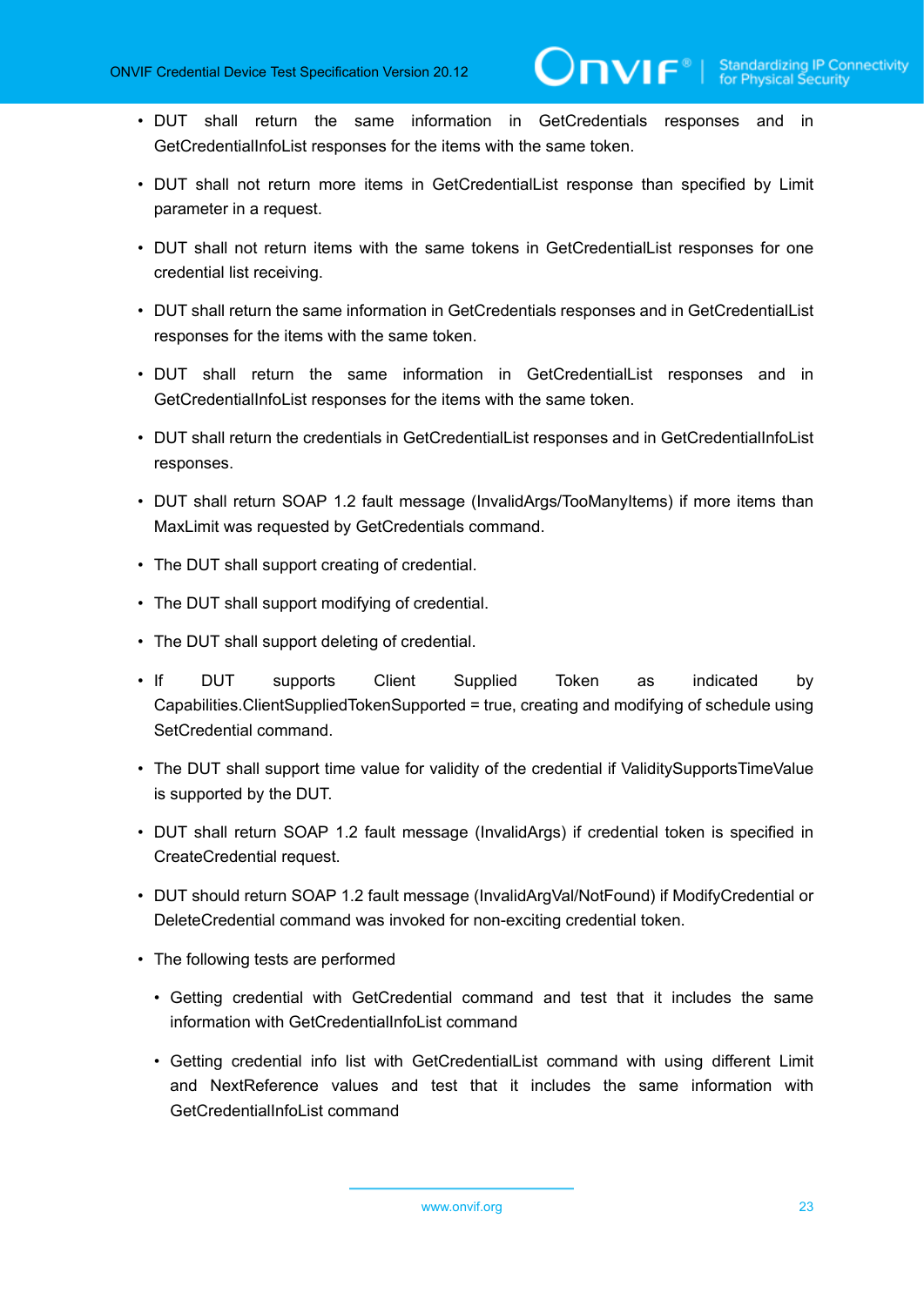- DUT shall return the same information in GetCredentials responses and in GetCredentialInfoList responses for the items with the same token.
- DUT shall not return more items in GetCredentialList response than specified by Limit parameter in a request.
- DUT shall not return items with the same tokens in GetCredentialList responses for one credential list receiving.
- DUT shall return the same information in GetCredentials responses and in GetCredentialList responses for the items with the same token.
- DUT shall return the same information in GetCredentialList responses and in GetCredentialInfoList responses for the items with the same token.
- DUT shall return the credentials in GetCredentialList responses and in GetCredentialInfoList responses.
- DUT shall return SOAP 1.2 fault message (InvalidArgs/TooManyItems) if more items than MaxLimit was requested by GetCredentials command.
- The DUT shall support creating of credential.
- The DUT shall support modifying of credential.
- The DUT shall support deleting of credential.
- If DUT supports Client Supplied Token as indicated by Capabilities.ClientSuppliedTokenSupported = true, creating and modifying of schedule using SetCredential command.
- The DUT shall support time value for validity of the credential if ValiditySupportsTimeValue is supported by the DUT.
- DUT shall return SOAP 1.2 fault message (InvalidArgs) if credential token is specified in CreateCredential request.
- DUT should return SOAP 1.2 fault message (InvalidArgVal/NotFound) if ModifyCredential or DeleteCredential command was invoked for non-exciting credential token.
- The following tests are performed
  - Getting credential with GetCredential command and test that it includes the same information with GetCredentialInfoList command
  - Getting credential info list with GetCredentialList command with using different Limit and NextReference values and test that it includes the same information with GetCredentialInfoList command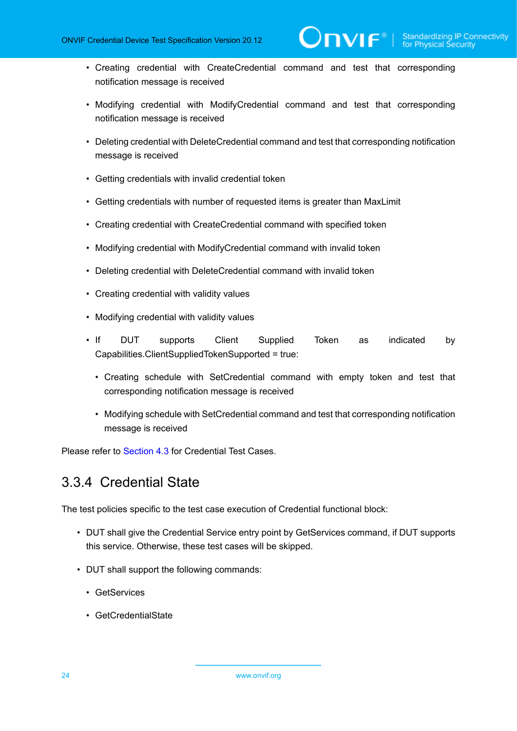- Creating credential with CreateCredential command and test that corresponding notification message is received
- Modifying credential with ModifyCredential command and test that corresponding notification message is received
- Deleting credential with DeleteCredential command and test that corresponding notification message is received
- Getting credentials with invalid credential token
- Getting credentials with number of requested items is greater than MaxLimit
- Creating credential with CreateCredential command with specified token
- Modifying credential with ModifyCredential command with invalid token
- Deleting credential with DeleteCredential command with invalid token
- Creating credential with validity values
- Modifying credential with validity values
- If DUT supports Client Supplied Token as indicated by Capabilities.ClientSuppliedTokenSupported = true:
  - Creating schedule with SetCredential command with empty token and test that corresponding notification message is received
  - Modifying schedule with SetCredential command and test that corresponding notification message is received

Please refer to Section 4.3 for Credential Test Cases.

### 3.3.4 Credential State

The test policies specific to the test case execution of Credential functional block:

- DUT shall give the Credential Service entry point by GetServices command, if DUT supports this service. Otherwise, these test cases will be skipped.
- DUT shall support the following commands:
  - GetServices
  - GetCredentialState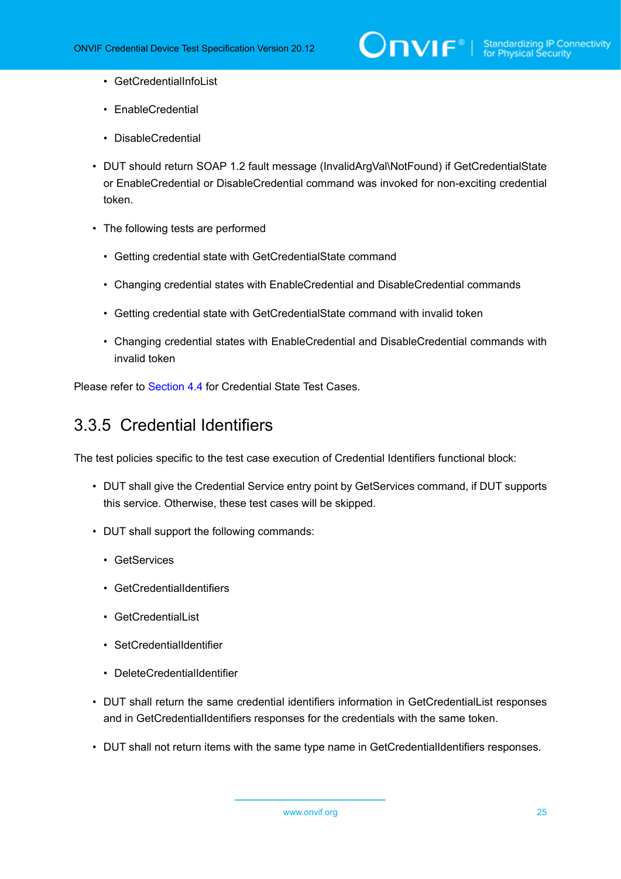- GetCredentialInfoList
  - EnableCredential
  - DisableCredential
- DUT should return SOAP 1.2 fault message (InvalidArgVal\NotFound) if GetCredentialState or EnableCredential or DisableCredential command was invoked for non-exciting credential token.
- The following tests are performed
  - Getting credential state with GetCredentialState command
  - Changing credential states with EnableCredential and DisableCredential commands
  - Getting credential state with GetCredentialState command with invalid token
  - Changing credential states with EnableCredential and DisableCredential commands with invalid token

Please refer to Section 4.4 for Credential State Test Cases.

### 3.3.5 Credential Identifiers

The test policies specific to the test case execution of Credential Identifiers functional block:

- DUT shall give the Credential Service entry point by GetServices command, if DUT supports this service. Otherwise, these test cases will be skipped.
- DUT shall support the following commands:
  - GetServices
  - GetCredentialIdentifiers
  - GetCredentialList
  - SetCredentialIdentifier
  - DeleteCredentialIdentifier
- DUT shall return the same credential identifiers information in GetCredentialList responses and in GetCredentialIdentifiers responses for the credentials with the same token.
- DUT shall not return items with the same type name in GetCredentialIdentifiers responses.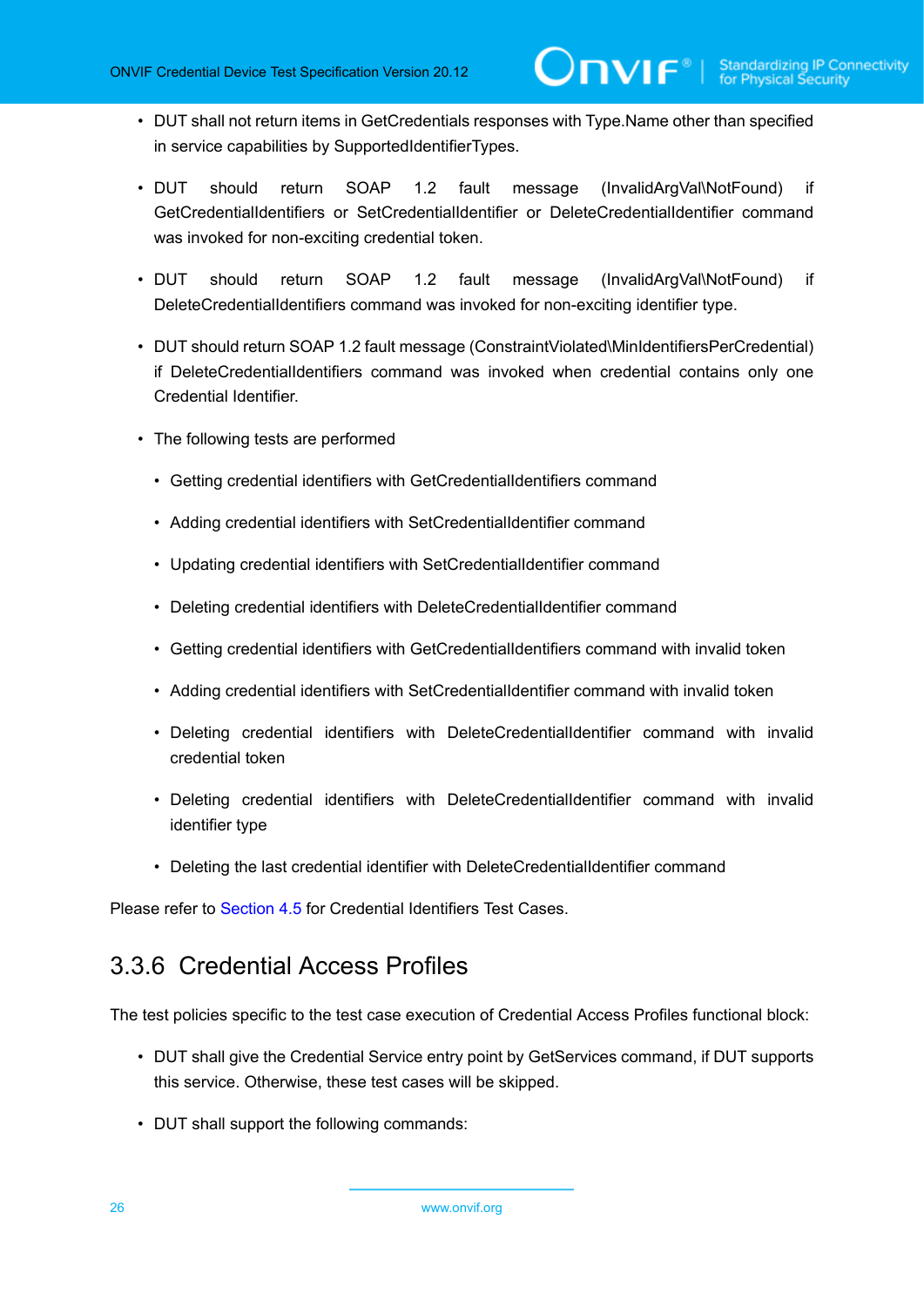- DUT shall not return items in GetCredentials responses with Type.Name other than specified in service capabilities by SupportedIdentifierTypes.
- DUT should return SOAP 1.2 fault message (InvalidArgVal\NotFound) if GetCredentialIdentifiers or SetCredentialIdentifier or DeleteCredentialIdentifier command was invoked for non-exciting credential token.
- DUT should return SOAP 1.2 fault message (InvalidArgVal\NotFound) if DeleteCredentialIdentifiers command was invoked for non-exciting identifier type.
- DUT should return SOAP 1.2 fault message (ConstraintViolated\MinIdentifiersPerCredential) if DeleteCredentialIdentifiers command was invoked when credential contains only one Credential Identifier.
- The following tests are performed
  - Getting credential identifiers with GetCredentialIdentifiers command
  - Adding credential identifiers with SetCredentialIdentifier command
  - Updating credential identifiers with SetCredentialIdentifier command
  - Deleting credential identifiers with DeleteCredentialIdentifier command
  - Getting credential identifiers with GetCredentialIdentifiers command with invalid token
  - Adding credential identifiers with SetCredentialIdentifier command with invalid token
  - Deleting credential identifiers with DeleteCredentialIdentifier command with invalid credential token
  - Deleting credential identifiers with DeleteCredentialIdentifier command with invalid identifier type
  - Deleting the last credential identifier with DeleteCredentialIdentifier command

Please refer to Section 4.5 for Credential Identifiers Test Cases.

### 3.3.6 Credential Access Profiles

The test policies specific to the test case execution of Credential Access Profiles functional block:

- DUT shall give the Credential Service entry point by GetServices command, if DUT supports this service. Otherwise, these test cases will be skipped.
- DUT shall support the following commands: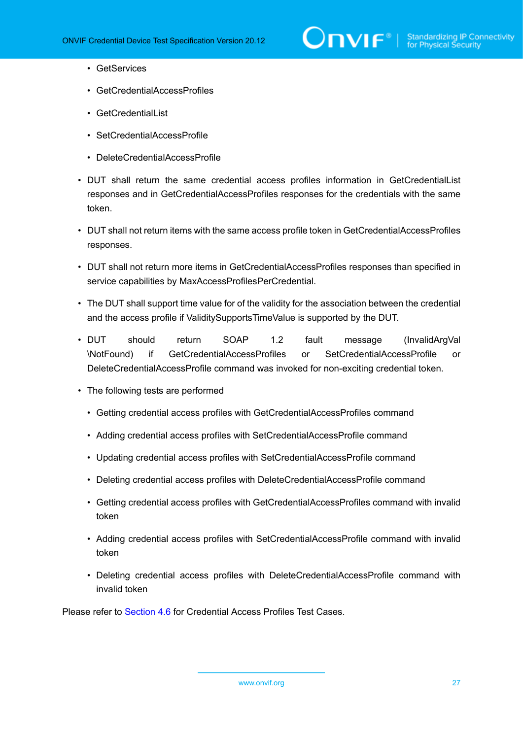- GetServices
  - GetCredentialAccessProfiles
  - GetCredentialList
  - SetCredentialAccessProfile
  - DeleteCredentialAccessProfile

- DUT shall return the same credential access profiles information in GetCredentialList responses and in GetCredentialAccessProfiles responses for the credentials with the same token.

- DUT shall not return items with the same access profile token in GetCredentialAccessProfiles responses.

- DUT shall not return more items in GetCredentialAccessProfiles responses than specified in service capabilities by MaxAccessProfilesPerCredential.

- The DUT shall support time value for of the validity for the association between the credential and the access profile if ValiditySupportsTimeValue is supported by the DUT.

- DUT should return SOAP 1.2 fault message (InvalidArgVal \NotFound) if GetCredentialAccessProfiles or SetCredentialAccessProfile or DeleteCredentialAccessProfile command was invoked for non-exciting credential token.

- The following tests are performed
  - Getting credential access profiles with GetCredentialAccessProfiles command
  - Adding credential access profiles with SetCredentialAccessProfile command
  - Updating credential access profiles with SetCredentialAccessProfile command
  - Deleting credential access profiles with DeleteCredentialAccessProfile command
  - Getting credential access profiles with GetCredentialAccessProfiles command with invalid token
  - Adding credential access profiles with SetCredentialAccessProfile command with invalid token
  - Deleting credential access profiles with DeleteCredentialAccessProfile command with invalid token

Please refer to Section 4.6 for Credential Access Profiles Test Cases.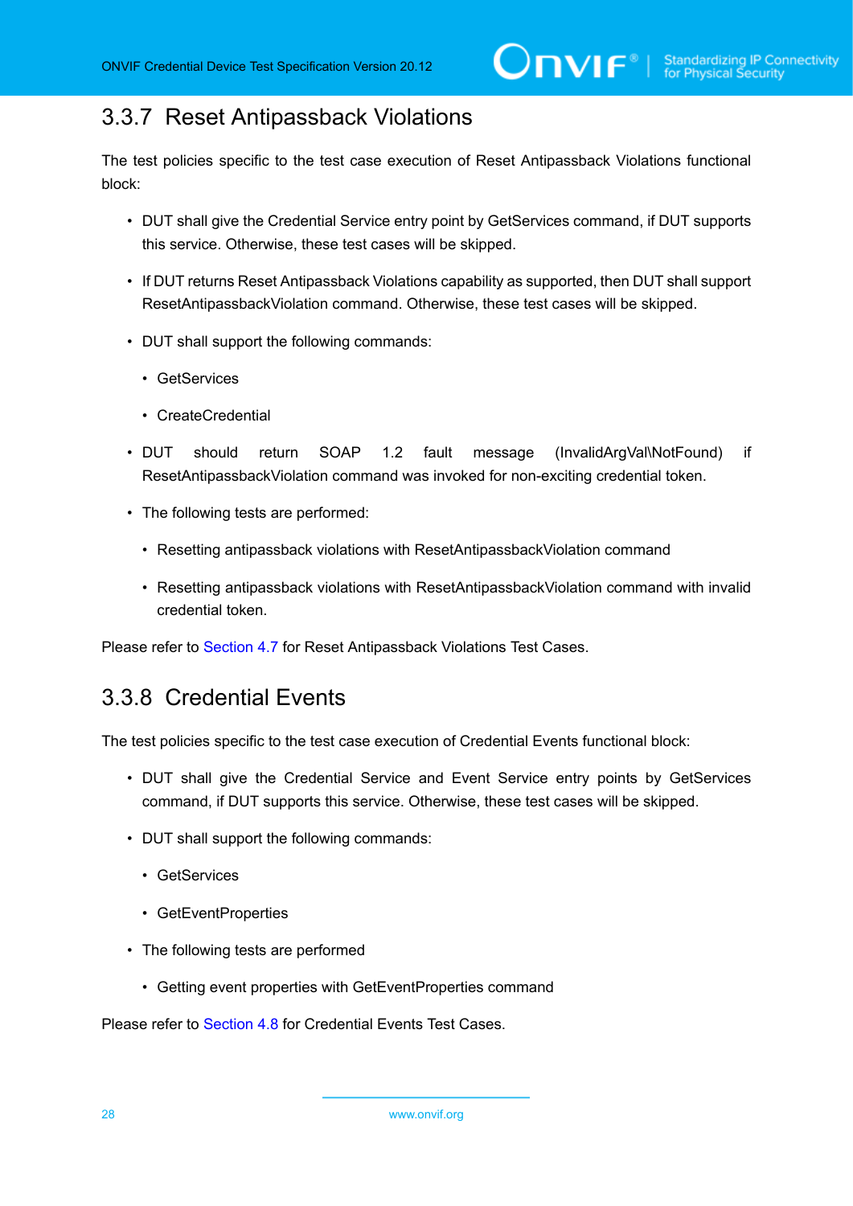### 3.3.7 Reset Antipassback Violations

The test policies specific to the test case execution of Reset Antipassback Violations functional block:

- DUT shall give the Credential Service entry point by GetServices command, if DUT supports this service. Otherwise, these test cases will be skipped.
- If DUT returns Reset Antipassback Violations capability as supported, then DUT shall support ResetAntipassbackViolation command. Otherwise, these test cases will be skipped.
- DUT shall support the following commands:
  - GetServices
  - CreateCredential
- DUT should return SOAP 1.2 fault message (InvalidArgVal\NotFound) if ResetAntipassbackViolation command was invoked for non-exciting credential token.
- The following tests are performed:
  - Resetting antipassback violations with ResetAntipassbackViolation command
  - Resetting antipassback violations with ResetAntipassbackViolation command with invalid credential token.

Please refer to Section 4.7 for Reset Antipassback Violations Test Cases.

### 3.3.8 Credential Events

The test policies specific to the test case execution of Credential Events functional block:

- DUT shall give the Credential Service and Event Service entry points by GetServices command, if DUT supports this service. Otherwise, these test cases will be skipped.
- DUT shall support the following commands:
  - GetServices
  - GetEventProperties
- The following tests are performed
  - Getting event properties with GetEventProperties command

Please refer to Section 4.8 for Credential Events Test Cases.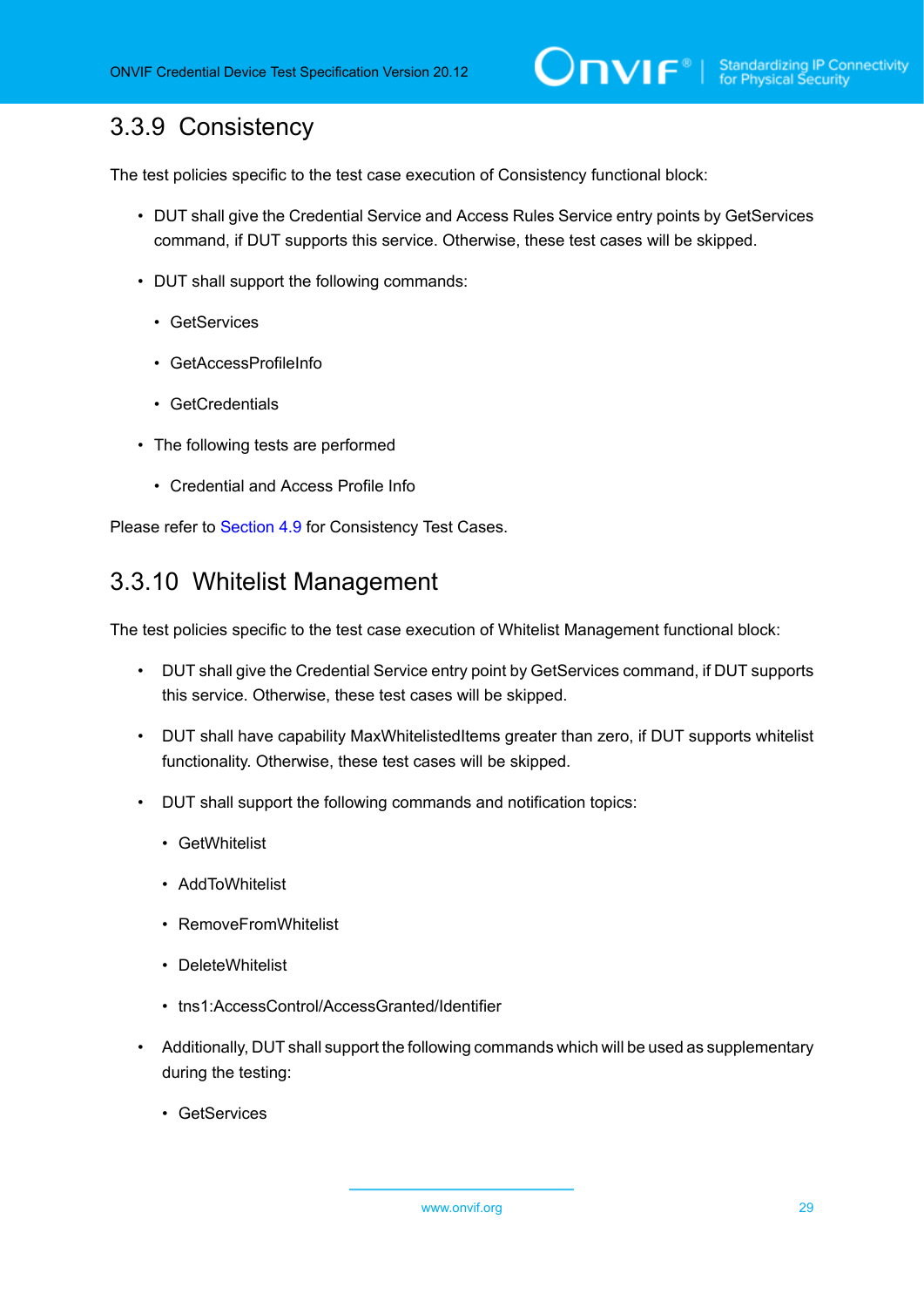### 3.3.9 Consistency

The test policies specific to the test case execution of Consistency functional block:

- DUT shall give the Credential Service and Access Rules Service entry points by GetServices command, if DUT supports this service. Otherwise, these test cases will be skipped.
- DUT shall support the following commands:
  - GetServices
  - GetAccessProfileInfo
  - GetCredentials
- The following tests are performed
  - Credential and Access Profile Info

Please refer to Section 4.9 for Consistency Test Cases.

### 3.3.10 Whitelist Management

The test policies specific to the test case execution of Whitelist Management functional block:

- DUT shall give the Credential Service entry point by GetServices command, if DUT supports this service. Otherwise, these test cases will be skipped.
- DUT shall have capability MaxWhitelistedItems greater than zero, if DUT supports whitelist functionality. Otherwise, these test cases will be skipped.
- DUT shall support the following commands and notification topics:
  - GetWhitelist
  - AddToWhitelist
  - RemoveFromWhitelist
  - DeleteWhitelist
  - tns1:AccessControl/AccessGranted/Identifier
- Additionally, DUT shall support the following commands which will be used as supplementary during the testing:
  - GetServices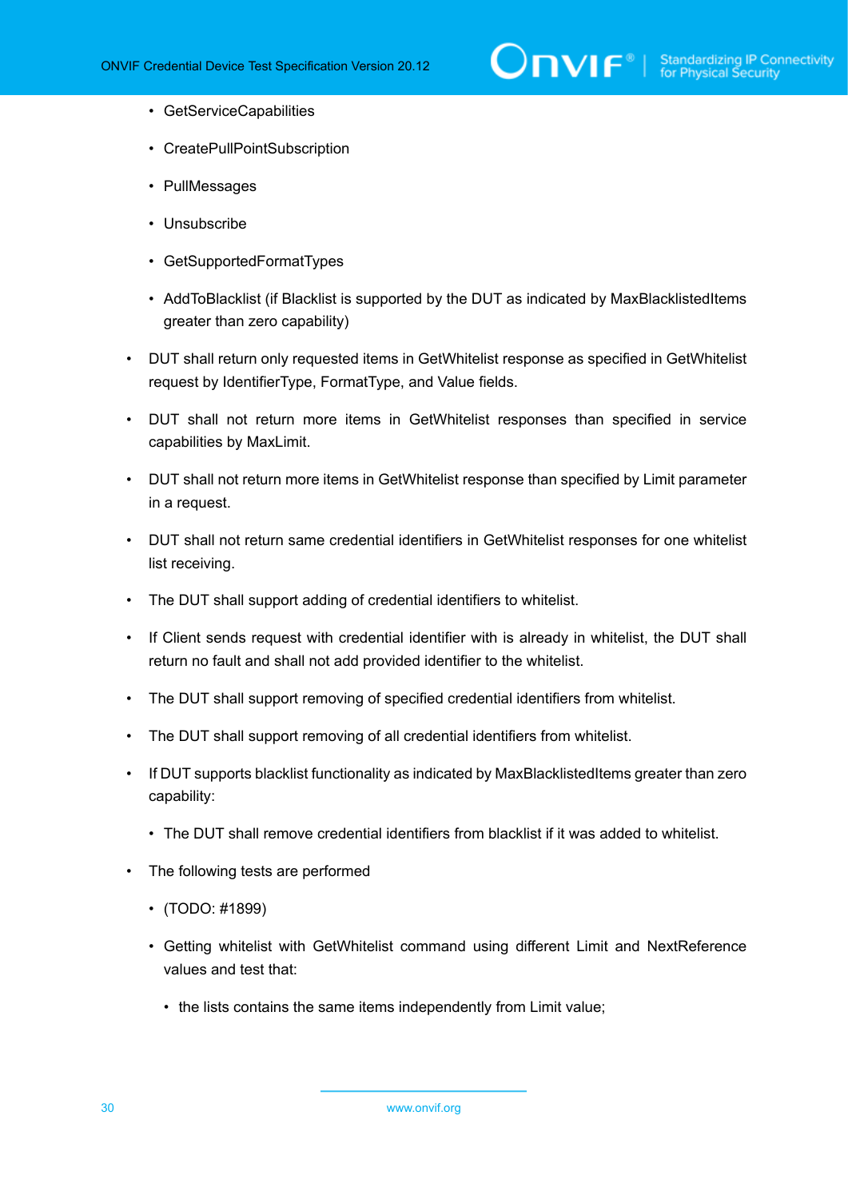- GetServiceCapabilities
    - CreatePullPointSubscription
    - PullMessages
    - Unsubscribe
    - GetSupportedFormatTypes
    - AddToBlacklist (if Blacklist is supported by the DUT as indicated by MaxBlacklistedItems greater than zero capability)
- DUT shall return only requested items in GetWhitelist response as specified in GetWhitelist request by IdentifierType, FormatType, and Value fields.
- DUT shall not return more items in GetWhitelist responses than specified in service capabilities by MaxLimit.
- DUT shall not return more items in GetWhitelist response than specified by Limit parameter in a request.
- DUT shall not return same credential identifiers in GetWhitelist responses for one whitelist list receiving.
- The DUT shall support adding of credential identifiers to whitelist.
- If Client sends request with credential identifier with is already in whitelist, the DUT shall return no fault and shall not add provided identifier to the whitelist.
- The DUT shall support removing of specified credential identifiers from whitelist.
- The DUT shall support removing of all credential identifiers from whitelist.
- If DUT supports blacklist functionality as indicated by MaxBlacklistedItems greater than zero capability:
    - The DUT shall remove credential identifiers from blacklist if it was added to whitelist.
- The following tests are performed
    - (TODO: #1899)
    - Getting whitelist with GetWhitelist command using different Limit and NextReference values and test that:
        - the lists contains the same items independently from Limit value;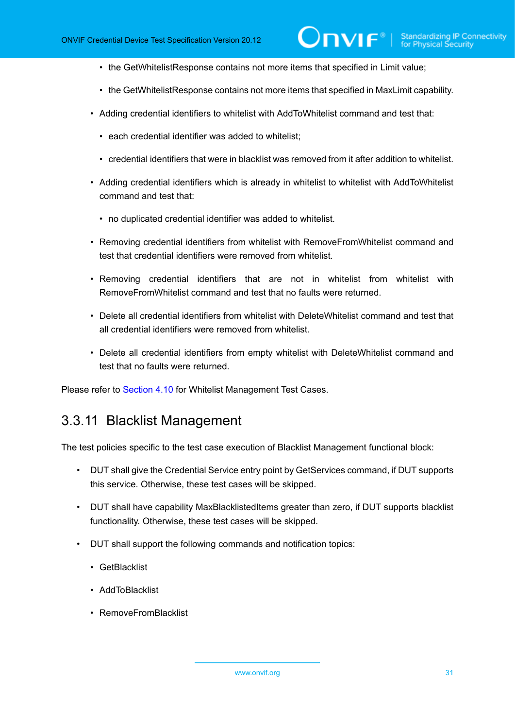- the GetWhitelistResponse contains not more items that specified in Limit value;
- the GetWhitelistResponse contains not more items that specified in MaxLimit capability.
- Adding credential identifiers to whitelist with AddToWhitelist command and test that:
  - each credential identifier was added to whitelist;
  - credential identifiers that were in blacklist was removed from it after addition to whitelist.
- Adding credential identifiers which is already in whitelist to whitelist with AddToWhitelist command and test that:
  - no duplicated credential identifier was added to whitelist.
- Removing credential identifiers from whitelist with RemoveFromWhitelist command and test that credential identifiers were removed from whitelist.
- Removing credential identifiers that are not in whitelist from whitelist with RemoveFromWhitelist command and test that no faults were returned.
- Delete all credential identifiers from whitelist with DeleteWhitelist command and test that all credential identifiers were removed from whitelist.
- Delete all credential identifiers from empty whitelist with DeleteWhitelist command and test that no faults were returned.

Please refer to Section 4.10 for Whitelist Management Test Cases.

### 3.3.11 Blacklist Management

The test policies specific to the test case execution of Blacklist Management functional block:

- DUT shall give the Credential Service entry point by GetServices command, if DUT supports this service. Otherwise, these test cases will be skipped.
- DUT shall have capability MaxBlacklistedItems greater than zero, if DUT supports blacklist functionality. Otherwise, these test cases will be skipped.
- DUT shall support the following commands and notification topics:
  - GetBlacklist
  - AddToBlacklist
  - RemoveFromBlacklist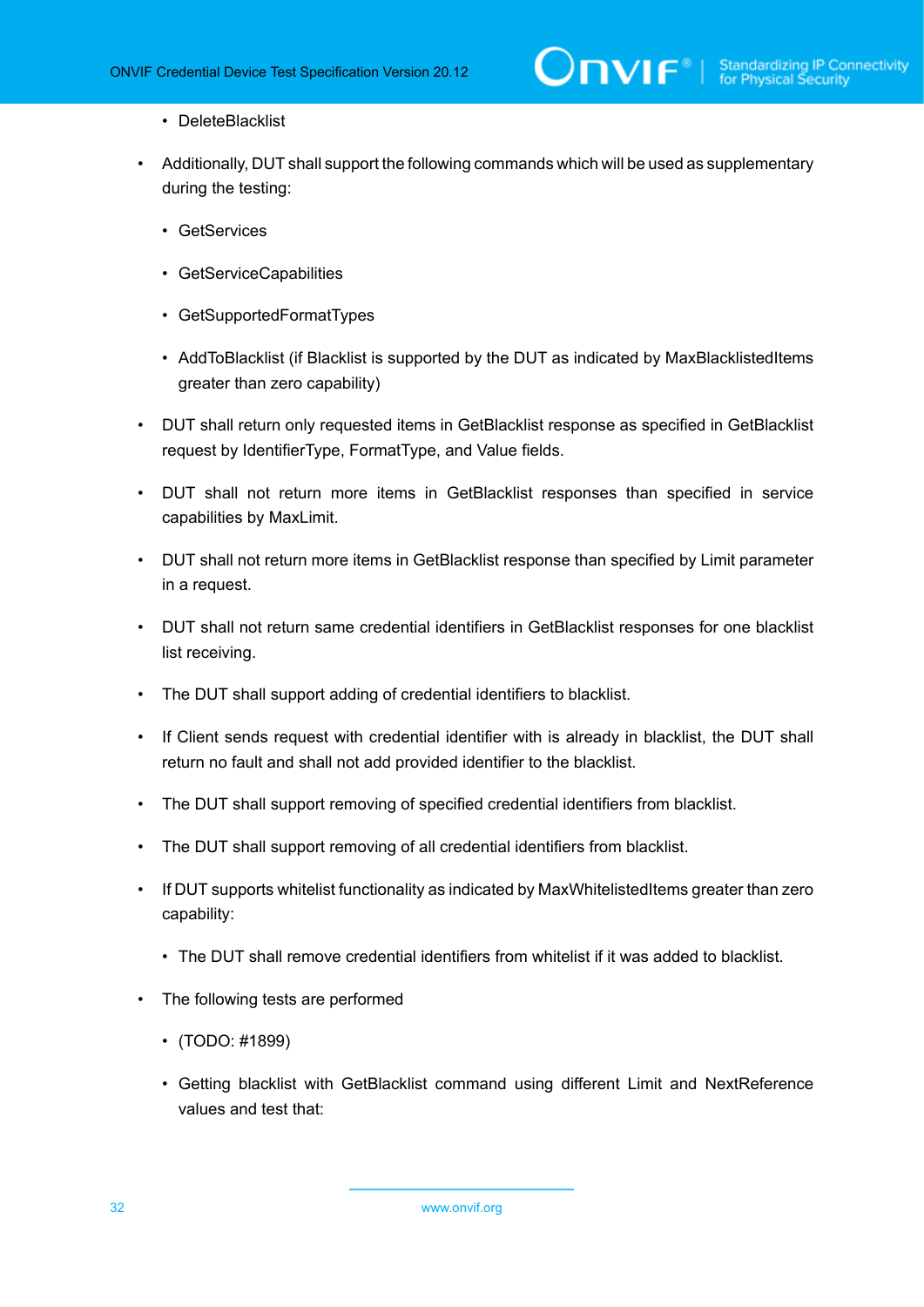- DeleteBlacklist

- Additionally, DUT shall support the following commands which will be used as supplementary during the testing:
  - GetServices
  - GetServiceCapabilities
  - GetSupportedFormatTypes
  - AddToBlacklist (if Blacklist is supported by the DUT as indicated by MaxBlacklistedItems greater than zero capability)
- DUT shall return only requested items in GetBlacklist response as specified in GetBlacklist request by IdentifierType, FormatType, and Value fields.
- DUT shall not return more items in GetBlacklist responses than specified in service capabilities by MaxLimit.
- DUT shall not return more items in GetBlacklist response than specified by Limit parameter in a request.
- DUT shall not return same credential identifiers in GetBlacklist responses for one blacklist list receiving.
- The DUT shall support adding of credential identifiers to blacklist.
- If Client sends request with credential identifier with is already in blacklist, the DUT shall return no fault and shall not add provided identifier to the blacklist.
- The DUT shall support removing of specified credential identifiers from blacklist.
- The DUT shall support removing of all credential identifiers from blacklist.
- If DUT supports whitelist functionality as indicated by MaxWhitelistedItems greater than zero capability:
  - The DUT shall remove credential identifiers from whitelist if it was added to blacklist.
- The following tests are performed
  - (TODO: #1899)
  - Getting blacklist with GetBlacklist command using different Limit and NextReference values and test that: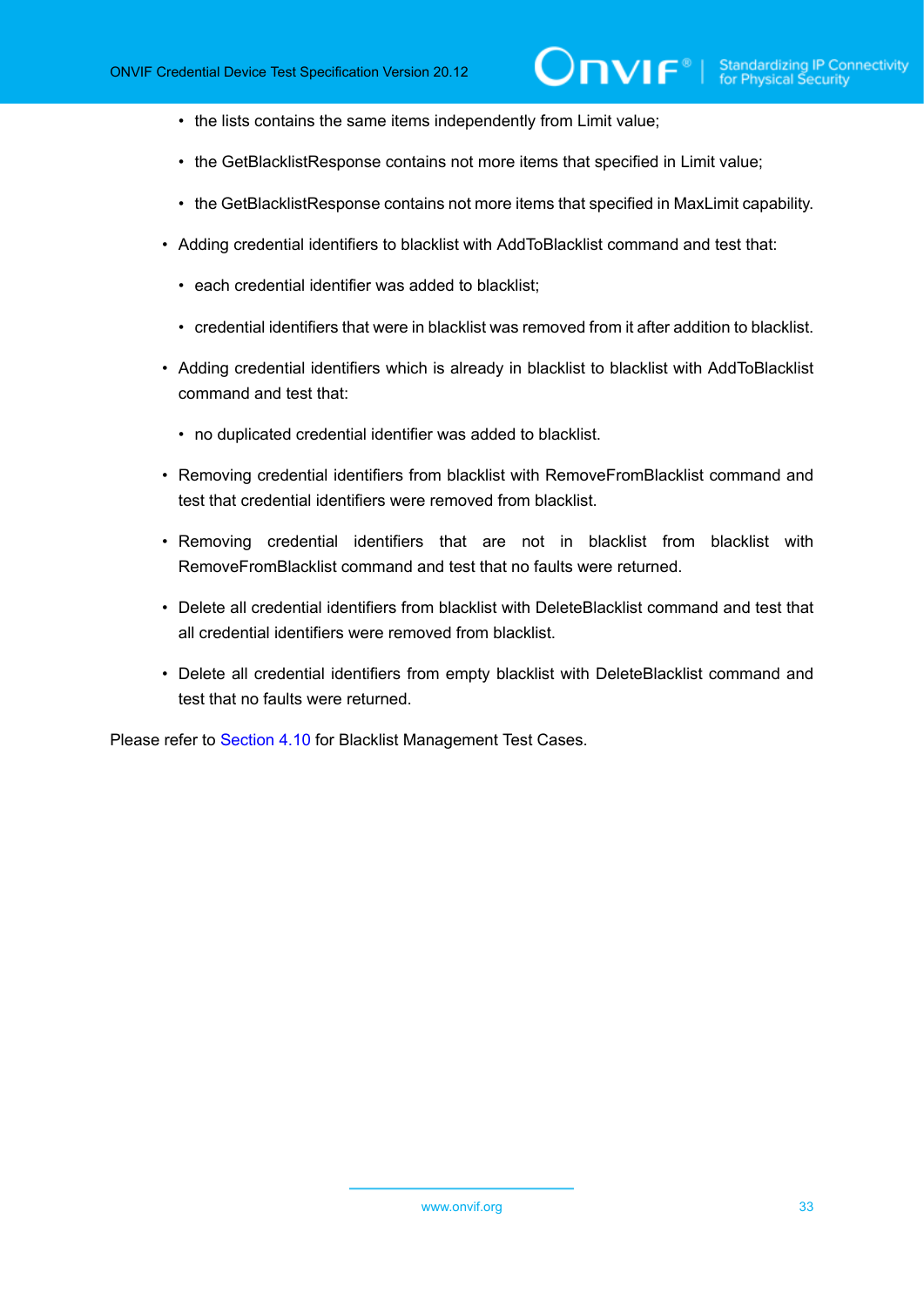- the lists contains the same items independently from Limit value;
  - the GetBlacklistResponse contains not more items that specified in Limit value;
  - the GetBlacklistResponse contains not more items that specified in MaxLimit capability.
- Adding credential identifiers to blacklist with AddToBlacklist command and test that:
  - each credential identifier was added to blacklist;
  - credential identifiers that were in blacklist was removed from it after addition to blacklist.
- Adding credential identifiers which is already in blacklist to blacklist with AddToBlacklist command and test that:
  - no duplicated credential identifier was added to blacklist.
- Removing credential identifiers from blacklist with RemoveFromBlacklist command and test that credential identifiers were removed from blacklist.
- Removing credential identifiers that are not in blacklist from blacklist with RemoveFromBlacklist command and test that no faults were returned.
- Delete all credential identifiers from blacklist with DeleteBlacklist command and test that all credential identifiers were removed from blacklist.
- Delete all credential identifiers from empty blacklist with DeleteBlacklist command and test that no faults were returned.

Please refer to Section 4.10 for Blacklist Management Test Cases.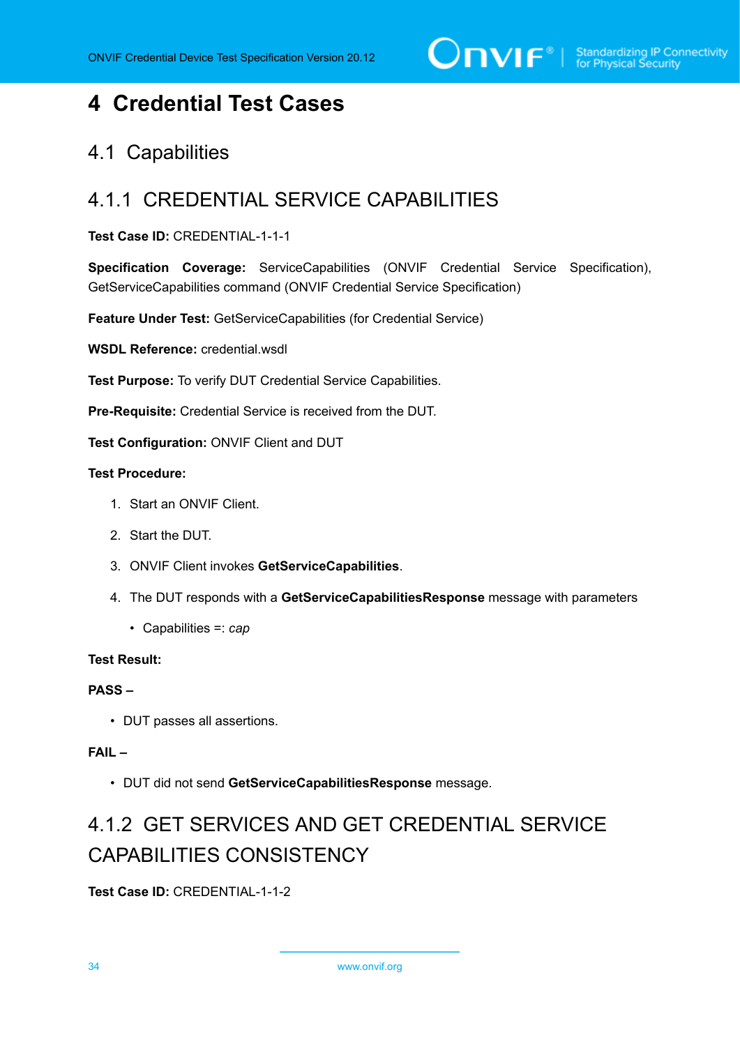# 4 Credential Test Cases

## 4.1 Capabilities

### 4.1.1 CREDENTIAL SERVICE CAPABILITIES

**Test Case ID:** CREDENTIAL-1-1-1

**Specification Coverage:** ServiceCapabilities (ONVIF Credential Service Specification), GetServiceCapabilities command (ONVIF Credential Service Specification)

**Feature Under Test:** GetServiceCapabilities (for Credential Service)

**WSDL Reference:** credential.wsdl

**Test Purpose:** To verify DUT Credential Service Capabilities.

**Pre-Requisite:** Credential Service is received from the DUT.

**Test Configuration:** ONVIF Client and DUT

**Test Procedure:**

1. Start an ONVIF Client.
2. Start the DUT.
3. ONVIF Client invokes **GetServiceCapabilities**.
4. The DUT responds with a **GetServiceCapabilitiesResponse** message with parameters
   - Capabilities =: *cap*

**Test Result:**

**PASS –**

- DUT passes all assertions.

**FAIL –**

- DUT did not send **GetServiceCapabilitiesResponse** message.

### 4.1.2 GET SERVICES AND GET CREDENTIAL SERVICE CAPABILITIES CONSISTENCY

**Test Case ID:** CREDENTIAL-1-1-2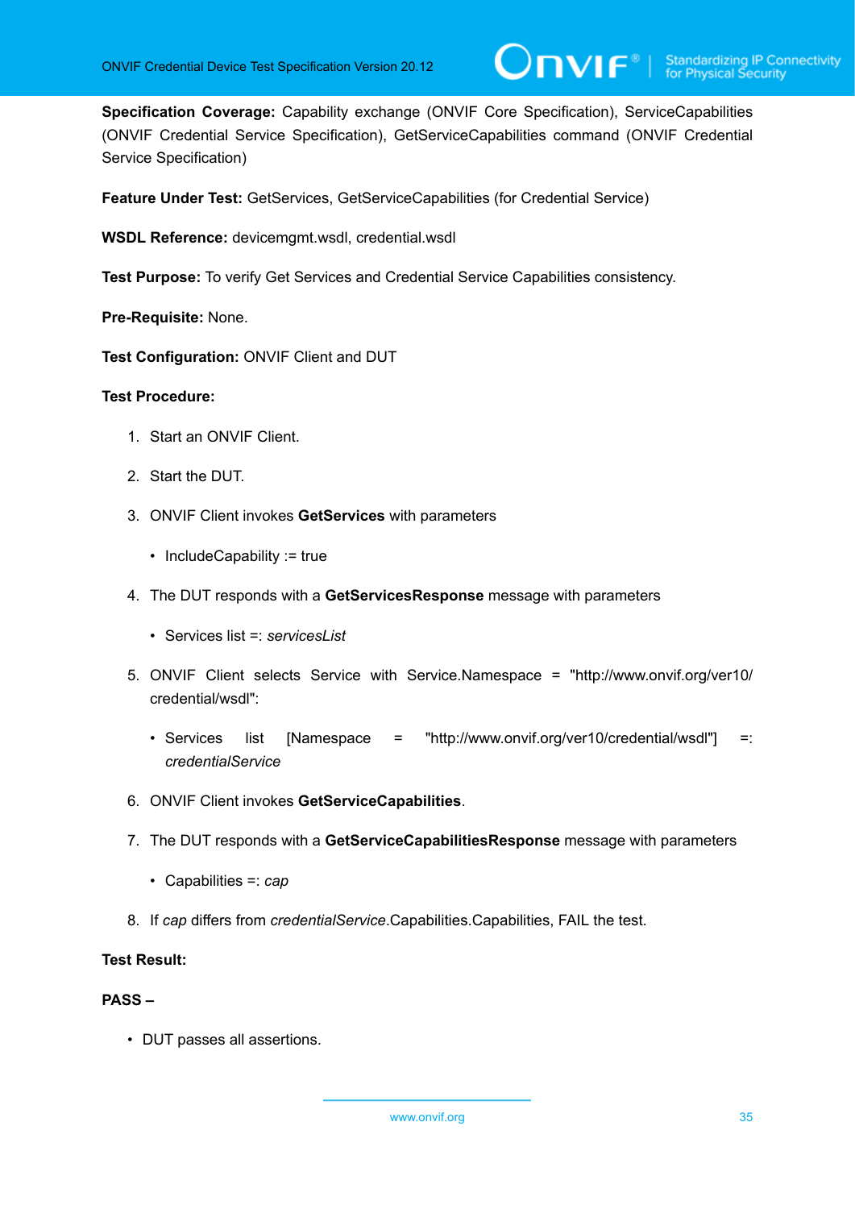**Specification Coverage:** Capability exchange (ONVIF Core Specification), ServiceCapabilities (ONVIF Credential Service Specification), GetServiceCapabilities command (ONVIF Credential Service Specification)

**Feature Under Test:** GetServices, GetServiceCapabilities (for Credential Service)

**WSDL Reference:** devicemgmt.wsdl, credential.wsdl

**Test Purpose:** To verify Get Services and Credential Service Capabilities consistency.

**Pre-Requisite:** None.

**Test Configuration:** ONVIF Client and DUT

**Test Procedure:**

1. Start an ONVIF Client.
2. Start the DUT.
3. ONVIF Client invokes **GetServices** with parameters
   - IncludeCapability := true
4. The DUT responds with a **GetServicesResponse** message with parameters
   - Services list =: *servicesList*
5. ONVIF Client selects Service with Service.Namespace = "http://www.onvif.org/ver10/credential/wsdl":
   - Services list [Namespace = "http://www.onvif.org/ver10/credential/wsdl"] =: *credentialService*
6. ONVIF Client invokes **GetServiceCapabilities**.
7. The DUT responds with a **GetServiceCapabilitiesResponse** message with parameters
   - Capabilities =: *cap*
8. If *cap* differs from *credentialService*.Capabilities.Capabilities, FAIL the test.

**Test Result:**

**PASS –**

- DUT passes all assertions.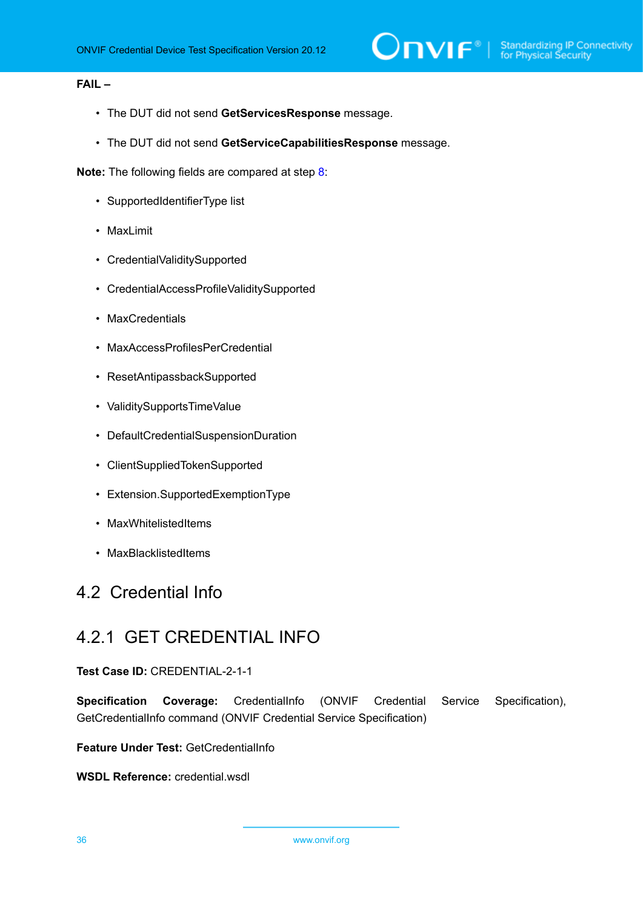**FAIL –**

- The DUT did not send **GetServicesResponse** message.
- The DUT did not send **GetServiceCapabilitiesResponse** message.

**Note:** The following fields are compared at step 8:

- SupportedIdentifierType list
- MaxLimit
- CredentialValiditySupported
- CredentialAccessProfileValiditySupported
- MaxCredentials
- MaxAccessProfilesPerCredential
- ResetAntipassbackSupported
- ValiditySupportsTimeValue
- DefaultCredentialSuspensionDuration
- ClientSuppliedTokenSupported
- Extension.SupportedExemptionType
- MaxWhitelistedItems
- MaxBlacklistedItems

## 4.2 Credential Info

### 4.2.1 GET CREDENTIAL INFO

**Test Case ID:** CREDENTIAL-2-1-1

**Specification Coverage:** CredentialInfo (ONVIF Credential Service Specification), GetCredentialInfo command (ONVIF Credential Service Specification)

**Feature Under Test:** GetCredentialInfo

**WSDL Reference:** credential.wsdl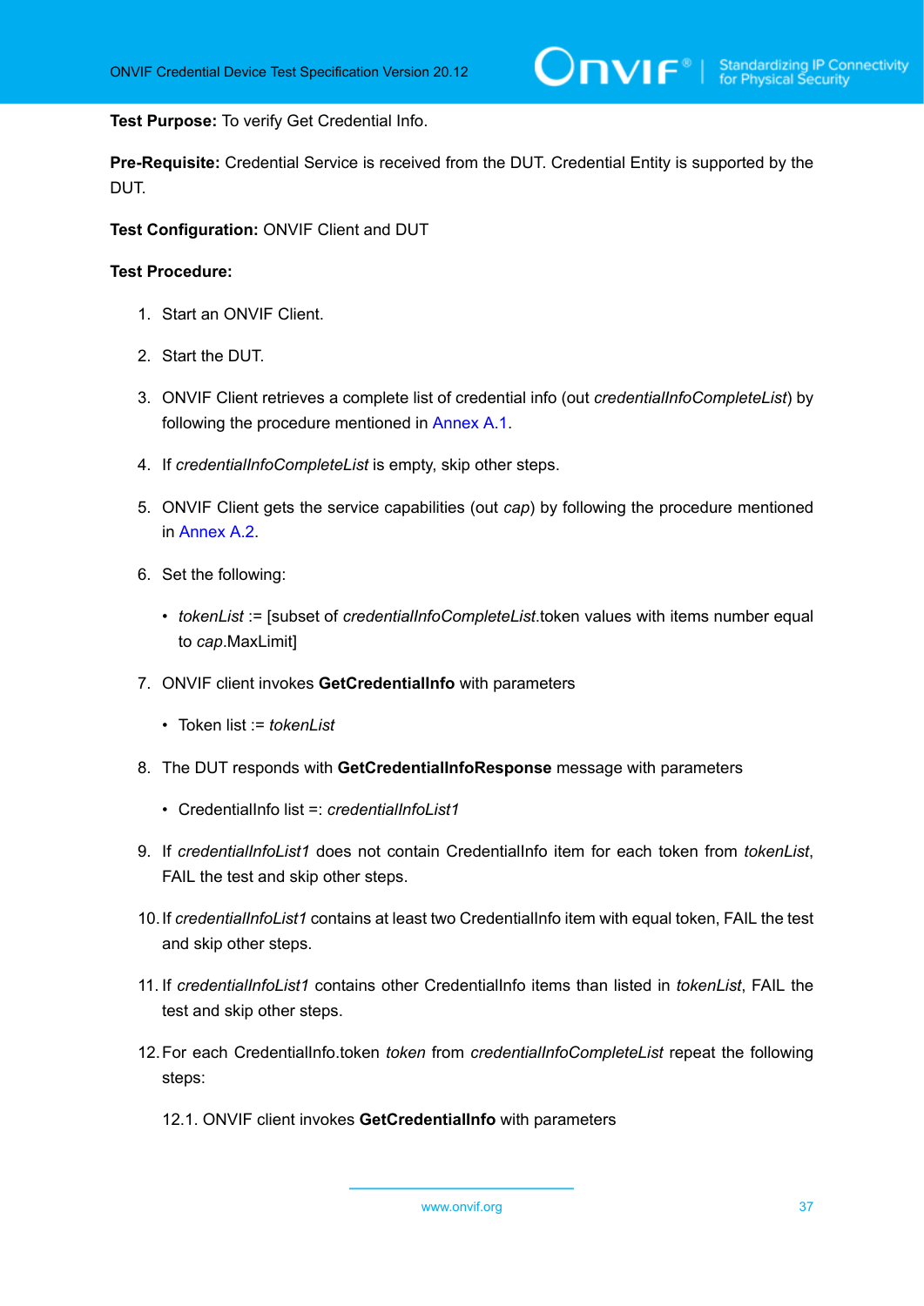**Test Purpose:** To verify Get Credential Info.

**Pre-Requisite:** Credential Service is received from the DUT. Credential Entity is supported by the DUT.

**Test Configuration:** ONVIF Client and DUT

**Test Procedure:**

1. Start an ONVIF Client.
2. Start the DUT.
3. ONVIF Client retrieves a complete list of credential info (out *credentialInfoCompleteList*) by following the procedure mentioned in Annex A.1.
4. If *credentialInfoCompleteList* is empty, skip other steps.
5. ONVIF Client gets the service capabilities (out *cap*) by following the procedure mentioned in Annex A.2.
6. Set the following:
   - *tokenList* := [subset of *credentialInfoCompleteList*.token values with items number equal to *cap*.MaxLimit]
7. ONVIF client invokes **GetCredentialInfo** with parameters
   - Token list := *tokenList*
8. The DUT responds with **GetCredentialInfoResponse** message with parameters
   - CredentialInfo list =: *credentialInfoList1*
9. If *credentialInfoList1* does not contain CredentialInfo item for each token from *tokenList*, FAIL the test and skip other steps.
10. If *credentialInfoList1* contains at least two CredentialInfo item with equal token, FAIL the test and skip other steps.
11. If *credentialInfoList1* contains other CredentialInfo items than listed in *tokenList*, FAIL the test and skip other steps.
12. For each CredentialInfo.token *token* from *credentialInfoCompleteList* repeat the following steps:

    12.1. ONVIF client invokes **GetCredentialInfo** with parameters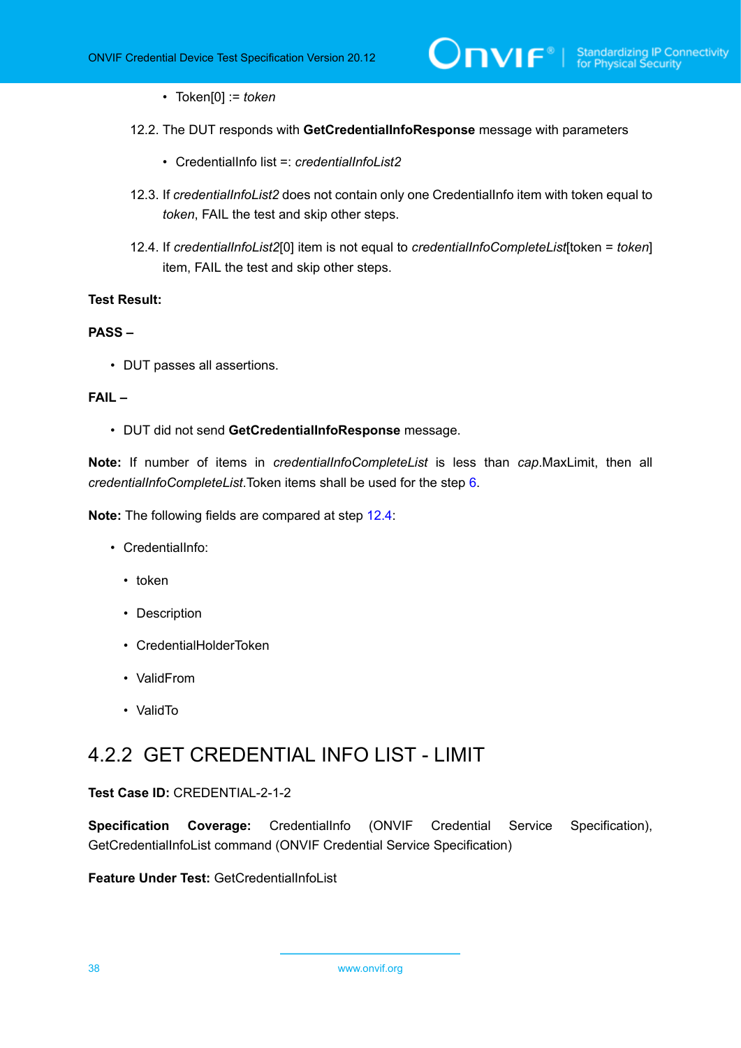- Token[0] := *token*

12.2. The DUT responds with **GetCredentialInfoResponse** message with parameters

- CredentialInfo list =: *credentialInfoList2*

12.3. If *credentialInfoList2* does not contain only one CredentialInfo item with token equal to *token*, FAIL the test and skip other steps.

12.4. If *credentialInfoList2*[0] item is not equal to *credentialInfoCompleteList*[token = *token*] item, FAIL the test and skip other steps.

**Test Result:**

**PASS –**

- DUT passes all assertions.

**FAIL –**

- DUT did not send **GetCredentialInfoResponse** message.

**Note:** If number of items in *credentialInfoCompleteList* is less than *cap*.MaxLimit, then all *credentialInfoCompleteList*.Token items shall be used for the step 6.

**Note:** The following fields are compared at step 12.4:

- CredentialInfo:
  - token
  - Description
  - CredentialHolderToken
  - ValidFrom
  - ValidTo

### 4.2.2 GET CREDENTIAL INFO LIST - LIMIT

**Test Case ID:** CREDENTIAL-2-1-2

**Specification Coverage:** CredentialInfo (ONVIF Credential Service Specification), GetCredentialInfoList command (ONVIF Credential Service Specification)

**Feature Under Test:** GetCredentialInfoList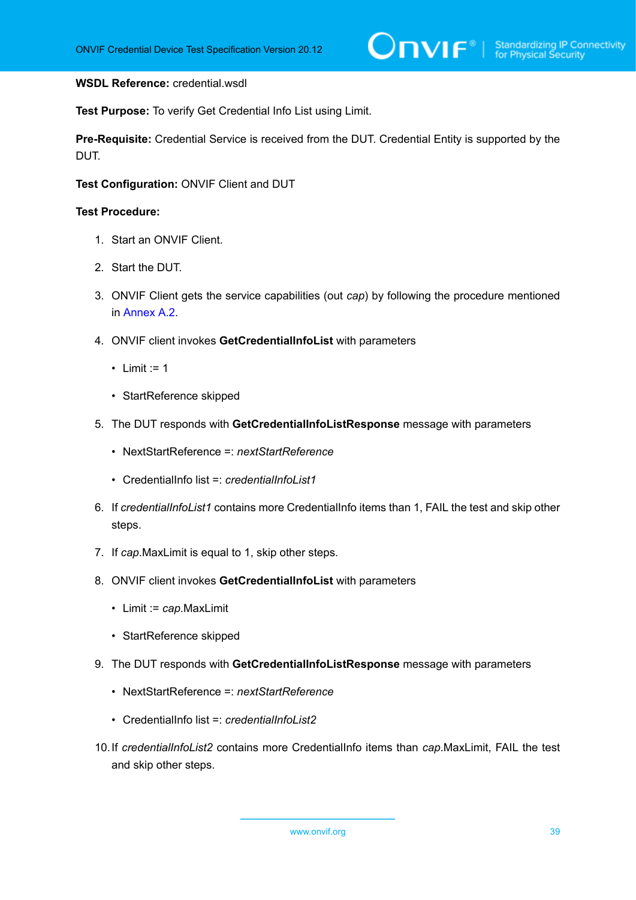**WSDL Reference:** credential.wsdl

**Test Purpose:** To verify Get Credential Info List using Limit.

**Pre-Requisite:** Credential Service is received from the DUT. Credential Entity is supported by the DUT.

**Test Configuration:** ONVIF Client and DUT

**Test Procedure:**

1. Start an ONVIF Client.
2. Start the DUT.
3. ONVIF Client gets the service capabilities (out *cap*) by following the procedure mentioned in Annex A.2.
4. ONVIF client invokes **GetCredentialInfoList** with parameters
   - Limit := 1
   - StartReference skipped
5. The DUT responds with **GetCredentialInfoListResponse** message with parameters
   - NextStartReference =: *nextStartReference*
   - CredentialInfo list =: *credentialInfoList1*
6. If *credentialInfoList1* contains more CredentialInfo items than 1, FAIL the test and skip other steps.
7. If *cap*.MaxLimit is equal to 1, skip other steps.
8. ONVIF client invokes **GetCredentialInfoList** with parameters
   - Limit := *cap*.MaxLimit
   - StartReference skipped
9. The DUT responds with **GetCredentialInfoListResponse** message with parameters
   - NextStartReference =: *nextStartReference*
   - CredentialInfo list =: *credentialInfoList2*
10. If *credentialInfoList2* contains more CredentialInfo items than *cap*.MaxLimit, FAIL the test and skip other steps.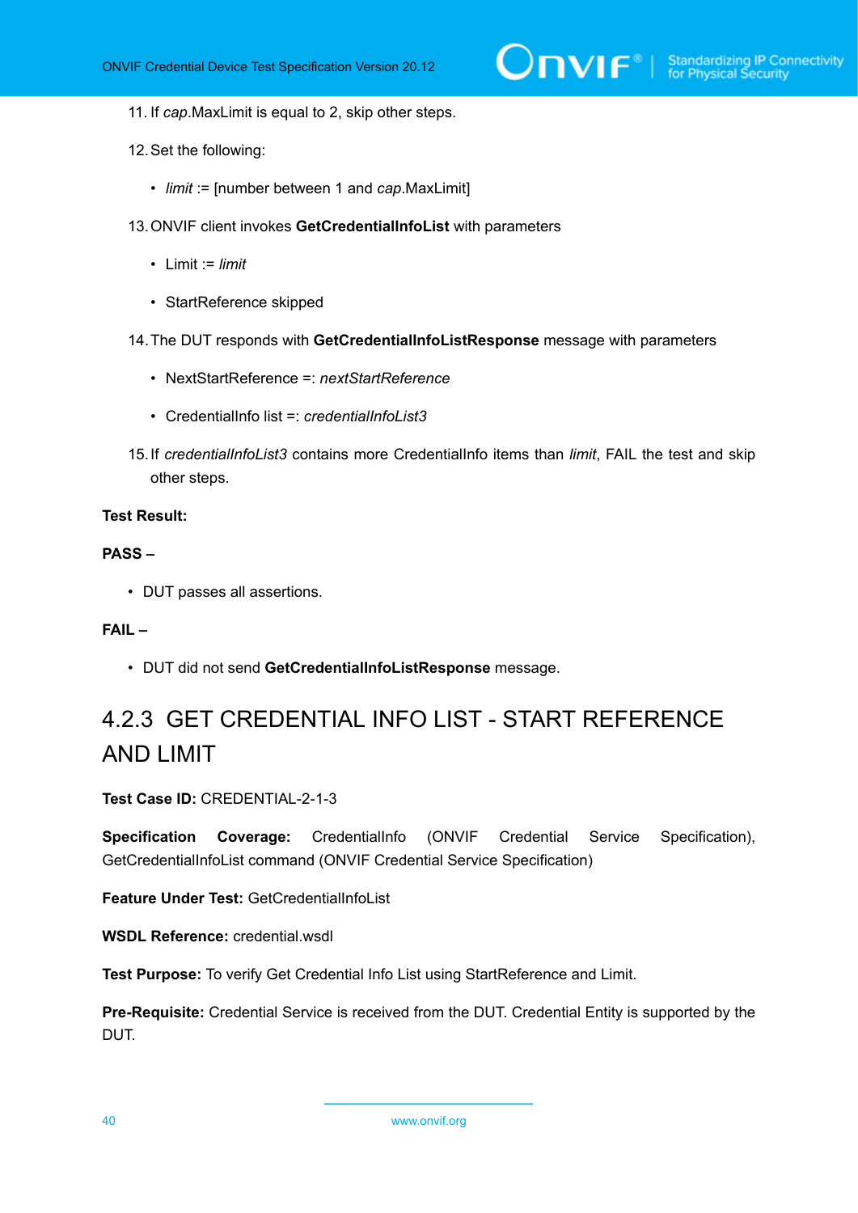11. If *cap*.MaxLimit is equal to 2, skip other steps.

12. Set the following:

    - *limit* := [number between 1 and *cap*.MaxLimit]

13. ONVIF client invokes **GetCredentialInfoList** with parameters

    - Limit := *limit*
    - StartReference skipped

14. The DUT responds with **GetCredentialInfoListResponse** message with parameters

    - NextStartReference =: *nextStartReference*
    - CredentialInfo list =: *credentialInfoList3*

15. If *credentialInfoList3* contains more CredentialInfo items than *limit*, FAIL the test and skip other steps.

**Test Result:**

**PASS –**

- DUT passes all assertions.

**FAIL –**

- DUT did not send **GetCredentialInfoListResponse** message.

### 4.2.3 GET CREDENTIAL INFO LIST - START REFERENCE AND LIMIT

**Test Case ID:** CREDENTIAL-2-1-3

**Specification Coverage:** CredentialInfo (ONVIF Credential Service Specification), GetCredentialInfoList command (ONVIF Credential Service Specification)

**Feature Under Test:** GetCredentialInfoList

**WSDL Reference:** credential.wsdl

**Test Purpose:** To verify Get Credential Info List using StartReference and Limit.

**Pre-Requisite:** Credential Service is received from the DUT. Credential Entity is supported by the DUT.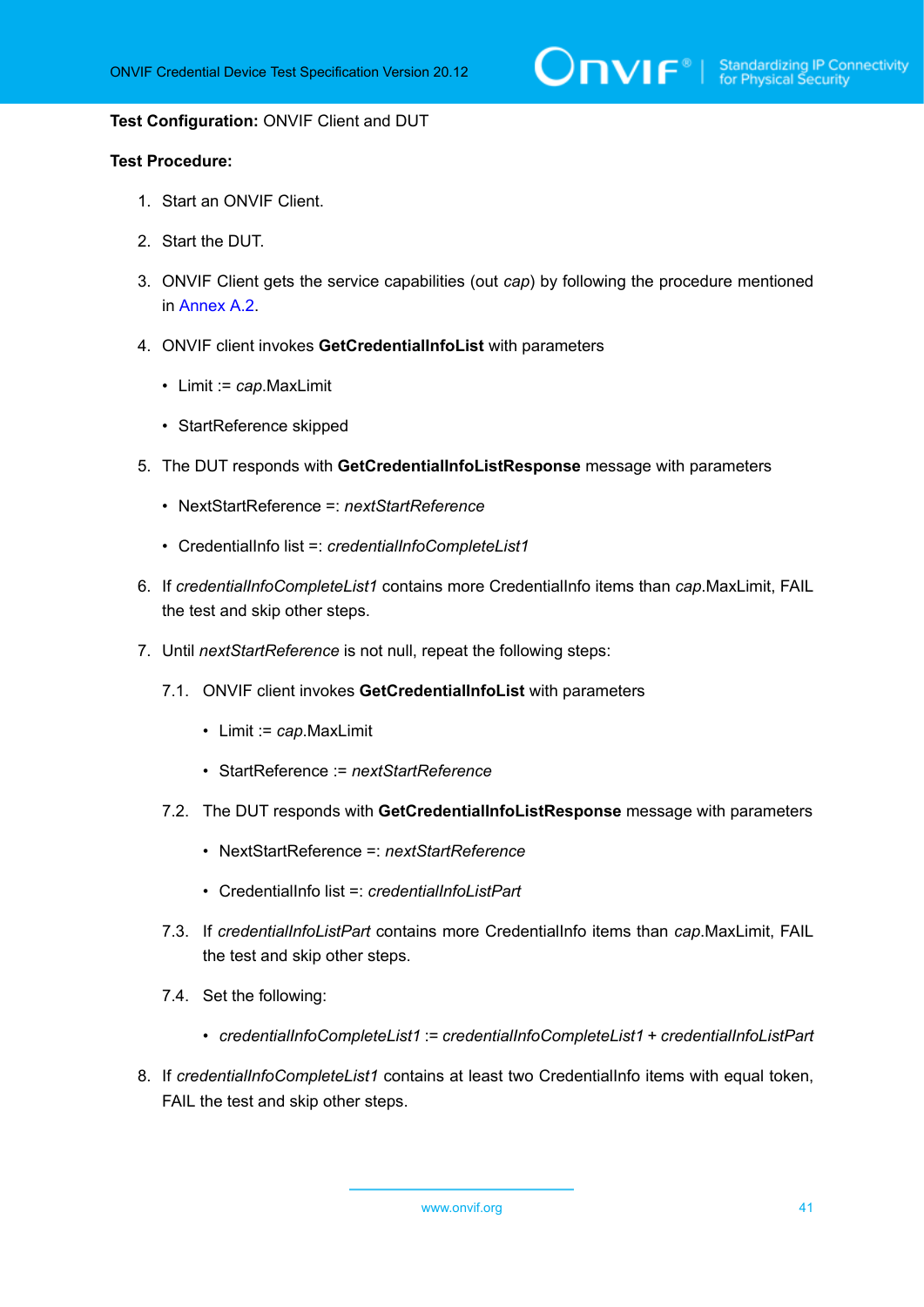**Test Configuration:** ONVIF Client and DUT

**Test Procedure:**

1. Start an ONVIF Client.
2. Start the DUT.
3. ONVIF Client gets the service capabilities (out *cap*) by following the procedure mentioned in Annex A.2.
4. ONVIF client invokes **GetCredentialInfoList** with parameters
   - Limit := *cap*.MaxLimit
   - StartReference skipped
5. The DUT responds with **GetCredentialInfoListResponse** message with parameters
   - NextStartReference =: *nextStartReference*
   - CredentialInfo list =: *credentialInfoCompleteList1*
6. If *credentialInfoCompleteList1* contains more CredentialInfo items than *cap*.MaxLimit, FAIL the test and skip other steps.
7. Until *nextStartReference* is not null, repeat the following steps:

   7.1. ONVIF client invokes **GetCredentialInfoList** with parameters
   - Limit := *cap*.MaxLimit
   - StartReference := *nextStartReference*

   7.2. The DUT responds with **GetCredentialInfoListResponse** message with parameters
   - NextStartReference =: *nextStartReference*
   - CredentialInfo list =: *credentialInfoListPart*

   7.3. If *credentialInfoListPart* contains more CredentialInfo items than *cap*.MaxLimit, FAIL the test and skip other steps.

   7.4. Set the following:
   - *credentialInfoCompleteList1* := *credentialInfoCompleteList1* + *credentialInfoListPart*
8. If *credentialInfoCompleteList1* contains at least two CredentialInfo items with equal token, FAIL the test and skip other steps.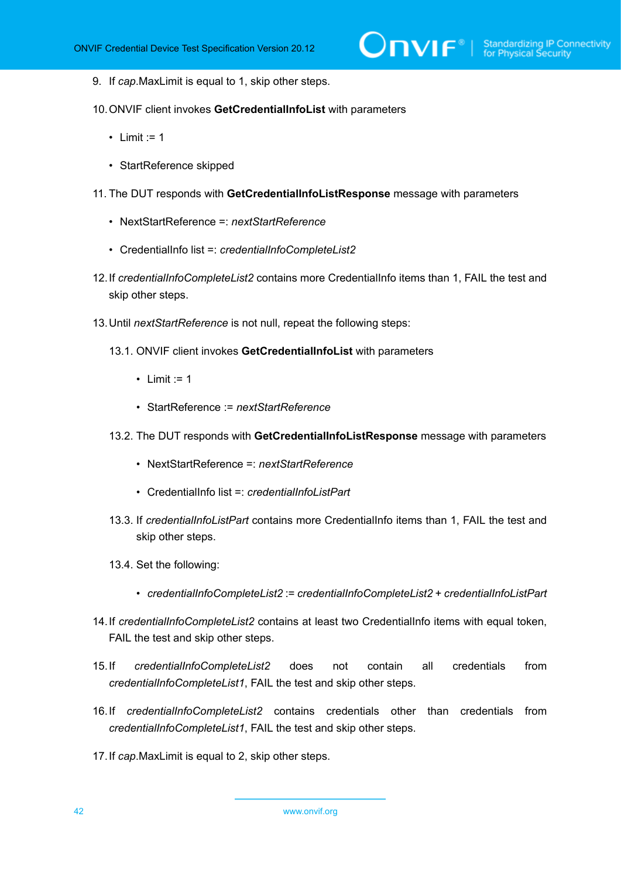9. If *cap*.MaxLimit is equal to 1, skip other steps.

10. ONVIF client invokes **GetCredentialInfoList** with parameters

    - Limit := 1

    - StartReference skipped

11. The DUT responds with **GetCredentialInfoListResponse** message with parameters

    - NextStartReference =: *nextStartReference*

    - CredentialInfo list =: *credentialInfoCompleteList2*

12. If *credentialInfoCompleteList2* contains more CredentialInfo items than 1, FAIL the test and skip other steps.

13. Until *nextStartReference* is not null, repeat the following steps:

    13.1. ONVIF client invokes **GetCredentialInfoList** with parameters

    - Limit := 1

    - StartReference := *nextStartReference*

    13.2. The DUT responds with **GetCredentialInfoListResponse** message with parameters

    - NextStartReference =: *nextStartReference*

    - CredentialInfo list =: *credentialInfoListPart*

    13.3. If *credentialInfoListPart* contains more CredentialInfo items than 1, FAIL the test and skip other steps.

    13.4. Set the following:

    - *credentialInfoCompleteList2* := *credentialInfoCompleteList2* + *credentialInfoListPart*

14. If *credentialInfoCompleteList2* contains at least two CredentialInfo items with equal token, FAIL the test and skip other steps.

15. If *credentialInfoCompleteList2* does not contain all credentials from *credentialInfoCompleteList1*, FAIL the test and skip other steps.

16. If *credentialInfoCompleteList2* contains credentials other than credentials from *credentialInfoCompleteList1*, FAIL the test and skip other steps.

17. If *cap*.MaxLimit is equal to 2, skip other steps.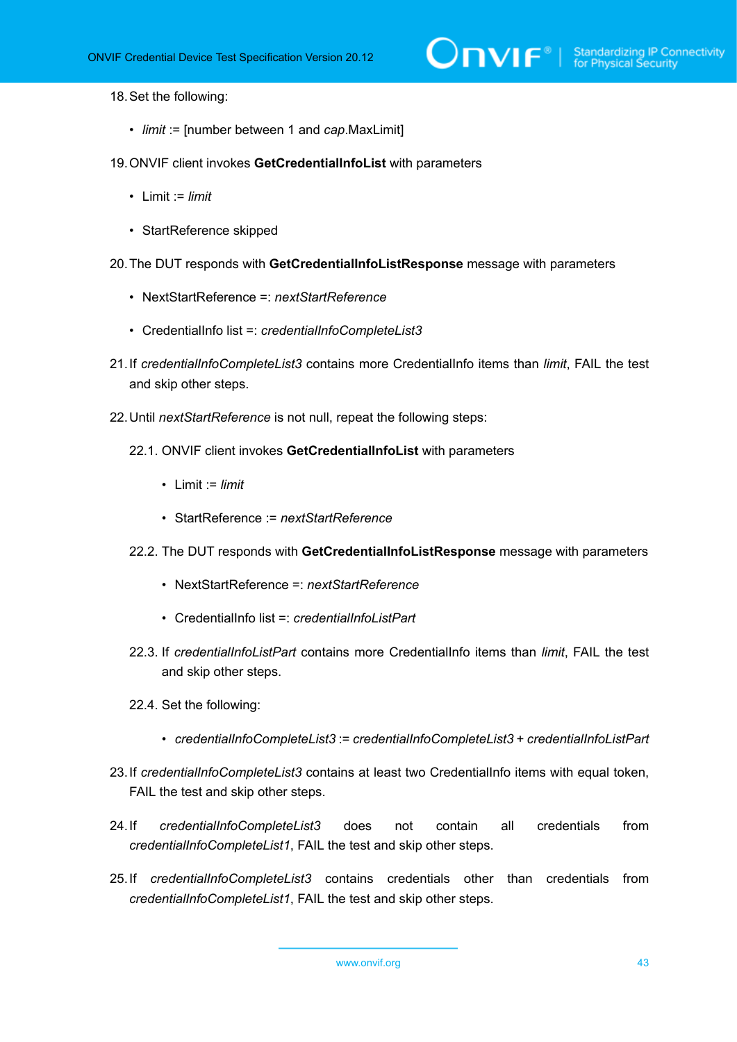18. Set the following:

    - *limit* := [number between 1 and *cap*.MaxLimit]

19. ONVIF client invokes **GetCredentialInfoList** with parameters

    - Limit := *limit*
    - StartReference skipped

20. The DUT responds with **GetCredentialInfoListResponse** message with parameters

    - NextStartReference =: *nextStartReference*
    - CredentialInfo list =: *credentialInfoCompleteList3*

21. If *credentialInfoCompleteList3* contains more CredentialInfo items than *limit*, FAIL the test and skip other steps.

22. Until *nextStartReference* is not null, repeat the following steps:

    22.1. ONVIF client invokes **GetCredentialInfoList** with parameters

    - Limit := *limit*
    - StartReference := *nextStartReference*

    22.2. The DUT responds with **GetCredentialInfoListResponse** message with parameters

    - NextStartReference =: *nextStartReference*
    - CredentialInfo list =: *credentialInfoListPart*

    22.3. If *credentialInfoListPart* contains more CredentialInfo items than *limit*, FAIL the test and skip other steps.

    22.4. Set the following:

    - *credentialInfoCompleteList3* := *credentialInfoCompleteList3* + *credentialInfoListPart*

23. If *credentialInfoCompleteList3* contains at least two CredentialInfo items with equal token, FAIL the test and skip other steps.

24. If *credentialInfoCompleteList3* does not contain all credentials from *credentialInfoCompleteList1*, FAIL the test and skip other steps.

25. If *credentialInfoCompleteList3* contains credentials other than credentials from *credentialInfoCompleteList1*, FAIL the test and skip other steps.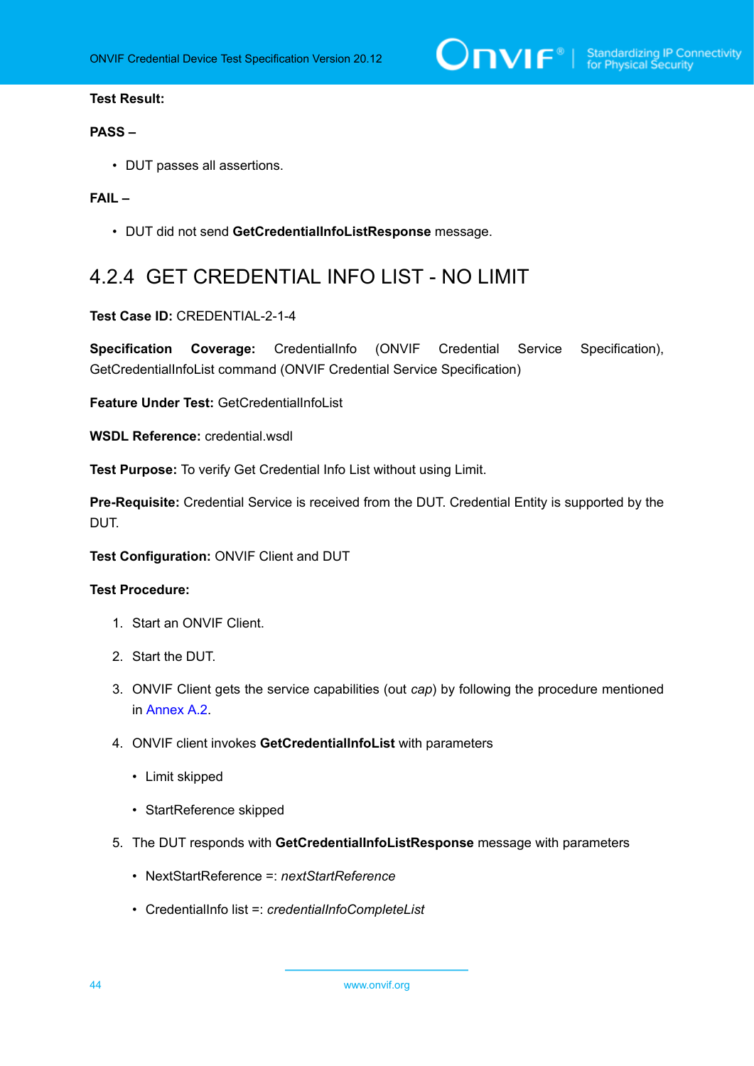**Test Result:**

**PASS –**

- DUT passes all assertions.

**FAIL –**

- DUT did not send **GetCredentialInfoListResponse** message.

### 4.2.4 GET CREDENTIAL INFO LIST - NO LIMIT

**Test Case ID:** CREDENTIAL-2-1-4

**Specification Coverage:** CredentialInfo (ONVIF Credential Service Specification), GetCredentialInfoList command (ONVIF Credential Service Specification)

**Feature Under Test:** GetCredentialInfoList

**WSDL Reference:** credential.wsdl

**Test Purpose:** To verify Get Credential Info List without using Limit.

**Pre-Requisite:** Credential Service is received from the DUT. Credential Entity is supported by the DUT.

**Test Configuration:** ONVIF Client and DUT

**Test Procedure:**

1. Start an ONVIF Client.
2. Start the DUT.
3. ONVIF Client gets the service capabilities (out *cap*) by following the procedure mentioned in Annex A.2.
4. ONVIF client invokes **GetCredentialInfoList** with parameters
   - Limit skipped
   - StartReference skipped
5. The DUT responds with **GetCredentialInfoListResponse** message with parameters
   - NextStartReference =: *nextStartReference*
   - CredentialInfo list =: *credentialInfoCompleteList*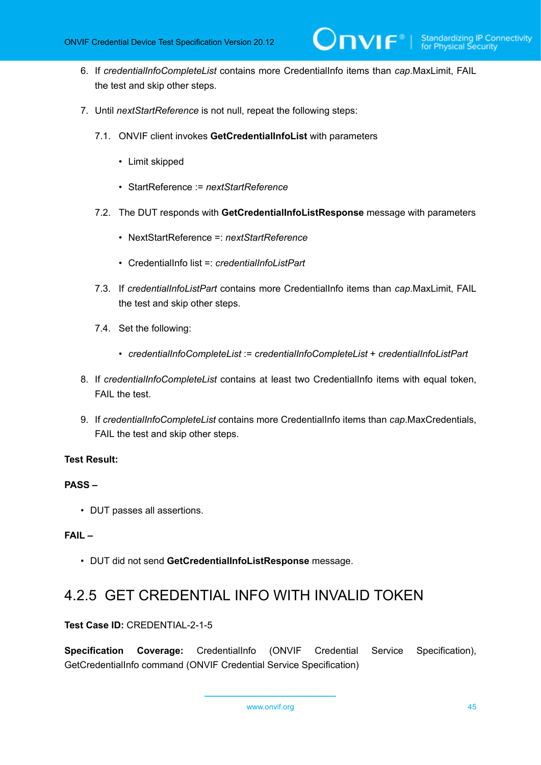6. If *credentialInfoCompleteList* contains more CredentialInfo items than *cap*.MaxLimit, FAIL the test and skip other steps.

7. Until *nextStartReference* is not null, repeat the following steps:

   7.1. ONVIF client invokes **GetCredentialInfoList** with parameters

   - Limit skipped
   - StartReference := *nextStartReference*

   7.2. The DUT responds with **GetCredentialInfoListResponse** message with parameters

   - NextStartReference =: *nextStartReference*
   - CredentialInfo list =: *credentialInfoListPart*

   7.3. If *credentialInfoListPart* contains more CredentialInfo items than *cap*.MaxLimit, FAIL the test and skip other steps.

   7.4. Set the following:

   - *credentialInfoCompleteList* := *credentialInfoCompleteList* + *credentialInfoListPart*

8. If *credentialInfoCompleteList* contains at least two CredentialInfo items with equal token, FAIL the test.

9. If *credentialInfoCompleteList* contains more CredentialInfo items than *cap*.MaxCredentials, FAIL the test and skip other steps.

**Test Result:**

**PASS –**

- DUT passes all assertions.

**FAIL –**

- DUT did not send **GetCredentialInfoListResponse** message.

### 4.2.5 GET CREDENTIAL INFO WITH INVALID TOKEN

**Test Case ID:** CREDENTIAL-2-1-5

**Specification Coverage:** CredentialInfo (ONVIF Credential Service Specification), GetCredentialInfo command (ONVIF Credential Service Specification)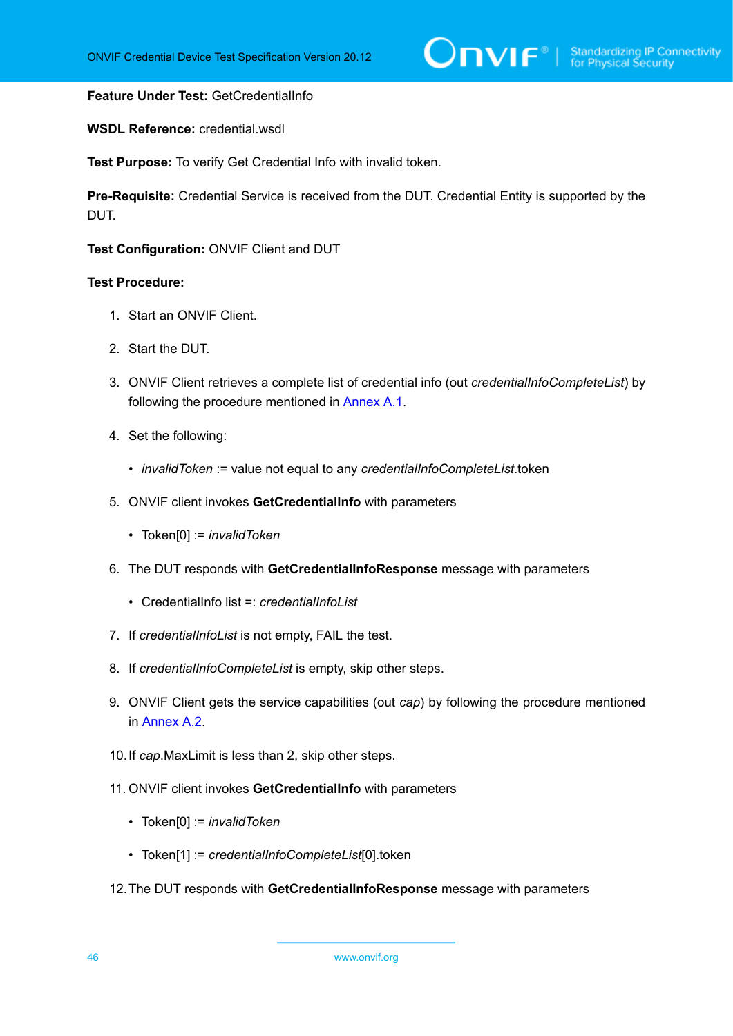**Feature Under Test:** GetCredentialInfo

**WSDL Reference:** credential.wsdl

**Test Purpose:** To verify Get Credential Info with invalid token.

**Pre-Requisite:** Credential Service is received from the DUT. Credential Entity is supported by the DUT.

**Test Configuration:** ONVIF Client and DUT

**Test Procedure:**

1. Start an ONVIF Client.
2. Start the DUT.
3. ONVIF Client retrieves a complete list of credential info (out *credentialInfoCompleteList*) by following the procedure mentioned in Annex A.1.
4. Set the following:
   - *invalidToken* := value not equal to any *credentialInfoCompleteList*.token
5. ONVIF client invokes **GetCredentialInfo** with parameters
   - Token[0] := *invalidToken*
6. The DUT responds with **GetCredentialInfoResponse** message with parameters
   - CredentialInfo list =: *credentialInfoList*
7. If *credentialInfoList* is not empty, FAIL the test.
8. If *credentialInfoCompleteList* is empty, skip other steps.
9. ONVIF Client gets the service capabilities (out *cap*) by following the procedure mentioned in Annex A.2.
10. If *cap*.MaxLimit is less than 2, skip other steps.
11. ONVIF client invokes **GetCredentialInfo** with parameters
    - Token[0] := *invalidToken*
    - Token[1] := *credentialInfoCompleteList*[0].token
12. The DUT responds with **GetCredentialInfoResponse** message with parameters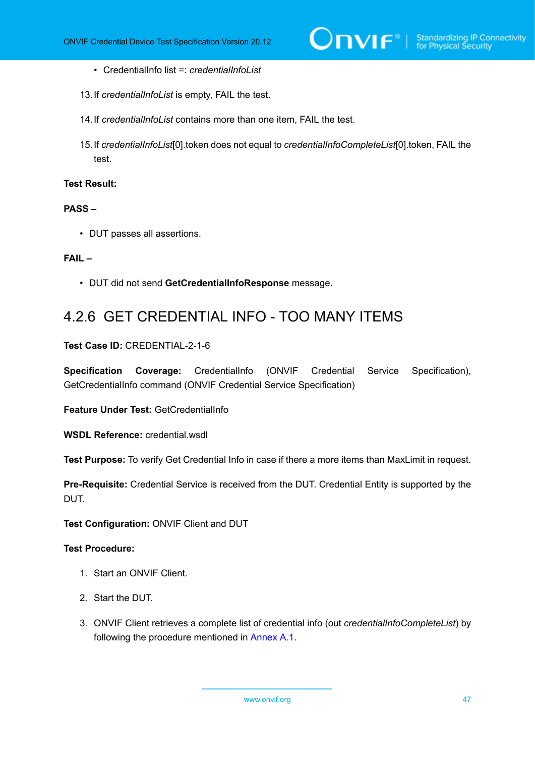- CredentialInfo list =: *credentialInfoList*

13. If *credentialInfoList* is empty, FAIL the test.

14. If *credentialInfoList* contains more than one item, FAIL the test.

15. If *credentialInfoList*[0].token does not equal to *credentialInfoCompleteList*[0].token, FAIL the test.

**Test Result:**

**PASS –**

- DUT passes all assertions.

**FAIL –**

- DUT did not send **GetCredentialInfoResponse** message.

### 4.2.6 GET CREDENTIAL INFO - TOO MANY ITEMS

**Test Case ID:** CREDENTIAL-2-1-6

**Specification Coverage:** CredentialInfo (ONVIF Credential Service Specification), GetCredentialInfo command (ONVIF Credential Service Specification)

**Feature Under Test:** GetCredentialInfo

**WSDL Reference:** credential.wsdl

**Test Purpose:** To verify Get Credential Info in case if there a more items than MaxLimit in request.

**Pre-Requisite:** Credential Service is received from the DUT. Credential Entity is supported by the DUT.

**Test Configuration:** ONVIF Client and DUT

**Test Procedure:**

1. Start an ONVIF Client.

2. Start the DUT.

3. ONVIF Client retrieves a complete list of credential info (out *credentialInfoCompleteList*) by following the procedure mentioned in Annex A.1.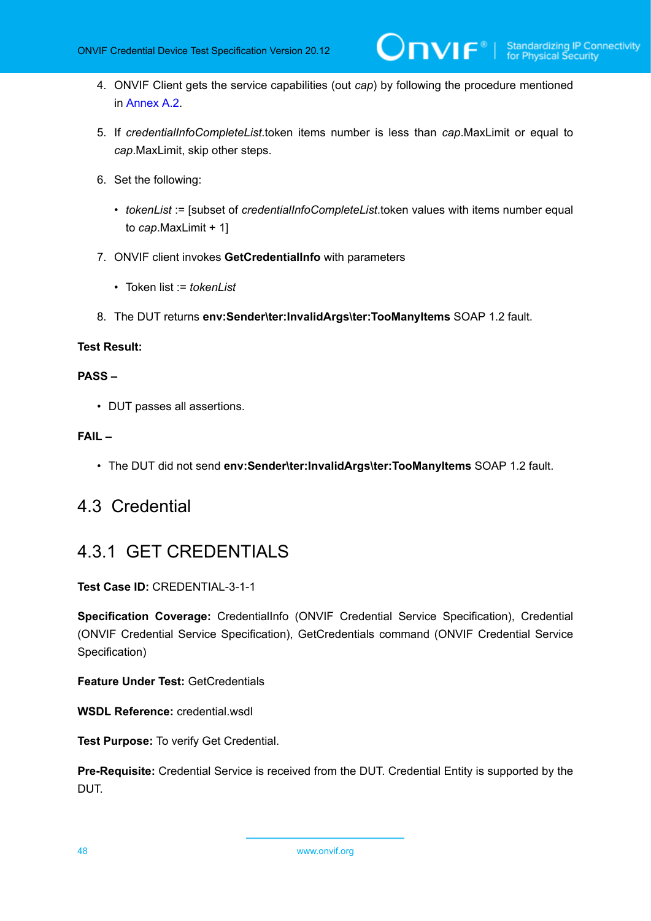4. ONVIF Client gets the service capabilities (out *cap*) by following the procedure mentioned in Annex A.2.

5. If *credentialInfoCompleteList*.token items number is less than *cap*.MaxLimit or equal to *cap*.MaxLimit, skip other steps.

6. Set the following:

   - *tokenList* := [subset of *credentialInfoCompleteList*.token values with items number equal to *cap*.MaxLimit + 1]

7. ONVIF client invokes **GetCredentialInfo** with parameters

   - Token list := *tokenList*

8. The DUT returns **env:Sender\ter:InvalidArgs\ter:TooManyItems** SOAP 1.2 fault.

**Test Result:**

**PASS –**

- DUT passes all assertions.

**FAIL –**

- The DUT did not send **env:Sender\ter:InvalidArgs\ter:TooManyItems** SOAP 1.2 fault.

## 4.3 Credential

### 4.3.1 GET CREDENTIALS

**Test Case ID:** CREDENTIAL-3-1-1

**Specification Coverage:** CredentialInfo (ONVIF Credential Service Specification), Credential (ONVIF Credential Service Specification), GetCredentials command (ONVIF Credential Service Specification)

**Feature Under Test:** GetCredentials

**WSDL Reference:** credential.wsdl

**Test Purpose:** To verify Get Credential.

**Pre-Requisite:** Credential Service is received from the DUT. Credential Entity is supported by the DUT.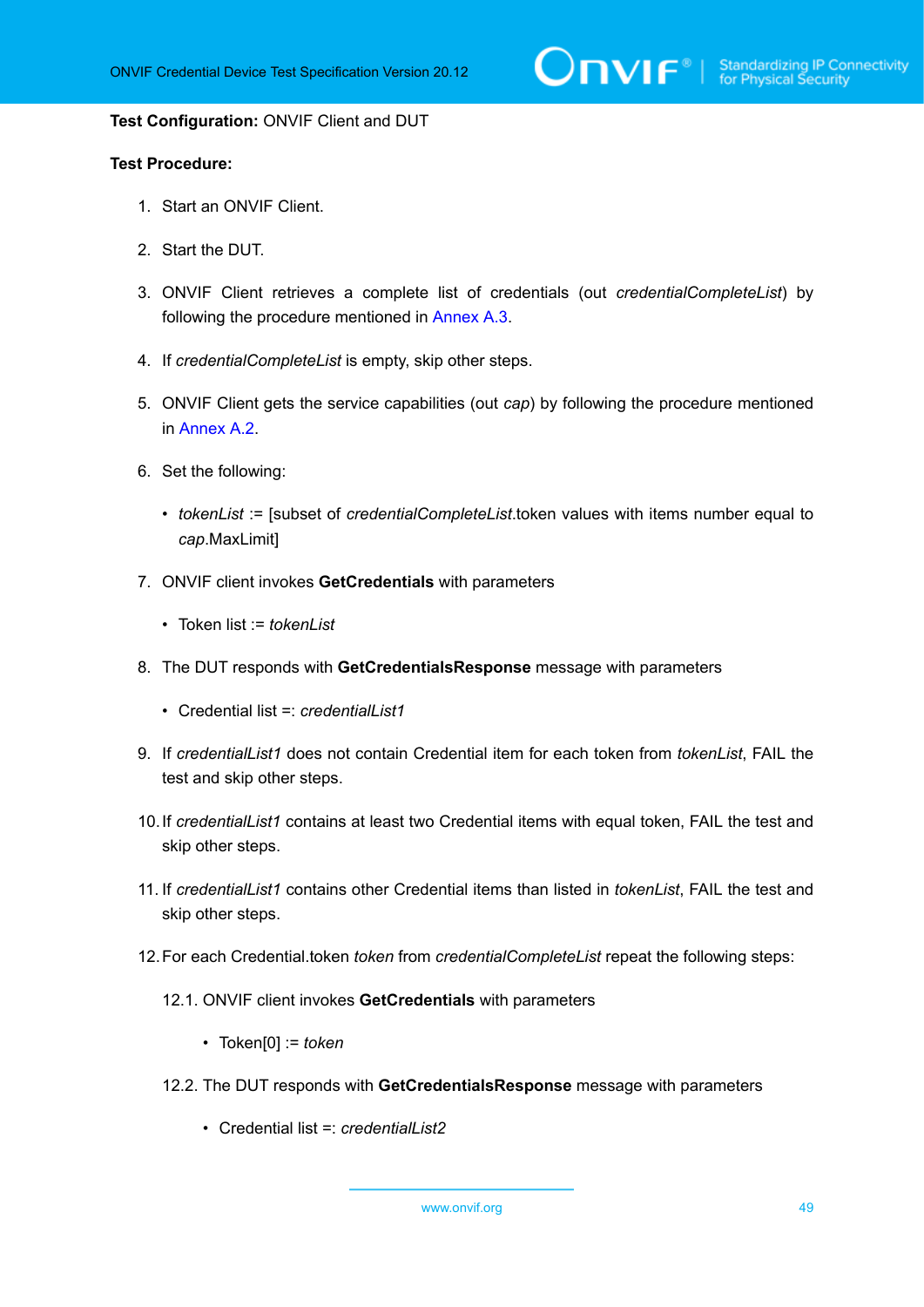**Test Configuration:** ONVIF Client and DUT

**Test Procedure:**

1. Start an ONVIF Client.

2. Start the DUT.

3. ONVIF Client retrieves a complete list of credentials (out *credentialCompleteList*) by following the procedure mentioned in Annex A.3.

4. If *credentialCompleteList* is empty, skip other steps.

5. ONVIF Client gets the service capabilities (out *cap*) by following the procedure mentioned in Annex A.2.

6. Set the following:

   - *tokenList* := [subset of *credentialCompleteList*.token values with items number equal to *cap*.MaxLimit]

7. ONVIF client invokes **GetCredentials** with parameters

   - Token list := *tokenList*

8. The DUT responds with **GetCredentialsResponse** message with parameters

   - Credential list =: *credentialList1*

9. If *credentialList1* does not contain Credential item for each token from *tokenList*, FAIL the test and skip other steps.

10. If *credentialList1* contains at least two Credential items with equal token, FAIL the test and skip other steps.

11. If *credentialList1* contains other Credential items than listed in *tokenList*, FAIL the test and skip other steps.

12. For each Credential.token *token* from *credentialCompleteList* repeat the following steps:

    12.1. ONVIF client invokes **GetCredentials** with parameters

    - Token[0] := *token*

    12.2. The DUT responds with **GetCredentialsResponse** message with parameters

    - Credential list =: *credentialList2*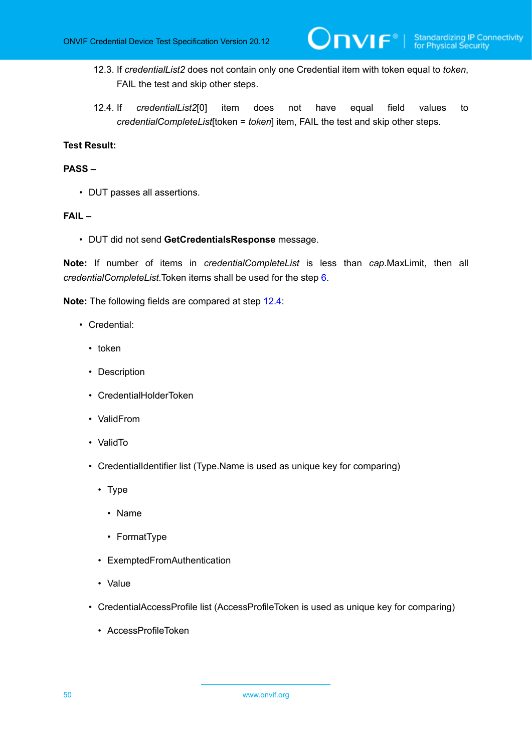12.3. If *credentialList2* does not contain only one Credential item with token equal to *token*, FAIL the test and skip other steps.

12.4. If *credentialList2*[0] item does not have equal field values to *credentialCompleteList*[token = *token*] item, FAIL the test and skip other steps.

**Test Result:**

**PASS –**

- DUT passes all assertions.

**FAIL –**

- DUT did not send **GetCredentialsResponse** message.

**Note:** If number of items in *credentialCompleteList* is less than *cap*.MaxLimit, then all *credentialCompleteList*.Token items shall be used for the step 6.

**Note:** The following fields are compared at step 12.4:

- Credential:
  - token
  - Description
  - CredentialHolderToken
  - ValidFrom
  - ValidTo
  - CredentialIdentifier list (Type.Name is used as unique key for comparing)
    - Type
      - Name
      - FormatType
    - ExemptedFromAuthentication
    - Value
  - CredentialAccessProfile list (AccessProfileToken is used as unique key for comparing)
    - AccessProfileToken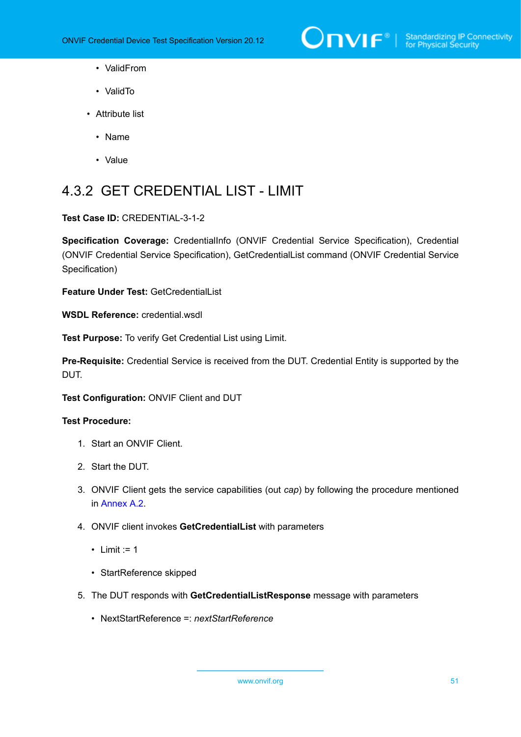- ValidFrom
    - ValidTo
  - Attribute list
    - Name
    - Value

### 4.3.2 GET CREDENTIAL LIST - LIMIT

**Test Case ID:** CREDENTIAL-3-1-2

**Specification Coverage:** CredentialInfo (ONVIF Credential Service Specification), Credential (ONVIF Credential Service Specification), GetCredentialList command (ONVIF Credential Service Specification)

**Feature Under Test:** GetCredentialList

**WSDL Reference:** credential.wsdl

**Test Purpose:** To verify Get Credential List using Limit.

**Pre-Requisite:** Credential Service is received from the DUT. Credential Entity is supported by the DUT.

**Test Configuration:** ONVIF Client and DUT

**Test Procedure:**

1. Start an ONVIF Client.
2. Start the DUT.
3. ONVIF Client gets the service capabilities (out *cap*) by following the procedure mentioned in Annex A.2.
4. ONVIF client invokes **GetCredentialList** with parameters
   - Limit := 1
   - StartReference skipped
5. The DUT responds with **GetCredentialListResponse** message with parameters
   - NextStartReference =: *nextStartReference*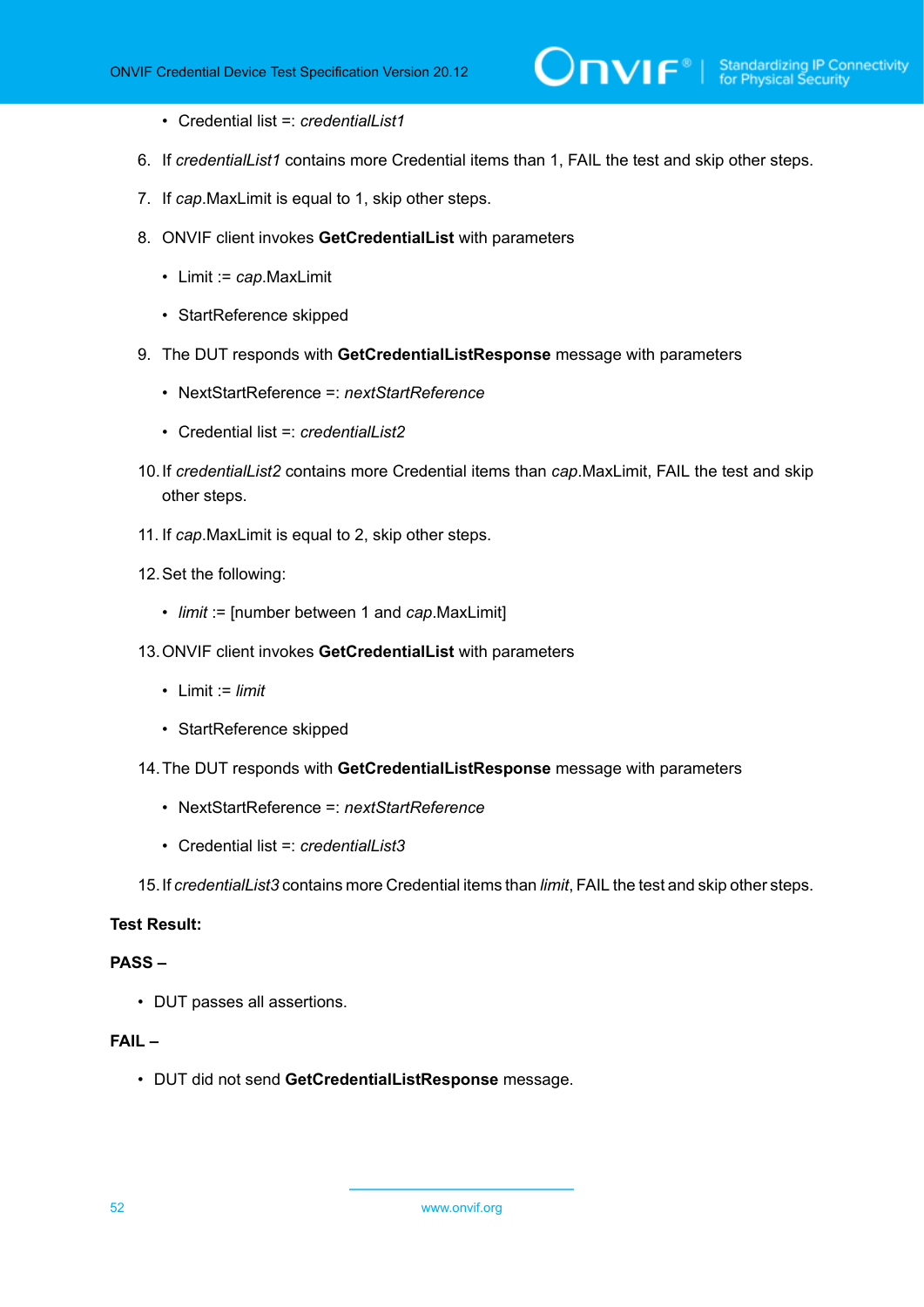- Credential list =: *credentialList1*

6. If *credentialList1* contains more Credential items than 1, FAIL the test and skip other steps.

7. If *cap*.MaxLimit is equal to 1, skip other steps.

8. ONVIF client invokes **GetCredentialList** with parameters

   - Limit := *cap*.MaxLimit
   - StartReference skipped

9. The DUT responds with **GetCredentialListResponse** message with parameters

   - NextStartReference =: *nextStartReference*
   - Credential list =: *credentialList2*

10. If *credentialList2* contains more Credential items than *cap*.MaxLimit, FAIL the test and skip other steps.

11. If *cap*.MaxLimit is equal to 2, skip other steps.

12. Set the following:

    - *limit* := [number between 1 and *cap*.MaxLimit]

13. ONVIF client invokes **GetCredentialList** with parameters

    - Limit := *limit*
    - StartReference skipped

14. The DUT responds with **GetCredentialListResponse** message with parameters

    - NextStartReference =: *nextStartReference*
    - Credential list =: *credentialList3*

15. If *credentialList3* contains more Credential items than *limit*, FAIL the test and skip other steps.

**Test Result:**

**PASS –**

- DUT passes all assertions.

**FAIL –**

- DUT did not send **GetCredentialListResponse** message.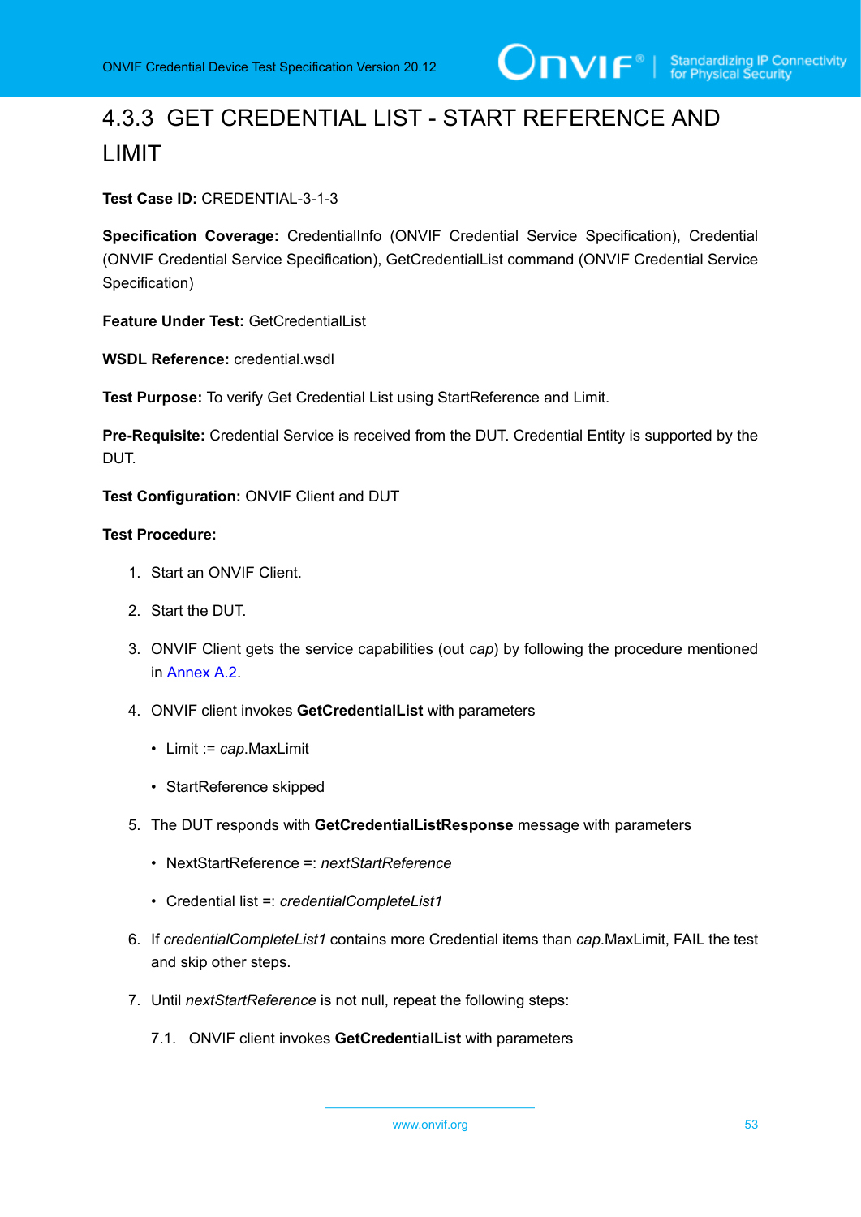### 4.3.3 GET CREDENTIAL LIST - START REFERENCE AND LIMIT

**Test Case ID:** CREDENTIAL-3-1-3

**Specification Coverage:** CredentialInfo (ONVIF Credential Service Specification), Credential (ONVIF Credential Service Specification), GetCredentialList command (ONVIF Credential Service Specification)

**Feature Under Test:** GetCredentialList

**WSDL Reference:** credential.wsdl

**Test Purpose:** To verify Get Credential List using StartReference and Limit.

**Pre-Requisite:** Credential Service is received from the DUT. Credential Entity is supported by the DUT.

**Test Configuration:** ONVIF Client and DUT

**Test Procedure:**

1. Start an ONVIF Client.
2. Start the DUT.
3. ONVIF Client gets the service capabilities (out *cap*) by following the procedure mentioned in Annex A.2.
4. ONVIF client invokes **GetCredentialList** with parameters
   - Limit := *cap*.MaxLimit
   - StartReference skipped
5. The DUT responds with **GetCredentialListResponse** message with parameters
   - NextStartReference =: *nextStartReference*
   - Credential list =: *credentialCompleteList1*
6. If *credentialCompleteList1* contains more Credential items than *cap*.MaxLimit, FAIL the test and skip other steps.
7. Until *nextStartReference* is not null, repeat the following steps:

   7.1. ONVIF client invokes **GetCredentialList** with parameters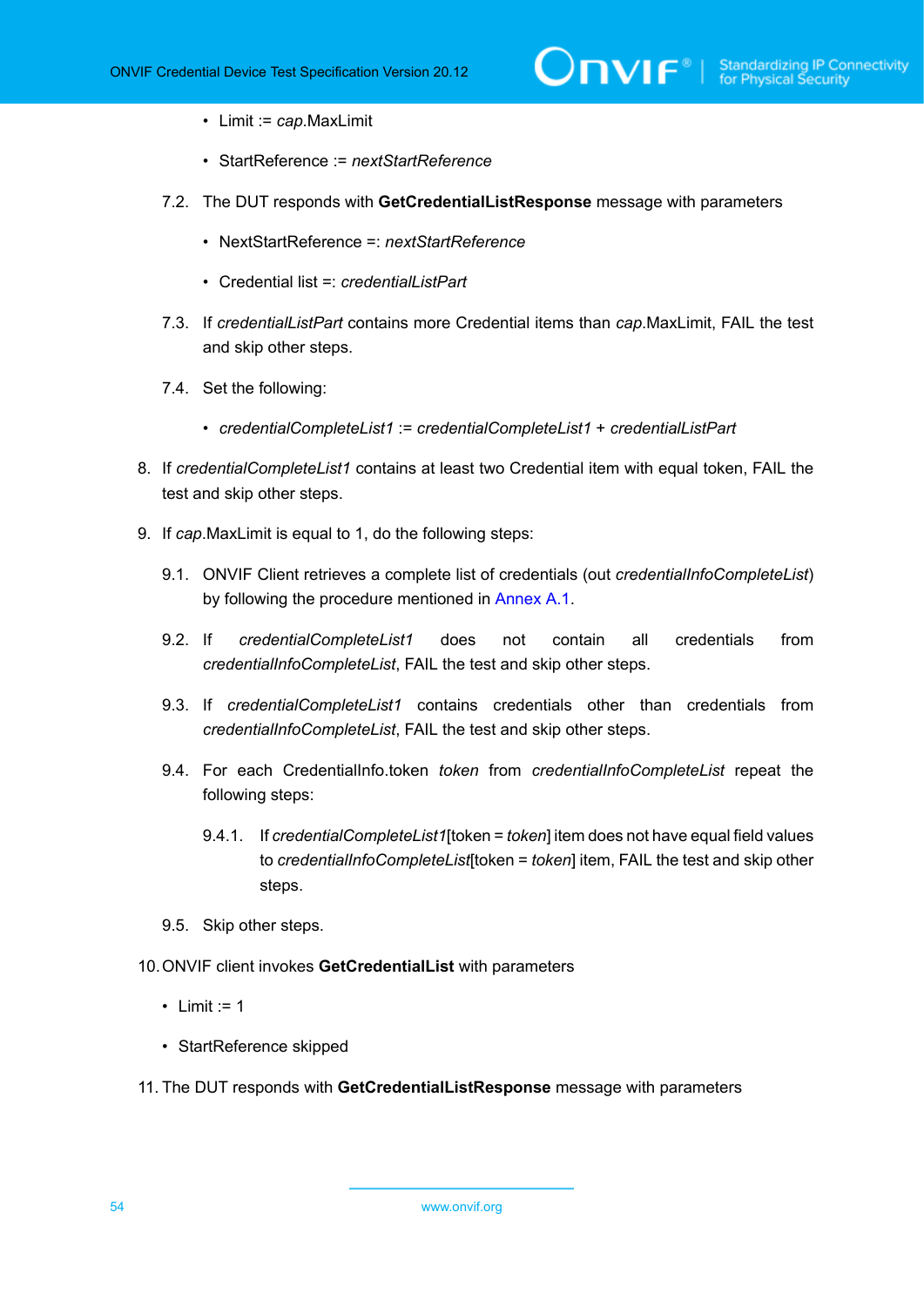- Limit := *cap*.MaxLimit
- StartReference := *nextStartReference*

7.2. The DUT responds with **GetCredentialListResponse** message with parameters

- NextStartReference =: *nextStartReference*
- Credential list =: *credentialListPart*

7.3. If *credentialListPart* contains more Credential items than *cap*.MaxLimit, FAIL the test and skip other steps.

7.4. Set the following:

- *credentialCompleteList1* := *credentialCompleteList1* + *credentialListPart*

8. If *credentialCompleteList1* contains at least two Credential item with equal token, FAIL the test and skip other steps.

9. If *cap*.MaxLimit is equal to 1, do the following steps:

9.1. ONVIF Client retrieves a complete list of credentials (out *credentialInfoCompleteList*) by following the procedure mentioned in Annex A.1.

9.2. If *credentialCompleteList1* does not contain all credentials from *credentialInfoCompleteList*, FAIL the test and skip other steps.

9.3. If *credentialCompleteList1* contains credentials other than credentials from *credentialInfoCompleteList*, FAIL the test and skip other steps.

9.4. For each CredentialInfo.token *token* from *credentialInfoCompleteList* repeat the following steps:

9.4.1. If *credentialCompleteList1*[token = *token*] item does not have equal field values to *credentialInfoCompleteList*[token = *token*] item, FAIL the test and skip other steps.

9.5. Skip other steps.

10. ONVIF client invokes **GetCredentialList** with parameters

- Limit := 1
- StartReference skipped

11. The DUT responds with **GetCredentialListResponse** message with parameters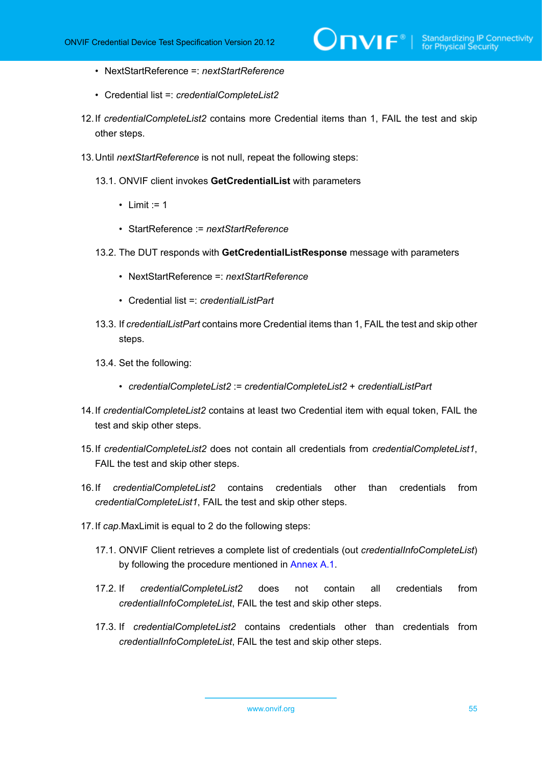- NextStartReference =: *nextStartReference*
- Credential list =: *credentialCompleteList2*

12. If *credentialCompleteList2* contains more Credential items than 1, FAIL the test and skip other steps.

13. Until *nextStartReference* is not null, repeat the following steps:

    13.1. ONVIF client invokes **GetCredentialList** with parameters

    - Limit := 1
    - StartReference := *nextStartReference*

    13.2. The DUT responds with **GetCredentialListResponse** message with parameters

    - NextStartReference =: *nextStartReference*
    - Credential list =: *credentialListPart*

    13.3. If *credentialListPart* contains more Credential items than 1, FAIL the test and skip other steps.

    13.4. Set the following:

    - *credentialCompleteList2* := *credentialCompleteList2* + *credentialListPart*

14. If *credentialCompleteList2* contains at least two Credential item with equal token, FAIL the test and skip other steps.

15. If *credentialCompleteList2* does not contain all credentials from *credentialCompleteList1*, FAIL the test and skip other steps.

16. If *credentialCompleteList2* contains credentials other than credentials from *credentialCompleteList1*, FAIL the test and skip other steps.

17. If *cap*.MaxLimit is equal to 2 do the following steps:

    17.1. ONVIF Client retrieves a complete list of credentials (out *credentialInfoCompleteList*) by following the procedure mentioned in Annex A.1.

    17.2. If *credentialCompleteList2* does not contain all credentials from *credentialInfoCompleteList*, FAIL the test and skip other steps.

    17.3. If *credentialCompleteList2* contains credentials other than credentials from *credentialInfoCompleteList*, FAIL the test and skip other steps.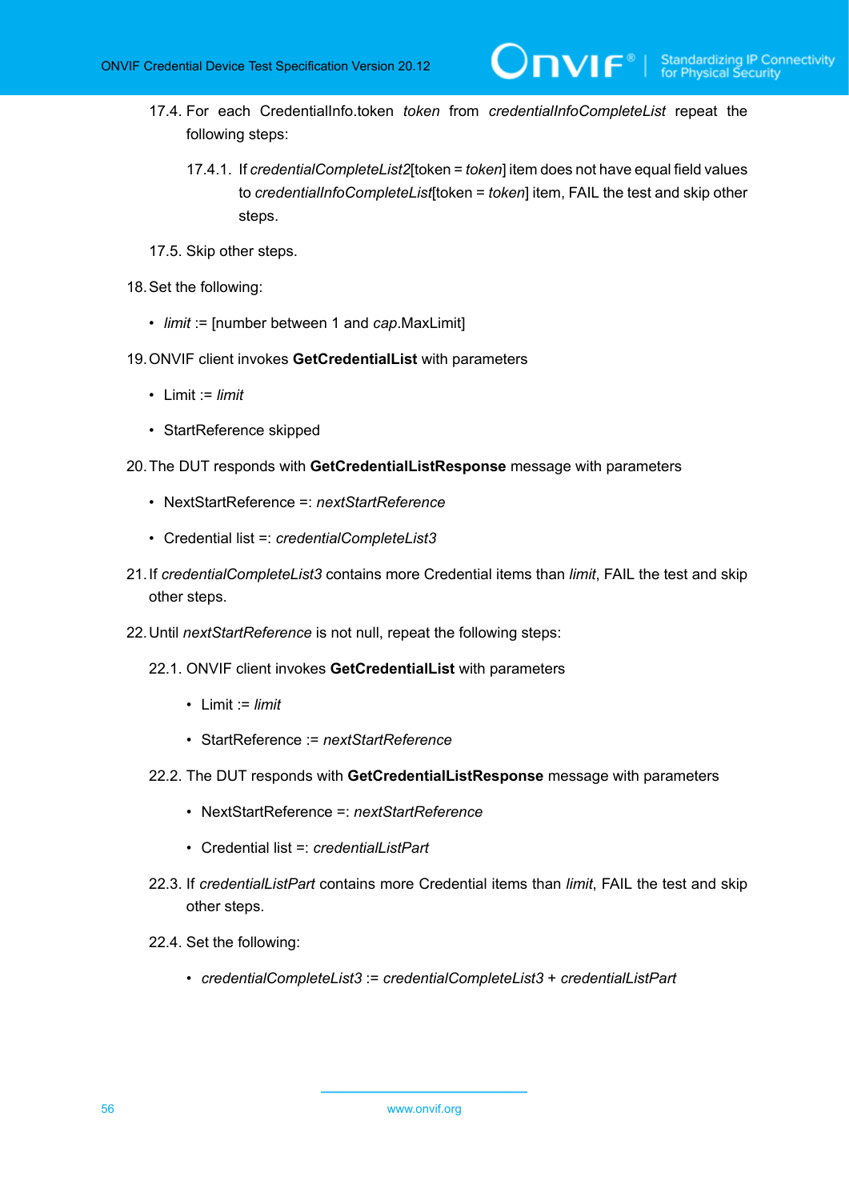17.4. For each CredentialInfo.token *token* from *credentialInfoCompleteList* repeat the following steps:

17.4.1. If *credentialCompleteList2*[token = *token*] item does not have equal field values to *credentialInfoCompleteList*[token = *token*] item, FAIL the test and skip other steps.

17.5. Skip other steps.

18. Set the following:

- *limit* := [number between 1 and *cap*.MaxLimit]

19. ONVIF client invokes **GetCredentialList** with parameters

- Limit := *limit*
- StartReference skipped

20. The DUT responds with **GetCredentialListResponse** message with parameters

- NextStartReference =: *nextStartReference*
- Credential list =: *credentialCompleteList3*

21. If *credentialCompleteList3* contains more Credential items than *limit*, FAIL the test and skip other steps.

22. Until *nextStartReference* is not null, repeat the following steps:

22.1. ONVIF client invokes **GetCredentialList** with parameters

- Limit := *limit*
- StartReference := *nextStartReference*

22.2. The DUT responds with **GetCredentialListResponse** message with parameters

- NextStartReference =: *nextStartReference*
- Credential list =: *credentialListPart*

22.3. If *credentialListPart* contains more Credential items than *limit*, FAIL the test and skip other steps.

22.4. Set the following:

- *credentialCompleteList3* := *credentialCompleteList3* + *credentialListPart*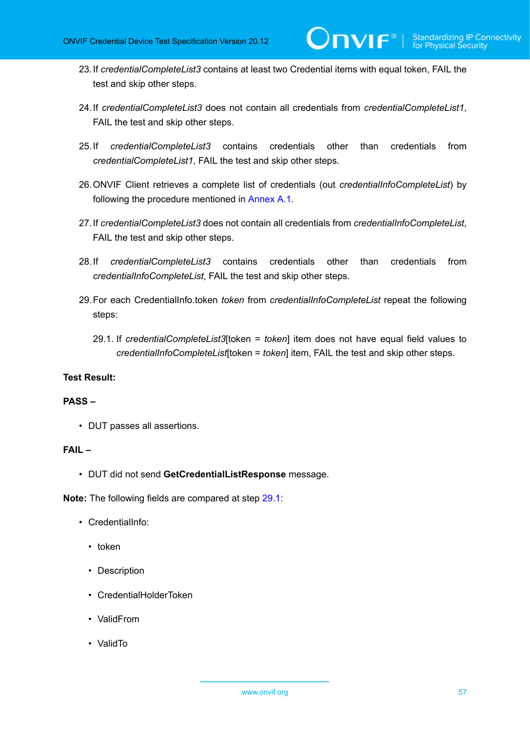23. If *credentialCompleteList3* contains at least two Credential items with equal token, FAIL the test and skip other steps.

24. If *credentialCompleteList3* does not contain all credentials from *credentialCompleteList1*, FAIL the test and skip other steps.

25. If *credentialCompleteList3* contains credentials other than credentials from *credentialCompleteList1*, FAIL the test and skip other steps.

26. ONVIF Client retrieves a complete list of credentials (out *credentialInfoCompleteList*) by following the procedure mentioned in Annex A.1.

27. If *credentialCompleteList3* does not contain all credentials from *credentialInfoCompleteList*, FAIL the test and skip other steps.

28. If *credentialCompleteList3* contains credentials other than credentials from *credentialInfoCompleteList*, FAIL the test and skip other steps.

29. For each CredentialInfo.token *token* from *credentialInfoCompleteList* repeat the following steps:

    29.1. If *credentialCompleteList3*[token = *token*] item does not have equal field values to *credentialInfoCompleteList*[token = *token*] item, FAIL the test and skip other steps.

**Test Result:**

**PASS –**

- DUT passes all assertions.

**FAIL –**

- DUT did not send **GetCredentialListResponse** message.

**Note:** The following fields are compared at step 29.1:

- CredentialInfo:
  - token
  - Description
  - CredentialHolderToken
  - ValidFrom
  - ValidTo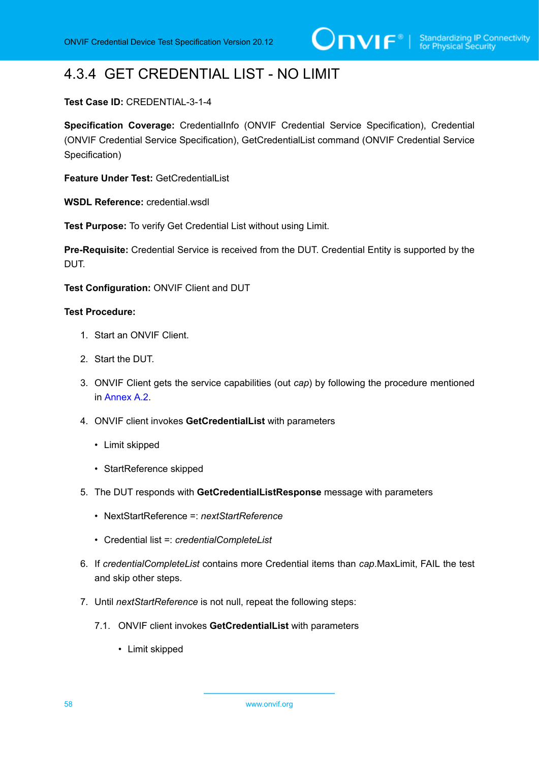### 4.3.4 GET CREDENTIAL LIST - NO LIMIT

**Test Case ID:** CREDENTIAL-3-1-4

**Specification Coverage:** CredentialInfo (ONVIF Credential Service Specification), Credential (ONVIF Credential Service Specification), GetCredentialList command (ONVIF Credential Service Specification)

**Feature Under Test:** GetCredentialList

**WSDL Reference:** credential.wsdl

**Test Purpose:** To verify Get Credential List without using Limit.

**Pre-Requisite:** Credential Service is received from the DUT. Credential Entity is supported by the DUT.

**Test Configuration:** ONVIF Client and DUT

**Test Procedure:**

1. Start an ONVIF Client.
2. Start the DUT.
3. ONVIF Client gets the service capabilities (out *cap*) by following the procedure mentioned in Annex A.2.
4. ONVIF client invokes **GetCredentialList** with parameters
   - Limit skipped
   - StartReference skipped
5. The DUT responds with **GetCredentialListResponse** message with parameters
   - NextStartReference =: *nextStartReference*
   - Credential list =: *credentialCompleteList*
6. If *credentialCompleteList* contains more Credential items than *cap*.MaxLimit, FAIL the test and skip other steps.
7. Until *nextStartReference* is not null, repeat the following steps:

   7.1. ONVIF client invokes **GetCredentialList** with parameters
   - Limit skipped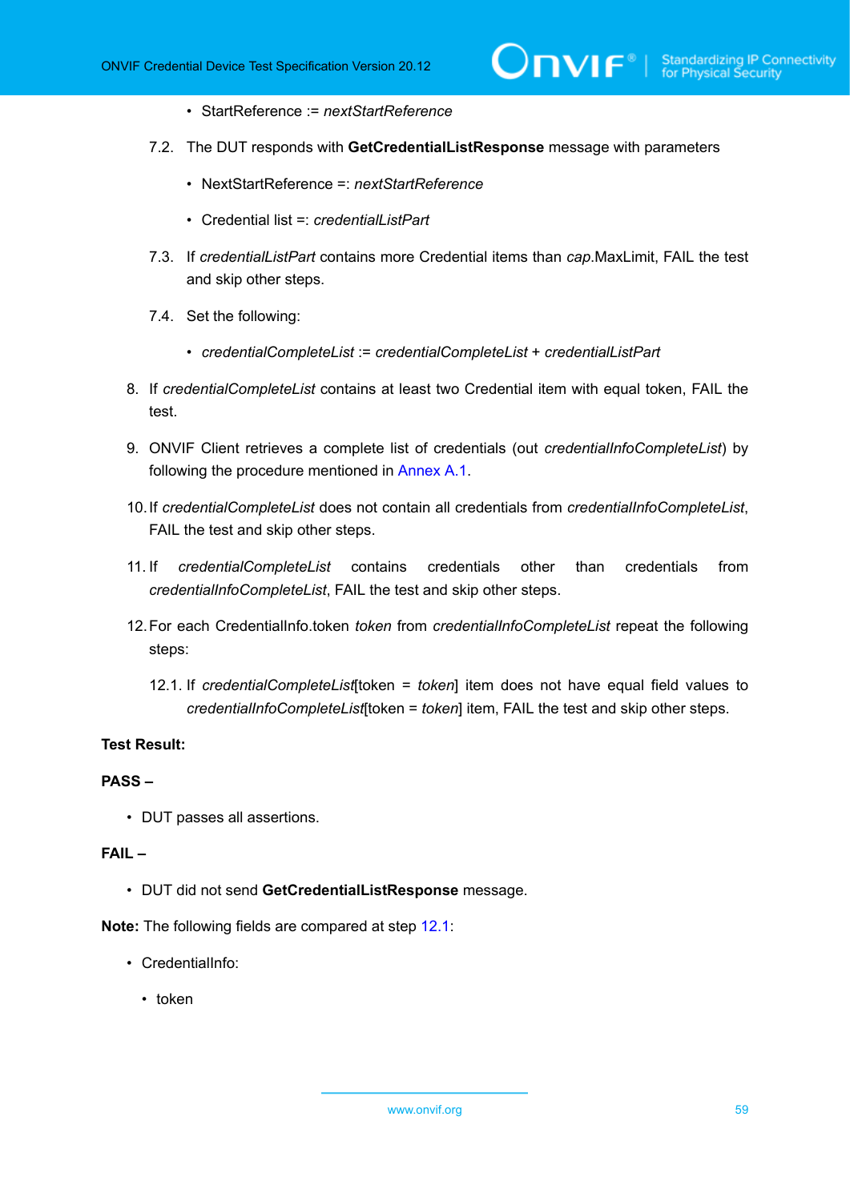- StartReference := *nextStartReference*

7.2. The DUT responds with **GetCredentialListResponse** message with parameters

- NextStartReference =: *nextStartReference*
- Credential list =: *credentialListPart*

7.3. If *credentialListPart* contains more Credential items than *cap*.MaxLimit, FAIL the test and skip other steps.

7.4. Set the following:

- *credentialCompleteList* := *credentialCompleteList* + *credentialListPart*

8. If *credentialCompleteList* contains at least two Credential item with equal token, FAIL the test.

9. ONVIF Client retrieves a complete list of credentials (out *credentialInfoCompleteList*) by following the procedure mentioned in Annex A.1.

10. If *credentialCompleteList* does not contain all credentials from *credentialInfoCompleteList*, FAIL the test and skip other steps.

11. If *credentialCompleteList* contains credentials other than credentials from *credentialInfoCompleteList*, FAIL the test and skip other steps.

12. For each CredentialInfo.token *token* from *credentialInfoCompleteList* repeat the following steps:

12.1. If *credentialCompleteList*[token = *token*] item does not have equal field values to *credentialInfoCompleteList*[token = *token*] item, FAIL the test and skip other steps.

**Test Result:**

**PASS –**

- DUT passes all assertions.

**FAIL –**

- DUT did not send **GetCredentialListResponse** message.

**Note:** The following fields are compared at step 12.1:

- CredentialInfo:
  - token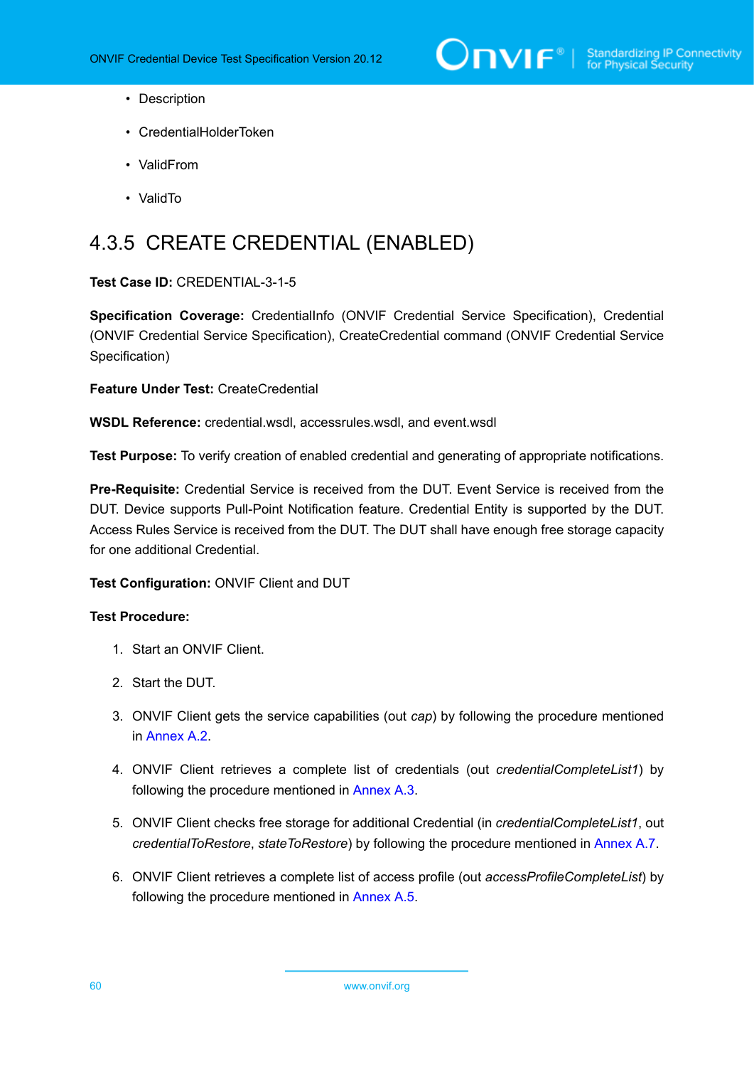- Description
- CredentialHolderToken
- ValidFrom
- ValidTo

### 4.3.5 CREATE CREDENTIAL (ENABLED)

**Test Case ID:** CREDENTIAL-3-1-5

**Specification Coverage:** CredentialInfo (ONVIF Credential Service Specification), Credential (ONVIF Credential Service Specification), CreateCredential command (ONVIF Credential Service Specification)

**Feature Under Test:** CreateCredential

**WSDL Reference:** credential.wsdl, accessrules.wsdl, and event.wsdl

**Test Purpose:** To verify creation of enabled credential and generating of appropriate notifications.

**Pre-Requisite:** Credential Service is received from the DUT. Event Service is received from the DUT. Device supports Pull-Point Notification feature. Credential Entity is supported by the DUT. Access Rules Service is received from the DUT. The DUT shall have enough free storage capacity for one additional Credential.

**Test Configuration:** ONVIF Client and DUT

**Test Procedure:**

1. Start an ONVIF Client.
2. Start the DUT.
3. ONVIF Client gets the service capabilities (out *cap*) by following the procedure mentioned in Annex A.2.
4. ONVIF Client retrieves a complete list of credentials (out *credentialCompleteList1*) by following the procedure mentioned in Annex A.3.
5. ONVIF Client checks free storage for additional Credential (in *credentialCompleteList1*, out *credentialToRestore*, *stateToRestore*) by following the procedure mentioned in Annex A.7.
6. ONVIF Client retrieves a complete list of access profile (out *accessProfileCompleteList*) by following the procedure mentioned in Annex A.5.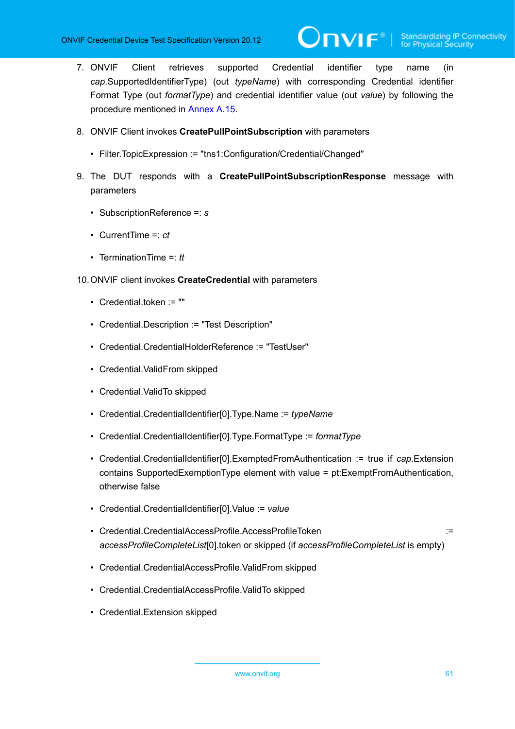7. ONVIF Client retrieves supported Credential identifier type name (in *cap*.SupportedIdentifierType) (out *typeName*) with corresponding Credential identifier Format Type (out *formatType*) and credential identifier value (out *value*) by following the procedure mentioned in Annex A.15.

8. ONVIF Client invokes **CreatePullPointSubscription** with parameters

   - Filter.TopicExpression := "tns1:Configuration/Credential/Changed"

9. The DUT responds with a **CreatePullPointSubscriptionResponse** message with parameters

   - SubscriptionReference =: *s*
   - CurrentTime =: *ct*
   - TerminationTime =: *tt*

10. ONVIF client invokes **CreateCredential** with parameters

    - Credential.token := ""
    - Credential.Description := "Test Description"
    - Credential.CredentialHolderReference := "TestUser"
    - Credential.ValidFrom skipped
    - Credential.ValidTo skipped
    - Credential.CredentialIdentifier[0].Type.Name := *typeName*
    - Credential.CredentialIdentifier[0].Type.FormatType := *formatType*
    - Credential.CredentialIdentifier[0].ExemptedFromAuthentication := true if *cap*.Extension contains SupportedExemptionType element with value = pt:ExemptFromAuthentication, otherwise false
    - Credential.CredentialIdentifier[0].Value := *value*
    - Credential.CredentialAccessProfile.AccessProfileToken := *accessProfileCompleteList*[0].token or skipped (if *accessProfileCompleteList* is empty)
    - Credential.CredentialAccessProfile.ValidFrom skipped
    - Credential.CredentialAccessProfile.ValidTo skipped
    - Credential.Extension skipped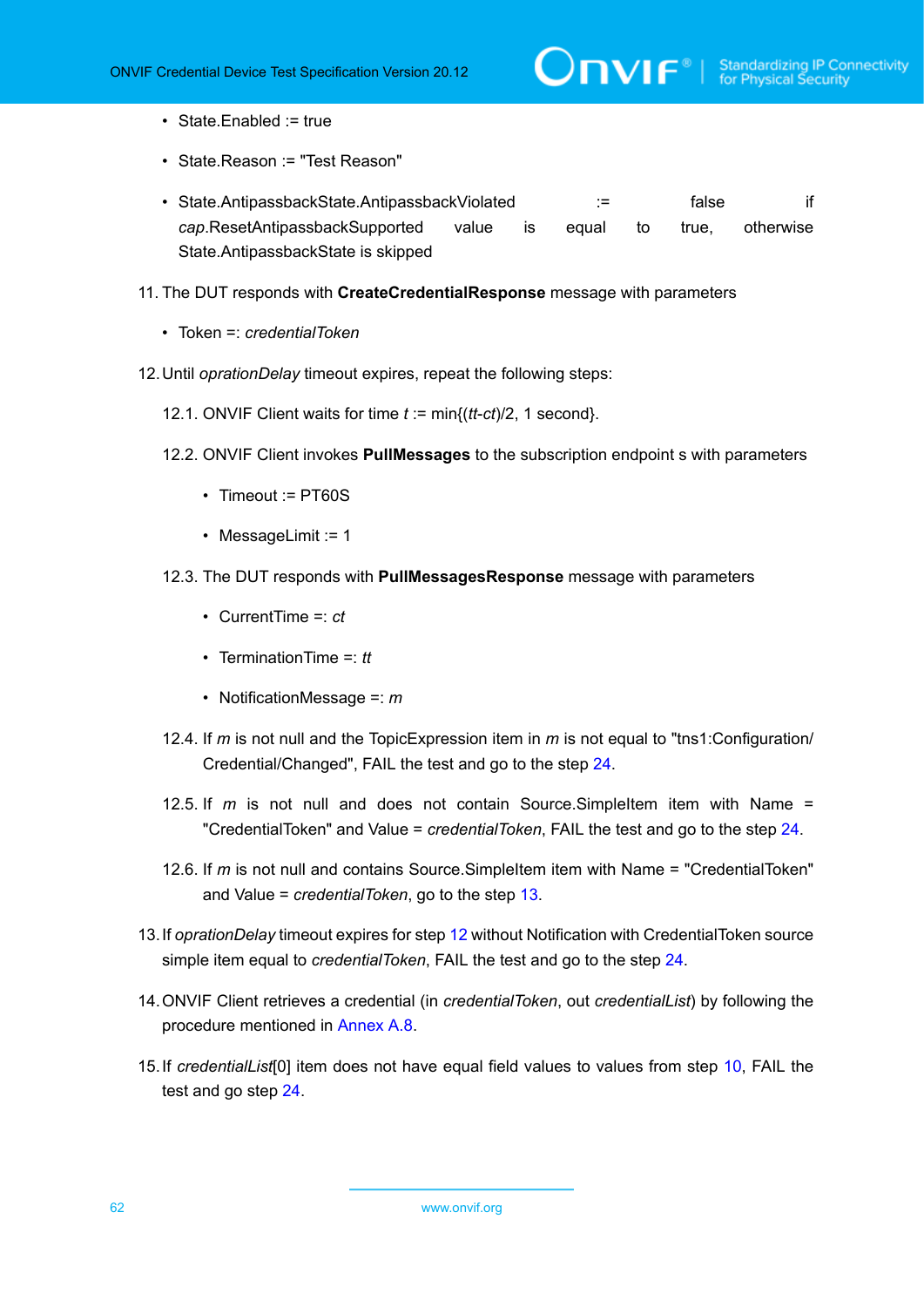- State.Enabled := true
- State.Reason := "Test Reason"
- State.AntipassbackState.AntipassbackViolated := false if *cap*.ResetAntipassbackSupported value is equal to true, otherwise State.AntipassbackState is skipped

11. The DUT responds with **CreateCredentialResponse** message with parameters
    - Token =: *credentialToken*
12. Until *oprationDelay* timeout expires, repeat the following steps:

    12.1. ONVIF Client waits for time *t* := min{(*tt*-*ct*)/2, 1 second}.

    12.2. ONVIF Client invokes **PullMessages** to the subscription endpoint s with parameters
    - Timeout := PT60S
    - MessageLimit := 1

    12.3. The DUT responds with **PullMessagesResponse** message with parameters
    - CurrentTime =: *ct*
    - TerminationTime =: *tt*
    - NotificationMessage =: *m*

    12.4. If *m* is not null and the TopicExpression item in *m* is not equal to "tns1:Configuration/Credential/Changed", FAIL the test and go to the step 24.

    12.5. If *m* is not null and does not contain Source.SimpleItem item with Name = "CredentialToken" and Value = *credentialToken*, FAIL the test and go to the step 24.

    12.6. If *m* is not null and contains Source.SimpleItem item with Name = "CredentialToken" and Value = *credentialToken*, go to the step 13.
13. If *oprationDelay* timeout expires for step 12 without Notification with CredentialToken source simple item equal to *credentialToken*, FAIL the test and go to the step 24.
14. ONVIF Client retrieves a credential (in *credentialToken*, out *credentialList*) by following the procedure mentioned in Annex A.8.
15. If *credentialList*[0] item does not have equal field values to values from step 10, FAIL the test and go step 24.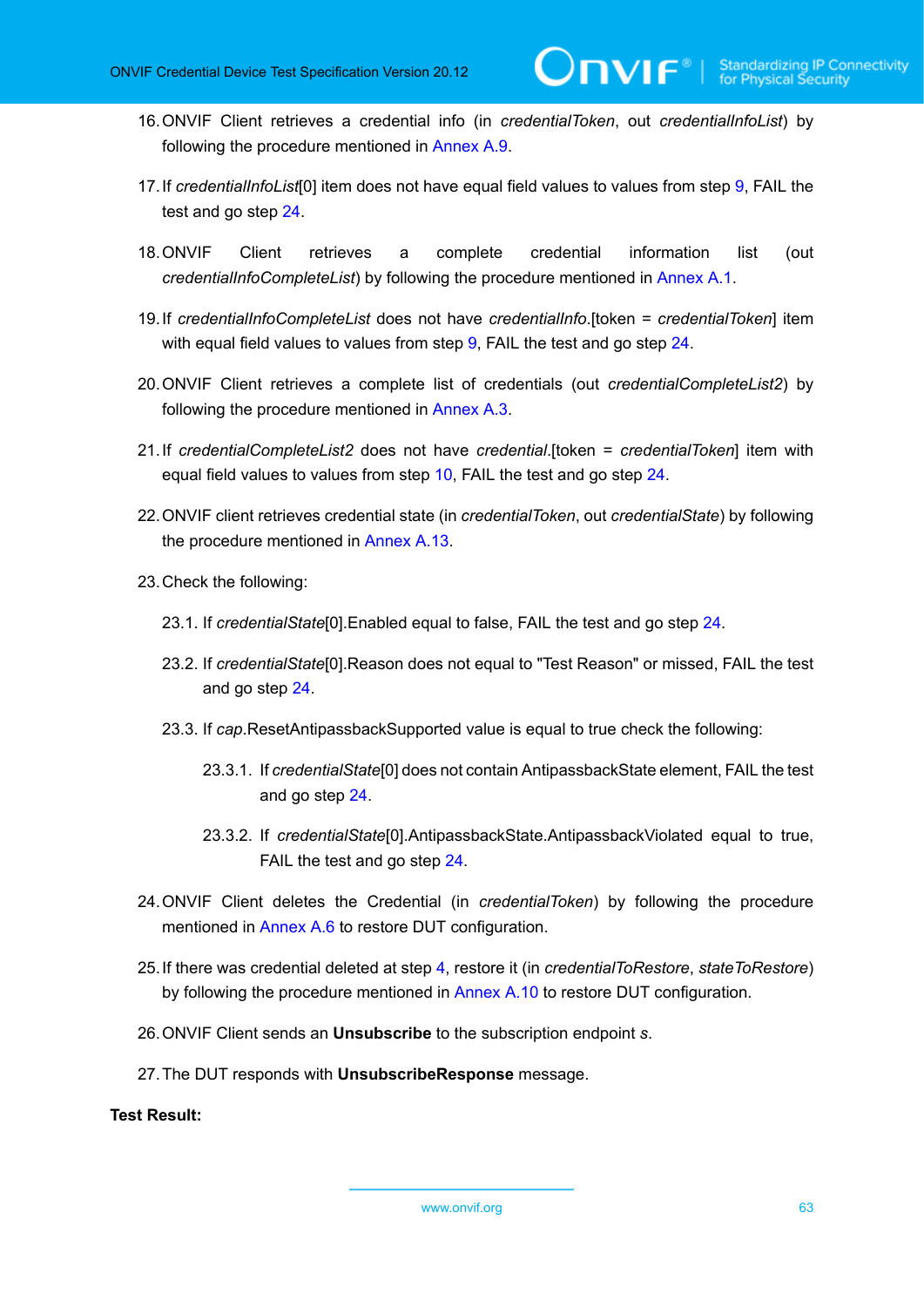16. ONVIF Client retrieves a credential info (in *credentialToken*, out *credentialInfoList*) by following the procedure mentioned in Annex A.9.

17. If *credentialInfoList*[0] item does not have equal field values to values from step 9, FAIL the test and go step 24.

18. ONVIF Client retrieves a complete credential information list (out *credentialInfoCompleteList*) by following the procedure mentioned in Annex A.1.

19. If *credentialInfoCompleteList* does not have *credentialInfo*.[token = *credentialToken*] item with equal field values to values from step 9, FAIL the test and go step 24.

20. ONVIF Client retrieves a complete list of credentials (out *credentialCompleteList2*) by following the procedure mentioned in Annex A.3.

21. If *credentialCompleteList2* does not have *credential*.[token = *credentialToken*] item with equal field values to values from step 10, FAIL the test and go step 24.

22. ONVIF client retrieves credential state (in *credentialToken*, out *credentialState*) by following the procedure mentioned in Annex A.13.

23. Check the following:

    23.1. If *credentialState*[0].Enabled equal to false, FAIL the test and go step 24.

    23.2. If *credentialState*[0].Reason does not equal to "Test Reason" or missed, FAIL the test and go step 24.

    23.3. If *cap*.ResetAntipassbackSupported value is equal to true check the following:

        23.3.1. If *credentialState*[0] does not contain AntipassbackState element, FAIL the test and go step 24.

        23.3.2. If *credentialState*[0].AntipassbackState.AntipassbackViolated equal to true, FAIL the test and go step 24.

24. ONVIF Client deletes the Credential (in *credentialToken*) by following the procedure mentioned in Annex A.6 to restore DUT configuration.

25. If there was credential deleted at step 4, restore it (in *credentialToRestore*, *stateToRestore*) by following the procedure mentioned in Annex A.10 to restore DUT configuration.

26. ONVIF Client sends an **Unsubscribe** to the subscription endpoint *s*.

27. The DUT responds with **UnsubscribeResponse** message.

**Test Result:**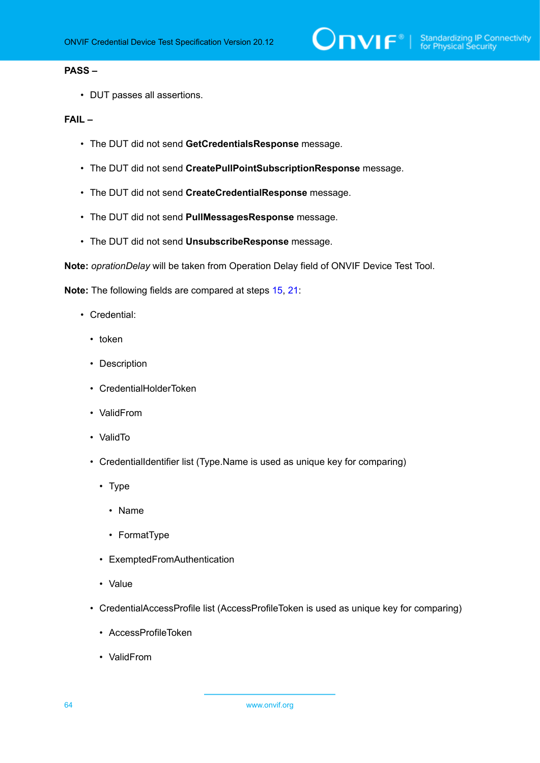**PASS –**

- DUT passes all assertions.

**FAIL –**

- The DUT did not send **GetCredentialsResponse** message.
- The DUT did not send **CreatePullPointSubscriptionResponse** message.
- The DUT did not send **CreateCredentialResponse** message.
- The DUT did not send **PullMessagesResponse** message.
- The DUT did not send **UnsubscribeResponse** message.

**Note:** *oprationDelay* will be taken from Operation Delay field of ONVIF Device Test Tool.

**Note:** The following fields are compared at steps 15, 21:

- Credential:
  - token
  - Description
  - CredentialHolderToken
  - ValidFrom
  - ValidTo
  - CredentialIdentifier list (Type.Name is used as unique key for comparing)
    - Type
      - Name
      - FormatType
    - ExemptedFromAuthentication
    - Value
  - CredentialAccessProfile list (AccessProfileToken is used as unique key for comparing)
    - AccessProfileToken
    - ValidFrom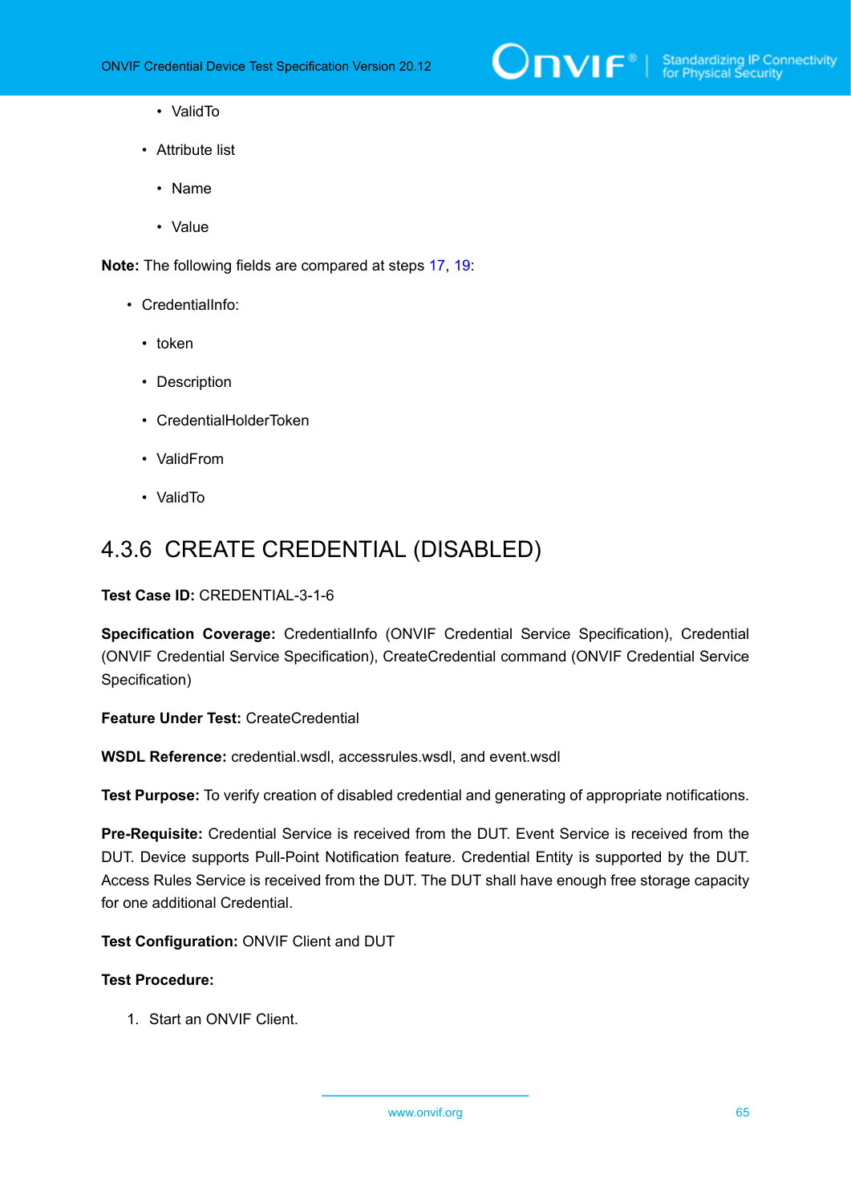- ValidTo

- Attribute list

  - Name

  - Value

**Note:** The following fields are compared at steps 17, 19:

- CredentialInfo:

  - token

  - Description

  - CredentialHolderToken

  - ValidFrom

  - ValidTo

## 4.3.6 CREATE CREDENTIAL (DISABLED)

**Test Case ID:** CREDENTIAL-3-1-6

**Specification Coverage:** CredentialInfo (ONVIF Credential Service Specification), Credential (ONVIF Credential Service Specification), CreateCredential command (ONVIF Credential Service Specification)

**Feature Under Test:** CreateCredential

**WSDL Reference:** credential.wsdl, accessrules.wsdl, and event.wsdl

**Test Purpose:** To verify creation of disabled credential and generating of appropriate notifications.

**Pre-Requisite:** Credential Service is received from the DUT. Event Service is received from the DUT. Device supports Pull-Point Notification feature. Credential Entity is supported by the DUT. Access Rules Service is received from the DUT. The DUT shall have enough free storage capacity for one additional Credential.

**Test Configuration:** ONVIF Client and DUT

**Test Procedure:**

1. Start an ONVIF Client.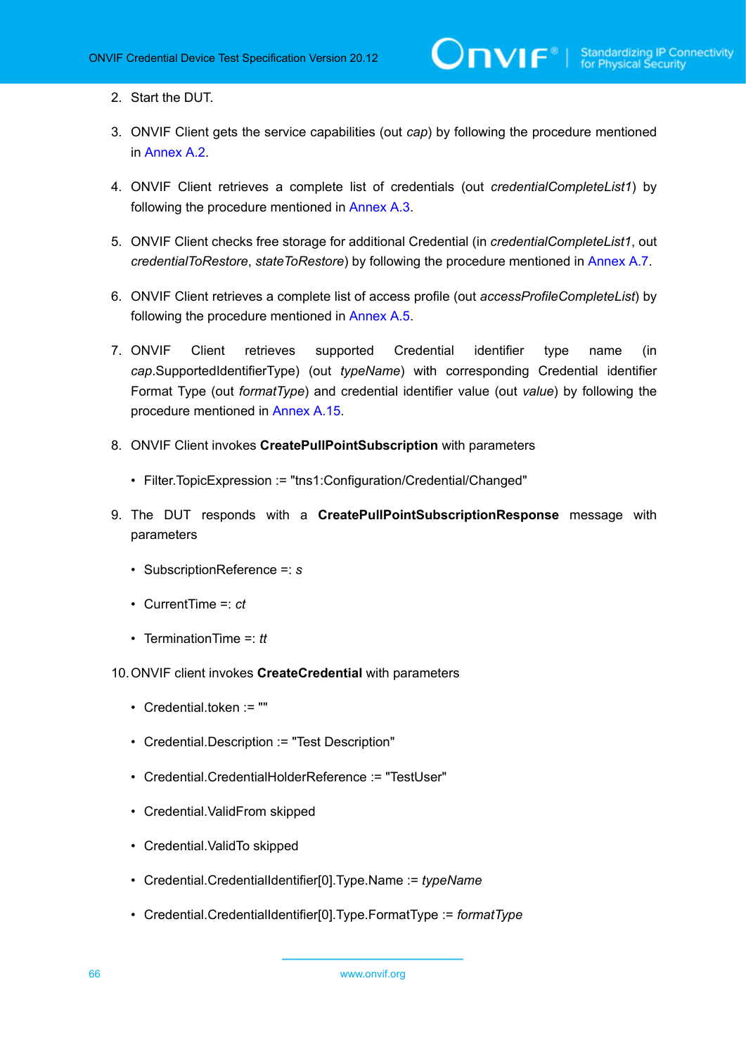2. Start the DUT.

3. ONVIF Client gets the service capabilities (out *cap*) by following the procedure mentioned in Annex A.2.

4. ONVIF Client retrieves a complete list of credentials (out *credentialCompleteList1*) by following the procedure mentioned in Annex A.3.

5. ONVIF Client checks free storage for additional Credential (in *credentialCompleteList1*, out *credentialToRestore*, *stateToRestore*) by following the procedure mentioned in Annex A.7.

6. ONVIF Client retrieves a complete list of access profile (out *accessProfileCompleteList*) by following the procedure mentioned in Annex A.5.

7. ONVIF Client retrieves supported Credential identifier type name (in *cap*.SupportedIdentifierType) (out *typeName*) with corresponding Credential identifier Format Type (out *formatType*) and credential identifier value (out *value*) by following the procedure mentioned in Annex A.15.

8. ONVIF Client invokes **CreatePullPointSubscription** with parameters

   - Filter.TopicExpression := "tns1:Configuration/Credential/Changed"

9. The DUT responds with a **CreatePullPointSubscriptionResponse** message with parameters

   - SubscriptionReference =: *s*
   - CurrentTime =: *ct*
   - TerminationTime =: *tt*

10. ONVIF client invokes **CreateCredential** with parameters

    - Credential.token := ""
    - Credential.Description := "Test Description"
    - Credential.CredentialHolderReference := "TestUser"
    - Credential.ValidFrom skipped
    - Credential.ValidTo skipped
    - Credential.CredentialIdentifier[0].Type.Name := *typeName*
    - Credential.CredentialIdentifier[0].Type.FormatType := *formatType*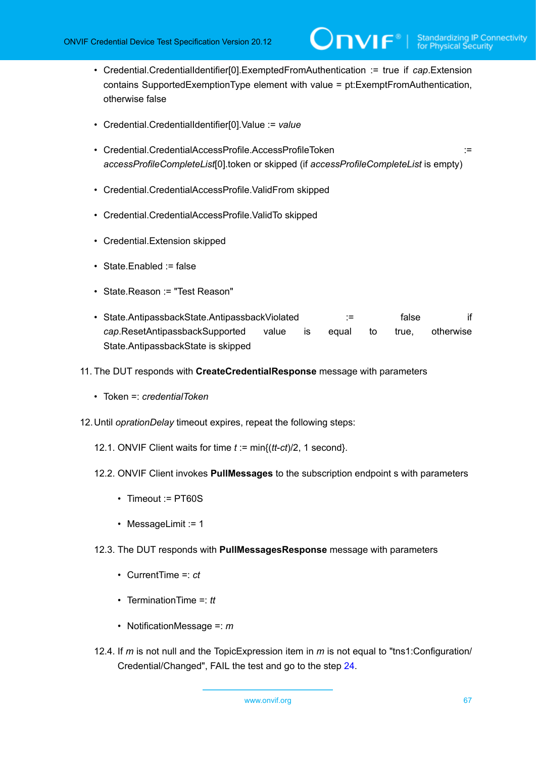- Credential.CredentialIdentifier[0].ExemptedFromAuthentication := true if *cap*.Extension contains SupportedExemptionType element with value = pt:ExemptFromAuthentication, otherwise false

- Credential.CredentialIdentifier[0].Value := *value*

- Credential.CredentialAccessProfile.AccessProfileToken := *accessProfileCompleteList*[0].token or skipped (if *accessProfileCompleteList* is empty)

- Credential.CredentialAccessProfile.ValidFrom skipped

- Credential.CredentialAccessProfile.ValidTo skipped

- Credential.Extension skipped

- State.Enabled := false

- State.Reason := "Test Reason"

- State.AntipassbackState.AntipassbackViolated := false if *cap*.ResetAntipassbackSupported value is equal to true, otherwise State.AntipassbackState is skipped

11. The DUT responds with **CreateCredentialResponse** message with parameters

    - Token =: *credentialToken*

12. Until *oprationDelay* timeout expires, repeat the following steps:

    12.1. ONVIF Client waits for time *t* := min{(*tt*-*ct*)/2, 1 second}.

    12.2. ONVIF Client invokes **PullMessages** to the subscription endpoint s with parameters

    - Timeout := PT60S

    - MessageLimit := 1

    12.3. The DUT responds with **PullMessagesResponse** message with parameters

    - CurrentTime =: *ct*

    - TerminationTime =: *tt*

    - NotificationMessage =: *m*

    12.4. If *m* is not null and the TopicExpression item in *m* is not equal to "tns1:Configuration/Credential/Changed", FAIL the test and go to the step 24.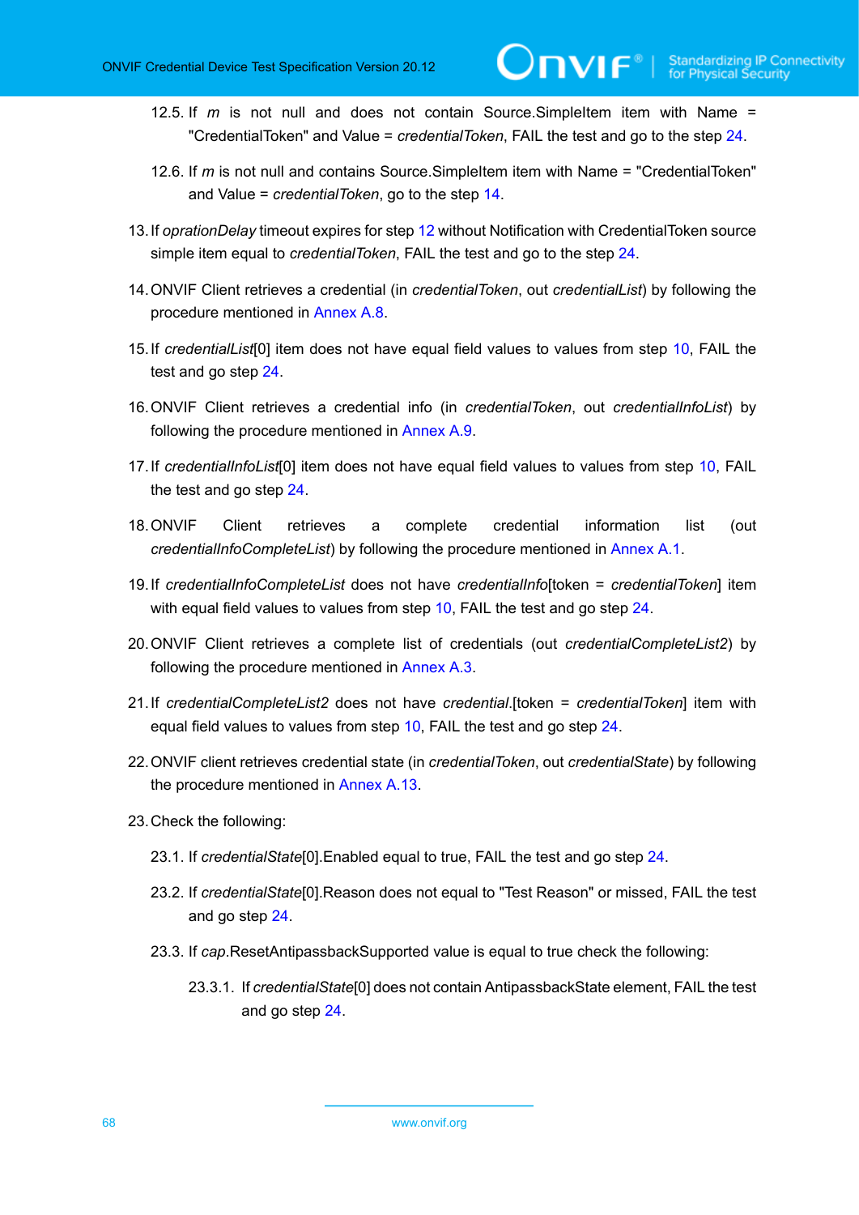12.5. If *m* is not null and does not contain Source.SimpleItem item with Name = "CredentialToken" and Value = *credentialToken*, FAIL the test and go to the step 24.

12.6. If *m* is not null and contains Source.SimpleItem item with Name = "CredentialToken" and Value = *credentialToken*, go to the step 14.

13. If *oprationDelay* timeout expires for step 12 without Notification with CredentialToken source simple item equal to *credentialToken*, FAIL the test and go to the step 24.

14. ONVIF Client retrieves a credential (in *credentialToken*, out *credentialList*) by following the procedure mentioned in Annex A.8.

15. If *credentialList*[0] item does not have equal field values to values from step 10, FAIL the test and go step 24.

16. ONVIF Client retrieves a credential info (in *credentialToken*, out *credentialInfoList*) by following the procedure mentioned in Annex A.9.

17. If *credentialInfoList*[0] item does not have equal field values to values from step 10, FAIL the test and go step 24.

18. ONVIF Client retrieves a complete credential information list (out *credentialInfoCompleteList*) by following the procedure mentioned in Annex A.1.

19. If *credentialInfoCompleteList* does not have *credentialInfo*[token = *credentialToken*] item with equal field values to values from step 10, FAIL the test and go step 24.

20. ONVIF Client retrieves a complete list of credentials (out *credentialCompleteList2*) by following the procedure mentioned in Annex A.3.

21. If *credentialCompleteList2* does not have *credential*.[token = *credentialToken*] item with equal field values to values from step 10, FAIL the test and go step 24.

22. ONVIF client retrieves credential state (in *credentialToken*, out *credentialState*) by following the procedure mentioned in Annex A.13.

23. Check the following:

23.1. If *credentialState*[0].Enabled equal to true, FAIL the test and go step 24.

23.2. If *credentialState*[0].Reason does not equal to "Test Reason" or missed, FAIL the test and go step 24.

23.3. If *cap*.ResetAntipassbackSupported value is equal to true check the following:

23.3.1. If *credentialState*[0] does not contain AntipassbackState element, FAIL the test and go step 24.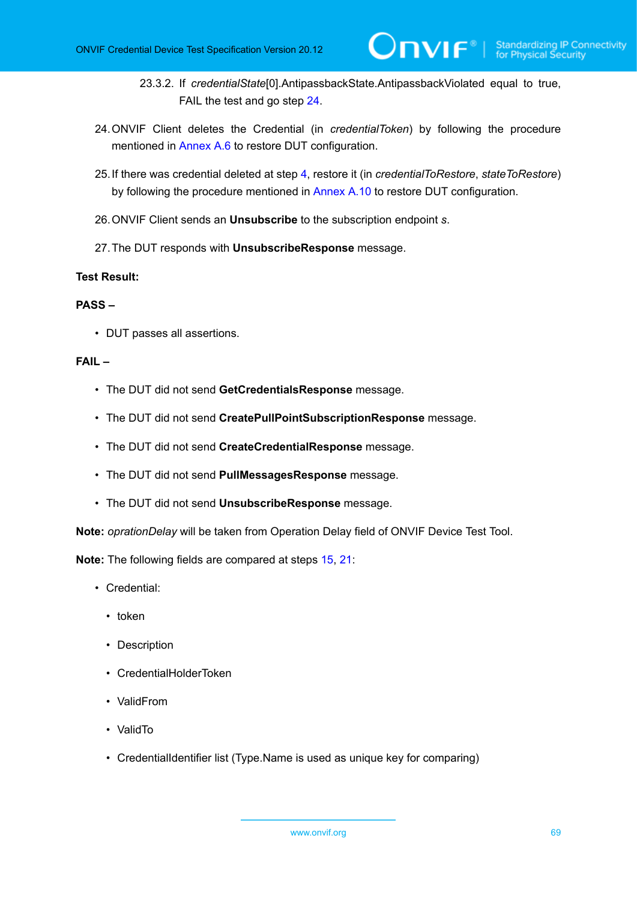23.3.2. If *credentialState*[0].AntipassbackState.AntipassbackViolated equal to true, FAIL the test and go step 24.

24. ONVIF Client deletes the Credential (in *credentialToken*) by following the procedure mentioned in Annex A.6 to restore DUT configuration.

25. If there was credential deleted at step 4, restore it (in *credentialToRestore*, *stateToRestore*) by following the procedure mentioned in Annex A.10 to restore DUT configuration.

26. ONVIF Client sends an **Unsubscribe** to the subscription endpoint *s*.

27. The DUT responds with **UnsubscribeResponse** message.

**Test Result:**

**PASS –**

- DUT passes all assertions.

**FAIL –**

- The DUT did not send **GetCredentialsResponse** message.
- The DUT did not send **CreatePullPointSubscriptionResponse** message.
- The DUT did not send **CreateCredentialResponse** message.
- The DUT did not send **PullMessagesResponse** message.
- The DUT did not send **UnsubscribeResponse** message.

**Note:** *oprationDelay* will be taken from Operation Delay field of ONVIF Device Test Tool.

**Note:** The following fields are compared at steps 15, 21:

- Credential:
  - token
  - Description
  - CredentialHolderToken
  - ValidFrom
  - ValidTo
  - CredentialIdentifier list (Type.Name is used as unique key for comparing)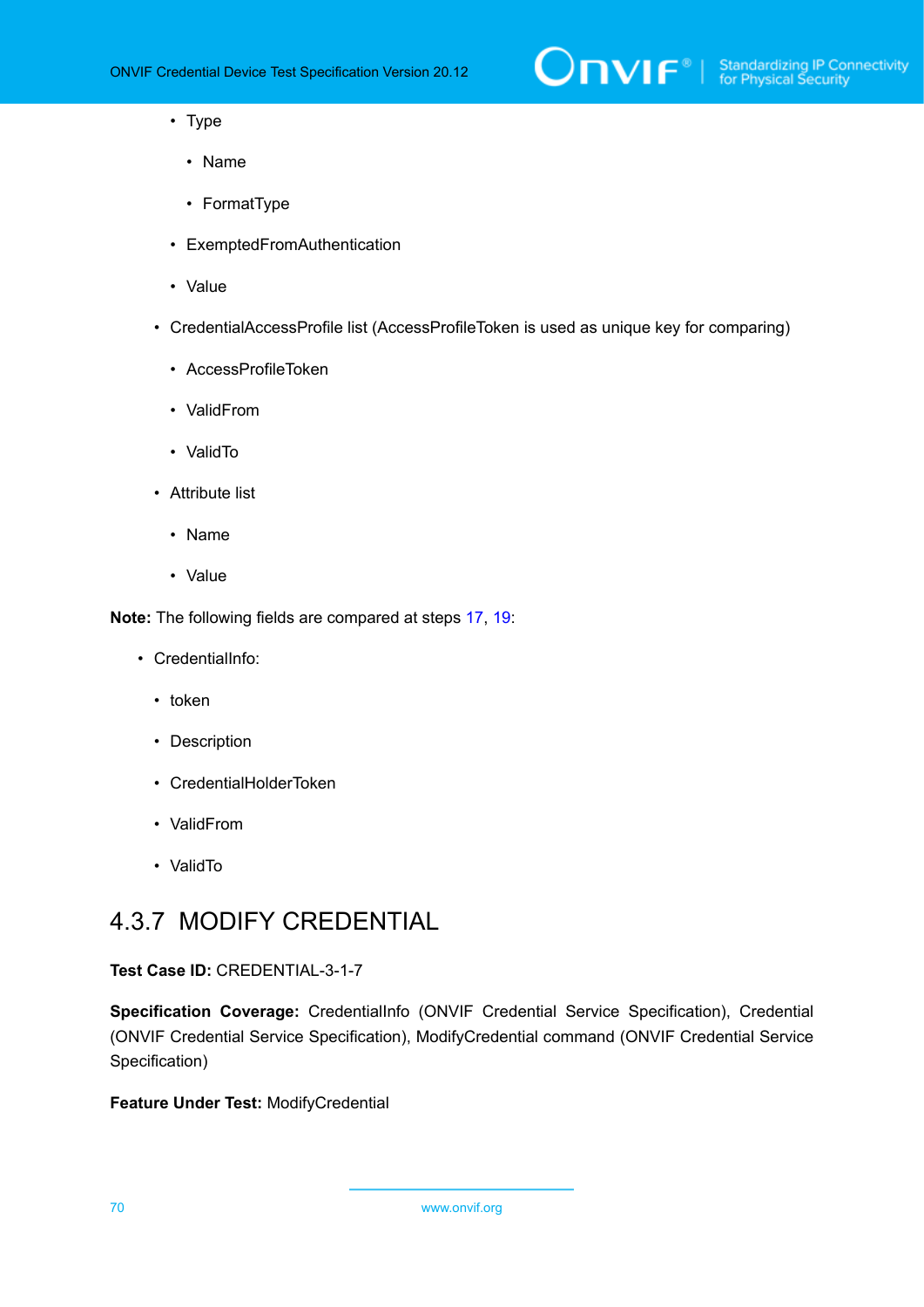- Type
            - Name
            - FormatType
        - ExemptedFromAuthentication
        - Value
    - CredentialAccessProfile list (AccessProfileToken is used as unique key for comparing)
        - AccessProfileToken
        - ValidFrom
        - ValidTo
    - Attribute list
        - Name
        - Value

**Note:** The following fields are compared at steps 17, 19:

- CredentialInfo:
    - token
    - Description
    - CredentialHolderToken
    - ValidFrom
    - ValidTo

### 4.3.7 MODIFY CREDENTIAL

**Test Case ID:** CREDENTIAL-3-1-7

**Specification Coverage:** CredentialInfo (ONVIF Credential Service Specification), Credential (ONVIF Credential Service Specification), ModifyCredential command (ONVIF Credential Service Specification)

**Feature Under Test:** ModifyCredential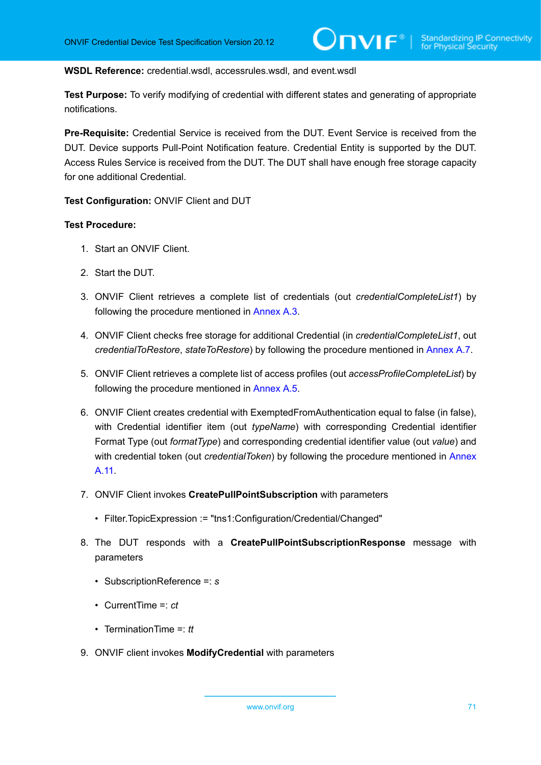**WSDL Reference:** credential.wsdl, accessrules.wsdl, and event.wsdl

**Test Purpose:** To verify modifying of credential with different states and generating of appropriate notifications.

**Pre-Requisite:** Credential Service is received from the DUT. Event Service is received from the DUT. Device supports Pull-Point Notification feature. Credential Entity is supported by the DUT. Access Rules Service is received from the DUT. The DUT shall have enough free storage capacity for one additional Credential.

**Test Configuration:** ONVIF Client and DUT

**Test Procedure:**

1. Start an ONVIF Client.
2. Start the DUT.
3. ONVIF Client retrieves a complete list of credentials (out *credentialCompleteList1*) by following the procedure mentioned in Annex A.3.
4. ONVIF Client checks free storage for additional Credential (in *credentialCompleteList1*, out *credentialToRestore*, *stateToRestore*) by following the procedure mentioned in Annex A.7.
5. ONVIF Client retrieves a complete list of access profiles (out *accessProfileCompleteList*) by following the procedure mentioned in Annex A.5.
6. ONVIF Client creates credential with ExemptedFromAuthentication equal to false (in false), with Credential identifier item (out *typeName*) with corresponding Credential identifier Format Type (out *formatType*) and corresponding credential identifier value (out *value*) and with credential token (out *credentialToken*) by following the procedure mentioned in Annex A.11.
7. ONVIF Client invokes **CreatePullPointSubscription** with parameters
   - Filter.TopicExpression := "tns1:Configuration/Credential/Changed"
8. The DUT responds with a **CreatePullPointSubscriptionResponse** message with parameters
   - SubscriptionReference =: *s*
   - CurrentTime =: *ct*
   - TerminationTime =: *tt*
9. ONVIF client invokes **ModifyCredential** with parameters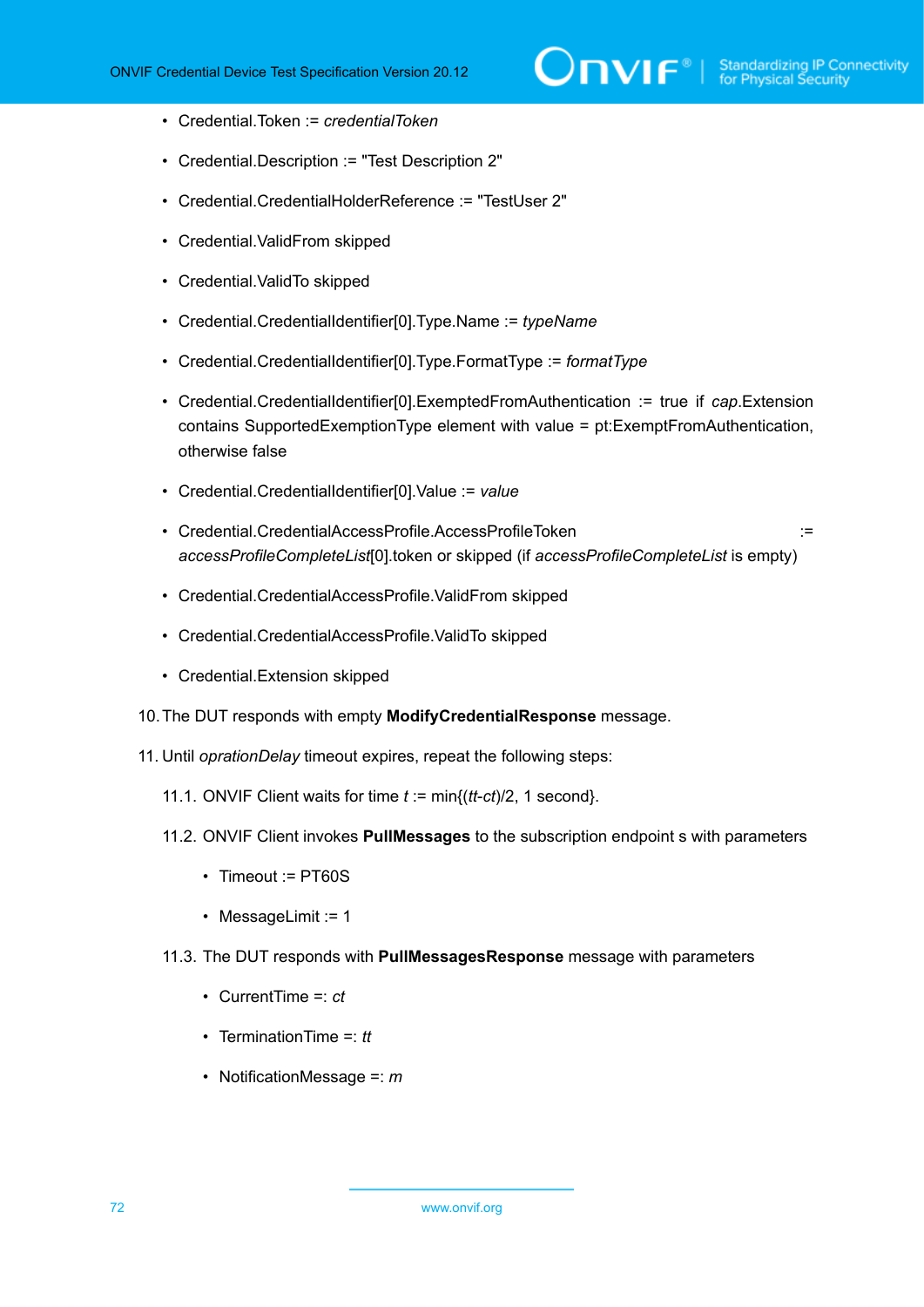- Credential.Token := *credentialToken*
- Credential.Description := "Test Description 2"
- Credential.CredentialHolderReference := "TestUser 2"
- Credential.ValidFrom skipped
- Credential.ValidTo skipped
- Credential.CredentialIdentifier[0].Type.Name := *typeName*
- Credential.CredentialIdentifier[0].Type.FormatType := *formatType*
- Credential.CredentialIdentifier[0].ExemptedFromAuthentication := true if *cap*.Extension contains SupportedExemptionType element with value = pt:ExemptFromAuthentication, otherwise false
- Credential.CredentialIdentifier[0].Value := *value*
- Credential.CredentialAccessProfile.AccessProfileToken := *accessProfileCompleteList*[0].token or skipped (if *accessProfileCompleteList* is empty)
- Credential.CredentialAccessProfile.ValidFrom skipped
- Credential.CredentialAccessProfile.ValidTo skipped
- Credential.Extension skipped

10. The DUT responds with empty **ModifyCredentialResponse** message.

11. Until *oprationDelay* timeout expires, repeat the following steps:

    11.1. ONVIF Client waits for time *t* := min{(*tt*-*ct*)/2, 1 second}.

    11.2. ONVIF Client invokes **PullMessages** to the subscription endpoint s with parameters

    - Timeout := PT60S
    - MessageLimit := 1

    11.3. The DUT responds with **PullMessagesResponse** message with parameters

    - CurrentTime =: *ct*
    - TerminationTime =: *tt*
    - NotificationMessage =: *m*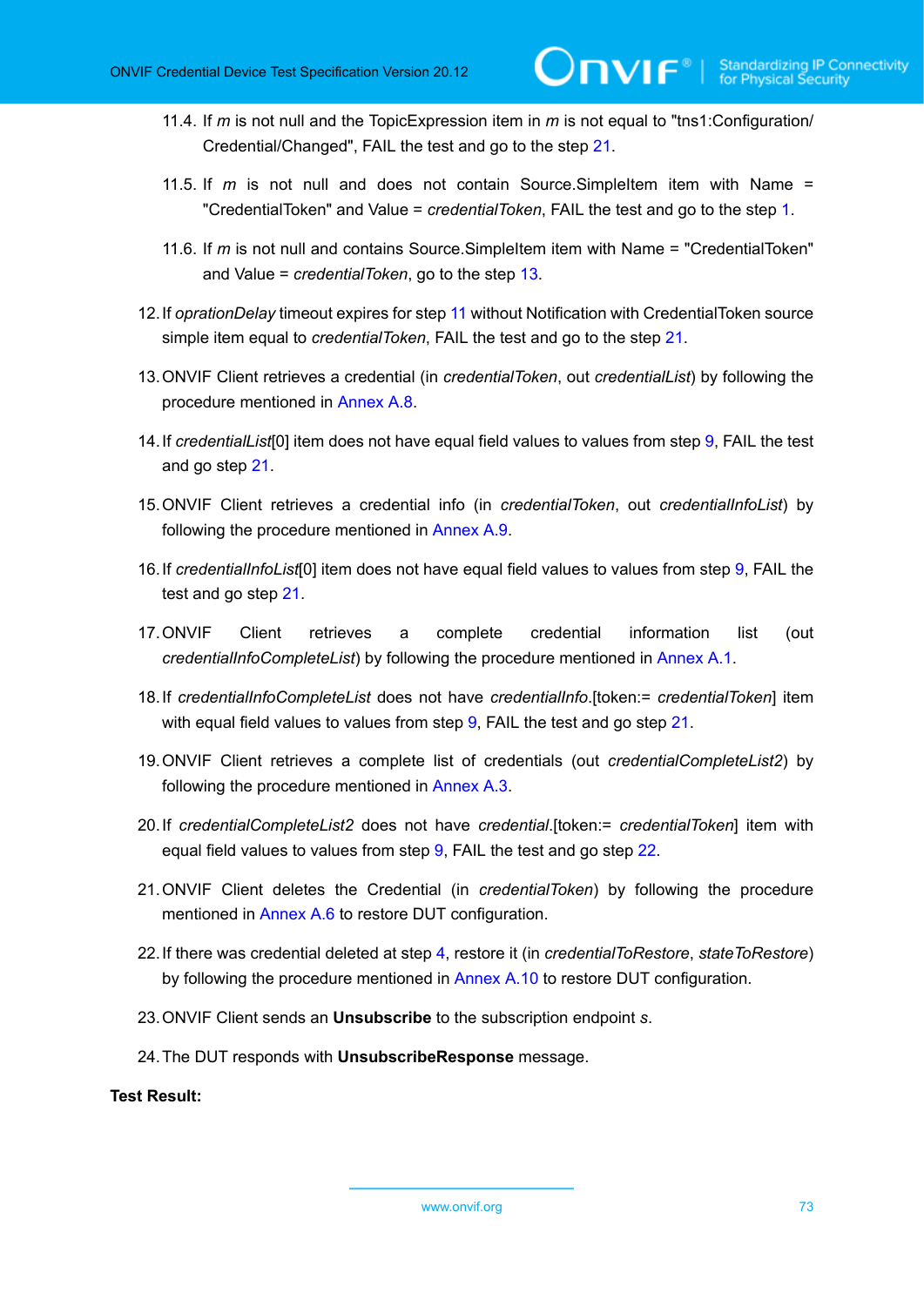11.4. If *m* is not null and the TopicExpression item in *m* is not equal to "tns1:Configuration/Credential/Changed", FAIL the test and go to the step 21.

11.5. If *m* is not null and does not contain Source.SimpleItem item with Name = "CredentialToken" and Value = *credentialToken*, FAIL the test and go to the step 1.

11.6. If *m* is not null and contains Source.SimpleItem item with Name = "CredentialToken" and Value = *credentialToken*, go to the step 13.

12. If *oprationDelay* timeout expires for step 11 without Notification with CredentialToken source simple item equal to *credentialToken*, FAIL the test and go to the step 21.

13. ONVIF Client retrieves a credential (in *credentialToken*, out *credentialList*) by following the procedure mentioned in Annex A.8.

14. If *credentialList*[0] item does not have equal field values to values from step 9, FAIL the test and go step 21.

15. ONVIF Client retrieves a credential info (in *credentialToken*, out *credentialInfoList*) by following the procedure mentioned in Annex A.9.

16. If *credentialInfoList*[0] item does not have equal field values to values from step 9, FAIL the test and go step 21.

17. ONVIF Client retrieves a complete credential information list (out *credentialInfoCompleteList*) by following the procedure mentioned in Annex A.1.

18. If *credentialInfoCompleteList* does not have *credentialInfo*.[token:= *credentialToken*] item with equal field values to values from step 9, FAIL the test and go step 21.

19. ONVIF Client retrieves a complete list of credentials (out *credentialCompleteList2*) by following the procedure mentioned in Annex A.3.

20. If *credentialCompleteList2* does not have *credential*.[token:= *credentialToken*] item with equal field values to values from step 9, FAIL the test and go step 22.

21. ONVIF Client deletes the Credential (in *credentialToken*) by following the procedure mentioned in Annex A.6 to restore DUT configuration.

22. If there was credential deleted at step 4, restore it (in *credentialToRestore*, *stateToRestore*) by following the procedure mentioned in Annex A.10 to restore DUT configuration.

23. ONVIF Client sends an **Unsubscribe** to the subscription endpoint *s*.

24. The DUT responds with **UnsubscribeResponse** message.

**Test Result:**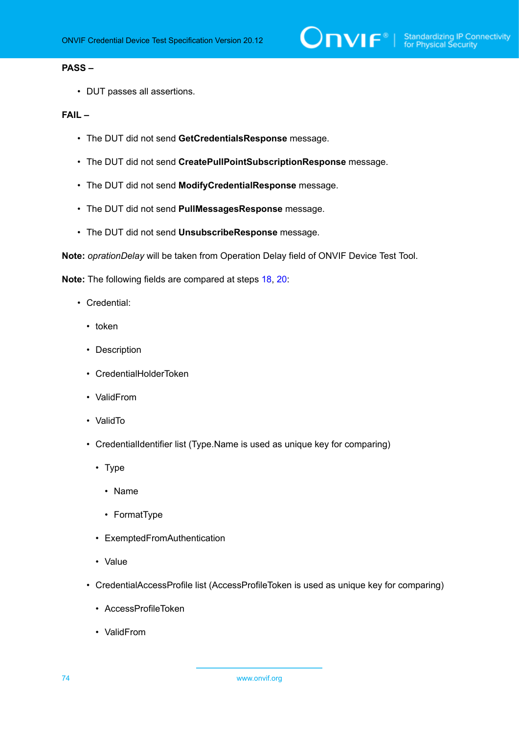**PASS –**

- DUT passes all assertions.

**FAIL –**

- The DUT did not send **GetCredentialsResponse** message.
- The DUT did not send **CreatePullPointSubscriptionResponse** message.
- The DUT did not send **ModifyCredentialResponse** message.
- The DUT did not send **PullMessagesResponse** message.
- The DUT did not send **UnsubscribeResponse** message.

**Note:** *oprationDelay* will be taken from Operation Delay field of ONVIF Device Test Tool.

**Note:** The following fields are compared at steps 18, 20:

- Credential:
  - token
  - Description
  - CredentialHolderToken
  - ValidFrom
  - ValidTo
  - CredentialIdentifier list (Type.Name is used as unique key for comparing)
    - Type
      - Name
      - FormatType
    - ExemptedFromAuthentication
    - Value
  - CredentialAccessProfile list (AccessProfileToken is used as unique key for comparing)
    - AccessProfileToken
    - ValidFrom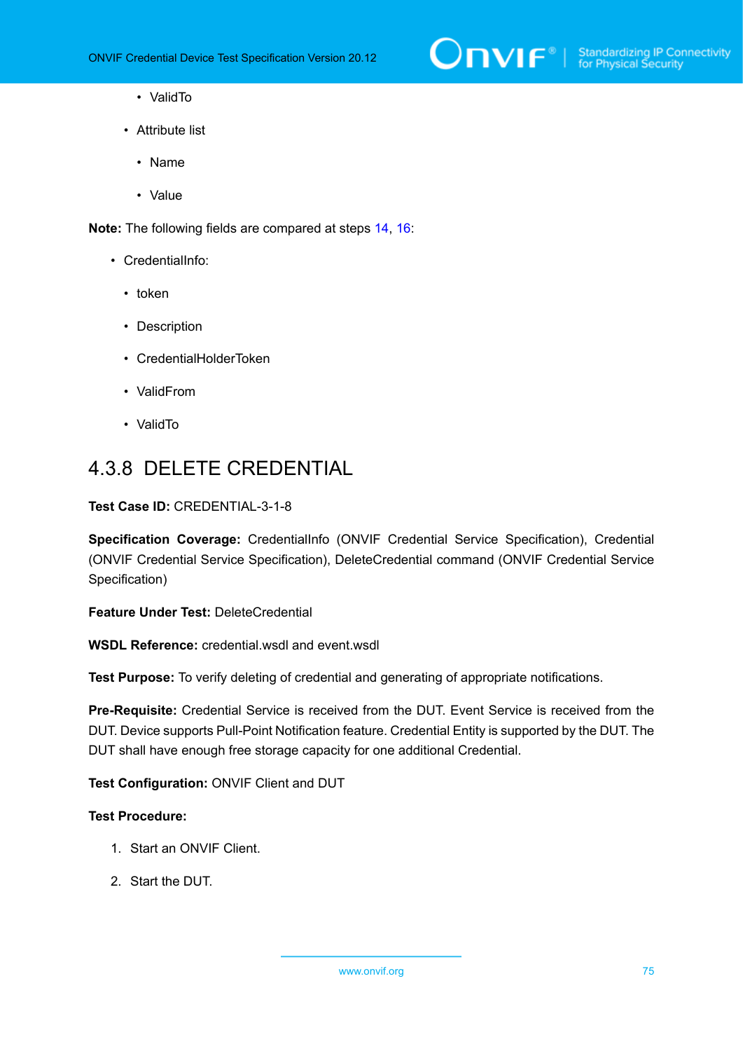- ValidTo
    - Attribute list
        - Name
        - Value

**Note:** The following fields are compared at steps 14, 16:

- CredentialInfo:
    - token
    - Description
    - CredentialHolderToken
    - ValidFrom
    - ValidTo

### 4.3.8 DELETE CREDENTIAL

**Test Case ID:** CREDENTIAL-3-1-8

**Specification Coverage:** CredentialInfo (ONVIF Credential Service Specification), Credential (ONVIF Credential Service Specification), DeleteCredential command (ONVIF Credential Service Specification)

**Feature Under Test:** DeleteCredential

**WSDL Reference:** credential.wsdl and event.wsdl

**Test Purpose:** To verify deleting of credential and generating of appropriate notifications.

**Pre-Requisite:** Credential Service is received from the DUT. Event Service is received from the DUT. Device supports Pull-Point Notification feature. Credential Entity is supported by the DUT. The DUT shall have enough free storage capacity for one additional Credential.

**Test Configuration:** ONVIF Client and DUT

**Test Procedure:**

1. Start an ONVIF Client.
2. Start the DUT.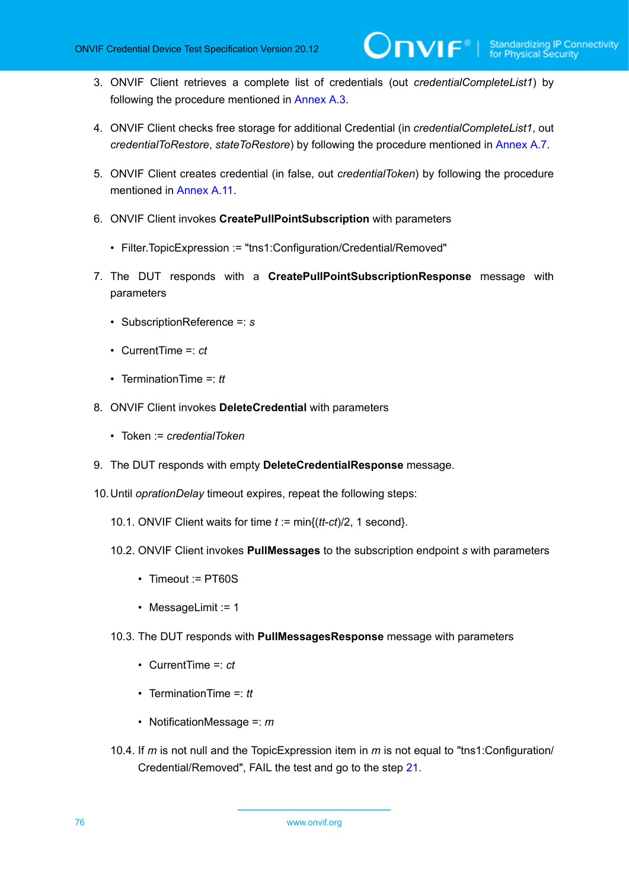3. ONVIF Client retrieves a complete list of credentials (out *credentialCompleteList1*) by following the procedure mentioned in Annex A.3.

4. ONVIF Client checks free storage for additional Credential (in *credentialCompleteList1*, out *credentialToRestore*, *stateToRestore*) by following the procedure mentioned in Annex A.7.

5. ONVIF Client creates credential (in false, out *credentialToken*) by following the procedure mentioned in Annex A.11.

6. ONVIF Client invokes **CreatePullPointSubscription** with parameters

   - Filter.TopicExpression := "tns1:Configuration/Credential/Removed"

7. The DUT responds with a **CreatePullPointSubscriptionResponse** message with parameters

   - SubscriptionReference =: *s*
   - CurrentTime =: *ct*
   - TerminationTime =: *tt*

8. ONVIF Client invokes **DeleteCredential** with parameters

   - Token := *credentialToken*

9. The DUT responds with empty **DeleteCredentialResponse** message.

10. Until *oprationDelay* timeout expires, repeat the following steps:

    10.1. ONVIF Client waits for time *t* := min{(*tt*-*ct*)/2, 1 second}.

    10.2. ONVIF Client invokes **PullMessages** to the subscription endpoint *s* with parameters

    - Timeout := PT60S
    - MessageLimit := 1

    10.3. The DUT responds with **PullMessagesResponse** message with parameters

    - CurrentTime =: *ct*
    - TerminationTime =: *tt*
    - NotificationMessage =: *m*

    10.4. If *m* is not null and the TopicExpression item in *m* is not equal to "tns1:Configuration/Credential/Removed", FAIL the test and go to the step 21.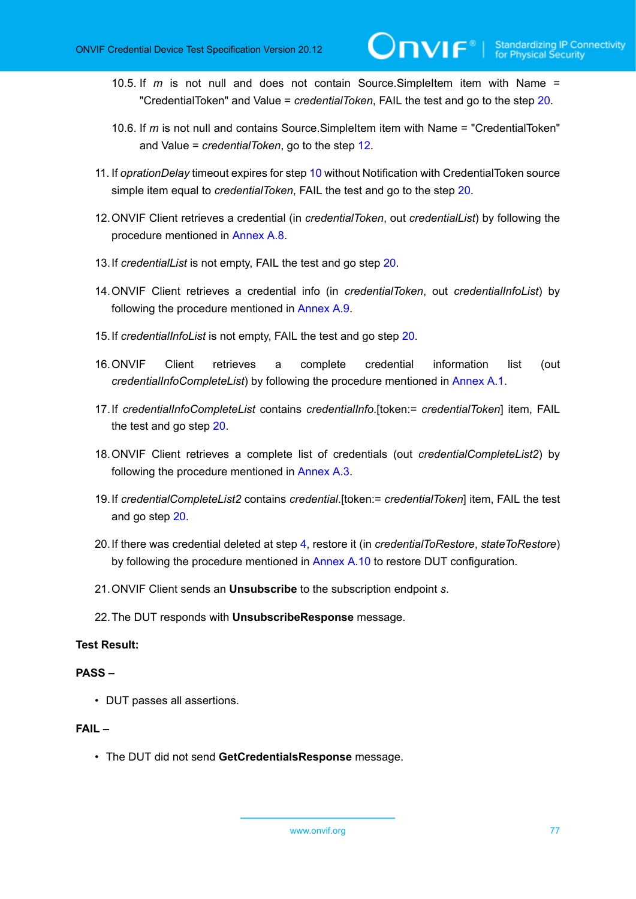10.5. If *m* is not null and does not contain Source.SimpleItem item with Name = "CredentialToken" and Value = *credentialToken*, FAIL the test and go to the step 20.

10.6. If *m* is not null and contains Source.SimpleItem item with Name = "CredentialToken" and Value = *credentialToken*, go to the step 12.

11. If *oprationDelay* timeout expires for step 10 without Notification with CredentialToken source simple item equal to *credentialToken*, FAIL the test and go to the step 20.

12. ONVIF Client retrieves a credential (in *credentialToken*, out *credentialList*) by following the procedure mentioned in Annex A.8.

13. If *credentialList* is not empty, FAIL the test and go step 20.

14. ONVIF Client retrieves a credential info (in *credentialToken*, out *credentialInfoList*) by following the procedure mentioned in Annex A.9.

15. If *credentialInfoList* is not empty, FAIL the test and go step 20.

16. ONVIF Client retrieves a complete credential information list (out *credentialInfoCompleteList*) by following the procedure mentioned in Annex A.1.

17. If *credentialInfoCompleteList* contains *credentialInfo*.[token:= *credentialToken*] item, FAIL the test and go step 20.

18. ONVIF Client retrieves a complete list of credentials (out *credentialCompleteList2*) by following the procedure mentioned in Annex A.3.

19. If *credentialCompleteList2* contains *credential*.[token:= *credentialToken*] item, FAIL the test and go step 20.

20. If there was credential deleted at step 4, restore it (in *credentialToRestore*, *stateToRestore*) by following the procedure mentioned in Annex A.10 to restore DUT configuration.

21. ONVIF Client sends an **Unsubscribe** to the subscription endpoint *s*.

22. The DUT responds with **UnsubscribeResponse** message.

**Test Result:**

**PASS –**

- DUT passes all assertions.

**FAIL –**

- The DUT did not send **GetCredentialsResponse** message.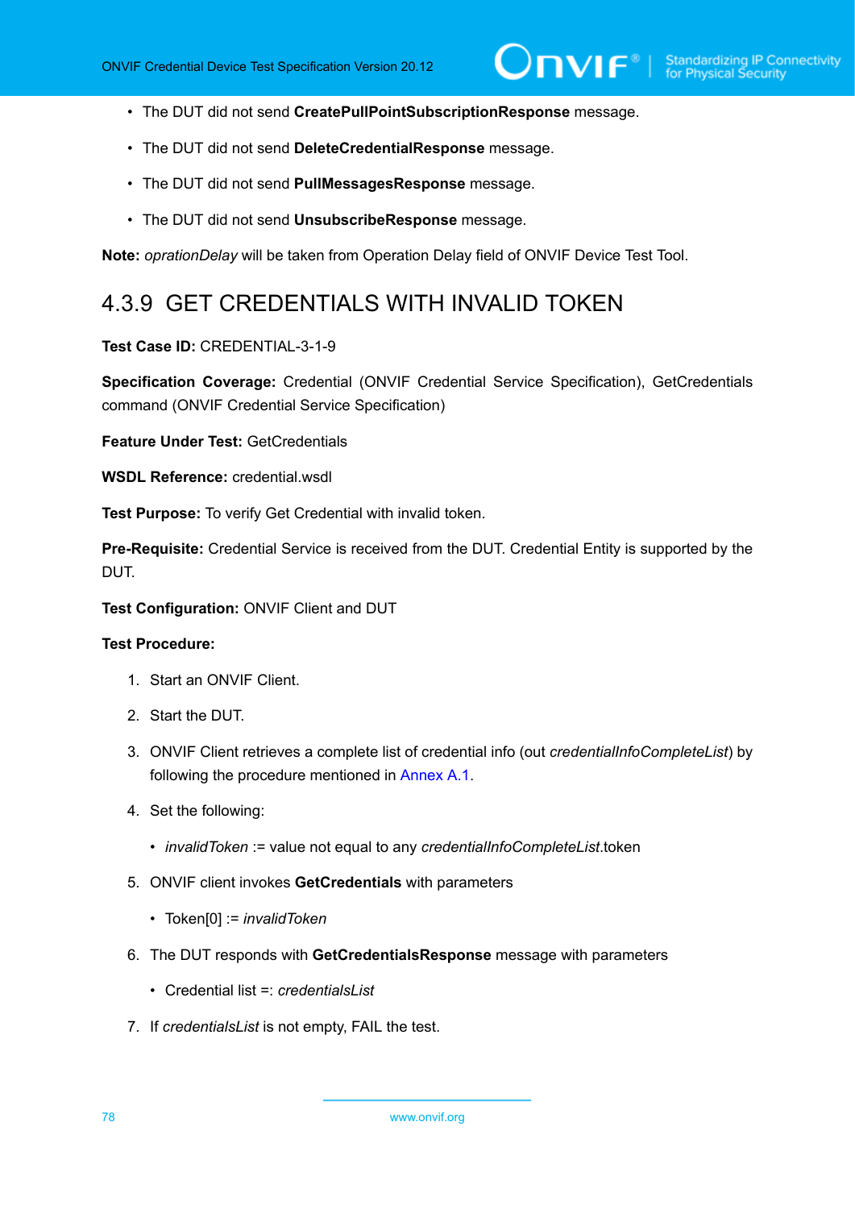- The DUT did not send **CreatePullPointSubscriptionResponse** message.
- The DUT did not send **DeleteCredentialResponse** message.
- The DUT did not send **PullMessagesResponse** message.
- The DUT did not send **UnsubscribeResponse** message.

**Note:** *oprationDelay* will be taken from Operation Delay field of ONVIF Device Test Tool.

### 4.3.9 GET CREDENTIALS WITH INVALID TOKEN

**Test Case ID:** CREDENTIAL-3-1-9

**Specification Coverage:** Credential (ONVIF Credential Service Specification), GetCredentials command (ONVIF Credential Service Specification)

**Feature Under Test:** GetCredentials

**WSDL Reference:** credential.wsdl

**Test Purpose:** To verify Get Credential with invalid token.

**Pre-Requisite:** Credential Service is received from the DUT. Credential Entity is supported by the DUT.

**Test Configuration:** ONVIF Client and DUT

**Test Procedure:**

1. Start an ONVIF Client.
2. Start the DUT.
3. ONVIF Client retrieves a complete list of credential info (out *credentialInfoCompleteList*) by following the procedure mentioned in Annex A.1.
4. Set the following:
   - *invalidToken* := value not equal to any *credentialInfoCompleteList*.token
5. ONVIF client invokes **GetCredentials** with parameters
   - Token[0] := *invalidToken*
6. The DUT responds with **GetCredentialsResponse** message with parameters
   - Credential list =: *credentialsList*
7. If *credentialsList* is not empty, FAIL the test.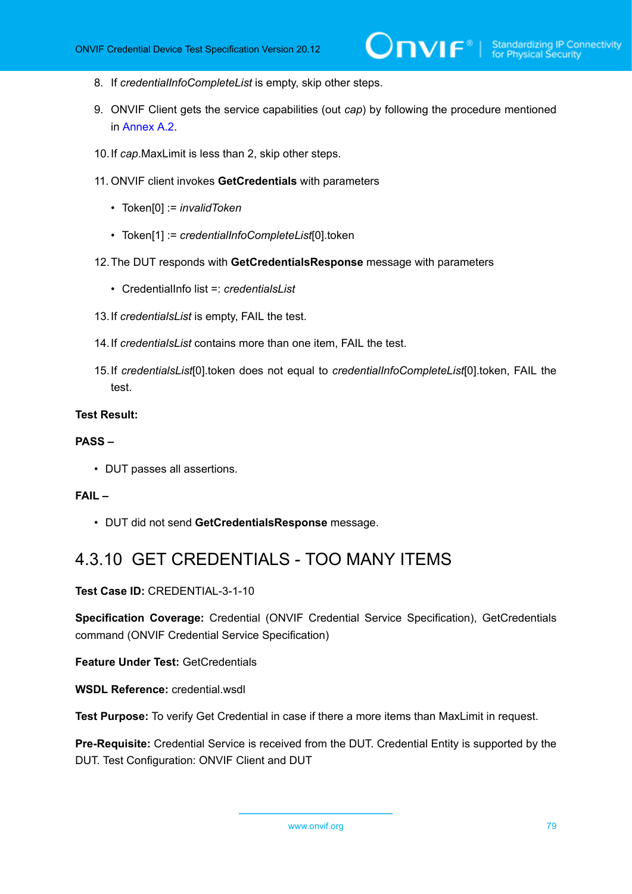8. If *credentialInfoCompleteList* is empty, skip other steps.

9. ONVIF Client gets the service capabilities (out *cap*) by following the procedure mentioned in Annex A.2.

10. If *cap*.MaxLimit is less than 2, skip other steps.

11. ONVIF client invokes **GetCredentials** with parameters

    - Token[0] := *invalidToken*
    - Token[1] := *credentialInfoCompleteList*[0].token

12. The DUT responds with **GetCredentialsResponse** message with parameters

    - CredentialInfo list =: *credentialsList*

13. If *credentialsList* is empty, FAIL the test.

14. If *credentialsList* contains more than one item, FAIL the test.

15. If *credentialsList*[0].token does not equal to *credentialInfoCompleteList*[0].token, FAIL the test.

**Test Result:**

**PASS –**

- DUT passes all assertions.

**FAIL –**

- DUT did not send **GetCredentialsResponse** message.

## 4.3.10 GET CREDENTIALS - TOO MANY ITEMS

**Test Case ID:** CREDENTIAL-3-1-10

**Specification Coverage:** Credential (ONVIF Credential Service Specification), GetCredentials command (ONVIF Credential Service Specification)

**Feature Under Test:** GetCredentials

**WSDL Reference:** credential.wsdl

**Test Purpose:** To verify Get Credential in case if there a more items than MaxLimit in request.

**Pre-Requisite:** Credential Service is received from the DUT. Credential Entity is supported by the DUT. Test Configuration: ONVIF Client and DUT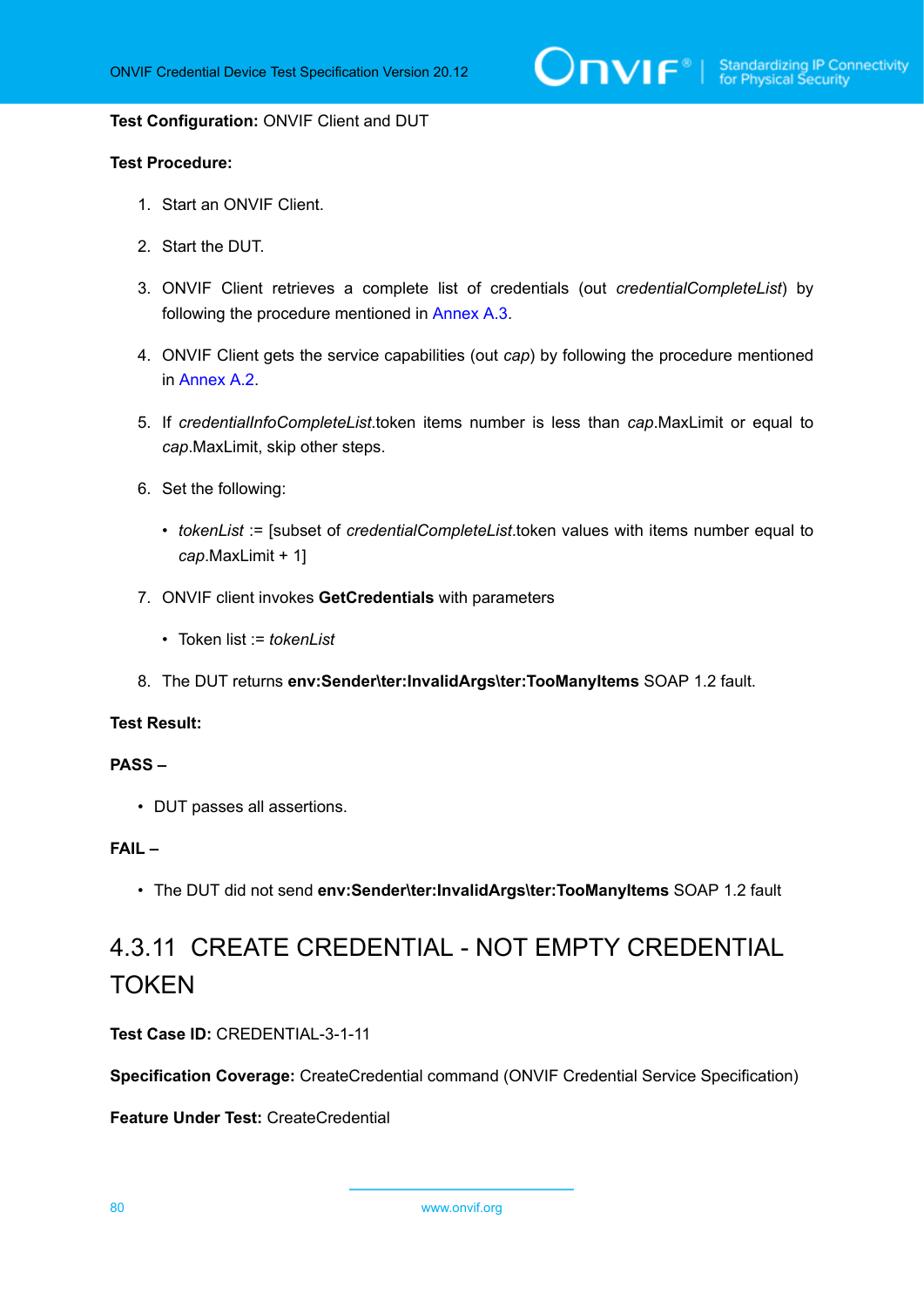**Test Configuration:** ONVIF Client and DUT

**Test Procedure:**

1. Start an ONVIF Client.
2. Start the DUT.
3. ONVIF Client retrieves a complete list of credentials (out *credentialCompleteList*) by following the procedure mentioned in Annex A.3.
4. ONVIF Client gets the service capabilities (out *cap*) by following the procedure mentioned in Annex A.2.
5. If *credentialInfoCompleteList*.token items number is less than *cap*.MaxLimit or equal to *cap*.MaxLimit, skip other steps.
6. Set the following:
   - *tokenList* := [subset of *credentialCompleteList*.token values with items number equal to *cap*.MaxLimit + 1]
7. ONVIF client invokes **GetCredentials** with parameters
   - Token list := *tokenList*
8. The DUT returns **env:Sender\ter:InvalidArgs\ter:TooManyItems** SOAP 1.2 fault.

**Test Result:**

**PASS –**

- DUT passes all assertions.

**FAIL –**

- The DUT did not send **env:Sender\ter:InvalidArgs\ter:TooManyItems** SOAP 1.2 fault

### 4.3.11 CREATE CREDENTIAL - NOT EMPTY CREDENTIAL TOKEN

**Test Case ID:** CREDENTIAL-3-1-11

**Specification Coverage:** CreateCredential command (ONVIF Credential Service Specification)

**Feature Under Test:** CreateCredential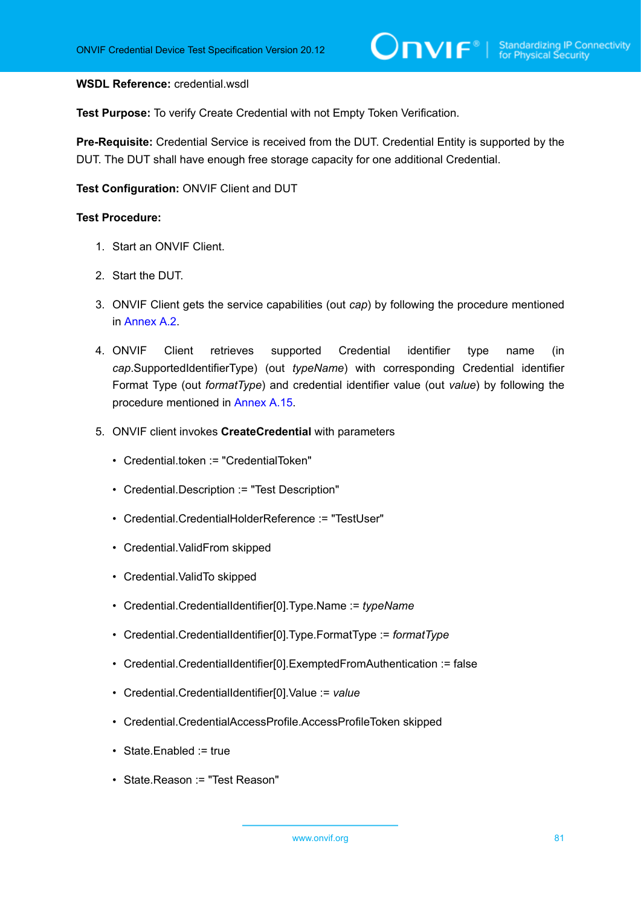**WSDL Reference:** credential.wsdl

**Test Purpose:** To verify Create Credential with not Empty Token Verification.

**Pre-Requisite:** Credential Service is received from the DUT. Credential Entity is supported by the DUT. The DUT shall have enough free storage capacity for one additional Credential.

**Test Configuration:** ONVIF Client and DUT

**Test Procedure:**

1. Start an ONVIF Client.
2. Start the DUT.
3. ONVIF Client gets the service capabilities (out *cap*) by following the procedure mentioned in Annex A.2.
4. ONVIF Client retrieves supported Credential identifier type name (in *cap*.SupportedIdentifierType) (out *typeName*) with corresponding Credential identifier Format Type (out *formatType*) and credential identifier value (out *value*) by following the procedure mentioned in Annex A.15.
5. ONVIF client invokes **CreateCredential** with parameters
   - Credential.token := "CredentialToken"
   - Credential.Description := "Test Description"
   - Credential.CredentialHolderReference := "TestUser"
   - Credential.ValidFrom skipped
   - Credential.ValidTo skipped
   - Credential.CredentialIdentifier[0].Type.Name := *typeName*
   - Credential.CredentialIdentifier[0].Type.FormatType := *formatType*
   - Credential.CredentialIdentifier[0].ExemptedFromAuthentication := false
   - Credential.CredentialIdentifier[0].Value := *value*
   - Credential.CredentialAccessProfile.AccessProfileToken skipped
   - State.Enabled := true
   - State.Reason := "Test Reason"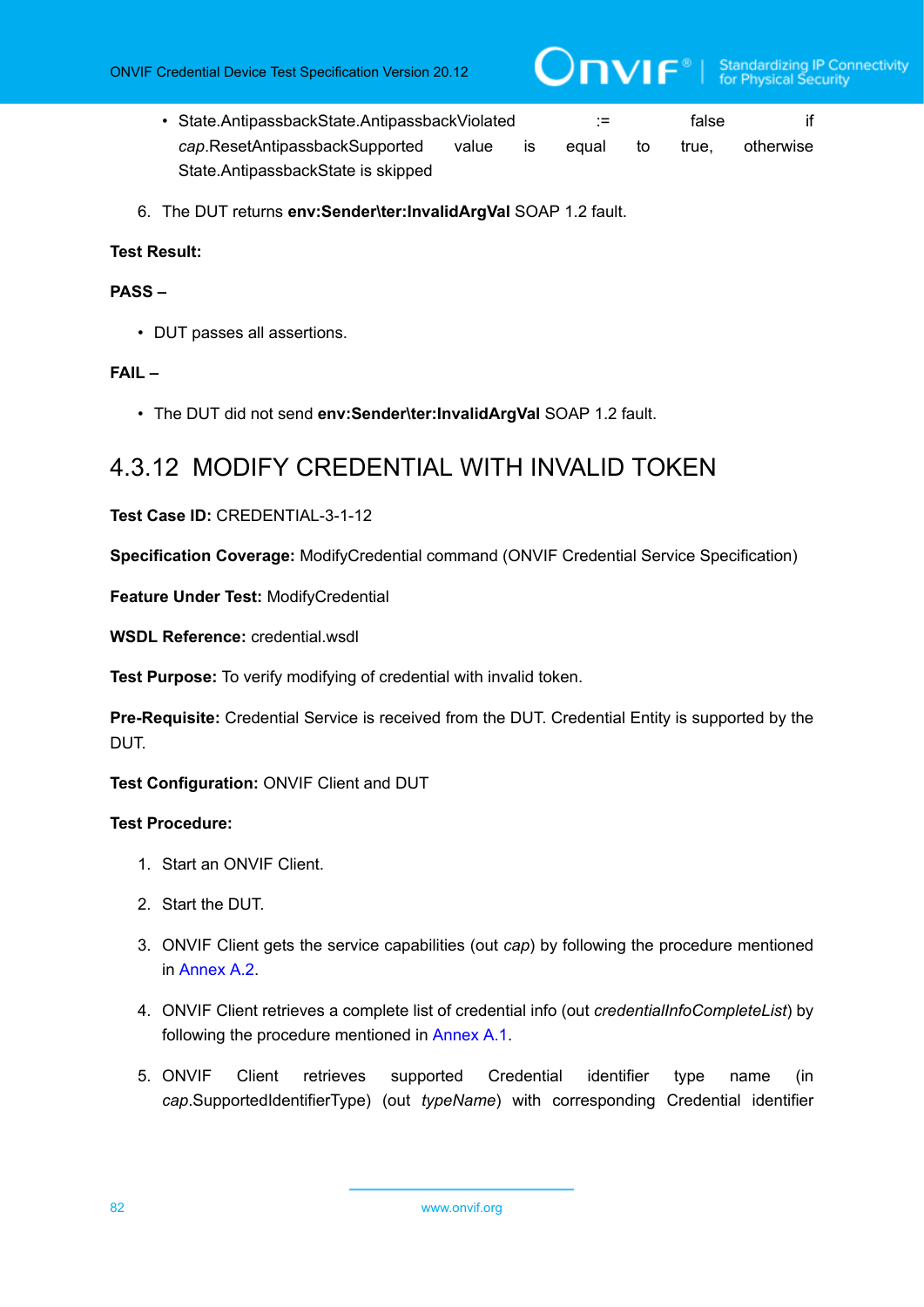- State.AntipassbackState.AntipassbackViolated := false if *cap*.ResetAntipassbackSupported value is equal to true, otherwise State.AntipassbackState is skipped

6. The DUT returns **env:Sender\ter:InvalidArgVal** SOAP 1.2 fault.

**Test Result:**

**PASS –**

- DUT passes all assertions.

**FAIL –**

- The DUT did not send **env:Sender\ter:InvalidArgVal** SOAP 1.2 fault.

## 4.3.12 MODIFY CREDENTIAL WITH INVALID TOKEN

**Test Case ID:** CREDENTIAL-3-1-12

**Specification Coverage:** ModifyCredential command (ONVIF Credential Service Specification)

**Feature Under Test:** ModifyCredential

**WSDL Reference:** credential.wsdl

**Test Purpose:** To verify modifying of credential with invalid token.

**Pre-Requisite:** Credential Service is received from the DUT. Credential Entity is supported by the DUT.

**Test Configuration:** ONVIF Client and DUT

**Test Procedure:**

1. Start an ONVIF Client.
2. Start the DUT.
3. ONVIF Client gets the service capabilities (out *cap*) by following the procedure mentioned in Annex A.2.
4. ONVIF Client retrieves a complete list of credential info (out *credentialInfoCompleteList*) by following the procedure mentioned in Annex A.1.
5. ONVIF Client retrieves supported Credential identifier type name (in *cap*.SupportedIdentifierType) (out *typeName*) with corresponding Credential identifier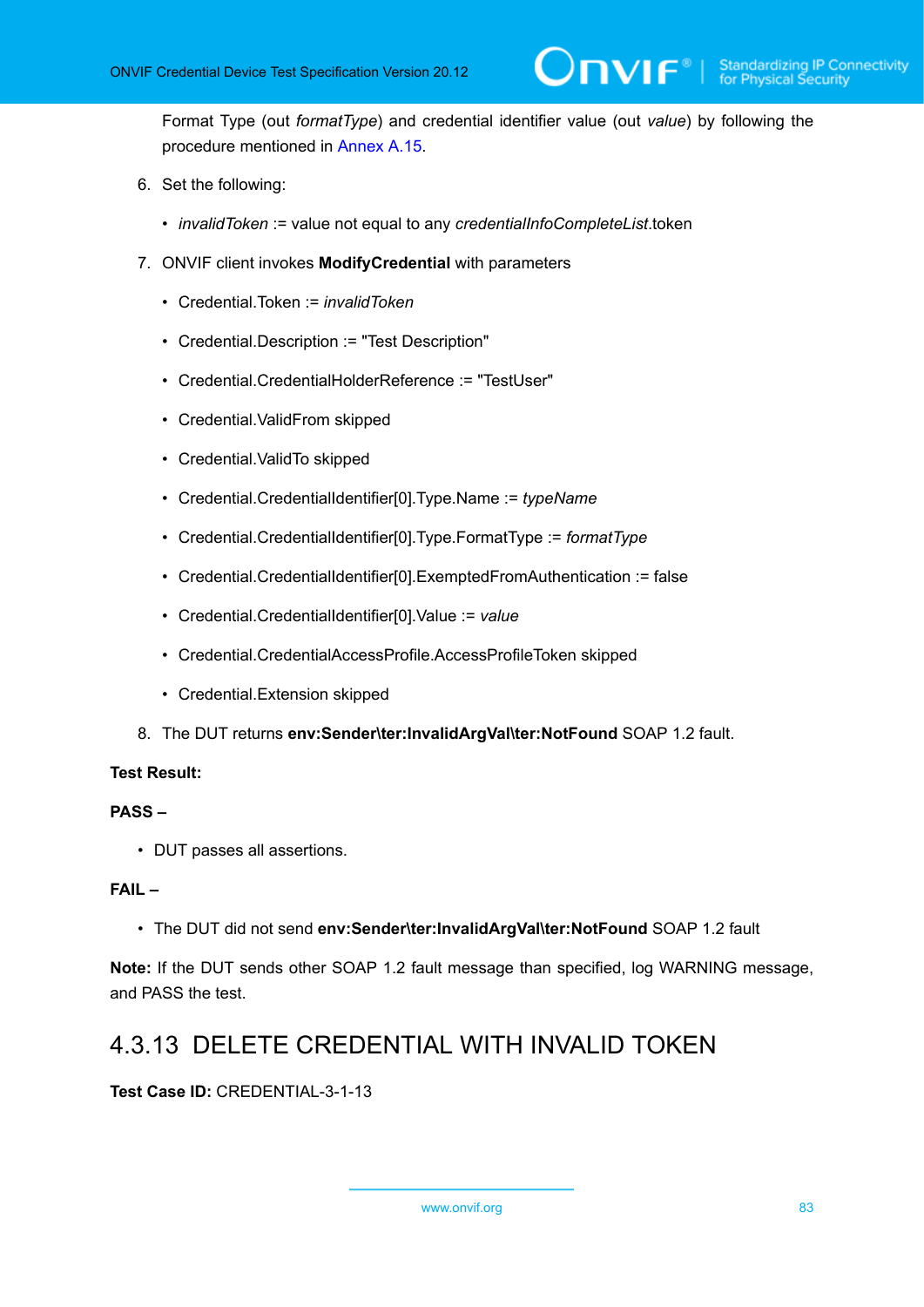Format Type (out *formatType*) and credential identifier value (out *value*) by following the procedure mentioned in Annex A.15.

6. Set the following:
   - *invalidToken* := value not equal to any *credentialInfoCompleteList*.token
7. ONVIF client invokes **ModifyCredential** with parameters
   - Credential.Token := *invalidToken*
   - Credential.Description := "Test Description"
   - Credential.CredentialHolderReference := "TestUser"
   - Credential.ValidFrom skipped
   - Credential.ValidTo skipped
   - Credential.CredentialIdentifier[0].Type.Name := *typeName*
   - Credential.CredentialIdentifier[0].Type.FormatType := *formatType*
   - Credential.CredentialIdentifier[0].ExemptedFromAuthentication := false
   - Credential.CredentialIdentifier[0].Value := *value*
   - Credential.CredentialAccessProfile.AccessProfileToken skipped
   - Credential.Extension skipped
8. The DUT returns **env:Sender\ter:InvalidArgVal\ter:NotFound** SOAP 1.2 fault.

**Test Result:**

**PASS –**

- DUT passes all assertions.

**FAIL –**

- The DUT did not send **env:Sender\ter:InvalidArgVal\ter:NotFound** SOAP 1.2 fault

**Note:** If the DUT sends other SOAP 1.2 fault message than specified, log WARNING message, and PASS the test.

## 4.3.13 DELETE CREDENTIAL WITH INVALID TOKEN

**Test Case ID:** CREDENTIAL-3-1-13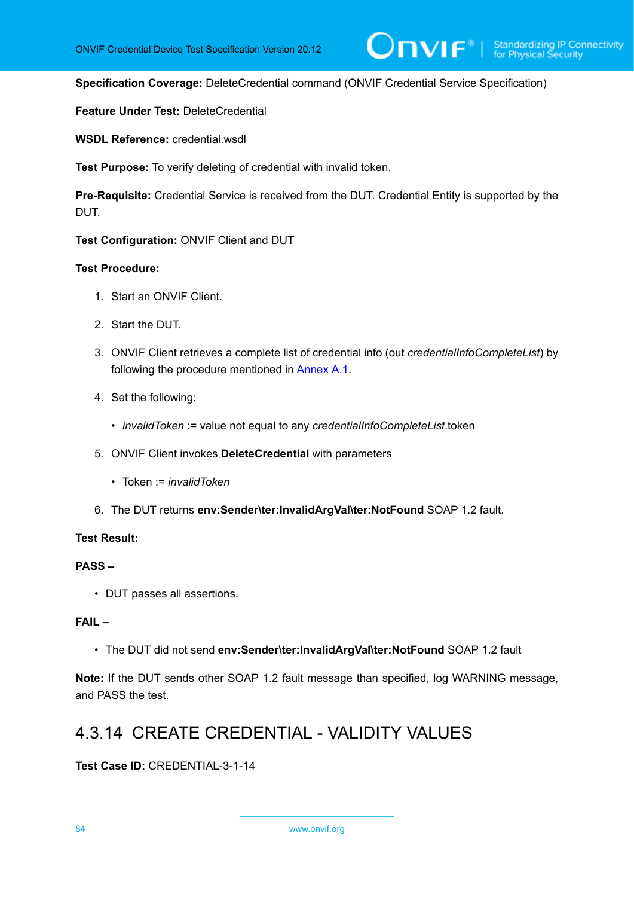**Specification Coverage:** DeleteCredential command (ONVIF Credential Service Specification)

**Feature Under Test:** DeleteCredential

**WSDL Reference:** credential.wsdl

**Test Purpose:** To verify deleting of credential with invalid token.

**Pre-Requisite:** Credential Service is received from the DUT. Credential Entity is supported by the DUT.

**Test Configuration:** ONVIF Client and DUT

**Test Procedure:**

1. Start an ONVIF Client.
2. Start the DUT.
3. ONVIF Client retrieves a complete list of credential info (out *credentialInfoCompleteList*) by following the procedure mentioned in Annex A.1.
4. Set the following:
   - *invalidToken* := value not equal to any *credentialInfoCompleteList*.token
5. ONVIF Client invokes **DeleteCredential** with parameters
   - Token := *invalidToken*
6. The DUT returns **env:Sender\ter:InvalidArgVal\ter:NotFound** SOAP 1.2 fault.

**Test Result:**

**PASS –**

- DUT passes all assertions.

**FAIL –**

- The DUT did not send **env:Sender\ter:InvalidArgVal\ter:NotFound** SOAP 1.2 fault

**Note:** If the DUT sends other SOAP 1.2 fault message than specified, log WARNING message, and PASS the test.

## 4.3.14 CREATE CREDENTIAL - VALIDITY VALUES

**Test Case ID:** CREDENTIAL-3-1-14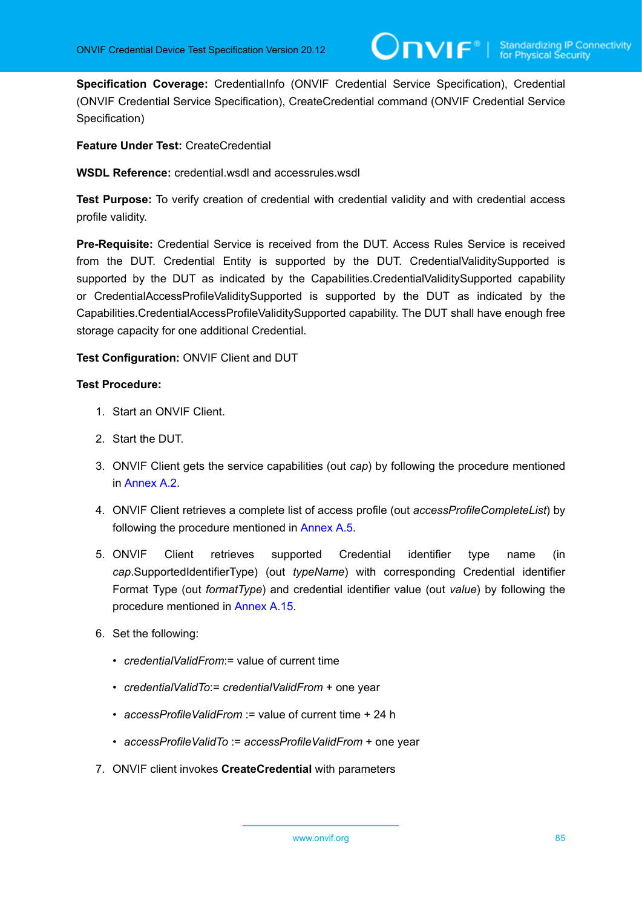**Specification Coverage:** CredentialInfo (ONVIF Credential Service Specification), Credential (ONVIF Credential Service Specification), CreateCredential command (ONVIF Credential Service Specification)

**Feature Under Test:** CreateCredential

**WSDL Reference:** credential.wsdl and accessrules.wsdl

**Test Purpose:** To verify creation of credential with credential validity and with credential access profile validity.

**Pre-Requisite:** Credential Service is received from the DUT. Access Rules Service is received from the DUT. Credential Entity is supported by the DUT. CredentialValiditySupported is supported by the DUT as indicated by the Capabilities.CredentialValiditySupported capability or CredentialAccessProfileValiditySupported is supported by the DUT as indicated by the Capabilities.CredentialAccessProfileValiditySupported capability. The DUT shall have enough free storage capacity for one additional Credential.

**Test Configuration:** ONVIF Client and DUT

**Test Procedure:**

1. Start an ONVIF Client.
2. Start the DUT.
3. ONVIF Client gets the service capabilities (out *cap*) by following the procedure mentioned in Annex A.2.
4. ONVIF Client retrieves a complete list of access profile (out *accessProfileCompleteList*) by following the procedure mentioned in Annex A.5.
5. ONVIF Client retrieves supported Credential identifier type name (in *cap*.SupportedIdentifierType) (out *typeName*) with corresponding Credential identifier Format Type (out *formatType*) and credential identifier value (out *value*) by following the procedure mentioned in Annex A.15.
6. Set the following:
   - *credentialValidFrom*:= value of current time
   - *credentialValidTo*:= *credentialValidFrom* + one year
   - *accessProfileValidFrom* := value of current time + 24 h
   - *accessProfileValidTo* := *accessProfileValidFrom* + one year
7. ONVIF client invokes **CreateCredential** with parameters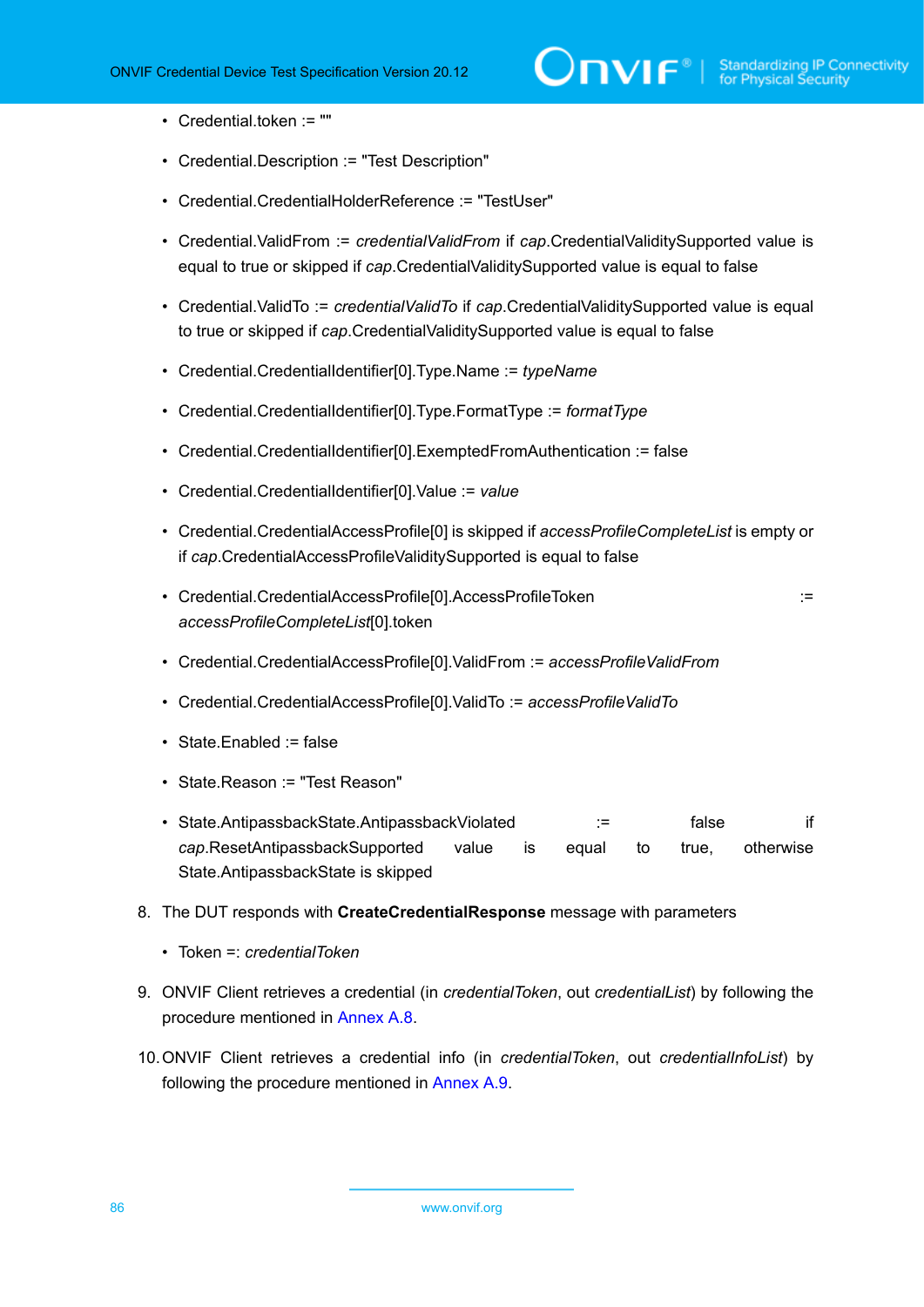- Credential.token := ""
- Credential.Description := "Test Description"
- Credential.CredentialHolderReference := "TestUser"
- Credential.ValidFrom := *credentialValidFrom* if *cap*.CredentialValiditySupported value is equal to true or skipped if *cap*.CredentialValiditySupported value is equal to false
- Credential.ValidTo := *credentialValidTo* if *cap*.CredentialValiditySupported value is equal to true or skipped if *cap*.CredentialValiditySupported value is equal to false
- Credential.CredentialIdentifier[0].Type.Name := *typeName*
- Credential.CredentialIdentifier[0].Type.FormatType := *formatType*
- Credential.CredentialIdentifier[0].ExemptedFromAuthentication := false
- Credential.CredentialIdentifier[0].Value := *value*
- Credential.CredentialAccessProfile[0] is skipped if *accessProfileCompleteList* is empty or if *cap*.CredentialAccessProfileValiditySupported is equal to false
- Credential.CredentialAccessProfile[0].AccessProfileToken := *accessProfileCompleteList*[0].token
- Credential.CredentialAccessProfile[0].ValidFrom := *accessProfileValidFrom*
- Credential.CredentialAccessProfile[0].ValidTo := *accessProfileValidTo*
- State.Enabled := false
- State.Reason := "Test Reason"
- State.AntipassbackState.AntipassbackViolated := false if *cap*.ResetAntipassbackSupported value is equal to true, otherwise State.AntipassbackState is skipped

8. The DUT responds with **CreateCredentialResponse** message with parameters
   - Token =: *credentialToken*

9. ONVIF Client retrieves a credential (in *credentialToken*, out *credentialList*) by following the procedure mentioned in Annex A.8.

10. ONVIF Client retrieves a credential info (in *credentialToken*, out *credentialInfoList*) by following the procedure mentioned in Annex A.9.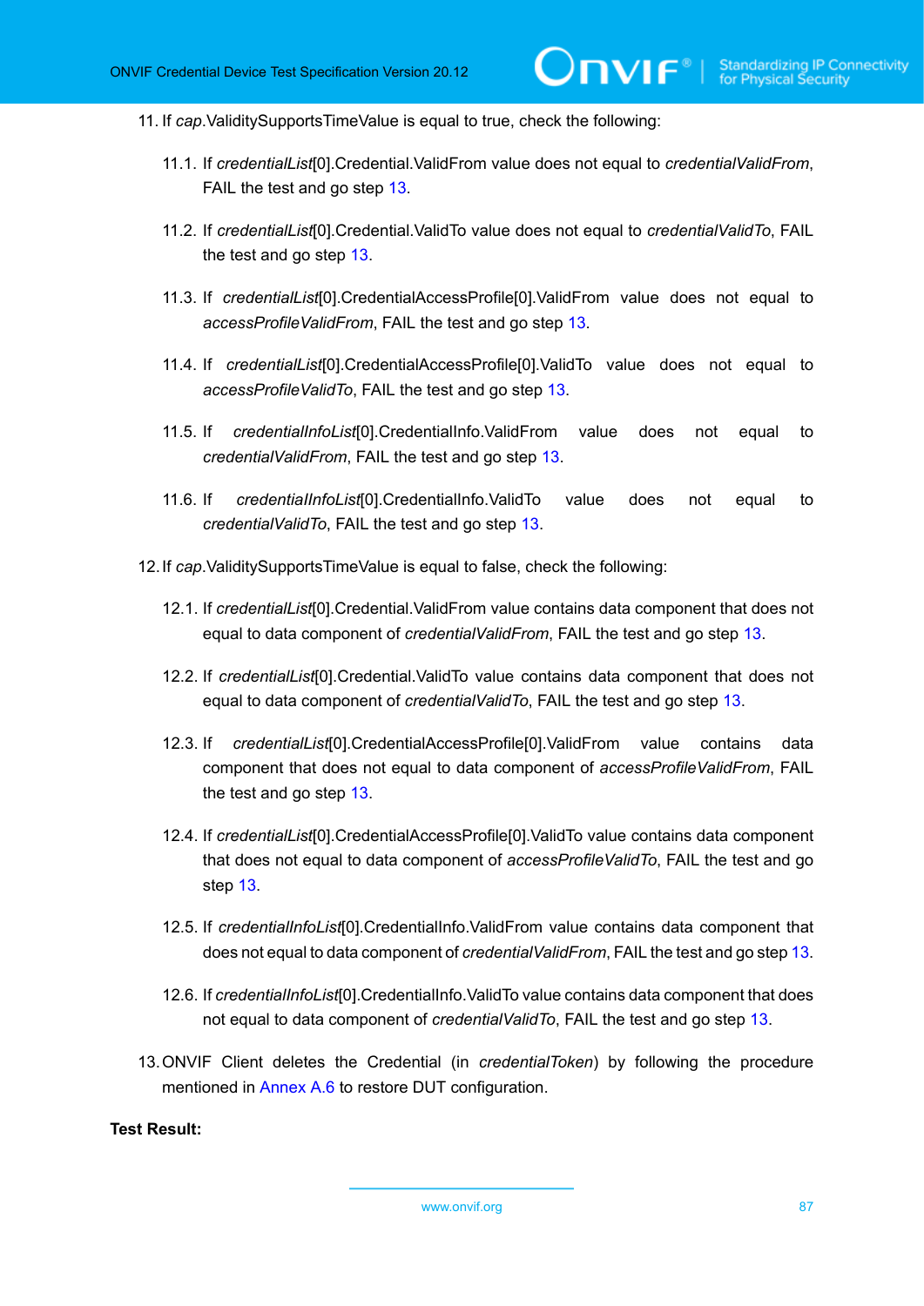11. If *cap*.ValiditySupportsTimeValue is equal to true, check the following:

    11.1. If *credentialList*[0].Credential.ValidFrom value does not equal to *credentialValidFrom*, FAIL the test and go step 13.

    11.2. If *credentialList*[0].Credential.ValidTo value does not equal to *credentialValidTo*, FAIL the test and go step 13.

    11.3. If *credentialList*[0].CredentialAccessProfile[0].ValidFrom value does not equal to *accessProfileValidFrom*, FAIL the test and go step 13.

    11.4. If *credentialList*[0].CredentialAccessProfile[0].ValidTo value does not equal to *accessProfileValidTo*, FAIL the test and go step 13.

    11.5. If *credentialInfoList*[0].CredentialInfo.ValidFrom value does not equal to *credentialValidFrom*, FAIL the test and go step 13.

    11.6. If *credentialInfoList*[0].CredentialInfo.ValidTo value does not equal to *credentialValidTo*, FAIL the test and go step 13.

12. If *cap*.ValiditySupportsTimeValue is equal to false, check the following:

    12.1. If *credentialList*[0].Credential.ValidFrom value contains data component that does not equal to data component of *credentialValidFrom*, FAIL the test and go step 13.

    12.2. If *credentialList*[0].Credential.ValidTo value contains data component that does not equal to data component of *credentialValidTo*, FAIL the test and go step 13.

    12.3. If *credentialList*[0].CredentialAccessProfile[0].ValidFrom value contains data component that does not equal to data component of *accessProfileValidFrom*, FAIL the test and go step 13.

    12.4. If *credentialList*[0].CredentialAccessProfile[0].ValidTo value contains data component that does not equal to data component of *accessProfileValidTo*, FAIL the test and go step 13.

    12.5. If *credentialInfoList*[0].CredentialInfo.ValidFrom value contains data component that does not equal to data component of *credentialValidFrom*, FAIL the test and go step 13.

    12.6. If *credentialInfoList*[0].CredentialInfo.ValidTo value contains data component that does not equal to data component of *credentialValidTo*, FAIL the test and go step 13.

13. ONVIF Client deletes the Credential (in *credentialToken*) by following the procedure mentioned in Annex A.6 to restore DUT configuration.

**Test Result:**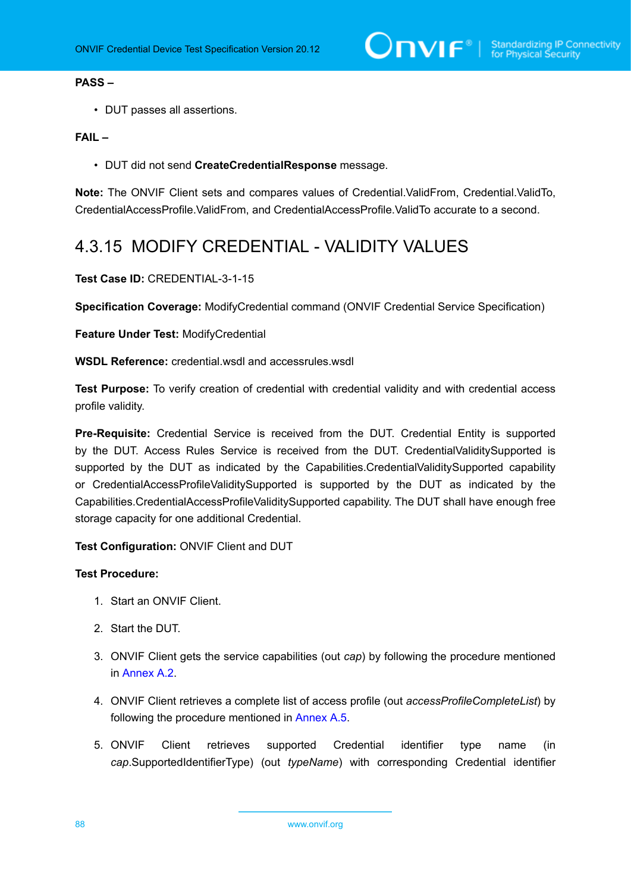**PASS –**

- DUT passes all assertions.

**FAIL –**

- DUT did not send **CreateCredentialResponse** message.

**Note:** The ONVIF Client sets and compares values of Credential.ValidFrom, Credential.ValidTo, CredentialAccessProfile.ValidFrom, and CredentialAccessProfile.ValidTo accurate to a second.

## 4.3.15 MODIFY CREDENTIAL - VALIDITY VALUES

**Test Case ID:** CREDENTIAL-3-1-15

**Specification Coverage:** ModifyCredential command (ONVIF Credential Service Specification)

**Feature Under Test:** ModifyCredential

**WSDL Reference:** credential.wsdl and accessrules.wsdl

**Test Purpose:** To verify creation of credential with credential validity and with credential access profile validity.

**Pre-Requisite:** Credential Service is received from the DUT. Credential Entity is supported by the DUT. Access Rules Service is received from the DUT. CredentialValiditySupported is supported by the DUT as indicated by the Capabilities.CredentialValiditySupported capability or CredentialAccessProfileValiditySupported is supported by the DUT as indicated by the Capabilities.CredentialAccessProfileValiditySupported capability. The DUT shall have enough free storage capacity for one additional Credential.

**Test Configuration:** ONVIF Client and DUT

**Test Procedure:**

1. Start an ONVIF Client.
2. Start the DUT.
3. ONVIF Client gets the service capabilities (out *cap*) by following the procedure mentioned in Annex A.2.
4. ONVIF Client retrieves a complete list of access profile (out *accessProfileCompleteList*) by following the procedure mentioned in Annex A.5.
5. ONVIF Client retrieves supported Credential identifier type name (in *cap*.SupportedIdentifierType) (out *typeName*) with corresponding Credential identifier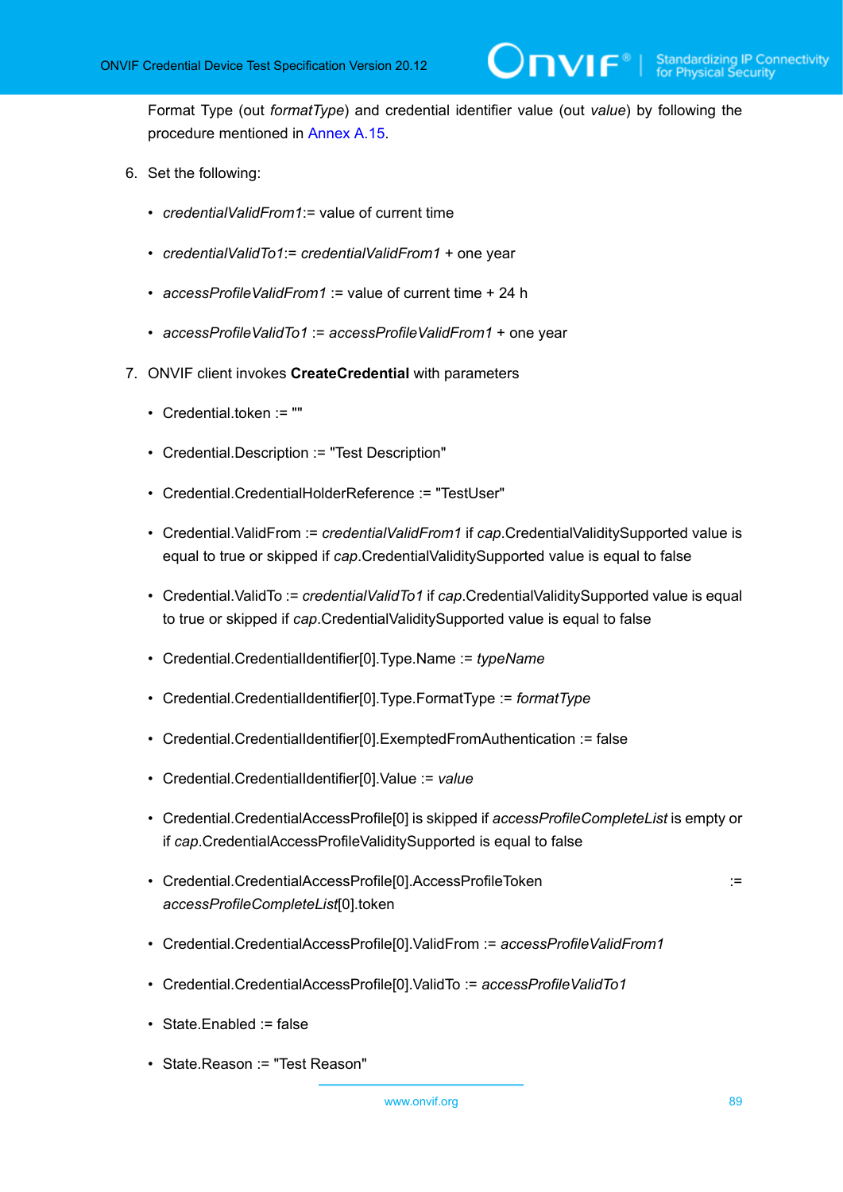Format Type (out *formatType*) and credential identifier value (out *value*) by following the procedure mentioned in Annex A.15.

6. Set the following:

   - *credentialValidFrom1*:= value of current time
   - *credentialValidTo1*:= *credentialValidFrom1* + one year
   - *accessProfileValidFrom1* := value of current time + 24 h
   - *accessProfileValidTo1* := *accessProfileValidFrom1* + one year

7. ONVIF client invokes **CreateCredential** with parameters

   - Credential.token := ""
   - Credential.Description := "Test Description"
   - Credential.CredentialHolderReference := "TestUser"
   - Credential.ValidFrom := *credentialValidFrom1* if *cap*.CredentialValiditySupported value is equal to true or skipped if *cap*.CredentialValiditySupported value is equal to false
   - Credential.ValidTo := *credentialValidTo1* if *cap*.CredentialValiditySupported value is equal to true or skipped if *cap*.CredentialValiditySupported value is equal to false
   - Credential.CredentialIdentifier[0].Type.Name := *typeName*
   - Credential.CredentialIdentifier[0].Type.FormatType := *formatType*
   - Credential.CredentialIdentifier[0].ExemptedFromAuthentication := false
   - Credential.CredentialIdentifier[0].Value := *value*
   - Credential.CredentialAccessProfile[0] is skipped if *accessProfileCompleteList* is empty or if *cap*.CredentialAccessProfileValiditySupported is equal to false
   - Credential.CredentialAccessProfile[0].AccessProfileToken := *accessProfileCompleteList*[0].token
   - Credential.CredentialAccessProfile[0].ValidFrom := *accessProfileValidFrom1*
   - Credential.CredentialAccessProfile[0].ValidTo := *accessProfileValidTo1*
   - State.Enabled := false
   - State.Reason := "Test Reason"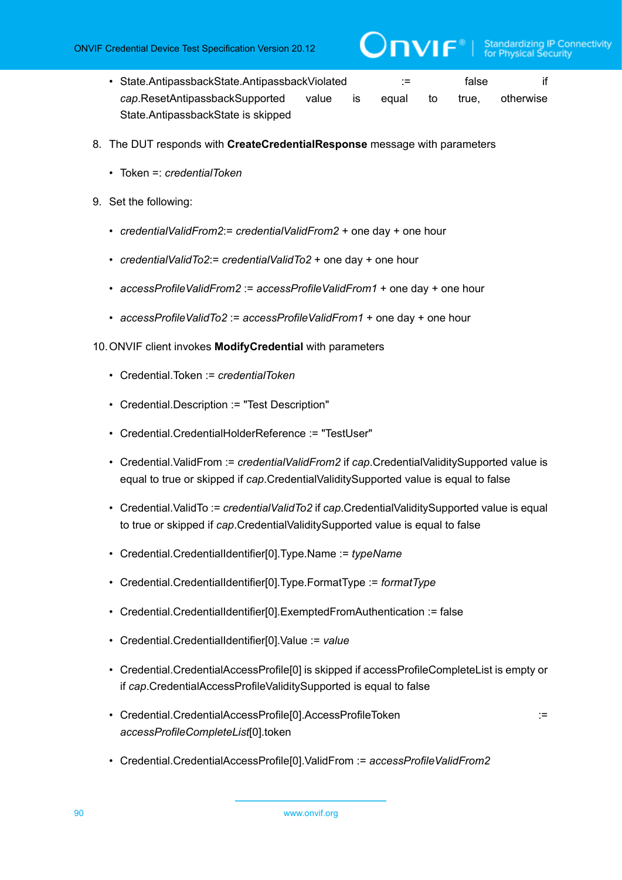- State.AntipassbackState.AntipassbackViolated := false if *cap*.ResetAntipassbackSupported value is equal to true, otherwise State.AntipassbackState is skipped

8. The DUT responds with **CreateCredentialResponse** message with parameters

   - Token =: *credentialToken*

9. Set the following:

   - *credentialValidFrom2*:= *credentialValidFrom2* + one day + one hour
   - *credentialValidTo2*:= *credentialValidTo2* + one day + one hour
   - *accessProfileValidFrom2* := *accessProfileValidFrom1* + one day + one hour
   - *accessProfileValidTo2* := *accessProfileValidFrom1* + one day + one hour

10. ONVIF client invokes **ModifyCredential** with parameters

   - Credential.Token := *credentialToken*
   - Credential.Description := "Test Description"
   - Credential.CredentialHolderReference := "TestUser"
   - Credential.ValidFrom := *credentialValidFrom2* if *cap*.CredentialValiditySupported value is equal to true or skipped if *cap*.CredentialValiditySupported value is equal to false
   - Credential.ValidTo := *credentialValidTo2* if *cap*.CredentialValiditySupported value is equal to true or skipped if *cap*.CredentialValiditySupported value is equal to false
   - Credential.CredentialIdentifier[0].Type.Name := *typeName*
   - Credential.CredentialIdentifier[0].Type.FormatType := *formatType*
   - Credential.CredentialIdentifier[0].ExemptedFromAuthentication := false
   - Credential.CredentialIdentifier[0].Value := *value*
   - Credential.CredentialAccessProfile[0] is skipped if accessProfileCompleteList is empty or if *cap*.CredentialAccessProfileValiditySupported is equal to false
   - Credential.CredentialAccessProfile[0].AccessProfileToken := *accessProfileCompleteList*[0].token
   - Credential.CredentialAccessProfile[0].ValidFrom := *accessProfileValidFrom2*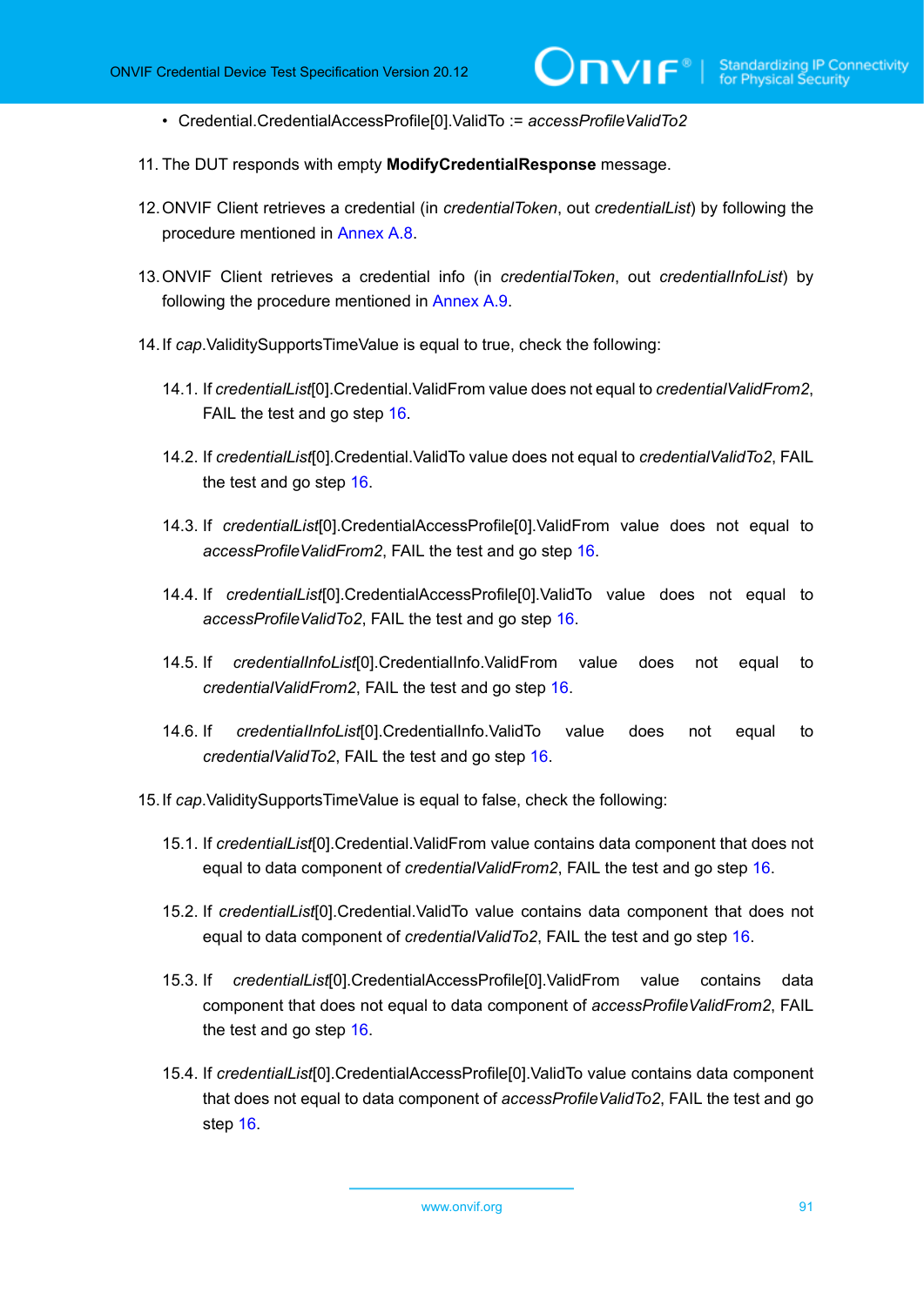- Credential.CredentialAccessProfile[0].ValidTo := *accessProfileValidTo2*

11. The DUT responds with empty **ModifyCredentialResponse** message.

12. ONVIF Client retrieves a credential (in *credentialToken*, out *credentialList*) by following the procedure mentioned in Annex A.8.

13. ONVIF Client retrieves a credential info (in *credentialToken*, out *credentialInfoList*) by following the procedure mentioned in Annex A.9.

14. If *cap*.ValiditySupportsTimeValue is equal to true, check the following:

    14.1. If *credentialList*[0].Credential.ValidFrom value does not equal to *credentialValidFrom2*, FAIL the test and go step 16.

    14.2. If *credentialList*[0].Credential.ValidTo value does not equal to *credentialValidTo2*, FAIL the test and go step 16.

    14.3. If *credentialList*[0].CredentialAccessProfile[0].ValidFrom value does not equal to *accessProfileValidFrom2*, FAIL the test and go step 16.

    14.4. If *credentialList*[0].CredentialAccessProfile[0].ValidTo value does not equal to *accessProfileValidTo2*, FAIL the test and go step 16.

    14.5. If *credentialInfoList*[0].CredentialInfo.ValidFrom value does not equal to *credentialValidFrom2*, FAIL the test and go step 16.

    14.6. If *credentialInfoList*[0].CredentialInfo.ValidTo value does not equal to *credentialValidTo2*, FAIL the test and go step 16.

15. If *cap*.ValiditySupportsTimeValue is equal to false, check the following:

    15.1. If *credentialList*[0].Credential.ValidFrom value contains data component that does not equal to data component of *credentialValidFrom2*, FAIL the test and go step 16.

    15.2. If *credentialList*[0].Credential.ValidTo value contains data component that does not equal to data component of *credentialValidTo2*, FAIL the test and go step 16.

    15.3. If *credentialList*[0].CredentialAccessProfile[0].ValidFrom value contains data component that does not equal to data component of *accessProfileValidFrom2*, FAIL the test and go step 16.

    15.4. If *credentialList*[0].CredentialAccessProfile[0].ValidTo value contains data component that does not equal to data component of *accessProfileValidTo2*, FAIL the test and go step 16.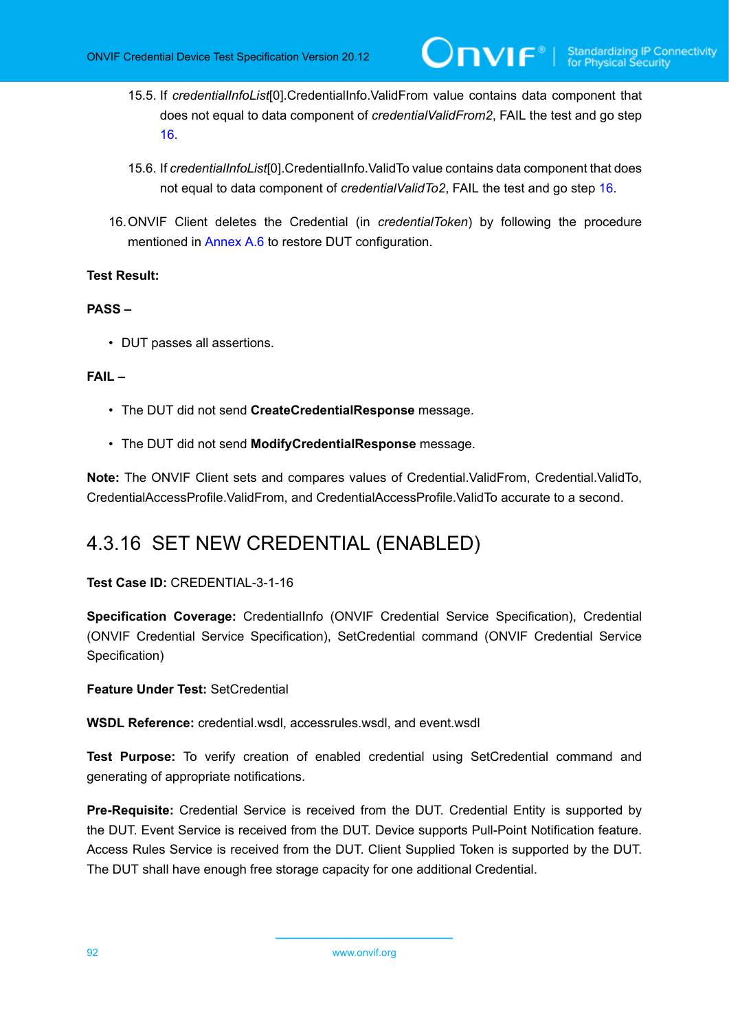15.5. If *credentialInfoList*[0].CredentialInfo.ValidFrom value contains data component that does not equal to data component of *credentialValidFrom2*, FAIL the test and go step 16.

15.6. If *credentialInfoList*[0].CredentialInfo.ValidTo value contains data component that does not equal to data component of *credentialValidTo2*, FAIL the test and go step 16.

16. ONVIF Client deletes the Credential (in *credentialToken*) by following the procedure mentioned in Annex A.6 to restore DUT configuration.

**Test Result:**

**PASS –**

- DUT passes all assertions.

**FAIL –**

- The DUT did not send **CreateCredentialResponse** message.
- The DUT did not send **ModifyCredentialResponse** message.

**Note:** The ONVIF Client sets and compares values of Credential.ValidFrom, Credential.ValidTo, CredentialAccessProfile.ValidFrom, and CredentialAccessProfile.ValidTo accurate to a second.

## 4.3.16 SET NEW CREDENTIAL (ENABLED)

**Test Case ID:** CREDENTIAL-3-1-16

**Specification Coverage:** CredentialInfo (ONVIF Credential Service Specification), Credential (ONVIF Credential Service Specification), SetCredential command (ONVIF Credential Service Specification)

**Feature Under Test:** SetCredential

**WSDL Reference:** credential.wsdl, accessrules.wsdl, and event.wsdl

**Test Purpose:** To verify creation of enabled credential using SetCredential command and generating of appropriate notifications.

**Pre-Requisite:** Credential Service is received from the DUT. Credential Entity is supported by the DUT. Event Service is received from the DUT. Device supports Pull-Point Notification feature. Access Rules Service is received from the DUT. Client Supplied Token is supported by the DUT. The DUT shall have enough free storage capacity for one additional Credential.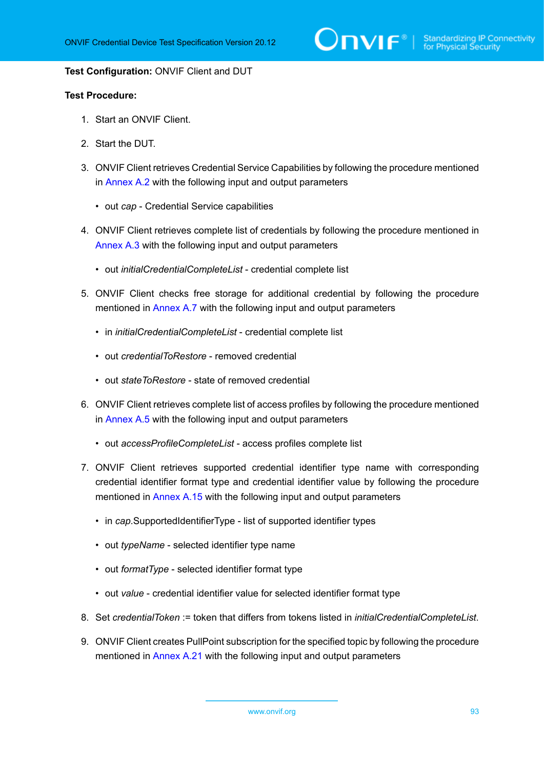**Test Configuration:** ONVIF Client and DUT

**Test Procedure:**

1. Start an ONVIF Client.
2. Start the DUT.
3. ONVIF Client retrieves Credential Service Capabilities by following the procedure mentioned in Annex A.2 with the following input and output parameters
   - out *cap* - Credential Service capabilities
4. ONVIF Client retrieves complete list of credentials by following the procedure mentioned in Annex A.3 with the following input and output parameters
   - out *initialCredentialCompleteList* - credential complete list
5. ONVIF Client checks free storage for additional credential by following the procedure mentioned in Annex A.7 with the following input and output parameters
   - in *initialCredentialCompleteList* - credential complete list
   - out *credentialToRestore* - removed credential
   - out *stateToRestore* - state of removed credential
6. ONVIF Client retrieves complete list of access profiles by following the procedure mentioned in Annex A.5 with the following input and output parameters
   - out *accessProfileCompleteList* - access profiles complete list
7. ONVIF Client retrieves supported credential identifier type name with corresponding credential identifier format type and credential identifier value by following the procedure mentioned in Annex A.15 with the following input and output parameters
   - in *cap*.SupportedIdentifierType - list of supported identifier types
   - out *typeName* - selected identifier type name
   - out *formatType* - selected identifier format type
   - out *value* - credential identifier value for selected identifier format type
8. Set *credentialToken* := token that differs from tokens listed in *initialCredentialCompleteList*.
9. ONVIF Client creates PullPoint subscription for the specified topic by following the procedure mentioned in Annex A.21 with the following input and output parameters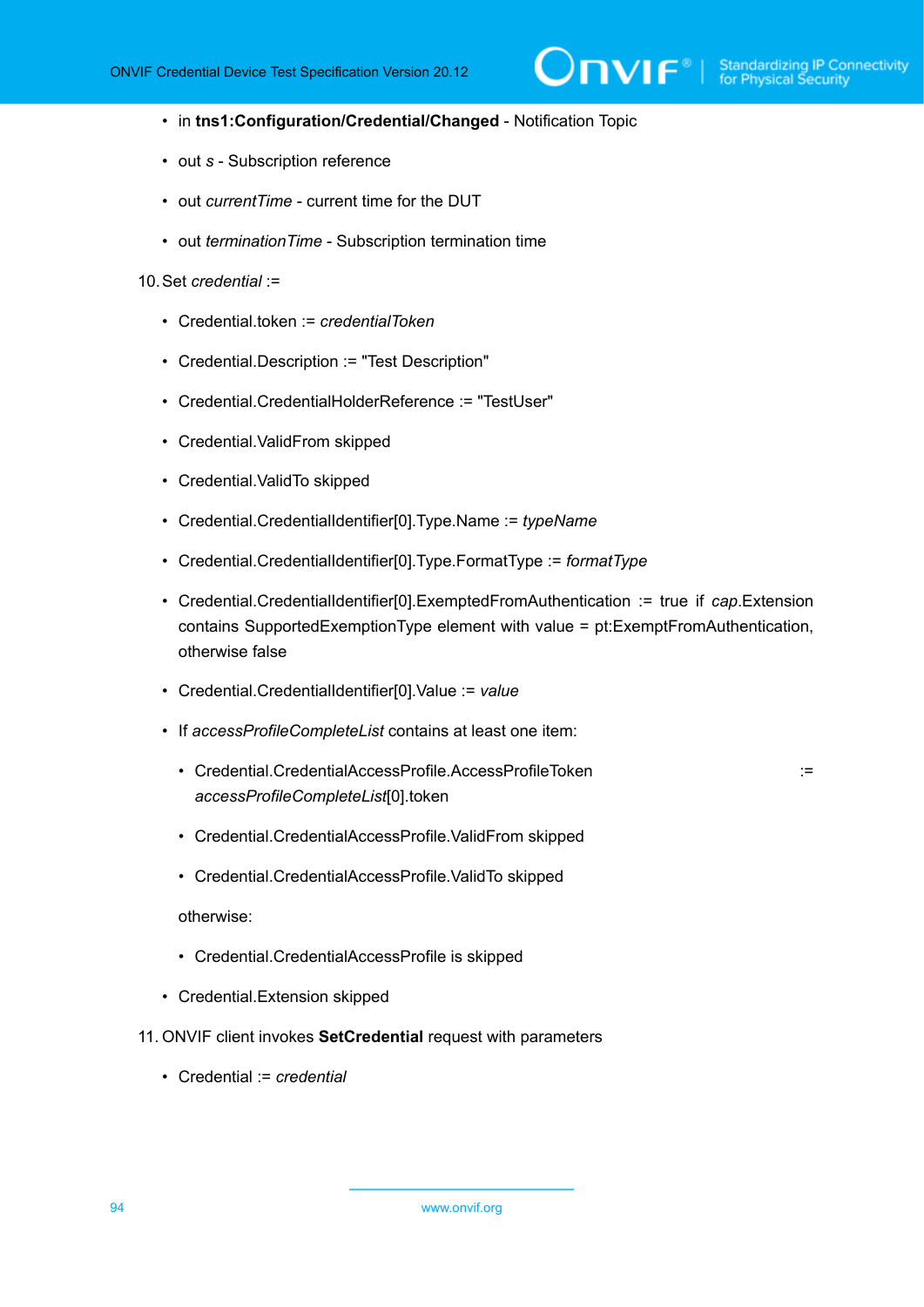- in **tns1:Configuration/Credential/Changed** - Notification Topic
- out *s* - Subscription reference
- out *currentTime* - current time for the DUT
- out *terminationTime* - Subscription termination time

10. Set *credential* :=
    - Credential.token := *credentialToken*
    - Credential.Description := "Test Description"
    - Credential.CredentialHolderReference := "TestUser"
    - Credential.ValidFrom skipped
    - Credential.ValidTo skipped
    - Credential.CredentialIdentifier[0].Type.Name := *typeName*
    - Credential.CredentialIdentifier[0].Type.FormatType := *formatType*
    - Credential.CredentialIdentifier[0].ExemptedFromAuthentication := true if *cap*.Extension contains SupportedExemptionType element with value = pt:ExemptFromAuthentication, otherwise false
    - Credential.CredentialIdentifier[0].Value := *value*
    - If *accessProfileCompleteList* contains at least one item:
        - Credential.CredentialAccessProfile.AccessProfileToken := *accessProfileCompleteList*[0].token
        - Credential.CredentialAccessProfile.ValidFrom skipped
        - Credential.CredentialAccessProfile.ValidTo skipped

      otherwise:
        - Credential.CredentialAccessProfile is skipped
    - Credential.Extension skipped

11. ONVIF client invokes **SetCredential** request with parameters
    - Credential := *credential*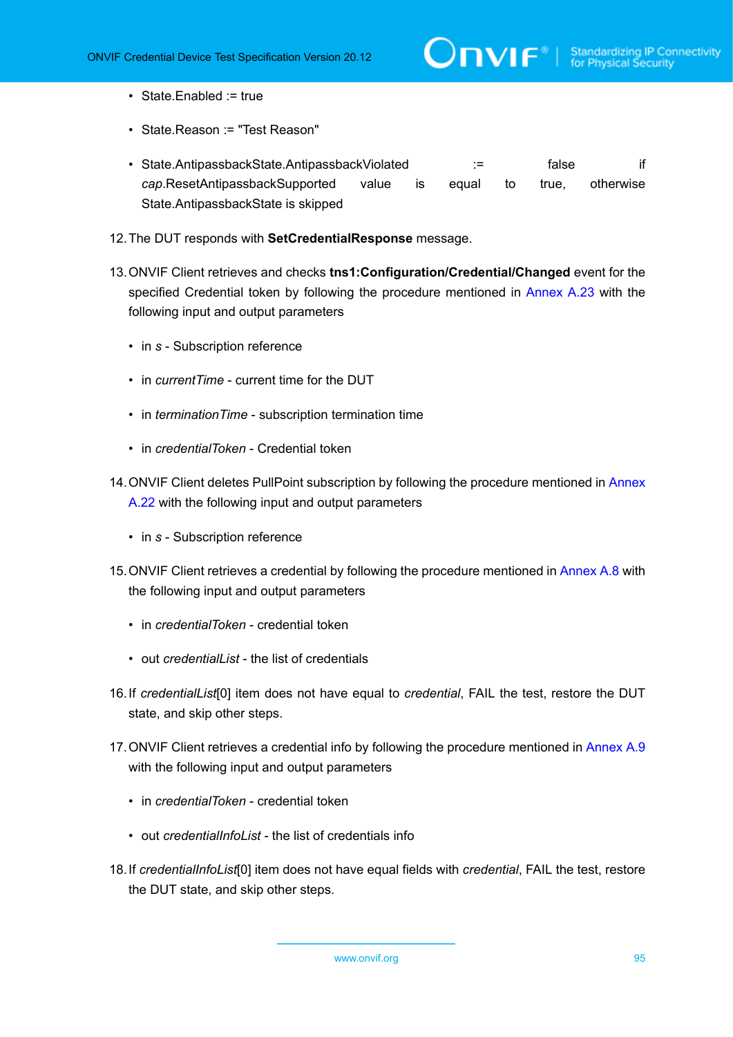- State.Enabled := true
- State.Reason := "Test Reason"
- State.AntipassbackState.AntipassbackViolated := false if *cap*.ResetAntipassbackSupported value is equal to true, otherwise State.AntipassbackState is skipped

12. The DUT responds with **SetCredentialResponse** message.
13. ONVIF Client retrieves and checks **tns1:Configuration/Credential/Changed** event for the specified Credential token by following the procedure mentioned in Annex A.23 with the following input and output parameters
    - in *s* - Subscription reference
    - in *currentTime* - current time for the DUT
    - in *terminationTime* - subscription termination time
    - in *credentialToken* - Credential token
14. ONVIF Client deletes PullPoint subscription by following the procedure mentioned in Annex A.22 with the following input and output parameters
    - in *s* - Subscription reference
15. ONVIF Client retrieves a credential by following the procedure mentioned in Annex A.8 with the following input and output parameters
    - in *credentialToken* - credential token
    - out *credentialList* - the list of credentials
16. If *credentialList*[0] item does not have equal to *credential*, FAIL the test, restore the DUT state, and skip other steps.
17. ONVIF Client retrieves a credential info by following the procedure mentioned in Annex A.9 with the following input and output parameters
    - in *credentialToken* - credential token
    - out *credentialInfoList* - the list of credentials info
18. If *credentialInfoList*[0] item does not have equal fields with *credential*, FAIL the test, restore the DUT state, and skip other steps.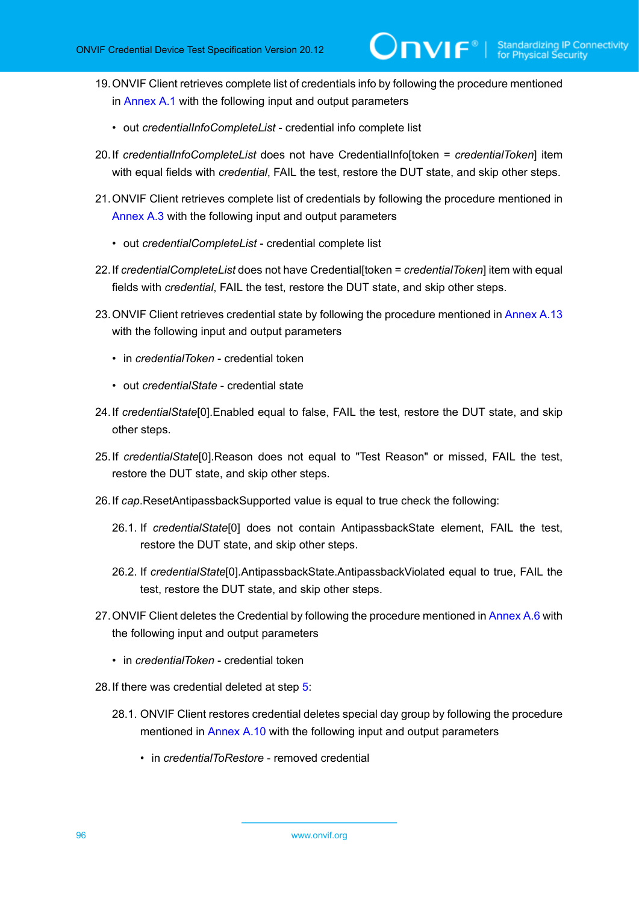19. ONVIF Client retrieves complete list of credentials info by following the procedure mentioned in Annex A.1 with the following input and output parameters

    - out *credentialInfoCompleteList* - credential info complete list

20. If *credentialInfoCompleteList* does not have CredentialInfo[token = *credentialToken*] item with equal fields with *credential*, FAIL the test, restore the DUT state, and skip other steps.

21. ONVIF Client retrieves complete list of credentials by following the procedure mentioned in Annex A.3 with the following input and output parameters

    - out *credentialCompleteList* - credential complete list

22. If *credentialCompleteList* does not have Credential[token = *credentialToken*] item with equal fields with *credential*, FAIL the test, restore the DUT state, and skip other steps.

23. ONVIF Client retrieves credential state by following the procedure mentioned in Annex A.13 with the following input and output parameters

    - in *credentialToken* - credential token
    - out *credentialState* - credential state

24. If *credentialState*[0].Enabled equal to false, FAIL the test, restore the DUT state, and skip other steps.

25. If *credentialState*[0].Reason does not equal to "Test Reason" or missed, FAIL the test, restore the DUT state, and skip other steps.

26. If *cap*.ResetAntipassbackSupported value is equal to true check the following:

    26.1. If *credentialState*[0] does not contain AntipassbackState element, FAIL the test, restore the DUT state, and skip other steps.

    26.2. If *credentialState*[0].AntipassbackState.AntipassbackViolated equal to true, FAIL the test, restore the DUT state, and skip other steps.

27. ONVIF Client deletes the Credential by following the procedure mentioned in Annex A.6 with the following input and output parameters

    - in *credentialToken* - credential token

28. If there was credential deleted at step 5:

    28.1. ONVIF Client restores credential deletes special day group by following the procedure mentioned in Annex A.10 with the following input and output parameters

    - in *credentialToRestore* - removed credential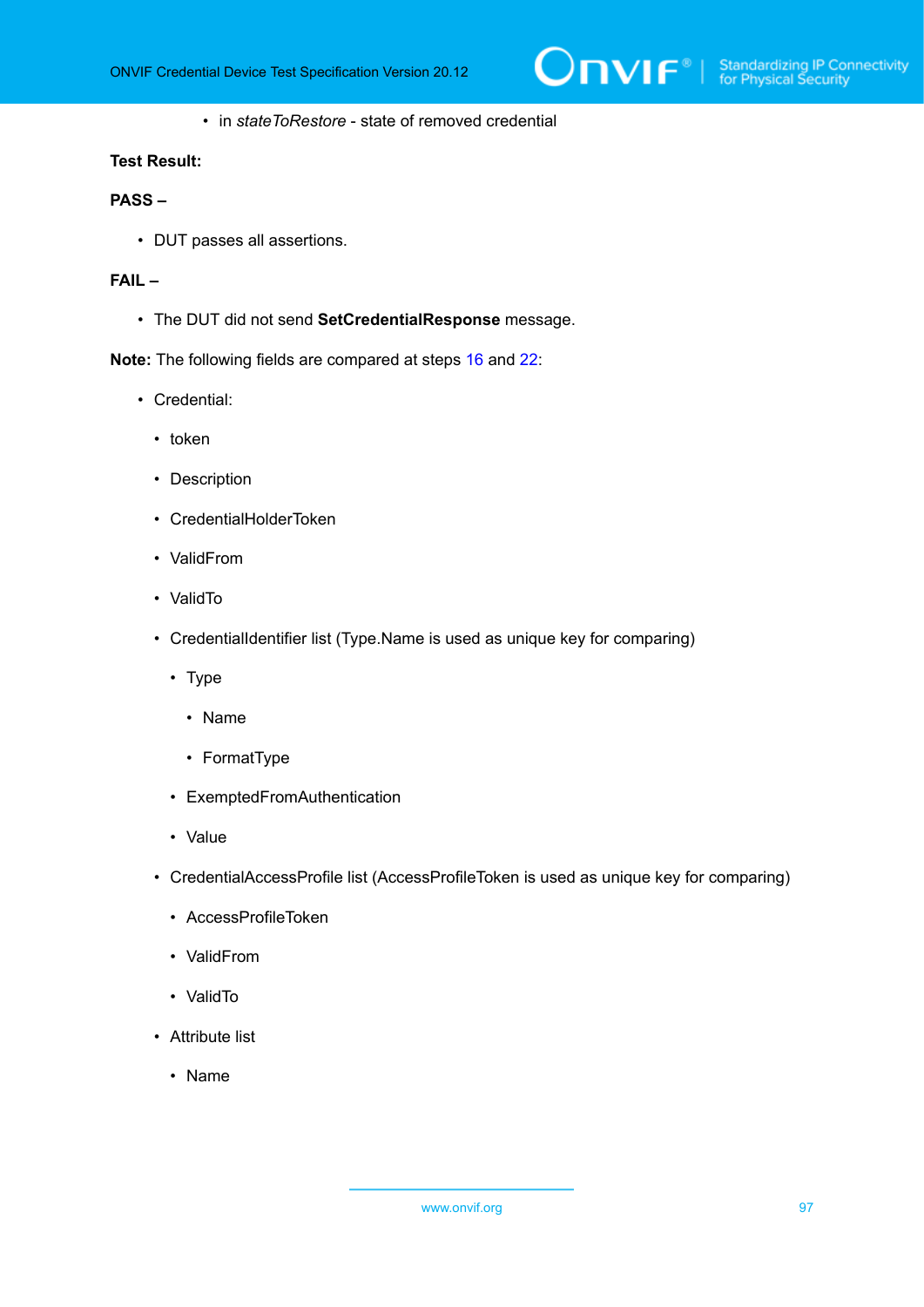- in *stateToRestore* - state of removed credential

**Test Result:**

**PASS –**

- DUT passes all assertions.

**FAIL –**

- The DUT did not send **SetCredentialResponse** message.

**Note:** The following fields are compared at steps 16 and 22:

- Credential:
  - token
  - Description
  - CredentialHolderToken
  - ValidFrom
  - ValidTo
  - CredentialIdentifier list (Type.Name is used as unique key for comparing)
    - Type
      - Name
      - FormatType
    - ExemptedFromAuthentication
    - Value
  - CredentialAccessProfile list (AccessProfileToken is used as unique key for comparing)
    - AccessProfileToken
    - ValidFrom
    - ValidTo
  - Attribute list
    - Name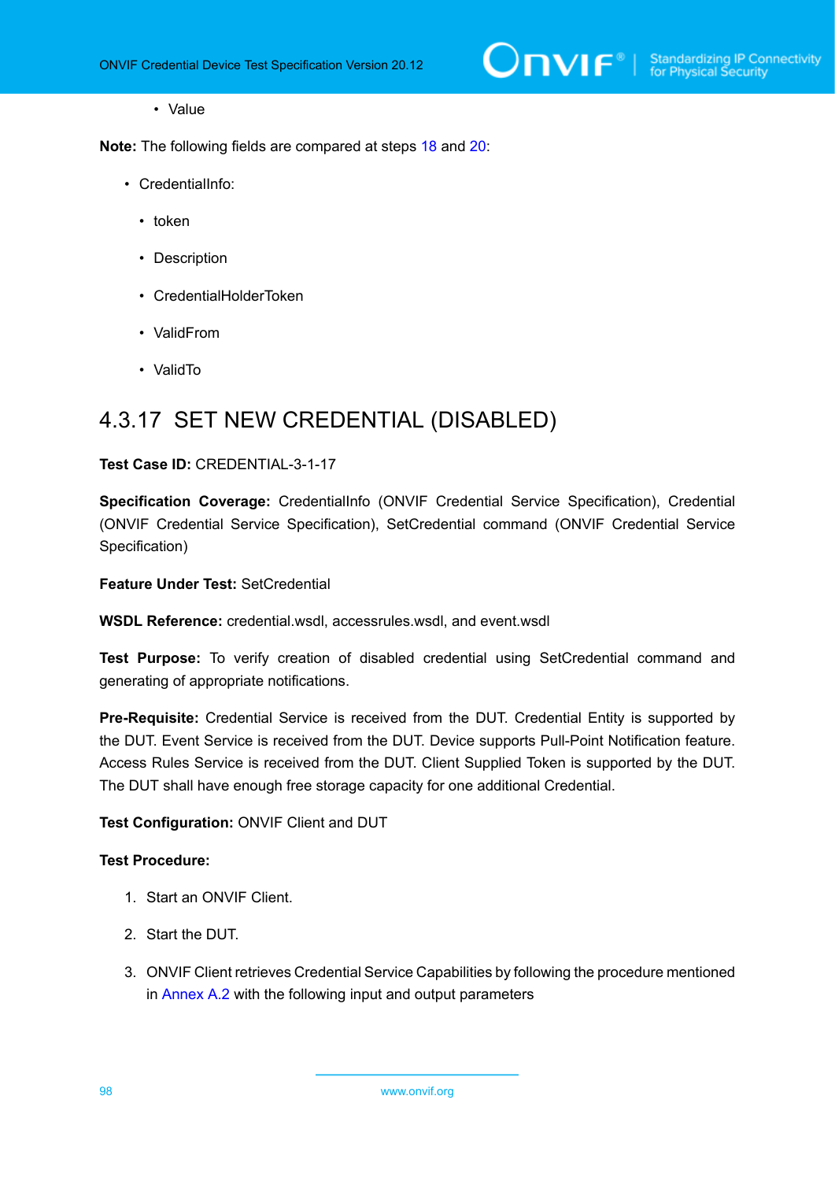- Value

**Note:** The following fields are compared at steps 18 and 20:

- CredentialInfo:
  - token
  - Description
  - CredentialHolderToken
  - ValidFrom
  - ValidTo

### 4.3.17 SET NEW CREDENTIAL (DISABLED)

**Test Case ID:** CREDENTIAL-3-1-17

**Specification Coverage:** CredentialInfo (ONVIF Credential Service Specification), Credential (ONVIF Credential Service Specification), SetCredential command (ONVIF Credential Service Specification)

**Feature Under Test:** SetCredential

**WSDL Reference:** credential.wsdl, accessrules.wsdl, and event.wsdl

**Test Purpose:** To verify creation of disabled credential using SetCredential command and generating of appropriate notifications.

**Pre-Requisite:** Credential Service is received from the DUT. Credential Entity is supported by the DUT. Event Service is received from the DUT. Device supports Pull-Point Notification feature. Access Rules Service is received from the DUT. Client Supplied Token is supported by the DUT. The DUT shall have enough free storage capacity for one additional Credential.

**Test Configuration:** ONVIF Client and DUT

**Test Procedure:**

1. Start an ONVIF Client.
2. Start the DUT.
3. ONVIF Client retrieves Credential Service Capabilities by following the procedure mentioned in Annex A.2 with the following input and output parameters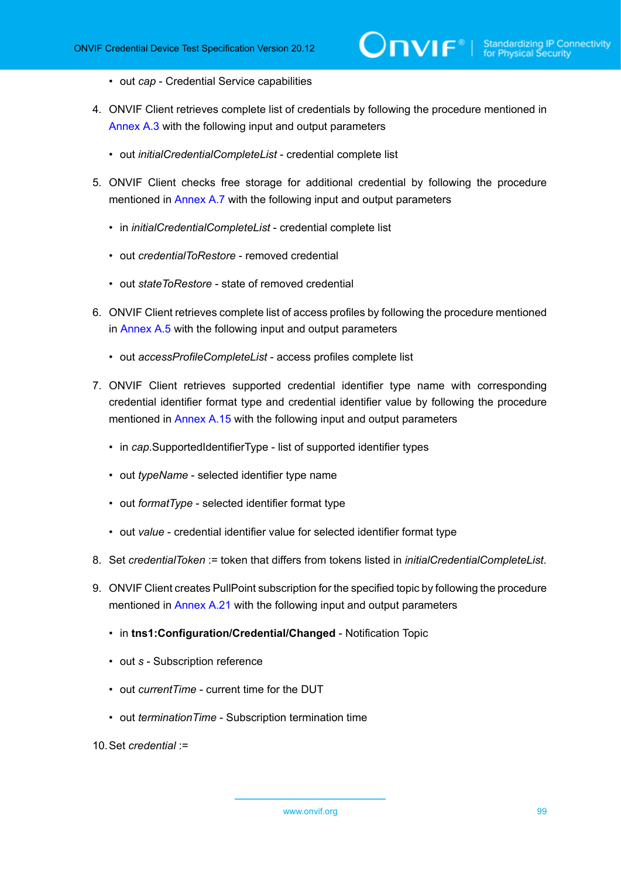- out *cap* - Credential Service capabilities

4. ONVIF Client retrieves complete list of credentials by following the procedure mentioned in Annex A.3 with the following input and output parameters

   - out *initialCredentialCompleteList* - credential complete list

5. ONVIF Client checks free storage for additional credential by following the procedure mentioned in Annex A.7 with the following input and output parameters

   - in *initialCredentialCompleteList* - credential complete list
   - out *credentialToRestore* - removed credential
   - out *stateToRestore* - state of removed credential

6. ONVIF Client retrieves complete list of access profiles by following the procedure mentioned in Annex A.5 with the following input and output parameters

   - out *accessProfileCompleteList* - access profiles complete list

7. ONVIF Client retrieves supported credential identifier type name with corresponding credential identifier format type and credential identifier value by following the procedure mentioned in Annex A.15 with the following input and output parameters

   - in *cap*.SupportedIdentifierType - list of supported identifier types
   - out *typeName* - selected identifier type name
   - out *formatType* - selected identifier format type
   - out *value* - credential identifier value for selected identifier format type

8. Set *credentialToken* := token that differs from tokens listed in *initialCredentialCompleteList*.

9. ONVIF Client creates PullPoint subscription for the specified topic by following the procedure mentioned in Annex A.21 with the following input and output parameters

   - in **tns1:Configuration/Credential/Changed** - Notification Topic
   - out *s* - Subscription reference
   - out *currentTime* - current time for the DUT
   - out *terminationTime* - Subscription termination time

10. Set *credential* :=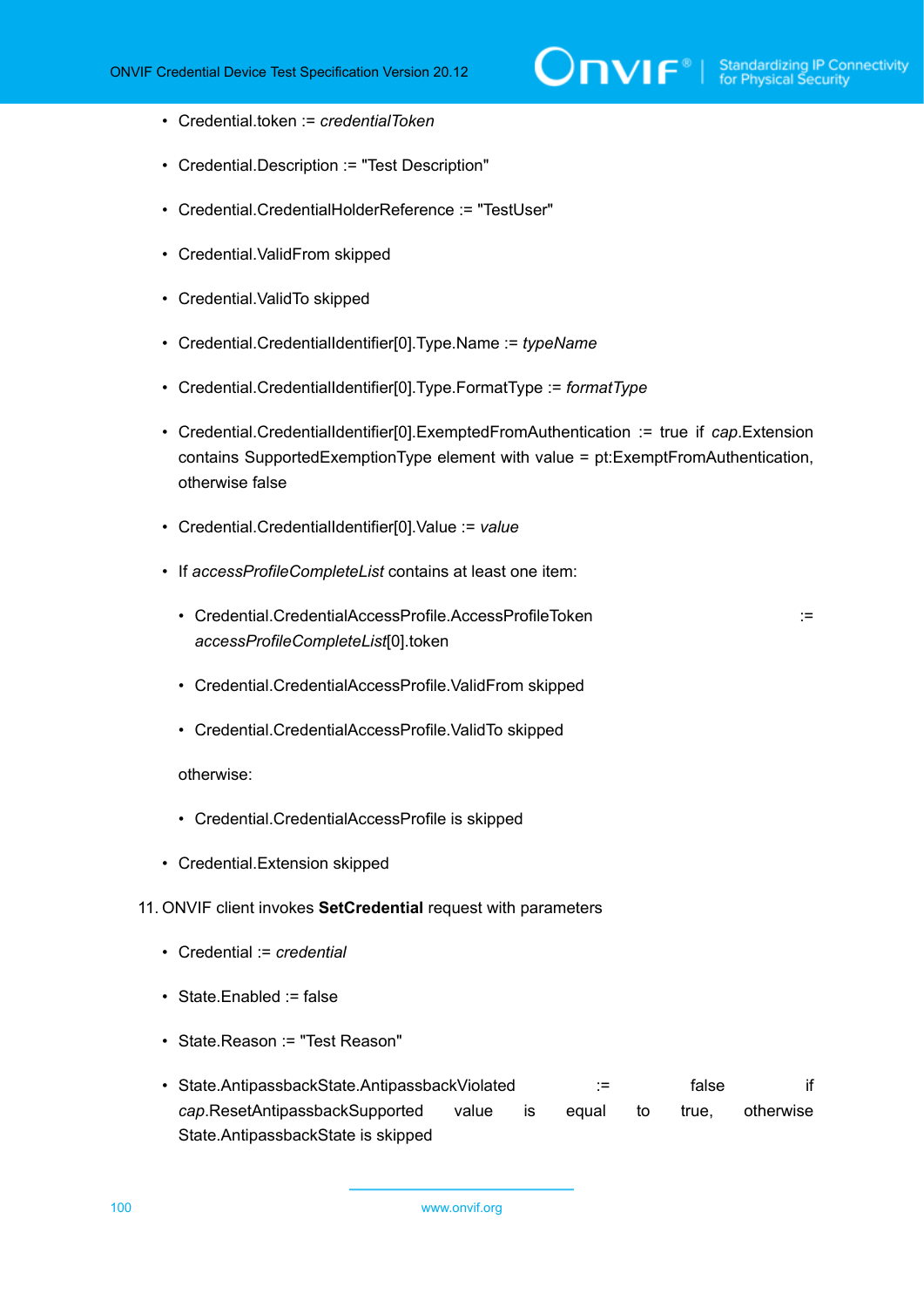- Credential.token := *credentialToken*
- Credential.Description := "Test Description"
- Credential.CredentialHolderReference := "TestUser"
- Credential.ValidFrom skipped
- Credential.ValidTo skipped
- Credential.CredentialIdentifier[0].Type.Name := *typeName*
- Credential.CredentialIdentifier[0].Type.FormatType := *formatType*
- Credential.CredentialIdentifier[0].ExemptedFromAuthentication := true if *cap*.Extension contains SupportedExemptionType element with value = pt:ExemptFromAuthentication, otherwise false
- Credential.CredentialIdentifier[0].Value := *value*
- If *accessProfileCompleteList* contains at least one item:
  - Credential.CredentialAccessProfile.AccessProfileToken := *accessProfileCompleteList*[0].token
  - Credential.CredentialAccessProfile.ValidFrom skipped
  - Credential.CredentialAccessProfile.ValidTo skipped

  otherwise:

  - Credential.CredentialAccessProfile is skipped
- Credential.Extension skipped

11. ONVIF client invokes **SetCredential** request with parameters
    - Credential := *credential*
    - State.Enabled := false
    - State.Reason := "Test Reason"
    - State.AntipassbackState.AntipassbackViolated := false if *cap*.ResetAntipassbackSupported value is equal to true, otherwise State.AntipassbackState is skipped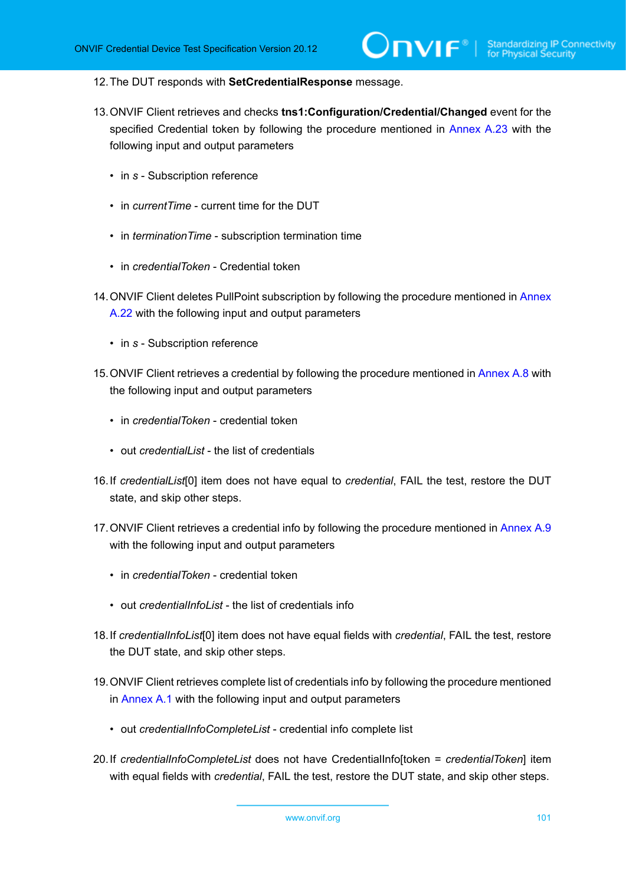12. The DUT responds with **SetCredentialResponse** message.

13. ONVIF Client retrieves and checks **tns1:Configuration/Credential/Changed** event for the specified Credential token by following the procedure mentioned in Annex A.23 with the following input and output parameters

    - in *s* - Subscription reference
    - in *currentTime* - current time for the DUT
    - in *terminationTime* - subscription termination time
    - in *credentialToken* - Credential token

14. ONVIF Client deletes PullPoint subscription by following the procedure mentioned in Annex A.22 with the following input and output parameters

    - in *s* - Subscription reference

15. ONVIF Client retrieves a credential by following the procedure mentioned in Annex A.8 with the following input and output parameters

    - in *credentialToken* - credential token
    - out *credentialList* - the list of credentials

16. If *credentialList*[0] item does not have equal to *credential*, FAIL the test, restore the DUT state, and skip other steps.

17. ONVIF Client retrieves a credential info by following the procedure mentioned in Annex A.9 with the following input and output parameters

    - in *credentialToken* - credential token
    - out *credentialInfoList* - the list of credentials info

18. If *credentialInfoList*[0] item does not have equal fields with *credential*, FAIL the test, restore the DUT state, and skip other steps.

19. ONVIF Client retrieves complete list of credentials info by following the procedure mentioned in Annex A.1 with the following input and output parameters

    - out *credentialInfoCompleteList* - credential info complete list

20. If *credentialInfoCompleteList* does not have CredentialInfo[token = *credentialToken*] item with equal fields with *credential*, FAIL the test, restore the DUT state, and skip other steps.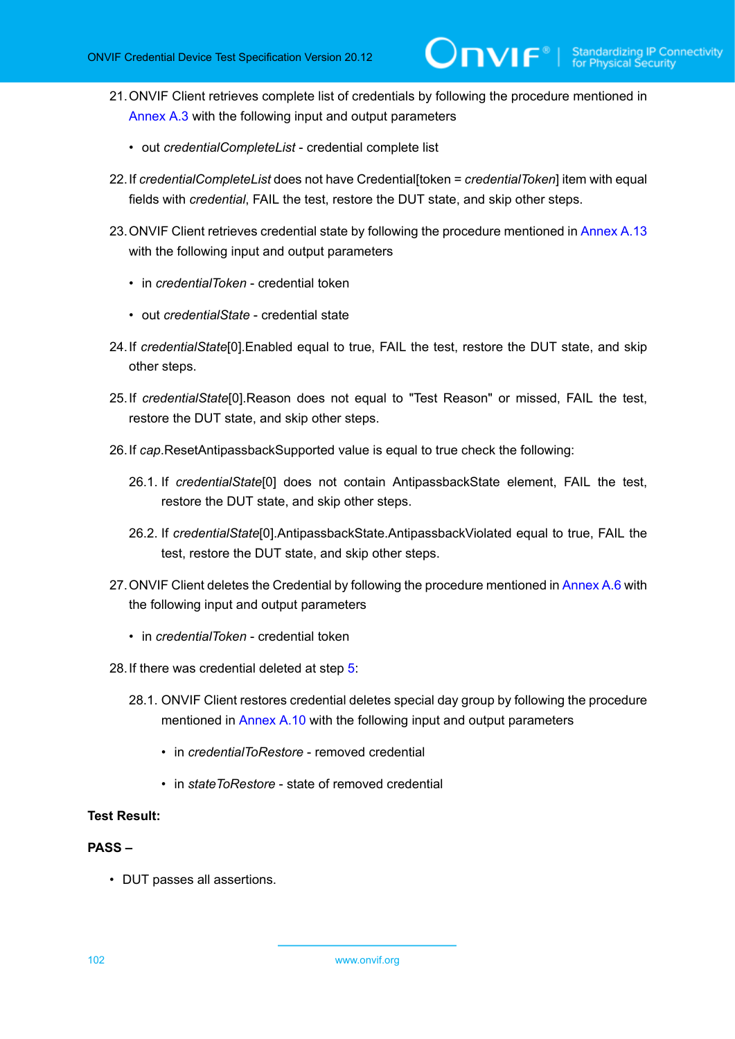21. ONVIF Client retrieves complete list of credentials by following the procedure mentioned in Annex A.3 with the following input and output parameters

    - out *credentialCompleteList* - credential complete list

22. If *credentialCompleteList* does not have Credential[token = *credentialToken*] item with equal fields with *credential*, FAIL the test, restore the DUT state, and skip other steps.

23. ONVIF Client retrieves credential state by following the procedure mentioned in Annex A.13 with the following input and output parameters

    - in *credentialToken* - credential token

    - out *credentialState* - credential state

24. If *credentialState*[0].Enabled equal to true, FAIL the test, restore the DUT state, and skip other steps.

25. If *credentialState*[0].Reason does not equal to "Test Reason" or missed, FAIL the test, restore the DUT state, and skip other steps.

26. If *cap*.ResetAntipassbackSupported value is equal to true check the following:

    26.1. If *credentialState*[0] does not contain AntipassbackState element, FAIL the test, restore the DUT state, and skip other steps.

    26.2. If *credentialState*[0].AntipassbackState.AntipassbackViolated equal to true, FAIL the test, restore the DUT state, and skip other steps.

27. ONVIF Client deletes the Credential by following the procedure mentioned in Annex A.6 with the following input and output parameters

    - in *credentialToken* - credential token

28. If there was credential deleted at step 5:

    28.1. ONVIF Client restores credential deletes special day group by following the procedure mentioned in Annex A.10 with the following input and output parameters

    - in *credentialToRestore* - removed credential

    - in *stateToRestore* - state of removed credential

**Test Result:**

**PASS –**

- DUT passes all assertions.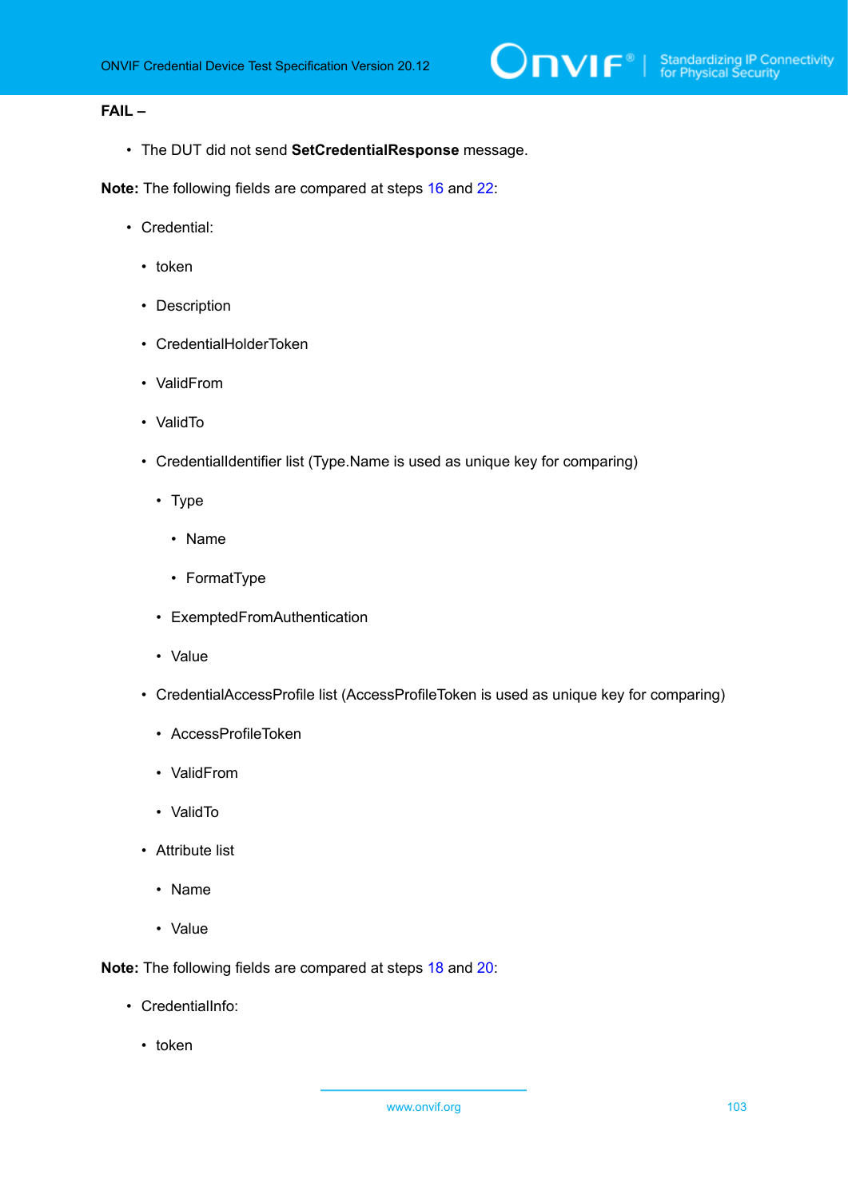**FAIL –**

- The DUT did not send **SetCredentialResponse** message.

**Note:** The following fields are compared at steps 16 and 22:

- Credential:
  - token
  - Description
  - CredentialHolderToken
  - ValidFrom
  - ValidTo
  - CredentialIdentifier list (Type.Name is used as unique key for comparing)
    - Type
      - Name
      - FormatType
    - ExemptedFromAuthentication
    - Value
  - CredentialAccessProfile list (AccessProfileToken is used as unique key for comparing)
    - AccessProfileToken
    - ValidFrom
    - ValidTo
  - Attribute list
    - Name
    - Value

**Note:** The following fields are compared at steps 18 and 20:

- CredentialInfo:
  - token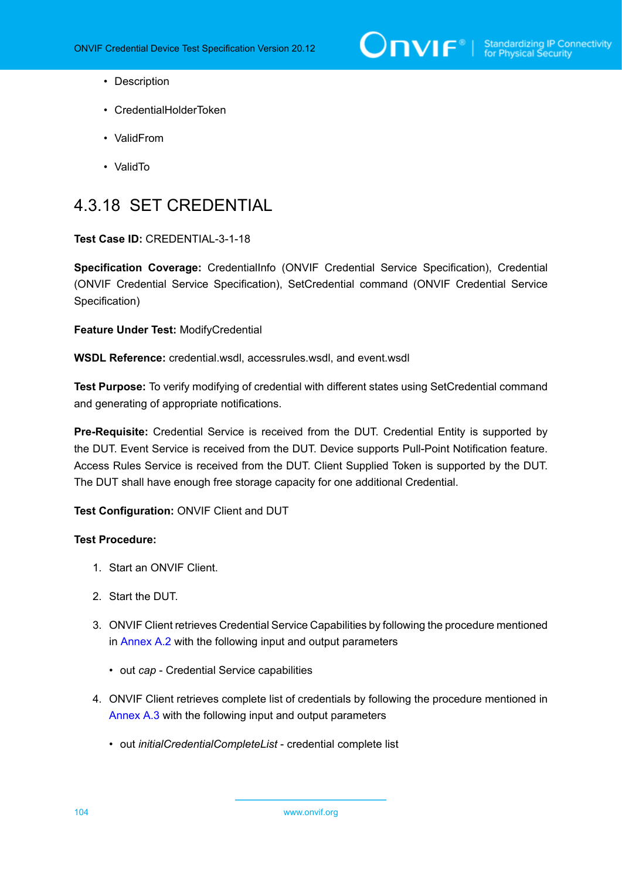- Description
- CredentialHolderToken
- ValidFrom
- ValidTo

### 4.3.18 SET CREDENTIAL

**Test Case ID:** CREDENTIAL-3-1-18

**Specification Coverage:** CredentialInfo (ONVIF Credential Service Specification), Credential (ONVIF Credential Service Specification), SetCredential command (ONVIF Credential Service Specification)

**Feature Under Test:** ModifyCredential

**WSDL Reference:** credential.wsdl, accessrules.wsdl, and event.wsdl

**Test Purpose:** To verify modifying of credential with different states using SetCredential command and generating of appropriate notifications.

**Pre-Requisite:** Credential Service is received from the DUT. Credential Entity is supported by the DUT. Event Service is received from the DUT. Device supports Pull-Point Notification feature. Access Rules Service is received from the DUT. Client Supplied Token is supported by the DUT. The DUT shall have enough free storage capacity for one additional Credential.

**Test Configuration:** ONVIF Client and DUT

**Test Procedure:**

1. Start an ONVIF Client.
2. Start the DUT.
3. ONVIF Client retrieves Credential Service Capabilities by following the procedure mentioned in Annex A.2 with the following input and output parameters
   - out *cap* - Credential Service capabilities
4. ONVIF Client retrieves complete list of credentials by following the procedure mentioned in Annex A.3 with the following input and output parameters
   - out *initialCredentialCompleteList* - credential complete list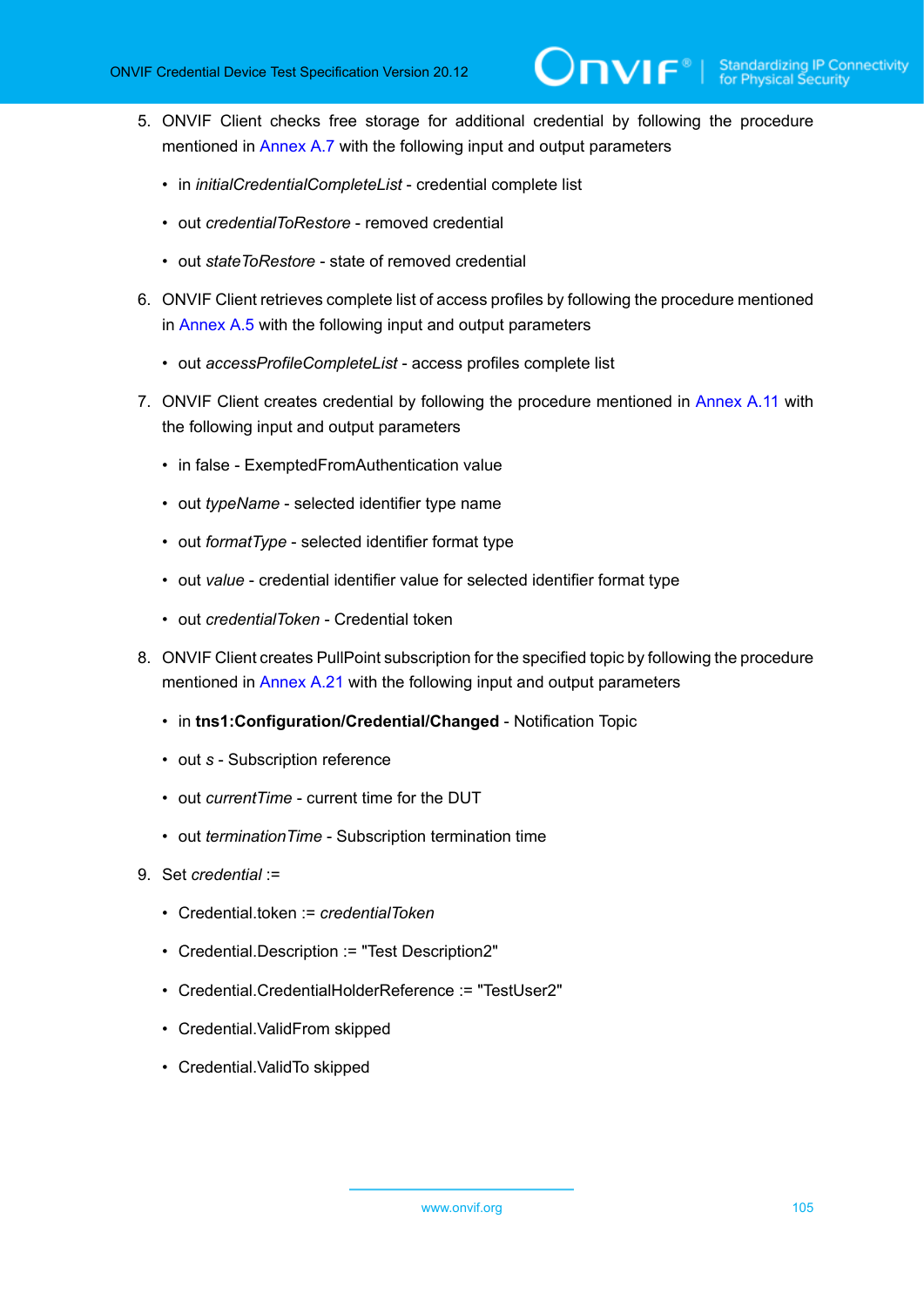5. ONVIF Client checks free storage for additional credential by following the procedure mentioned in Annex A.7 with the following input and output parameters

   - in *initialCredentialCompleteList* - credential complete list
   - out *credentialToRestore* - removed credential
   - out *stateToRestore* - state of removed credential

6. ONVIF Client retrieves complete list of access profiles by following the procedure mentioned in Annex A.5 with the following input and output parameters

   - out *accessProfileCompleteList* - access profiles complete list

7. ONVIF Client creates credential by following the procedure mentioned in Annex A.11 with the following input and output parameters

   - in false - ExemptedFromAuthentication value
   - out *typeName* - selected identifier type name
   - out *formatType* - selected identifier format type
   - out *value* - credential identifier value for selected identifier format type
   - out *credentialToken* - Credential token

8. ONVIF Client creates PullPoint subscription for the specified topic by following the procedure mentioned in Annex A.21 with the following input and output parameters

   - in **tns1:Configuration/Credential/Changed** - Notification Topic
   - out *s* - Subscription reference
   - out *currentTime* - current time for the DUT
   - out *terminationTime* - Subscription termination time

9. Set *credential* :=

   - Credential.token := *credentialToken*
   - Credential.Description := "Test Description2"
   - Credential.CredentialHolderReference := "TestUser2"
   - Credential.ValidFrom skipped
   - Credential.ValidTo skipped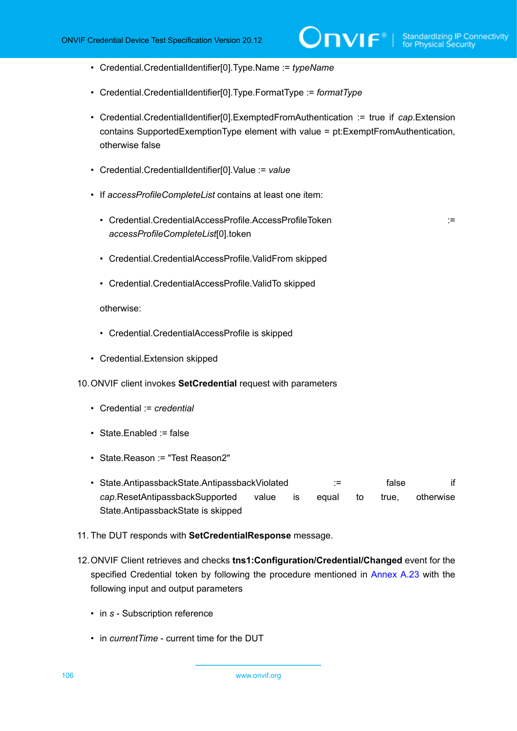- Credential.CredentialIdentifier[0].Type.Name := *typeName*
- Credential.CredentialIdentifier[0].Type.FormatType := *formatType*
- Credential.CredentialIdentifier[0].ExemptedFromAuthentication := true if *cap*.Extension contains SupportedExemptionType element with value = pt:ExemptFromAuthentication, otherwise false
- Credential.CredentialIdentifier[0].Value := *value*
- If *accessProfileCompleteList* contains at least one item:
  - Credential.CredentialAccessProfile.AccessProfileToken := *accessProfileCompleteList*[0].token
  - Credential.CredentialAccessProfile.ValidFrom skipped
  - Credential.CredentialAccessProfile.ValidTo skipped

  otherwise:

  - Credential.CredentialAccessProfile is skipped
- Credential.Extension skipped

10. ONVIF client invokes **SetCredential** request with parameters
    - Credential := *credential*
    - State.Enabled := false
    - State.Reason := "Test Reason2"
    - State.AntipassbackState.AntipassbackViolated := false if *cap*.ResetAntipassbackSupported value is equal to true, otherwise State.AntipassbackState is skipped
11. The DUT responds with **SetCredentialResponse** message.
12. ONVIF Client retrieves and checks **tns1:Configuration/Credential/Changed** event for the specified Credential token by following the procedure mentioned in Annex A.23 with the following input and output parameters
    - in *s* - Subscription reference
    - in *currentTime* - current time for the DUT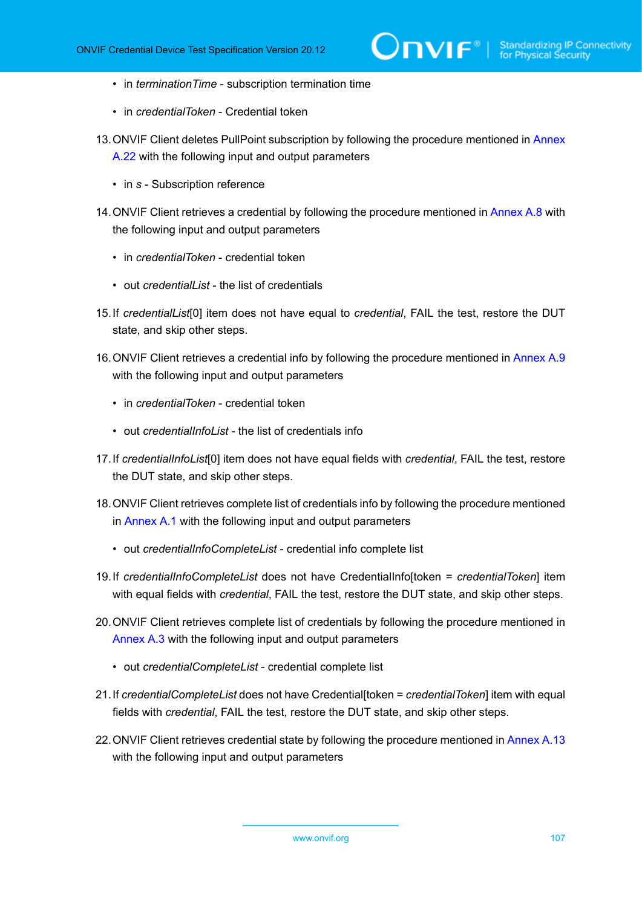- in *terminationTime* - subscription termination time
- in *credentialToken* - Credential token

13. ONVIF Client deletes PullPoint subscription by following the procedure mentioned in Annex A.22 with the following input and output parameters
    - in *s* - Subscription reference
14. ONVIF Client retrieves a credential by following the procedure mentioned in Annex A.8 with the following input and output parameters
    - in *credentialToken* - credential token
    - out *credentialList* - the list of credentials
15. If *credentialList*[0] item does not have equal to *credential*, FAIL the test, restore the DUT state, and skip other steps.
16. ONVIF Client retrieves a credential info by following the procedure mentioned in Annex A.9 with the following input and output parameters
    - in *credentialToken* - credential token
    - out *credentialInfoList* - the list of credentials info
17. If *credentialInfoList*[0] item does not have equal fields with *credential*, FAIL the test, restore the DUT state, and skip other steps.
18. ONVIF Client retrieves complete list of credentials info by following the procedure mentioned in Annex A.1 with the following input and output parameters
    - out *credentialInfoCompleteList* - credential info complete list
19. If *credentialInfoCompleteList* does not have CredentialInfo[token = *credentialToken*] item with equal fields with *credential*, FAIL the test, restore the DUT state, and skip other steps.
20. ONVIF Client retrieves complete list of credentials by following the procedure mentioned in Annex A.3 with the following input and output parameters
    - out *credentialCompleteList* - credential complete list
21. If *credentialCompleteList* does not have Credential[token = *credentialToken*] item with equal fields with *credential*, FAIL the test, restore the DUT state, and skip other steps.
22. ONVIF Client retrieves credential state by following the procedure mentioned in Annex A.13 with the following input and output parameters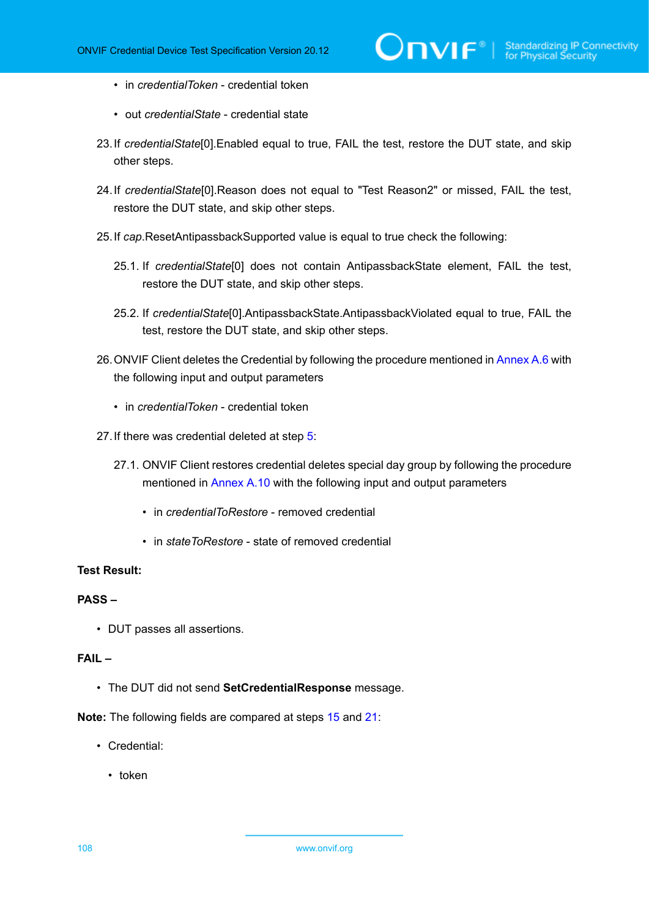- in *credentialToken* - credential token
- out *credentialState* - credential state

23. If *credentialState*[0].Enabled equal to true, FAIL the test, restore the DUT state, and skip other steps.

24. If *credentialState*[0].Reason does not equal to "Test Reason2" or missed, FAIL the test, restore the DUT state, and skip other steps.

25. If *cap*.ResetAntipassbackSupported value is equal to true check the following:

    25.1. If *credentialState*[0] does not contain AntipassbackState element, FAIL the test, restore the DUT state, and skip other steps.

    25.2. If *credentialState*[0].AntipassbackState.AntipassbackViolated equal to true, FAIL the test, restore the DUT state, and skip other steps.

26. ONVIF Client deletes the Credential by following the procedure mentioned in Annex A.6 with the following input and output parameters

    - in *credentialToken* - credential token

27. If there was credential deleted at step 5:

    27.1. ONVIF Client restores credential deletes special day group by following the procedure mentioned in Annex A.10 with the following input and output parameters

    - in *credentialToRestore* - removed credential
    - in *stateToRestore* - state of removed credential

**Test Result:**

**PASS –**

- DUT passes all assertions.

**FAIL –**

- The DUT did not send **SetCredentialResponse** message.

**Note:** The following fields are compared at steps 15 and 21:

- Credential:
  - token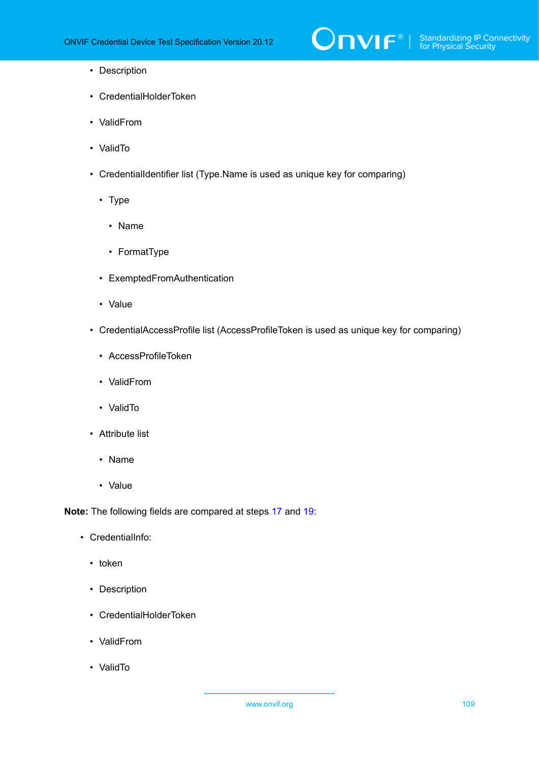- Description
    - CredentialHolderToken
    - ValidFrom
    - ValidTo
    - CredentialIdentifier list (Type.Name is used as unique key for comparing)
        - Type
            - Name
            - FormatType
        - ExemptedFromAuthentication
        - Value
    - CredentialAccessProfile list (AccessProfileToken is used as unique key for comparing)
        - AccessProfileToken
        - ValidFrom
        - ValidTo
    - Attribute list
        - Name
        - Value

**Note:** The following fields are compared at steps 17 and 19:

- CredentialInfo:
    - token
    - Description
    - CredentialHolderToken
    - ValidFrom
    - ValidTo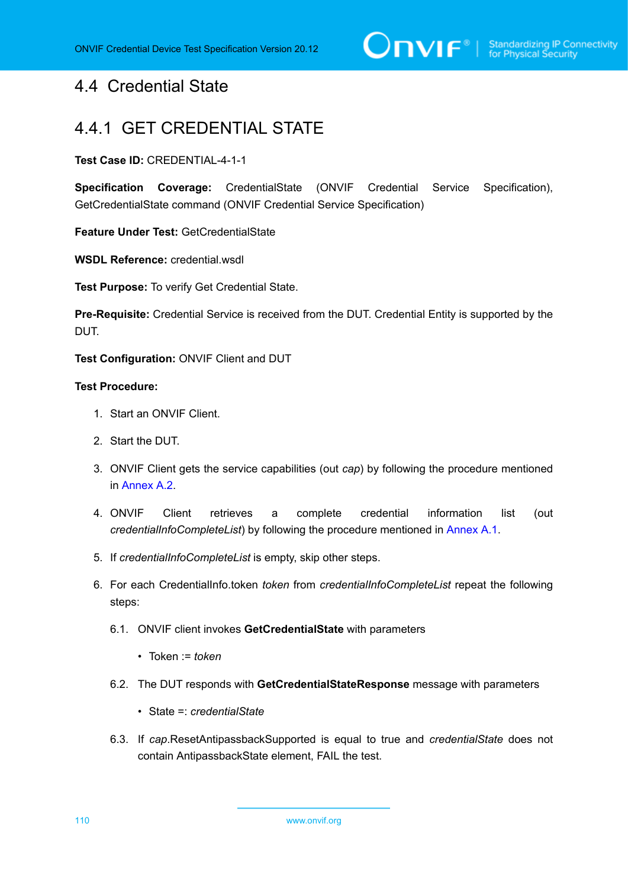## 4.4 Credential State

### 4.4.1 GET CREDENTIAL STATE

**Test Case ID:** CREDENTIAL-4-1-1

**Specification Coverage:** CredentialState (ONVIF Credential Service Specification), GetCredentialState command (ONVIF Credential Service Specification)

**Feature Under Test:** GetCredentialState

**WSDL Reference:** credential.wsdl

**Test Purpose:** To verify Get Credential State.

**Pre-Requisite:** Credential Service is received from the DUT. Credential Entity is supported by the DUT.

**Test Configuration:** ONVIF Client and DUT

**Test Procedure:**

1. Start an ONVIF Client.
2. Start the DUT.
3. ONVIF Client gets the service capabilities (out *cap*) by following the procedure mentioned in Annex A.2.
4. ONVIF Client retrieves a complete credential information list (out *credentialInfoCompleteList*) by following the procedure mentioned in Annex A.1.
5. If *credentialInfoCompleteList* is empty, skip other steps.
6. For each CredentialInfo.token *token* from *credentialInfoCompleteList* repeat the following steps:

   6.1. ONVIF client invokes **GetCredentialState** with parameters

   - Token := *token*

   6.2. The DUT responds with **GetCredentialStateResponse** message with parameters

   - State =: *credentialState*

   6.3. If *cap*.ResetAntipassbackSupported is equal to true and *credentialState* does not contain AntipassbackState element, FAIL the test.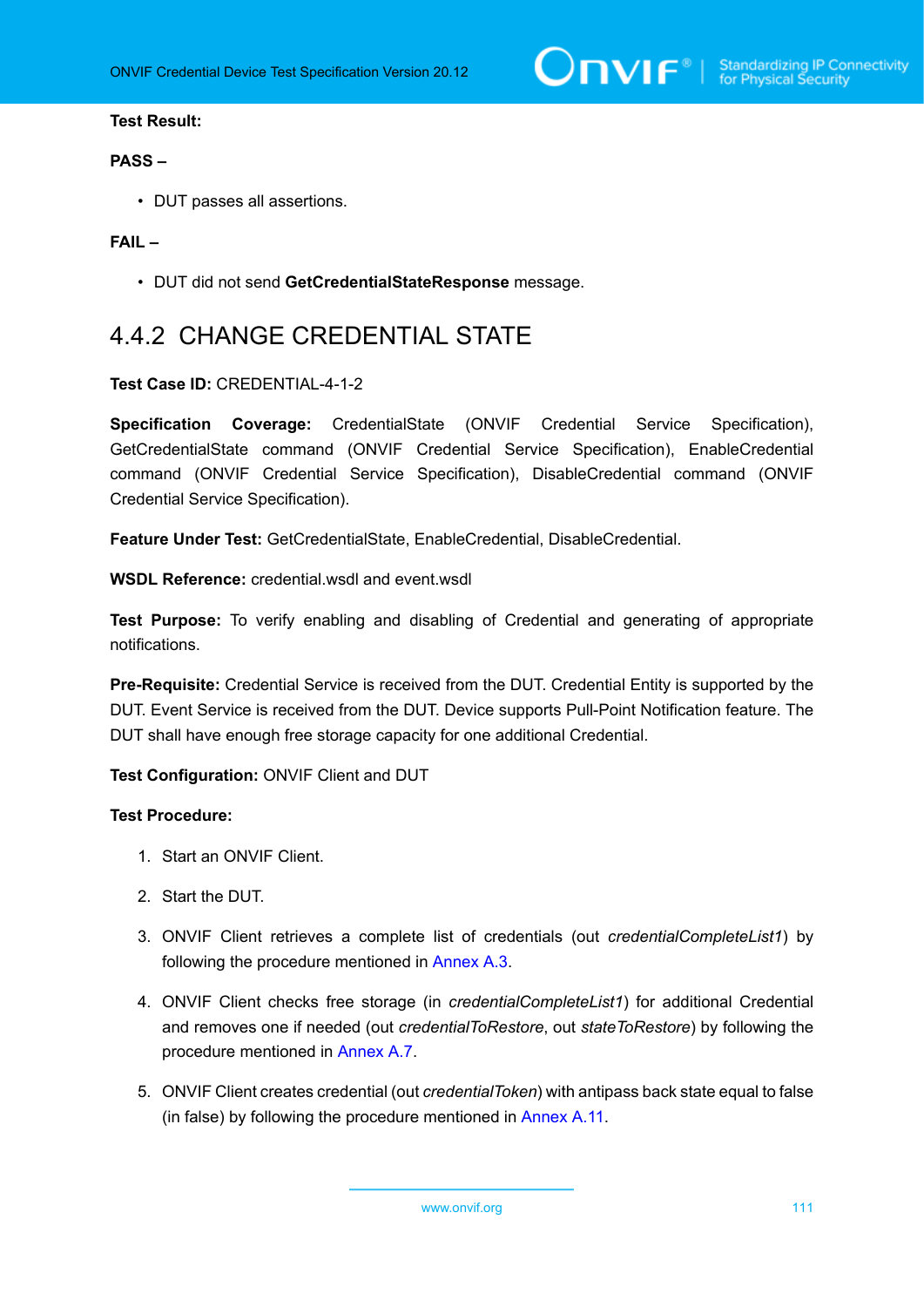**Test Result:**

**PASS –**

- DUT passes all assertions.

**FAIL –**

- DUT did not send **GetCredentialStateResponse** message.

## 4.4.2 CHANGE CREDENTIAL STATE

**Test Case ID:** CREDENTIAL-4-1-2

**Specification Coverage:** CredentialState (ONVIF Credential Service Specification), GetCredentialState command (ONVIF Credential Service Specification), EnableCredential command (ONVIF Credential Service Specification), DisableCredential command (ONVIF Credential Service Specification).

**Feature Under Test:** GetCredentialState, EnableCredential, DisableCredential.

**WSDL Reference:** credential.wsdl and event.wsdl

**Test Purpose:** To verify enabling and disabling of Credential and generating of appropriate notifications.

**Pre-Requisite:** Credential Service is received from the DUT. Credential Entity is supported by the DUT. Event Service is received from the DUT. Device supports Pull-Point Notification feature. The DUT shall have enough free storage capacity for one additional Credential.

**Test Configuration:** ONVIF Client and DUT

**Test Procedure:**

1. Start an ONVIF Client.
2. Start the DUT.
3. ONVIF Client retrieves a complete list of credentials (out *credentialCompleteList1*) by following the procedure mentioned in Annex A.3.
4. ONVIF Client checks free storage (in *credentialCompleteList1*) for additional Credential and removes one if needed (out *credentialToRestore*, out *stateToRestore*) by following the procedure mentioned in Annex A.7.
5. ONVIF Client creates credential (out *credentialToken*) with antipass back state equal to false (in false) by following the procedure mentioned in Annex A.11.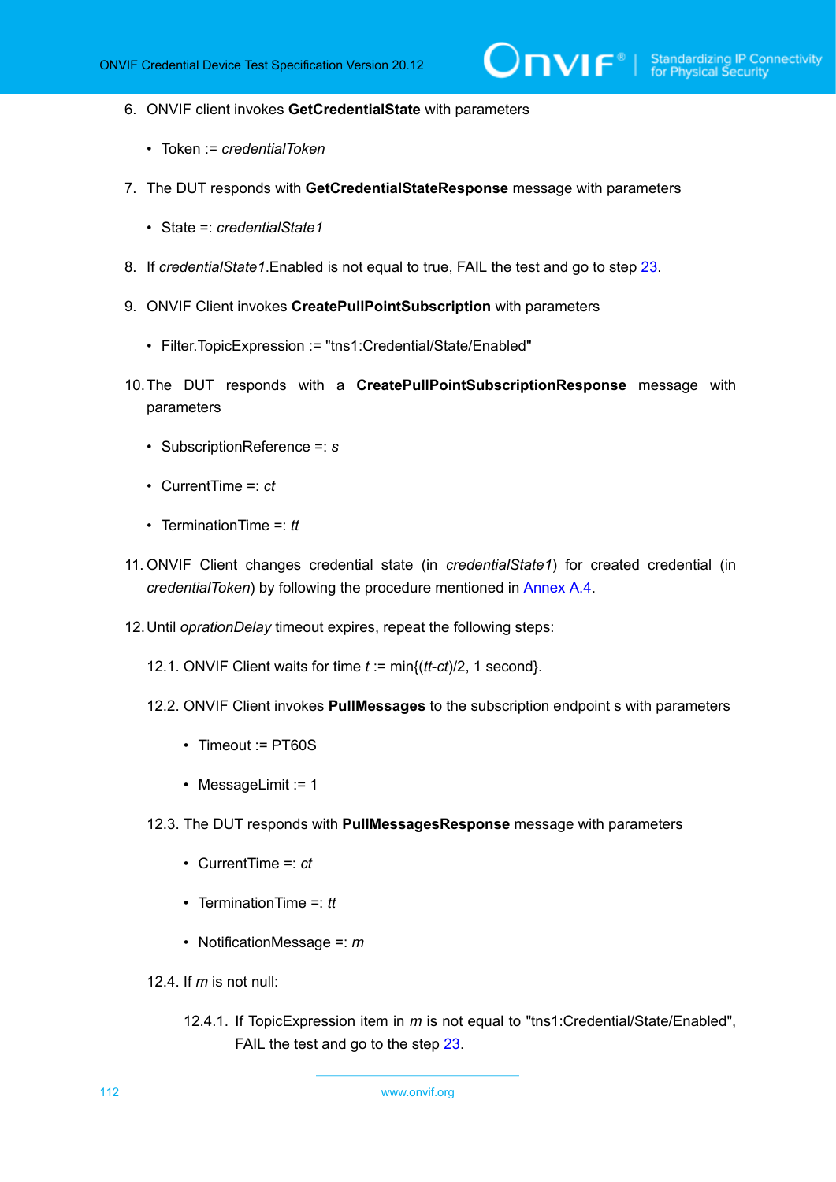6. ONVIF client invokes **GetCredentialState** with parameters

   - Token := *credentialToken*

7. The DUT responds with **GetCredentialStateResponse** message with parameters

   - State =: *credentialState1*

8. If *credentialState1*.Enabled is not equal to true, FAIL the test and go to step 23.

9. ONVIF Client invokes **CreatePullPointSubscription** with parameters

   - Filter.TopicExpression := "tns1:Credential/State/Enabled"

10. The DUT responds with a **CreatePullPointSubscriptionResponse** message with parameters

    - SubscriptionReference =: *s*
    - CurrentTime =: *ct*
    - TerminationTime =: *tt*

11. ONVIF Client changes credential state (in *credentialState1*) for created credential (in *credentialToken*) by following the procedure mentioned in Annex A.4.

12. Until *oprationDelay* timeout expires, repeat the following steps:

    12.1. ONVIF Client waits for time *t* := min{(*tt*-*ct*)/2, 1 second}.

    12.2. ONVIF Client invokes **PullMessages** to the subscription endpoint s with parameters

    - Timeout := PT60S
    - MessageLimit := 1

    12.3. The DUT responds with **PullMessagesResponse** message with parameters

    - CurrentTime =: *ct*
    - TerminationTime =: *tt*
    - NotificationMessage =: *m*

    12.4. If *m* is not null:

    12.4.1. If TopicExpression item in *m* is not equal to "tns1:Credential/State/Enabled", FAIL the test and go to the step 23.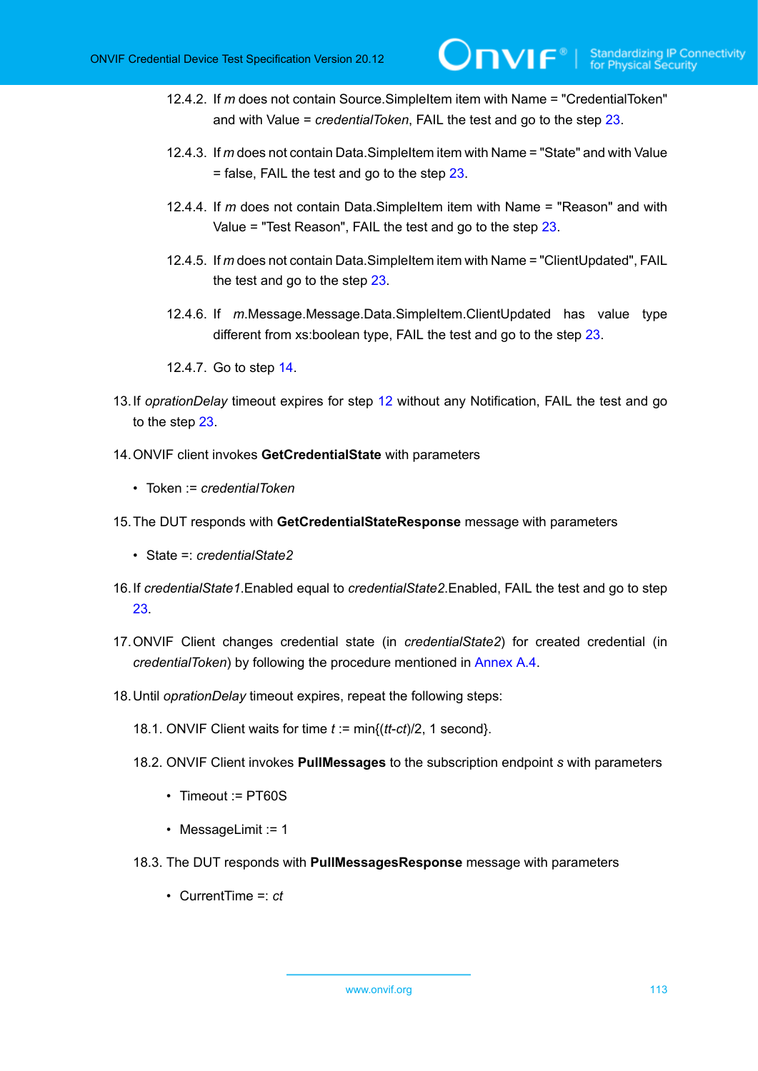12.4.2. If *m* does not contain Source.SimpleItem item with Name = "CredentialToken" and with Value = *credentialToken*, FAIL the test and go to the step 23.

12.4.3. If *m* does not contain Data.SimpleItem item with Name = "State" and with Value = false, FAIL the test and go to the step 23.

12.4.4. If *m* does not contain Data.SimpleItem item with Name = "Reason" and with Value = "Test Reason", FAIL the test and go to the step 23.

12.4.5. If *m* does not contain Data.SimpleItem item with Name = "ClientUpdated", FAIL the test and go to the step 23.

12.4.6. If *m*.Message.Message.Data.SimpleItem.ClientUpdated has value type different from xs:boolean type, FAIL the test and go to the step 23.

12.4.7. Go to step 14.

13. If *oprationDelay* timeout expires for step 12 without any Notification, FAIL the test and go to the step 23.

14. ONVIF client invokes **GetCredentialState** with parameters

   - Token := *credentialToken*

15. The DUT responds with **GetCredentialStateResponse** message with parameters

   - State =: *credentialState2*

16. If *credentialState1*.Enabled equal to *credentialState2*.Enabled, FAIL the test and go to step 23.

17. ONVIF Client changes credential state (in *credentialState2*) for created credential (in *credentialToken*) by following the procedure mentioned in Annex A.4.

18. Until *oprationDelay* timeout expires, repeat the following steps:

   18.1. ONVIF Client waits for time *t* := min{(*tt*-*ct*)/2, 1 second}.

   18.2. ONVIF Client invokes **PullMessages** to the subscription endpoint *s* with parameters

   - Timeout := PT60S
   - MessageLimit := 1

   18.3. The DUT responds with **PullMessagesResponse** message with parameters

   - CurrentTime =: *ct*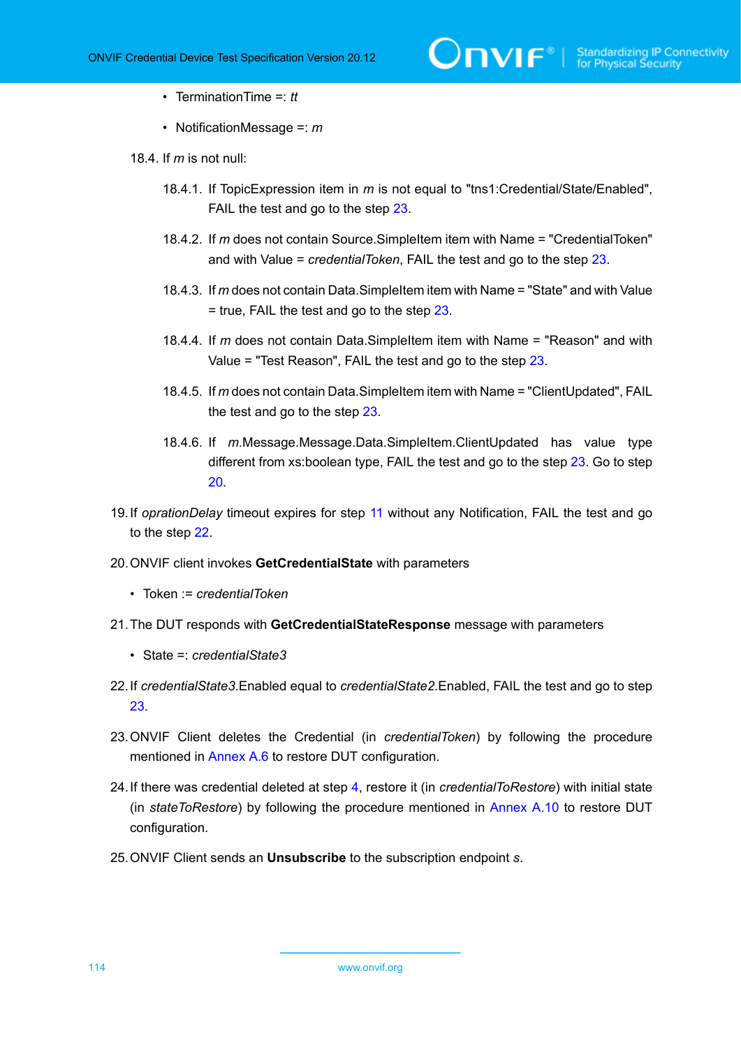- TerminationTime =: *tt*

- NotificationMessage =: *m*

18.4. If *m* is not null:

18.4.1. If TopicExpression item in *m* is not equal to "tns1:Credential/State/Enabled", FAIL the test and go to the step 23.

18.4.2. If *m* does not contain Source.SimpleItem item with Name = "CredentialToken" and with Value = *credentialToken*, FAIL the test and go to the step 23.

18.4.3. If *m* does not contain Data.SimpleItem item with Name = "State" and with Value = true, FAIL the test and go to the step 23.

18.4.4. If *m* does not contain Data.SimpleItem item with Name = "Reason" and with Value = "Test Reason", FAIL the test and go to the step 23.

18.4.5. If *m* does not contain Data.SimpleItem item with Name = "ClientUpdated", FAIL the test and go to the step 23.

18.4.6. If *m*.Message.Message.Data.SimpleItem.ClientUpdated has value type different from xs:boolean type, FAIL the test and go to the step 23. Go to step 20.

19. If *oprationDelay* timeout expires for step 11 without any Notification, FAIL the test and go to the step 22.

20. ONVIF client invokes **GetCredentialState** with parameters

    - Token := *credentialToken*

21. The DUT responds with **GetCredentialStateResponse** message with parameters

    - State =: *credentialState3*

22. If *credentialState3*.Enabled equal to *credentialState2*.Enabled, FAIL the test and go to step 23.

23. ONVIF Client deletes the Credential (in *credentialToken*) by following the procedure mentioned in Annex A.6 to restore DUT configuration.

24. If there was credential deleted at step 4, restore it (in *credentialToRestore*) with initial state (in *stateToRestore*) by following the procedure mentioned in Annex A.10 to restore DUT configuration.

25. ONVIF Client sends an **Unsubscribe** to the subscription endpoint *s*.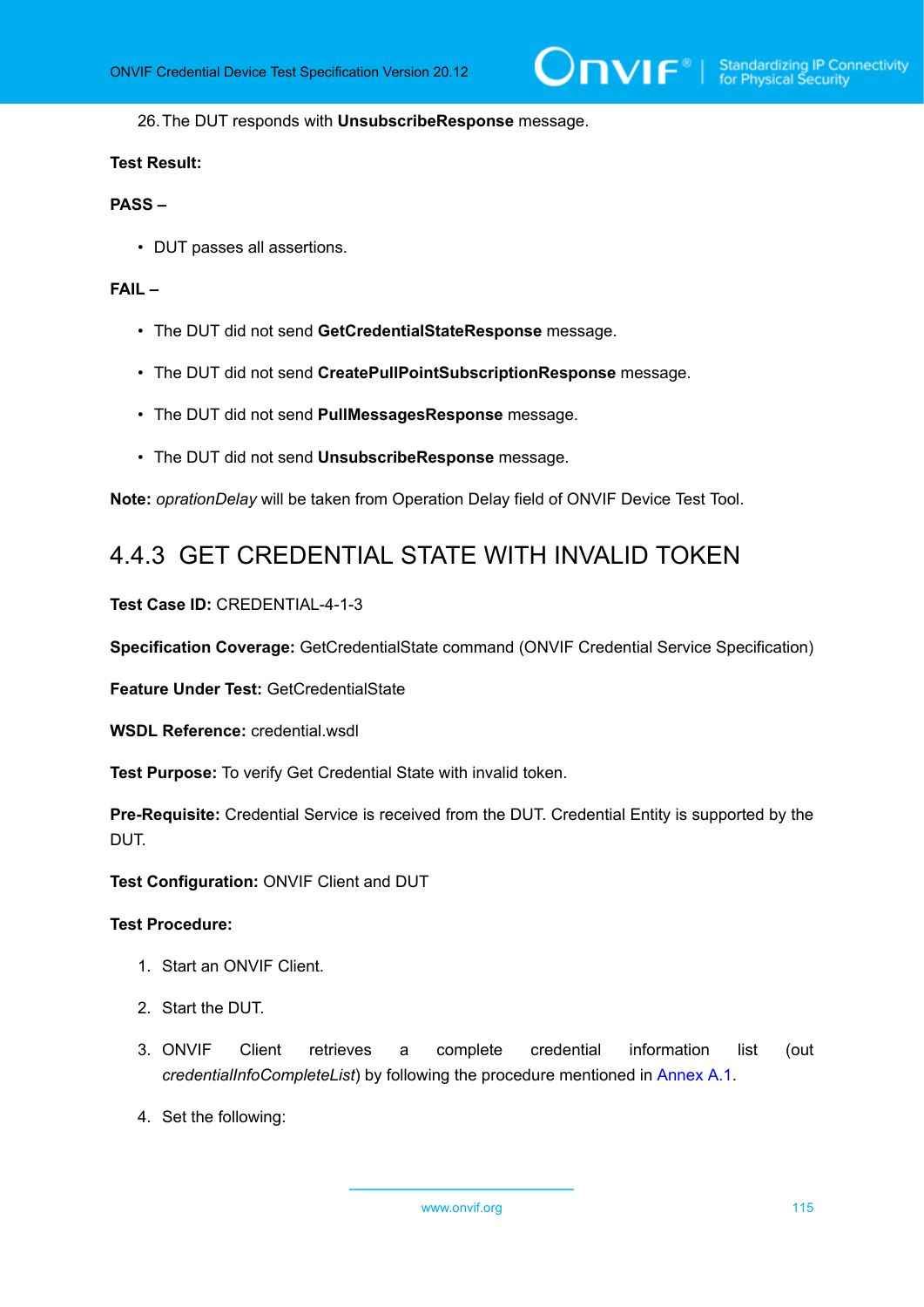26. The DUT responds with **UnsubscribeResponse** message.

**Test Result:**

**PASS –**

- DUT passes all assertions.

**FAIL –**

- The DUT did not send **GetCredentialStateResponse** message.
- The DUT did not send **CreatePullPointSubscriptionResponse** message.
- The DUT did not send **PullMessagesResponse** message.
- The DUT did not send **UnsubscribeResponse** message.

**Note:** *oprationDelay* will be taken from Operation Delay field of ONVIF Device Test Tool.

### 4.4.3 GET CREDENTIAL STATE WITH INVALID TOKEN

**Test Case ID:** CREDENTIAL-4-1-3

**Specification Coverage:** GetCredentialState command (ONVIF Credential Service Specification)

**Feature Under Test:** GetCredentialState

**WSDL Reference:** credential.wsdl

**Test Purpose:** To verify Get Credential State with invalid token.

**Pre-Requisite:** Credential Service is received from the DUT. Credential Entity is supported by the DUT.

**Test Configuration:** ONVIF Client and DUT

**Test Procedure:**

1. Start an ONVIF Client.
2. Start the DUT.
3. ONVIF Client retrieves a complete credential information list (out *credentialInfoCompleteList*) by following the procedure mentioned in Annex A.1.
4. Set the following: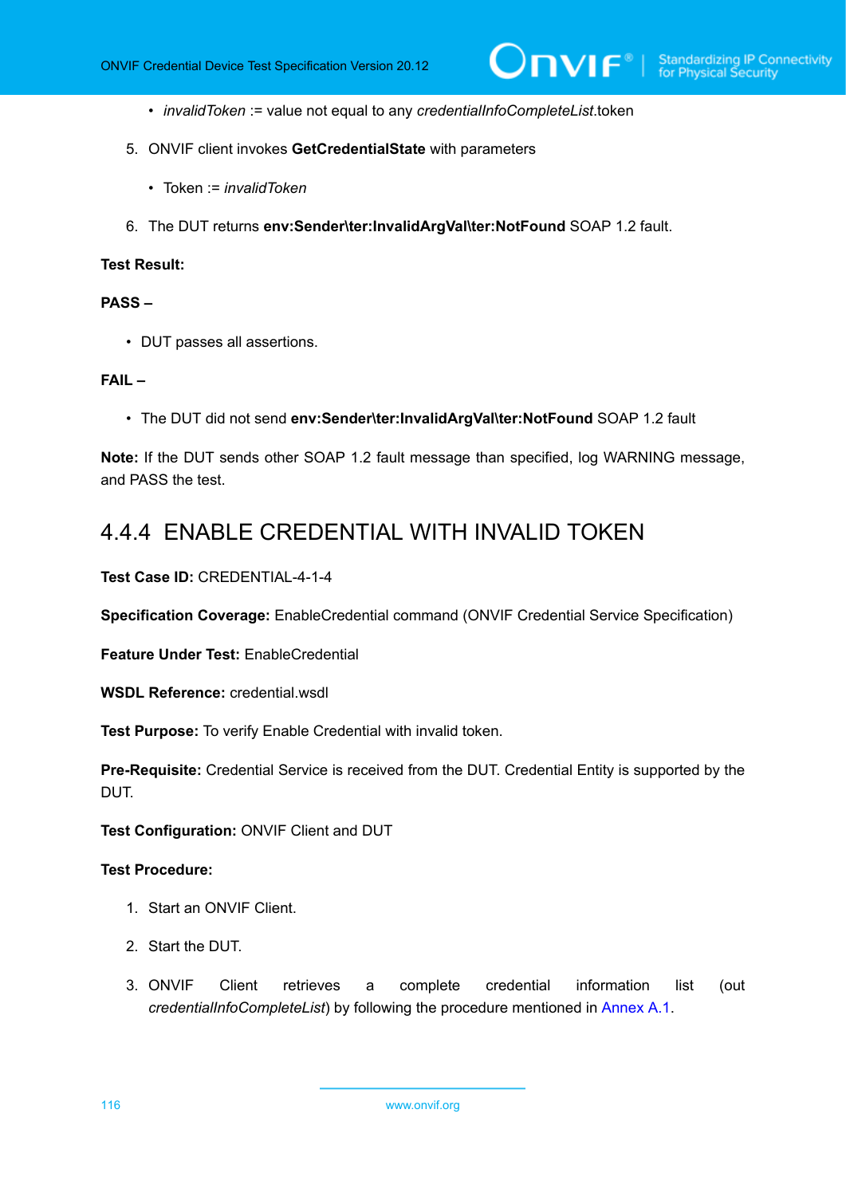- *invalidToken* := value not equal to any *credentialInfoCompleteList*.token

5. ONVIF client invokes **GetCredentialState** with parameters

   - Token := *invalidToken*

6. The DUT returns **env:Sender\ter:InvalidArgVal\ter:NotFound** SOAP 1.2 fault.

**Test Result:**

**PASS –**

- DUT passes all assertions.

**FAIL –**

- The DUT did not send **env:Sender\ter:InvalidArgVal\ter:NotFound** SOAP 1.2 fault

**Note:** If the DUT sends other SOAP 1.2 fault message than specified, log WARNING message, and PASS the test.

### 4.4.4 ENABLE CREDENTIAL WITH INVALID TOKEN

**Test Case ID:** CREDENTIAL-4-1-4

**Specification Coverage:** EnableCredential command (ONVIF Credential Service Specification)

**Feature Under Test:** EnableCredential

**WSDL Reference:** credential.wsdl

**Test Purpose:** To verify Enable Credential with invalid token.

**Pre-Requisite:** Credential Service is received from the DUT. Credential Entity is supported by the DUT.

**Test Configuration:** ONVIF Client and DUT

**Test Procedure:**

1. Start an ONVIF Client.

2. Start the DUT.

3. ONVIF Client retrieves a complete credential information list (out *credentialInfoCompleteList*) by following the procedure mentioned in Annex A.1.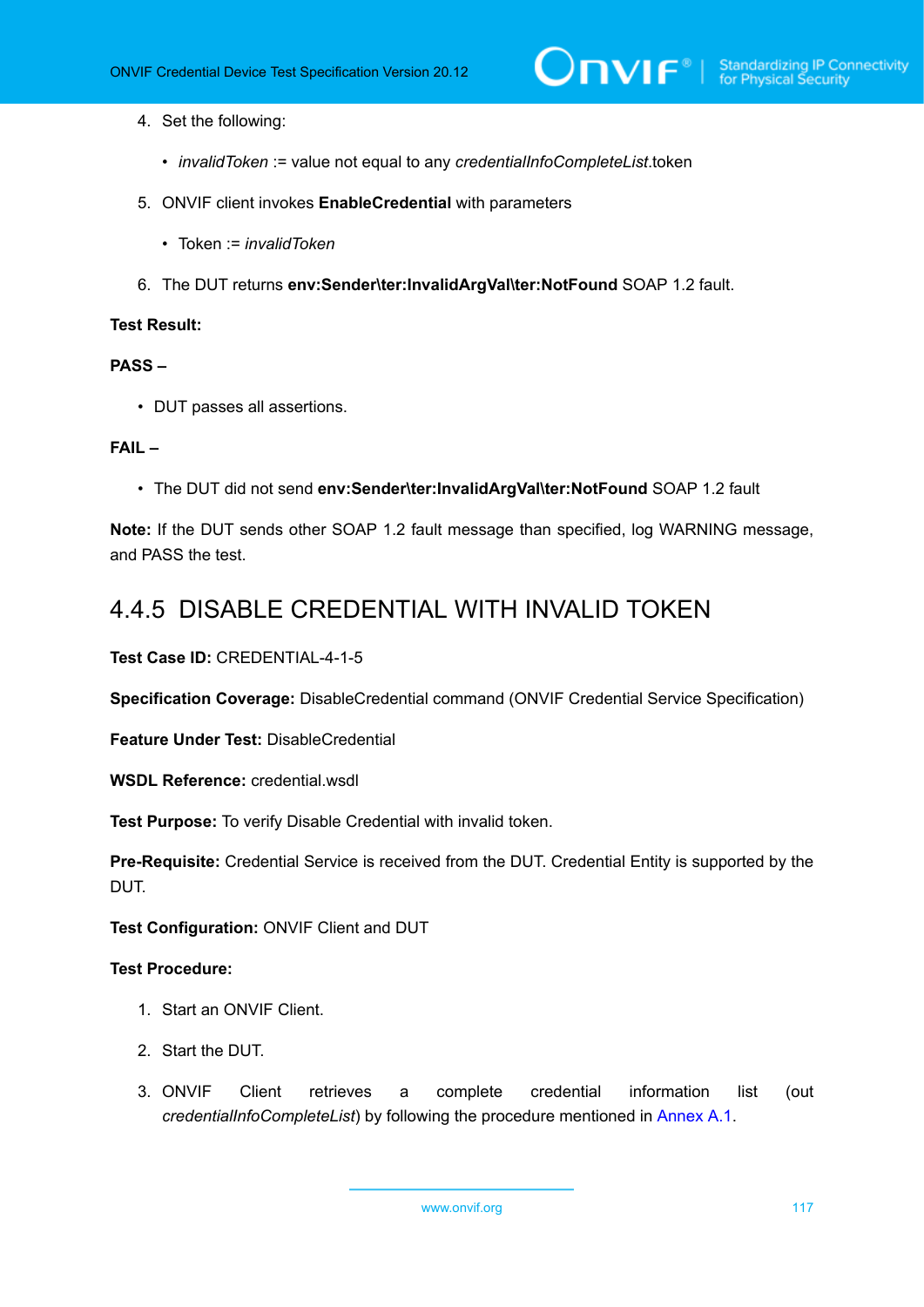4. Set the following:

    - *invalidToken* := value not equal to any *credentialInfoCompleteList*.token

5. ONVIF client invokes **EnableCredential** with parameters

    - Token := *invalidToken*

6. The DUT returns **env:Sender\ter:InvalidArgVal\ter:NotFound** SOAP 1.2 fault.

**Test Result:**

**PASS –**

- DUT passes all assertions.

**FAIL –**

- The DUT did not send **env:Sender\ter:InvalidArgVal\ter:NotFound** SOAP 1.2 fault

**Note:** If the DUT sends other SOAP 1.2 fault message than specified, log WARNING message, and PASS the test.

### 4.4.5 DISABLE CREDENTIAL WITH INVALID TOKEN

**Test Case ID:** CREDENTIAL-4-1-5

**Specification Coverage:** DisableCredential command (ONVIF Credential Service Specification)

**Feature Under Test:** DisableCredential

**WSDL Reference:** credential.wsdl

**Test Purpose:** To verify Disable Credential with invalid token.

**Pre-Requisite:** Credential Service is received from the DUT. Credential Entity is supported by the DUT.

**Test Configuration:** ONVIF Client and DUT

**Test Procedure:**

1. Start an ONVIF Client.
2. Start the DUT.
3. ONVIF Client retrieves a complete credential information list (out *credentialInfoCompleteList*) by following the procedure mentioned in Annex A.1.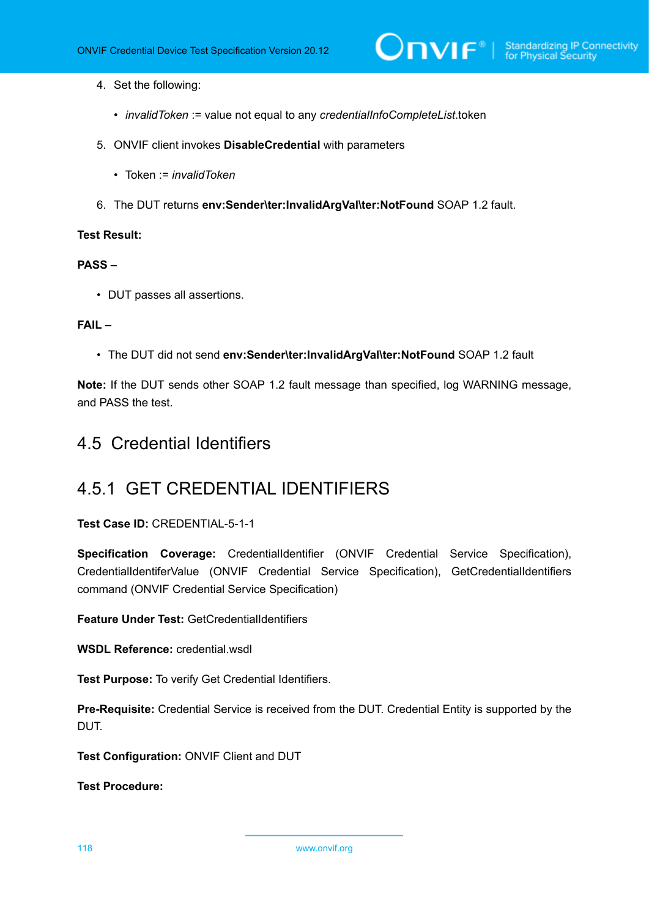4. Set the following:

    - *invalidToken* := value not equal to any *credentialInfoCompleteList*.token

5. ONVIF client invokes **DisableCredential** with parameters

    - Token := *invalidToken*

6. The DUT returns **env:Sender\ter:InvalidArgVal\ter:NotFound** SOAP 1.2 fault.

**Test Result:**

**PASS –**

- DUT passes all assertions.

**FAIL –**

- The DUT did not send **env:Sender\ter:InvalidArgVal\ter:NotFound** SOAP 1.2 fault

**Note:** If the DUT sends other SOAP 1.2 fault message than specified, log WARNING message, and PASS the test.

## 4.5 Credential Identifiers

### 4.5.1 GET CREDENTIAL IDENTIFIERS

**Test Case ID:** CREDENTIAL-5-1-1

**Specification Coverage:** CredentialIdentifier (ONVIF Credential Service Specification), CredentialIdentiferValue (ONVIF Credential Service Specification), GetCredentialIdentifiers command (ONVIF Credential Service Specification)

**Feature Under Test:** GetCredentialIdentifiers

**WSDL Reference:** credential.wsdl

**Test Purpose:** To verify Get Credential Identifiers.

**Pre-Requisite:** Credential Service is received from the DUT. Credential Entity is supported by the DUT.

**Test Configuration:** ONVIF Client and DUT

**Test Procedure:**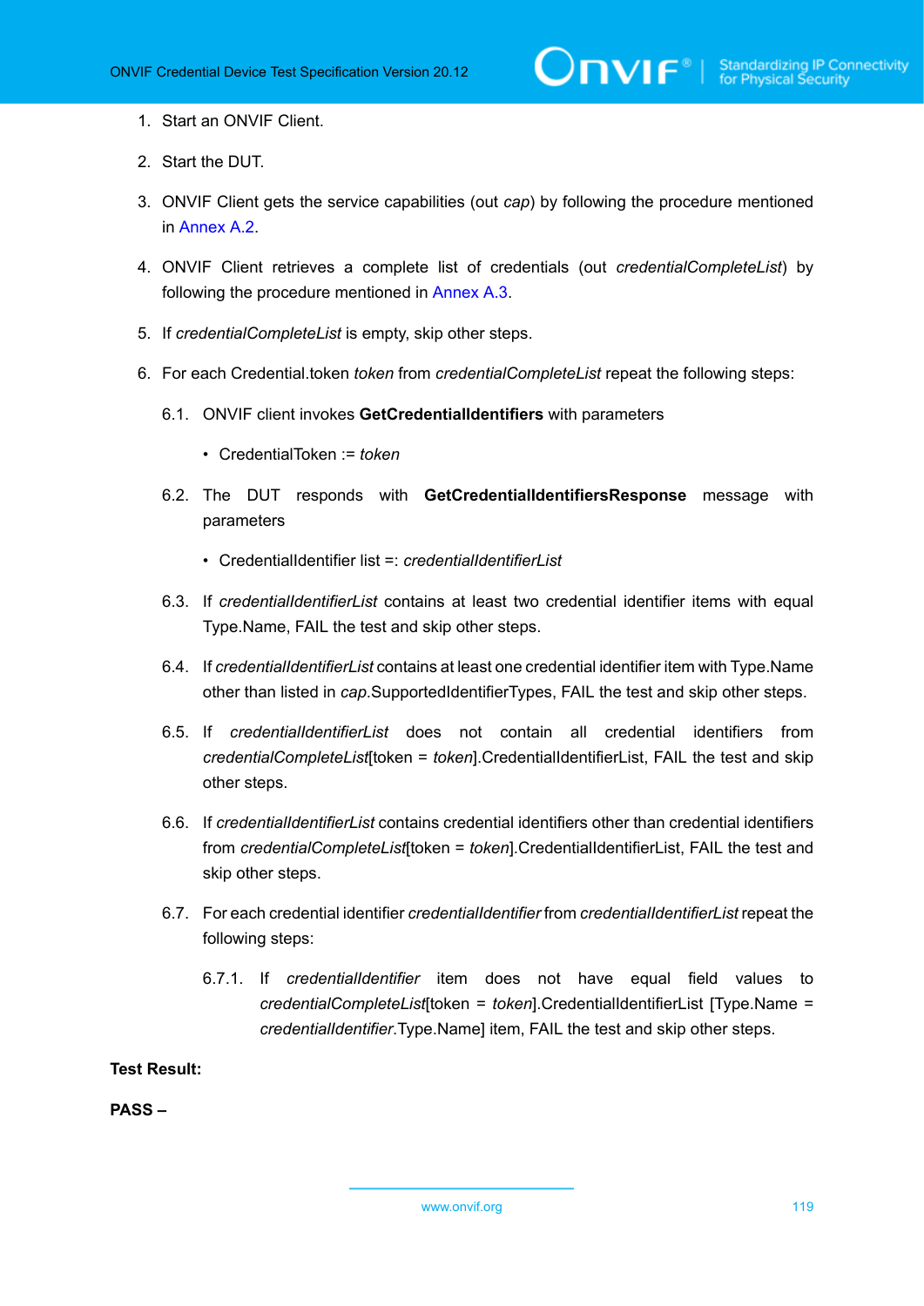1. Start an ONVIF Client.

2. Start the DUT.

3. ONVIF Client gets the service capabilities (out *cap*) by following the procedure mentioned in Annex A.2.

4. ONVIF Client retrieves a complete list of credentials (out *credentialCompleteList*) by following the procedure mentioned in Annex A.3.

5. If *credentialCompleteList* is empty, skip other steps.

6. For each Credential.token *token* from *credentialCompleteList* repeat the following steps:

   6.1. ONVIF client invokes **GetCredentialIdentifiers** with parameters

   - CredentialToken := *token*

   6.2. The DUT responds with **GetCredentialIdentifiersResponse** message with parameters

   - CredentialIdentifier list =: *credentialIdentifierList*

   6.3. If *credentialIdentifierList* contains at least two credential identifier items with equal Type.Name, FAIL the test and skip other steps.

   6.4. If *credentialIdentifierList* contains at least one credential identifier item with Type.Name other than listed in *cap*.SupportedIdentifierTypes, FAIL the test and skip other steps.

   6.5. If *credentialIdentifierList* does not contain all credential identifiers from *credentialCompleteList*[token = *token*].CredentialIdentifierList, FAIL the test and skip other steps.

   6.6. If *credentialIdentifierList* contains credential identifiers other than credential identifiers from *credentialCompleteList*[token = *token*].CredentialIdentifierList, FAIL the test and skip other steps.

   6.7. For each credential identifier *credentialIdentifier* from *credentialIdentifierList* repeat the following steps:

   6.7.1. If *credentialIdentifier* item does not have equal field values to *credentialCompleteList*[token = *token*].CredentialIdentifierList [Type.Name = *credentialIdentifier*.Type.Name] item, FAIL the test and skip other steps.

**Test Result:**

**PASS –**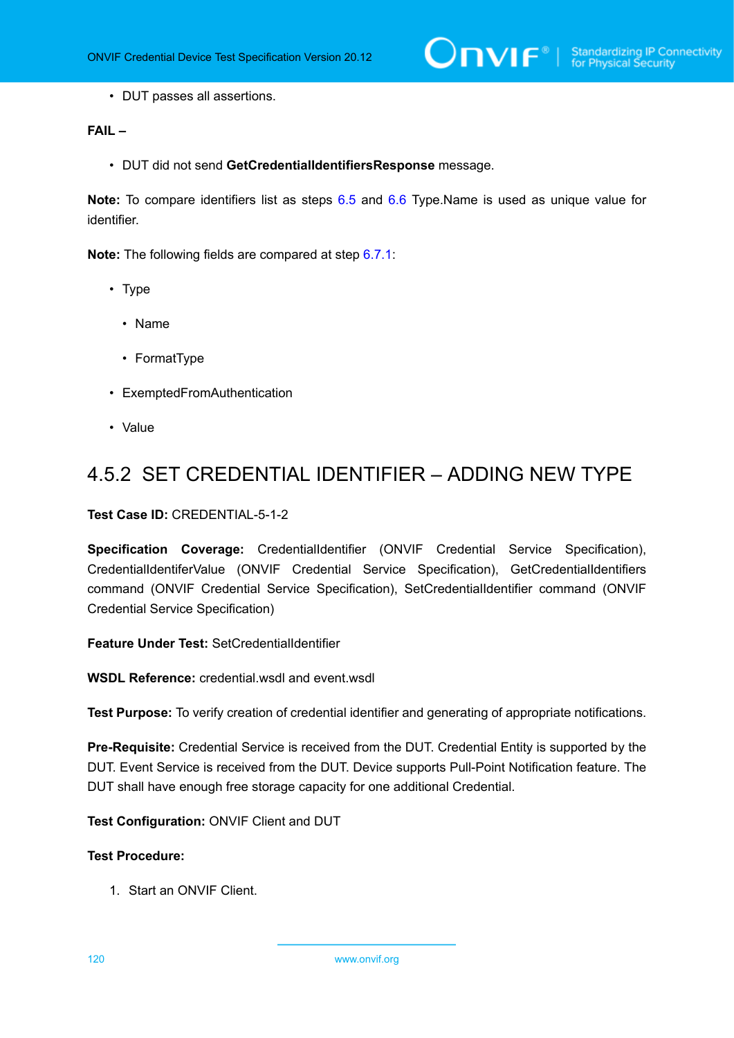- DUT passes all assertions.

**FAIL –**

- DUT did not send **GetCredentialIdentifiersResponse** message.

**Note:** To compare identifiers list as steps 6.5 and 6.6 Type.Name is used as unique value for identifier.

**Note:** The following fields are compared at step 6.7.1:

- Type
  - Name
  - FormatType
- ExemptedFromAuthentication
- Value

### 4.5.2 SET CREDENTIAL IDENTIFIER – ADDING NEW TYPE

**Test Case ID:** CREDENTIAL-5-1-2

**Specification Coverage:** CredentialIdentifier (ONVIF Credential Service Specification), CredentialIdentiferValue (ONVIF Credential Service Specification), GetCredentialIdentifiers command (ONVIF Credential Service Specification), SetCredentialIdentifier command (ONVIF Credential Service Specification)

**Feature Under Test:** SetCredentialIdentifier

**WSDL Reference:** credential.wsdl and event.wsdl

**Test Purpose:** To verify creation of credential identifier and generating of appropriate notifications.

**Pre-Requisite:** Credential Service is received from the DUT. Credential Entity is supported by the DUT. Event Service is received from the DUT. Device supports Pull-Point Notification feature. The DUT shall have enough free storage capacity for one additional Credential.

**Test Configuration:** ONVIF Client and DUT

**Test Procedure:**

1. Start an ONVIF Client.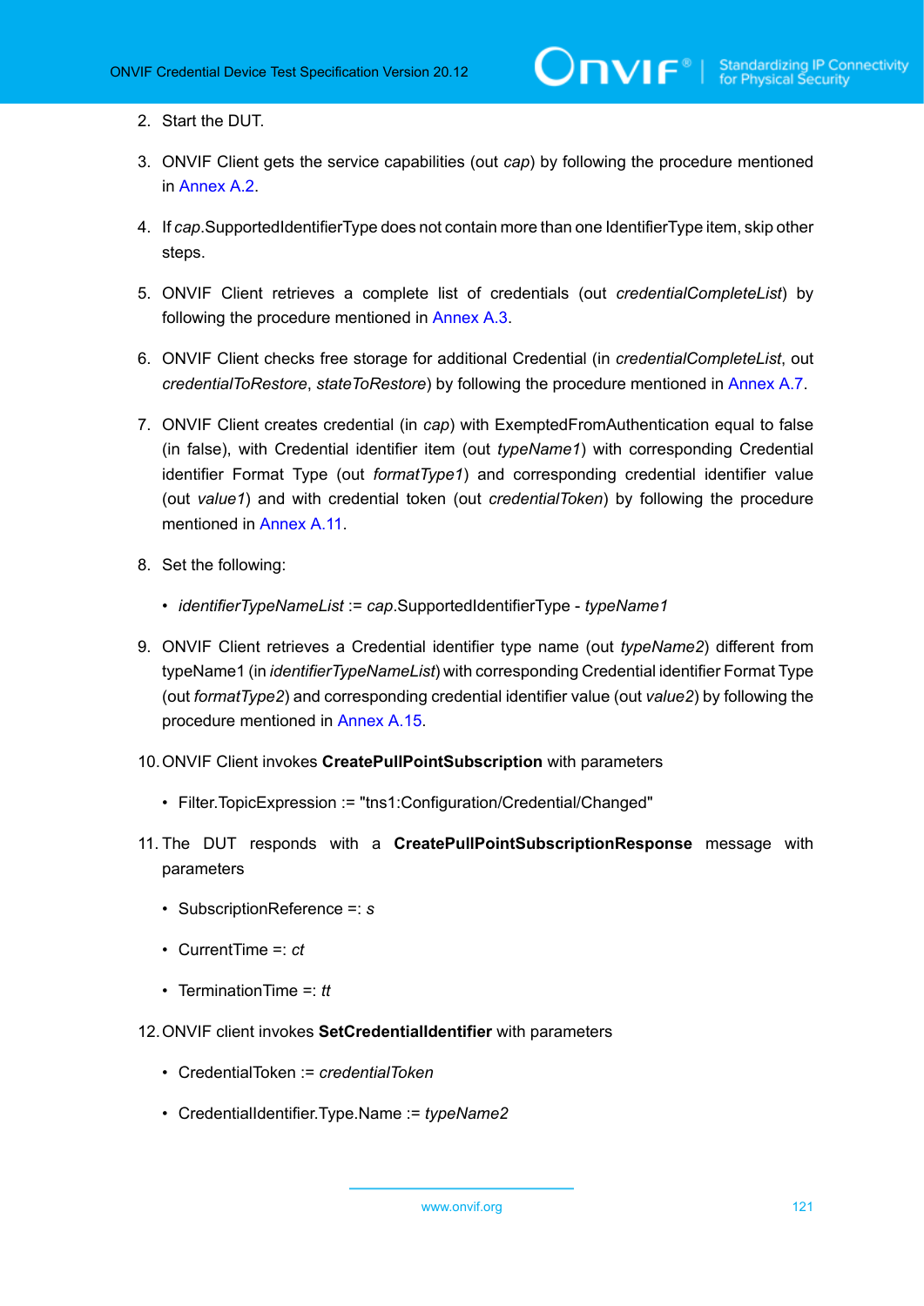2. Start the DUT.

3. ONVIF Client gets the service capabilities (out *cap*) by following the procedure mentioned in Annex A.2.

4. If *cap*.SupportedIdentifierType does not contain more than one IdentifierType item, skip other steps.

5. ONVIF Client retrieves a complete list of credentials (out *credentialCompleteList*) by following the procedure mentioned in Annex A.3.

6. ONVIF Client checks free storage for additional Credential (in *credentialCompleteList*, out *credentialToRestore*, *stateToRestore*) by following the procedure mentioned in Annex A.7.

7. ONVIF Client creates credential (in *cap*) with ExemptedFromAuthentication equal to false (in false), with Credential identifier item (out *typeName1*) with corresponding Credential identifier Format Type (out *formatType1*) and corresponding credential identifier value (out *value1*) and with credential token (out *credentialToken*) by following the procedure mentioned in Annex A.11.

8. Set the following:
   - *identifierTypeNameList* := *cap*.SupportedIdentifierType - *typeName1*

9. ONVIF Client retrieves a Credential identifier type name (out *typeName2*) different from typeName1 (in *identifierTypeNameList*) with corresponding Credential identifier Format Type (out *formatType2*) and corresponding credential identifier value (out *value2*) by following the procedure mentioned in Annex A.15.

10. ONVIF Client invokes **CreatePullPointSubscription** with parameters
    - Filter.TopicExpression := "tns1:Configuration/Credential/Changed"

11. The DUT responds with a **CreatePullPointSubscriptionResponse** message with parameters
    - SubscriptionReference =: *s*
    - CurrentTime =: *ct*
    - TerminationTime =: *tt*

12. ONVIF client invokes **SetCredentialIdentifier** with parameters
    - CredentialToken := *credentialToken*
    - CredentialIdentifier.Type.Name := *typeName2*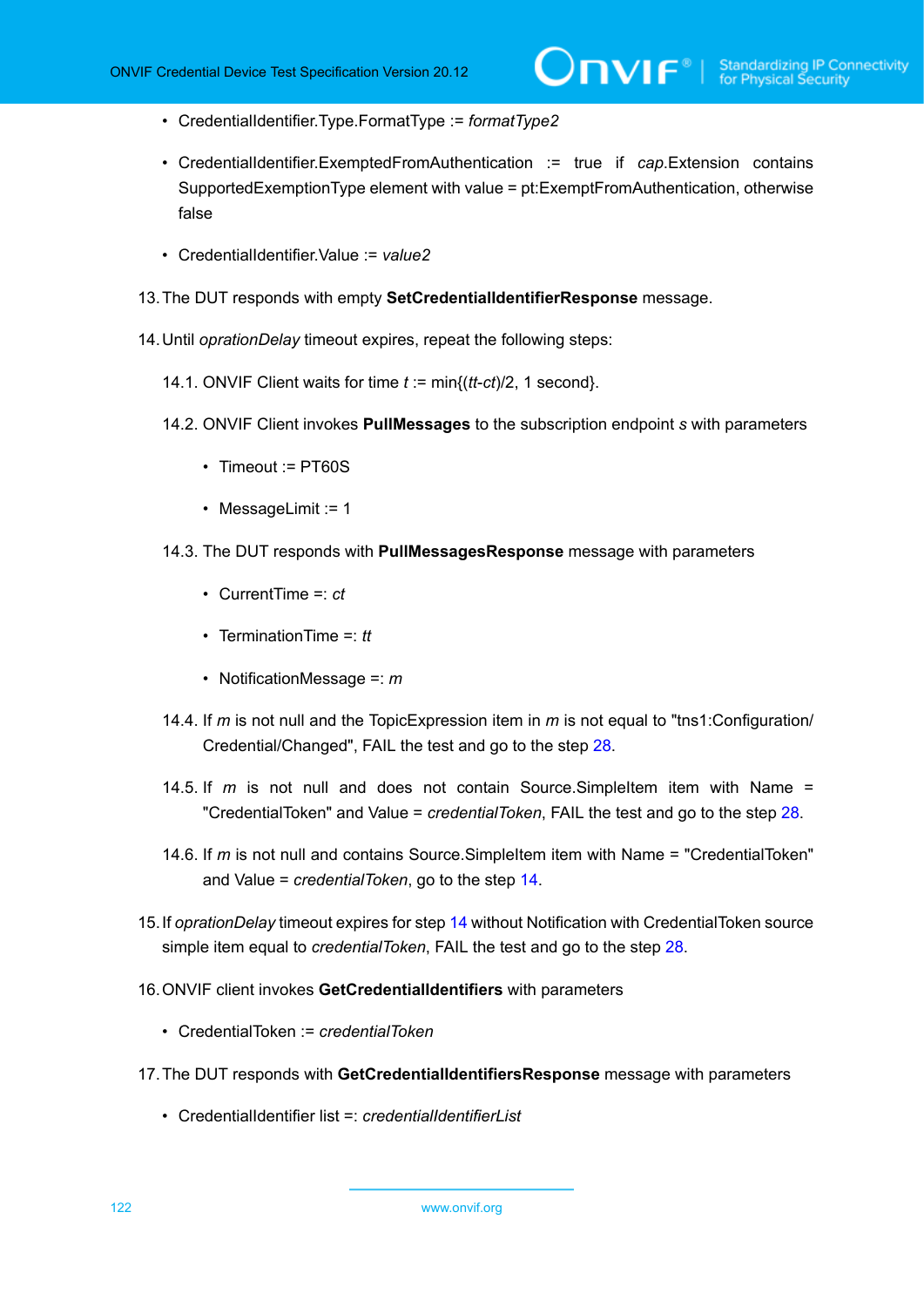- CredentialIdentifier.Type.FormatType := *formatType2*
- CredentialIdentifier.ExemptedFromAuthentication := true if *cap*.Extension contains SupportedExemptionType element with value = pt:ExemptFromAuthentication, otherwise false
- CredentialIdentifier.Value := *value2*

13. The DUT responds with empty **SetCredentialIdentifierResponse** message.

14. Until *oprationDelay* timeout expires, repeat the following steps:

    14.1. ONVIF Client waits for time *t* := min{(*tt*-*ct*)/2, 1 second}.

    14.2. ONVIF Client invokes **PullMessages** to the subscription endpoint *s* with parameters

    - Timeout := PT60S
    - MessageLimit := 1

    14.3. The DUT responds with **PullMessagesResponse** message with parameters

    - CurrentTime =: *ct*
    - TerminationTime =: *tt*
    - NotificationMessage =: *m*

    14.4. If *m* is not null and the TopicExpression item in *m* is not equal to "tns1:Configuration/Credential/Changed", FAIL the test and go to the step 28.

    14.5. If *m* is not null and does not contain Source.SimpleItem item with Name = "CredentialToken" and Value = *credentialToken*, FAIL the test and go to the step 28.

    14.6. If *m* is not null and contains Source.SimpleItem item with Name = "CredentialToken" and Value = *credentialToken*, go to the step 14.

15. If *oprationDelay* timeout expires for step 14 without Notification with CredentialToken source simple item equal to *credentialToken*, FAIL the test and go to the step 28.

16. ONVIF client invokes **GetCredentialIdentifiers** with parameters

    - CredentialToken := *credentialToken*

17. The DUT responds with **GetCredentialIdentifiersResponse** message with parameters

    - CredentialIdentifier list =: *credentialIdentifierList*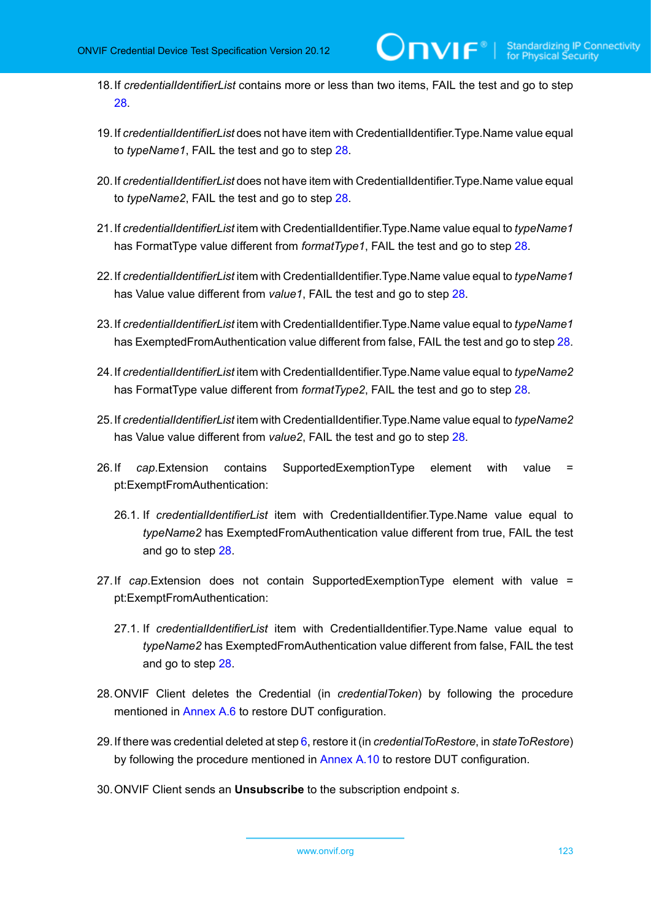18. If *credentialIdentifierList* contains more or less than two items, FAIL the test and go to step 28.

19. If *credentialIdentifierList* does not have item with CredentialIdentifier.Type.Name value equal to *typeName1*, FAIL the test and go to step 28.

20. If *credentialIdentifierList* does not have item with CredentialIdentifier.Type.Name value equal to *typeName2*, FAIL the test and go to step 28.

21. If *credentialIdentifierList* item with CredentialIdentifier.Type.Name value equal to *typeName1* has FormatType value different from *formatType1*, FAIL the test and go to step 28.

22. If *credentialIdentifierList* item with CredentialIdentifier.Type.Name value equal to *typeName1* has Value value different from *value1*, FAIL the test and go to step 28.

23. If *credentialIdentifierList* item with CredentialIdentifier.Type.Name value equal to *typeName1* has ExemptedFromAuthentication value different from false, FAIL the test and go to step 28.

24. If *credentialIdentifierList* item with CredentialIdentifier.Type.Name value equal to *typeName2* has FormatType value different from *formatType2*, FAIL the test and go to step 28.

25. If *credentialIdentifierList* item with CredentialIdentifier.Type.Name value equal to *typeName2* has Value value different from *value2*, FAIL the test and go to step 28.

26. If *cap*.Extension contains SupportedExemptionType element with value = pt:ExemptFromAuthentication:

    26.1. If *credentialIdentifierList* item with CredentialIdentifier.Type.Name value equal to *typeName2* has ExemptedFromAuthentication value different from true, FAIL the test and go to step 28.

27. If *cap*.Extension does not contain SupportedExemptionType element with value = pt:ExemptFromAuthentication:

    27.1. If *credentialIdentifierList* item with CredentialIdentifier.Type.Name value equal to *typeName2* has ExemptedFromAuthentication value different from false, FAIL the test and go to step 28.

28. ONVIF Client deletes the Credential (in *credentialToken*) by following the procedure mentioned in Annex A.6 to restore DUT configuration.

29. If there was credential deleted at step 6, restore it (in *credentialToRestore*, in *stateToRestore*) by following the procedure mentioned in Annex A.10 to restore DUT configuration.

30. ONVIF Client sends an **Unsubscribe** to the subscription endpoint *s*.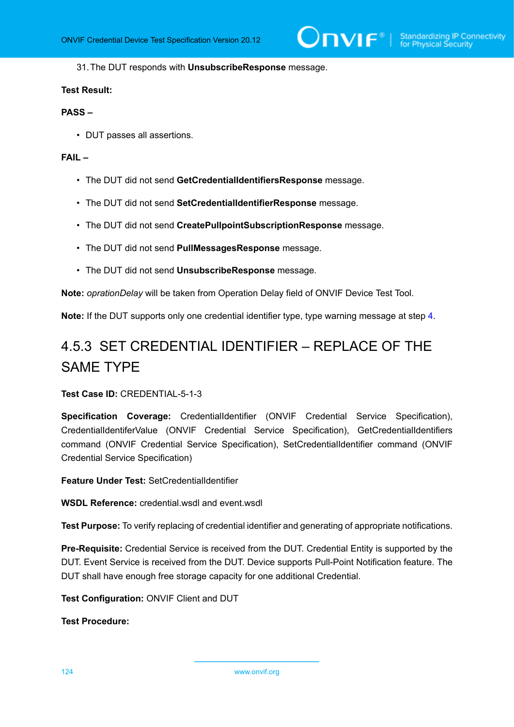31. The DUT responds with **UnsubscribeResponse** message.

**Test Result:**

**PASS –**

- DUT passes all assertions.

**FAIL –**

- The DUT did not send **GetCredentialIdentifiersResponse** message.
- The DUT did not send **SetCredentialIdentifierResponse** message.
- The DUT did not send **CreatePullpointSubscriptionResponse** message.
- The DUT did not send **PullMessagesResponse** message.
- The DUT did not send **UnsubscribeResponse** message.

**Note:** *oprationDelay* will be taken from Operation Delay field of ONVIF Device Test Tool.

**Note:** If the DUT supports only one credential identifier type, type warning message at step 4.

### 4.5.3 SET CREDENTIAL IDENTIFIER – REPLACE OF THE SAME TYPE

**Test Case ID:** CREDENTIAL-5-1-3

**Specification Coverage:** CredentialIdentifier (ONVIF Credential Service Specification), CredentialIdentiferValue (ONVIF Credential Service Specification), GetCredentialIdentifiers command (ONVIF Credential Service Specification), SetCredentialIdentifier command (ONVIF Credential Service Specification)

**Feature Under Test:** SetCredentialIdentifier

**WSDL Reference:** credential.wsdl and event.wsdl

**Test Purpose:** To verify replacing of credential identifier and generating of appropriate notifications.

**Pre-Requisite:** Credential Service is received from the DUT. Credential Entity is supported by the DUT. Event Service is received from the DUT. Device supports Pull-Point Notification feature. The DUT shall have enough free storage capacity for one additional Credential.

**Test Configuration:** ONVIF Client and DUT

**Test Procedure:**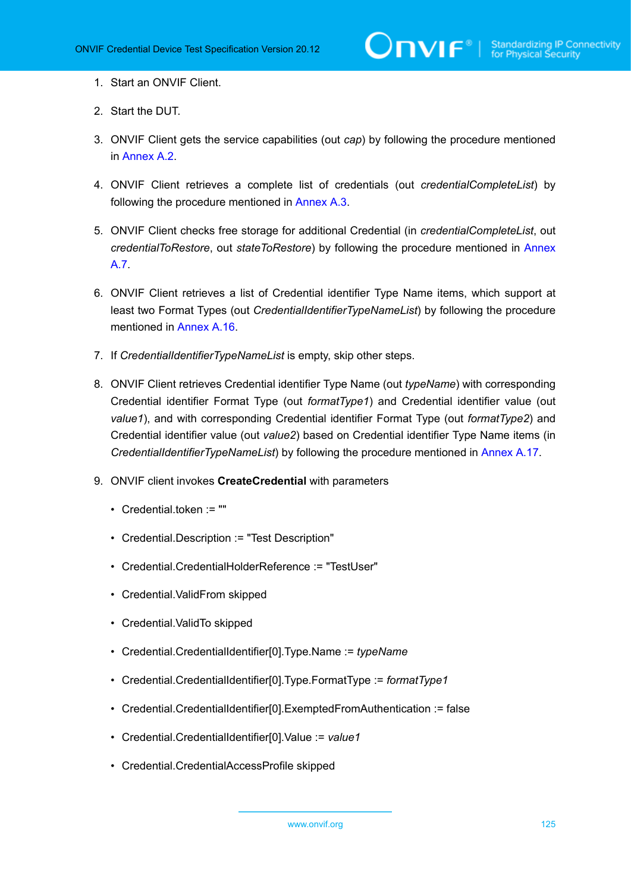1. Start an ONVIF Client.

2. Start the DUT.

3. ONVIF Client gets the service capabilities (out *cap*) by following the procedure mentioned in Annex A.2.

4. ONVIF Client retrieves a complete list of credentials (out *credentialCompleteList*) by following the procedure mentioned in Annex A.3.

5. ONVIF Client checks free storage for additional Credential (in *credentialCompleteList*, out *credentialToRestore*, out *stateToRestore*) by following the procedure mentioned in Annex A.7.

6. ONVIF Client retrieves a list of Credential identifier Type Name items, which support at least two Format Types (out *CredentialIdentifierTypeNameList*) by following the procedure mentioned in Annex A.16.

7. If *CredentialIdentifierTypeNameList* is empty, skip other steps.

8. ONVIF Client retrieves Credential identifier Type Name (out *typeName*) with corresponding Credential identifier Format Type (out *formatType1*) and Credential identifier value (out *value1*), and with corresponding Credential identifier Format Type (out *formatType2*) and Credential identifier value (out *value2*) based on Credential identifier Type Name items (in *CredentialIdentifierTypeNameList*) by following the procedure mentioned in Annex A.17.

9. ONVIF client invokes **CreateCredential** with parameters

   - Credential.token := ""
   - Credential.Description := "Test Description"
   - Credential.CredentialHolderReference := "TestUser"
   - Credential.ValidFrom skipped
   - Credential.ValidTo skipped
   - Credential.CredentialIdentifier[0].Type.Name := *typeName*
   - Credential.CredentialIdentifier[0].Type.FormatType := *formatType1*
   - Credential.CredentialIdentifier[0].ExemptedFromAuthentication := false
   - Credential.CredentialIdentifier[0].Value := *value1*
   - Credential.CredentialAccessProfile skipped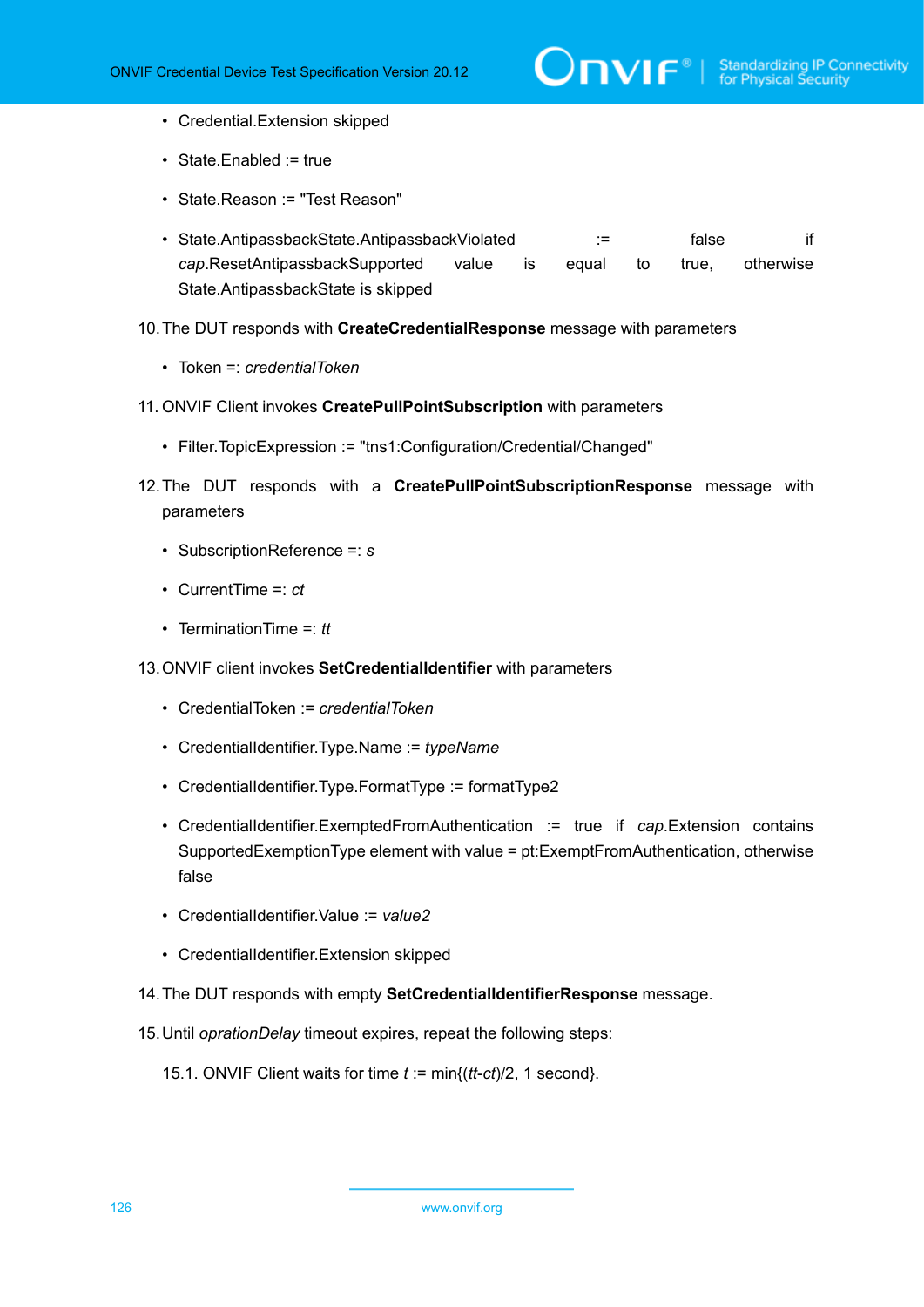- Credential.Extension skipped
- State.Enabled := true
- State.Reason := "Test Reason"
- State.AntipassbackState.AntipassbackViolated := false if *cap*.ResetAntipassbackSupported value is equal to true, otherwise State.AntipassbackState is skipped

10. The DUT responds with **CreateCredentialResponse** message with parameters
    - Token =: *credentialToken*
11. ONVIF Client invokes **CreatePullPointSubscription** with parameters
    - Filter.TopicExpression := "tns1:Configuration/Credential/Changed"
12. The DUT responds with a **CreatePullPointSubscriptionResponse** message with parameters
    - SubscriptionReference =: *s*
    - CurrentTime =: *ct*
    - TerminationTime =: *tt*
13. ONVIF client invokes **SetCredentialIdentifier** with parameters
    - CredentialToken := *credentialToken*
    - CredentialIdentifier.Type.Name := *typeName*
    - CredentialIdentifier.Type.FormatType := formatType2
    - CredentialIdentifier.ExemptedFromAuthentication := true if *cap*.Extension contains SupportedExemptionType element with value = pt:ExemptFromAuthentication, otherwise false
    - CredentialIdentifier.Value := *value2*
    - CredentialIdentifier.Extension skipped
14. The DUT responds with empty **SetCredentialIdentifierResponse** message.
15. Until *oprationDelay* timeout expires, repeat the following steps:

    15.1. ONVIF Client waits for time *t* := min{(*tt*-*ct*)/2, 1 second}.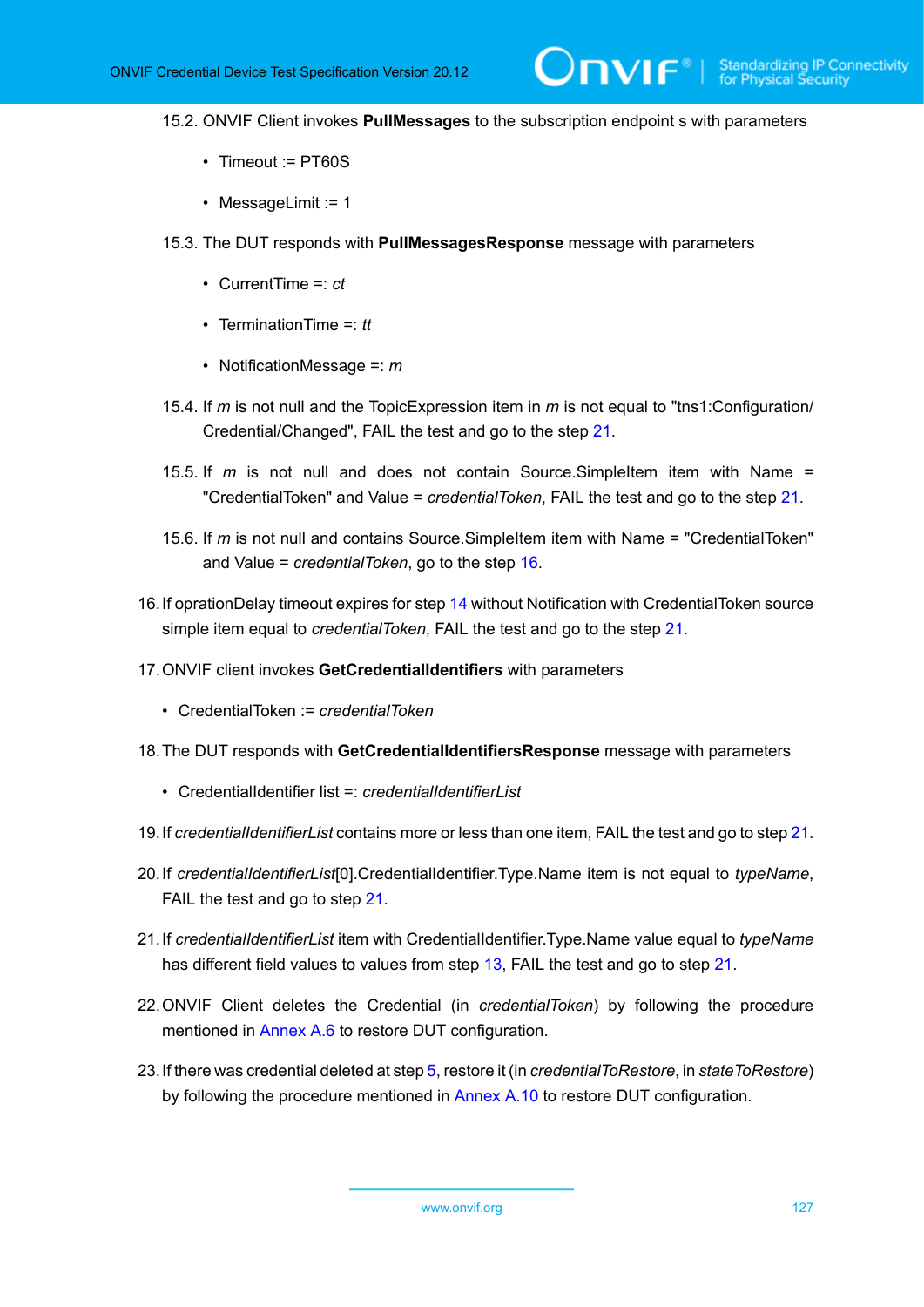15.2. ONVIF Client invokes **PullMessages** to the subscription endpoint s with parameters

- Timeout := PT60S
- MessageLimit := 1

15.3. The DUT responds with **PullMessagesResponse** message with parameters

- CurrentTime =: *ct*
- TerminationTime =: *tt*
- NotificationMessage =: *m*

15.4. If *m* is not null and the TopicExpression item in *m* is not equal to "tns1:Configuration/Credential/Changed", FAIL the test and go to the step 21.

15.5. If *m* is not null and does not contain Source.SimpleItem item with Name = "CredentialToken" and Value = *credentialToken*, FAIL the test and go to the step 21.

15.6. If *m* is not null and contains Source.SimpleItem item with Name = "CredentialToken" and Value = *credentialToken*, go to the step 16.

16. If oprationDelay timeout expires for step 14 without Notification with CredentialToken source simple item equal to *credentialToken*, FAIL the test and go to the step 21.

17. ONVIF client invokes **GetCredentialIdentifiers** with parameters

- CredentialToken := *credentialToken*

18. The DUT responds with **GetCredentialIdentifiersResponse** message with parameters

- CredentialIdentifier list =: *credentialIdentifierList*

19. If *credentialIdentifierList* contains more or less than one item, FAIL the test and go to step 21.

20. If *credentialIdentifierList*[0].CredentialIdentifier.Type.Name item is not equal to *typeName*, FAIL the test and go to step 21.

21. If *credentialIdentifierList* item with CredentialIdentifier.Type.Name value equal to *typeName* has different field values to values from step 13, FAIL the test and go to step 21.

22. ONVIF Client deletes the Credential (in *credentialToken*) by following the procedure mentioned in Annex A.6 to restore DUT configuration.

23. If there was credential deleted at step 5, restore it (in *credentialToRestore*, in *stateToRestore*) by following the procedure mentioned in Annex A.10 to restore DUT configuration.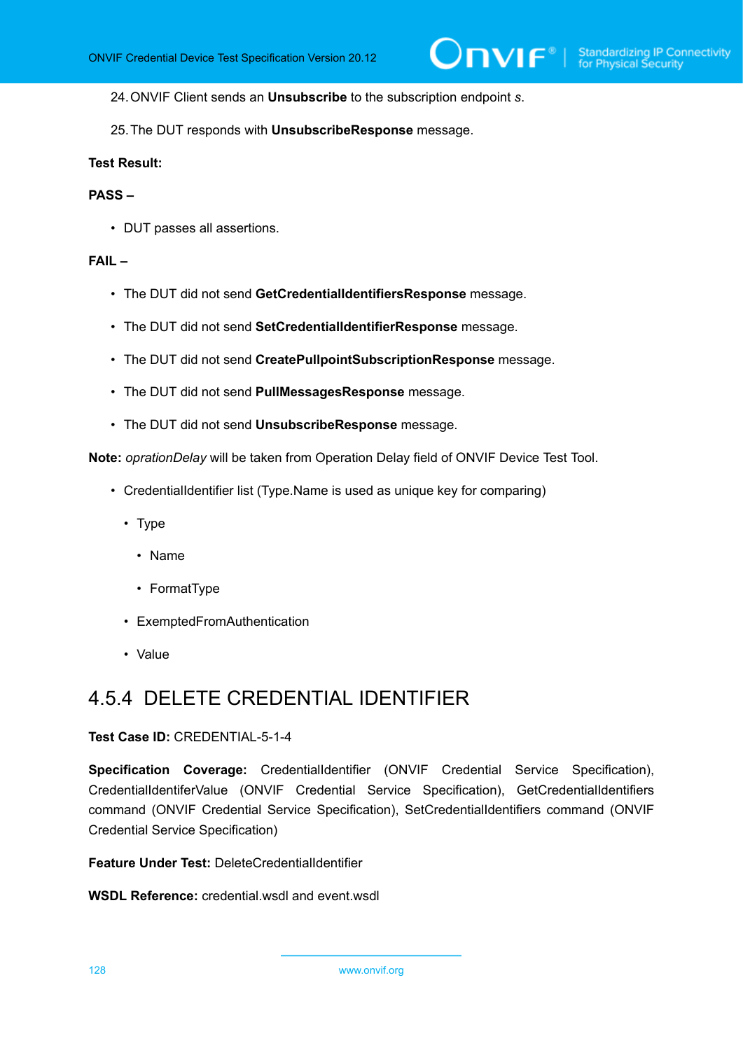24. ONVIF Client sends an **Unsubscribe** to the subscription endpoint *s*.

25. The DUT responds with **UnsubscribeResponse** message.

**Test Result:**

**PASS –**

- DUT passes all assertions.

**FAIL –**

- The DUT did not send **GetCredentialIdentifiersResponse** message.
- The DUT did not send **SetCredentialIdentifierResponse** message.
- The DUT did not send **CreatePullpointSubscriptionResponse** message.
- The DUT did not send **PullMessagesResponse** message.
- The DUT did not send **UnsubscribeResponse** message.

**Note:** *oprationDelay* will be taken from Operation Delay field of ONVIF Device Test Tool.

- CredentialIdentifier list (Type.Name is used as unique key for comparing)
  - Type
    - Name
    - FormatType
  - ExemptedFromAuthentication
  - Value

## 4.5.4 DELETE CREDENTIAL IDENTIFIER

**Test Case ID:** CREDENTIAL-5-1-4

**Specification Coverage:** CredentialIdentifier (ONVIF Credential Service Specification), CredentialIdentiferValue (ONVIF Credential Service Specification), GetCredentialIdentifiers command (ONVIF Credential Service Specification), SetCredentialIdentifiers command (ONVIF Credential Service Specification)

**Feature Under Test:** DeleteCredentialIdentifier

**WSDL Reference:** credential.wsdl and event.wsdl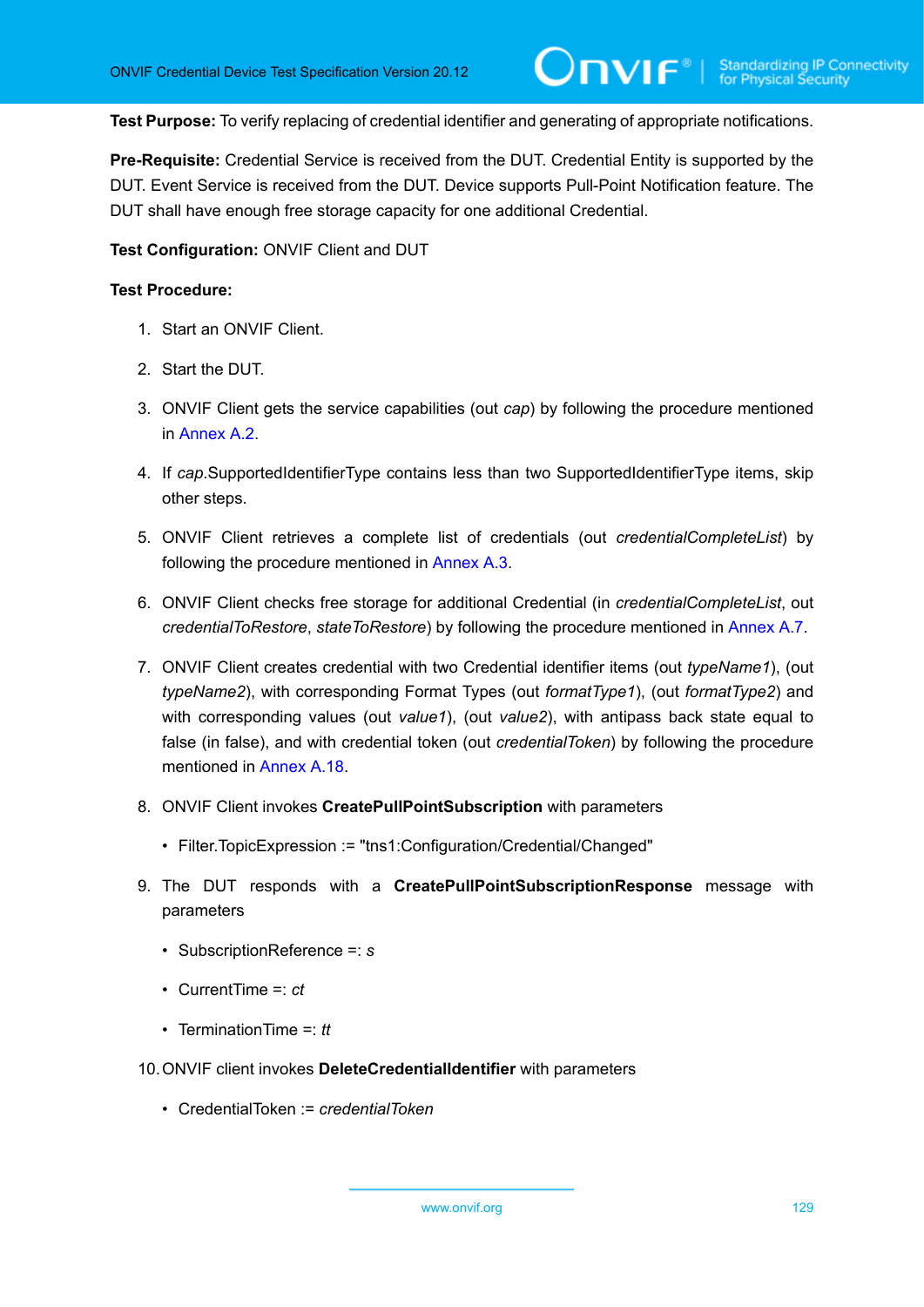**Test Purpose:** To verify replacing of credential identifier and generating of appropriate notifications.

**Pre-Requisite:** Credential Service is received from the DUT. Credential Entity is supported by the DUT. Event Service is received from the DUT. Device supports Pull-Point Notification feature. The DUT shall have enough free storage capacity for one additional Credential.

**Test Configuration:** ONVIF Client and DUT

**Test Procedure:**

1. Start an ONVIF Client.
2. Start the DUT.
3. ONVIF Client gets the service capabilities (out *cap*) by following the procedure mentioned in Annex A.2.
4. If *cap*.SupportedIdentifierType contains less than two SupportedIdentifierType items, skip other steps.
5. ONVIF Client retrieves a complete list of credentials (out *credentialCompleteList*) by following the procedure mentioned in Annex A.3.
6. ONVIF Client checks free storage for additional Credential (in *credentialCompleteList*, out *credentialToRestore*, *stateToRestore*) by following the procedure mentioned in Annex A.7.
7. ONVIF Client creates credential with two Credential identifier items (out *typeName1*), (out *typeName2*), with corresponding Format Types (out *formatType1*), (out *formatType2*) and with corresponding values (out *value1*), (out *value2*), with antipass back state equal to false (in false), and with credential token (out *credentialToken*) by following the procedure mentioned in Annex A.18.
8. ONVIF Client invokes **CreatePullPointSubscription** with parameters
   - Filter.TopicExpression := "tns1:Configuration/Credential/Changed"
9. The DUT responds with a **CreatePullPointSubscriptionResponse** message with parameters
   - SubscriptionReference =: *s*
   - CurrentTime =: *ct*
   - TerminationTime =: *tt*
10. ONVIF client invokes **DeleteCredentialIdentifier** with parameters
    - CredentialToken := *credentialToken*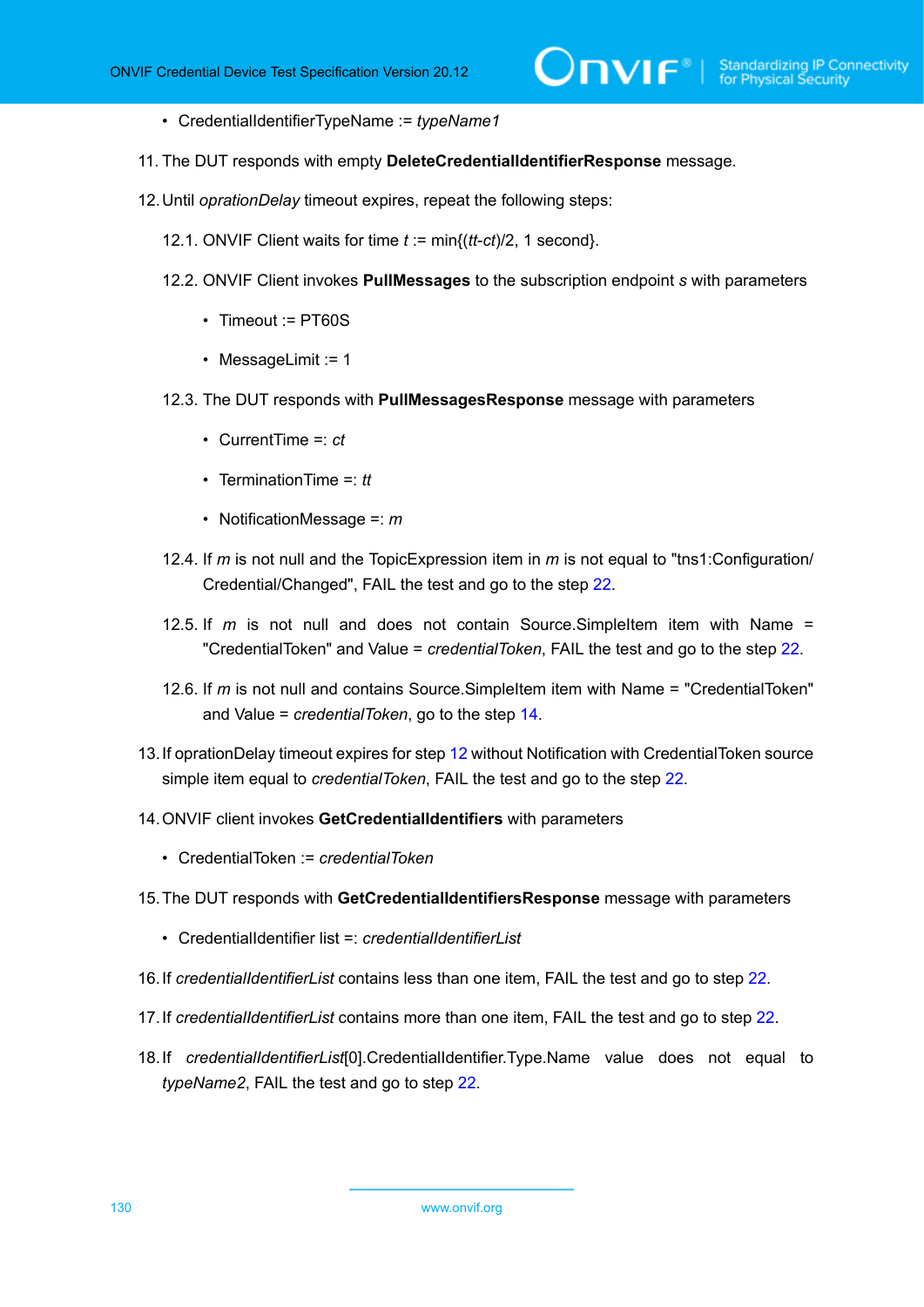- CredentialIdentifierTypeName := *typeName1*

11. The DUT responds with empty **DeleteCredentialIdentifierResponse** message.

12. Until *oprationDelay* timeout expires, repeat the following steps:

    12.1. ONVIF Client waits for time *t* := min{(*tt*-*ct*)/2, 1 second}.

    12.2. ONVIF Client invokes **PullMessages** to the subscription endpoint *s* with parameters

    - Timeout := PT60S
    - MessageLimit := 1

    12.3. The DUT responds with **PullMessagesResponse** message with parameters

    - CurrentTime =: *ct*
    - TerminationTime =: *tt*
    - NotificationMessage =: *m*

    12.4. If *m* is not null and the TopicExpression item in *m* is not equal to "tns1:Configuration/Credential/Changed", FAIL the test and go to the step 22.

    12.5. If *m* is not null and does not contain Source.SimpleItem item with Name = "CredentialToken" and Value = *credentialToken*, FAIL the test and go to the step 22.

    12.6. If *m* is not null and contains Source.SimpleItem item with Name = "CredentialToken" and Value = *credentialToken*, go to the step 14.

13. If oprationDelay timeout expires for step 12 without Notification with CredentialToken source simple item equal to *credentialToken*, FAIL the test and go to the step 22.

14. ONVIF client invokes **GetCredentialIdentifiers** with parameters

    - CredentialToken := *credentialToken*

15. The DUT responds with **GetCredentialIdentifiersResponse** message with parameters

    - CredentialIdentifier list =: *credentialIdentifierList*

16. If *credentialIdentifierList* contains less than one item, FAIL the test and go to step 22.

17. If *credentialIdentifierList* contains more than one item, FAIL the test and go to step 22.

18. If *credentialIdentifierList*[0].CredentialIdentifier.Type.Name value does not equal to *typeName2*, FAIL the test and go to step 22.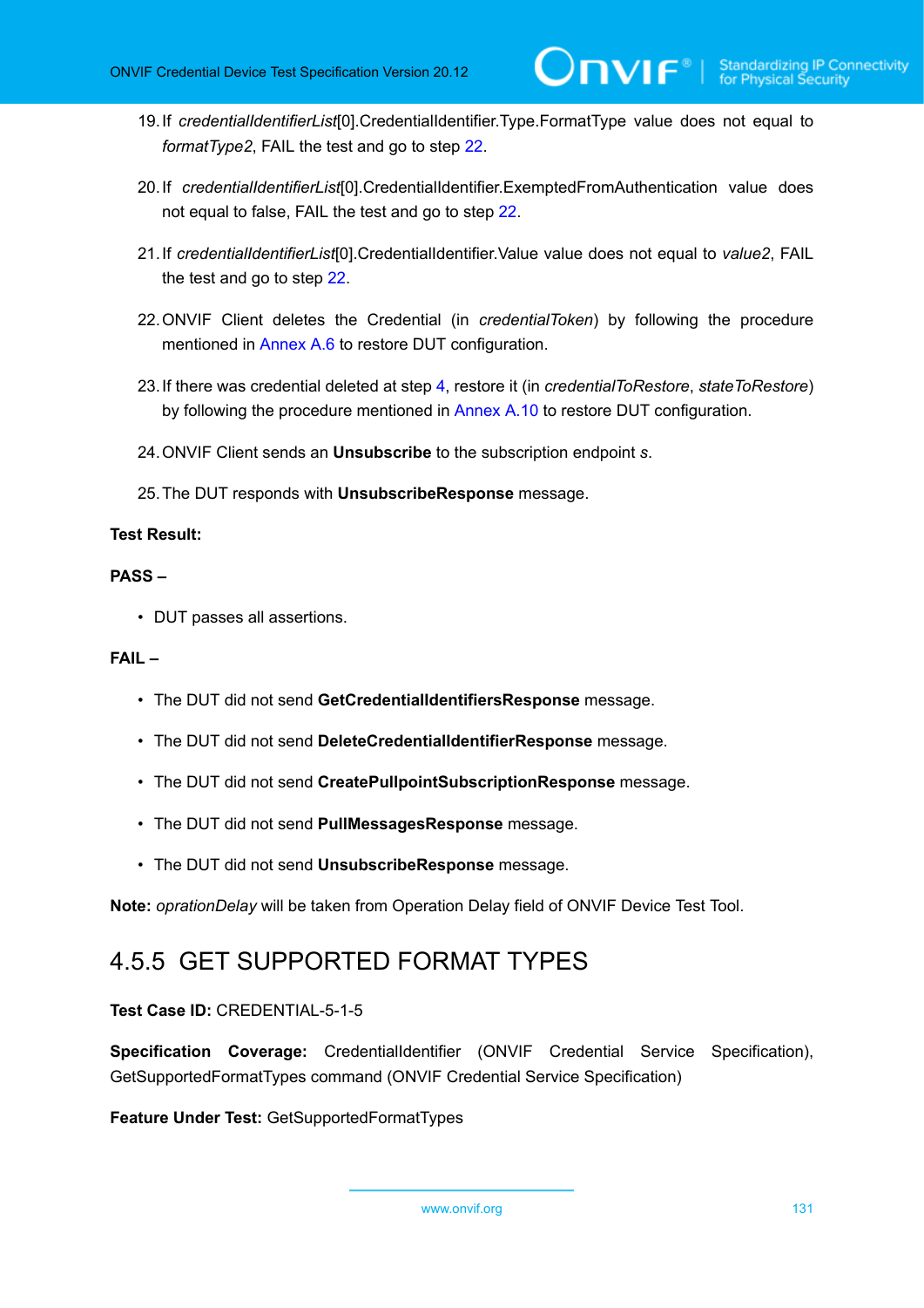19. If *credentialIdentifierList*[0].CredentialIdentifier.Type.FormatType value does not equal to *formatType2*, FAIL the test and go to step 22.

20. If *credentialIdentifierList*[0].CredentialIdentifier.ExemptedFromAuthentication value does not equal to false, FAIL the test and go to step 22.

21. If *credentialIdentifierList*[0].CredentialIdentifier.Value value does not equal to *value2*, FAIL the test and go to step 22.

22. ONVIF Client deletes the Credential (in *credentialToken*) by following the procedure mentioned in Annex A.6 to restore DUT configuration.

23. If there was credential deleted at step 4, restore it (in *credentialToRestore*, *stateToRestore*) by following the procedure mentioned in Annex A.10 to restore DUT configuration.

24. ONVIF Client sends an **Unsubscribe** to the subscription endpoint *s*.

25. The DUT responds with **UnsubscribeResponse** message.

**Test Result:**

**PASS –**

- DUT passes all assertions.

**FAIL –**

- The DUT did not send **GetCredentialIdentifiersResponse** message.
- The DUT did not send **DeleteCredentialIdentifierResponse** message.
- The DUT did not send **CreatePullpointSubscriptionResponse** message.
- The DUT did not send **PullMessagesResponse** message.
- The DUT did not send **UnsubscribeResponse** message.

**Note:** *oprationDelay* will be taken from Operation Delay field of ONVIF Device Test Tool.

### 4.5.5 GET SUPPORTED FORMAT TYPES

**Test Case ID:** CREDENTIAL-5-1-5

**Specification Coverage:** CredentialIdentifier (ONVIF Credential Service Specification), GetSupportedFormatTypes command (ONVIF Credential Service Specification)

**Feature Under Test:** GetSupportedFormatTypes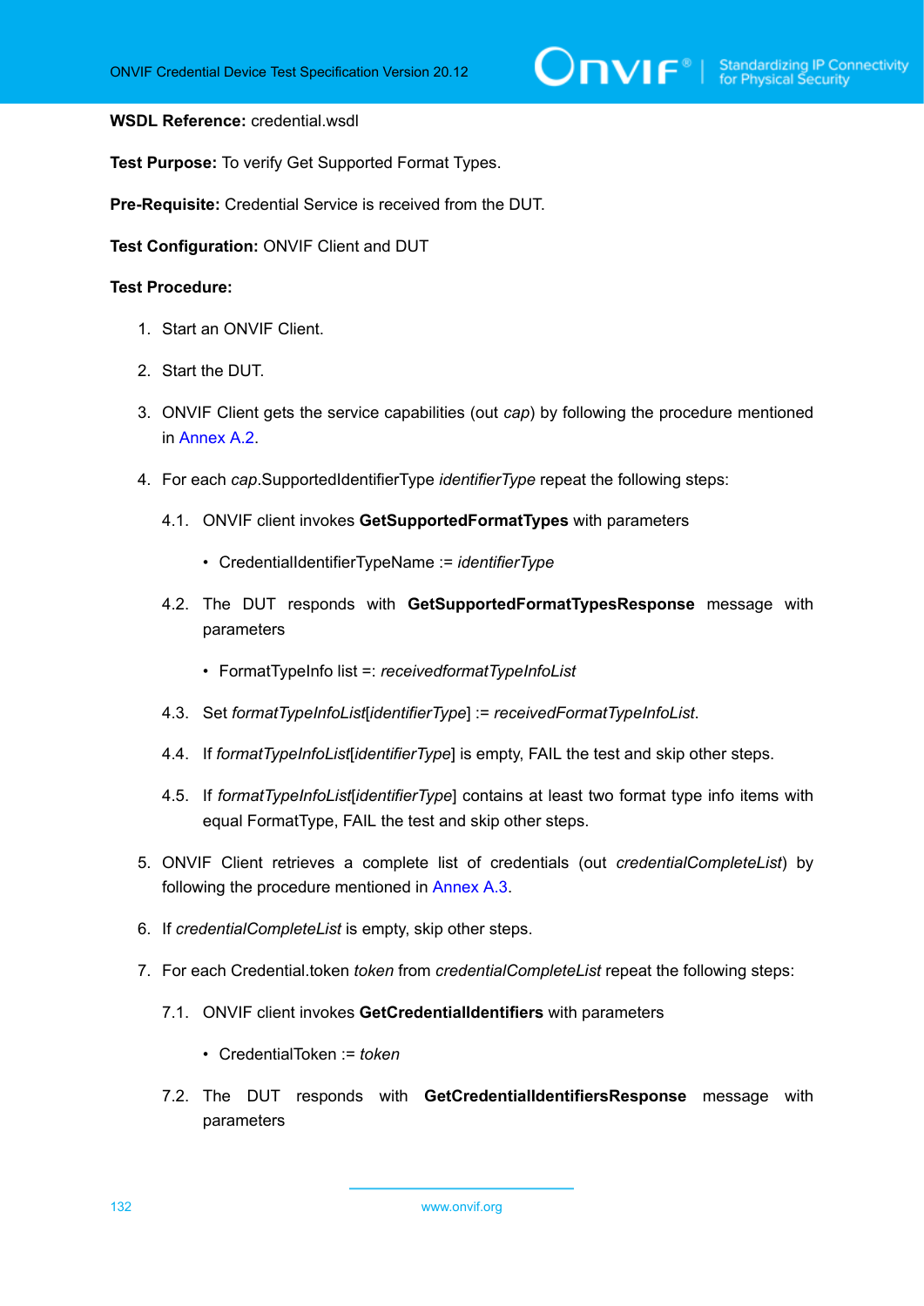**WSDL Reference:** credential.wsdl

**Test Purpose:** To verify Get Supported Format Types.

**Pre-Requisite:** Credential Service is received from the DUT.

**Test Configuration:** ONVIF Client and DUT

**Test Procedure:**

1. Start an ONVIF Client.
2. Start the DUT.
3. ONVIF Client gets the service capabilities (out *cap*) by following the procedure mentioned in Annex A.2.
4. For each *cap*.SupportedIdentifierType *identifierType* repeat the following steps:
   - 4.1. ONVIF client invokes **GetSupportedFormatTypes** with parameters
     - CredentialIdentifierTypeName := *identifierType*
   - 4.2. The DUT responds with **GetSupportedFormatTypesResponse** message with parameters
     - FormatTypeInfo list =: *receivedformatTypeInfoList*
   - 4.3. Set *formatTypeInfoList*[*identifierType*] := *receivedFormatTypeInfoList*.
   - 4.4. If *formatTypeInfoList*[*identifierType*] is empty, FAIL the test and skip other steps.
   - 4.5. If *formatTypeInfoList*[*identifierType*] contains at least two format type info items with equal FormatType, FAIL the test and skip other steps.
5. ONVIF Client retrieves a complete list of credentials (out *credentialCompleteList*) by following the procedure mentioned in Annex A.3.
6. If *credentialCompleteList* is empty, skip other steps.
7. For each Credential.token *token* from *credentialCompleteList* repeat the following steps:
   - 7.1. ONVIF client invokes **GetCredentialIdentifiers** with parameters
     - CredentialToken := *token*
   - 7.2. The DUT responds with **GetCredentialIdentifiersResponse** message with parameters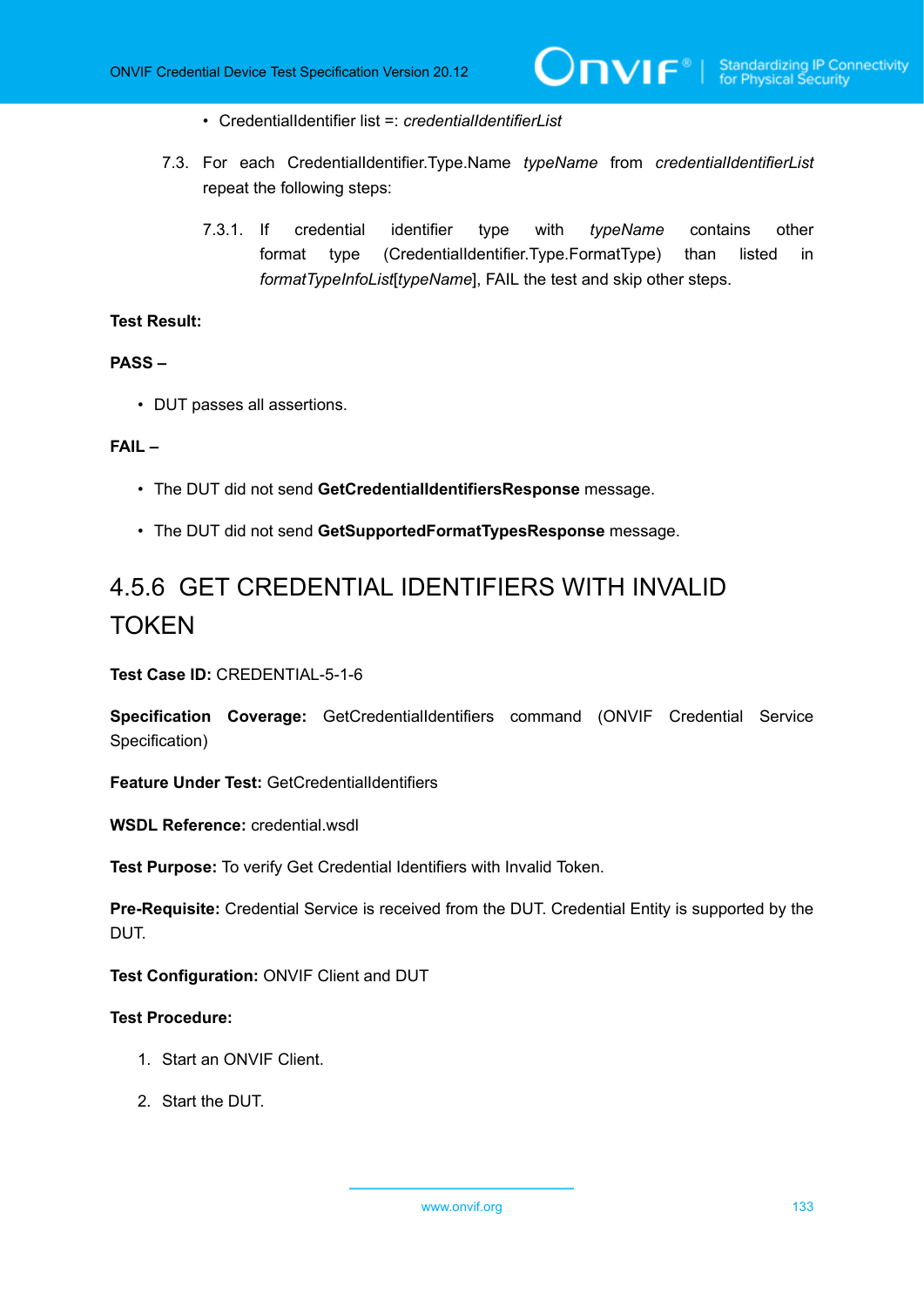- CredentialIdentifier list =: *credentialIdentifierList*

7.3. For each CredentialIdentifier.Type.Name *typeName* from *credentialIdentifierList* repeat the following steps:

7.3.1. If credential identifier type with *typeName* contains other format type (CredentialIdentifier.Type.FormatType) than listed in *formatTypeInfoList*[*typeName*], FAIL the test and skip other steps.

**Test Result:**

**PASS –**

- DUT passes all assertions.

**FAIL –**

- The DUT did not send **GetCredentialIdentifiersResponse** message.
- The DUT did not send **GetSupportedFormatTypesResponse** message.

## 4.5.6 GET CREDENTIAL IDENTIFIERS WITH INVALID TOKEN

**Test Case ID:** CREDENTIAL-5-1-6

**Specification Coverage:** GetCredentialIdentifiers command (ONVIF Credential Service Specification)

**Feature Under Test:** GetCredentialIdentifiers

**WSDL Reference:** credential.wsdl

**Test Purpose:** To verify Get Credential Identifiers with Invalid Token.

**Pre-Requisite:** Credential Service is received from the DUT. Credential Entity is supported by the DUT.

**Test Configuration:** ONVIF Client and DUT

**Test Procedure:**

1. Start an ONVIF Client.
2. Start the DUT.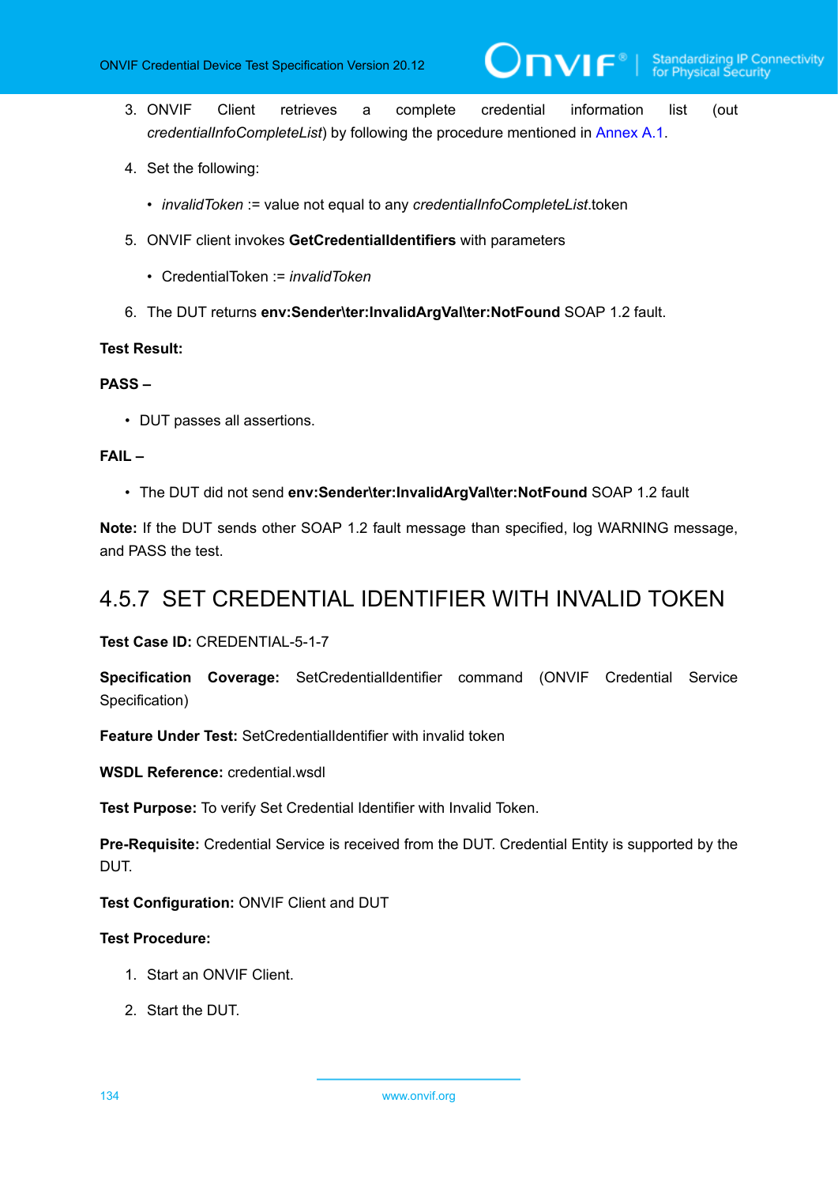3. ONVIF Client retrieves a complete credential information list (out *credentialInfoCompleteList*) by following the procedure mentioned in Annex A.1.

4. Set the following:

   - *invalidToken* := value not equal to any *credentialInfoCompleteList*.token

5. ONVIF client invokes **GetCredentialIdentifiers** with parameters

   - CredentialToken := *invalidToken*

6. The DUT returns **env:Sender\ter:InvalidArgVal\ter:NotFound** SOAP 1.2 fault.

**Test Result:**

**PASS –**

- DUT passes all assertions.

**FAIL –**

- The DUT did not send **env:Sender\ter:InvalidArgVal\ter:NotFound** SOAP 1.2 fault

**Note:** If the DUT sends other SOAP 1.2 fault message than specified, log WARNING message, and PASS the test.

## 4.5.7 SET CREDENTIAL IDENTIFIER WITH INVALID TOKEN

**Test Case ID:** CREDENTIAL-5-1-7

**Specification Coverage:** SetCredentialIdentifier command (ONVIF Credential Service Specification)

**Feature Under Test:** SetCredentialIdentifier with invalid token

**WSDL Reference:** credential.wsdl

**Test Purpose:** To verify Set Credential Identifier with Invalid Token.

**Pre-Requisite:** Credential Service is received from the DUT. Credential Entity is supported by the DUT.

**Test Configuration:** ONVIF Client and DUT

**Test Procedure:**

1. Start an ONVIF Client.

2. Start the DUT.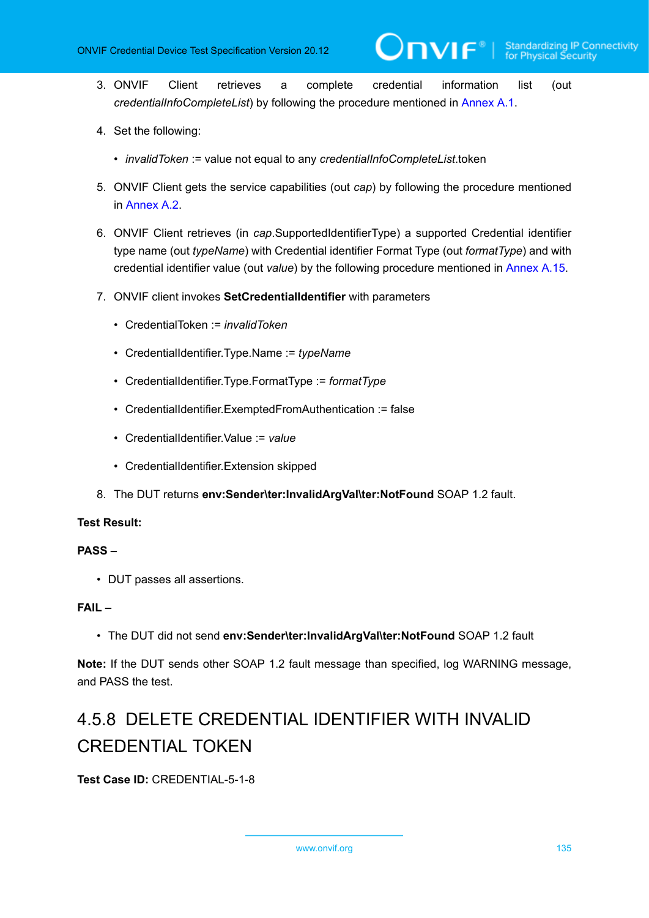3. ONVIF Client retrieves a complete credential information list (out *credentialInfoCompleteList*) by following the procedure mentioned in Annex A.1.

4. Set the following:

   - *invalidToken* := value not equal to any *credentialInfoCompleteList*.token

5. ONVIF Client gets the service capabilities (out *cap*) by following the procedure mentioned in Annex A.2.

6. ONVIF Client retrieves (in *cap*.SupportedIdentifierType) a supported Credential identifier type name (out *typeName*) with Credential identifier Format Type (out *formatType*) and with credential identifier value (out *value*) by the following procedure mentioned in Annex A.15.

7. ONVIF client invokes **SetCredentialIdentifier** with parameters

   - CredentialToken := *invalidToken*
   - CredentialIdentifier.Type.Name := *typeName*
   - CredentialIdentifier.Type.FormatType := *formatType*
   - CredentialIdentifier.ExemptedFromAuthentication := false
   - CredentialIdentifier.Value := *value*
   - CredentialIdentifier.Extension skipped

8. The DUT returns **env:Sender\ter:InvalidArgVal\ter:NotFound** SOAP 1.2 fault.

**Test Result:**

**PASS –**

- DUT passes all assertions.

**FAIL –**

- The DUT did not send **env:Sender\ter:InvalidArgVal\ter:NotFound** SOAP 1.2 fault

**Note:** If the DUT sends other SOAP 1.2 fault message than specified, log WARNING message, and PASS the test.

### 4.5.8 DELETE CREDENTIAL IDENTIFIER WITH INVALID CREDENTIAL TOKEN

**Test Case ID:** CREDENTIAL-5-1-8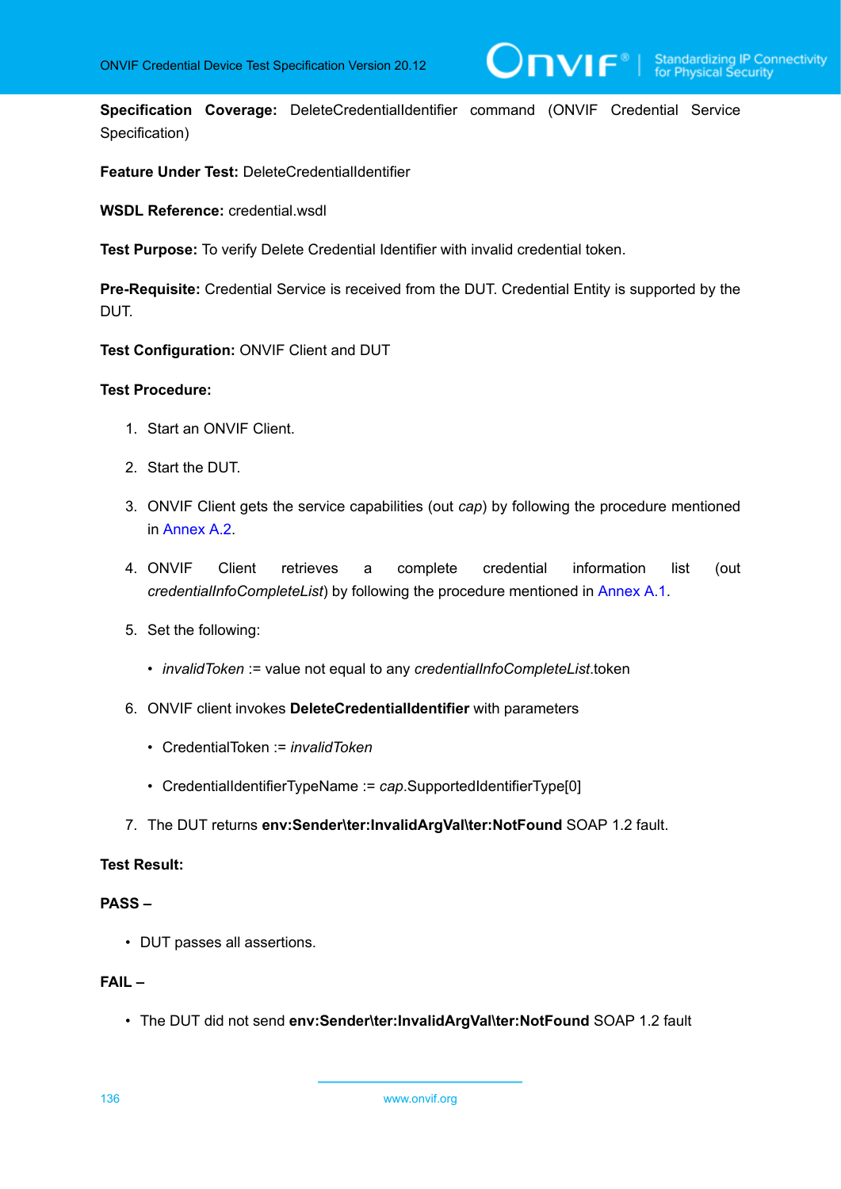**Specification Coverage:** DeleteCredentialIdentifier command (ONVIF Credential Service Specification)

**Feature Under Test:** DeleteCredentialIdentifier

**WSDL Reference:** credential.wsdl

**Test Purpose:** To verify Delete Credential Identifier with invalid credential token.

**Pre-Requisite:** Credential Service is received from the DUT. Credential Entity is supported by the DUT.

**Test Configuration:** ONVIF Client and DUT

**Test Procedure:**

1. Start an ONVIF Client.
2. Start the DUT.
3. ONVIF Client gets the service capabilities (out *cap*) by following the procedure mentioned in Annex A.2.
4. ONVIF Client retrieves a complete credential information list (out *credentialInfoCompleteList*) by following the procedure mentioned in Annex A.1.
5. Set the following:
   - *invalidToken* := value not equal to any *credentialInfoCompleteList*.token
6. ONVIF client invokes **DeleteCredentialIdentifier** with parameters
   - CredentialToken := *invalidToken*
   - CredentialIdentifierTypeName := *cap*.SupportedIdentifierType[0]
7. The DUT returns **env:Sender\ter:InvalidArgVal\ter:NotFound** SOAP 1.2 fault.

**Test Result:**

**PASS –**

- DUT passes all assertions.

**FAIL –**

- The DUT did not send **env:Sender\ter:InvalidArgVal\ter:NotFound** SOAP 1.2 fault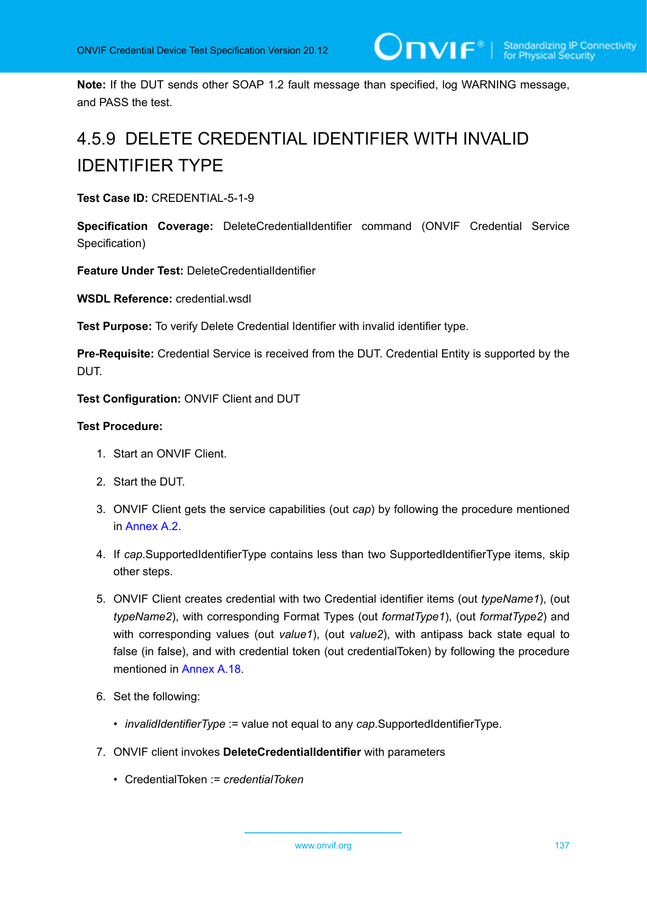**Note:** If the DUT sends other SOAP 1.2 fault message than specified, log WARNING message, and PASS the test.

### 4.5.9 DELETE CREDENTIAL IDENTIFIER WITH INVALID IDENTIFIER TYPE

**Test Case ID:** CREDENTIAL-5-1-9

**Specification Coverage:** DeleteCredentialIdentifier command (ONVIF Credential Service Specification)

**Feature Under Test:** DeleteCredentialIdentifier

**WSDL Reference:** credential.wsdl

**Test Purpose:** To verify Delete Credential Identifier with invalid identifier type.

**Pre-Requisite:** Credential Service is received from the DUT. Credential Entity is supported by the DUT.

**Test Configuration:** ONVIF Client and DUT

**Test Procedure:**

1. Start an ONVIF Client.
2. Start the DUT.
3. ONVIF Client gets the service capabilities (out *cap*) by following the procedure mentioned in Annex A.2.
4. If *cap*.SupportedIdentifierType contains less than two SupportedIdentifierType items, skip other steps.
5. ONVIF Client creates credential with two Credential identifier items (out *typeName1*), (out *typeName2*), with corresponding Format Types (out *formatType1*), (out *formatType2*) and with corresponding values (out *value1*), (out *value2*), with antipass back state equal to false (in false), and with credential token (out credentialToken) by following the procedure mentioned in Annex A.18.
6. Set the following:
   - *invalidIdentifierType* := value not equal to any *cap*.SupportedIdentifierType.
7. ONVIF client invokes **DeleteCredentialIdentifier** with parameters
   - CredentialToken := *credentialToken*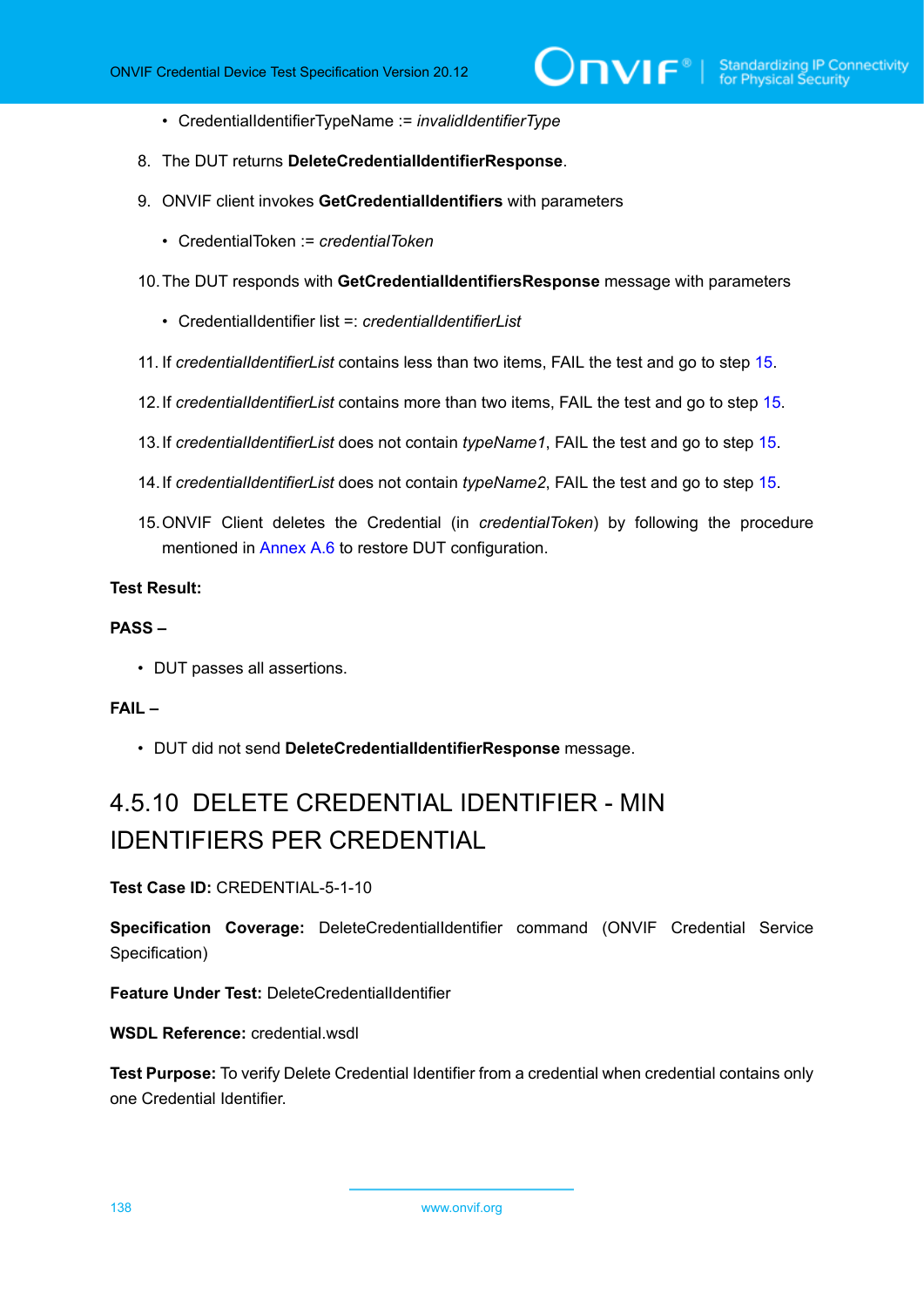- CredentialIdentifierTypeName := *invalidIdentifierType*

8. The DUT returns **DeleteCredentialIdentifierResponse**.

9. ONVIF client invokes **GetCredentialIdentifiers** with parameters

    - CredentialToken := *credentialToken*

10. The DUT responds with **GetCredentialIdentifiersResponse** message with parameters

    - CredentialIdentifier list =: *credentialIdentifierList*

11. If *credentialIdentifierList* contains less than two items, FAIL the test and go to step 15.

12. If *credentialIdentifierList* contains more than two items, FAIL the test and go to step 15.

13. If *credentialIdentifierList* does not contain *typeName1*, FAIL the test and go to step 15.

14. If *credentialIdentifierList* does not contain *typeName2*, FAIL the test and go to step 15.

15. ONVIF Client deletes the Credential (in *credentialToken*) by following the procedure mentioned in Annex A.6 to restore DUT configuration.

**Test Result:**

**PASS –**

- DUT passes all assertions.

**FAIL –**

- DUT did not send **DeleteCredentialIdentifierResponse** message.

## 4.5.10 DELETE CREDENTIAL IDENTIFIER - MIN IDENTIFIERS PER CREDENTIAL

**Test Case ID:** CREDENTIAL-5-1-10

**Specification Coverage:** DeleteCredentialIdentifier command (ONVIF Credential Service Specification)

**Feature Under Test:** DeleteCredentialIdentifier

**WSDL Reference:** credential.wsdl

**Test Purpose:** To verify Delete Credential Identifier from a credential when credential contains only one Credential Identifier.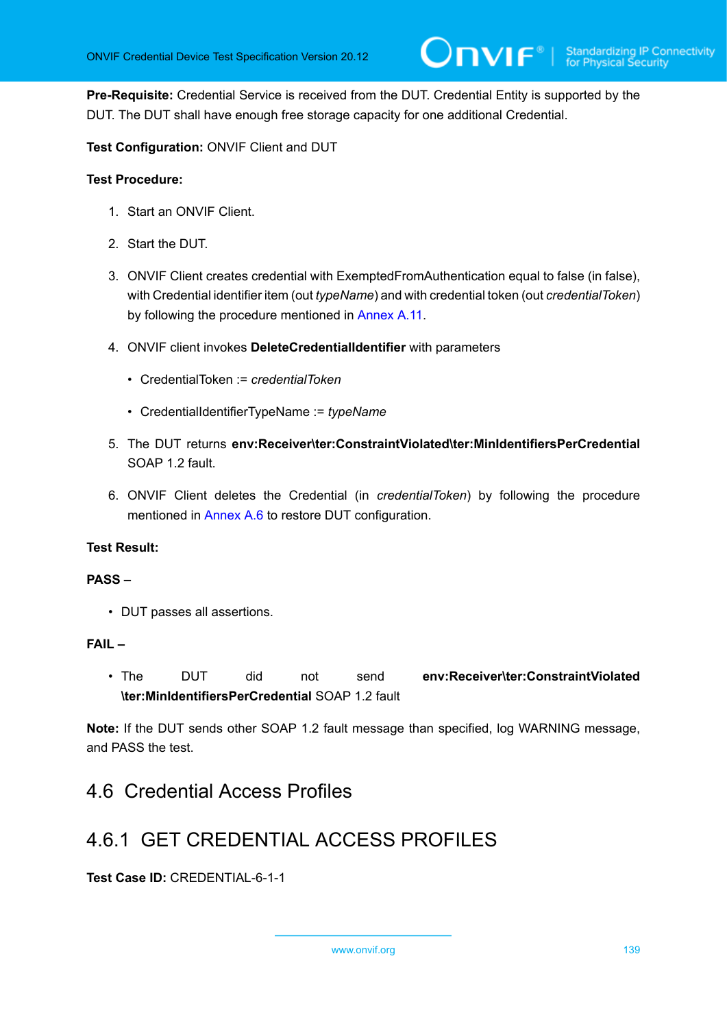**Pre-Requisite:** Credential Service is received from the DUT. Credential Entity is supported by the DUT. The DUT shall have enough free storage capacity for one additional Credential.

**Test Configuration:** ONVIF Client and DUT

**Test Procedure:**

1. Start an ONVIF Client.
2. Start the DUT.
3. ONVIF Client creates credential with ExemptedFromAuthentication equal to false (in false), with Credential identifier item (out *typeName*) and with credential token (out *credentialToken*) by following the procedure mentioned in Annex A.11.
4. ONVIF client invokes **DeleteCredentialIdentifier** with parameters
   - CredentialToken := *credentialToken*
   - CredentialIdentifierTypeName := *typeName*
5. The DUT returns **env:Receiver\ter:ConstraintViolated\ter:MinIdentifiersPerCredential** SOAP 1.2 fault.
6. ONVIF Client deletes the Credential (in *credentialToken*) by following the procedure mentioned in Annex A.6 to restore DUT configuration.

**Test Result:**

**PASS –**

- DUT passes all assertions.

**FAIL –**

- The DUT did not send **env:Receiver\ter:ConstraintViolated \ter:MinIdentifiersPerCredential** SOAP 1.2 fault

**Note:** If the DUT sends other SOAP 1.2 fault message than specified, log WARNING message, and PASS the test.

## 4.6 Credential Access Profiles

### 4.6.1 GET CREDENTIAL ACCESS PROFILES

**Test Case ID:** CREDENTIAL-6-1-1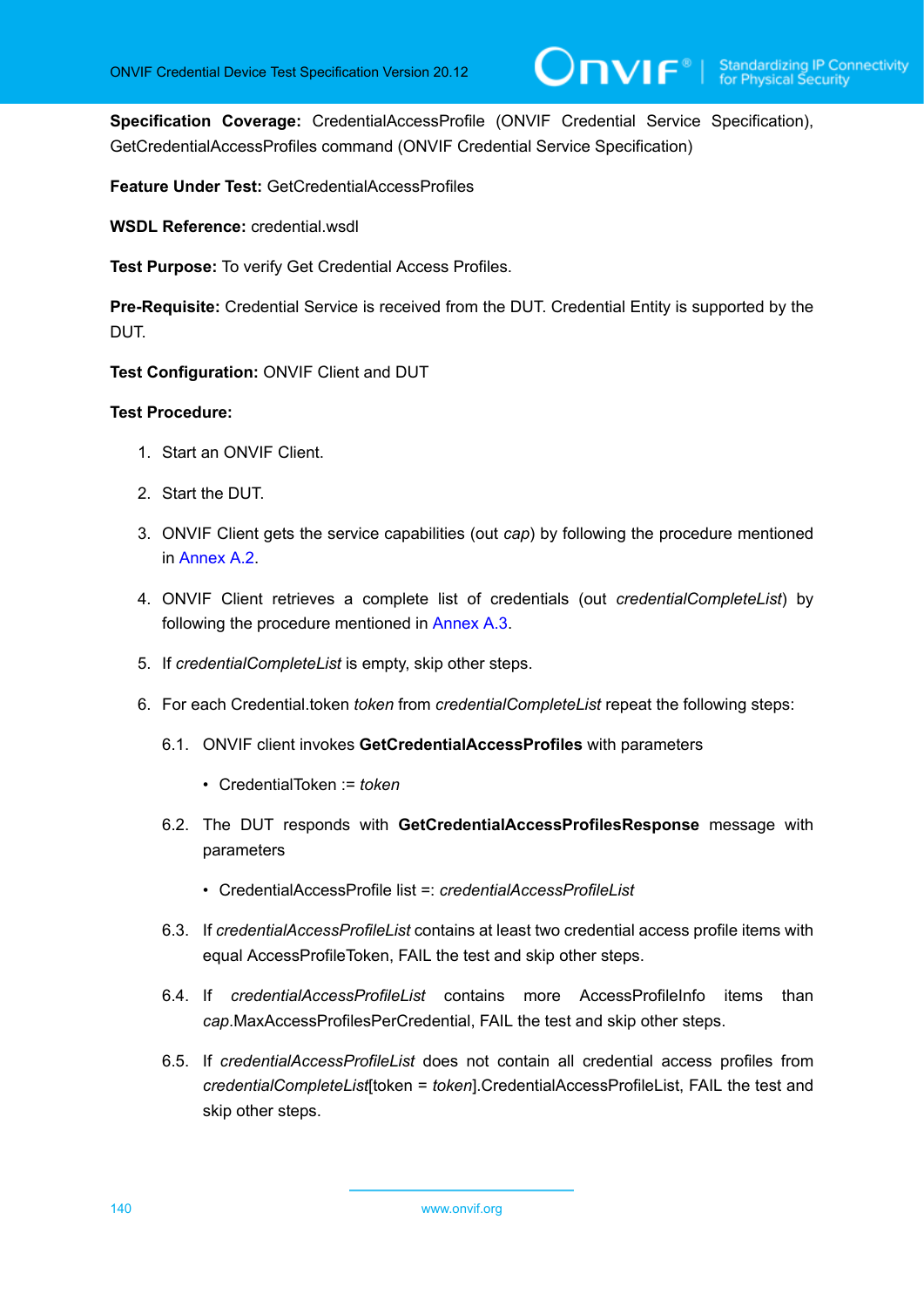**Specification Coverage:** CredentialAccessProfile (ONVIF Credential Service Specification), GetCredentialAccessProfiles command (ONVIF Credential Service Specification)

**Feature Under Test:** GetCredentialAccessProfiles

**WSDL Reference:** credential.wsdl

**Test Purpose:** To verify Get Credential Access Profiles.

**Pre-Requisite:** Credential Service is received from the DUT. Credential Entity is supported by the DUT.

**Test Configuration:** ONVIF Client and DUT

**Test Procedure:**

1. Start an ONVIF Client.

2. Start the DUT.

3. ONVIF Client gets the service capabilities (out *cap*) by following the procedure mentioned in Annex A.2.

4. ONVIF Client retrieves a complete list of credentials (out *credentialCompleteList*) by following the procedure mentioned in Annex A.3.

5. If *credentialCompleteList* is empty, skip other steps.

6. For each Credential.token *token* from *credentialCompleteList* repeat the following steps:

   6.1. ONVIF client invokes **GetCredentialAccessProfiles** with parameters

   - CredentialToken := *token*

   6.2. The DUT responds with **GetCredentialAccessProfilesResponse** message with parameters

   - CredentialAccessProfile list =: *credentialAccessProfileList*

   6.3. If *credentialAccessProfileList* contains at least two credential access profile items with equal AccessProfileToken, FAIL the test and skip other steps.

   6.4. If *credentialAccessProfileList* contains more AccessProfileInfo items than *cap*.MaxAccessProfilesPerCredential, FAIL the test and skip other steps.

   6.5. If *credentialAccessProfileList* does not contain all credential access profiles from *credentialCompleteList*[token = *token*].CredentialAccessProfileList, FAIL the test and skip other steps.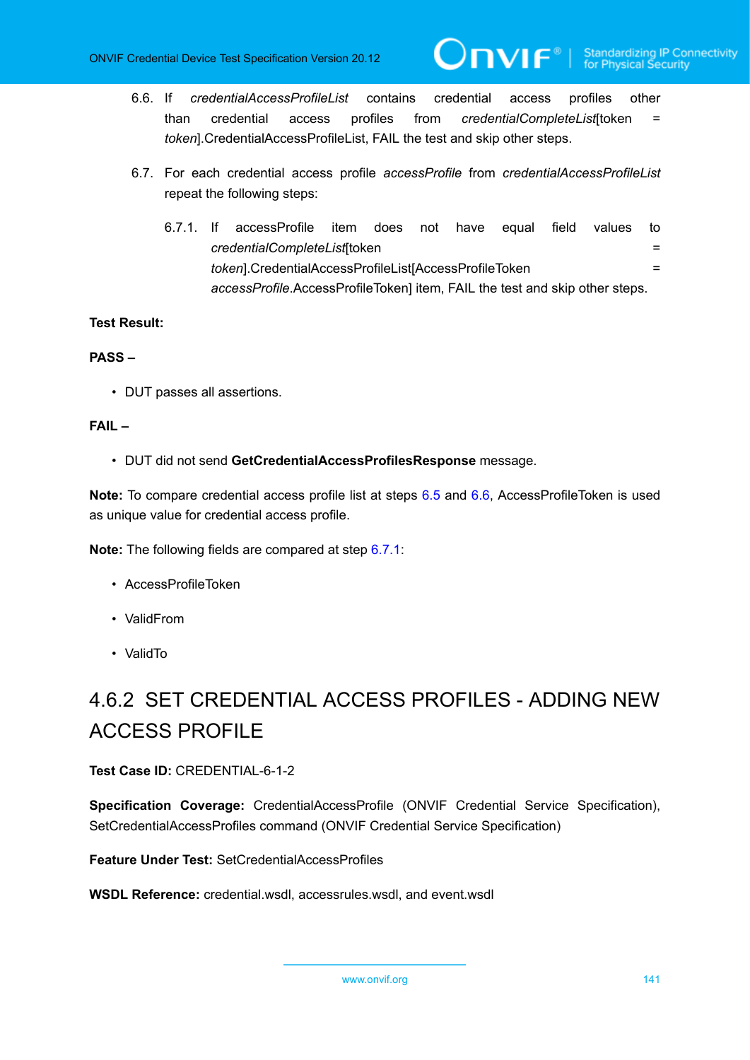6.6. If *credentialAccessProfileList* contains credential access profiles other than credential access profiles from *credentialCompleteList*[token = *token*].CredentialAccessProfileList, FAIL the test and skip other steps.

6.7. For each credential access profile *accessProfile* from *credentialAccessProfileList* repeat the following steps:

6.7.1. If accessProfile item does not have equal field values to *credentialCompleteList*[token = *token*].CredentialAccessProfileList[AccessProfileToken = *accessProfile*.AccessProfileToken] item, FAIL the test and skip other steps.

**Test Result:**

**PASS –**

- DUT passes all assertions.

**FAIL –**

- DUT did not send **GetCredentialAccessProfilesResponse** message.

**Note:** To compare credential access profile list at steps 6.5 and 6.6, AccessProfileToken is used as unique value for credential access profile.

**Note:** The following fields are compared at step 6.7.1:

- AccessProfileToken
- ValidFrom
- ValidTo

## 4.6.2 SET CREDENTIAL ACCESS PROFILES - ADDING NEW ACCESS PROFILE

**Test Case ID:** CREDENTIAL-6-1-2

**Specification Coverage:** CredentialAccessProfile (ONVIF Credential Service Specification), SetCredentialAccessProfiles command (ONVIF Credential Service Specification)

**Feature Under Test:** SetCredentialAccessProfiles

**WSDL Reference:** credential.wsdl, accessrules.wsdl, and event.wsdl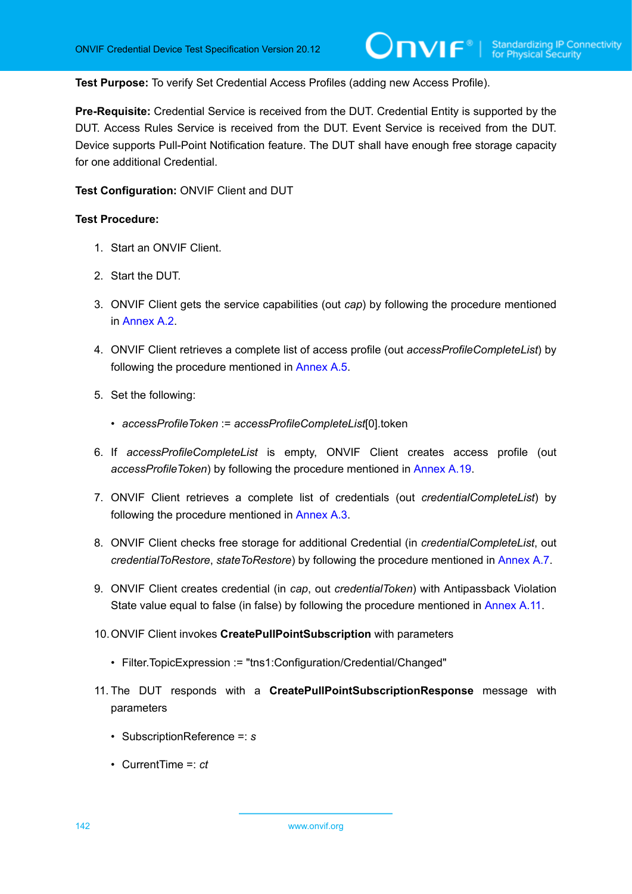**Test Purpose:** To verify Set Credential Access Profiles (adding new Access Profile).

**Pre-Requisite:** Credential Service is received from the DUT. Credential Entity is supported by the DUT. Access Rules Service is received from the DUT. Event Service is received from the DUT. Device supports Pull-Point Notification feature. The DUT shall have enough free storage capacity for one additional Credential.

**Test Configuration:** ONVIF Client and DUT

**Test Procedure:**

1. Start an ONVIF Client.

2. Start the DUT.

3. ONVIF Client gets the service capabilities (out *cap*) by following the procedure mentioned in Annex A.2.

4. ONVIF Client retrieves a complete list of access profile (out *accessProfileCompleteList*) by following the procedure mentioned in Annex A.5.

5. Set the following:

   - *accessProfileToken* := *accessProfileCompleteList*[0].token

6. If *accessProfileCompleteList* is empty, ONVIF Client creates access profile (out *accessProfileToken*) by following the procedure mentioned in Annex A.19.

7. ONVIF Client retrieves a complete list of credentials (out *credentialCompleteList*) by following the procedure mentioned in Annex A.3.

8. ONVIF Client checks free storage for additional Credential (in *credentialCompleteList*, out *credentialToRestore*, *stateToRestore*) by following the procedure mentioned in Annex A.7.

9. ONVIF Client creates credential (in *cap*, out *credentialToken*) with Antipassback Violation State value equal to false (in false) by following the procedure mentioned in Annex A.11.

10. ONVIF Client invokes **CreatePullPointSubscription** with parameters

    - Filter.TopicExpression := "tns1:Configuration/Credential/Changed"

11. The DUT responds with a **CreatePullPointSubscriptionResponse** message with parameters

    - SubscriptionReference =: *s*

    - CurrentTime =: *ct*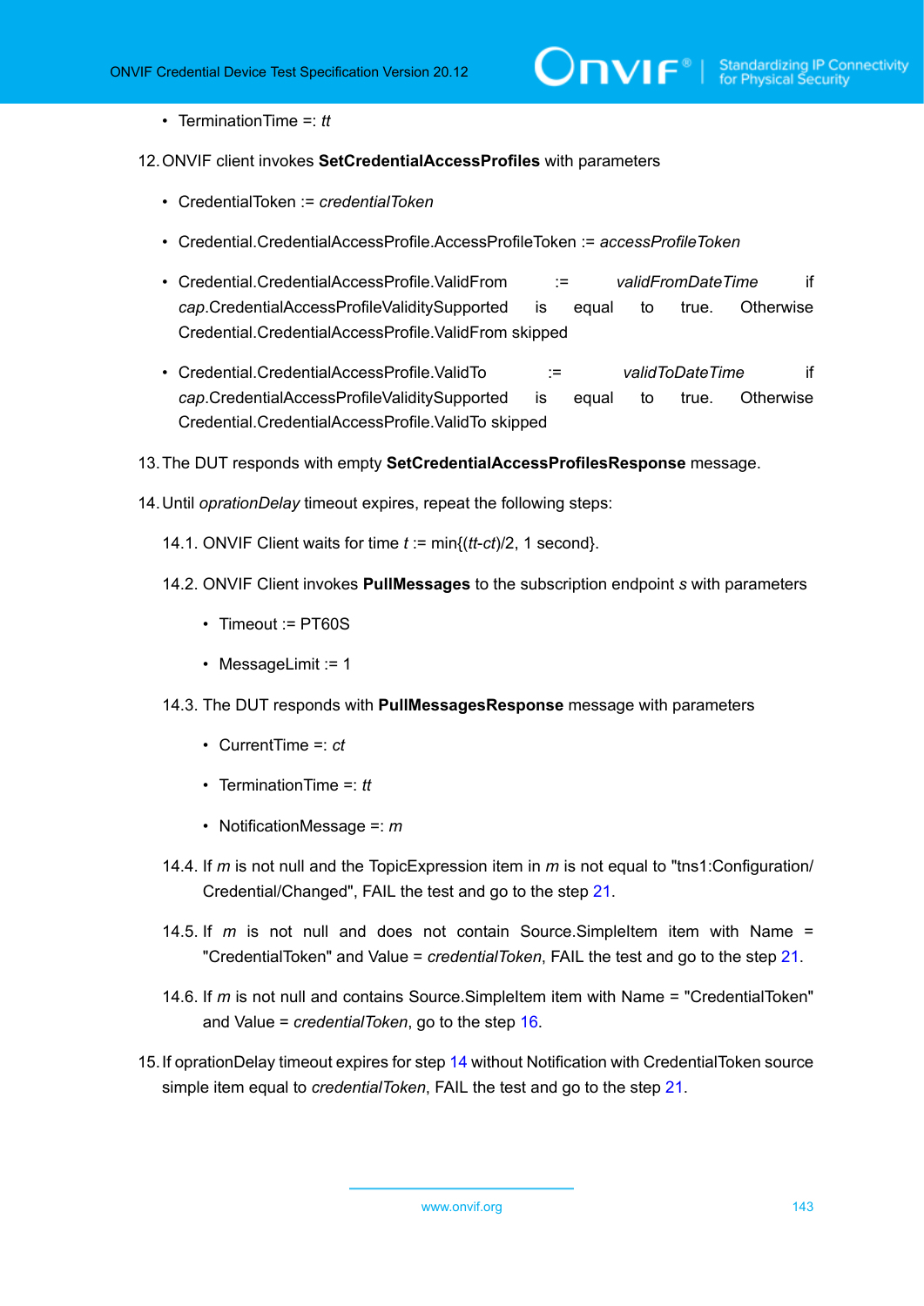- TerminationTime =: *tt*

12. ONVIF client invokes **SetCredentialAccessProfiles** with parameters

    - CredentialToken := *credentialToken*
    - Credential.CredentialAccessProfile.AccessProfileToken := *accessProfileToken*
    - Credential.CredentialAccessProfile.ValidFrom := *validFromDateTime* if *cap*.CredentialAccessProfileValiditySupported is equal to true. Otherwise Credential.CredentialAccessProfile.ValidFrom skipped
    - Credential.CredentialAccessProfile.ValidTo := *validToDateTime* if *cap*.CredentialAccessProfileValiditySupported is equal to true. Otherwise Credential.CredentialAccessProfile.ValidTo skipped

13. The DUT responds with empty **SetCredentialAccessProfilesResponse** message.

14. Until *oprationDelay* timeout expires, repeat the following steps:

    14.1. ONVIF Client waits for time *t* := min{(*tt*-*ct*)/2, 1 second}.

    14.2. ONVIF Client invokes **PullMessages** to the subscription endpoint *s* with parameters

    - Timeout := PT60S
    - MessageLimit := 1

    14.3. The DUT responds with **PullMessagesResponse** message with parameters

    - CurrentTime =: *ct*
    - TerminationTime =: *tt*
    - NotificationMessage =: *m*

    14.4. If *m* is not null and the TopicExpression item in *m* is not equal to "tns1:Configuration/Credential/Changed", FAIL the test and go to the step 21.

    14.5. If *m* is not null and does not contain Source.SimpleItem item with Name = "CredentialToken" and Value = *credentialToken*, FAIL the test and go to the step 21.

    14.6. If *m* is not null and contains Source.SimpleItem item with Name = "CredentialToken" and Value = *credentialToken*, go to the step 16.

15. If oprationDelay timeout expires for step 14 without Notification with CredentialToken source simple item equal to *credentialToken*, FAIL the test and go to the step 21.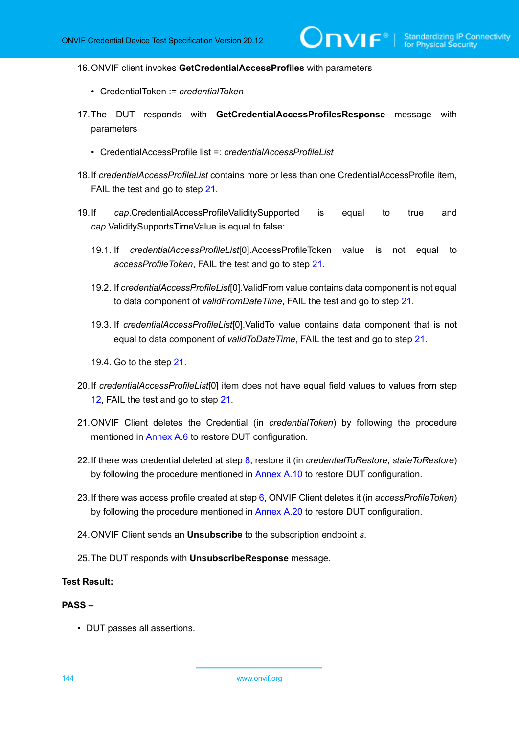16. ONVIF client invokes **GetCredentialAccessProfiles** with parameters

    - CredentialToken := *credentialToken*

17. The DUT responds with **GetCredentialAccessProfilesResponse** message with parameters

    - CredentialAccessProfile list =: *credentialAccessProfileList*

18. If *credentialAccessProfileList* contains more or less than one CredentialAccessProfile item, FAIL the test and go to step 21.

19. If *cap*.CredentialAccessProfileValiditySupported is equal to true and *cap*.ValiditySupportsTimeValue is equal to false:

    19.1. If *credentialAccessProfileList*[0].AccessProfileToken value is not equal to *accessProfileToken*, FAIL the test and go to step 21.

    19.2. If *credentialAccessProfileList*[0].ValidFrom value contains data component is not equal to data component of *validFromDateTime*, FAIL the test and go to step 21.

    19.3. If *credentialAccessProfileList*[0].ValidTo value contains data component that is not equal to data component of *validToDateTime*, FAIL the test and go to step 21.

    19.4. Go to the step 21.

20. If *credentialAccessProfileList*[0] item does not have equal field values to values from step 12, FAIL the test and go to step 21.

21. ONVIF Client deletes the Credential (in *credentialToken*) by following the procedure mentioned in Annex A.6 to restore DUT configuration.

22. If there was credential deleted at step 8, restore it (in *credentialToRestore*, *stateToRestore*) by following the procedure mentioned in Annex A.10 to restore DUT configuration.

23. If there was access profile created at step 6, ONVIF Client deletes it (in *accessProfileToken*) by following the procedure mentioned in Annex A.20 to restore DUT configuration.

24. ONVIF Client sends an **Unsubscribe** to the subscription endpoint *s*.

25. The DUT responds with **UnsubscribeResponse** message.

**Test Result:**

**PASS –**

- DUT passes all assertions.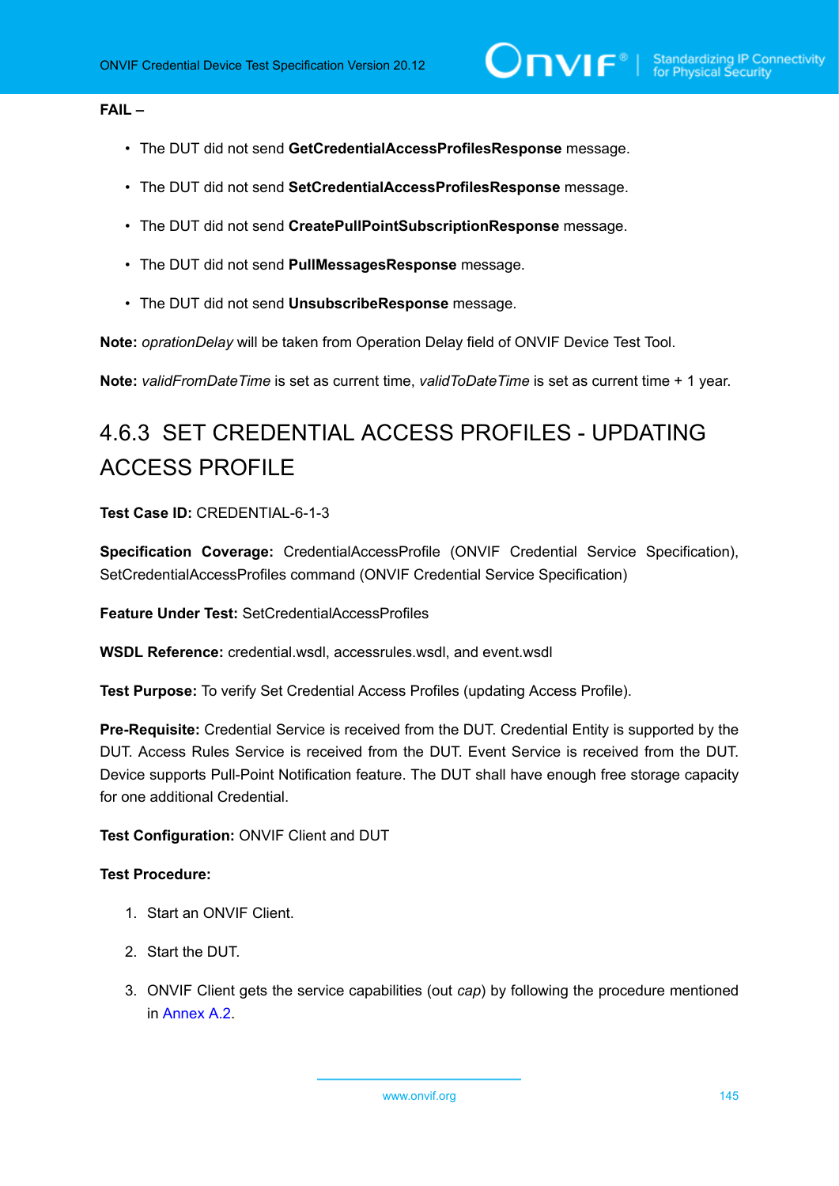**FAIL –**

- The DUT did not send **GetCredentialAccessProfilesResponse** message.
- The DUT did not send **SetCredentialAccessProfilesResponse** message.
- The DUT did not send **CreatePullPointSubscriptionResponse** message.
- The DUT did not send **PullMessagesResponse** message.
- The DUT did not send **UnsubscribeResponse** message.

**Note:** *oprationDelay* will be taken from Operation Delay field of ONVIF Device Test Tool.

**Note:** *validFromDateTime* is set as current time, *validToDateTime* is set as current time + 1 year.

### 4.6.3 SET CREDENTIAL ACCESS PROFILES - UPDATING ACCESS PROFILE

**Test Case ID:** CREDENTIAL-6-1-3

**Specification Coverage:** CredentialAccessProfile (ONVIF Credential Service Specification), SetCredentialAccessProfiles command (ONVIF Credential Service Specification)

**Feature Under Test:** SetCredentialAccessProfiles

**WSDL Reference:** credential.wsdl, accessrules.wsdl, and event.wsdl

**Test Purpose:** To verify Set Credential Access Profiles (updating Access Profile).

**Pre-Requisite:** Credential Service is received from the DUT. Credential Entity is supported by the DUT. Access Rules Service is received from the DUT. Event Service is received from the DUT. Device supports Pull-Point Notification feature. The DUT shall have enough free storage capacity for one additional Credential.

**Test Configuration:** ONVIF Client and DUT

**Test Procedure:**

1. Start an ONVIF Client.
2. Start the DUT.
3. ONVIF Client gets the service capabilities (out *cap*) by following the procedure mentioned in Annex A.2.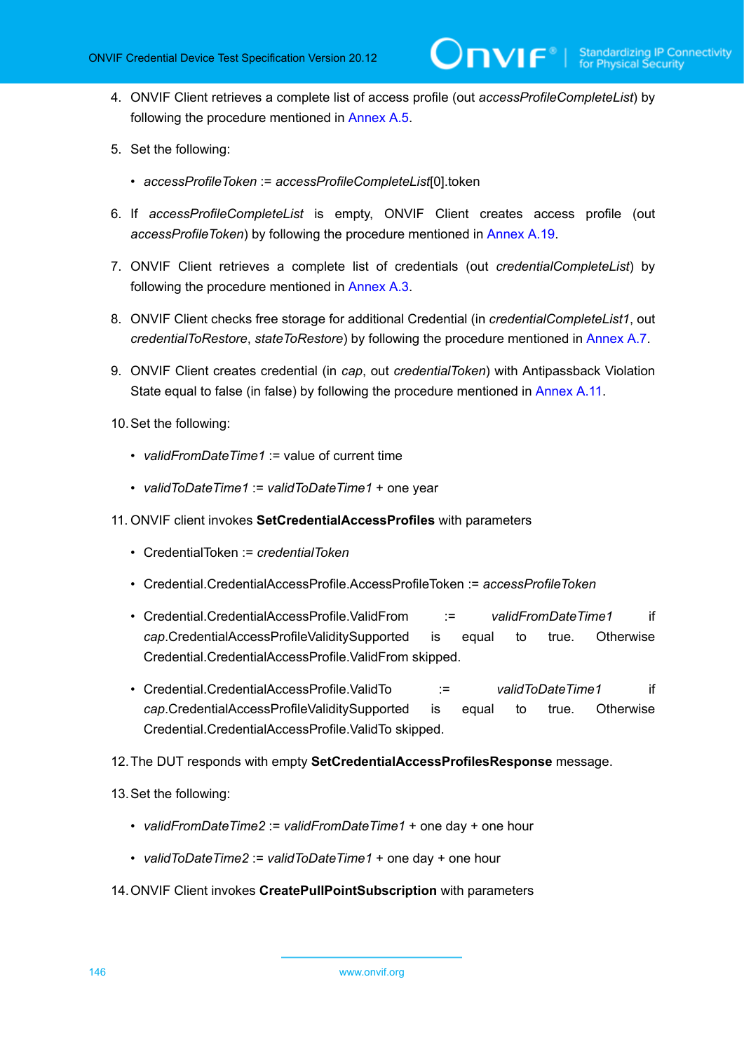4. ONVIF Client retrieves a complete list of access profile (out *accessProfileCompleteList*) by following the procedure mentioned in Annex A.5.

5. Set the following:

   - *accessProfileToken* := *accessProfileCompleteList*[0].token

6. If *accessProfileCompleteList* is empty, ONVIF Client creates access profile (out *accessProfileToken*) by following the procedure mentioned in Annex A.19.

7. ONVIF Client retrieves a complete list of credentials (out *credentialCompleteList*) by following the procedure mentioned in Annex A.3.

8. ONVIF Client checks free storage for additional Credential (in *credentialCompleteList1*, out *credentialToRestore*, *stateToRestore*) by following the procedure mentioned in Annex A.7.

9. ONVIF Client creates credential (in *cap*, out *credentialToken*) with Antipassback Violation State equal to false (in false) by following the procedure mentioned in Annex A.11.

10. Set the following:

    - *validFromDateTime1* := value of current time
    - *validToDateTime1* := *validToDateTime1* + one year

11. ONVIF client invokes **SetCredentialAccessProfiles** with parameters

    - CredentialToken := *credentialToken*
    - Credential.CredentialAccessProfile.AccessProfileToken := *accessProfileToken*
    - Credential.CredentialAccessProfile.ValidFrom := *validFromDateTime1* if *cap*.CredentialAccessProfileValiditySupported is equal to true. Otherwise Credential.CredentialAccessProfile.ValidFrom skipped.
    - Credential.CredentialAccessProfile.ValidTo := *validToDateTime1* if *cap*.CredentialAccessProfileValiditySupported is equal to true. Otherwise Credential.CredentialAccessProfile.ValidTo skipped.

12. The DUT responds with empty **SetCredentialAccessProfilesResponse** message.

13. Set the following:

    - *validFromDateTime2* := *validFromDateTime1* + one day + one hour
    - *validToDateTime2* := *validToDateTime1* + one day + one hour

14. ONVIF Client invokes **CreatePullPointSubscription** with parameters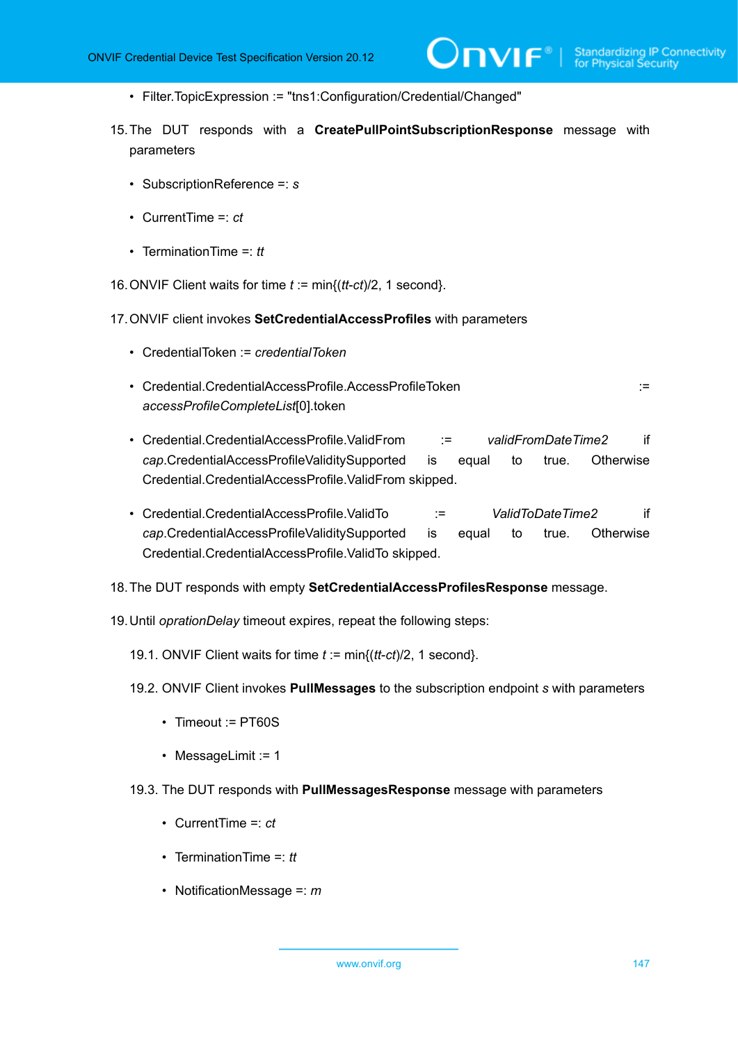- Filter.TopicExpression := "tns1:Configuration/Credential/Changed"

15. The DUT responds with a **CreatePullPointSubscriptionResponse** message with parameters

    - SubscriptionReference =: *s*

    - CurrentTime =: *ct*

    - TerminationTime =: *tt*

16. ONVIF Client waits for time *t* := min{(*tt*-*ct*)/2, 1 second}.

17. ONVIF client invokes **SetCredentialAccessProfiles** with parameters

    - CredentialToken := *credentialToken*

    - Credential.CredentialAccessProfile.AccessProfileToken := *accessProfileCompleteList*[0].token

    - Credential.CredentialAccessProfile.ValidFrom := *validFromDateTime2* if *cap*.CredentialAccessProfileValiditySupported is equal to true. Otherwise Credential.CredentialAccessProfile.ValidFrom skipped.

    - Credential.CredentialAccessProfile.ValidTo := *ValidToDateTime2* if *cap*.CredentialAccessProfileValiditySupported is equal to true. Otherwise Credential.CredentialAccessProfile.ValidTo skipped.

18. The DUT responds with empty **SetCredentialAccessProfilesResponse** message.

19. Until *oprationDelay* timeout expires, repeat the following steps:

    19.1. ONVIF Client waits for time *t* := min{(*tt*-*ct*)/2, 1 second}.

    19.2. ONVIF Client invokes **PullMessages** to the subscription endpoint *s* with parameters

    - Timeout := PT60S

    - MessageLimit := 1

    19.3. The DUT responds with **PullMessagesResponse** message with parameters

    - CurrentTime =: *ct*

    - TerminationTime =: *tt*

    - NotificationMessage =: *m*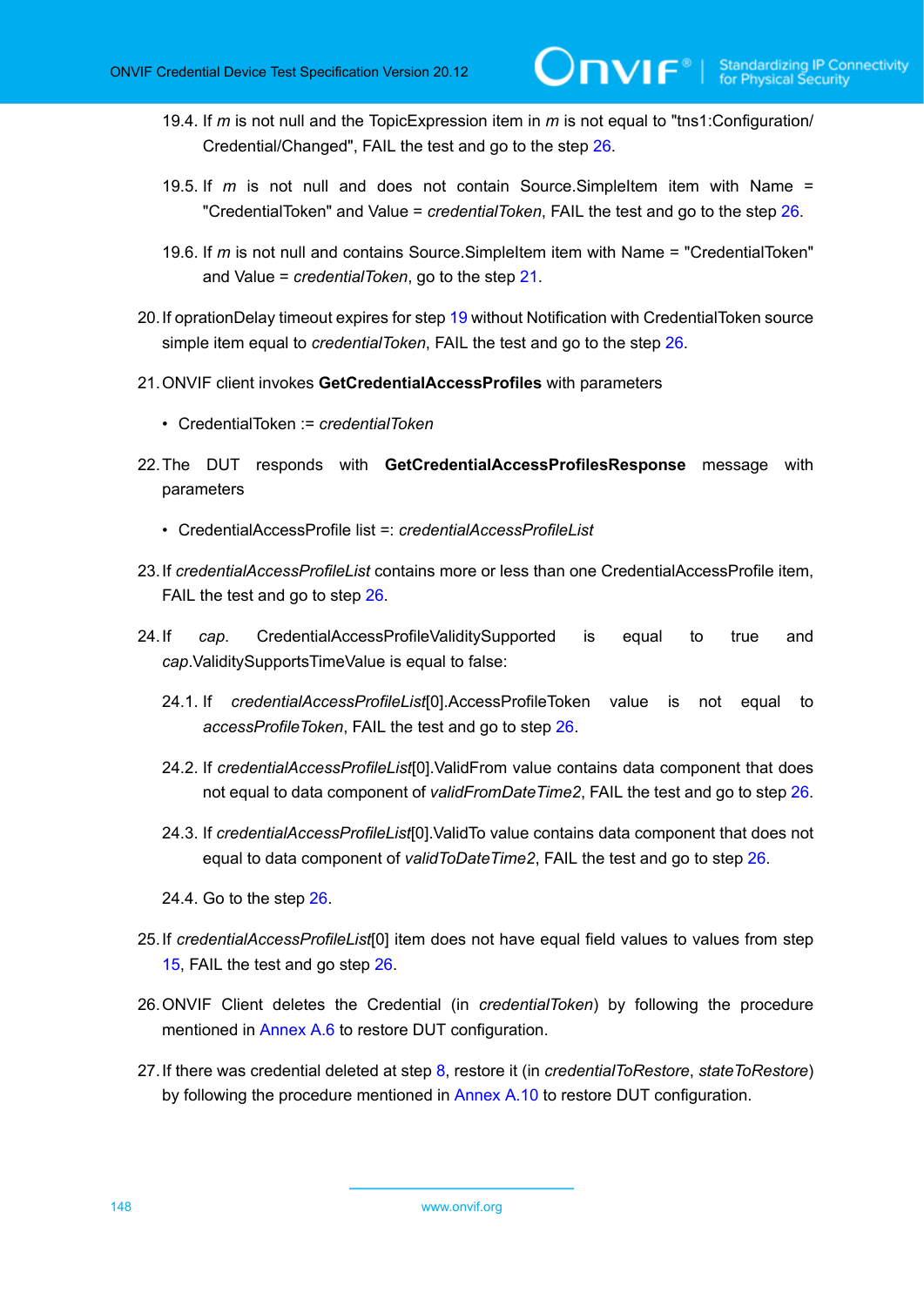19.4. If *m* is not null and the TopicExpression item in *m* is not equal to "tns1:Configuration/Credential/Changed", FAIL the test and go to the step 26.

19.5. If *m* is not null and does not contain Source.SimpleItem item with Name = "CredentialToken" and Value = *credentialToken*, FAIL the test and go to the step 26.

19.6. If *m* is not null and contains Source.SimpleItem item with Name = "CredentialToken" and Value = *credentialToken*, go to the step 21.

20. If oprationDelay timeout expires for step 19 without Notification with CredentialToken source simple item equal to *credentialToken*, FAIL the test and go to the step 26.

21. ONVIF client invokes **GetCredentialAccessProfiles** with parameters

- CredentialToken := *credentialToken*

22. The DUT responds with **GetCredentialAccessProfilesResponse** message with parameters

- CredentialAccessProfile list =: *credentialAccessProfileList*

23. If *credentialAccessProfileList* contains more or less than one CredentialAccessProfile item, FAIL the test and go to step 26.

24. If *cap*. CredentialAccessProfileValiditySupported is equal to true and *cap*.ValiditySupportsTimeValue is equal to false:

24.1. If *credentialAccessProfileList*[0].AccessProfileToken value is not equal to *accessProfileToken*, FAIL the test and go to step 26.

24.2. If *credentialAccessProfileList*[0].ValidFrom value contains data component that does not equal to data component of *validFromDateTime2*, FAIL the test and go to step 26.

24.3. If *credentialAccessProfileList*[0].ValidTo value contains data component that does not equal to data component of *validToDateTime2*, FAIL the test and go to step 26.

24.4. Go to the step 26.

25. If *credentialAccessProfileList*[0] item does not have equal field values to values from step 15, FAIL the test and go step 26.

26. ONVIF Client deletes the Credential (in *credentialToken*) by following the procedure mentioned in Annex A.6 to restore DUT configuration.

27. If there was credential deleted at step 8, restore it (in *credentialToRestore*, *stateToRestore*) by following the procedure mentioned in Annex A.10 to restore DUT configuration.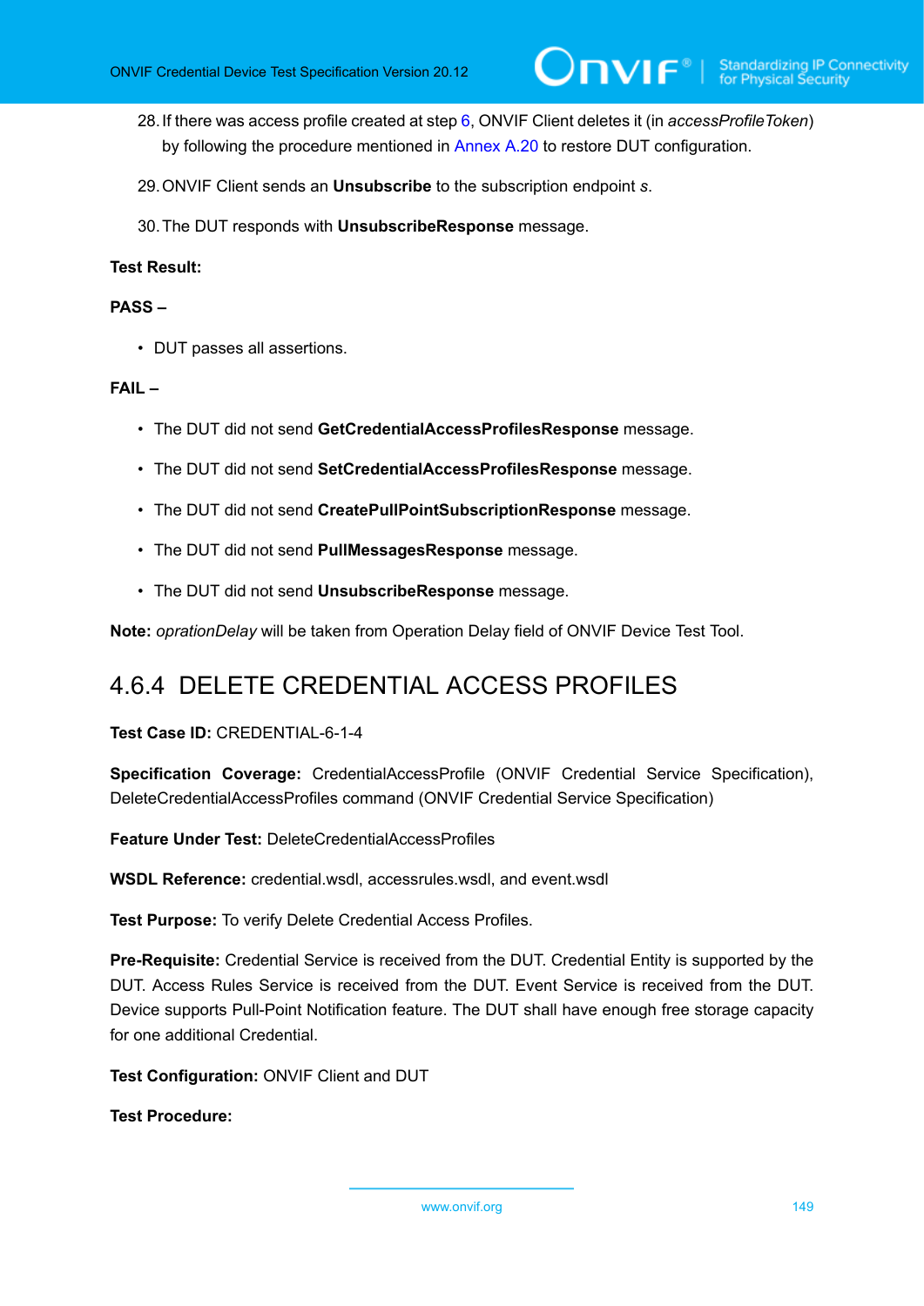28. If there was access profile created at step 6, ONVIF Client deletes it (in *accessProfileToken*) by following the procedure mentioned in Annex A.20 to restore DUT configuration.

29. ONVIF Client sends an **Unsubscribe** to the subscription endpoint *s*.

30. The DUT responds with **UnsubscribeResponse** message.

**Test Result:**

**PASS –**

- DUT passes all assertions.

**FAIL –**

- The DUT did not send **GetCredentialAccessProfilesResponse** message.
- The DUT did not send **SetCredentialAccessProfilesResponse** message.
- The DUT did not send **CreatePullPointSubscriptionResponse** message.
- The DUT did not send **PullMessagesResponse** message.
- The DUT did not send **UnsubscribeResponse** message.

**Note:** *oprationDelay* will be taken from Operation Delay field of ONVIF Device Test Tool.

### 4.6.4 DELETE CREDENTIAL ACCESS PROFILES

**Test Case ID:** CREDENTIAL-6-1-4

**Specification Coverage:** CredentialAccessProfile (ONVIF Credential Service Specification), DeleteCredentialAccessProfiles command (ONVIF Credential Service Specification)

**Feature Under Test:** DeleteCredentialAccessProfiles

**WSDL Reference:** credential.wsdl, accessrules.wsdl, and event.wsdl

**Test Purpose:** To verify Delete Credential Access Profiles.

**Pre-Requisite:** Credential Service is received from the DUT. Credential Entity is supported by the DUT. Access Rules Service is received from the DUT. Event Service is received from the DUT. Device supports Pull-Point Notification feature. The DUT shall have enough free storage capacity for one additional Credential.

**Test Configuration:** ONVIF Client and DUT

**Test Procedure:**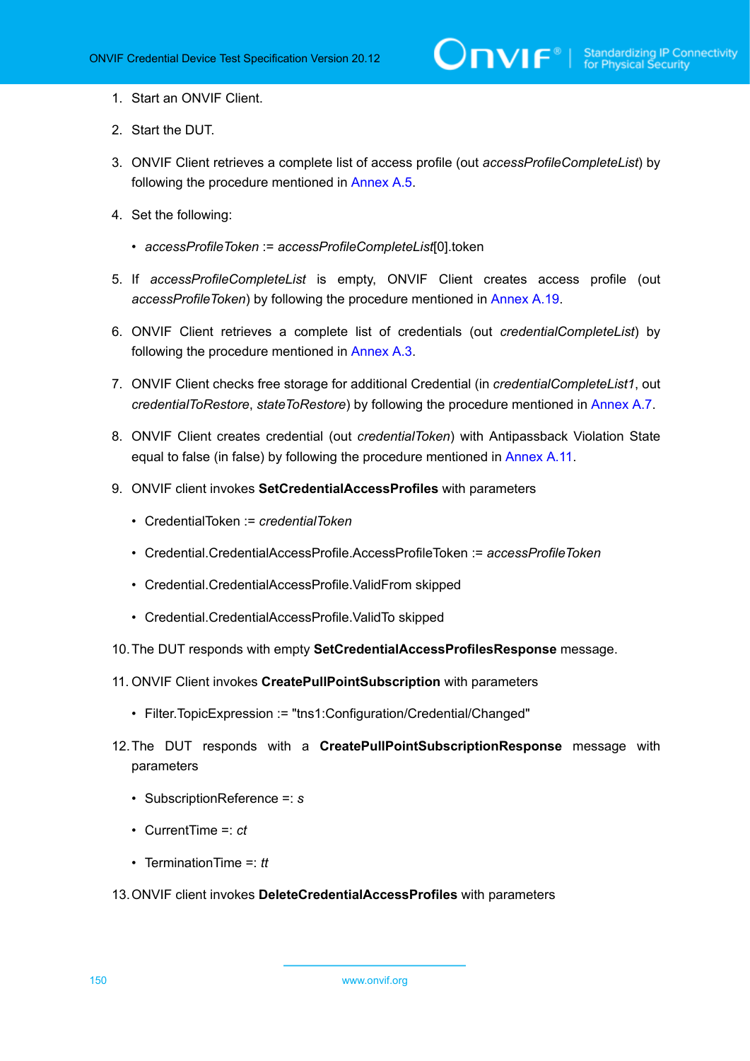1. Start an ONVIF Client.

2. Start the DUT.

3. ONVIF Client retrieves a complete list of access profile (out *accessProfileCompleteList*) by following the procedure mentioned in Annex A.5.

4. Set the following:

   - *accessProfileToken* := *accessProfileCompleteList*[0].token

5. If *accessProfileCompleteList* is empty, ONVIF Client creates access profile (out *accessProfileToken*) by following the procedure mentioned in Annex A.19.

6. ONVIF Client retrieves a complete list of credentials (out *credentialCompleteList*) by following the procedure mentioned in Annex A.3.

7. ONVIF Client checks free storage for additional Credential (in *credentialCompleteList1*, out *credentialToRestore*, *stateToRestore*) by following the procedure mentioned in Annex A.7.

8. ONVIF Client creates credential (out *credentialToken*) with Antipassback Violation State equal to false (in false) by following the procedure mentioned in Annex A.11.

9. ONVIF client invokes **SetCredentialAccessProfiles** with parameters

   - CredentialToken := *credentialToken*
   - Credential.CredentialAccessProfile.AccessProfileToken := *accessProfileToken*
   - Credential.CredentialAccessProfile.ValidFrom skipped
   - Credential.CredentialAccessProfile.ValidTo skipped

10. The DUT responds with empty **SetCredentialAccessProfilesResponse** message.

11. ONVIF Client invokes **CreatePullPointSubscription** with parameters

    - Filter.TopicExpression := "tns1:Configuration/Credential/Changed"

12. The DUT responds with a **CreatePullPointSubscriptionResponse** message with parameters

    - SubscriptionReference =: *s*
    - CurrentTime =: *ct*
    - TerminationTime =: *tt*

13. ONVIF client invokes **DeleteCredentialAccessProfiles** with parameters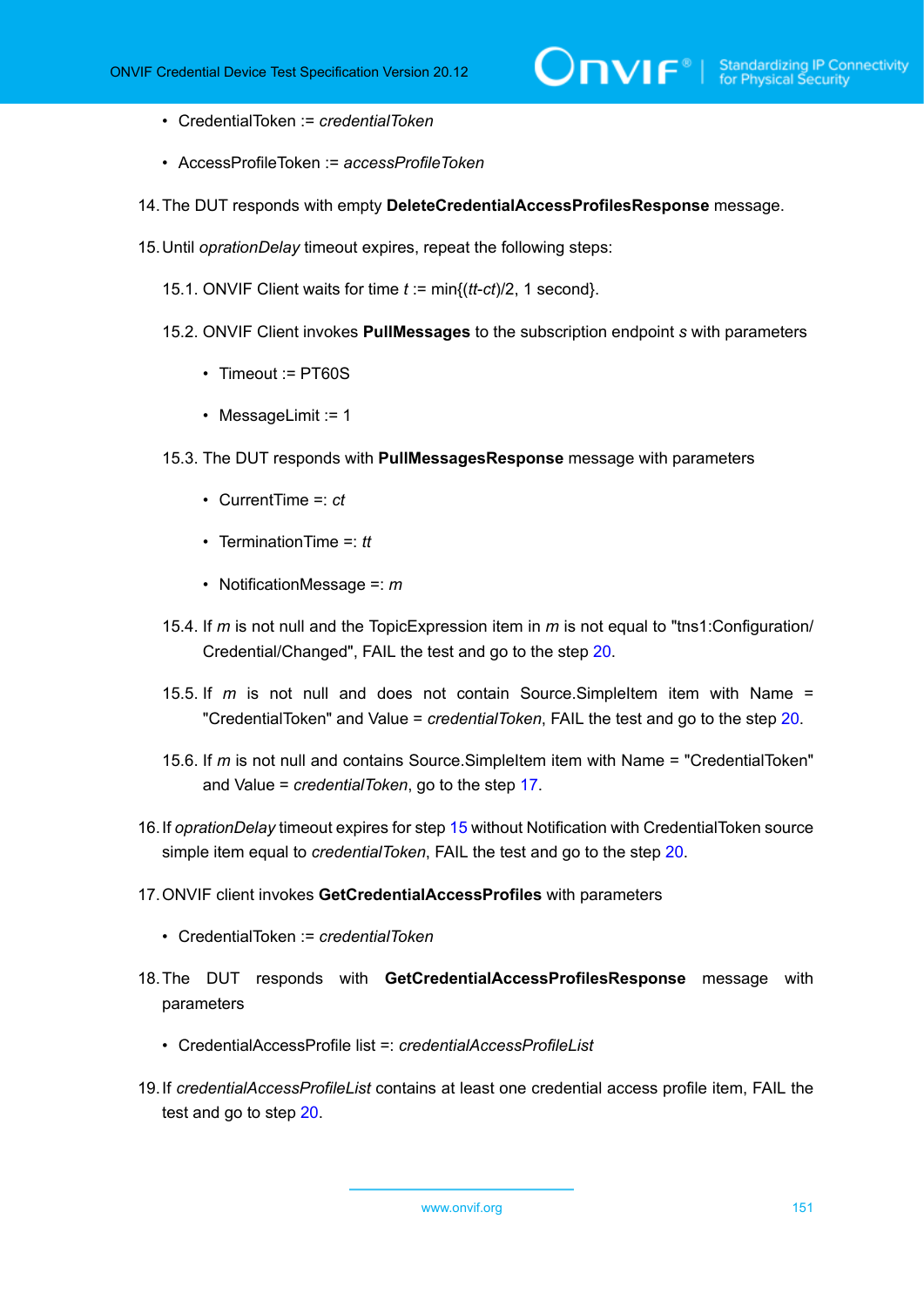- CredentialToken := *credentialToken*

- AccessProfileToken := *accessProfileToken*

14. The DUT responds with empty **DeleteCredentialAccessProfilesResponse** message.

15. Until *oprationDelay* timeout expires, repeat the following steps:

    15.1. ONVIF Client waits for time *t* := min{(*tt*-*ct*)/2, 1 second}.

    15.2. ONVIF Client invokes **PullMessages** to the subscription endpoint *s* with parameters

    - Timeout := PT60S

    - MessageLimit := 1

    15.3. The DUT responds with **PullMessagesResponse** message with parameters

    - CurrentTime =: *ct*

    - TerminationTime =: *tt*

    - NotificationMessage =: *m*

    15.4. If *m* is not null and the TopicExpression item in *m* is not equal to "tns1:Configuration/Credential/Changed", FAIL the test and go to the step 20.

    15.5. If *m* is not null and does not contain Source.SimpleItem item with Name = "CredentialToken" and Value = *credentialToken*, FAIL the test and go to the step 20.

    15.6. If *m* is not null and contains Source.SimpleItem item with Name = "CredentialToken" and Value = *credentialToken*, go to the step 17.

16. If *oprationDelay* timeout expires for step 15 without Notification with CredentialToken source simple item equal to *credentialToken*, FAIL the test and go to the step 20.

17. ONVIF client invokes **GetCredentialAccessProfiles** with parameters

    - CredentialToken := *credentialToken*

18. The DUT responds with **GetCredentialAccessProfilesResponse** message with parameters

    - CredentialAccessProfile list =: *credentialAccessProfileList*

19. If *credentialAccessProfileList* contains at least one credential access profile item, FAIL the test and go to step 20.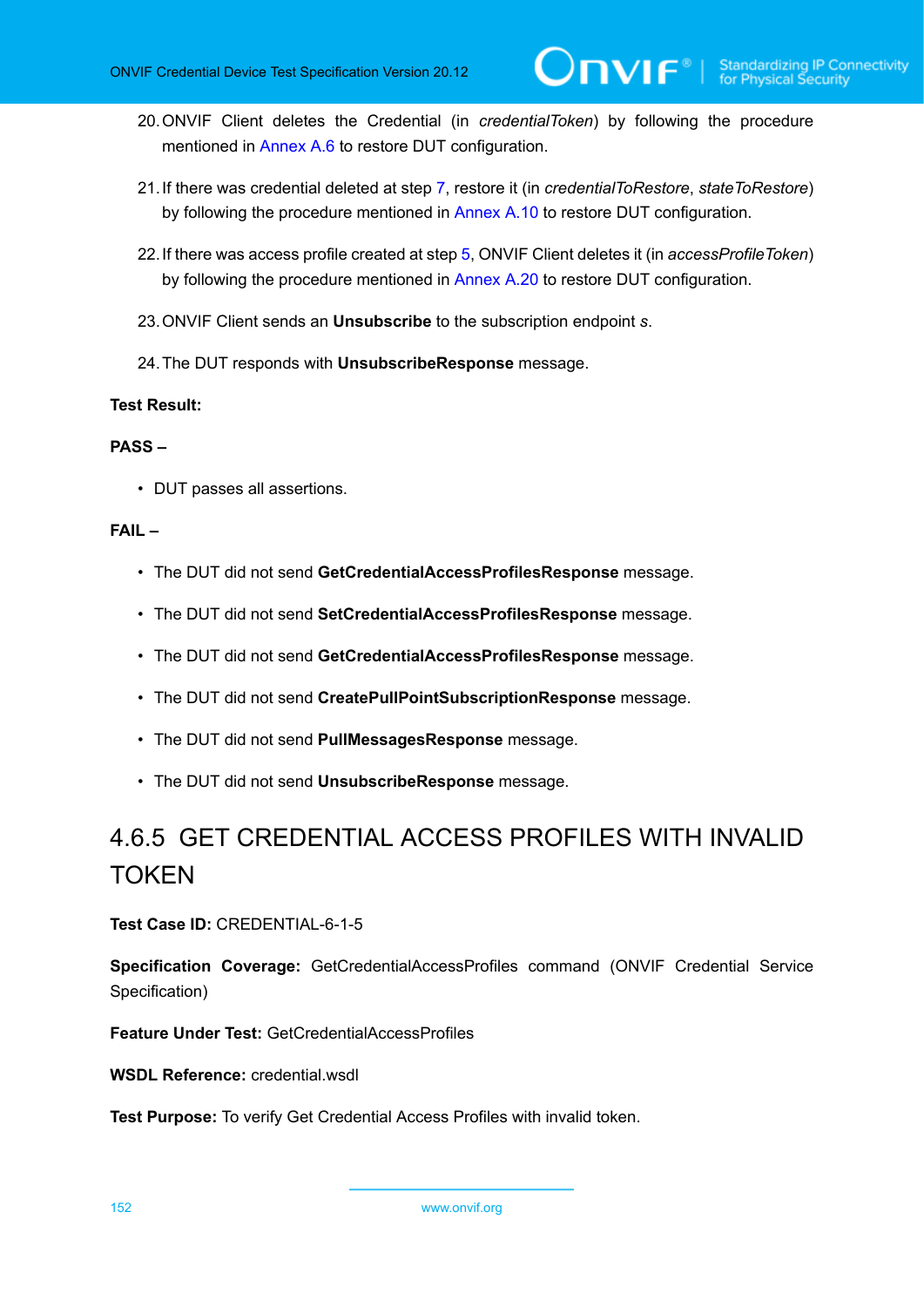20. ONVIF Client deletes the Credential (in *credentialToken*) by following the procedure mentioned in Annex A.6 to restore DUT configuration.

21. If there was credential deleted at step 7, restore it (in *credentialToRestore*, *stateToRestore*) by following the procedure mentioned in Annex A.10 to restore DUT configuration.

22. If there was access profile created at step 5, ONVIF Client deletes it (in *accessProfileToken*) by following the procedure mentioned in Annex A.20 to restore DUT configuration.

23. ONVIF Client sends an **Unsubscribe** to the subscription endpoint *s*.

24. The DUT responds with **UnsubscribeResponse** message.

**Test Result:**

**PASS –**

- DUT passes all assertions.

**FAIL –**

- The DUT did not send **GetCredentialAccessProfilesResponse** message.
- The DUT did not send **SetCredentialAccessProfilesResponse** message.
- The DUT did not send **GetCredentialAccessProfilesResponse** message.
- The DUT did not send **CreatePullPointSubscriptionResponse** message.
- The DUT did not send **PullMessagesResponse** message.
- The DUT did not send **UnsubscribeResponse** message.

### 4.6.5 GET CREDENTIAL ACCESS PROFILES WITH INVALID TOKEN

**Test Case ID:** CREDENTIAL-6-1-5

**Specification Coverage:** GetCredentialAccessProfiles command (ONVIF Credential Service Specification)

**Feature Under Test:** GetCredentialAccessProfiles

**WSDL Reference:** credential.wsdl

**Test Purpose:** To verify Get Credential Access Profiles with invalid token.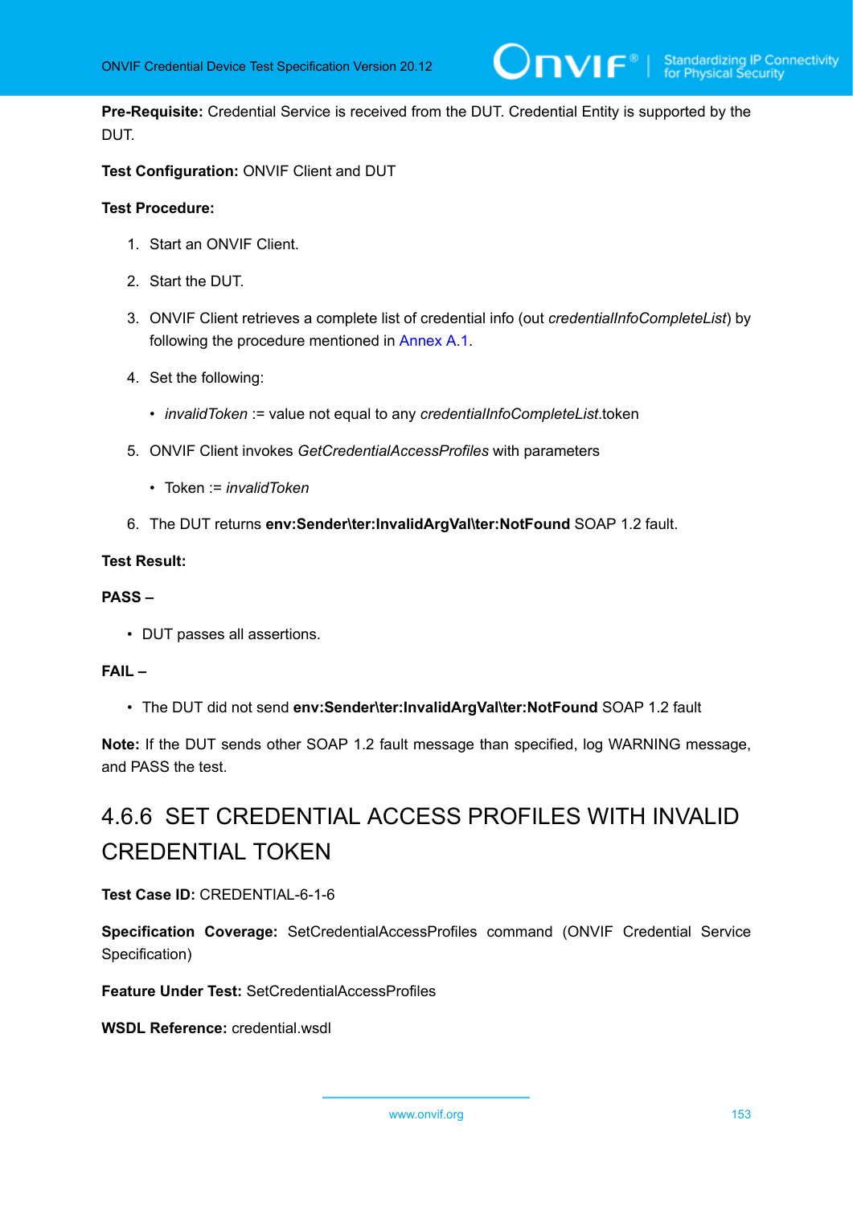**Pre-Requisite:** Credential Service is received from the DUT. Credential Entity is supported by the DUT.

**Test Configuration:** ONVIF Client and DUT

**Test Procedure:**

1. Start an ONVIF Client.
2. Start the DUT.
3. ONVIF Client retrieves a complete list of credential info (out *credentialInfoCompleteList*) by following the procedure mentioned in Annex A.1.
4. Set the following:
   - *invalidToken* := value not equal to any *credentialInfoCompleteList*.token
5. ONVIF Client invokes *GetCredentialAccessProfiles* with parameters
   - Token := *invalidToken*
6. The DUT returns **env:Sender\ter:InvalidArgVal\ter:NotFound** SOAP 1.2 fault.

**Test Result:**

**PASS –**

- DUT passes all assertions.

**FAIL –**

- The DUT did not send **env:Sender\ter:InvalidArgVal\ter:NotFound** SOAP 1.2 fault

**Note:** If the DUT sends other SOAP 1.2 fault message than specified, log WARNING message, and PASS the test.

### 4.6.6 SET CREDENTIAL ACCESS PROFILES WITH INVALID CREDENTIAL TOKEN

**Test Case ID:** CREDENTIAL-6-1-6

**Specification Coverage:** SetCredentialAccessProfiles command (ONVIF Credential Service Specification)

**Feature Under Test:** SetCredentialAccessProfiles

**WSDL Reference:** credential.wsdl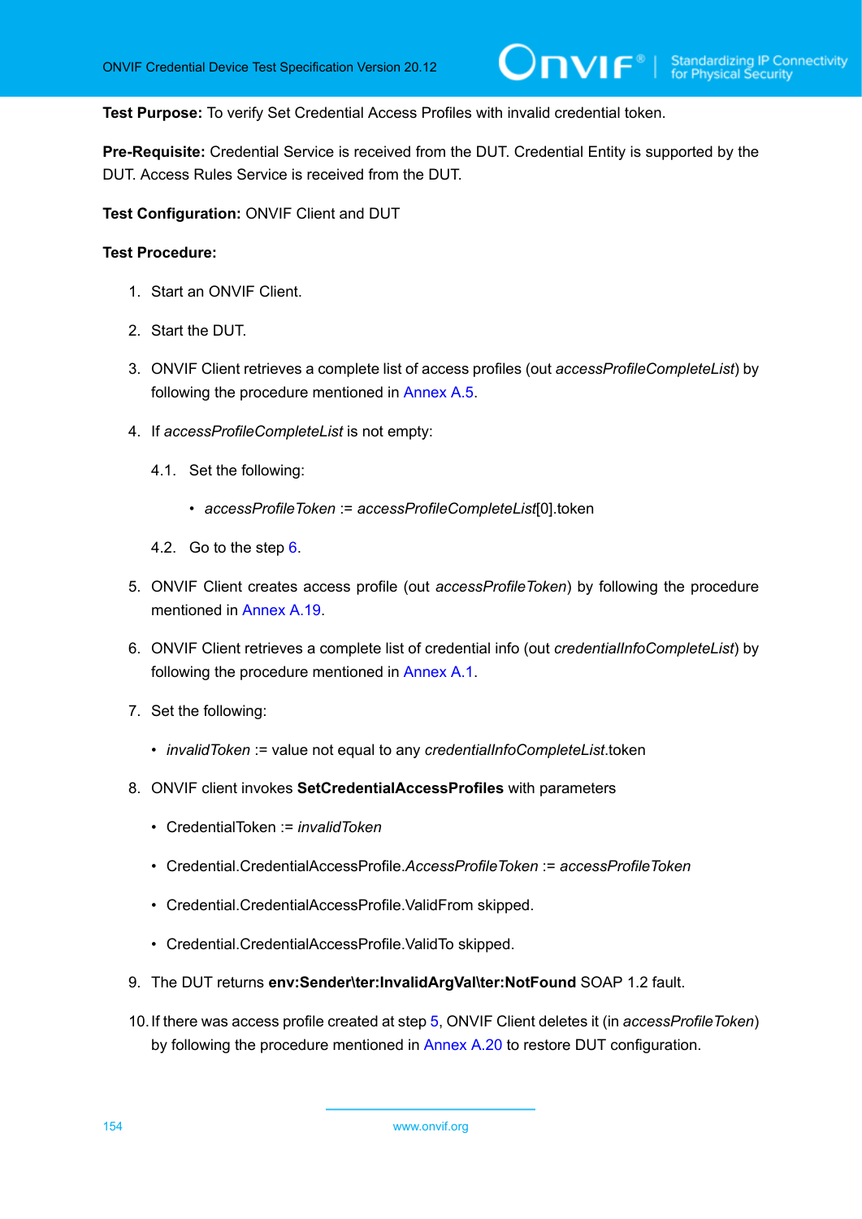**Test Purpose:** To verify Set Credential Access Profiles with invalid credential token.

**Pre-Requisite:** Credential Service is received from the DUT. Credential Entity is supported by the DUT. Access Rules Service is received from the DUT.

**Test Configuration:** ONVIF Client and DUT

**Test Procedure:**

1. Start an ONVIF Client.
2. Start the DUT.
3. ONVIF Client retrieves a complete list of access profiles (out *accessProfileCompleteList*) by following the procedure mentioned in Annex A.5.
4. If *accessProfileCompleteList* is not empty:
   4.1. Set the following:
      - *accessProfileToken* := *accessProfileCompleteList*[0].token

   4.2. Go to the step 6.
5. ONVIF Client creates access profile (out *accessProfileToken*) by following the procedure mentioned in Annex A.19.
6. ONVIF Client retrieves a complete list of credential info (out *credentialInfoCompleteList*) by following the procedure mentioned in Annex A.1.
7. Set the following:
   - *invalidToken* := value not equal to any *credentialInfoCompleteList*.token
8. ONVIF client invokes **SetCredentialAccessProfiles** with parameters
   - CredentialToken := *invalidToken*
   - Credential.CredentialAccessProfile.*AccessProfileToken* := *accessProfileToken*
   - Credential.CredentialAccessProfile.ValidFrom skipped.
   - Credential.CredentialAccessProfile.ValidTo skipped.
9. The DUT returns **env:Sender\ter:InvalidArgVal\ter:NotFound** SOAP 1.2 fault.
10. If there was access profile created at step 5, ONVIF Client deletes it (in *accessProfileToken*) by following the procedure mentioned in Annex A.20 to restore DUT configuration.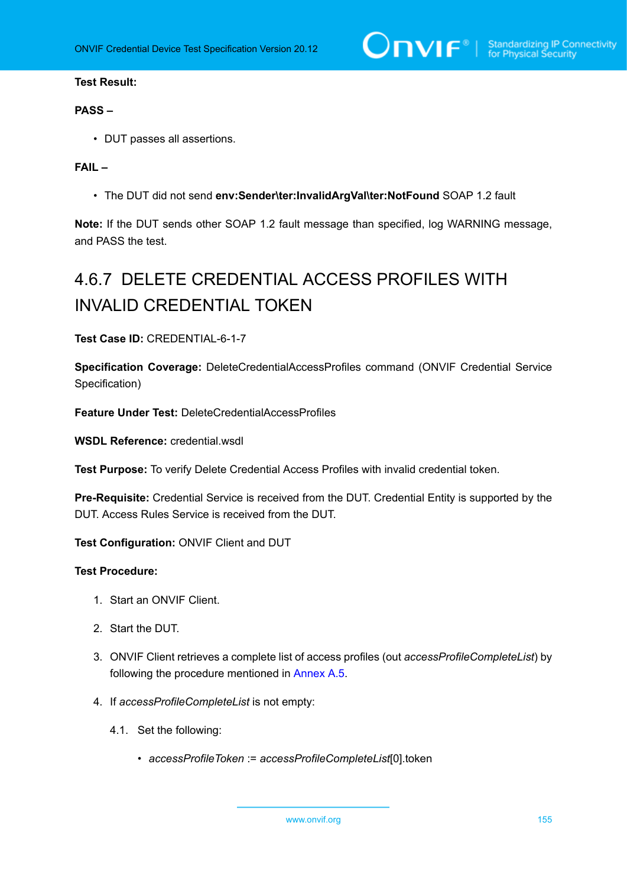**Test Result:**

**PASS –**

- DUT passes all assertions.

**FAIL –**

- The DUT did not send **env:Sender\ter:InvalidArgVal\ter:NotFound** SOAP 1.2 fault

**Note:** If the DUT sends other SOAP 1.2 fault message than specified, log WARNING message, and PASS the test.

## 4.6.7 DELETE CREDENTIAL ACCESS PROFILES WITH INVALID CREDENTIAL TOKEN

**Test Case ID:** CREDENTIAL-6-1-7

**Specification Coverage:** DeleteCredentialAccessProfiles command (ONVIF Credential Service Specification)

**Feature Under Test:** DeleteCredentialAccessProfiles

**WSDL Reference:** credential.wsdl

**Test Purpose:** To verify Delete Credential Access Profiles with invalid credential token.

**Pre-Requisite:** Credential Service is received from the DUT. Credential Entity is supported by the DUT. Access Rules Service is received from the DUT.

**Test Configuration:** ONVIF Client and DUT

**Test Procedure:**

1. Start an ONVIF Client.
2. Start the DUT.
3. ONVIF Client retrieves a complete list of access profiles (out *accessProfileCompleteList*) by following the procedure mentioned in Annex A.5.
4. If *accessProfileCompleteList* is not empty:
   4.1. Set the following:
   - *accessProfileToken* := *accessProfileCompleteList*[0].token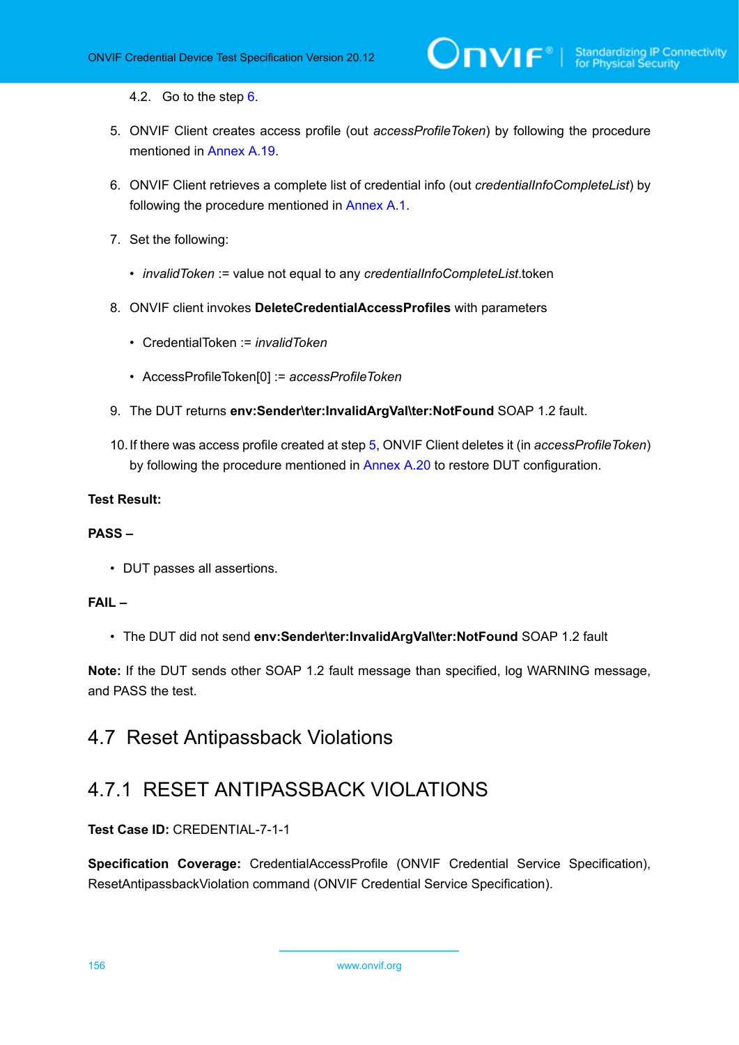4.2. Go to the step 6.

5. ONVIF Client creates access profile (out *accessProfileToken*) by following the procedure mentioned in Annex A.19.

6. ONVIF Client retrieves a complete list of credential info (out *credentialInfoCompleteList*) by following the procedure mentioned in Annex A.1.

7. Set the following:

   - *invalidToken* := value not equal to any *credentialInfoCompleteList*.token

8. ONVIF client invokes **DeleteCredentialAccessProfiles** with parameters

   - CredentialToken := *invalidToken*

   - AccessProfileToken[0] := *accessProfileToken*

9. The DUT returns **env:Sender\ter:InvalidArgVal\ter:NotFound** SOAP 1.2 fault.

10. If there was access profile created at step 5, ONVIF Client deletes it (in *accessProfileToken*) by following the procedure mentioned in Annex A.20 to restore DUT configuration.

**Test Result:**

**PASS –**

- DUT passes all assertions.

**FAIL –**

- The DUT did not send **env:Sender\ter:InvalidArgVal\ter:NotFound** SOAP 1.2 fault

**Note:** If the DUT sends other SOAP 1.2 fault message than specified, log WARNING message, and PASS the test.

## 4.7 Reset Antipassback Violations

### 4.7.1 RESET ANTIPASSBACK VIOLATIONS

**Test Case ID:** CREDENTIAL-7-1-1

**Specification Coverage:** CredentialAccessProfile (ONVIF Credential Service Specification), ResetAntipassbackViolation command (ONVIF Credential Service Specification).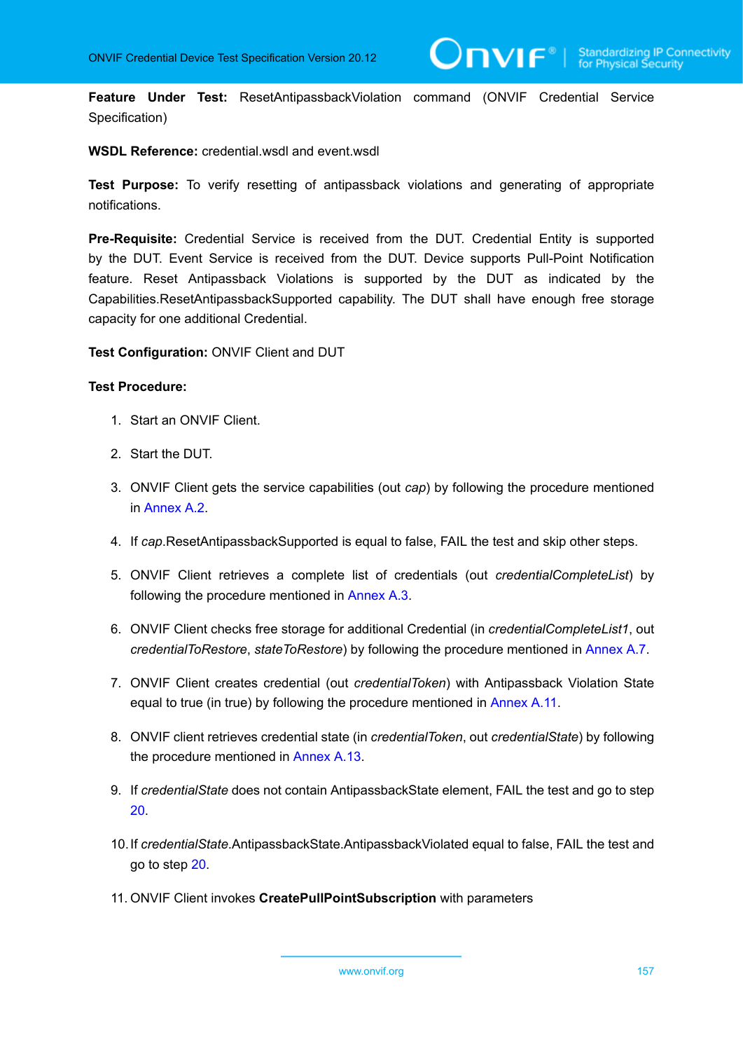**Feature Under Test:** ResetAntipassbackViolation command (ONVIF Credential Service Specification)

**WSDL Reference:** credential.wsdl and event.wsdl

**Test Purpose:** To verify resetting of antipassback violations and generating of appropriate notifications.

**Pre-Requisite:** Credential Service is received from the DUT. Credential Entity is supported by the DUT. Event Service is received from the DUT. Device supports Pull-Point Notification feature. Reset Antipassback Violations is supported by the DUT as indicated by the Capabilities.ResetAntipassbackSupported capability. The DUT shall have enough free storage capacity for one additional Credential.

**Test Configuration:** ONVIF Client and DUT

**Test Procedure:**

1. Start an ONVIF Client.
2. Start the DUT.
3. ONVIF Client gets the service capabilities (out *cap*) by following the procedure mentioned in Annex A.2.
4. If *cap*.ResetAntipassbackSupported is equal to false, FAIL the test and skip other steps.
5. ONVIF Client retrieves a complete list of credentials (out *credentialCompleteList*) by following the procedure mentioned in Annex A.3.
6. ONVIF Client checks free storage for additional Credential (in *credentialCompleteList1*, out *credentialToRestore*, *stateToRestore*) by following the procedure mentioned in Annex A.7.
7. ONVIF Client creates credential (out *credentialToken*) with Antipassback Violation State equal to true (in true) by following the procedure mentioned in Annex A.11.
8. ONVIF client retrieves credential state (in *credentialToken*, out *credentialState*) by following the procedure mentioned in Annex A.13.
9. If *credentialState* does not contain AntipassbackState element, FAIL the test and go to step 20.
10. If *credentialState*.AntipassbackState.AntipassbackViolated equal to false, FAIL the test and go to step 20.
11. ONVIF Client invokes **CreatePullPointSubscription** with parameters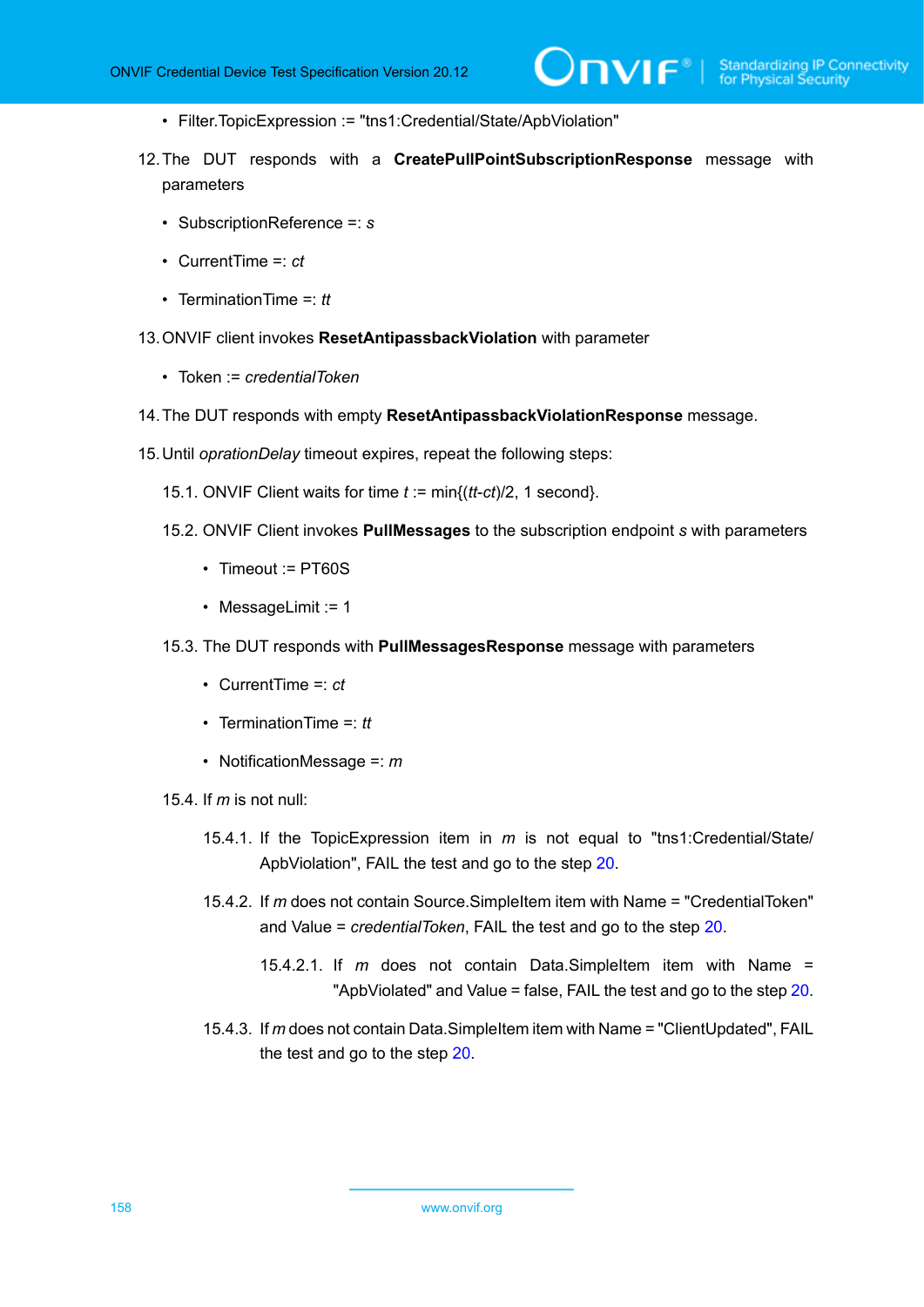- Filter.TopicExpression := "tns1:Credential/State/ApbViolation"

12. The DUT responds with a **CreatePullPointSubscriptionResponse** message with parameters

    - SubscriptionReference =: *s*
    - CurrentTime =: *ct*
    - TerminationTime =: *tt*

13. ONVIF client invokes **ResetAntipassbackViolation** with parameter

    - Token := *credentialToken*

14. The DUT responds with empty **ResetAntipassbackViolationResponse** message.

15. Until *oprationDelay* timeout expires, repeat the following steps:

    15.1. ONVIF Client waits for time *t* := min{(*tt*-*ct*)/2, 1 second}.

    15.2. ONVIF Client invokes **PullMessages** to the subscription endpoint *s* with parameters

    - Timeout := PT60S
    - MessageLimit := 1

    15.3. The DUT responds with **PullMessagesResponse** message with parameters

    - CurrentTime =: *ct*
    - TerminationTime =: *tt*
    - NotificationMessage =: *m*

    15.4. If *m* is not null:

    15.4.1. If the TopicExpression item in *m* is not equal to "tns1:Credential/State/ApbViolation", FAIL the test and go to the step 20.

    15.4.2. If *m* does not contain Source.SimpleItem item with Name = "CredentialToken" and Value = *credentialToken*, FAIL the test and go to the step 20.

    15.4.2.1. If *m* does not contain Data.SimpleItem item with Name = "ApbViolated" and Value = false, FAIL the test and go to the step 20.

    15.4.3. If *m* does not contain Data.SimpleItem item with Name = "ClientUpdated", FAIL the test and go to the step 20.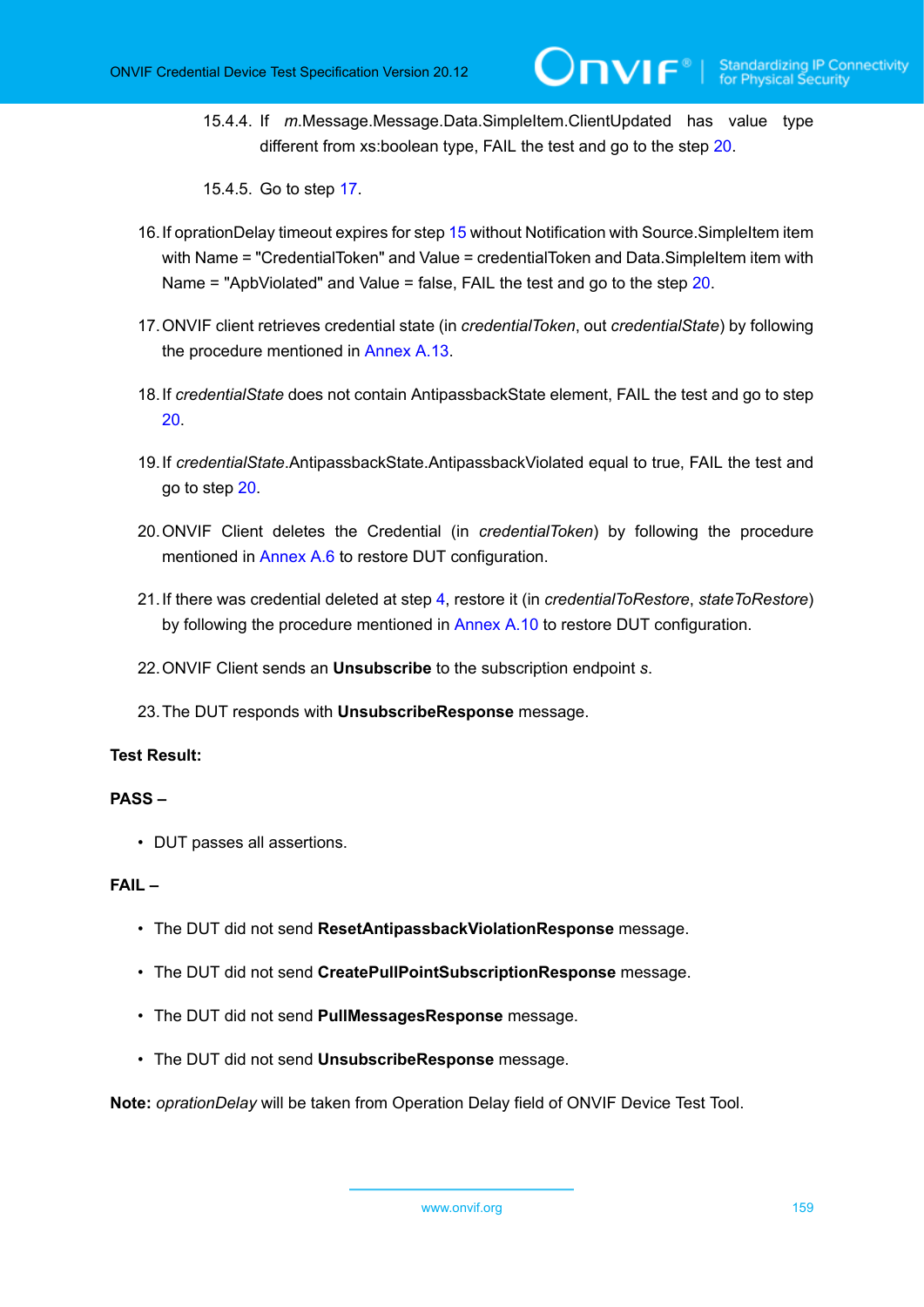15.4.4. If *m*.Message.Message.Data.SimpleItem.ClientUpdated has value type different from xs:boolean type, FAIL the test and go to the step 20.

15.4.5. Go to step 17.

16. If oprationDelay timeout expires for step 15 without Notification with Source.SimpleItem item with Name = "CredentialToken" and Value = credentialToken and Data.SimpleItem item with Name = "ApbViolated" and Value = false, FAIL the test and go to the step 20.

17. ONVIF client retrieves credential state (in *credentialToken*, out *credentialState*) by following the procedure mentioned in Annex A.13.

18. If *credentialState* does not contain AntipassbackState element, FAIL the test and go to step 20.

19. If *credentialState*.AntipassbackState.AntipassbackViolated equal to true, FAIL the test and go to step 20.

20. ONVIF Client deletes the Credential (in *credentialToken*) by following the procedure mentioned in Annex A.6 to restore DUT configuration.

21. If there was credential deleted at step 4, restore it (in *credentialToRestore*, *stateToRestore*) by following the procedure mentioned in Annex A.10 to restore DUT configuration.

22. ONVIF Client sends an **Unsubscribe** to the subscription endpoint *s*.

23. The DUT responds with **UnsubscribeResponse** message.

**Test Result:**

**PASS –**

- DUT passes all assertions.

**FAIL –**

- The DUT did not send **ResetAntipassbackViolationResponse** message.
- The DUT did not send **CreatePullPointSubscriptionResponse** message.
- The DUT did not send **PullMessagesResponse** message.
- The DUT did not send **UnsubscribeResponse** message.

**Note:** *oprationDelay* will be taken from Operation Delay field of ONVIF Device Test Tool.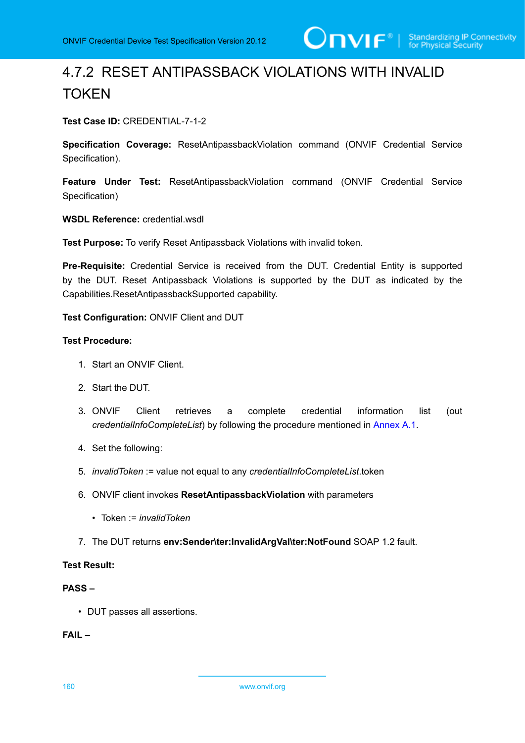### 4.7.2 RESET ANTIPASSBACK VIOLATIONS WITH INVALID TOKEN

**Test Case ID:** CREDENTIAL-7-1-2

**Specification Coverage:** ResetAntipassbackViolation command (ONVIF Credential Service Specification).

**Feature Under Test:** ResetAntipassbackViolation command (ONVIF Credential Service Specification)

**WSDL Reference:** credential.wsdl

**Test Purpose:** To verify Reset Antipassback Violations with invalid token.

**Pre-Requisite:** Credential Service is received from the DUT. Credential Entity is supported by the DUT. Reset Antipassback Violations is supported by the DUT as indicated by the Capabilities.ResetAntipassbackSupported capability.

**Test Configuration:** ONVIF Client and DUT

**Test Procedure:**

1. Start an ONVIF Client.
2. Start the DUT.
3. ONVIF Client retrieves a complete credential information list (out *credentialInfoCompleteList*) by following the procedure mentioned in Annex A.1.
4. Set the following:
5. *invalidToken* := value not equal to any *credentialInfoCompleteList*.token
6. ONVIF client invokes **ResetAntipassbackViolation** with parameters
   - Token := *invalidToken*
7. The DUT returns **env:Sender\ter:InvalidArgVal\ter:NotFound** SOAP 1.2 fault.

**Test Result:**

**PASS –**

- DUT passes all assertions.

**FAIL –**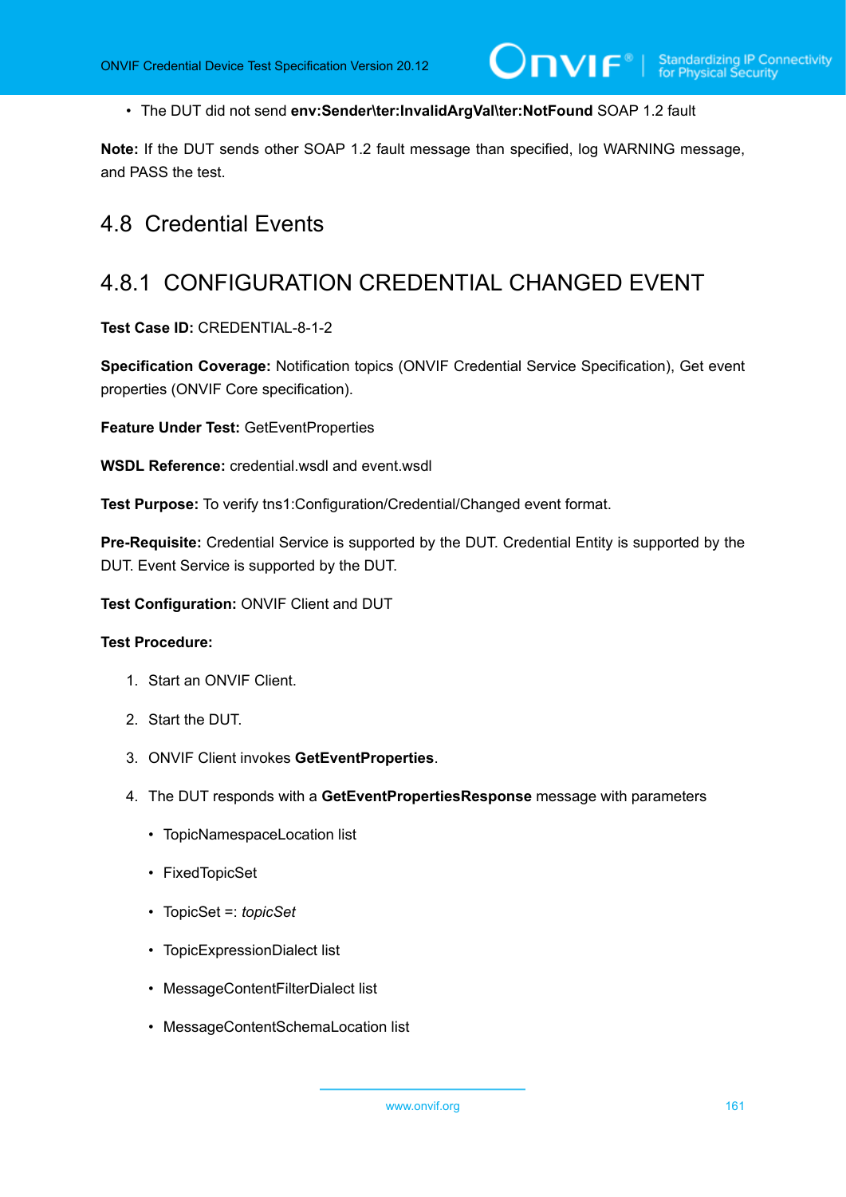- The DUT did not send **env:Sender\ter:InvalidArgVal\ter:NotFound** SOAP 1.2 fault

**Note:** If the DUT sends other SOAP 1.2 fault message than specified, log WARNING message, and PASS the test.

## 4.8 Credential Events

### 4.8.1 CONFIGURATION CREDENTIAL CHANGED EVENT

**Test Case ID:** CREDENTIAL-8-1-2

**Specification Coverage:** Notification topics (ONVIF Credential Service Specification), Get event properties (ONVIF Core specification).

**Feature Under Test:** GetEventProperties

**WSDL Reference:** credential.wsdl and event.wsdl

**Test Purpose:** To verify tns1:Configuration/Credential/Changed event format.

**Pre-Requisite:** Credential Service is supported by the DUT. Credential Entity is supported by the DUT. Event Service is supported by the DUT.

**Test Configuration:** ONVIF Client and DUT

**Test Procedure:**

1. Start an ONVIF Client.
2. Start the DUT.
3. ONVIF Client invokes **GetEventProperties**.
4. The DUT responds with a **GetEventPropertiesResponse** message with parameters
   - TopicNamespaceLocation list
   - FixedTopicSet
   - TopicSet =: *topicSet*
   - TopicExpressionDialect list
   - MessageContentFilterDialect list
   - MessageContentSchemaLocation list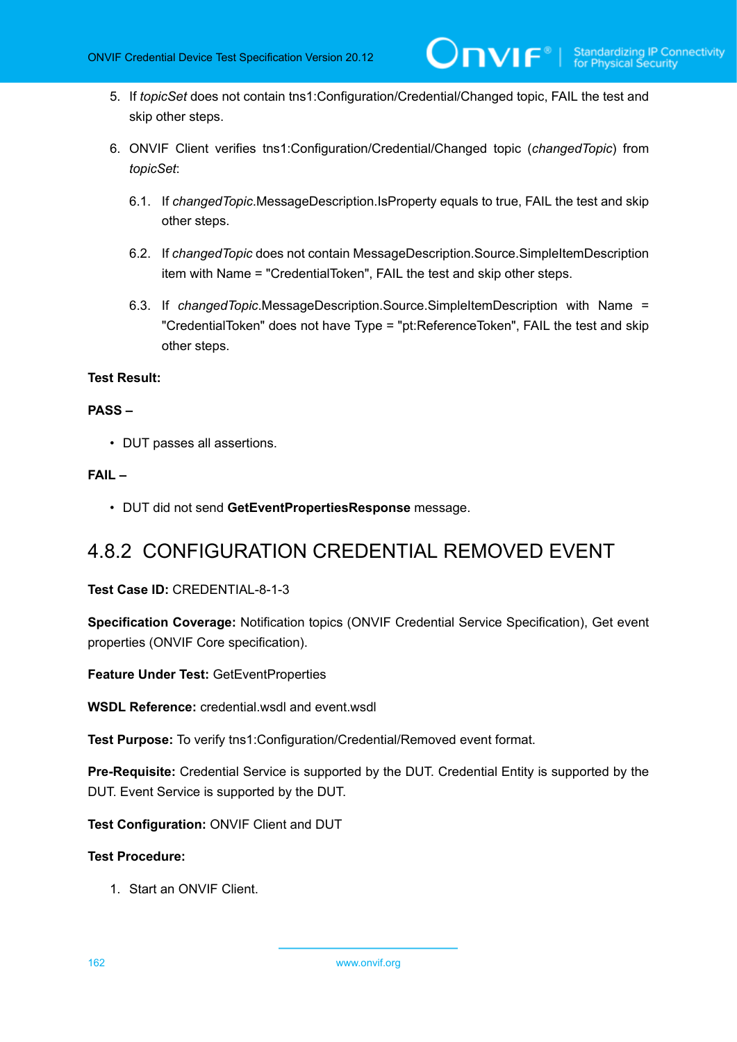5. If *topicSet* does not contain tns1:Configuration/Credential/Changed topic, FAIL the test and skip other steps.

6. ONVIF Client verifies tns1:Configuration/Credential/Changed topic (*changedTopic*) from *topicSet*:

   6.1. If *changedTopic*.MessageDescription.IsProperty equals to true, FAIL the test and skip other steps.

   6.2. If *changedTopic* does not contain MessageDescription.Source.SimpleItemDescription item with Name = "CredentialToken", FAIL the test and skip other steps.

   6.3. If *changedTopic*.MessageDescription.Source.SimpleItemDescription with Name = "CredentialToken" does not have Type = "pt:ReferenceToken", FAIL the test and skip other steps.

**Test Result:**

**PASS –**

- DUT passes all assertions.

**FAIL –**

- DUT did not send **GetEventPropertiesResponse** message.

## 4.8.2 CONFIGURATION CREDENTIAL REMOVED EVENT

**Test Case ID:** CREDENTIAL-8-1-3

**Specification Coverage:** Notification topics (ONVIF Credential Service Specification), Get event properties (ONVIF Core specification).

**Feature Under Test:** GetEventProperties

**WSDL Reference:** credential.wsdl and event.wsdl

**Test Purpose:** To verify tns1:Configuration/Credential/Removed event format.

**Pre-Requisite:** Credential Service is supported by the DUT. Credential Entity is supported by the DUT. Event Service is supported by the DUT.

**Test Configuration:** ONVIF Client and DUT

**Test Procedure:**

1. Start an ONVIF Client.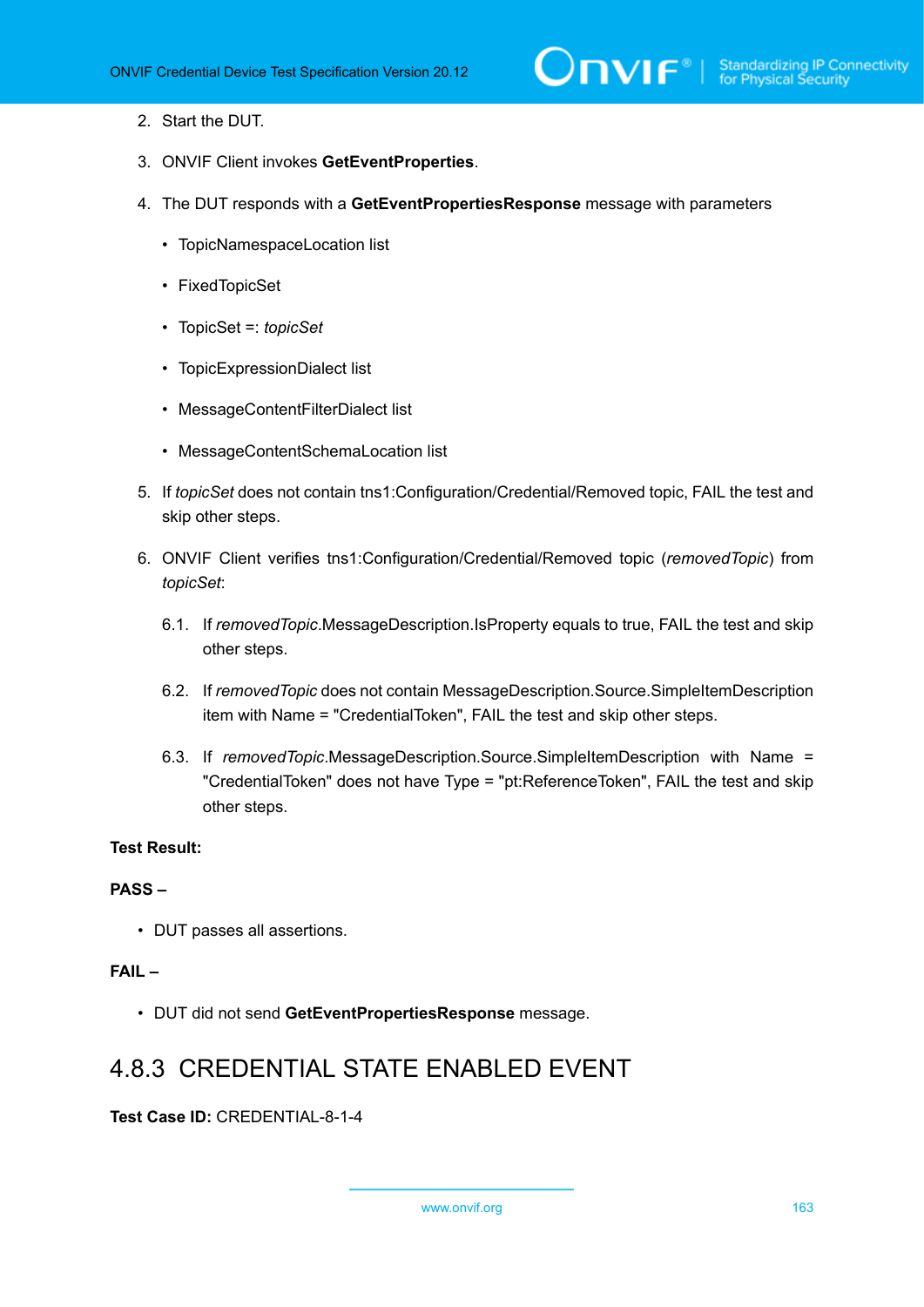2. Start the DUT.

3. ONVIF Client invokes **GetEventProperties**.

4. The DUT responds with a **GetEventPropertiesResponse** message with parameters

    - TopicNamespaceLocation list
    - FixedTopicSet
    - TopicSet =: *topicSet*
    - TopicExpressionDialect list
    - MessageContentFilterDialect list
    - MessageContentSchemaLocation list

5. If *topicSet* does not contain tns1:Configuration/Credential/Removed topic, FAIL the test and skip other steps.

6. ONVIF Client verifies tns1:Configuration/Credential/Removed topic (*removedTopic*) from *topicSet*:

    6.1. If *removedTopic*.MessageDescription.IsProperty equals to true, FAIL the test and skip other steps.

    6.2. If *removedTopic* does not contain MessageDescription.Source.SimpleItemDescription item with Name = "CredentialToken", FAIL the test and skip other steps.

    6.3. If *removedTopic*.MessageDescription.Source.SimpleItemDescription with Name = "CredentialToken" does not have Type = "pt:ReferenceToken", FAIL the test and skip other steps.

**Test Result:**

**PASS –**

- DUT passes all assertions.

**FAIL –**

- DUT did not send **GetEventPropertiesResponse** message.

## 4.8.3 CREDENTIAL STATE ENABLED EVENT

**Test Case ID:** CREDENTIAL-8-1-4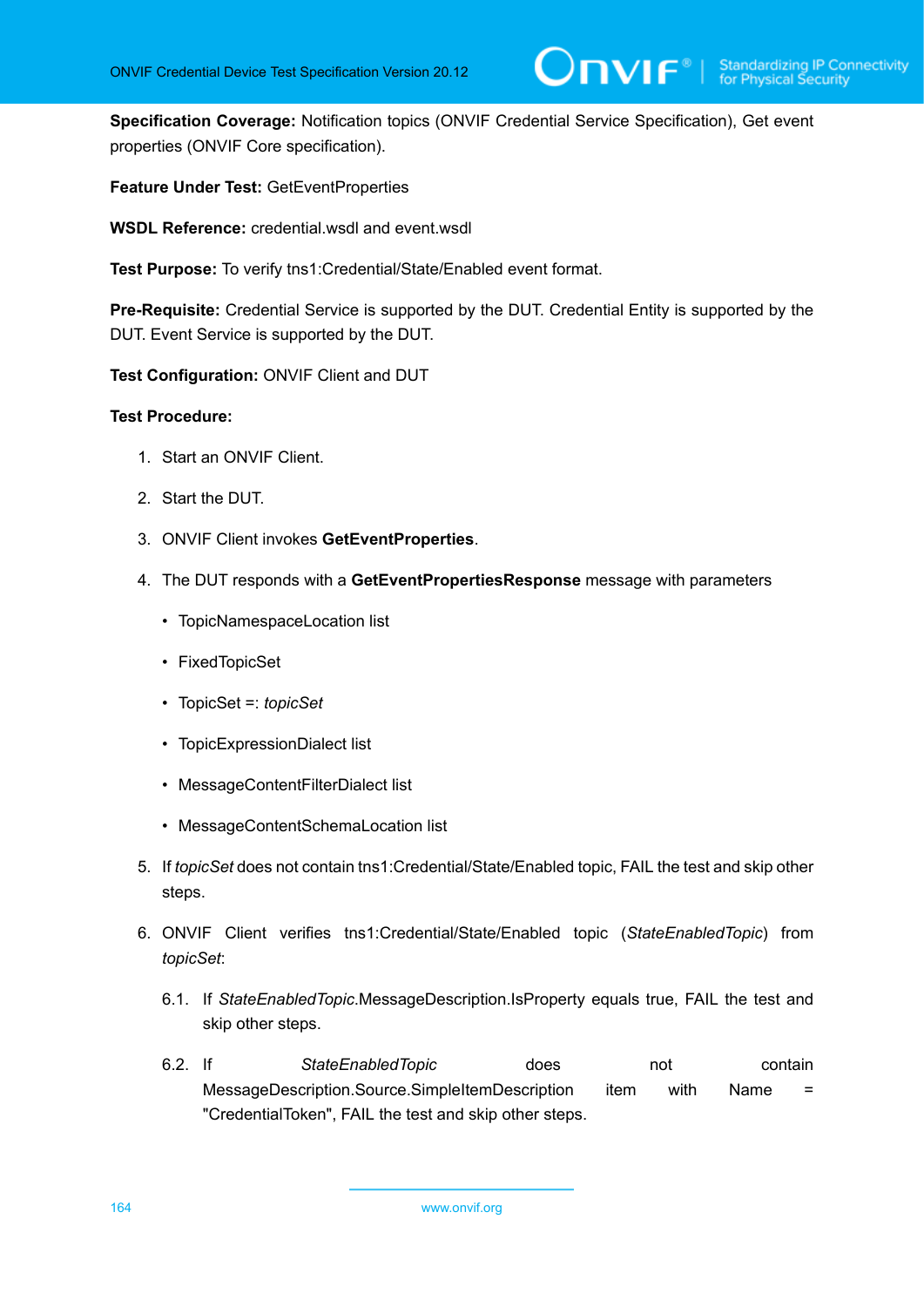**Specification Coverage:** Notification topics (ONVIF Credential Service Specification), Get event properties (ONVIF Core specification).

**Feature Under Test:** GetEventProperties

**WSDL Reference:** credential.wsdl and event.wsdl

**Test Purpose:** To verify tns1:Credential/State/Enabled event format.

**Pre-Requisite:** Credential Service is supported by the DUT. Credential Entity is supported by the DUT. Event Service is supported by the DUT.

**Test Configuration:** ONVIF Client and DUT

**Test Procedure:**

1. Start an ONVIF Client.

2. Start the DUT.

3. ONVIF Client invokes **GetEventProperties**.

4. The DUT responds with a **GetEventPropertiesResponse** message with parameters

   - TopicNamespaceLocation list
   - FixedTopicSet
   - TopicSet =: *topicSet*
   - TopicExpressionDialect list
   - MessageContentFilterDialect list
   - MessageContentSchemaLocation list

5. If *topicSet* does not contain tns1:Credential/State/Enabled topic, FAIL the test and skip other steps.

6. ONVIF Client verifies tns1:Credential/State/Enabled topic (*StateEnabledTopic*) from *topicSet*:

   6.1. If *StateEnabledTopic*.MessageDescription.IsProperty equals true, FAIL the test and skip other steps.

   6.2. If *StateEnabledTopic* does not contain MessageDescription.Source.SimpleItemDescription item with Name = "CredentialToken", FAIL the test and skip other steps.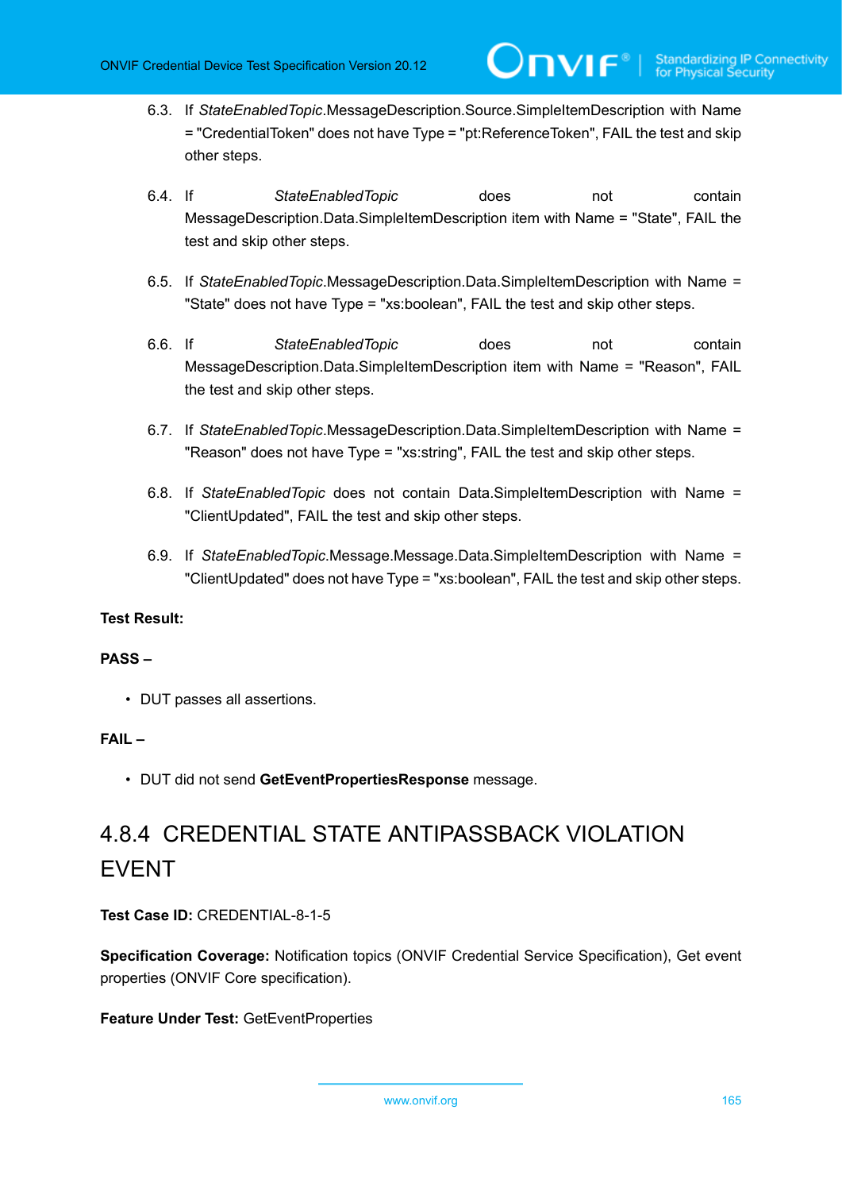6.3. If *StateEnabledTopic*.MessageDescription.Source.SimpleItemDescription with Name = "CredentialToken" does not have Type = "pt:ReferenceToken", FAIL the test and skip other steps.

6.4. If *StateEnabledTopic* does not contain MessageDescription.Data.SimpleItemDescription item with Name = "State", FAIL the test and skip other steps.

6.5. If *StateEnabledTopic*.MessageDescription.Data.SimpleItemDescription with Name = "State" does not have Type = "xs:boolean", FAIL the test and skip other steps.

6.6. If *StateEnabledTopic* does not contain MessageDescription.Data.SimpleItemDescription item with Name = "Reason", FAIL the test and skip other steps.

6.7. If *StateEnabledTopic*.MessageDescription.Data.SimpleItemDescription with Name = "Reason" does not have Type = "xs:string", FAIL the test and skip other steps.

6.8. If *StateEnabledTopic* does not contain Data.SimpleItemDescription with Name = "ClientUpdated", FAIL the test and skip other steps.

6.9. If *StateEnabledTopic*.Message.Message.Data.SimpleItemDescription with Name = "ClientUpdated" does not have Type = "xs:boolean", FAIL the test and skip other steps.

**Test Result:**

**PASS –**

- DUT passes all assertions.

**FAIL –**

- DUT did not send **GetEventPropertiesResponse** message.

### 4.8.4 CREDENTIAL STATE ANTIPASSBACK VIOLATION EVENT

**Test Case ID:** CREDENTIAL-8-1-5

**Specification Coverage:** Notification topics (ONVIF Credential Service Specification), Get event properties (ONVIF Core specification).

**Feature Under Test:** GetEventProperties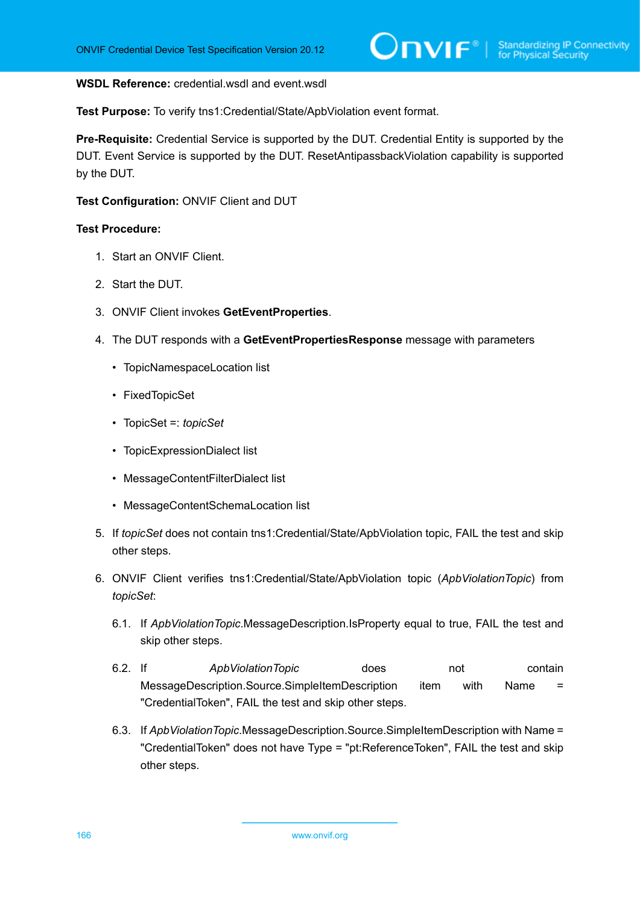**WSDL Reference:** credential.wsdl and event.wsdl

**Test Purpose:** To verify tns1:Credential/State/ApbViolation event format.

**Pre-Requisite:** Credential Service is supported by the DUT. Credential Entity is supported by the DUT. Event Service is supported by the DUT. ResetAntipassbackViolation capability is supported by the DUT.

**Test Configuration:** ONVIF Client and DUT

**Test Procedure:**

1. Start an ONVIF Client.
2. Start the DUT.
3. ONVIF Client invokes **GetEventProperties**.
4. The DUT responds with a **GetEventPropertiesResponse** message with parameters
   - TopicNamespaceLocation list
   - FixedTopicSet
   - TopicSet =: *topicSet*
   - TopicExpressionDialect list
   - MessageContentFilterDialect list
   - MessageContentSchemaLocation list
5. If *topicSet* does not contain tns1:Credential/State/ApbViolation topic, FAIL the test and skip other steps.
6. ONVIF Client verifies tns1:Credential/State/ApbViolation topic (*ApbViolationTopic*) from *topicSet*:

   6.1. If *ApbViolationTopic*.MessageDescription.IsProperty equal to true, FAIL the test and skip other steps.

   6.2. If *ApbViolationTopic* does not contain MessageDescription.Source.SimpleItemDescription item with Name = "CredentialToken", FAIL the test and skip other steps.

   6.3. If *ApbViolationTopic*.MessageDescription.Source.SimpleItemDescription with Name = "CredentialToken" does not have Type = "pt:ReferenceToken", FAIL the test and skip other steps.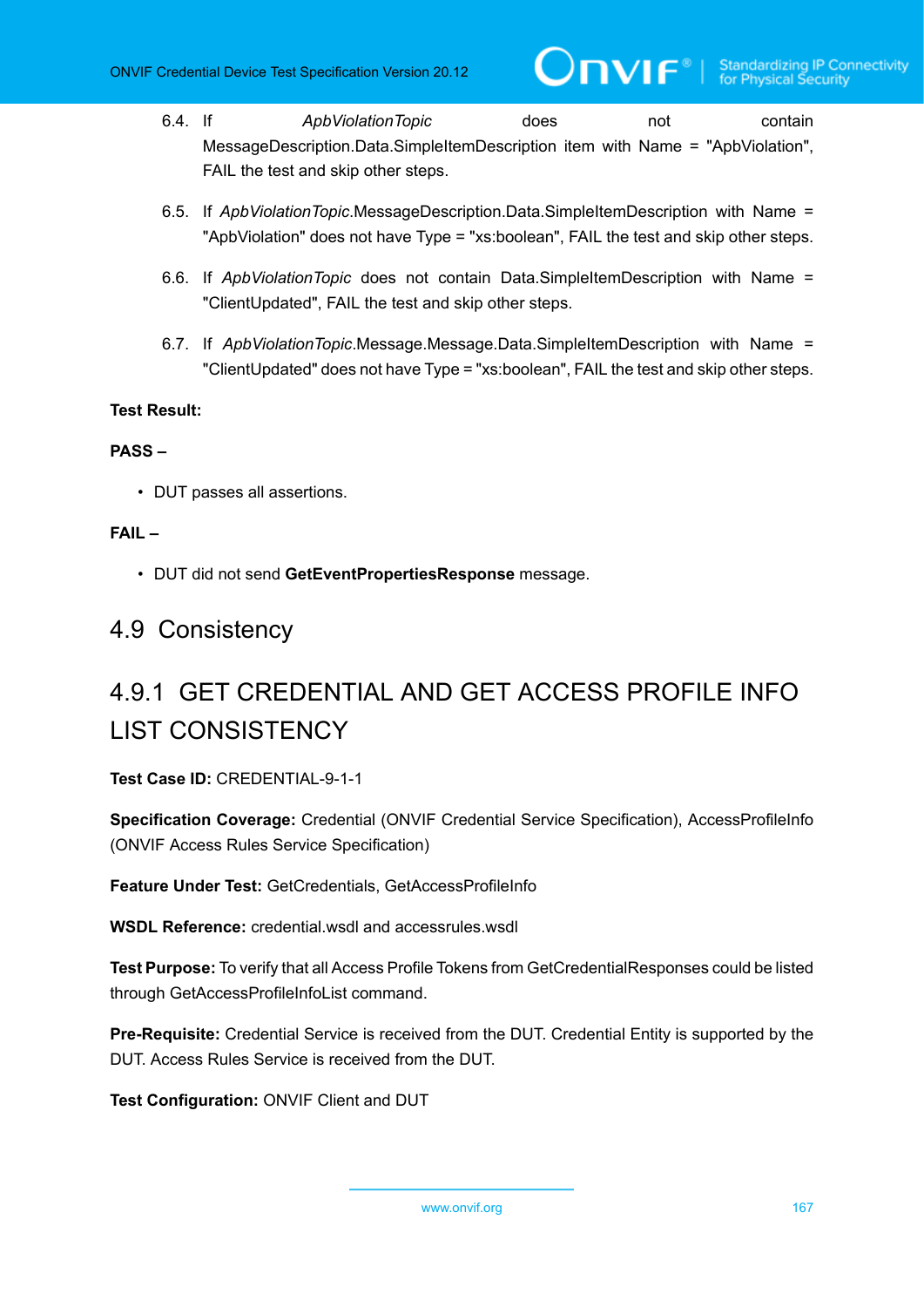6.4. If *ApbViolationTopic* does not contain MessageDescription.Data.SimpleItemDescription item with Name = "ApbViolation", FAIL the test and skip other steps.

6.5. If *ApbViolationTopic*.MessageDescription.Data.SimpleItemDescription with Name = "ApbViolation" does not have Type = "xs:boolean", FAIL the test and skip other steps.

6.6. If *ApbViolationTopic* does not contain Data.SimpleItemDescription with Name = "ClientUpdated", FAIL the test and skip other steps.

6.7. If *ApbViolationTopic*.Message.Message.Data.SimpleItemDescription with Name = "ClientUpdated" does not have Type = "xs:boolean", FAIL the test and skip other steps.

**Test Result:**

**PASS –**

- DUT passes all assertions.

**FAIL –**

- DUT did not send **GetEventPropertiesResponse** message.

## 4.9 Consistency

### 4.9.1 GET CREDENTIAL AND GET ACCESS PROFILE INFO LIST CONSISTENCY

**Test Case ID:** CREDENTIAL-9-1-1

**Specification Coverage:** Credential (ONVIF Credential Service Specification), AccessProfileInfo (ONVIF Access Rules Service Specification)

**Feature Under Test:** GetCredentials, GetAccessProfileInfo

**WSDL Reference:** credential.wsdl and accessrules.wsdl

**Test Purpose:** To verify that all Access Profile Tokens from GetCredentialResponses could be listed through GetAccessProfileInfoList command.

**Pre-Requisite:** Credential Service is received from the DUT. Credential Entity is supported by the DUT. Access Rules Service is received from the DUT.

**Test Configuration:** ONVIF Client and DUT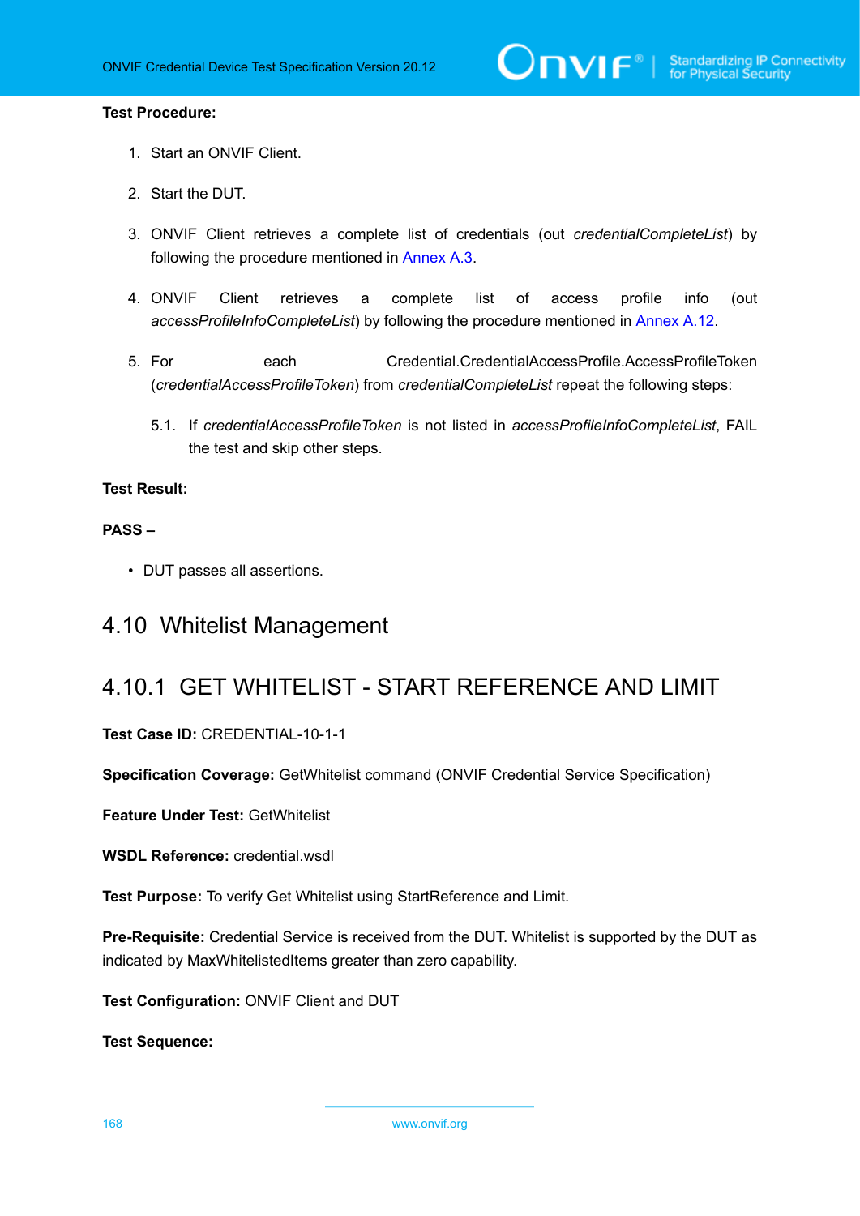**Test Procedure:**

1. Start an ONVIF Client.

2. Start the DUT.

3. ONVIF Client retrieves a complete list of credentials (out *credentialCompleteList*) by following the procedure mentioned in Annex A.3.

4. ONVIF Client retrieves a complete list of access profile info (out *accessProfileInfoCompleteList*) by following the procedure mentioned in Annex A.12.

5. For each Credential.CredentialAccessProfile.AccessProfileToken (*credentialAccessProfileToken*) from *credentialCompleteList* repeat the following steps:

   5.1. If *credentialAccessProfileToken* is not listed in *accessProfileInfoCompleteList*, FAIL the test and skip other steps.

**Test Result:**

**PASS –**

- DUT passes all assertions.

## 4.10 Whitelist Management

### 4.10.1 GET WHITELIST - START REFERENCE AND LIMIT

**Test Case ID:** CREDENTIAL-10-1-1

**Specification Coverage:** GetWhitelist command (ONVIF Credential Service Specification)

**Feature Under Test:** GetWhitelist

**WSDL Reference:** credential.wsdl

**Test Purpose:** To verify Get Whitelist using StartReference and Limit.

**Pre-Requisite:** Credential Service is received from the DUT. Whitelist is supported by the DUT as indicated by MaxWhitelistedItems greater than zero capability.

**Test Configuration:** ONVIF Client and DUT

**Test Sequence:**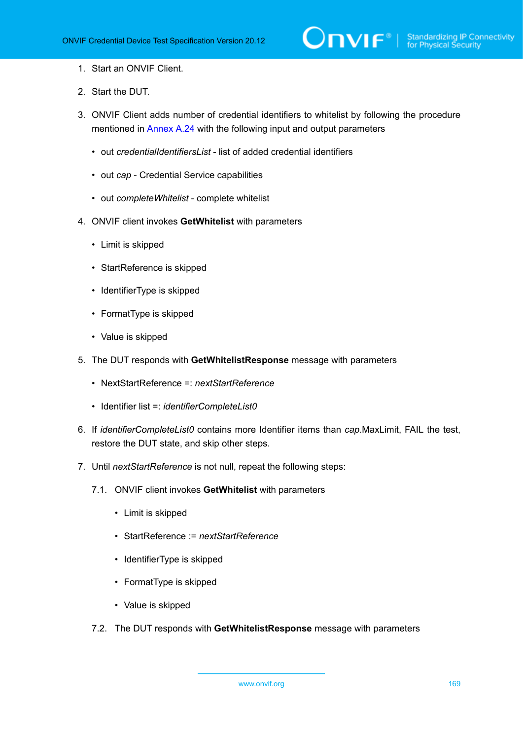1. Start an ONVIF Client.

2. Start the DUT.

3. ONVIF Client adds number of credential identifiers to whitelist by following the procedure mentioned in Annex A.24 with the following input and output parameters

   - out *credentialIdentifiersList* - list of added credential identifiers
   - out *cap* - Credential Service capabilities
   - out *completeWhitelist* - complete whitelist

4. ONVIF client invokes **GetWhitelist** with parameters

   - Limit is skipped
   - StartReference is skipped
   - IdentifierType is skipped
   - FormatType is skipped
   - Value is skipped

5. The DUT responds with **GetWhitelistResponse** message with parameters

   - NextStartReference =: *nextStartReference*
   - Identifier list =: *identifierCompleteList0*

6. If *identifierCompleteList0* contains more Identifier items than *cap*.MaxLimit, FAIL the test, restore the DUT state, and skip other steps.

7. Until *nextStartReference* is not null, repeat the following steps:

   7.1. ONVIF client invokes **GetWhitelist** with parameters

   - Limit is skipped
   - StartReference := *nextStartReference*
   - IdentifierType is skipped
   - FormatType is skipped
   - Value is skipped

   7.2. The DUT responds with **GetWhitelistResponse** message with parameters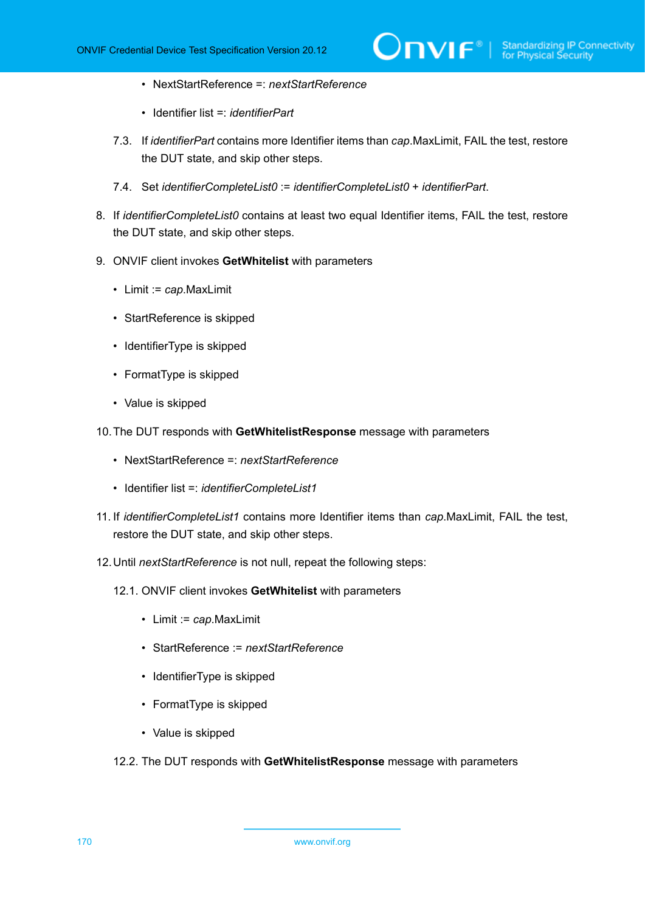- NextStartReference =: *nextStartReference*

- Identifier list =: *identifierPart*

7.3. If *identifierPart* contains more Identifier items than *cap*.MaxLimit, FAIL the test, restore the DUT state, and skip other steps.

7.4. Set *identifierCompleteList0* := *identifierCompleteList0* + *identifierPart*.

8. If *identifierCompleteList0* contains at least two equal Identifier items, FAIL the test, restore the DUT state, and skip other steps.

9. ONVIF client invokes **GetWhitelist** with parameters

   - Limit := *cap*.MaxLimit
   - StartReference is skipped
   - IdentifierType is skipped
   - FormatType is skipped
   - Value is skipped

10. The DUT responds with **GetWhitelistResponse** message with parameters

    - NextStartReference =: *nextStartReference*
    - Identifier list =: *identifierCompleteList1*

11. If *identifierCompleteList1* contains more Identifier items than *cap*.MaxLimit, FAIL the test, restore the DUT state, and skip other steps.

12. Until *nextStartReference* is not null, repeat the following steps:

    12.1. ONVIF client invokes **GetWhitelist** with parameters

    - Limit := *cap*.MaxLimit
    - StartReference := *nextStartReference*
    - IdentifierType is skipped
    - FormatType is skipped
    - Value is skipped

    12.2. The DUT responds with **GetWhitelistResponse** message with parameters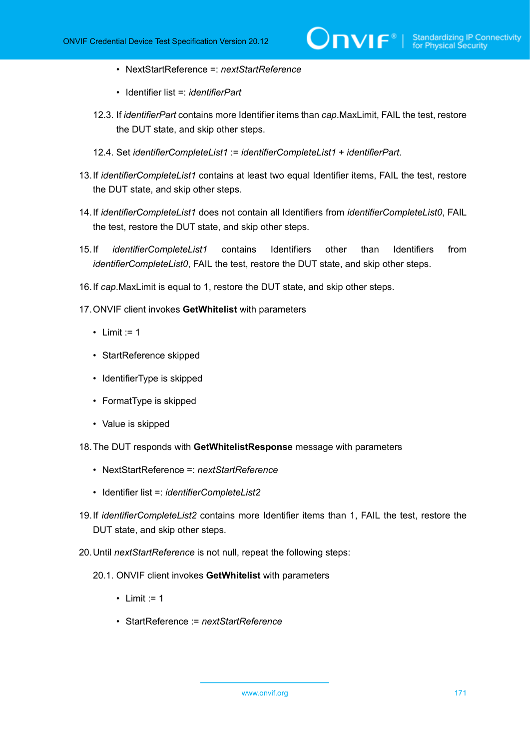- NextStartReference =: *nextStartReference*
   - Identifier list =: *identifierPart*

   12.3. If *identifierPart* contains more Identifier items than *cap*.MaxLimit, FAIL the test, restore the DUT state, and skip other steps.

   12.4. Set *identifierCompleteList1* := *identifierCompleteList1* + *identifierPart*.

13. If *identifierCompleteList1* contains at least two equal Identifier items, FAIL the test, restore the DUT state, and skip other steps.

14. If *identifierCompleteList1* does not contain all Identifiers from *identifierCompleteList0*, FAIL the test, restore the DUT state, and skip other steps.

15. If *identifierCompleteList1* contains Identifiers other than Identifiers from *identifierCompleteList0*, FAIL the test, restore the DUT state, and skip other steps.

16. If *cap*.MaxLimit is equal to 1, restore the DUT state, and skip other steps.

17. ONVIF client invokes **GetWhitelist** with parameters
   - Limit := 1
   - StartReference skipped
   - IdentifierType is skipped
   - FormatType is skipped
   - Value is skipped

18. The DUT responds with **GetWhitelistResponse** message with parameters
   - NextStartReference =: *nextStartReference*
   - Identifier list =: *identifierCompleteList2*

19. If *identifierCompleteList2* contains more Identifier items than 1, FAIL the test, restore the DUT state, and skip other steps.

20. Until *nextStartReference* is not null, repeat the following steps:

   20.1. ONVIF client invokes **GetWhitelist** with parameters
   - Limit := 1
   - StartReference := *nextStartReference*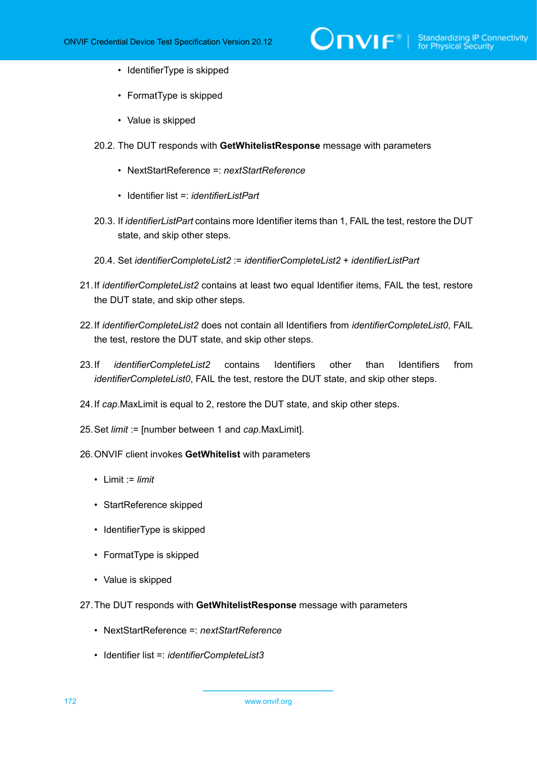- IdentifierType is skipped

    - FormatType is skipped

    - Value is skipped

  20.2. The DUT responds with **GetWhitelistResponse** message with parameters

    - NextStartReference =: *nextStartReference*

    - Identifier list =: *identifierListPart*

  20.3. If *identifierListPart* contains more Identifier items than 1, FAIL the test, restore the DUT state, and skip other steps.

  20.4. Set *identifierCompleteList2* := *identifierCompleteList2* + *identifierListPart*

21. If *identifierCompleteList2* contains at least two equal Identifier items, FAIL the test, restore the DUT state, and skip other steps.

22. If *identifierCompleteList2* does not contain all Identifiers from *identifierCompleteList0*, FAIL the test, restore the DUT state, and skip other steps.

23. If *identifierCompleteList2* contains Identifiers other than Identifiers from *identifierCompleteList0*, FAIL the test, restore the DUT state, and skip other steps.

24. If *cap*.MaxLimit is equal to 2, restore the DUT state, and skip other steps.

25. Set *limit* := [number between 1 and *cap*.MaxLimit].

26. ONVIF client invokes **GetWhitelist** with parameters

    - Limit := *limit*

    - StartReference skipped

    - IdentifierType is skipped

    - FormatType is skipped

    - Value is skipped

27. The DUT responds with **GetWhitelistResponse** message with parameters

    - NextStartReference =: *nextStartReference*

    - Identifier list =: *identifierCompleteList3*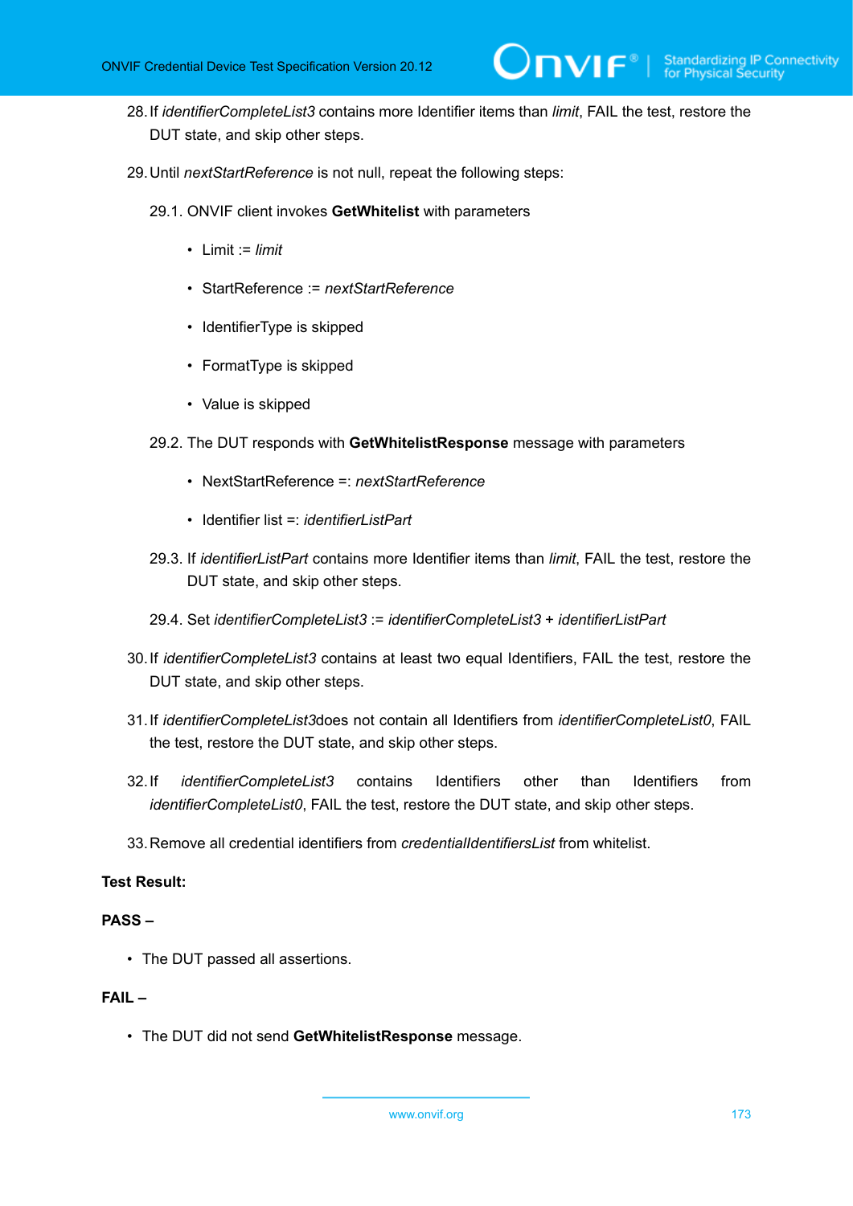28. If *identifierCompleteList3* contains more Identifier items than *limit*, FAIL the test, restore the DUT state, and skip other steps.

29. Until *nextStartReference* is not null, repeat the following steps:

    29.1. ONVIF client invokes **GetWhitelist** with parameters

    - Limit := *limit*
    - StartReference := *nextStartReference*
    - IdentifierType is skipped
    - FormatType is skipped
    - Value is skipped

    29.2. The DUT responds with **GetWhitelistResponse** message with parameters

    - NextStartReference =: *nextStartReference*
    - Identifier list =: *identifierListPart*

    29.3. If *identifierListPart* contains more Identifier items than *limit*, FAIL the test, restore the DUT state, and skip other steps.

    29.4. Set *identifierCompleteList3* := *identifierCompleteList3* + *identifierListPart*

30. If *identifierCompleteList3* contains at least two equal Identifiers, FAIL the test, restore the DUT state, and skip other steps.

31. If *identifierCompleteList3*does not contain all Identifiers from *identifierCompleteList0*, FAIL the test, restore the DUT state, and skip other steps.

32. If *identifierCompleteList3* contains Identifiers other than Identifiers from *identifierCompleteList0*, FAIL the test, restore the DUT state, and skip other steps.

33. Remove all credential identifiers from *credentialIdentifiersList* from whitelist.

**Test Result:**

**PASS –**

- The DUT passed all assertions.

**FAIL –**

- The DUT did not send **GetWhitelistResponse** message.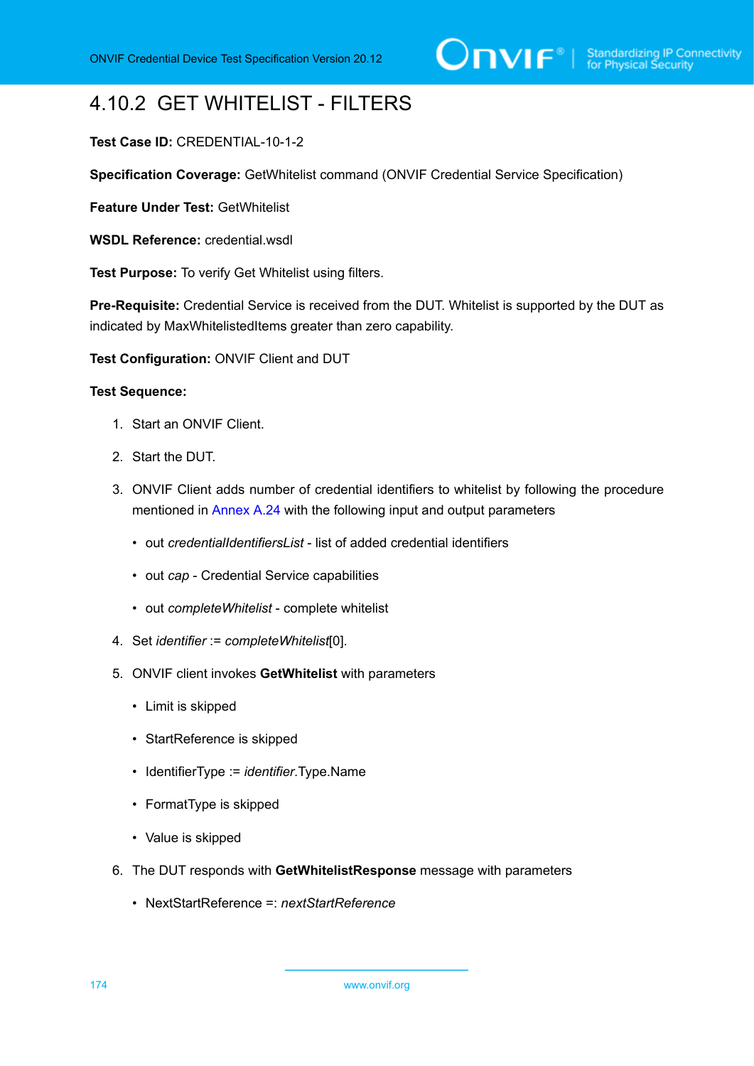## 4.10.2 GET WHITELIST - FILTERS

**Test Case ID:** CREDENTIAL-10-1-2

**Specification Coverage:** GetWhitelist command (ONVIF Credential Service Specification)

**Feature Under Test:** GetWhitelist

**WSDL Reference:** credential.wsdl

**Test Purpose:** To verify Get Whitelist using filters.

**Pre-Requisite:** Credential Service is received from the DUT. Whitelist is supported by the DUT as indicated by MaxWhitelistedItems greater than zero capability.

**Test Configuration:** ONVIF Client and DUT

**Test Sequence:**

1. Start an ONVIF Client.
2. Start the DUT.
3. ONVIF Client adds number of credential identifiers to whitelist by following the procedure mentioned in Annex A.24 with the following input and output parameters
   - out *credentialIdentifiersList* - list of added credential identifiers
   - out *cap* - Credential Service capabilities
   - out *completeWhitelist* - complete whitelist
4. Set *identifier* := *completeWhitelist*[0].
5. ONVIF client invokes **GetWhitelist** with parameters
   - Limit is skipped
   - StartReference is skipped
   - IdentifierType := *identifier*.Type.Name
   - FormatType is skipped
   - Value is skipped
6. The DUT responds with **GetWhitelistResponse** message with parameters
   - NextStartReference =: *nextStartReference*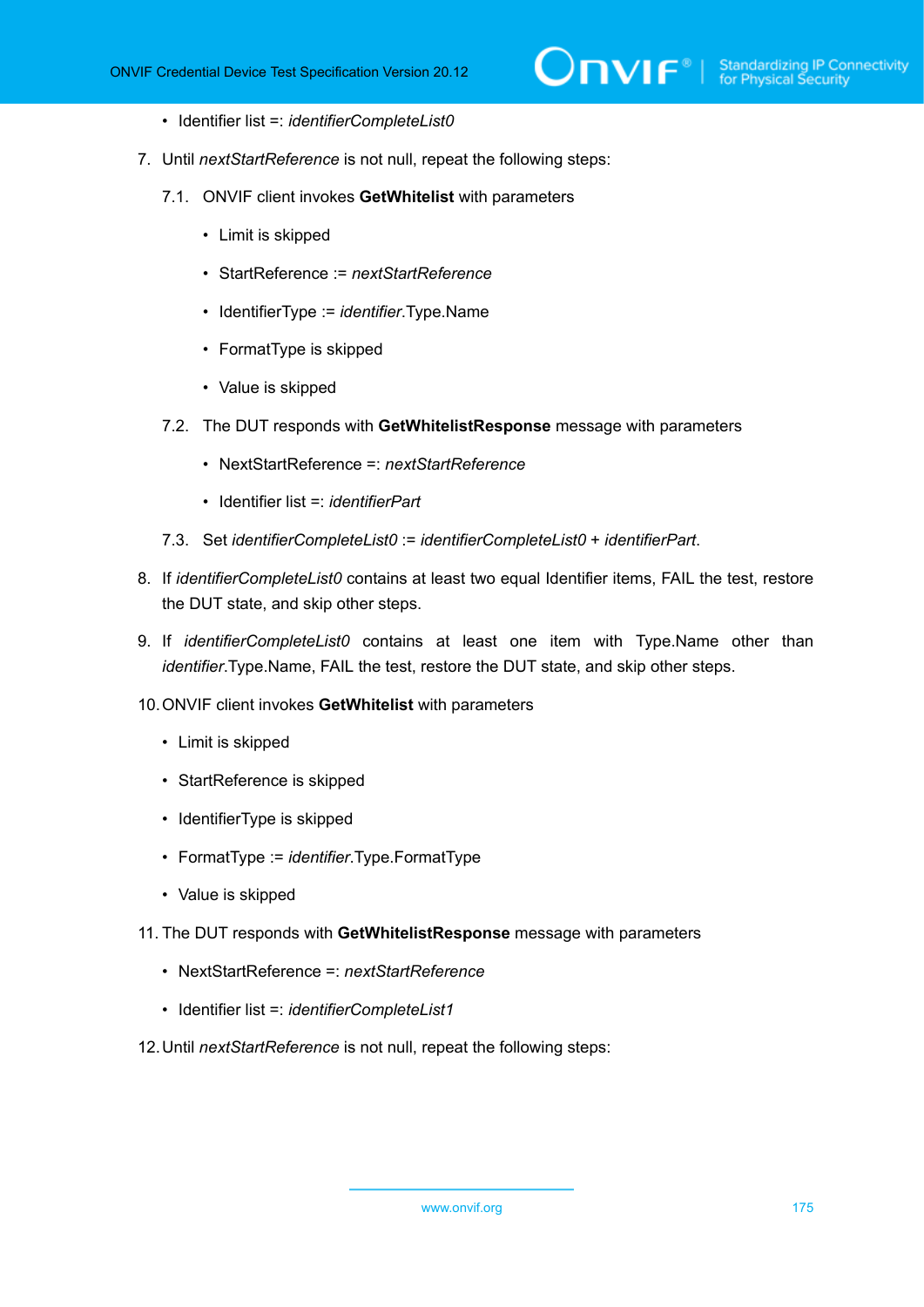- Identifier list =: *identifierCompleteList0*

7. Until *nextStartReference* is not null, repeat the following steps:

   7.1. ONVIF client invokes **GetWhitelist** with parameters

   - Limit is skipped
   - StartReference := *nextStartReference*
   - IdentifierType := *identifier*.Type.Name
   - FormatType is skipped
   - Value is skipped

   7.2. The DUT responds with **GetWhitelistResponse** message with parameters

   - NextStartReference =: *nextStartReference*
   - Identifier list =: *identifierPart*

   7.3. Set *identifierCompleteList0* := *identifierCompleteList0* + *identifierPart*.

8. If *identifierCompleteList0* contains at least two equal Identifier items, FAIL the test, restore the DUT state, and skip other steps.

9. If *identifierCompleteList0* contains at least one item with Type.Name other than *identifier*.Type.Name, FAIL the test, restore the DUT state, and skip other steps.

10. ONVIF client invokes **GetWhitelist** with parameters

    - Limit is skipped
    - StartReference is skipped
    - IdentifierType is skipped
    - FormatType := *identifier*.Type.FormatType
    - Value is skipped

11. The DUT responds with **GetWhitelistResponse** message with parameters

    - NextStartReference =: *nextStartReference*
    - Identifier list =: *identifierCompleteList1*

12. Until *nextStartReference* is not null, repeat the following steps: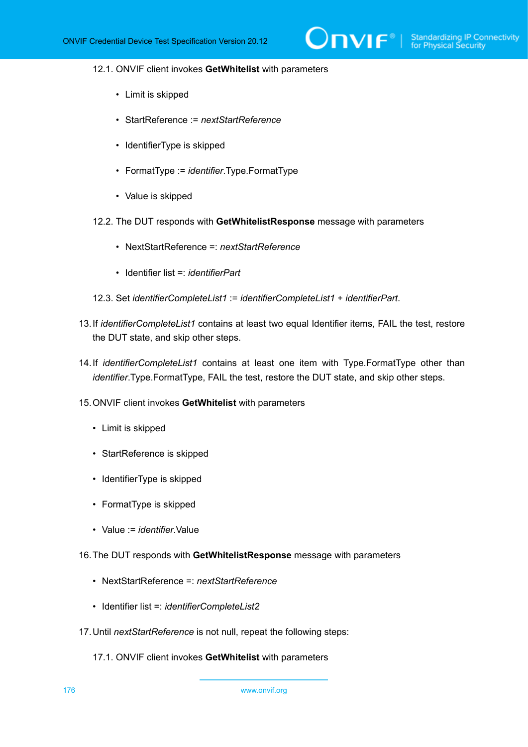12.1. ONVIF client invokes **GetWhitelist** with parameters

- Limit is skipped
- StartReference := *nextStartReference*
- IdentifierType is skipped
- FormatType := *identifier*.Type.FormatType
- Value is skipped

12.2. The DUT responds with **GetWhitelistResponse** message with parameters

- NextStartReference =: *nextStartReference*
- Identifier list =: *identifierPart*

12.3. Set *identifierCompleteList1* := *identifierCompleteList1* + *identifierPart*.

13. If *identifierCompleteList1* contains at least two equal Identifier items, FAIL the test, restore the DUT state, and skip other steps.

14. If *identifierCompleteList1* contains at least one item with Type.FormatType other than *identifier*.Type.FormatType, FAIL the test, restore the DUT state, and skip other steps.

15. ONVIF client invokes **GetWhitelist** with parameters

- Limit is skipped
- StartReference is skipped
- IdentifierType is skipped
- FormatType is skipped
- Value := *identifier*.Value

16. The DUT responds with **GetWhitelistResponse** message with parameters

- NextStartReference =: *nextStartReference*
- Identifier list =: *identifierCompleteList2*

17. Until *nextStartReference* is not null, repeat the following steps:

17.1. ONVIF client invokes **GetWhitelist** with parameters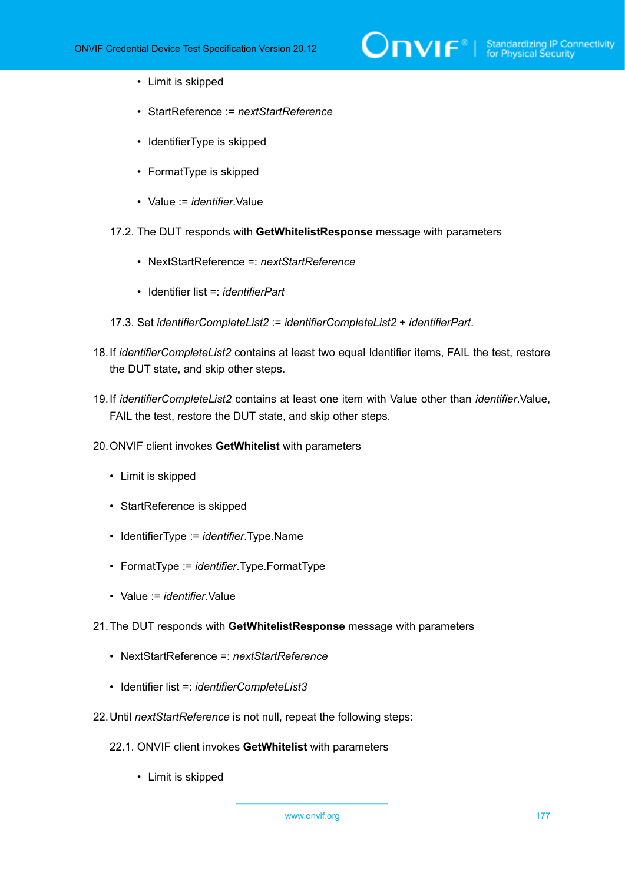- Limit is skipped
  - StartReference := *nextStartReference*
  - IdentifierType is skipped
  - FormatType is skipped
  - Value := *identifier*.Value

17.2. The DUT responds with **GetWhitelistResponse** message with parameters

  - NextStartReference =: *nextStartReference*
  - Identifier list =: *identifierPart*

17.3. Set *identifierCompleteList2* := *identifierCompleteList2* + *identifierPart*.

18. If *identifierCompleteList2* contains at least two equal Identifier items, FAIL the test, restore the DUT state, and skip other steps.

19. If *identifierCompleteList2* contains at least one item with Value other than *identifier*.Value, FAIL the test, restore the DUT state, and skip other steps.

20. ONVIF client invokes **GetWhitelist** with parameters

  - Limit is skipped
  - StartReference is skipped
  - IdentifierType := *identifier*.Type.Name
  - FormatType := *identifier*.Type.FormatType
  - Value := *identifier*.Value

21. The DUT responds with **GetWhitelistResponse** message with parameters

  - NextStartReference =: *nextStartReference*
  - Identifier list =: *identifierCompleteList3*

22. Until *nextStartReference* is not null, repeat the following steps:

22.1. ONVIF client invokes **GetWhitelist** with parameters

  - Limit is skipped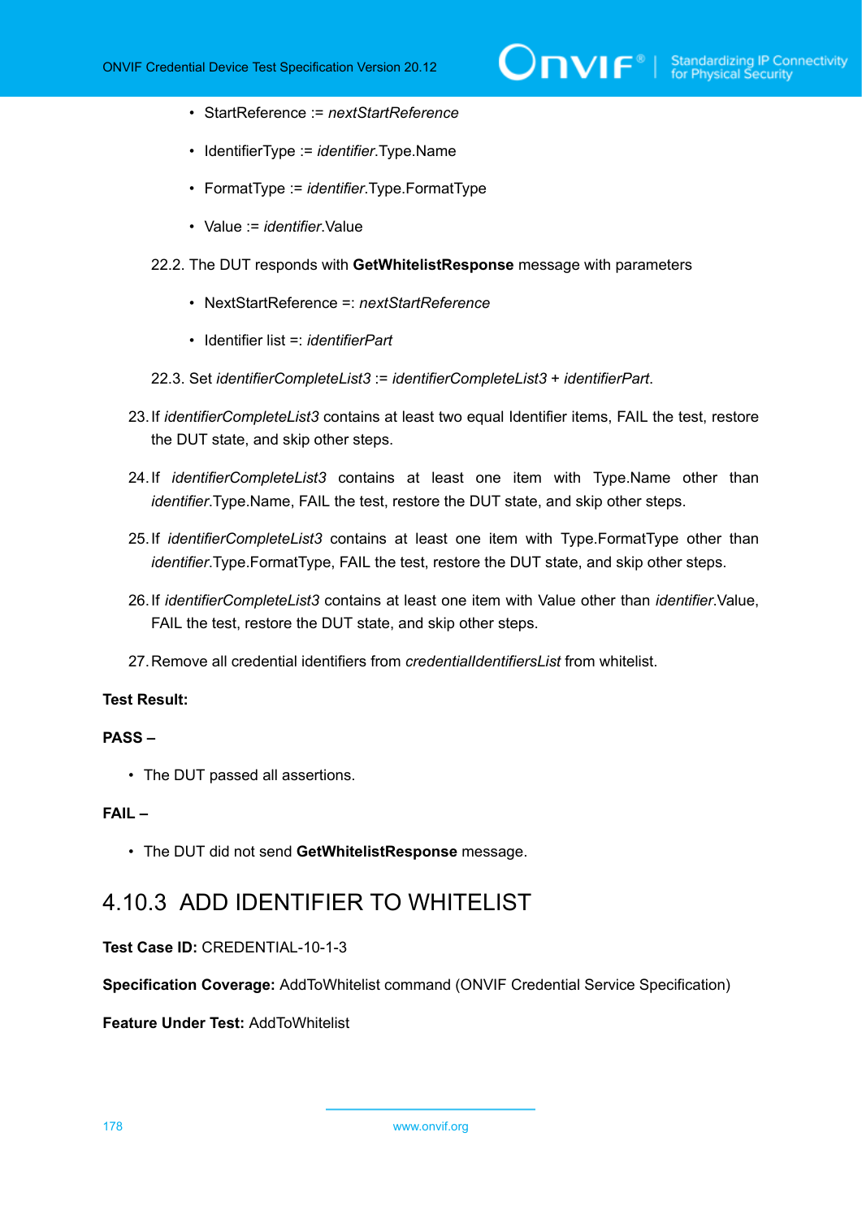- StartReference := *nextStartReference*
- IdentifierType := *identifier*.Type.Name
- FormatType := *identifier*.Type.FormatType
- Value := *identifier*.Value

22.2. The DUT responds with **GetWhitelistResponse** message with parameters

- NextStartReference =: *nextStartReference*
- Identifier list =: *identifierPart*

22.3. Set *identifierCompleteList3* := *identifierCompleteList3* + *identifierPart*.

23. If *identifierCompleteList3* contains at least two equal Identifier items, FAIL the test, restore the DUT state, and skip other steps.

24. If *identifierCompleteList3* contains at least one item with Type.Name other than *identifier*.Type.Name, FAIL the test, restore the DUT state, and skip other steps.

25. If *identifierCompleteList3* contains at least one item with Type.FormatType other than *identifier*.Type.FormatType, FAIL the test, restore the DUT state, and skip other steps.

26. If *identifierCompleteList3* contains at least one item with Value other than *identifier*.Value, FAIL the test, restore the DUT state, and skip other steps.

27. Remove all credential identifiers from *credentialIdentifiersList* from whitelist.

**Test Result:**

**PASS –**

- The DUT passed all assertions.

**FAIL –**

- The DUT did not send **GetWhitelistResponse** message.

## 4.10.3 ADD IDENTIFIER TO WHITELIST

**Test Case ID:** CREDENTIAL-10-1-3

**Specification Coverage:** AddToWhitelist command (ONVIF Credential Service Specification)

**Feature Under Test:** AddToWhitelist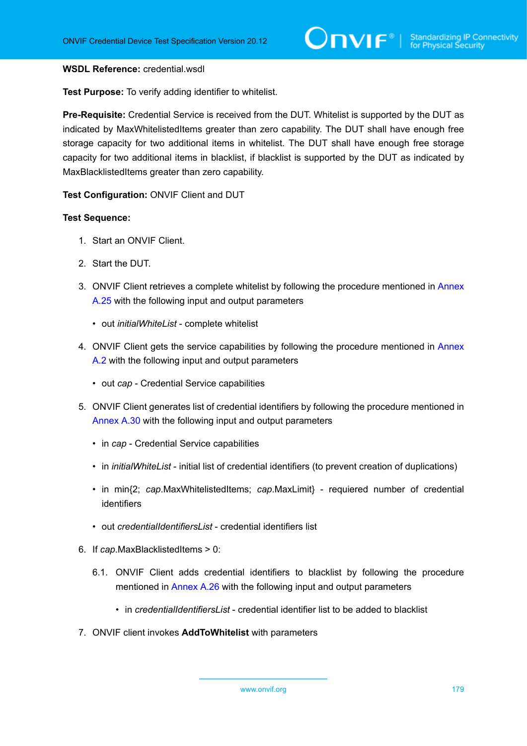**WSDL Reference:** credential.wsdl

**Test Purpose:** To verify adding identifier to whitelist.

**Pre-Requisite:** Credential Service is received from the DUT. Whitelist is supported by the DUT as indicated by MaxWhitelistedItems greater than zero capability. The DUT shall have enough free storage capacity for two additional items in whitelist. The DUT shall have enough free storage capacity for two additional items in blacklist, if blacklist is supported by the DUT as indicated by MaxBlacklistedItems greater than zero capability.

**Test Configuration:** ONVIF Client and DUT

**Test Sequence:**

1. Start an ONVIF Client.
2. Start the DUT.
3. ONVIF Client retrieves a complete whitelist by following the procedure mentioned in Annex A.25 with the following input and output parameters
   - out *initialWhiteList* - complete whitelist
4. ONVIF Client gets the service capabilities by following the procedure mentioned in Annex A.2 with the following input and output parameters
   - out *cap* - Credential Service capabilities
5. ONVIF Client generates list of credential identifiers by following the procedure mentioned in Annex A.30 with the following input and output parameters
   - in *cap* - Credential Service capabilities
   - in *initialWhiteList* - initial list of credential identifiers (to prevent creation of duplications)
   - in min{2; *cap*.MaxWhitelistedItems; *cap*.MaxLimit} - requiered number of credential identifiers
   - out *credentialIdentifiersList* - credential identifiers list
6. If *cap*.MaxBlacklistedItems > 0:

   6.1. ONVIF Client adds credential identifiers to blacklist by following the procedure mentioned in Annex A.26 with the following input and output parameters
   - in *credentialIdentifiersList* - credential identifier list to be added to blacklist
7. ONVIF client invokes **AddToWhitelist** with parameters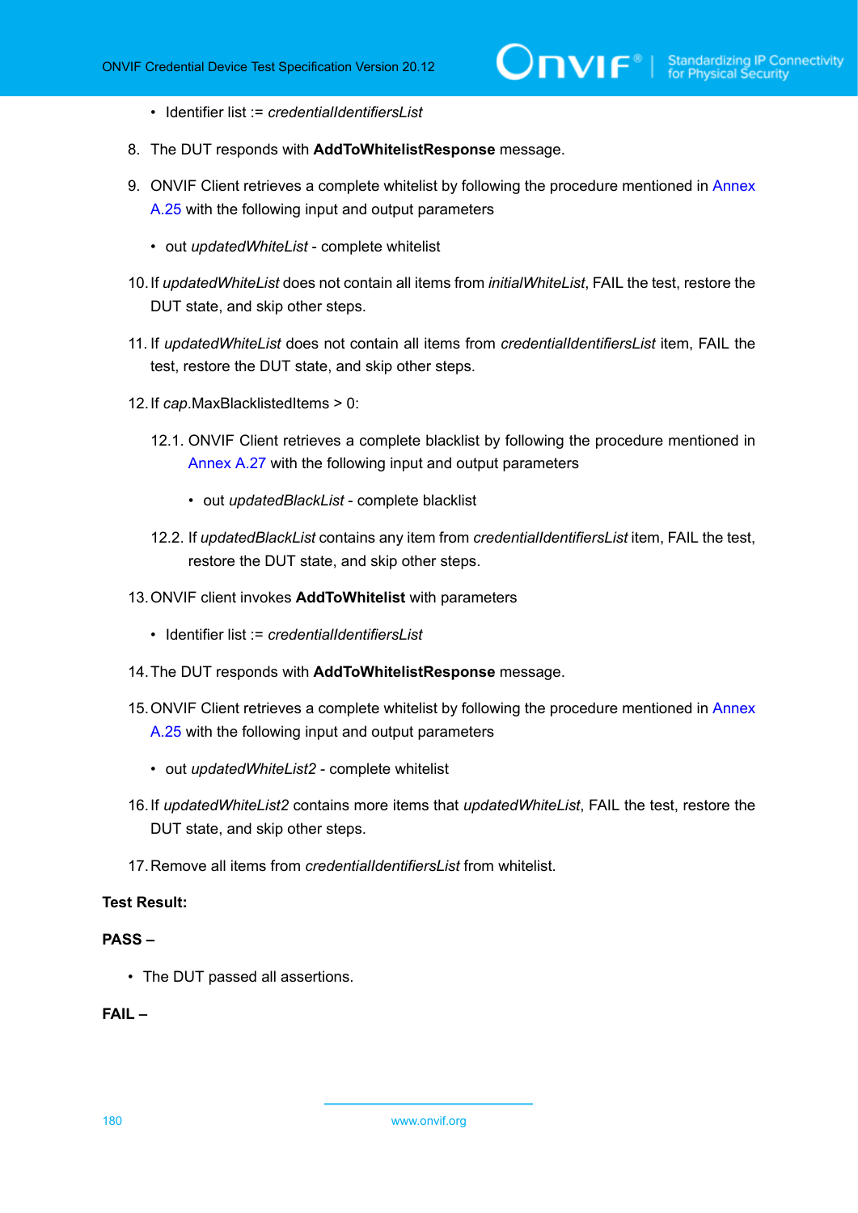- Identifier list := *credentialIdentifiersList*

8. The DUT responds with **AddToWhitelistResponse** message.

9. ONVIF Client retrieves a complete whitelist by following the procedure mentioned in Annex A.25 with the following input and output parameters

   - out *updatedWhiteList* - complete whitelist

10. If *updatedWhiteList* does not contain all items from *initialWhiteList*, FAIL the test, restore the DUT state, and skip other steps.

11. If *updatedWhiteList* does not contain all items from *credentialIdentifiersList* item, FAIL the test, restore the DUT state, and skip other steps.

12. If *cap*.MaxBlacklistedItems > 0:

    12.1. ONVIF Client retrieves a complete blacklist by following the procedure mentioned in Annex A.27 with the following input and output parameters

    - out *updatedBlackList* - complete blacklist

    12.2. If *updatedBlackList* contains any item from *credentialIdentifiersList* item, FAIL the test, restore the DUT state, and skip other steps.

13. ONVIF client invokes **AddToWhitelist** with parameters

    - Identifier list := *credentialIdentifiersList*

14. The DUT responds with **AddToWhitelistResponse** message.

15. ONVIF Client retrieves a complete whitelist by following the procedure mentioned in Annex A.25 with the following input and output parameters

    - out *updatedWhiteList2* - complete whitelist

16. If *updatedWhiteList2* contains more items that *updatedWhiteList*, FAIL the test, restore the DUT state, and skip other steps.

17. Remove all items from *credentialIdentifiersList* from whitelist.

**Test Result:**

**PASS –**

- The DUT passed all assertions.

**FAIL –**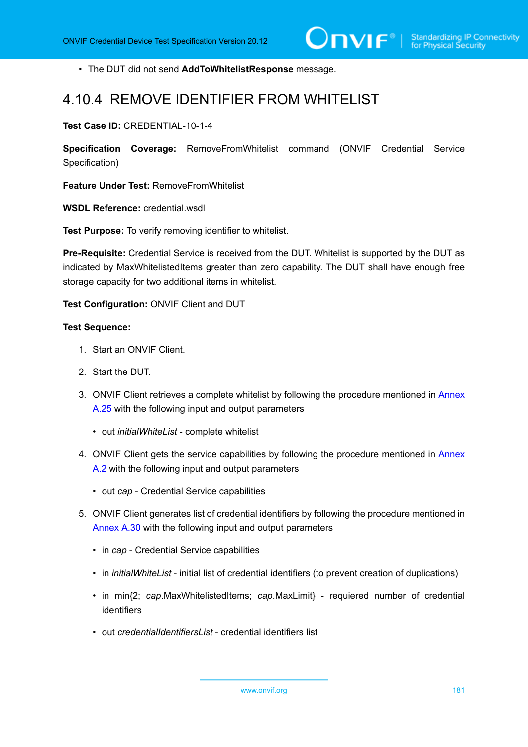- The DUT did not send **AddToWhitelistResponse** message.

## 4.10.4 REMOVE IDENTIFIER FROM WHITELIST

**Test Case ID:** CREDENTIAL-10-1-4

**Specification Coverage:** RemoveFromWhitelist command (ONVIF Credential Service Specification)

**Feature Under Test:** RemoveFromWhitelist

**WSDL Reference:** credential.wsdl

**Test Purpose:** To verify removing identifier to whitelist.

**Pre-Requisite:** Credential Service is received from the DUT. Whitelist is supported by the DUT as indicated by MaxWhitelistedItems greater than zero capability. The DUT shall have enough free storage capacity for two additional items in whitelist.

**Test Configuration:** ONVIF Client and DUT

**Test Sequence:**

1. Start an ONVIF Client.
2. Start the DUT.
3. ONVIF Client retrieves a complete whitelist by following the procedure mentioned in Annex A.25 with the following input and output parameters
   - out *initialWhiteList* - complete whitelist
4. ONVIF Client gets the service capabilities by following the procedure mentioned in Annex A.2 with the following input and output parameters
   - out *cap* - Credential Service capabilities
5. ONVIF Client generates list of credential identifiers by following the procedure mentioned in Annex A.30 with the following input and output parameters
   - in *cap* - Credential Service capabilities
   - in *initialWhiteList* - initial list of credential identifiers (to prevent creation of duplications)
   - in min{2; *cap*.MaxWhitelistedItems; *cap*.MaxLimit} - requiered number of credential identifiers
   - out *credentialIdentifiersList* - credential identifiers list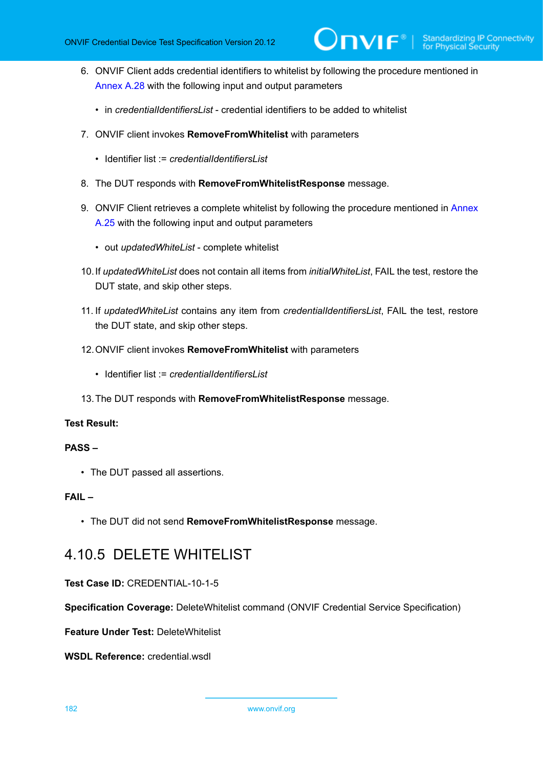6. ONVIF Client adds credential identifiers to whitelist by following the procedure mentioned in Annex A.28 with the following input and output parameters

   - in *credentialIdentifiersList* - credential identifiers to be added to whitelist

7. ONVIF client invokes **RemoveFromWhitelist** with parameters

   - Identifier list := *credentialIdentifiersList*

8. The DUT responds with **RemoveFromWhitelistResponse** message.

9. ONVIF Client retrieves a complete whitelist by following the procedure mentioned in Annex A.25 with the following input and output parameters

   - out *updatedWhiteList* - complete whitelist

10. If *updatedWhiteList* does not contain all items from *initialWhiteList*, FAIL the test, restore the DUT state, and skip other steps.

11. If *updatedWhiteList* contains any item from *credentialIdentifiersList*, FAIL the test, restore the DUT state, and skip other steps.

12. ONVIF client invokes **RemoveFromWhitelist** with parameters

   - Identifier list := *credentialIdentifiersList*

13. The DUT responds with **RemoveFromWhitelistResponse** message.

**Test Result:**

**PASS –**

- The DUT passed all assertions.

**FAIL –**

- The DUT did not send **RemoveFromWhitelistResponse** message.

### 4.10.5 DELETE WHITELIST

**Test Case ID:** CREDENTIAL-10-1-5

**Specification Coverage:** DeleteWhitelist command (ONVIF Credential Service Specification)

**Feature Under Test:** DeleteWhitelist

**WSDL Reference:** credential.wsdl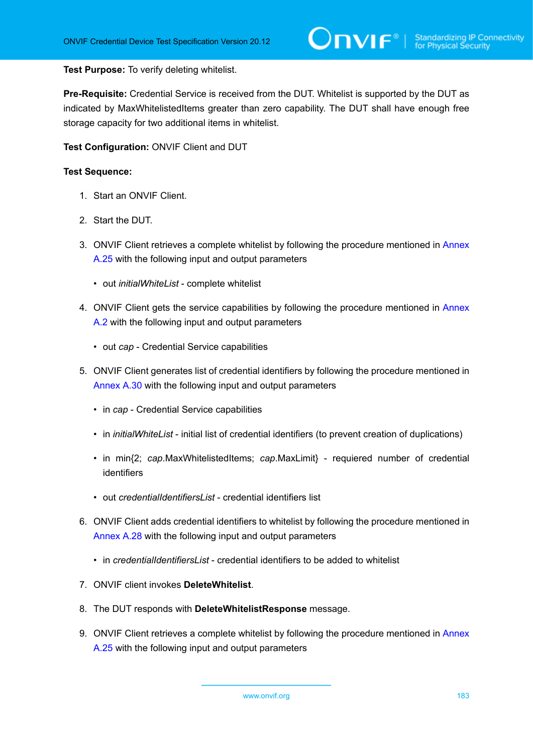**Test Purpose:** To verify deleting whitelist.

**Pre-Requisite:** Credential Service is received from the DUT. Whitelist is supported by the DUT as indicated by MaxWhitelistedItems greater than zero capability. The DUT shall have enough free storage capacity for two additional items in whitelist.

**Test Configuration:** ONVIF Client and DUT

**Test Sequence:**

1. Start an ONVIF Client.
2. Start the DUT.
3. ONVIF Client retrieves a complete whitelist by following the procedure mentioned in Annex A.25 with the following input and output parameters
   - out *initialWhiteList* - complete whitelist
4. ONVIF Client gets the service capabilities by following the procedure mentioned in Annex A.2 with the following input and output parameters
   - out *cap* - Credential Service capabilities
5. ONVIF Client generates list of credential identifiers by following the procedure mentioned in Annex A.30 with the following input and output parameters
   - in *cap* - Credential Service capabilities
   - in *initialWhiteList* - initial list of credential identifiers (to prevent creation of duplications)
   - in min{2; *cap*.MaxWhitelistedItems; *cap*.MaxLimit} - requiered number of credential identifiers
   - out *credentialIdentifiersList* - credential identifiers list
6. ONVIF Client adds credential identifiers to whitelist by following the procedure mentioned in Annex A.28 with the following input and output parameters
   - in *credentialIdentifiersList* - credential identifiers to be added to whitelist
7. ONVIF client invokes **DeleteWhitelist**.
8. The DUT responds with **DeleteWhitelistResponse** message.
9. ONVIF Client retrieves a complete whitelist by following the procedure mentioned in Annex A.25 with the following input and output parameters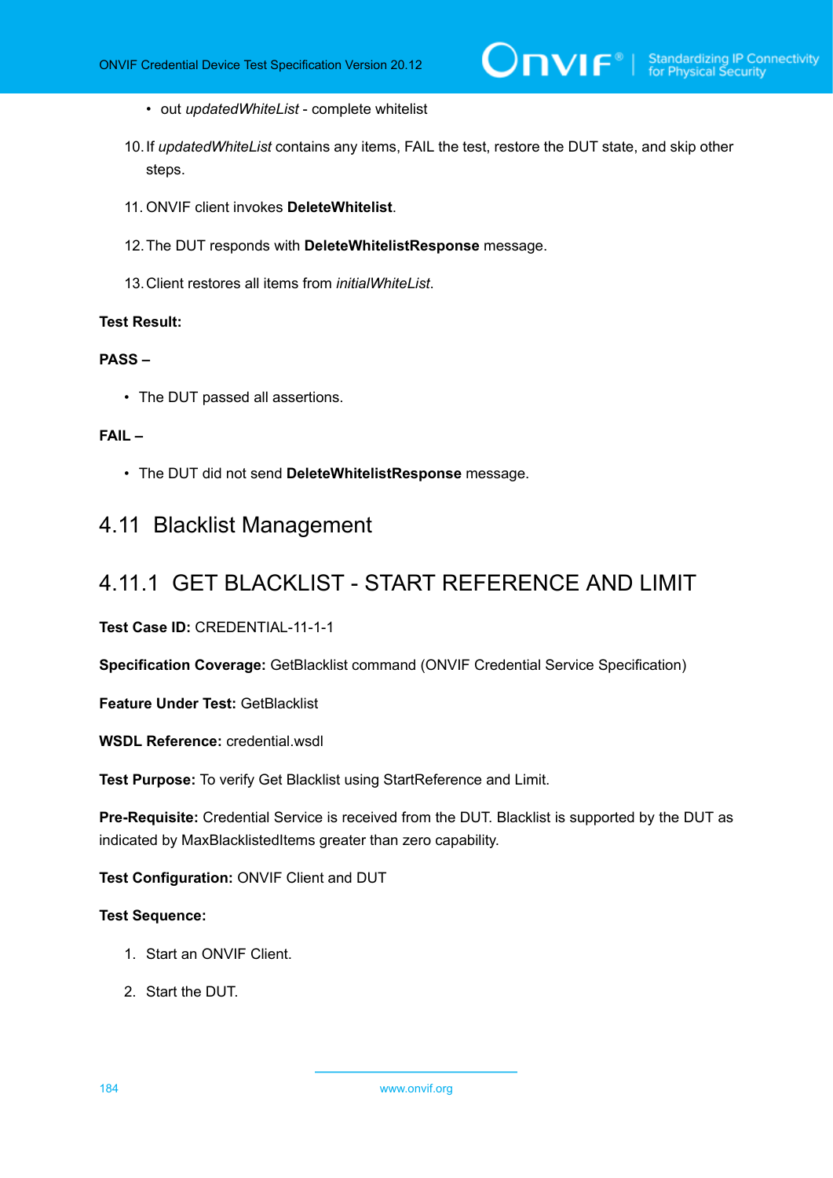- out *updatedWhiteList* - complete whitelist

10. If *updatedWhiteList* contains any items, FAIL the test, restore the DUT state, and skip other steps.

11. ONVIF client invokes **DeleteWhitelist**.

12. The DUT responds with **DeleteWhitelistResponse** message.

13. Client restores all items from *initialWhiteList*.

**Test Result:**

**PASS –**

- The DUT passed all assertions.

**FAIL –**

- The DUT did not send **DeleteWhitelistResponse** message.

## 4.11 Blacklist Management

### 4.11.1 GET BLACKLIST - START REFERENCE AND LIMIT

**Test Case ID:** CREDENTIAL-11-1-1

**Specification Coverage:** GetBlacklist command (ONVIF Credential Service Specification)

**Feature Under Test:** GetBlacklist

**WSDL Reference:** credential.wsdl

**Test Purpose:** To verify Get Blacklist using StartReference and Limit.

**Pre-Requisite:** Credential Service is received from the DUT. Blacklist is supported by the DUT as indicated by MaxBlacklistedItems greater than zero capability.

**Test Configuration:** ONVIF Client and DUT

**Test Sequence:**

1. Start an ONVIF Client.

2. Start the DUT.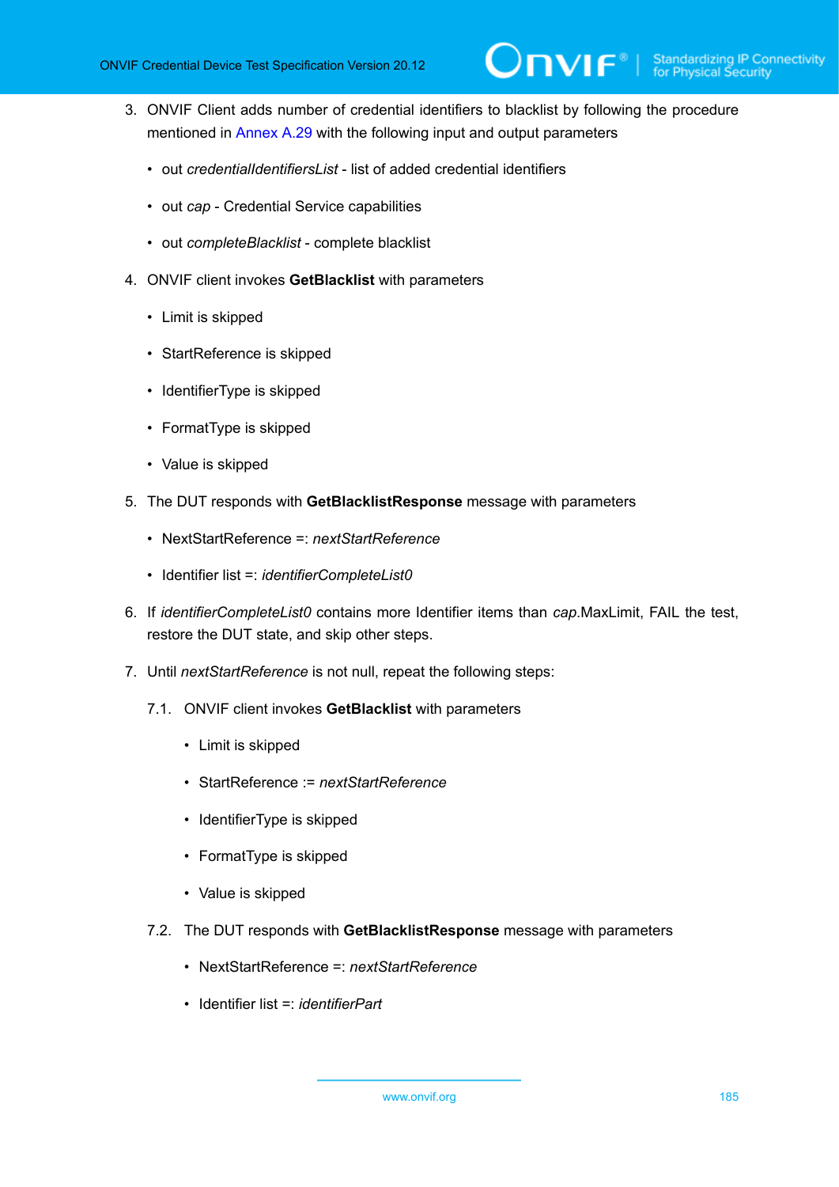3. ONVIF Client adds number of credential identifiers to blacklist by following the procedure mentioned in Annex A.29 with the following input and output parameters

   - out *credentialIdentifiersList* - list of added credential identifiers
   - out *cap* - Credential Service capabilities
   - out *completeBlacklist* - complete blacklist

4. ONVIF client invokes **GetBlacklist** with parameters

   - Limit is skipped
   - StartReference is skipped
   - IdentifierType is skipped
   - FormatType is skipped
   - Value is skipped

5. The DUT responds with **GetBlacklistResponse** message with parameters

   - NextStartReference =: *nextStartReference*
   - Identifier list =: *identifierCompleteList0*

6. If *identifierCompleteList0* contains more Identifier items than *cap*.MaxLimit, FAIL the test, restore the DUT state, and skip other steps.

7. Until *nextStartReference* is not null, repeat the following steps:

   7.1. ONVIF client invokes **GetBlacklist** with parameters

   - Limit is skipped
   - StartReference := *nextStartReference*
   - IdentifierType is skipped
   - FormatType is skipped
   - Value is skipped

   7.2. The DUT responds with **GetBlacklistResponse** message with parameters

   - NextStartReference =: *nextStartReference*
   - Identifier list =: *identifierPart*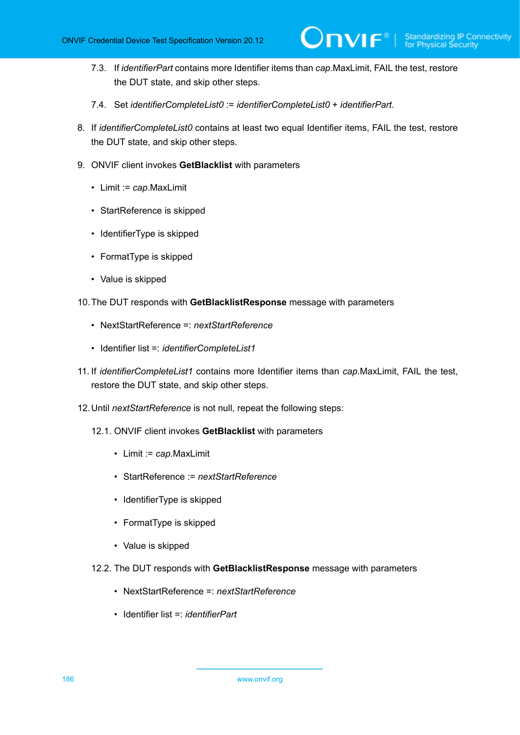7.3. If *identifierPart* contains more Identifier items than *cap*.MaxLimit, FAIL the test, restore the DUT state, and skip other steps.

7.4. Set *identifierCompleteList0* := *identifierCompleteList0* + *identifierPart*.

8. If *identifierCompleteList0* contains at least two equal Identifier items, FAIL the test, restore the DUT state, and skip other steps.

9. ONVIF client invokes **GetBlacklist** with parameters

   - Limit := *cap*.MaxLimit
   - StartReference is skipped
   - IdentifierType is skipped
   - FormatType is skipped
   - Value is skipped

10. The DUT responds with **GetBlacklistResponse** message with parameters

    - NextStartReference =: *nextStartReference*
    - Identifier list =: *identifierCompleteList1*

11. If *identifierCompleteList1* contains more Identifier items than *cap*.MaxLimit, FAIL the test, restore the DUT state, and skip other steps.

12. Until *nextStartReference* is not null, repeat the following steps:

    12.1. ONVIF client invokes **GetBlacklist** with parameters

    - Limit := *cap*.MaxLimit
    - StartReference := *nextStartReference*
    - IdentifierType is skipped
    - FormatType is skipped
    - Value is skipped

    12.2. The DUT responds with **GetBlacklistResponse** message with parameters

    - NextStartReference =: *nextStartReference*
    - Identifier list =: *identifierPart*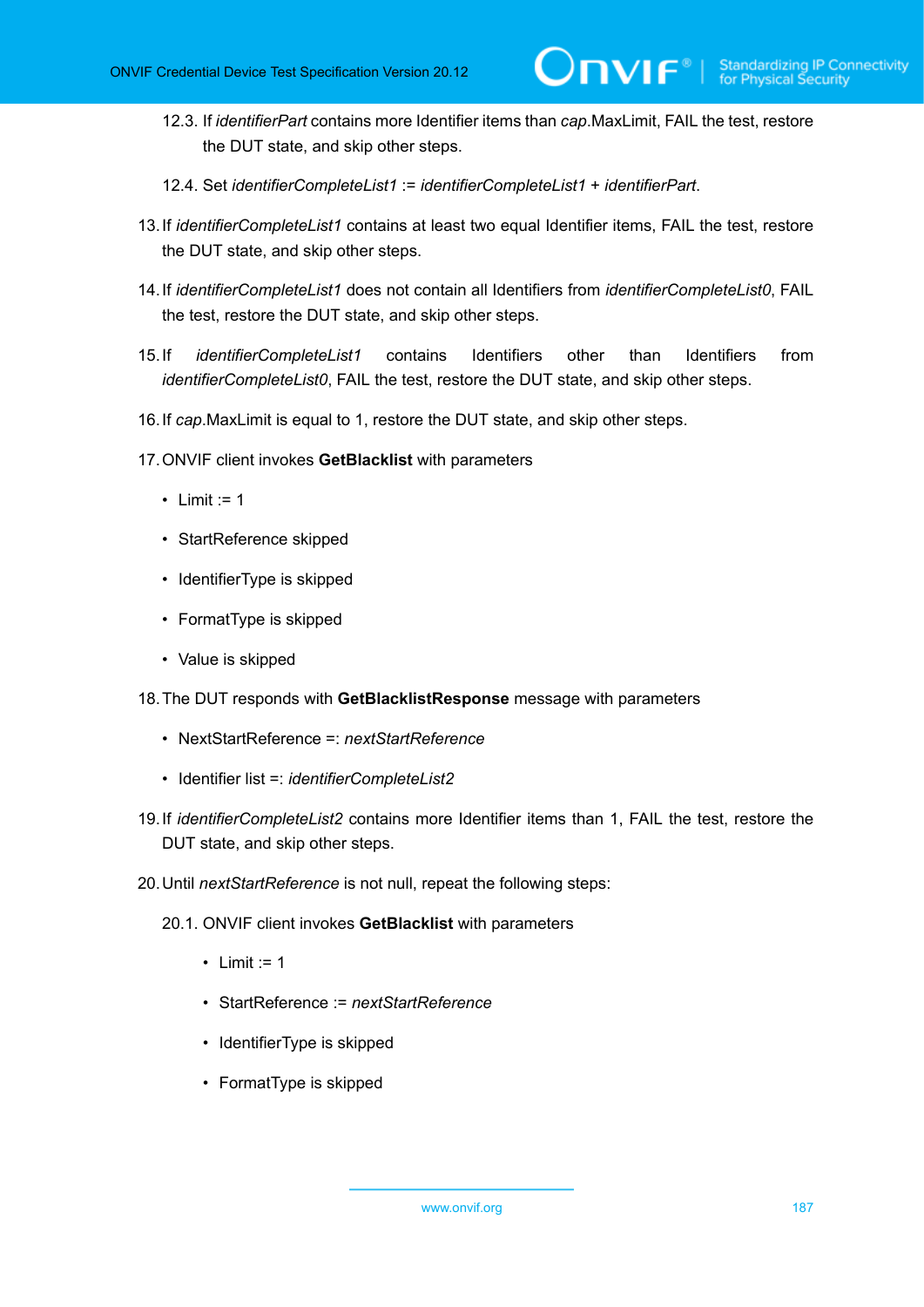12.3. If *identifierPart* contains more Identifier items than *cap*.MaxLimit, FAIL the test, restore the DUT state, and skip other steps.

12.4. Set *identifierCompleteList1* := *identifierCompleteList1* + *identifierPart*.

13. If *identifierCompleteList1* contains at least two equal Identifier items, FAIL the test, restore the DUT state, and skip other steps.

14. If *identifierCompleteList1* does not contain all Identifiers from *identifierCompleteList0*, FAIL the test, restore the DUT state, and skip other steps.

15. If *identifierCompleteList1* contains Identifiers other than Identifiers from *identifierCompleteList0*, FAIL the test, restore the DUT state, and skip other steps.

16. If *cap*.MaxLimit is equal to 1, restore the DUT state, and skip other steps.

17. ONVIF client invokes **GetBlacklist** with parameters

    - Limit := 1
    - StartReference skipped
    - IdentifierType is skipped
    - FormatType is skipped
    - Value is skipped

18. The DUT responds with **GetBlacklistResponse** message with parameters

    - NextStartReference =: *nextStartReference*
    - Identifier list =: *identifierCompleteList2*

19. If *identifierCompleteList2* contains more Identifier items than 1, FAIL the test, restore the DUT state, and skip other steps.

20. Until *nextStartReference* is not null, repeat the following steps:

    20.1. ONVIF client invokes **GetBlacklist** with parameters

    - Limit := 1
    - StartReference := *nextStartReference*
    - IdentifierType is skipped
    - FormatType is skipped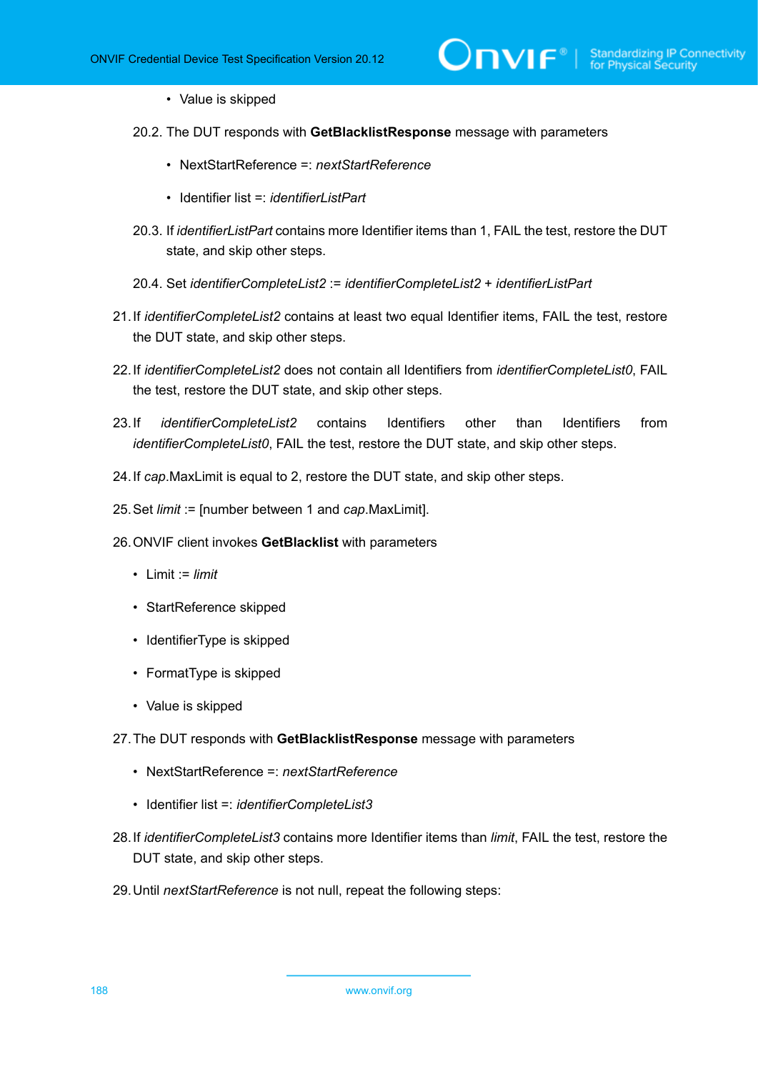- Value is skipped

20.2. The DUT responds with **GetBlacklistResponse** message with parameters

- NextStartReference =: *nextStartReference*
- Identifier list =: *identifierListPart*

20.3. If *identifierListPart* contains more Identifier items than 1, FAIL the test, restore the DUT state, and skip other steps.

20.4. Set *identifierCompleteList2* := *identifierCompleteList2* + *identifierListPart*

21. If *identifierCompleteList2* contains at least two equal Identifier items, FAIL the test, restore the DUT state, and skip other steps.

22. If *identifierCompleteList2* does not contain all Identifiers from *identifierCompleteList0*, FAIL the test, restore the DUT state, and skip other steps.

23. If *identifierCompleteList2* contains Identifiers other than Identifiers from *identifierCompleteList0*, FAIL the test, restore the DUT state, and skip other steps.

24. If *cap*.MaxLimit is equal to 2, restore the DUT state, and skip other steps.

25. Set *limit* := [number between 1 and *cap*.MaxLimit].

26. ONVIF client invokes **GetBlacklist** with parameters

- Limit := *limit*
- StartReference skipped
- IdentifierType is skipped
- FormatType is skipped
- Value is skipped

27. The DUT responds with **GetBlacklistResponse** message with parameters

- NextStartReference =: *nextStartReference*
- Identifier list =: *identifierCompleteList3*

28. If *identifierCompleteList3* contains more Identifier items than *limit*, FAIL the test, restore the DUT state, and skip other steps.

29. Until *nextStartReference* is not null, repeat the following steps: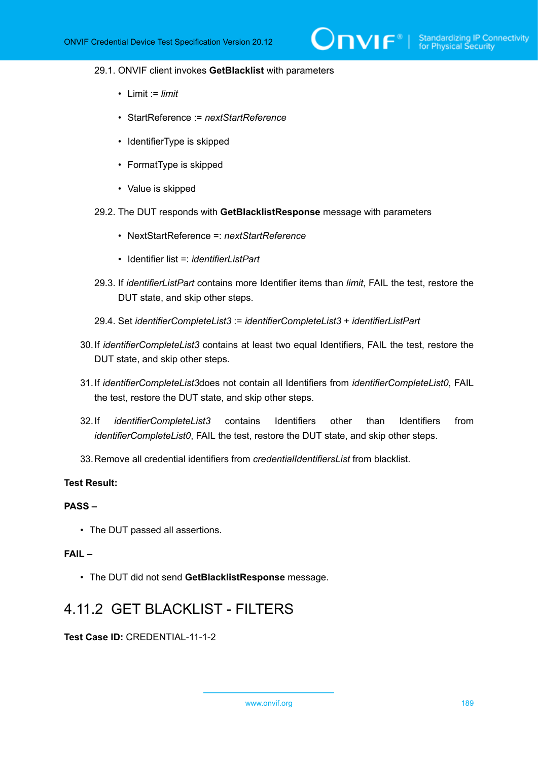29.1. ONVIF client invokes **GetBlacklist** with parameters

- Limit := *limit*
- StartReference := *nextStartReference*
- IdentifierType is skipped
- FormatType is skipped
- Value is skipped

29.2. The DUT responds with **GetBlacklistResponse** message with parameters

- NextStartReference =: *nextStartReference*
- Identifier list =: *identifierListPart*

29.3. If *identifierListPart* contains more Identifier items than *limit*, FAIL the test, restore the DUT state, and skip other steps.

29.4. Set *identifierCompleteList3* := *identifierCompleteList3* + *identifierListPart*

30. If *identifierCompleteList3* contains at least two equal Identifiers, FAIL the test, restore the DUT state, and skip other steps.

31. If *identifierCompleteList3*does not contain all Identifiers from *identifierCompleteList0*, FAIL the test, restore the DUT state, and skip other steps.

32. If *identifierCompleteList3* contains Identifiers other than Identifiers from *identifierCompleteList0*, FAIL the test, restore the DUT state, and skip other steps.

33. Remove all credential identifiers from *credentialIdentifiersList* from blacklist.

**Test Result:**

**PASS –**

- The DUT passed all assertions.

**FAIL –**

- The DUT did not send **GetBlacklistResponse** message.

## 4.11.2 GET BLACKLIST - FILTERS

**Test Case ID:** CREDENTIAL-11-1-2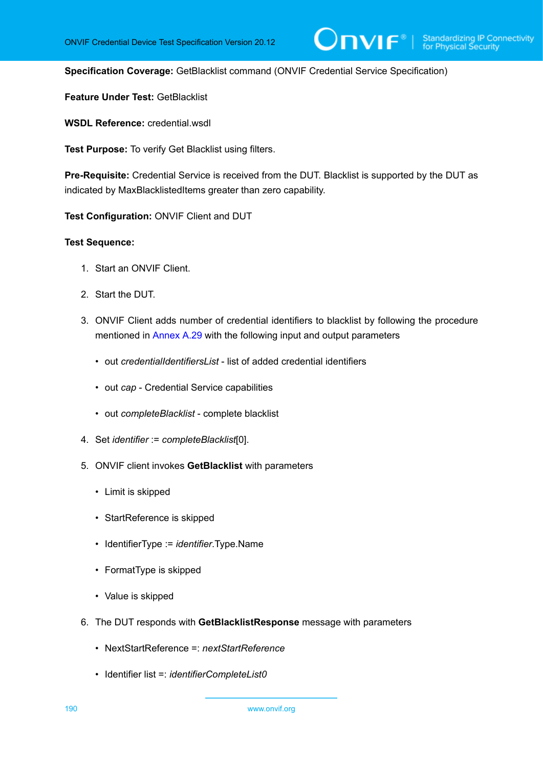**Specification Coverage:** GetBlacklist command (ONVIF Credential Service Specification)

**Feature Under Test:** GetBlacklist

**WSDL Reference:** credential.wsdl

**Test Purpose:** To verify Get Blacklist using filters.

**Pre-Requisite:** Credential Service is received from the DUT. Blacklist is supported by the DUT as indicated by MaxBlacklistedItems greater than zero capability.

**Test Configuration:** ONVIF Client and DUT

**Test Sequence:**

1. Start an ONVIF Client.

2. Start the DUT.

3. ONVIF Client adds number of credential identifiers to blacklist by following the procedure mentioned in Annex A.29 with the following input and output parameters

   - out *credentialIdentifiersList* - list of added credential identifiers

   - out *cap* - Credential Service capabilities

   - out *completeBlacklist* - complete blacklist

4. Set *identifier* := *completeBlacklist*[0].

5. ONVIF client invokes **GetBlacklist** with parameters

   - Limit is skipped

   - StartReference is skipped

   - IdentifierType := *identifier*.Type.Name

   - FormatType is skipped

   - Value is skipped

6. The DUT responds with **GetBlacklistResponse** message with parameters

   - NextStartReference =: *nextStartReference*

   - Identifier list =: *identifierCompleteList0*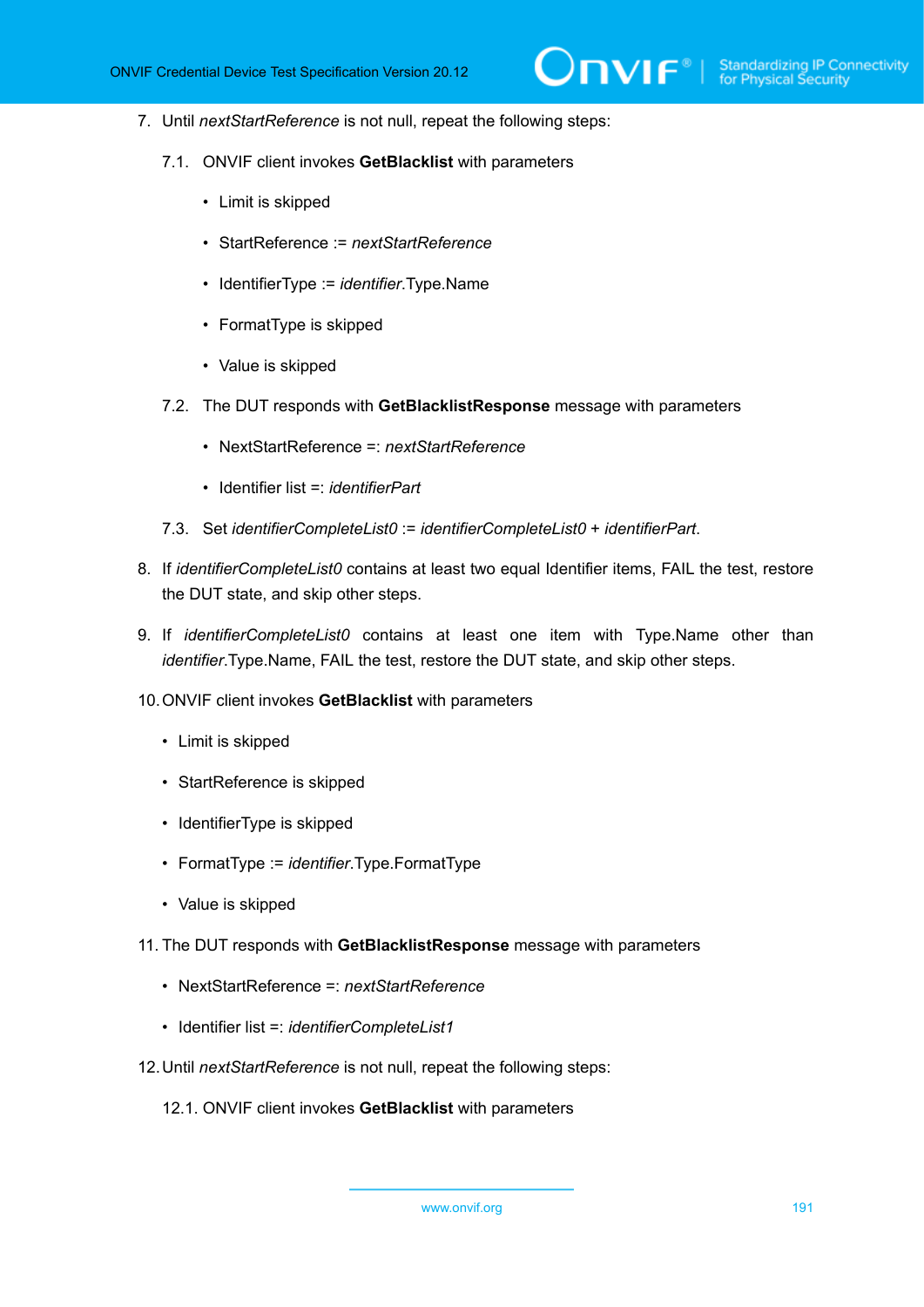7. Until *nextStartReference* is not null, repeat the following steps:

   7.1. ONVIF client invokes **GetBlacklist** with parameters

   - Limit is skipped
   - StartReference := *nextStartReference*
   - IdentifierType := *identifier*.Type.Name
   - FormatType is skipped
   - Value is skipped

   7.2. The DUT responds with **GetBlacklistResponse** message with parameters

   - NextStartReference =: *nextStartReference*
   - Identifier list =: *identifierPart*

   7.3. Set *identifierCompleteList0* := *identifierCompleteList0* + *identifierPart*.

8. If *identifierCompleteList0* contains at least two equal Identifier items, FAIL the test, restore the DUT state, and skip other steps.

9. If *identifierCompleteList0* contains at least one item with Type.Name other than *identifier*.Type.Name, FAIL the test, restore the DUT state, and skip other steps.

10. ONVIF client invokes **GetBlacklist** with parameters

    - Limit is skipped
    - StartReference is skipped
    - IdentifierType is skipped
    - FormatType := *identifier*.Type.FormatType
    - Value is skipped

11. The DUT responds with **GetBlacklistResponse** message with parameters

    - NextStartReference =: *nextStartReference*
    - Identifier list =: *identifierCompleteList1*

12. Until *nextStartReference* is not null, repeat the following steps:

    12.1. ONVIF client invokes **GetBlacklist** with parameters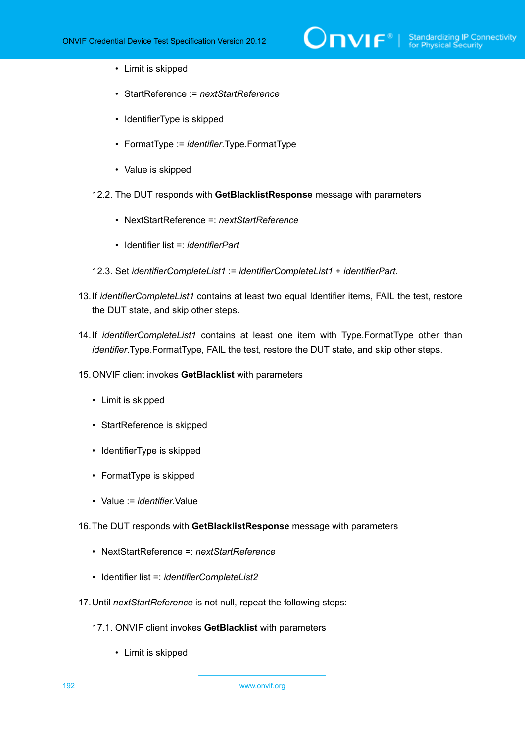- Limit is skipped
    - StartReference := *nextStartReference*
    - IdentifierType is skipped
    - FormatType := *identifier*.Type.FormatType
    - Value is skipped

  12.2. The DUT responds with **GetBlacklistResponse** message with parameters

    - NextStartReference =: *nextStartReference*
    - Identifier list =: *identifierPart*

  12.3. Set *identifierCompleteList1* := *identifierCompleteList1* + *identifierPart*.

13. If *identifierCompleteList1* contains at least two equal Identifier items, FAIL the test, restore the DUT state, and skip other steps.

14. If *identifierCompleteList1* contains at least one item with Type.FormatType other than *identifier*.Type.FormatType, FAIL the test, restore the DUT state, and skip other steps.

15. ONVIF client invokes **GetBlacklist** with parameters

    - Limit is skipped
    - StartReference is skipped
    - IdentifierType is skipped
    - FormatType is skipped
    - Value := *identifier*.Value

16. The DUT responds with **GetBlacklistResponse** message with parameters

    - NextStartReference =: *nextStartReference*
    - Identifier list =: *identifierCompleteList2*

17. Until *nextStartReference* is not null, repeat the following steps:

  17.1. ONVIF client invokes **GetBlacklist** with parameters

    - Limit is skipped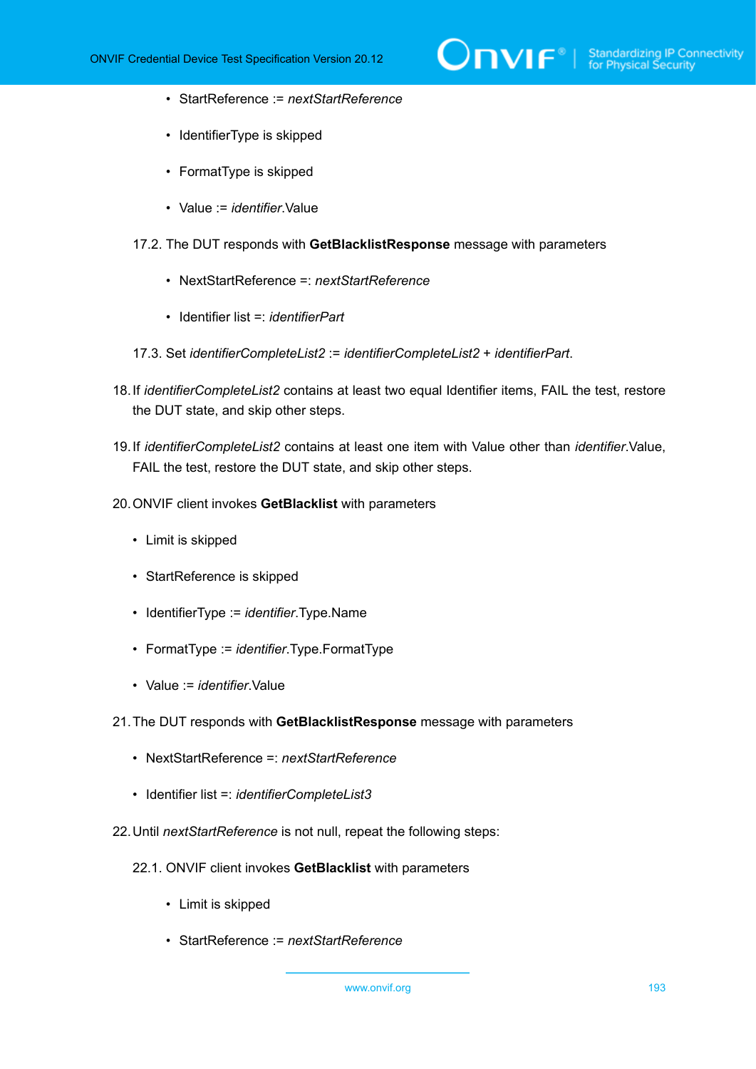- StartReference := *nextStartReference*
- IdentifierType is skipped
- FormatType is skipped
- Value := *identifier*.Value

17.2. The DUT responds with **GetBlacklistResponse** message with parameters

- NextStartReference =: *nextStartReference*
- Identifier list =: *identifierPart*

17.3. Set *identifierCompleteList2* := *identifierCompleteList2* + *identifierPart*.

18. If *identifierCompleteList2* contains at least two equal Identifier items, FAIL the test, restore the DUT state, and skip other steps.

19. If *identifierCompleteList2* contains at least one item with Value other than *identifier*.Value, FAIL the test, restore the DUT state, and skip other steps.

20. ONVIF client invokes **GetBlacklist** with parameters
    - Limit is skipped
    - StartReference is skipped
    - IdentifierType := *identifier*.Type.Name
    - FormatType := *identifier*.Type.FormatType
    - Value := *identifier*.Value

21. The DUT responds with **GetBlacklistResponse** message with parameters
    - NextStartReference =: *nextStartReference*
    - Identifier list =: *identifierCompleteList3*

22. Until *nextStartReference* is not null, repeat the following steps:

22.1. ONVIF client invokes **GetBlacklist** with parameters

- Limit is skipped
- StartReference := *nextStartReference*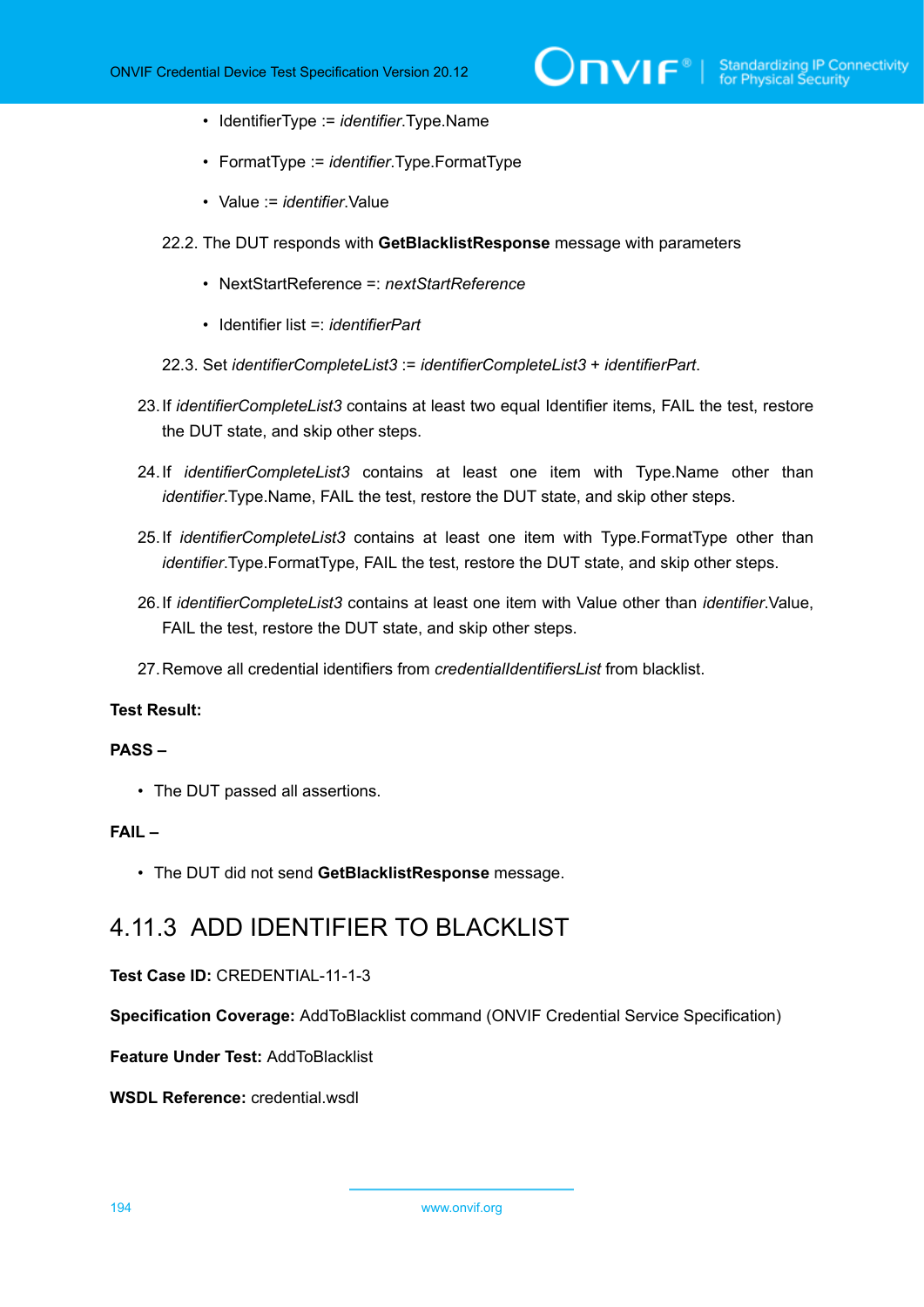- IdentifierType := *identifier*.Type.Name
    - FormatType := *identifier*.Type.FormatType
    - Value := *identifier*.Value

  22.2. The DUT responds with **GetBlacklistResponse** message with parameters

    - NextStartReference =: *nextStartReference*
    - Identifier list =: *identifierPart*

  22.3. Set *identifierCompleteList3* := *identifierCompleteList3* + *identifierPart*.

23. If *identifierCompleteList3* contains at least two equal Identifier items, FAIL the test, restore the DUT state, and skip other steps.

24. If *identifierCompleteList3* contains at least one item with Type.Name other than *identifier*.Type.Name, FAIL the test, restore the DUT state, and skip other steps.

25. If *identifierCompleteList3* contains at least one item with Type.FormatType other than *identifier*.Type.FormatType, FAIL the test, restore the DUT state, and skip other steps.

26. If *identifierCompleteList3* contains at least one item with Value other than *identifier*.Value, FAIL the test, restore the DUT state, and skip other steps.

27. Remove all credential identifiers from *credentialIdentifiersList* from blacklist.

**Test Result:**

**PASS –**

- The DUT passed all assertions.

**FAIL –**

- The DUT did not send **GetBlacklistResponse** message.

## 4.11.3 ADD IDENTIFIER TO BLACKLIST

**Test Case ID:** CREDENTIAL-11-1-3

**Specification Coverage:** AddToBlacklist command (ONVIF Credential Service Specification)

**Feature Under Test:** AddToBlacklist

**WSDL Reference:** credential.wsdl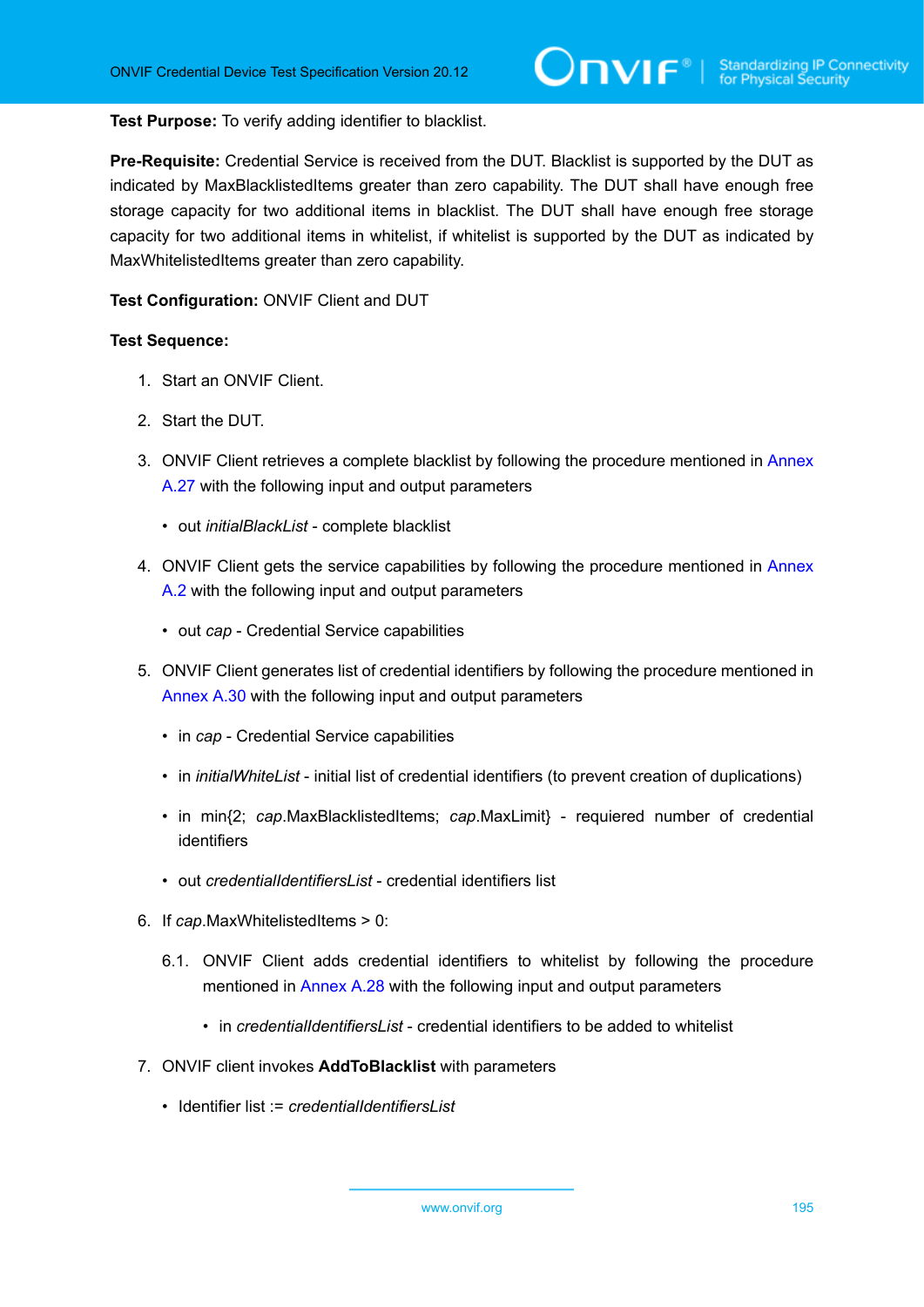**Test Purpose:** To verify adding identifier to blacklist.

**Pre-Requisite:** Credential Service is received from the DUT. Blacklist is supported by the DUT as indicated by MaxBlacklistedItems greater than zero capability. The DUT shall have enough free storage capacity for two additional items in blacklist. The DUT shall have enough free storage capacity for two additional items in whitelist, if whitelist is supported by the DUT as indicated by MaxWhitelistedItems greater than zero capability.

**Test Configuration:** ONVIF Client and DUT

**Test Sequence:**

1. Start an ONVIF Client.
2. Start the DUT.
3. ONVIF Client retrieves a complete blacklist by following the procedure mentioned in Annex A.27 with the following input and output parameters
   - out *initialBlackList* - complete blacklist
4. ONVIF Client gets the service capabilities by following the procedure mentioned in Annex A.2 with the following input and output parameters
   - out *cap* - Credential Service capabilities
5. ONVIF Client generates list of credential identifiers by following the procedure mentioned in Annex A.30 with the following input and output parameters
   - in *cap* - Credential Service capabilities
   - in *initialWhiteList* - initial list of credential identifiers (to prevent creation of duplications)
   - in min{2; *cap*.MaxBlacklistedItems; *cap*.MaxLimit} - requiered number of credential identifiers
   - out *credentialIdentifiersList* - credential identifiers list
6. If *cap*.MaxWhitelistedItems > 0:

   6.1. ONVIF Client adds credential identifiers to whitelist by following the procedure mentioned in Annex A.28 with the following input and output parameters

   - in *credentialIdentifiersList* - credential identifiers to be added to whitelist
7. ONVIF client invokes **AddToBlacklist** with parameters
   - Identifier list := *credentialIdentifiersList*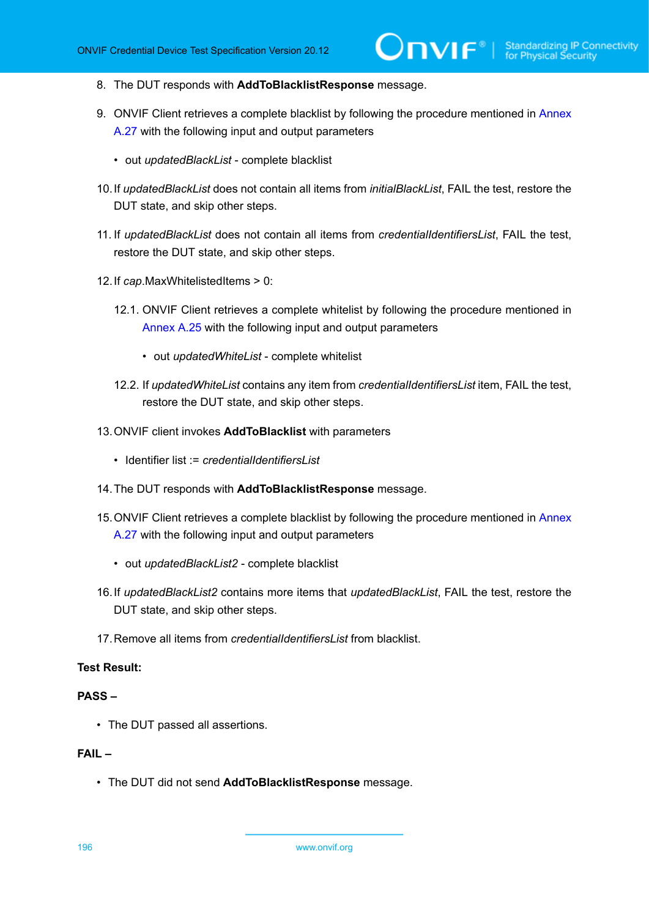8. The DUT responds with **AddToBlacklistResponse** message.

9. ONVIF Client retrieves a complete blacklist by following the procedure mentioned in Annex A.27 with the following input and output parameters

   - out *updatedBlackList* - complete blacklist

10. If *updatedBlackList* does not contain all items from *initialBlackList*, FAIL the test, restore the DUT state, and skip other steps.

11. If *updatedBlackList* does not contain all items from *credentialIdentifiersList*, FAIL the test, restore the DUT state, and skip other steps.

12. If *cap*.MaxWhitelistedItems > 0:

    12.1. ONVIF Client retrieves a complete whitelist by following the procedure mentioned in Annex A.25 with the following input and output parameters

    - out *updatedWhiteList* - complete whitelist

    12.2. If *updatedWhiteList* contains any item from *credentialIdentifiersList* item, FAIL the test, restore the DUT state, and skip other steps.

13. ONVIF client invokes **AddToBlacklist** with parameters

    - Identifier list := *credentialIdentifiersList*

14. The DUT responds with **AddToBlacklistResponse** message.

15. ONVIF Client retrieves a complete blacklist by following the procedure mentioned in Annex A.27 with the following input and output parameters

    - out *updatedBlackList2* - complete blacklist

16. If *updatedBlackList2* contains more items that *updatedBlackList*, FAIL the test, restore the DUT state, and skip other steps.

17. Remove all items from *credentialIdentifiersList* from blacklist.

**Test Result:**

**PASS –**

- The DUT passed all assertions.

**FAIL –**

- The DUT did not send **AddToBlacklistResponse** message.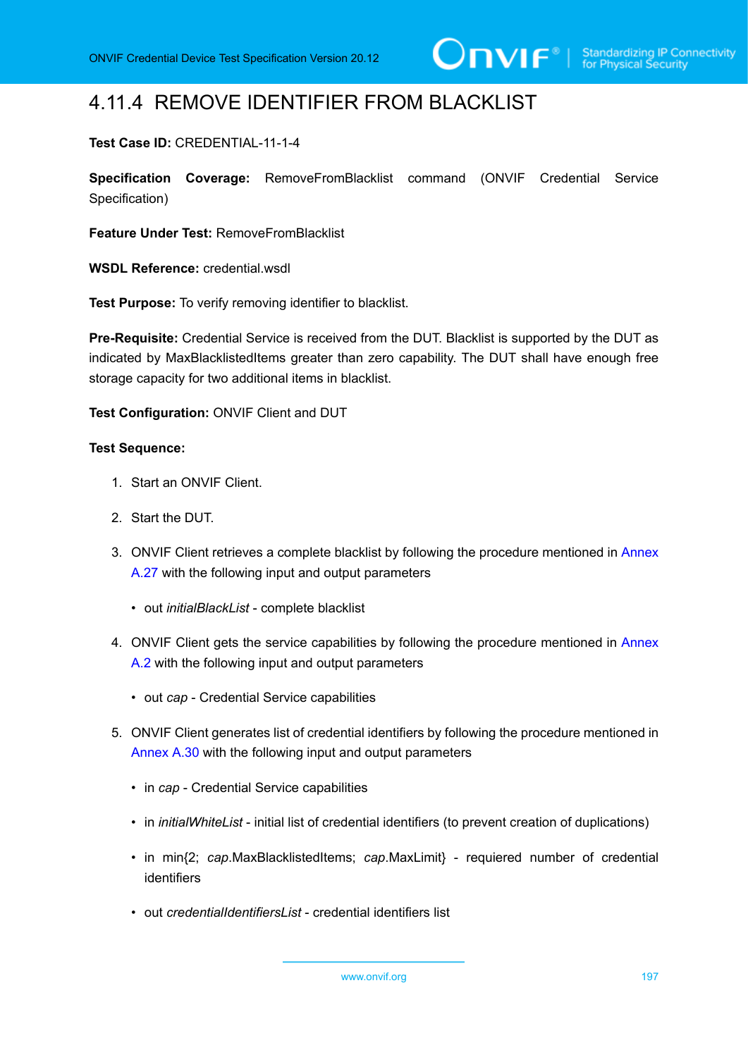## 4.11.4 REMOVE IDENTIFIER FROM BLACKLIST

**Test Case ID:** CREDENTIAL-11-1-4

**Specification Coverage:** RemoveFromBlacklist command (ONVIF Credential Service Specification)

**Feature Under Test:** RemoveFromBlacklist

**WSDL Reference:** credential.wsdl

**Test Purpose:** To verify removing identifier to blacklist.

**Pre-Requisite:** Credential Service is received from the DUT. Blacklist is supported by the DUT as indicated by MaxBlacklistedItems greater than zero capability. The DUT shall have enough free storage capacity for two additional items in blacklist.

**Test Configuration:** ONVIF Client and DUT

**Test Sequence:**

1. Start an ONVIF Client.
2. Start the DUT.
3. ONVIF Client retrieves a complete blacklist by following the procedure mentioned in Annex A.27 with the following input and output parameters
   - out *initialBlackList* - complete blacklist
4. ONVIF Client gets the service capabilities by following the procedure mentioned in Annex A.2 with the following input and output parameters
   - out *cap* - Credential Service capabilities
5. ONVIF Client generates list of credential identifiers by following the procedure mentioned in Annex A.30 with the following input and output parameters
   - in *cap* - Credential Service capabilities
   - in *initialWhiteList* - initial list of credential identifiers (to prevent creation of duplications)
   - in min{2; *cap*.MaxBlacklistedItems; *cap*.MaxLimit} - requiered number of credential identifiers
   - out *credentialIdentifiersList* - credential identifiers list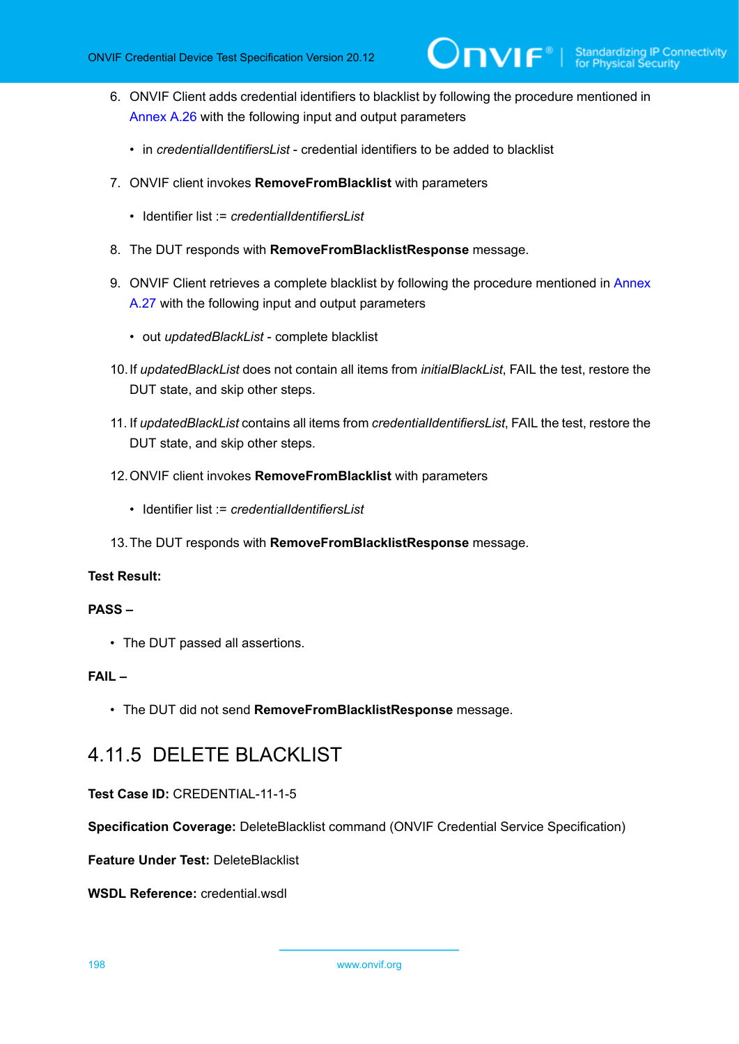6. ONVIF Client adds credential identifiers to blacklist by following the procedure mentioned in Annex A.26 with the following input and output parameters

   - in *credentialIdentifiersList* - credential identifiers to be added to blacklist

7. ONVIF client invokes **RemoveFromBlacklist** with parameters

   - Identifier list := *credentialIdentifiersList*

8. The DUT responds with **RemoveFromBlacklistResponse** message.

9. ONVIF Client retrieves a complete blacklist by following the procedure mentioned in Annex A.27 with the following input and output parameters

   - out *updatedBlackList* - complete blacklist

10. If *updatedBlackList* does not contain all items from *initialBlackList*, FAIL the test, restore the DUT state, and skip other steps.

11. If *updatedBlackList* contains all items from *credentialIdentifiersList*, FAIL the test, restore the DUT state, and skip other steps.

12. ONVIF client invokes **RemoveFromBlacklist** with parameters

    - Identifier list := *credentialIdentifiersList*

13. The DUT responds with **RemoveFromBlacklistResponse** message.

**Test Result:**

**PASS –**

- The DUT passed all assertions.

**FAIL –**

- The DUT did not send **RemoveFromBlacklistResponse** message.

## 4.11.5 DELETE BLACKLIST

**Test Case ID:** CREDENTIAL-11-1-5

**Specification Coverage:** DeleteBlacklist command (ONVIF Credential Service Specification)

**Feature Under Test:** DeleteBlacklist

**WSDL Reference:** credential.wsdl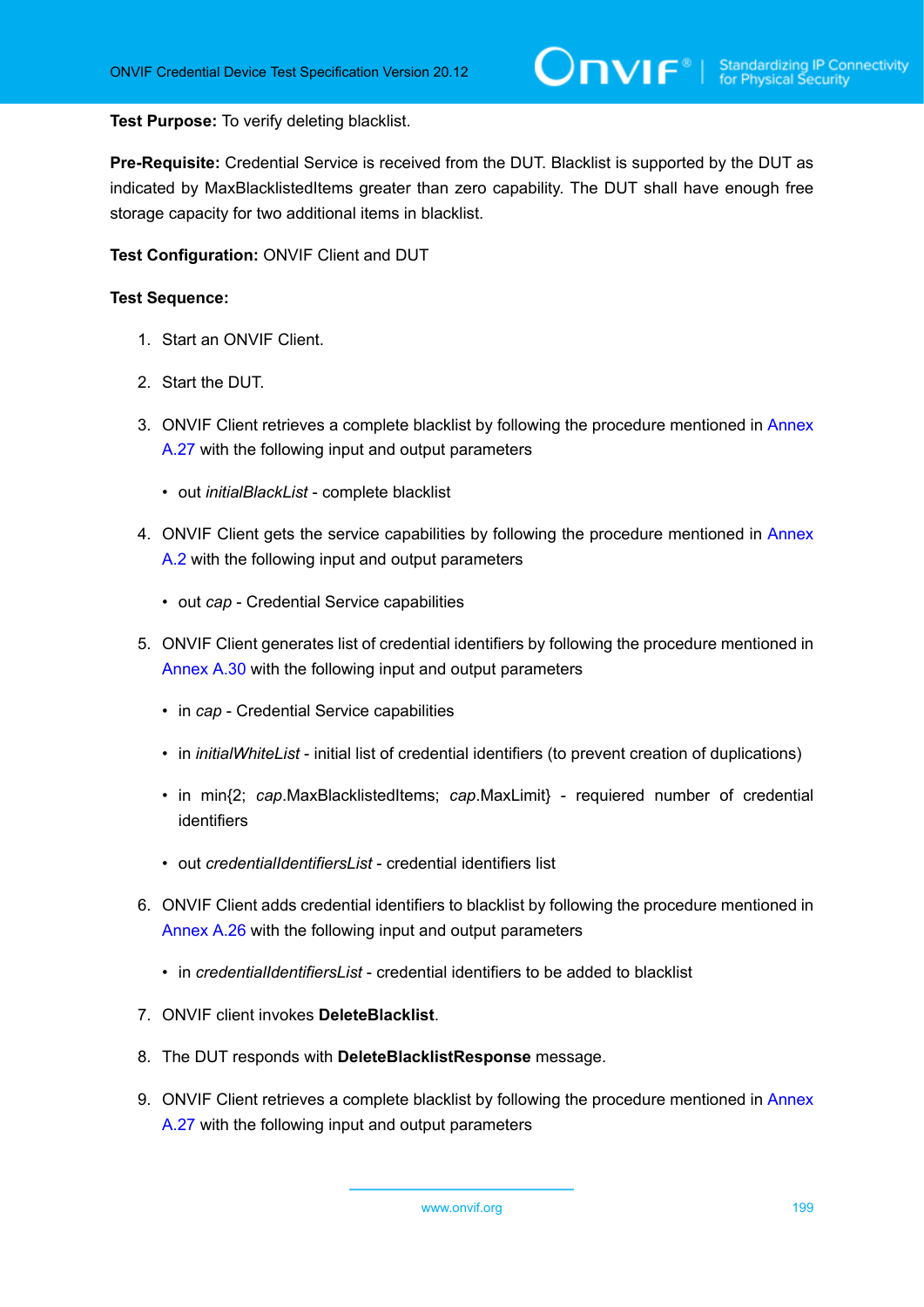**Test Purpose:** To verify deleting blacklist.

**Pre-Requisite:** Credential Service is received from the DUT. Blacklist is supported by the DUT as indicated by MaxBlacklistedItems greater than zero capability. The DUT shall have enough free storage capacity for two additional items in blacklist.

**Test Configuration:** ONVIF Client and DUT

**Test Sequence:**

1. Start an ONVIF Client.
2. Start the DUT.
3. ONVIF Client retrieves a complete blacklist by following the procedure mentioned in Annex A.27 with the following input and output parameters
   - out *initialBlackList* - complete blacklist
4. ONVIF Client gets the service capabilities by following the procedure mentioned in Annex A.2 with the following input and output parameters
   - out *cap* - Credential Service capabilities
5. ONVIF Client generates list of credential identifiers by following the procedure mentioned in Annex A.30 with the following input and output parameters
   - in *cap* - Credential Service capabilities
   - in *initialWhiteList* - initial list of credential identifiers (to prevent creation of duplications)
   - in min{2; *cap*.MaxBlacklistedItems; *cap*.MaxLimit} - requiered number of credential identifiers
   - out *credentialIdentifiersList* - credential identifiers list
6. ONVIF Client adds credential identifiers to blacklist by following the procedure mentioned in Annex A.26 with the following input and output parameters
   - in *credentialIdentifiersList* - credential identifiers to be added to blacklist
7. ONVIF client invokes **DeleteBlacklist**.
8. The DUT responds with **DeleteBlacklistResponse** message.
9. ONVIF Client retrieves a complete blacklist by following the procedure mentioned in Annex A.27 with the following input and output parameters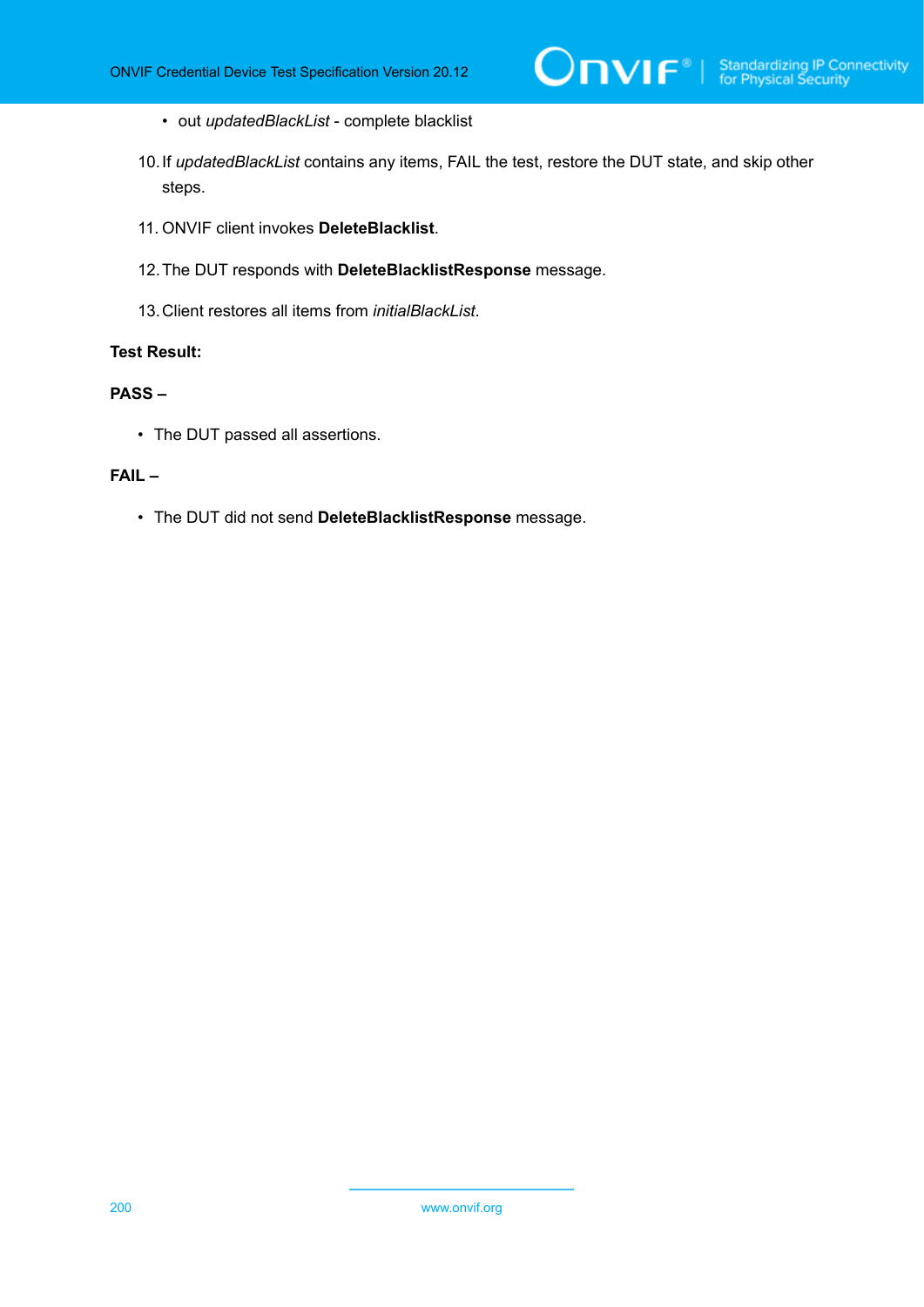- out *updatedBlackList* - complete blacklist

10. If *updatedBlackList* contains any items, FAIL the test, restore the DUT state, and skip other steps.

11. ONVIF client invokes **DeleteBlacklist**.

12. The DUT responds with **DeleteBlacklistResponse** message.

13. Client restores all items from *initialBlackList*.

**Test Result:**

**PASS –**

- The DUT passed all assertions.

**FAIL –**

- The DUT did not send **DeleteBlacklistResponse** message.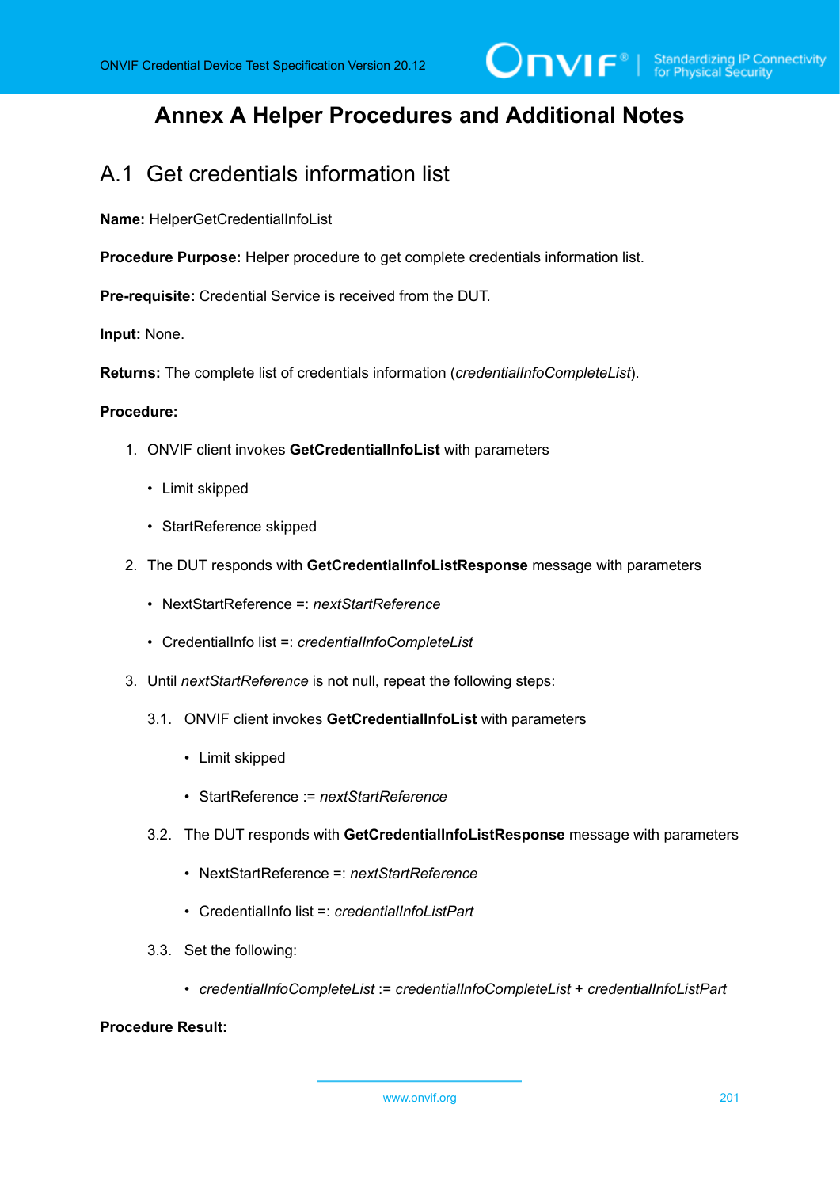# Annex A Helper Procedures and Additional Notes

## A.1 Get credentials information list

**Name:** HelperGetCredentialInfoList

**Procedure Purpose:** Helper procedure to get complete credentials information list.

**Pre-requisite:** Credential Service is received from the DUT.

**Input:** None.

**Returns:** The complete list of credentials information (*credentialInfoCompleteList*).

**Procedure:**

1. ONVIF client invokes **GetCredentialInfoList** with parameters
   - Limit skipped
   - StartReference skipped
2. The DUT responds with **GetCredentialInfoListResponse** message with parameters
   - NextStartReference =: *nextStartReference*
   - CredentialInfo list =: *credentialInfoCompleteList*
3. Until *nextStartReference* is not null, repeat the following steps:

   3.1. ONVIF client invokes **GetCredentialInfoList** with parameters
   - Limit skipped
   - StartReference := *nextStartReference*

   3.2. The DUT responds with **GetCredentialInfoListResponse** message with parameters
   - NextStartReference =: *nextStartReference*
   - CredentialInfo list =: *credentialInfoListPart*

   3.3. Set the following:
   - *credentialInfoCompleteList* := *credentialInfoCompleteList* + *credentialInfoListPart*

**Procedure Result:**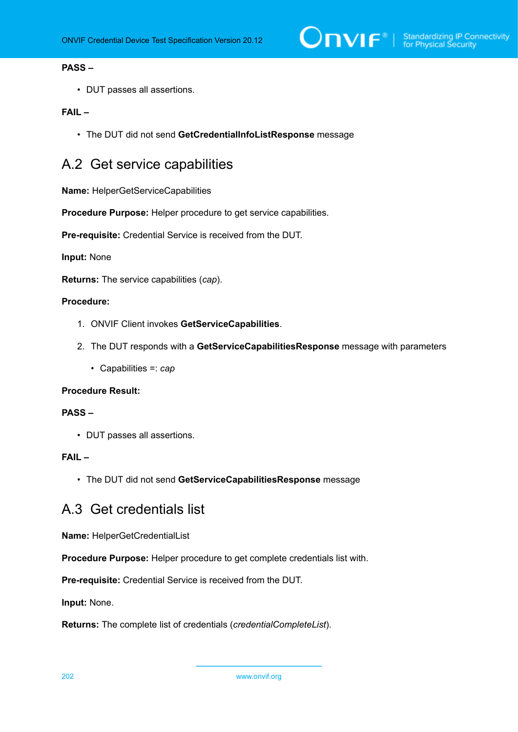**PASS –**

- DUT passes all assertions.

**FAIL –**

- The DUT did not send **GetCredentialInfoListResponse** message

## A.2 Get service capabilities

**Name:** HelperGetServiceCapabilities

**Procedure Purpose:** Helper procedure to get service capabilities.

**Pre-requisite:** Credential Service is received from the DUT.

**Input:** None

**Returns:** The service capabilities (*cap*).

**Procedure:**

1. ONVIF Client invokes **GetServiceCapabilities**.
2. The DUT responds with a **GetServiceCapabilitiesResponse** message with parameters
   - Capabilities =: *cap*

**Procedure Result:**

**PASS –**

- DUT passes all assertions.

**FAIL –**

- The DUT did not send **GetServiceCapabilitiesResponse** message

## A.3 Get credentials list

**Name:** HelperGetCredentialList

**Procedure Purpose:** Helper procedure to get complete credentials list with.

**Pre-requisite:** Credential Service is received from the DUT.

**Input:** None.

**Returns:** The complete list of credentials (*credentialCompleteList*).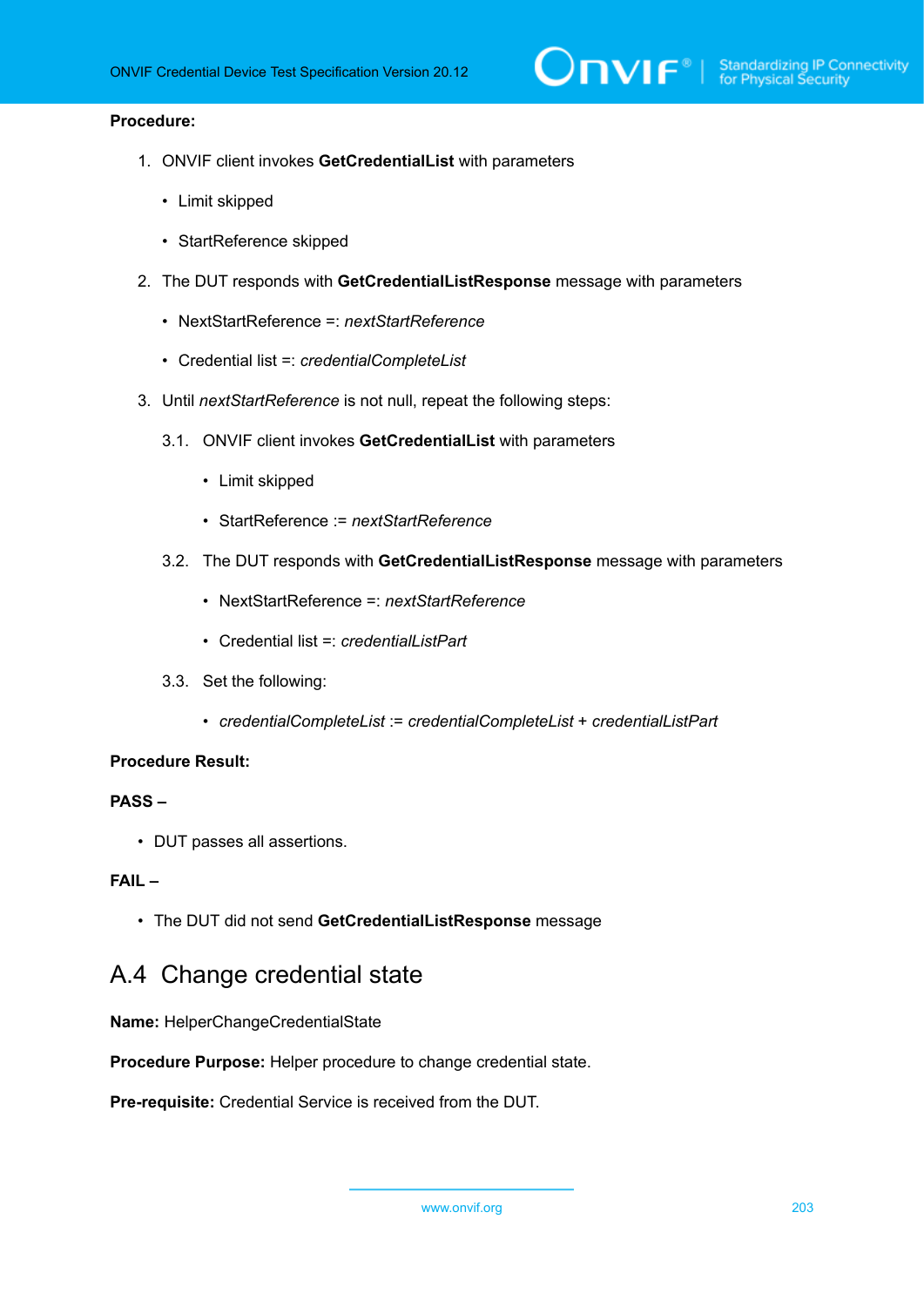**Procedure:**

1. ONVIF client invokes **GetCredentialList** with parameters
   - Limit skipped
   - StartReference skipped
2. The DUT responds with **GetCredentialListResponse** message with parameters
   - NextStartReference =: *nextStartReference*
   - Credential list =: *credentialCompleteList*
3. Until *nextStartReference* is not null, repeat the following steps:

   3.1. ONVIF client invokes **GetCredentialList** with parameters
   - Limit skipped
   - StartReference := *nextStartReference*

   3.2. The DUT responds with **GetCredentialListResponse** message with parameters
   - NextStartReference =: *nextStartReference*
   - Credential list =: *credentialListPart*

   3.3. Set the following:
   - *credentialCompleteList* := *credentialCompleteList* + *credentialListPart*

**Procedure Result:**

**PASS –**

- DUT passes all assertions.

**FAIL –**

- The DUT did not send **GetCredentialListResponse** message

## A.4 Change credential state

**Name:** HelperChangeCredentialState

**Procedure Purpose:** Helper procedure to change credential state.

**Pre-requisite:** Credential Service is received from the DUT.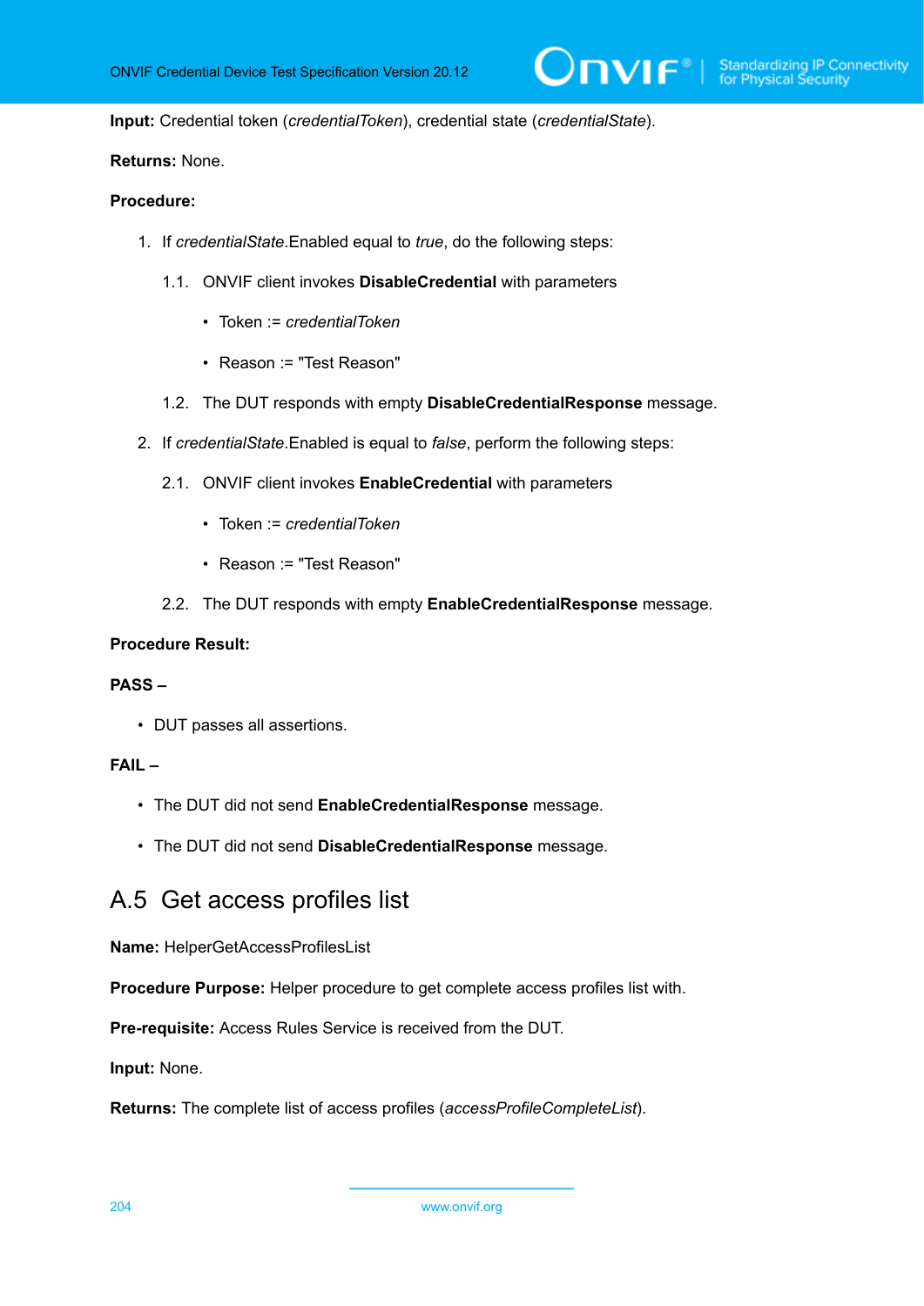**Input:** Credential token (*credentialToken*), credential state (*credentialState*).

**Returns:** None.

**Procedure:**

1. If *credentialState*.Enabled equal to *true*, do the following steps:
   
   1.1. ONVIF client invokes **DisableCredential** with parameters
   
   - Token := *credentialToken*
   - Reason := "Test Reason"
   
   1.2. The DUT responds with empty **DisableCredentialResponse** message.

2. If *credentialState*.Enabled is equal to *false*, perform the following steps:
   
   2.1. ONVIF client invokes **EnableCredential** with parameters
   
   - Token := *credentialToken*
   - Reason := "Test Reason"
   
   2.2. The DUT responds with empty **EnableCredentialResponse** message.

**Procedure Result:**

**PASS –**

- DUT passes all assertions.

**FAIL –**

- The DUT did not send **EnableCredentialResponse** message.
- The DUT did not send **DisableCredentialResponse** message.

## A.5 Get access profiles list

**Name:** HelperGetAccessProfilesList

**Procedure Purpose:** Helper procedure to get complete access profiles list with.

**Pre-requisite:** Access Rules Service is received from the DUT.

**Input:** None.

**Returns:** The complete list of access profiles (*accessProfileCompleteList*).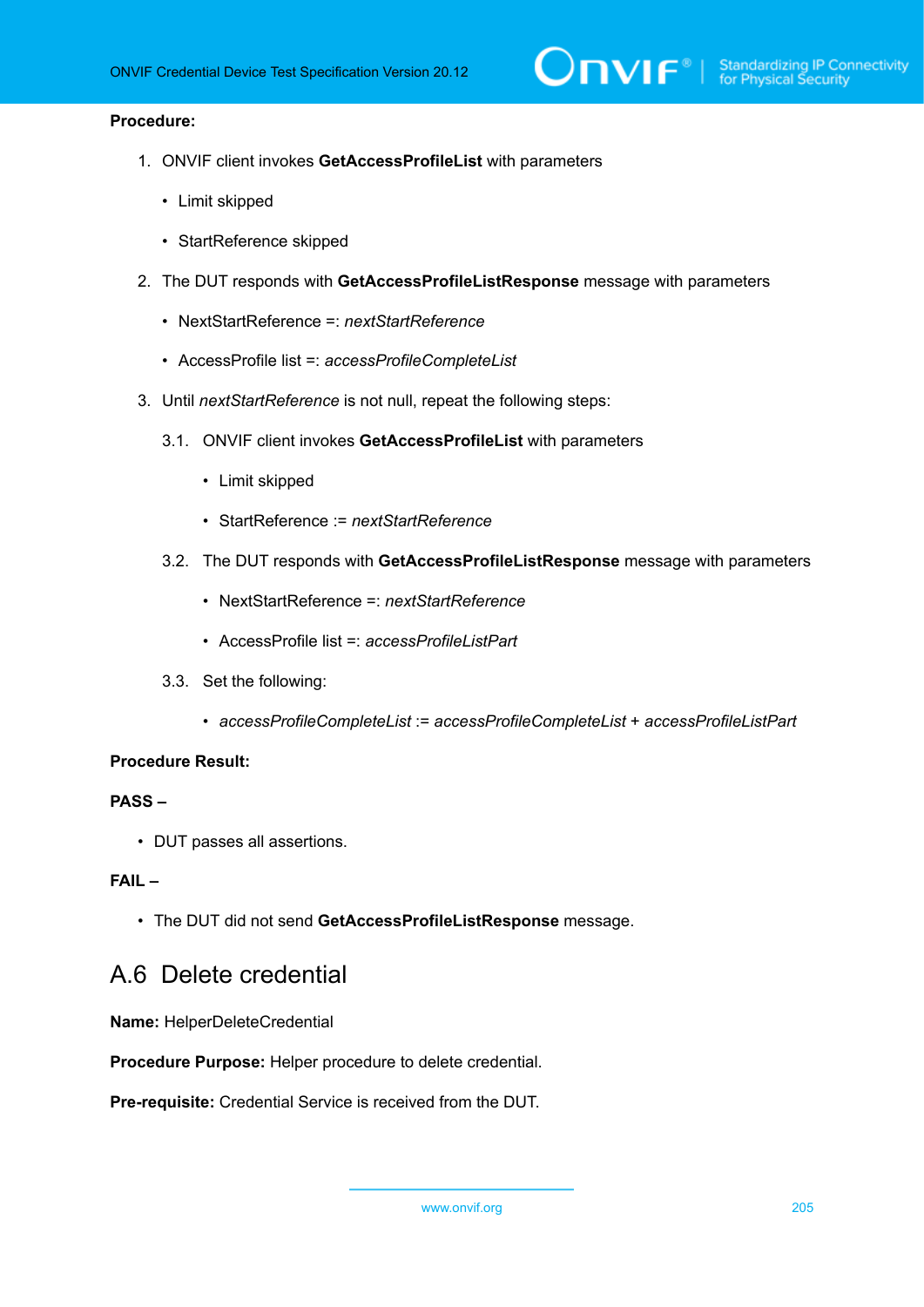**Procedure:**

1. ONVIF client invokes **GetAccessProfileList** with parameters

   - Limit skipped

   - StartReference skipped

2. The DUT responds with **GetAccessProfileListResponse** message with parameters

   - NextStartReference =: *nextStartReference*

   - AccessProfile list =: *accessProfileCompleteList*

3. Until *nextStartReference* is not null, repeat the following steps:

   3.1. ONVIF client invokes **GetAccessProfileList** with parameters

   - Limit skipped

   - StartReference := *nextStartReference*

   3.2. The DUT responds with **GetAccessProfileListResponse** message with parameters

   - NextStartReference =: *nextStartReference*

   - AccessProfile list =: *accessProfileListPart*

   3.3. Set the following:

   - *accessProfileCompleteList* := *accessProfileCompleteList* + *accessProfileListPart*

**Procedure Result:**

**PASS –**

- DUT passes all assertions.

**FAIL –**

- The DUT did not send **GetAccessProfileListResponse** message.

## A.6 Delete credential

**Name:** HelperDeleteCredential

**Procedure Purpose:** Helper procedure to delete credential.

**Pre-requisite:** Credential Service is received from the DUT.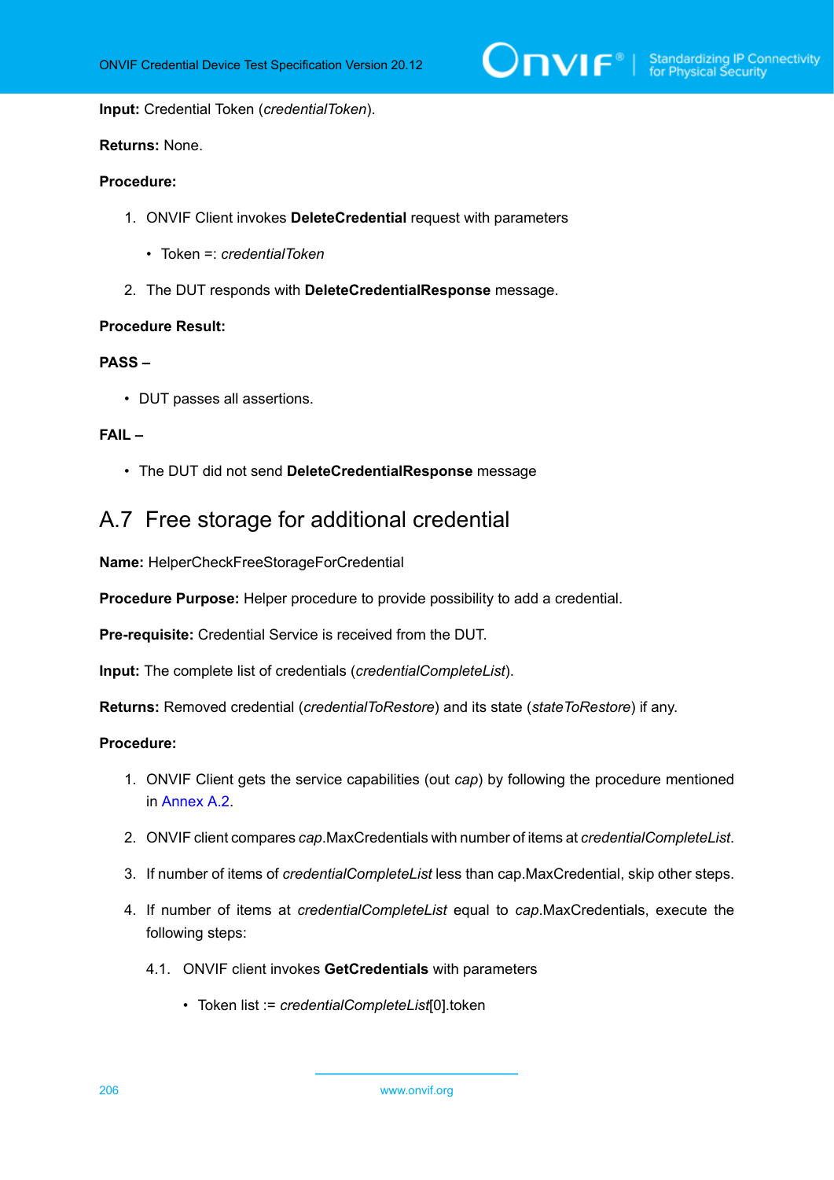**Input:** Credential Token (*credentialToken*).

**Returns:** None.

**Procedure:**

1. ONVIF Client invokes **DeleteCredential** request with parameters
   - Token =: *credentialToken*
2. The DUT responds with **DeleteCredentialResponse** message.

**Procedure Result:**

**PASS –**

- DUT passes all assertions.

**FAIL –**

- The DUT did not send **DeleteCredentialResponse** message

## A.7 Free storage for additional credential

**Name:** HelperCheckFreeStorageForCredential

**Procedure Purpose:** Helper procedure to provide possibility to add a credential.

**Pre-requisite:** Credential Service is received from the DUT.

**Input:** The complete list of credentials (*credentialCompleteList*).

**Returns:** Removed credential (*credentialToRestore*) and its state (*stateToRestore*) if any.

**Procedure:**

1. ONVIF Client gets the service capabilities (out *cap*) by following the procedure mentioned in Annex A.2.
2. ONVIF client compares *cap*.MaxCredentials with number of items at *credentialCompleteList*.
3. If number of items of *credentialCompleteList* less than cap.MaxCredential, skip other steps.
4. If number of items at *credentialCompleteList* equal to *cap*.MaxCredentials, execute the following steps:

   4.1. ONVIF client invokes **GetCredentials** with parameters

   - Token list := *credentialCompleteList*[0].token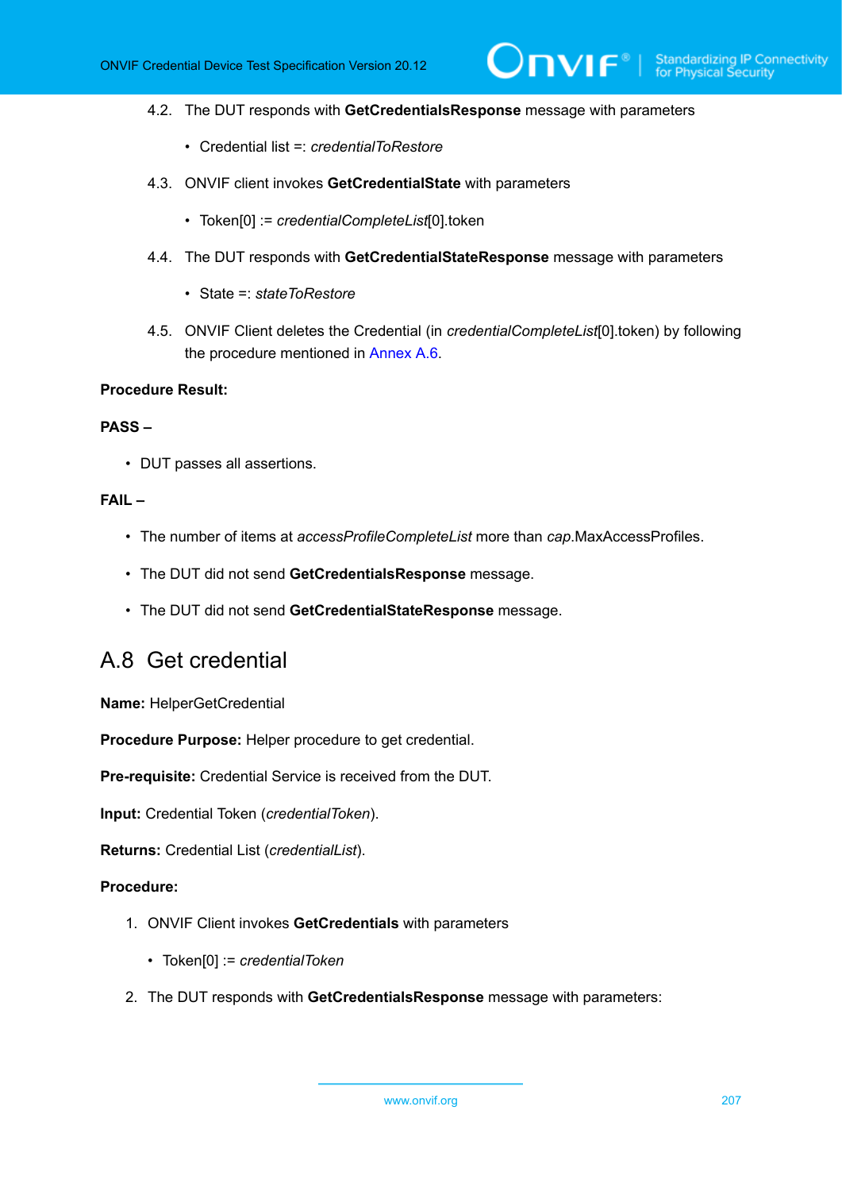4.2. The DUT responds with **GetCredentialsResponse** message with parameters

   - Credential list =: *credentialToRestore*

4.3. ONVIF client invokes **GetCredentialState** with parameters

   - Token[0] := *credentialCompleteList*[0].token

4.4. The DUT responds with **GetCredentialStateResponse** message with parameters

   - State =: *stateToRestore*

4.5. ONVIF Client deletes the Credential (in *credentialCompleteList*[0].token) by following the procedure mentioned in Annex A.6.

**Procedure Result:**

**PASS –**

- DUT passes all assertions.

**FAIL –**

- The number of items at *accessProfileCompleteList* more than *cap*.MaxAccessProfiles.
- The DUT did not send **GetCredentialsResponse** message.
- The DUT did not send **GetCredentialStateResponse** message.

## A.8 Get credential

**Name:** HelperGetCredential

**Procedure Purpose:** Helper procedure to get credential.

**Pre-requisite:** Credential Service is received from the DUT.

**Input:** Credential Token (*credentialToken*).

**Returns:** Credential List (*credentialList*).

**Procedure:**

1. ONVIF Client invokes **GetCredentials** with parameters
   - Token[0] := *credentialToken*
2. The DUT responds with **GetCredentialsResponse** message with parameters: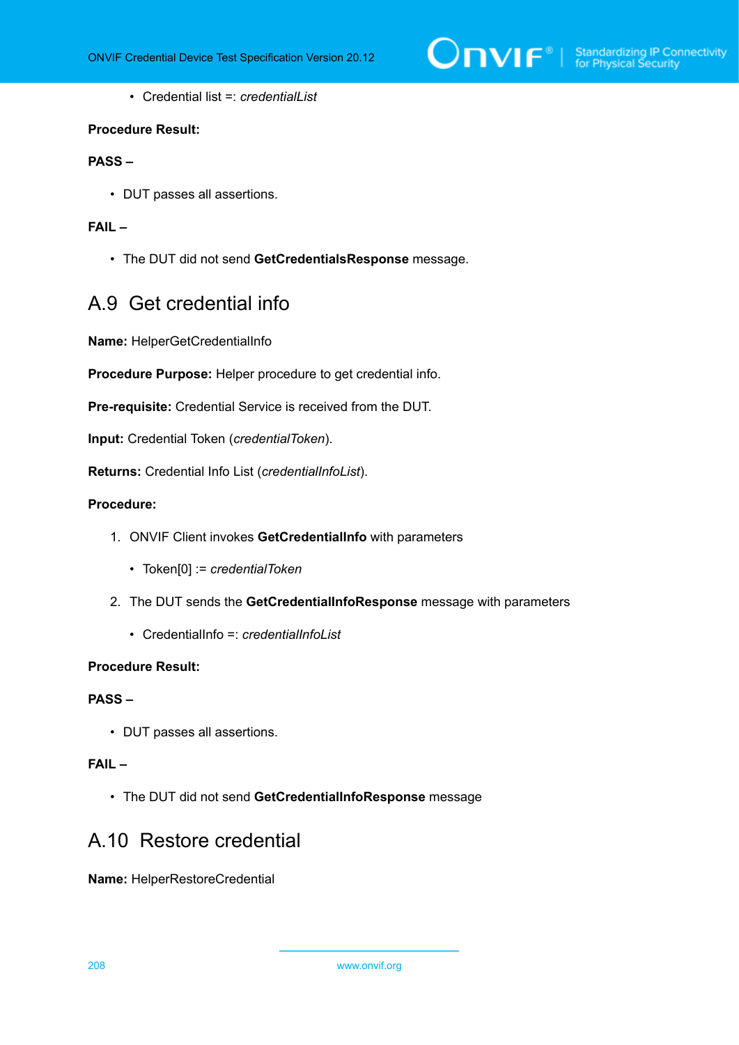- Credential list =: *credentialList*

**Procedure Result:**

**PASS –**

- DUT passes all assertions.

**FAIL –**

- The DUT did not send **GetCredentialsResponse** message.

## A.9 Get credential info

**Name:** HelperGetCredentialInfo

**Procedure Purpose:** Helper procedure to get credential info.

**Pre-requisite:** Credential Service is received from the DUT.

**Input:** Credential Token (*credentialToken*).

**Returns:** Credential Info List (*credentialInfoList*).

**Procedure:**

1. ONVIF Client invokes **GetCredentialInfo** with parameters
   - Token[0] := *credentialToken*
2. The DUT sends the **GetCredentialInfoResponse** message with parameters
   - CredentialInfo =: *credentialInfoList*

**Procedure Result:**

**PASS –**

- DUT passes all assertions.

**FAIL –**

- The DUT did not send **GetCredentialInfoResponse** message

## A.10 Restore credential

**Name:** HelperRestoreCredential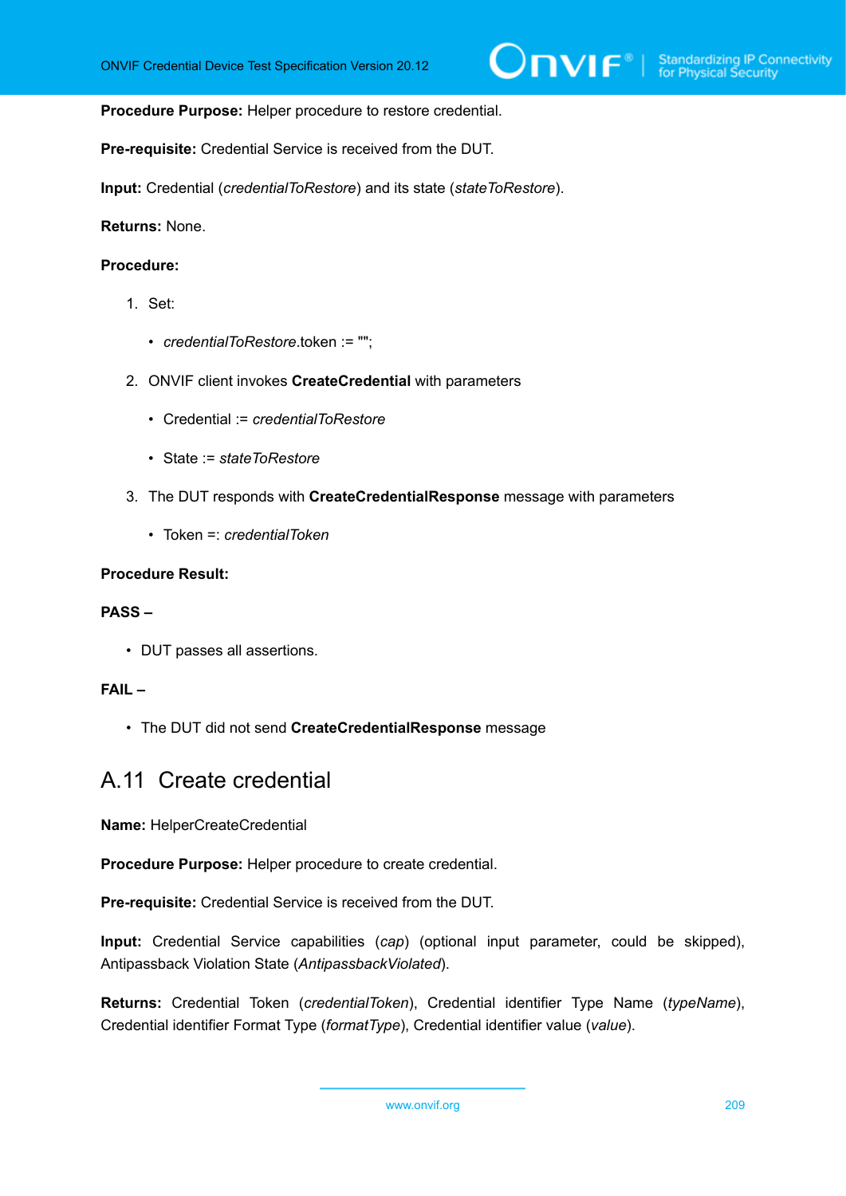**Procedure Purpose:** Helper procedure to restore credential.

**Pre-requisite:** Credential Service is received from the DUT.

**Input:** Credential (*credentialToRestore*) and its state (*stateToRestore*).

**Returns:** None.

**Procedure:**

1. Set:
   - *credentialToRestore*.token := "";
2. ONVIF client invokes **CreateCredential** with parameters
   - Credential := *credentialToRestore*
   - State := *stateToRestore*
3. The DUT responds with **CreateCredentialResponse** message with parameters
   - Token =: *credentialToken*

**Procedure Result:**

**PASS –**

- DUT passes all assertions.

**FAIL –**

- The DUT did not send **CreateCredentialResponse** message

## A.11 Create credential

**Name:** HelperCreateCredential

**Procedure Purpose:** Helper procedure to create credential.

**Pre-requisite:** Credential Service is received from the DUT.

**Input:** Credential Service capabilities (*cap*) (optional input parameter, could be skipped), Antipassback Violation State (*AntipassbackViolated*).

**Returns:** Credential Token (*credentialToken*), Credential identifier Type Name (*typeName*), Credential identifier Format Type (*formatType*), Credential identifier value (*value*).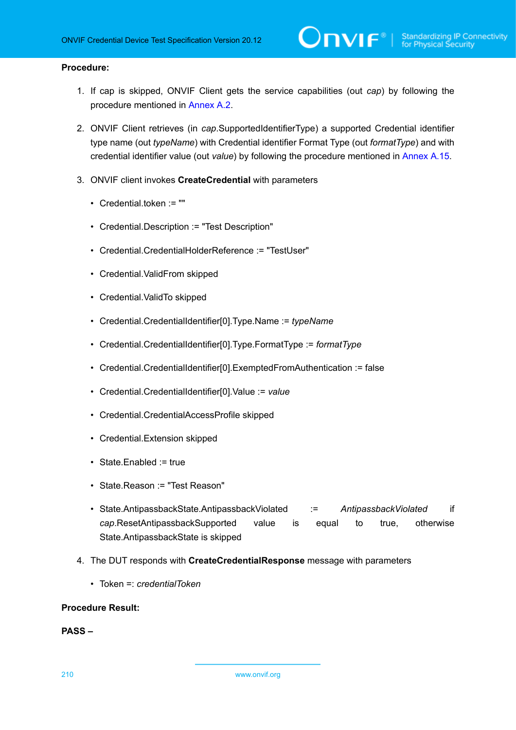**Procedure:**

1. If cap is skipped, ONVIF Client gets the service capabilities (out *cap*) by following the procedure mentioned in Annex A.2.

2. ONVIF Client retrieves (in *cap*.SupportedIdentifierType) a supported Credential identifier type name (out *typeName*) with Credential identifier Format Type (out *formatType*) and with credential identifier value (out *value*) by following the procedure mentioned in Annex A.15.

3. ONVIF client invokes **CreateCredential** with parameters

   - Credential.token := ""
   - Credential.Description := "Test Description"
   - Credential.CredentialHolderReference := "TestUser"
   - Credential.ValidFrom skipped
   - Credential.ValidTo skipped
   - Credential.CredentialIdentifier[0].Type.Name := *typeName*
   - Credential.CredentialIdentifier[0].Type.FormatType := *formatType*
   - Credential.CredentialIdentifier[0].ExemptedFromAuthentication := false
   - Credential.CredentialIdentifier[0].Value := *value*
   - Credential.CredentialAccessProfile skipped
   - Credential.Extension skipped
   - State.Enabled := true
   - State.Reason := "Test Reason"
   - State.AntipassbackState.AntipassbackViolated := *AntipassbackViolated* if *cap*.ResetAntipassbackSupported value is equal to true, otherwise State.AntipassbackState is skipped

4. The DUT responds with **CreateCredentialResponse** message with parameters

   - Token =: *credentialToken*

**Procedure Result:**

**PASS –**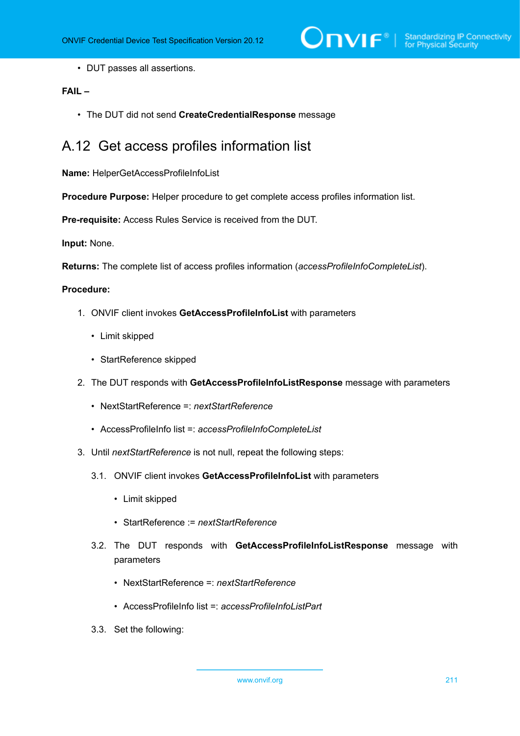- DUT passes all assertions.

**FAIL –**

- The DUT did not send **CreateCredentialResponse** message

## A.12 Get access profiles information list

**Name:** HelperGetAccessProfileInfoList

**Procedure Purpose:** Helper procedure to get complete access profiles information list.

**Pre-requisite:** Access Rules Service is received from the DUT.

**Input:** None.

**Returns:** The complete list of access profiles information (*accessProfileInfoCompleteList*).

**Procedure:**

1. ONVIF client invokes **GetAccessProfileInfoList** with parameters
   - Limit skipped
   - StartReference skipped
2. The DUT responds with **GetAccessProfileInfoListResponse** message with parameters
   - NextStartReference =: *nextStartReference*
   - AccessProfileInfo list =: *accessProfileInfoCompleteList*
3. Until *nextStartReference* is not null, repeat the following steps:

   3.1. ONVIF client invokes **GetAccessProfileInfoList** with parameters
   - Limit skipped
   - StartReference := *nextStartReference*

   3.2. The DUT responds with **GetAccessProfileInfoListResponse** message with parameters
   - NextStartReference =: *nextStartReference*
   - AccessProfileInfo list =: *accessProfileInfoListPart*

   3.3. Set the following: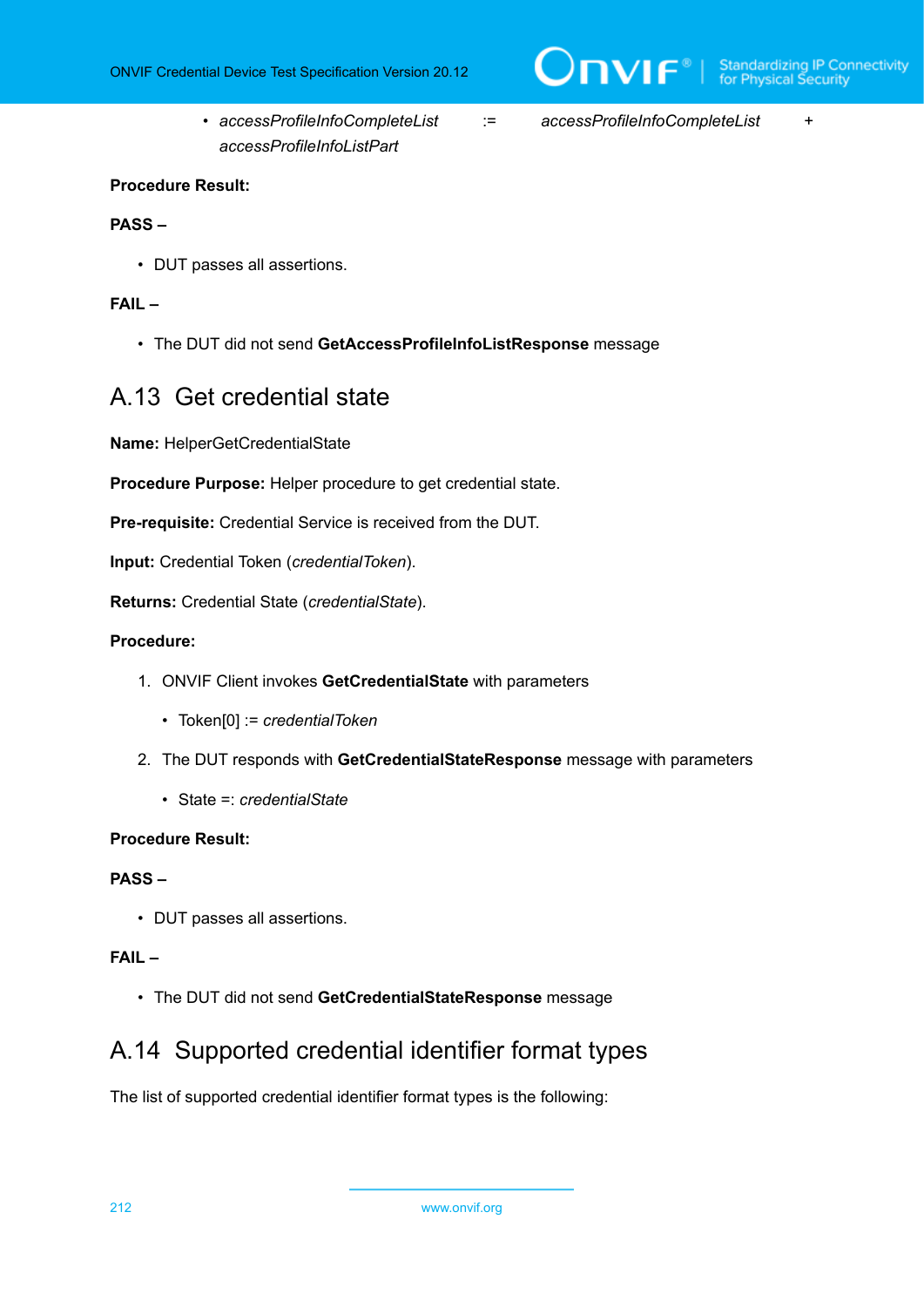- *accessProfileInfoCompleteList* := *accessProfileInfoCompleteList* + *accessProfileInfoListPart*

**Procedure Result:**

**PASS –**

- DUT passes all assertions.

**FAIL –**

- The DUT did not send **GetAccessProfileInfoListResponse** message

## A.13 Get credential state

**Name:** HelperGetCredentialState

**Procedure Purpose:** Helper procedure to get credential state.

**Pre-requisite:** Credential Service is received from the DUT.

**Input:** Credential Token (*credentialToken*).

**Returns:** Credential State (*credentialState*).

**Procedure:**

1. ONVIF Client invokes **GetCredentialState** with parameters
   - Token[0] := *credentialToken*
2. The DUT responds with **GetCredentialStateResponse** message with parameters
   - State =: *credentialState*

**Procedure Result:**

**PASS –**

- DUT passes all assertions.

**FAIL –**

- The DUT did not send **GetCredentialStateResponse** message

## A.14 Supported credential identifier format types

The list of supported credential identifier format types is the following: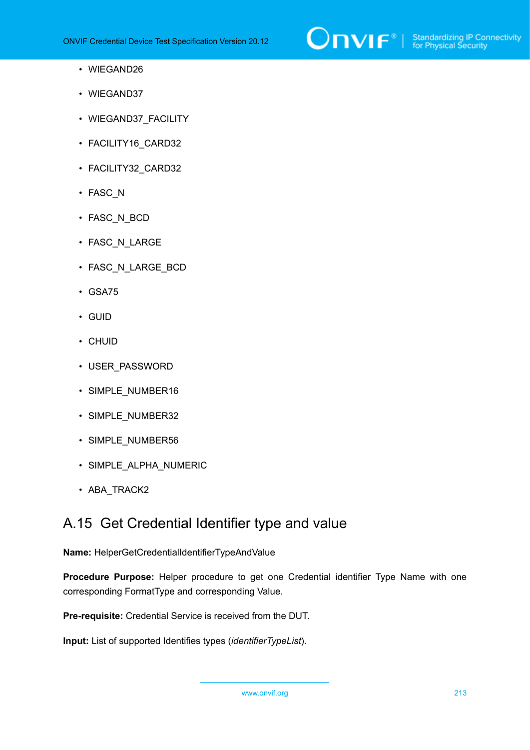- WIEGAND26
- WIEGAND37
- WIEGAND37_FACILITY
- FACILITY16_CARD32
- FACILITY32_CARD32
- FASC_N
- FASC_N_BCD
- FASC_N_LARGE
- FASC_N_LARGE_BCD
- GSA75
- GUID
- CHUID
- USER_PASSWORD
- SIMPLE_NUMBER16
- SIMPLE_NUMBER32
- SIMPLE_NUMBER56
- SIMPLE_ALPHA_NUMERIC
- ABA_TRACK2

## A.15 Get Credential Identifier type and value

**Name:** HelperGetCredentialIdentifierTypeAndValue

**Procedure Purpose:** Helper procedure to get one Credential identifier Type Name with one corresponding FormatType and corresponding Value.

**Pre-requisite:** Credential Service is received from the DUT.

**Input:** List of supported Identifies types (*identifierTypeList*).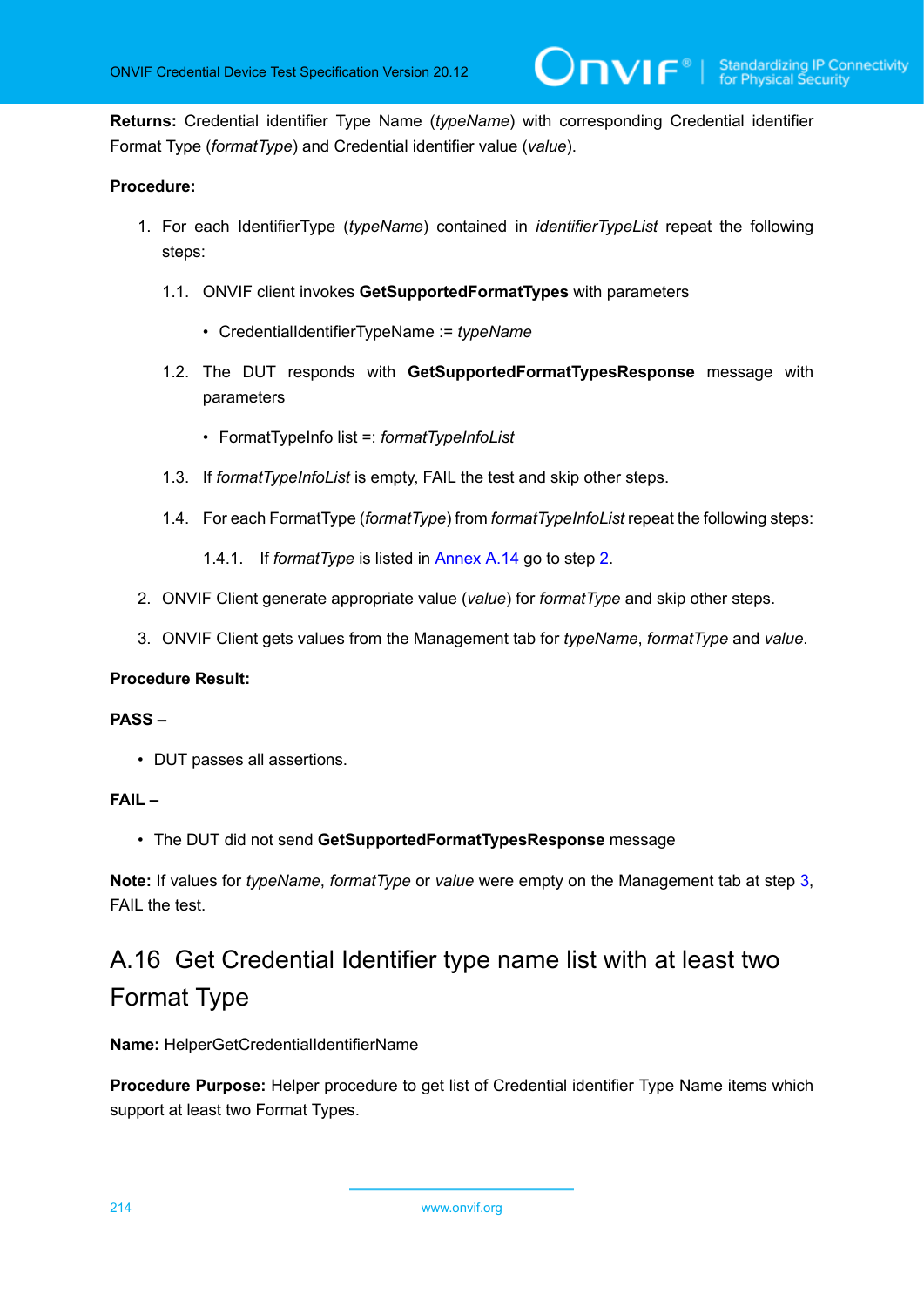**Returns:** Credential identifier Type Name (*typeName*) with corresponding Credential identifier Format Type (*formatType*) and Credential identifier value (*value*).

**Procedure:**

1. For each IdentifierType (*typeName*) contained in *identifierTypeList* repeat the following steps:

   1.1. ONVIF client invokes **GetSupportedFormatTypes** with parameters

   - CredentialIdentifierTypeName := *typeName*

   1.2. The DUT responds with **GetSupportedFormatTypesResponse** message with parameters

   - FormatTypeInfo list =: *formatTypeInfoList*

   1.3. If *formatTypeInfoList* is empty, FAIL the test and skip other steps.

   1.4. For each FormatType (*formatType*) from *formatTypeInfoList* repeat the following steps:

   1.4.1. If *formatType* is listed in Annex A.14 go to step 2.

2. ONVIF Client generate appropriate value (*value*) for *formatType* and skip other steps.

3. ONVIF Client gets values from the Management tab for *typeName*, *formatType* and *value*.

**Procedure Result:**

**PASS –**

- DUT passes all assertions.

**FAIL –**

- The DUT did not send **GetSupportedFormatTypesResponse** message

**Note:** If values for *typeName*, *formatType* or *value* were empty on the Management tab at step 3, FAIL the test.

## A.16 Get Credential Identifier type name list with at least two Format Type

**Name:** HelperGetCredentialIdentifierName

**Procedure Purpose:** Helper procedure to get list of Credential identifier Type Name items which support at least two Format Types.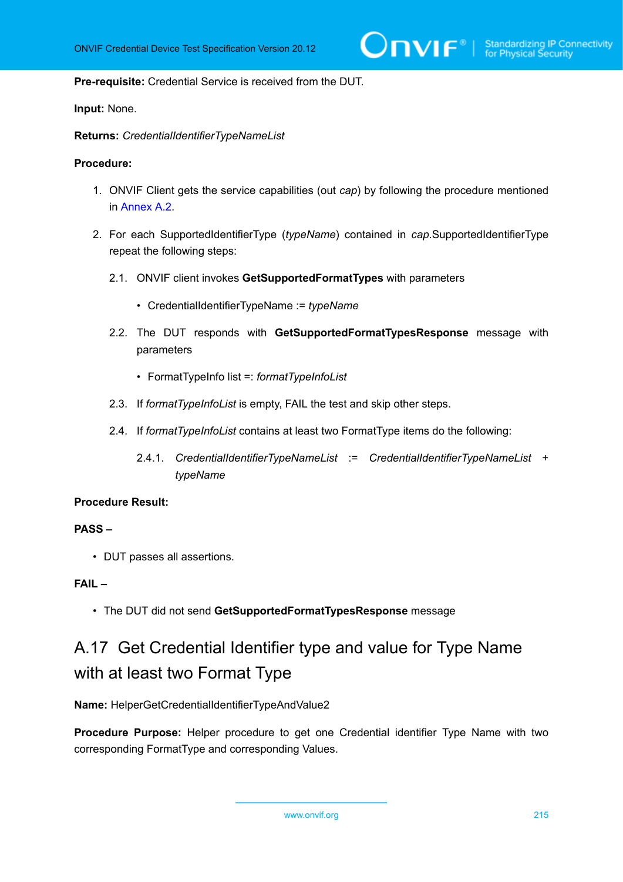**Pre-requisite:** Credential Service is received from the DUT.

**Input:** None.

**Returns:** *CredentialIdentifierTypeNameList*

**Procedure:**

1. ONVIF Client gets the service capabilities (out *cap*) by following the procedure mentioned in Annex A.2.
2. For each SupportedIdentifierType (*typeName*) contained in *cap*.SupportedIdentifierType repeat the following steps:
   2.1. ONVIF client invokes **GetSupportedFormatTypes** with parameters
      - CredentialIdentifierTypeName := *typeName*

   2.2. The DUT responds with **GetSupportedFormatTypesResponse** message with parameters
      - FormatTypeInfo list =: *formatTypeInfoList*

   2.3. If *formatTypeInfoList* is empty, FAIL the test and skip other steps.

   2.4. If *formatTypeInfoList* contains at least two FormatType items do the following:

      2.4.1. *CredentialIdentifierTypeNameList* := *CredentialIdentifierTypeNameList* + *typeName*

**Procedure Result:**

**PASS –**

- DUT passes all assertions.

**FAIL –**

- The DUT did not send **GetSupportedFormatTypesResponse** message

## A.17 Get Credential Identifier type and value for Type Name with at least two Format Type

**Name:** HelperGetCredentialIdentifierTypeAndValue2

**Procedure Purpose:** Helper procedure to get one Credential identifier Type Name with two corresponding FormatType and corresponding Values.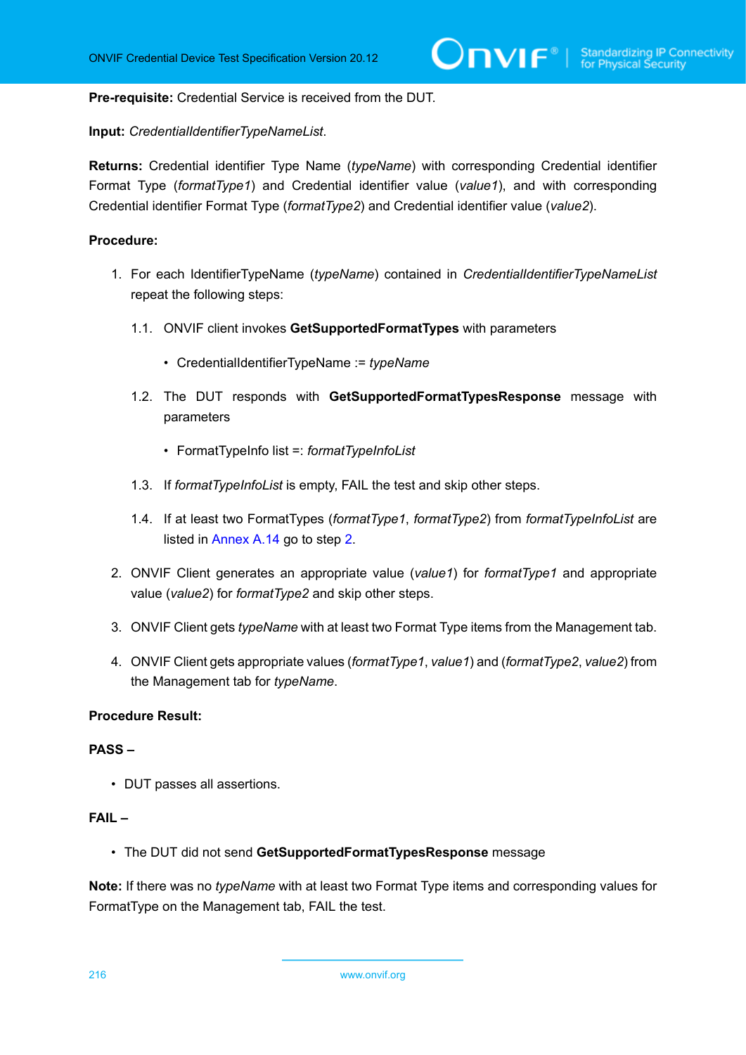**Pre-requisite:** Credential Service is received from the DUT.

**Input:** *CredentialIdentifierTypeNameList*.

**Returns:** Credential identifier Type Name (*typeName*) with corresponding Credential identifier Format Type (*formatType1*) and Credential identifier value (*value1*), and with corresponding Credential identifier Format Type (*formatType2*) and Credential identifier value (*value2*).

**Procedure:**

1. For each IdentifierTypeName (*typeName*) contained in *CredentialIdentifierTypeNameList* repeat the following steps:

   1.1. ONVIF client invokes **GetSupportedFormatTypes** with parameters

   - CredentialIdentifierTypeName := *typeName*

   1.2. The DUT responds with **GetSupportedFormatTypesResponse** message with parameters

   - FormatTypeInfo list =: *formatTypeInfoList*

   1.3. If *formatTypeInfoList* is empty, FAIL the test and skip other steps.

   1.4. If at least two FormatTypes (*formatType1*, *formatType2*) from *formatTypeInfoList* are listed in Annex A.14 go to step 2.

2. ONVIF Client generates an appropriate value (*value1*) for *formatType1* and appropriate value (*value2*) for *formatType2* and skip other steps.

3. ONVIF Client gets *typeName* with at least two Format Type items from the Management tab.

4. ONVIF Client gets appropriate values (*formatType1*, *value1*) and (*formatType2*, *value2*) from the Management tab for *typeName*.

**Procedure Result:**

**PASS –**

- DUT passes all assertions.

**FAIL –**

- The DUT did not send **GetSupportedFormatTypesResponse** message

**Note:** If there was no *typeName* with at least two Format Type items and corresponding values for FormatType on the Management tab, FAIL the test.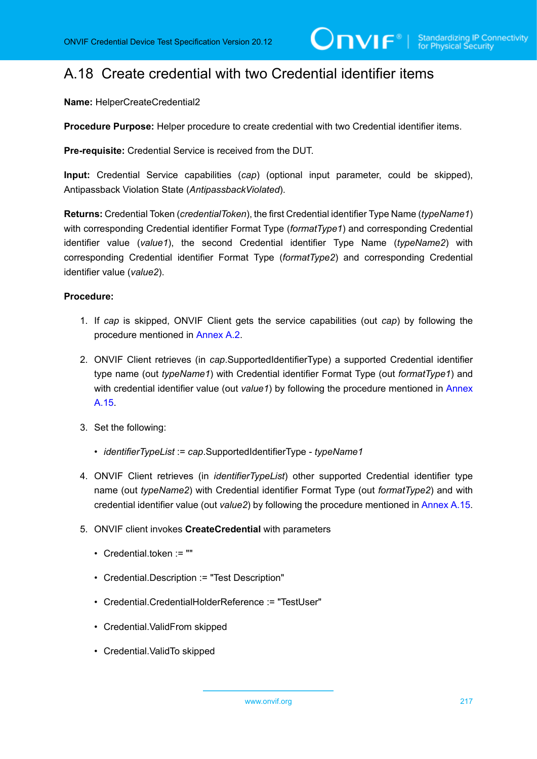## A.18 Create credential with two Credential identifier items

**Name:** HelperCreateCredential2

**Procedure Purpose:** Helper procedure to create credential with two Credential identifier items.

**Pre-requisite:** Credential Service is received from the DUT.

**Input:** Credential Service capabilities (*cap*) (optional input parameter, could be skipped), Antipassback Violation State (*AntipassbackViolated*).

**Returns:** Credential Token (*credentialToken*), the first Credential identifier Type Name (*typeName1*) with corresponding Credential identifier Format Type (*formatType1*) and corresponding Credential identifier value (*value1*), the second Credential identifier Type Name (*typeName2*) with corresponding Credential identifier Format Type (*formatType2*) and corresponding Credential identifier value (*value2*).

**Procedure:**

1. If *cap* is skipped, ONVIF Client gets the service capabilities (out *cap*) by following the procedure mentioned in Annex A.2.

2. ONVIF Client retrieves (in *cap*.SupportedIdentifierType) a supported Credential identifier type name (out *typeName1*) with Credential identifier Format Type (out *formatType1*) and with credential identifier value (out *value1*) by following the procedure mentioned in Annex A.15.

3. Set the following:

   - *identifierTypeList* := *cap*.SupportedIdentifierType - *typeName1*

4. ONVIF Client retrieves (in *identifierTypeList*) other supported Credential identifier type name (out *typeName2*) with Credential identifier Format Type (out *formatType2*) and with credential identifier value (out *value2*) by following the procedure mentioned in Annex A.15.

5. ONVIF client invokes **CreateCredential** with parameters

   - Credential.token := ""
   - Credential.Description := "Test Description"
   - Credential.CredentialHolderReference := "TestUser"
   - Credential.ValidFrom skipped
   - Credential.ValidTo skipped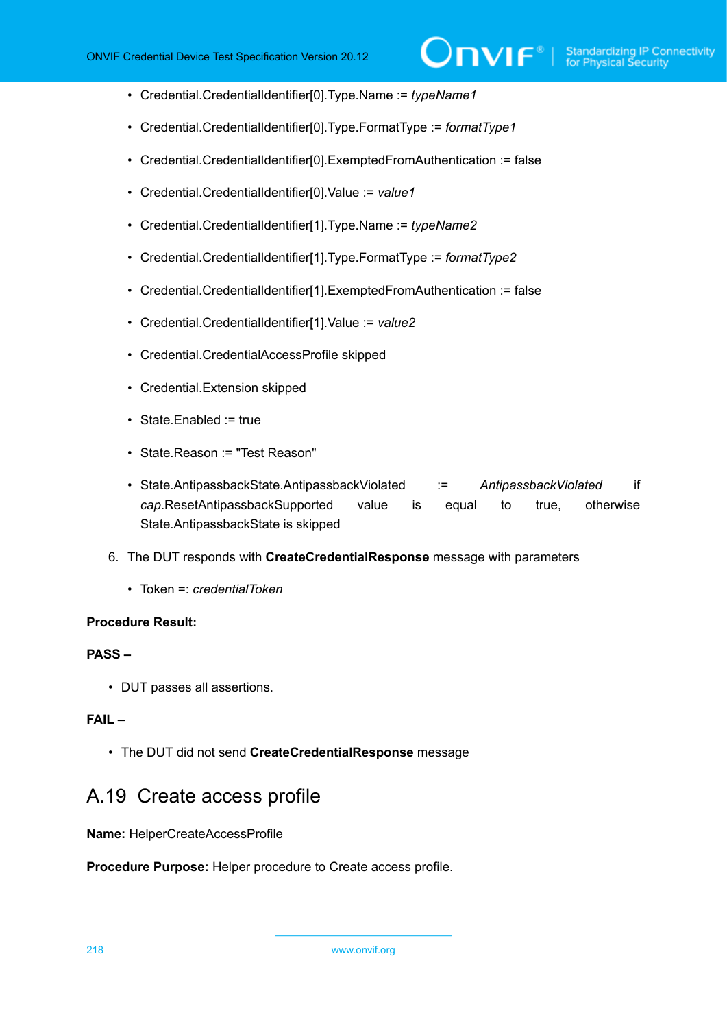- Credential.CredentialIdentifier[0].Type.Name := *typeName1*
- Credential.CredentialIdentifier[0].Type.FormatType := *formatType1*
- Credential.CredentialIdentifier[0].ExemptedFromAuthentication := false
- Credential.CredentialIdentifier[0].Value := *value1*
- Credential.CredentialIdentifier[1].Type.Name := *typeName2*
- Credential.CredentialIdentifier[1].Type.FormatType := *formatType2*
- Credential.CredentialIdentifier[1].ExemptedFromAuthentication := false
- Credential.CredentialIdentifier[1].Value := *value2*
- Credential.CredentialAccessProfile skipped
- Credential.Extension skipped
- State.Enabled := true
- State.Reason := "Test Reason"
- State.AntipassbackState.AntipassbackViolated := *AntipassbackViolated* if *cap*.ResetAntipassbackSupported value is equal to true, otherwise State.AntipassbackState is skipped

6. The DUT responds with **CreateCredentialResponse** message with parameters

   - Token =: *credentialToken*

**Procedure Result:**

**PASS –**

- DUT passes all assertions.

**FAIL –**

- The DUT did not send **CreateCredentialResponse** message

## A.19 Create access profile

**Name:** HelperCreateAccessProfile

**Procedure Purpose:** Helper procedure to Create access profile.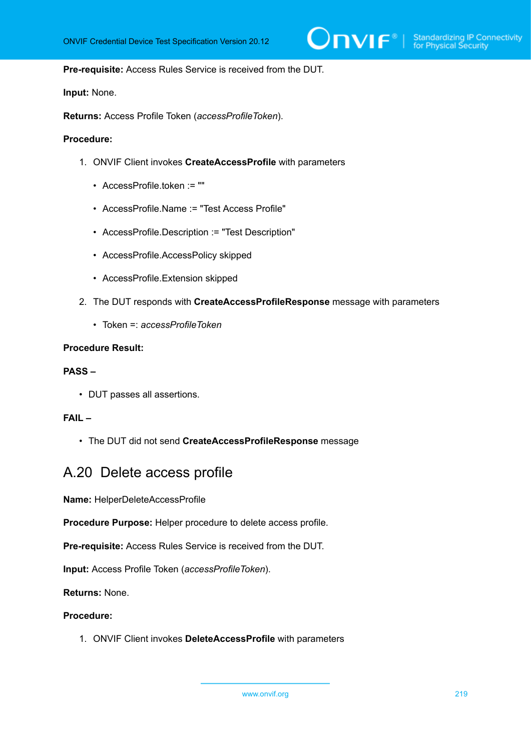**Pre-requisite:** Access Rules Service is received from the DUT.

**Input:** None.

**Returns:** Access Profile Token (*accessProfileToken*).

**Procedure:**

1. ONVIF Client invokes **CreateAccessProfile** with parameters
   - AccessProfile.token := ""
   - AccessProfile.Name := "Test Access Profile"
   - AccessProfile.Description := "Test Description"
   - AccessProfile.AccessPolicy skipped
   - AccessProfile.Extension skipped
2. The DUT responds with **CreateAccessProfileResponse** message with parameters
   - Token =: *accessProfileToken*

**Procedure Result:**

**PASS –**

- DUT passes all assertions.

**FAIL –**

- The DUT did not send **CreateAccessProfileResponse** message

## A.20 Delete access profile

**Name:** HelperDeleteAccessProfile

**Procedure Purpose:** Helper procedure to delete access profile.

**Pre-requisite:** Access Rules Service is received from the DUT.

**Input:** Access Profile Token (*accessProfileToken*).

**Returns:** None.

**Procedure:**

1. ONVIF Client invokes **DeleteAccessProfile** with parameters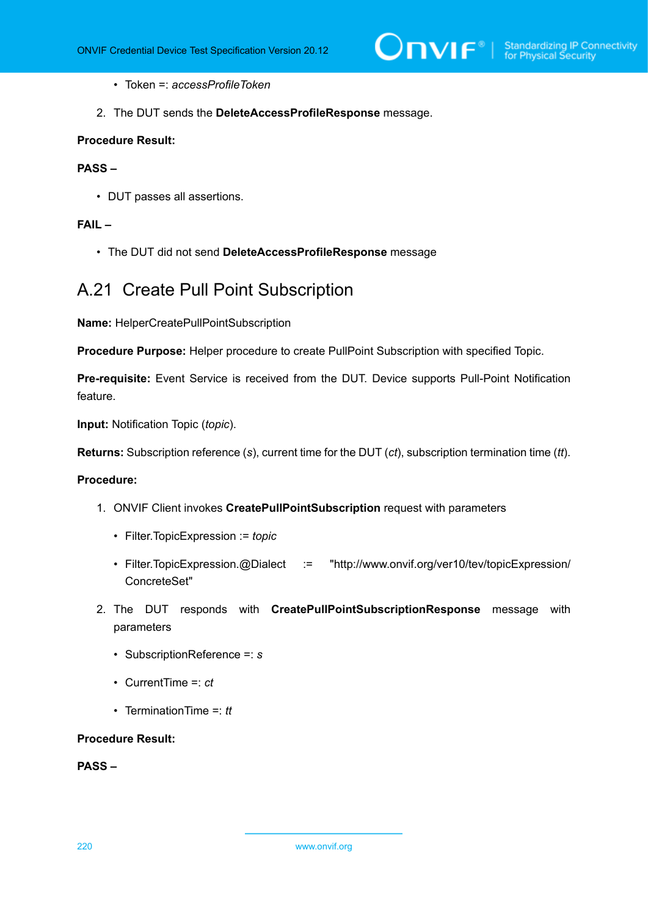- Token =: *accessProfileToken*

2. The DUT sends the **DeleteAccessProfileResponse** message.

**Procedure Result:**

**PASS –**

- DUT passes all assertions.

**FAIL –**

- The DUT did not send **DeleteAccessProfileResponse** message

## A.21 Create Pull Point Subscription

**Name:** HelperCreatePullPointSubscription

**Procedure Purpose:** Helper procedure to create PullPoint Subscription with specified Topic.

**Pre-requisite:** Event Service is received from the DUT. Device supports Pull-Point Notification feature.

**Input:** Notification Topic (*topic*).

**Returns:** Subscription reference (*s*), current time for the DUT (*ct*), subscription termination time (*tt*).

**Procedure:**

1. ONVIF Client invokes **CreatePullPointSubscription** request with parameters
    - Filter.TopicExpression := *topic*
    - Filter.TopicExpression.@Dialect := "http://www.onvif.org/ver10/tev/topicExpression/ConcreteSet"

2. The DUT responds with **CreatePullPointSubscriptionResponse** message with parameters
    - SubscriptionReference =: *s*
    - CurrentTime =: *ct*
    - TerminationTime =: *tt*

**Procedure Result:**

**PASS –**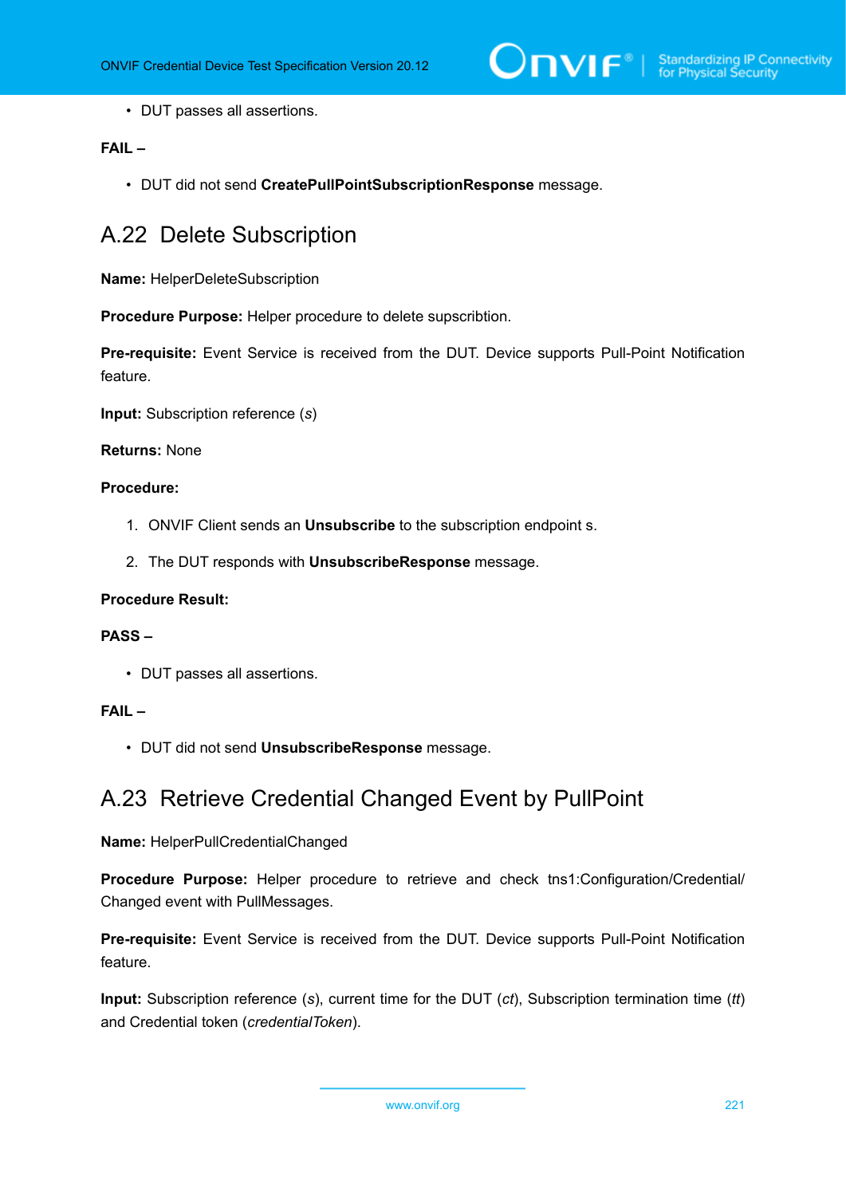- DUT passes all assertions.

**FAIL –**

- DUT did not send **CreatePullPointSubscriptionResponse** message.

## A.22 Delete Subscription

**Name:** HelperDeleteSubscription

**Procedure Purpose:** Helper procedure to delete supscribtion.

**Pre-requisite:** Event Service is received from the DUT. Device supports Pull-Point Notification feature.

**Input:** Subscription reference (*s*)

**Returns:** None

**Procedure:**

1. ONVIF Client sends an **Unsubscribe** to the subscription endpoint s.
2. The DUT responds with **UnsubscribeResponse** message.

**Procedure Result:**

**PASS –**

- DUT passes all assertions.

**FAIL –**

- DUT did not send **UnsubscribeResponse** message.

## A.23 Retrieve Credential Changed Event by PullPoint

**Name:** HelperPullCredentialChanged

**Procedure Purpose:** Helper procedure to retrieve and check tns1:Configuration/Credential/Changed event with PullMessages.

**Pre-requisite:** Event Service is received from the DUT. Device supports Pull-Point Notification feature.

**Input:** Subscription reference (*s*), current time for the DUT (*ct*), Subscription termination time (*tt*) and Credential token (*credentialToken*).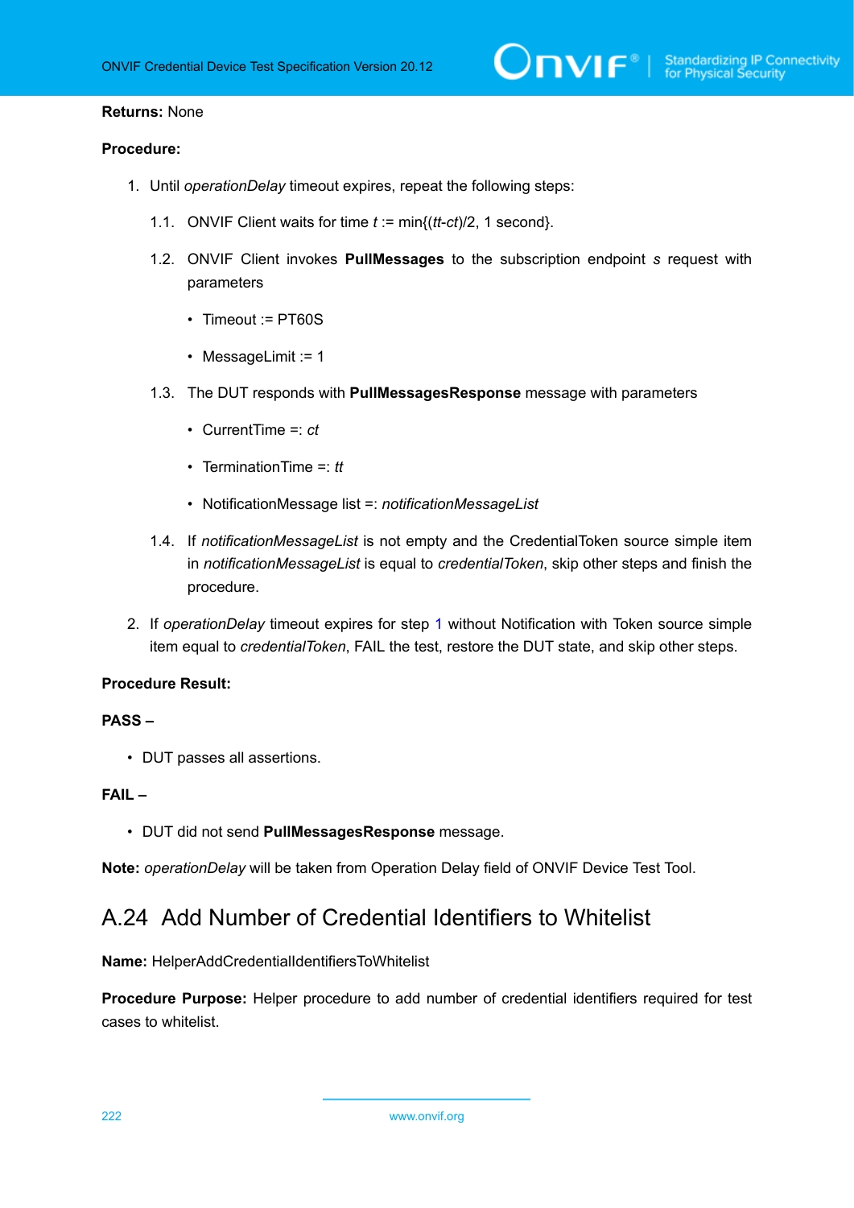**Returns:** None

**Procedure:**

1. Until *operationDelay* timeout expires, repeat the following steps:

   1.1. ONVIF Client waits for time *t* := min{(*tt*-*ct*)/2, 1 second}.

   1.2. ONVIF Client invokes **PullMessages** to the subscription endpoint *s* request with parameters

   - Timeout := PT60S
   - MessageLimit := 1

   1.3. The DUT responds with **PullMessagesResponse** message with parameters

   - CurrentTime =: *ct*
   - TerminationTime =: *tt*
   - NotificationMessage list =: *notificationMessageList*

   1.4. If *notificationMessageList* is not empty and the CredentialToken source simple item in *notificationMessageList* is equal to *credentialToken*, skip other steps and finish the procedure.

2. If *operationDelay* timeout expires for step 1 without Notification with Token source simple item equal to *credentialToken*, FAIL the test, restore the DUT state, and skip other steps.

**Procedure Result:**

**PASS –**

- DUT passes all assertions.

**FAIL –**

- DUT did not send **PullMessagesResponse** message.

**Note:** *operationDelay* will be taken from Operation Delay field of ONVIF Device Test Tool.

## A.24 Add Number of Credential Identifiers to Whitelist

**Name:** HelperAddCredentialIdentifiersToWhitelist

**Procedure Purpose:** Helper procedure to add number of credential identifiers required for test cases to whitelist.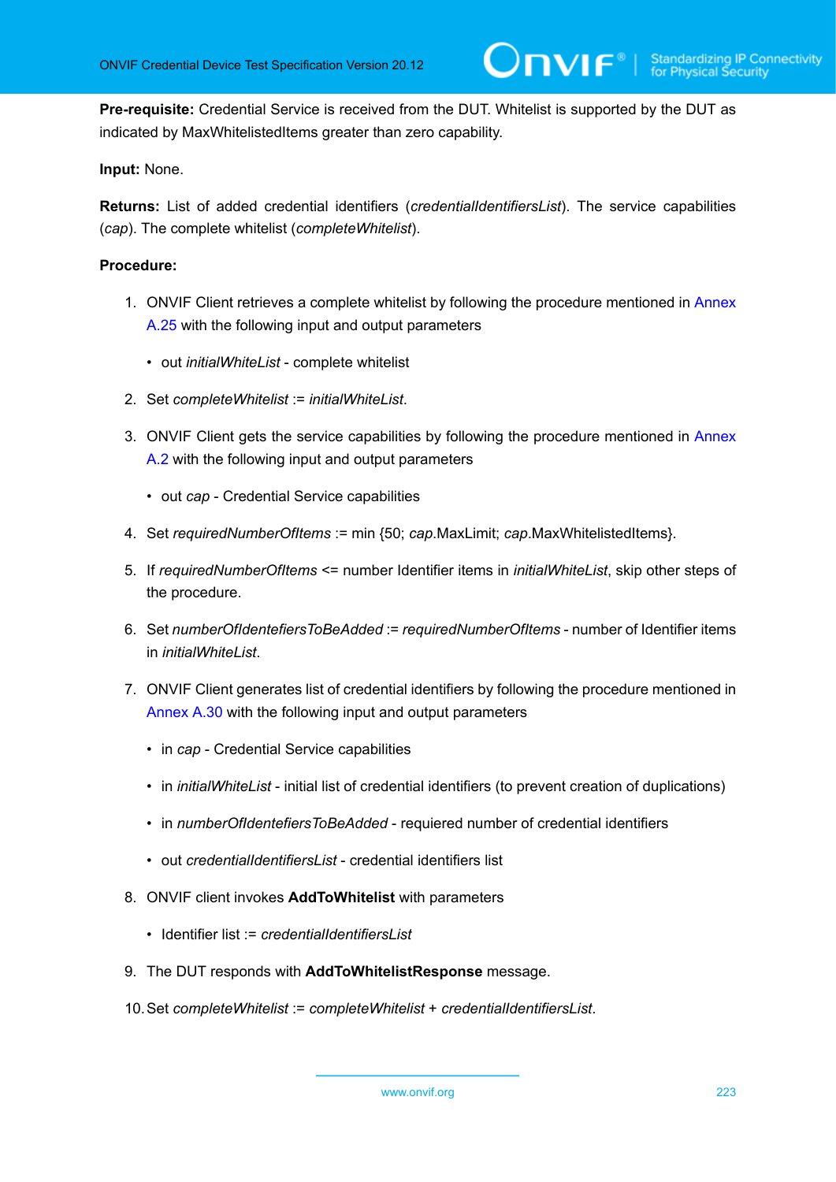**Pre-requisite:** Credential Service is received from the DUT. Whitelist is supported by the DUT as indicated by MaxWhitelistedItems greater than zero capability.

**Input:** None.

**Returns:** List of added credential identifiers (*credentialIdentifiersList*). The service capabilities (*cap*). The complete whitelist (*completeWhitelist*).

**Procedure:**

1. ONVIF Client retrieves a complete whitelist by following the procedure mentioned in Annex A.25 with the following input and output parameters
   - out *initialWhiteList* - complete whitelist
2. Set *completeWhitelist* := *initialWhiteList*.
3. ONVIF Client gets the service capabilities by following the procedure mentioned in Annex A.2 with the following input and output parameters
   - out *cap* - Credential Service capabilities
4. Set *requiredNumberOfItems* := min {50; *cap*.MaxLimit; *cap*.MaxWhitelistedItems}.
5. If *requiredNumberOfItems* <= number Identifier items in *initialWhiteList*, skip other steps of the procedure.
6. Set *numberOfIdentefiersToBeAdded* := *requiredNumberOfItems* - number of Identifier items in *initialWhiteList*.
7. ONVIF Client generates list of credential identifiers by following the procedure mentioned in Annex A.30 with the following input and output parameters
   - in *cap* - Credential Service capabilities
   - in *initialWhiteList* - initial list of credential identifiers (to prevent creation of duplications)
   - in *numberOfIdentefiersToBeAdded* - requiered number of credential identifiers
   - out *credentialIdentifiersList* - credential identifiers list
8. ONVIF client invokes **AddToWhitelist** with parameters
   - Identifier list := *credentialIdentifiersList*
9. The DUT responds with **AddToWhitelistResponse** message.
10. Set *completeWhitelist* := *completeWhitelist* + *credentialIdentifiersList*.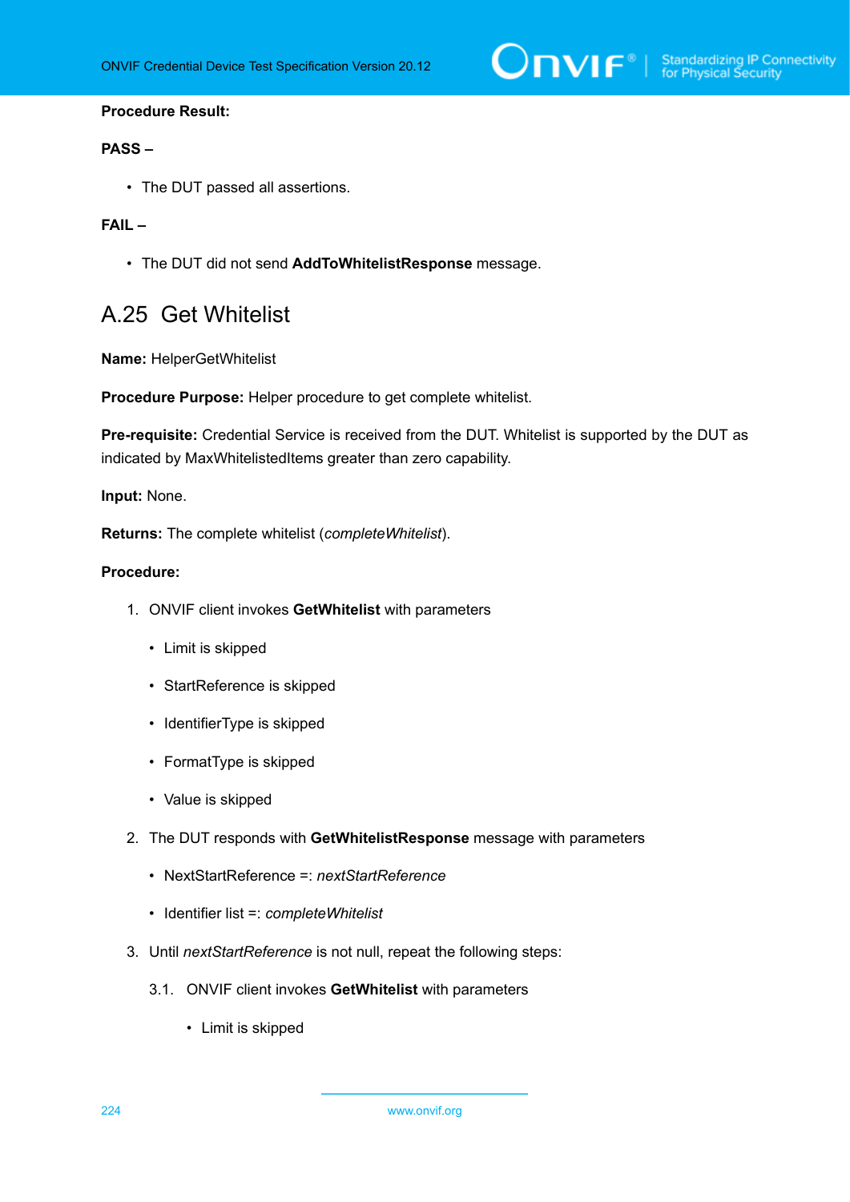**Procedure Result:**

**PASS –**

- The DUT passed all assertions.

**FAIL –**

- The DUT did not send **AddToWhitelistResponse** message.

## A.25 Get Whitelist

**Name:** HelperGetWhitelist

**Procedure Purpose:** Helper procedure to get complete whitelist.

**Pre-requisite:** Credential Service is received from the DUT. Whitelist is supported by the DUT as indicated by MaxWhitelistedItems greater than zero capability.

**Input:** None.

**Returns:** The complete whitelist (*completeWhitelist*).

**Procedure:**

1. ONVIF client invokes **GetWhitelist** with parameters
   - Limit is skipped
   - StartReference is skipped
   - IdentifierType is skipped
   - FormatType is skipped
   - Value is skipped
2. The DUT responds with **GetWhitelistResponse** message with parameters
   - NextStartReference =: *nextStartReference*
   - Identifier list =: *completeWhitelist*
3. Until *nextStartReference* is not null, repeat the following steps:

   3.1. ONVIF client invokes **GetWhitelist** with parameters
   - Limit is skipped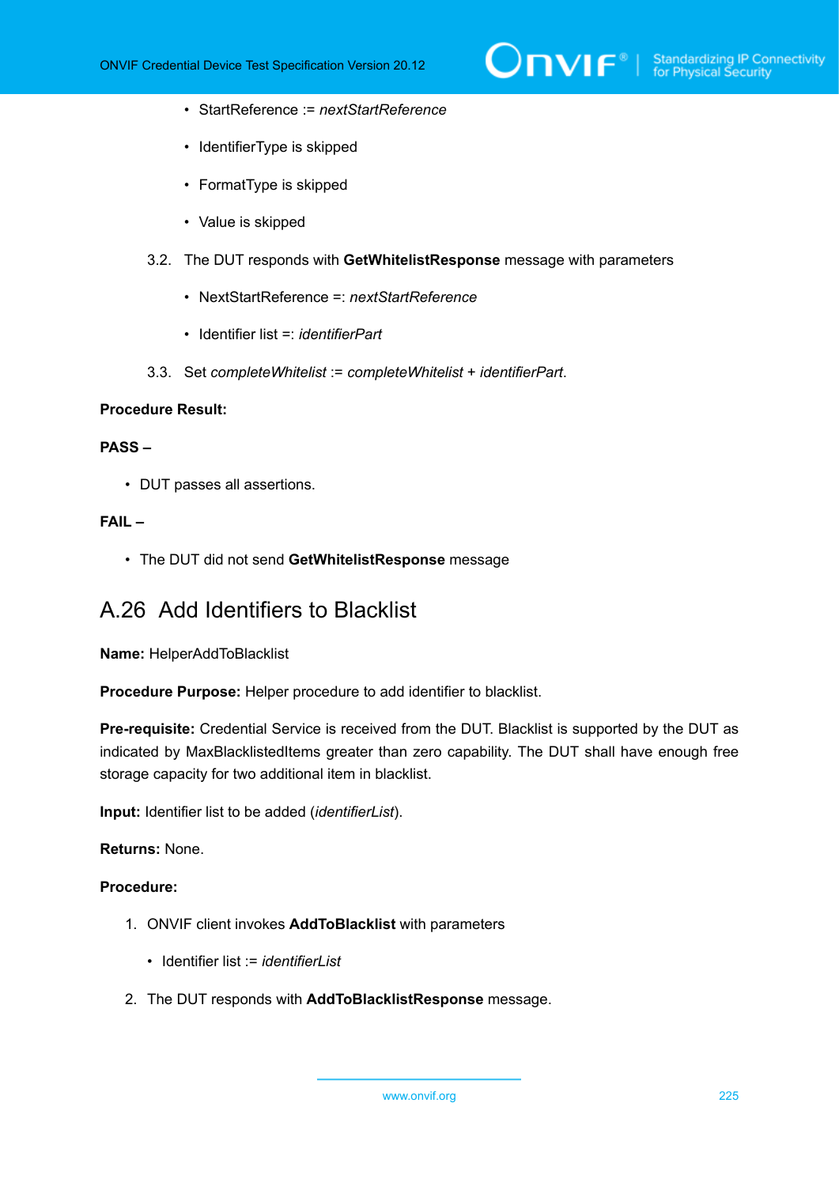- StartReference := *nextStartReference*
- IdentifierType is skipped
- FormatType is skipped
- Value is skipped

3.2. The DUT responds with **GetWhitelistResponse** message with parameters

- NextStartReference =: *nextStartReference*
- Identifier list =: *identifierPart*

3.3. Set *completeWhitelist* := *completeWhitelist* + *identifierPart*.

**Procedure Result:**

**PASS –**

- DUT passes all assertions.

**FAIL –**

- The DUT did not send **GetWhitelistResponse** message

## A.26 Add Identifiers to Blacklist

**Name:** HelperAddToBlacklist

**Procedure Purpose:** Helper procedure to add identifier to blacklist.

**Pre-requisite:** Credential Service is received from the DUT. Blacklist is supported by the DUT as indicated by MaxBlacklistedItems greater than zero capability. The DUT shall have enough free storage capacity for two additional item in blacklist.

**Input:** Identifier list to be added (*identifierList*).

**Returns:** None.

**Procedure:**

1. ONVIF client invokes **AddToBlacklist** with parameters
   - Identifier list := *identifierList*
2. The DUT responds with **AddToBlacklistResponse** message.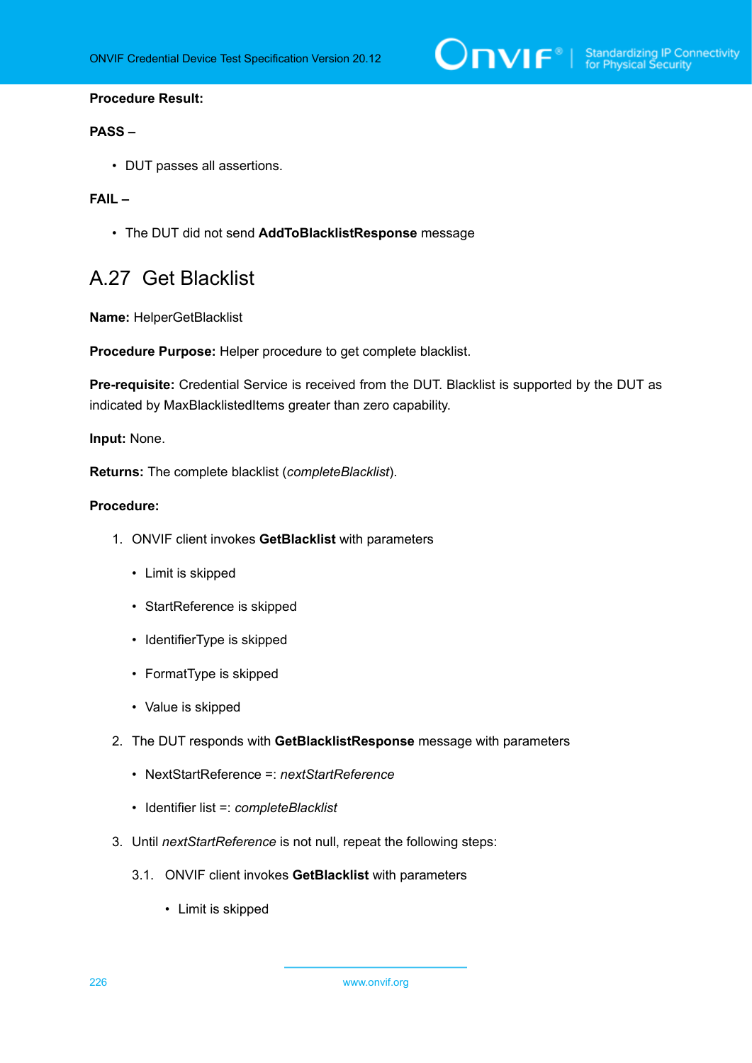**Procedure Result:**

**PASS –**

- DUT passes all assertions.

**FAIL –**

- The DUT did not send **AddToBlacklistResponse** message

## A.27 Get Blacklist

**Name:** HelperGetBlacklist

**Procedure Purpose:** Helper procedure to get complete blacklist.

**Pre-requisite:** Credential Service is received from the DUT. Blacklist is supported by the DUT as indicated by MaxBlacklistedItems greater than zero capability.

**Input:** None.

**Returns:** The complete blacklist (*completeBlacklist*).

**Procedure:**

1. ONVIF client invokes **GetBlacklist** with parameters
   - Limit is skipped
   - StartReference is skipped
   - IdentifierType is skipped
   - FormatType is skipped
   - Value is skipped
2. The DUT responds with **GetBlacklistResponse** message with parameters
   - NextStartReference =: *nextStartReference*
   - Identifier list =: *completeBlacklist*
3. Until *nextStartReference* is not null, repeat the following steps:

   3.1. ONVIF client invokes **GetBlacklist** with parameters
   - Limit is skipped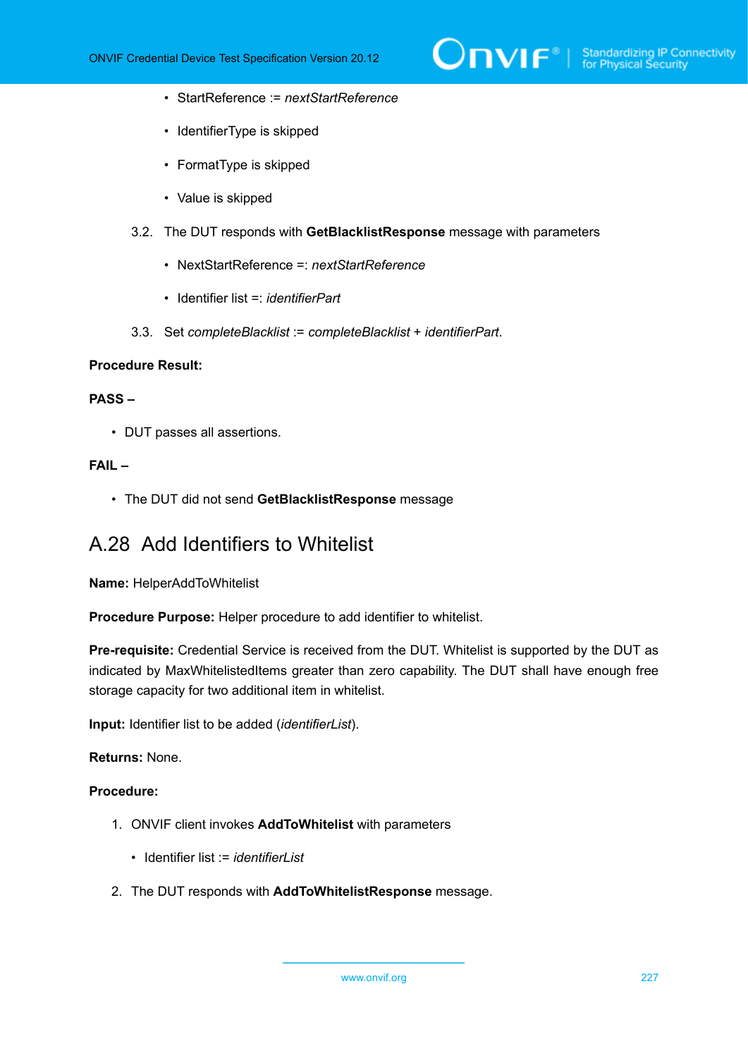- StartReference := *nextStartReference*
- IdentifierType is skipped
- FormatType is skipped
- Value is skipped

3.2. The DUT responds with **GetBlacklistResponse** message with parameters

- NextStartReference =: *nextStartReference*
- Identifier list =: *identifierPart*

3.3. Set *completeBlacklist* := *completeBlacklist* + *identifierPart*.

**Procedure Result:**

**PASS –**

- DUT passes all assertions.

**FAIL –**

- The DUT did not send **GetBlacklistResponse** message

## A.28 Add Identifiers to Whitelist

**Name:** HelperAddToWhitelist

**Procedure Purpose:** Helper procedure to add identifier to whitelist.

**Pre-requisite:** Credential Service is received from the DUT. Whitelist is supported by the DUT as indicated by MaxWhitelistedItems greater than zero capability. The DUT shall have enough free storage capacity for two additional item in whitelist.

**Input:** Identifier list to be added (*identifierList*).

**Returns:** None.

**Procedure:**

1. ONVIF client invokes **AddToWhitelist** with parameters
   - Identifier list := *identifierList*
2. The DUT responds with **AddToWhitelistResponse** message.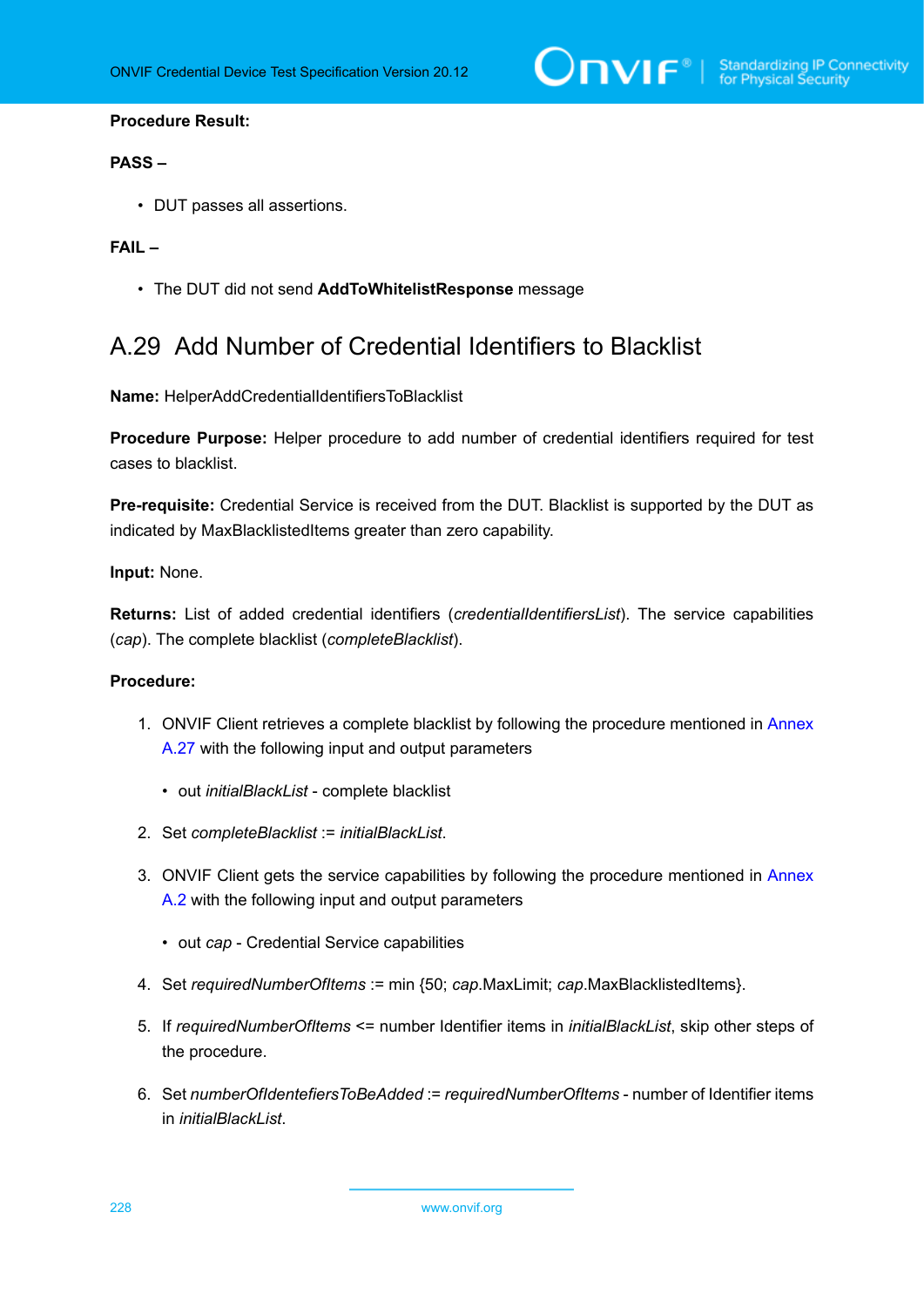**Procedure Result:**

**PASS –**

- DUT passes all assertions.

**FAIL –**

- The DUT did not send **AddToWhitelistResponse** message

## A.29 Add Number of Credential Identifiers to Blacklist

**Name:** HelperAddCredentialIdentifiersToBlacklist

**Procedure Purpose:** Helper procedure to add number of credential identifiers required for test cases to blacklist.

**Pre-requisite:** Credential Service is received from the DUT. Blacklist is supported by the DUT as indicated by MaxBlacklistedItems greater than zero capability.

**Input:** None.

**Returns:** List of added credential identifiers (*credentialIdentifiersList*). The service capabilities (*cap*). The complete blacklist (*completeBlacklist*).

**Procedure:**

1. ONVIF Client retrieves a complete blacklist by following the procedure mentioned in Annex A.27 with the following input and output parameters
   - out *initialBlackList* - complete blacklist
2. Set *completeBlacklist* := *initialBlackList*.
3. ONVIF Client gets the service capabilities by following the procedure mentioned in Annex A.2 with the following input and output parameters
   - out *cap* - Credential Service capabilities
4. Set *requiredNumberOfItems* := min {50; *cap*.MaxLimit; *cap*.MaxBlacklistedItems}.
5. If *requiredNumberOfItems* <= number Identifier items in *initialBlackList*, skip other steps of the procedure.
6. Set *numberOfIdentefiersToBeAdded* := *requiredNumberOfItems* - number of Identifier items in *initialBlackList*.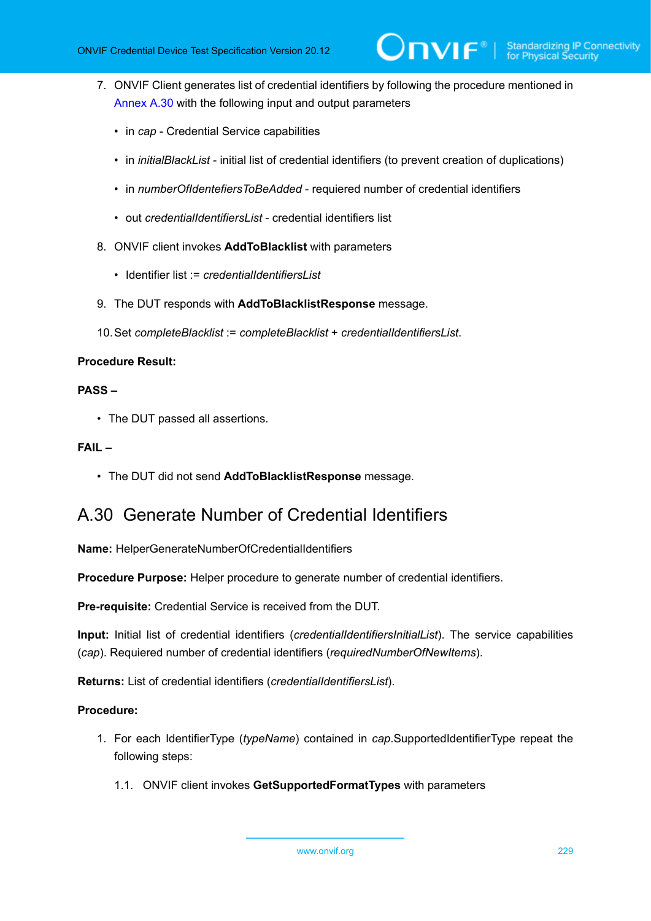7. ONVIF Client generates list of credential identifiers by following the procedure mentioned in Annex A.30 with the following input and output parameters

   - in *cap* - Credential Service capabilities
   - in *initialBlackList* - initial list of credential identifiers (to prevent creation of duplications)
   - in *numberOfIdentefiersToBeAdded* - requiered number of credential identifiers
   - out *credentialIdentifiersList* - credential identifiers list

8. ONVIF client invokes **AddToBlacklist** with parameters

   - Identifier list := *credentialIdentifiersList*

9. The DUT responds with **AddToBlacklistResponse** message.

10. Set *completeBlacklist* := *completeBlacklist* + *credentialIdentifiersList*.

**Procedure Result:**

**PASS –**

- The DUT passed all assertions.

**FAIL –**

- The DUT did not send **AddToBlacklistResponse** message.

## A.30 Generate Number of Credential Identifiers

**Name:** HelperGenerateNumberOfCredentialIdentifiers

**Procedure Purpose:** Helper procedure to generate number of credential identifiers.

**Pre-requisite:** Credential Service is received from the DUT.

**Input:** Initial list of credential identifiers (*credentialIdentifiersInitialList*). The service capabilities (*cap*). Requiered number of credential identifiers (*requiredNumberOfNewItems*).

**Returns:** List of credential identifiers (*credentialIdentifiersList*).

**Procedure:**

1. For each IdentifierType (*typeName*) contained in *cap*.SupportedIdentifierType repeat the following steps:

   1.1. ONVIF client invokes **GetSupportedFormatTypes** with parameters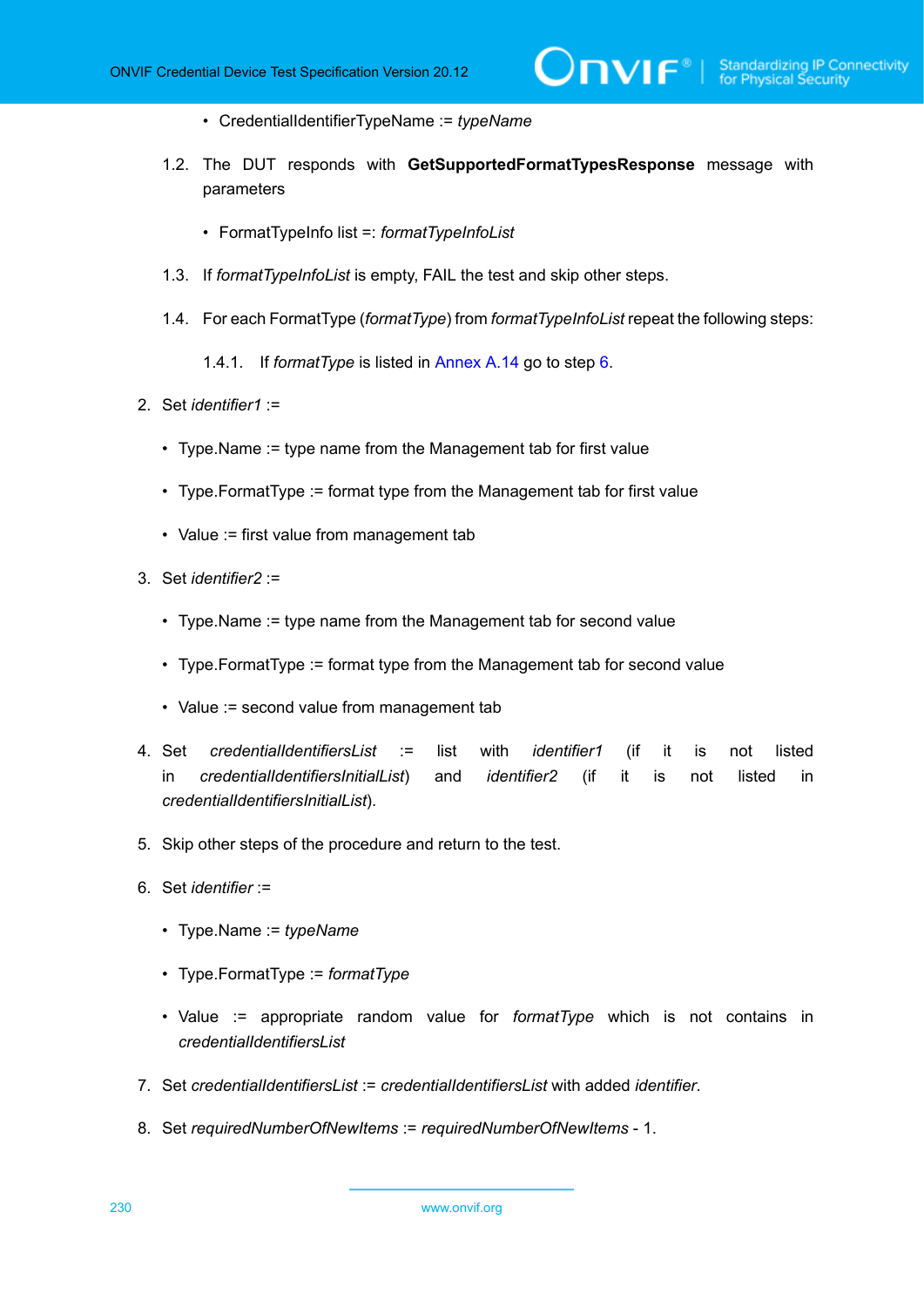- CredentialIdentifierTypeName := *typeName*

   1.2. The DUT responds with **GetSupportedFormatTypesResponse** message with parameters

   - FormatTypeInfo list =: *formatTypeInfoList*

   1.3. If *formatTypeInfoList* is empty, FAIL the test and skip other steps.

   1.4. For each FormatType (*formatType*) from *formatTypeInfoList* repeat the following steps:

      1.4.1. If *formatType* is listed in Annex A.14 go to step 6.

2. Set *identifier1* :=
   - Type.Name := type name from the Management tab for first value
   - Type.FormatType := format type from the Management tab for first value
   - Value := first value from management tab
3. Set *identifier2* :=
   - Type.Name := type name from the Management tab for second value
   - Type.FormatType := format type from the Management tab for second value
   - Value := second value from management tab
4. Set *credentialIdentifiersList* := list with *identifier1* (if it is not listed in *credentialIdentifiersInitialList*) and *identifier2* (if it is not listed in *credentialIdentifiersInitialList*).
5. Skip other steps of the procedure and return to the test.
6. Set *identifier* :=
   - Type.Name := *typeName*
   - Type.FormatType := *formatType*
   - Value := appropriate random value for *formatType* which is not contains in *credentialIdentifiersList*
7. Set *credentialIdentifiersList* := *credentialIdentifiersList* with added *identifier*.
8. Set *requiredNumberOfNewItems* := *requiredNumberOfNewItems* - 1.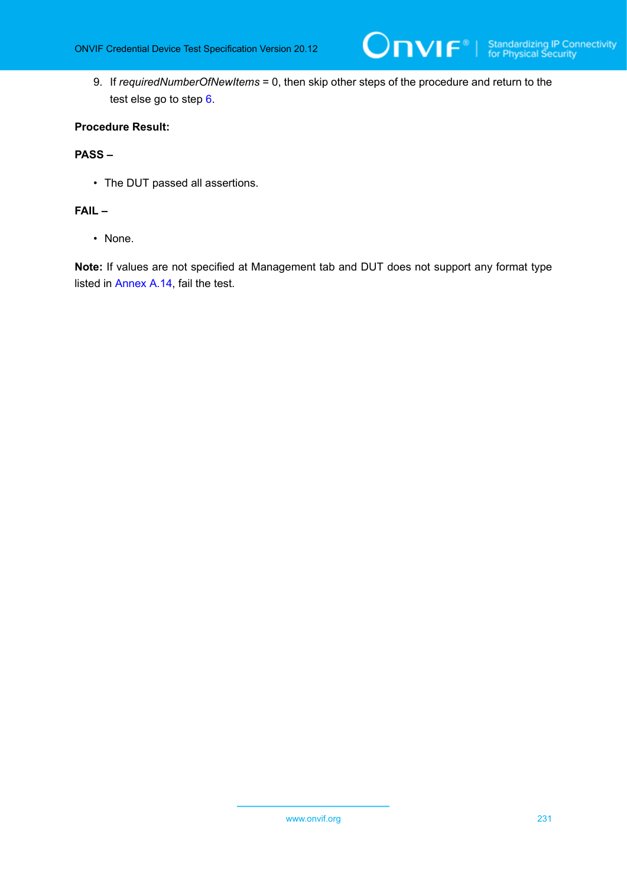9. If *requiredNumberOfNewItems* = 0, then skip other steps of the procedure and return to the test else go to step 6.

**Procedure Result:**

**PASS –**

- The DUT passed all assertions.

**FAIL –**

- None.

**Note:** If values are not specified at Management tab and DUT does not support any format type listed in Annex A.14, fail the test.